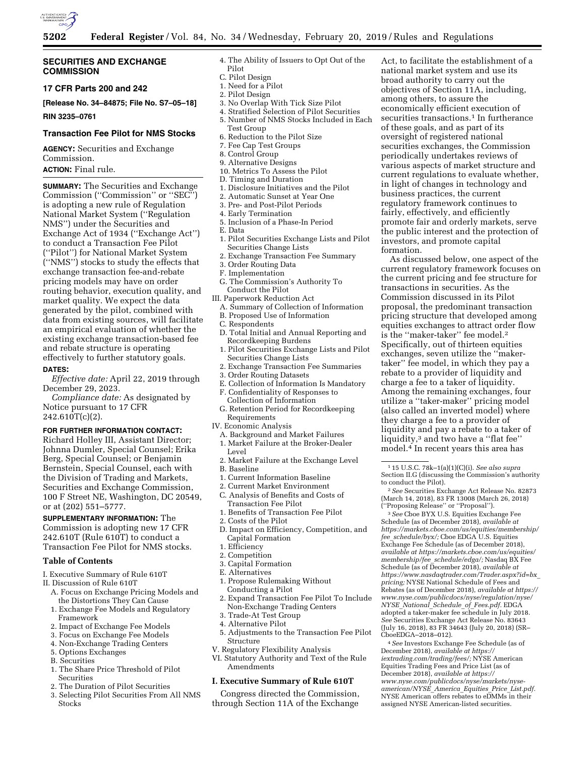## SECURITIES AND EXCHANGE COMMISSION

### 17 CFR Parts 200 and 242

**[Release No. 34–84875; File No. S7–05–18]**

**RIN 3235–0761**

### Transaction Fee Pilot for NMS Stocks

**AGENCY:** Securities and Exchange Commission.

**ACTION:** Final rule.

**SUMMARY:** The Securities and Exchange Commission (''Commission'' or ''SEC'') is adopting a new rule of Regulation National Market System (''Regulation NMS'') under the Securities and Exchange Act of 1934 (''Exchange Act'') to conduct a Transaction Fee Pilot (''Pilot'') for National Market System (''NMS'') stocks to study the effects that exchange transaction fee-and-rebate pricing models may have on order routing behavior, execution quality, and market quality. We expect the data generated by the pilot, combined with data from existing sources, will facilitate an empirical evaluation of whether the existing exchange transaction-based fee and rebate structure is operating effectively to further statutory goals.

**DATES:**

*Effective date:* April 22, 2019 through December 29, 2023.

*Compliance date:* As designated by Notice pursuant to 17 CFR 242.610T(c)(2).

**FOR FURTHER INFORMATION CONTACT:** Richard Holley III, Assistant Director; Johnna Dumler, Special Counsel; Erika Berg, Special Counsel; or Benjamin Bernstein, Special Counsel, each with the Division of Trading and Markets, Securities and Exchange Commission, 100 F Street NE, Washington, DC 20549, or at (202) 551–5777.

**SUPPLEMENTARY INFORMATION:** The Commission is adopting new 17 CFR 242.610T (Rule 610T) to conduct a Transaction Fee Pilot for NMS stocks.

### Table of Contents

I. Executive Summary of Rule 610T
II. Discussion of Rule 610T
 A. Focus on Exchange Pricing Models and the Distortions They Can Cause
 1. Exchange Fee Models and Regulatory Framework
 2. Impact of Exchange Fee Models
 3. Focus on Exchange Fee Models
 4. Non-Exchange Trading Centers
 5. Options Exchanges
 B. Securities
 1. The Share Price Threshold of Pilot Securities
 2. The Duration of Pilot Securities
 3. Selecting Pilot Securities From All NMS Stocks
 4. The Ability of Issuers to Opt Out of the Pilot
 C. Pilot Design
 1. Need for a Pilot
 2. Pilot Design
 3. No Overlap With Tick Size Pilot
 4. Stratified Selection of Pilot Securities
 5. Number of NMS Stocks Included in Each Test Group
 6. Reduction to the Pilot Size
 7. Fee Cap Test Groups
 8. Control Group
 9. Alternative Designs
 10. Metrics To Assess the Pilot
 D. Timing and Duration
 1. Disclosure Initiatives and the Pilot
 2. Automatic Sunset at Year One
 3. Pre- and Post-Pilot Periods
 4. Early Termination
 5. Inclusion of a Phase-In Period
 E. Data
 1. Pilot Securities Exchange Lists and Pilot Securities Change Lists
 2. Exchange Transaction Fee Summary
 3. Order Routing Data
 F. Implementation
 G. The Commission's Authority To Conduct the Pilot
III. Paperwork Reduction Act
 A. Summary of Collection of Information
 B. Proposed Use of Information
 C. Respondents
 D. Total Initial and Annual Reporting and Recordkeeping Burdens
 1. Pilot Securities Exchange Lists and Pilot Securities Change Lists
 2. Exchange Transaction Fee Summaries
 3. Order Routing Datasets
 E. Collection of Information Is Mandatory
 F. Confidentiality of Responses to Collection of Information
 G. Retention Period for Recordkeeping Requirements
IV. Economic Analysis
 A. Background and Market Failures
 1. Market Failure at the Broker-Dealer Level
 2. Market Failure at the Exchange Level
 B. Baseline
 1. Current Information Baseline
 2. Current Market Environment
 C. Analysis of Benefits and Costs of Transaction Fee Pilot
 1. Benefits of Transaction Fee Pilot
 2. Costs of the Pilot
 D. Impact on Efficiency, Competition, and Capital Formation
 1. Efficiency
 2. Competition
 3. Capital Formation
 E. Alternatives
 1. Propose Rulemaking Without Conducting a Pilot
 2. Expand Transaction Fee Pilot To Include Non-Exchange Trading Centers
 3. Trade-At Test Group
 4. Alternative Pilot
 5. Adjustments to the Transaction Fee Pilot Structure
V. Regulatory Flexibility Analysis
VI. Statutory Authority and Text of the Rule Amendments

## I. Executive Summary of Rule 610T

Congress directed the Commission, through Section 11A of the Exchange Act, to facilitate the establishment of a national market system and use its broad authority to carry out the objectives of Section 11A, including, among others, to assure the economically efficient execution of securities transactions.[1] In furtherance of these goals, and as part of its oversight of registered national securities exchanges, the Commission periodically undertakes reviews of various aspects of market structure and current regulations to evaluate whether, in light of changes in technology and business practices, the current regulatory framework continues to fairly, effectively, and efficiently promote fair and orderly markets, serve the public interest and the protection of investors, and promote capital formation.

As discussed below, one aspect of the current regulatory framework focuses on the current pricing and fee structure for transactions in securities. As the Commission discussed in its Pilot proposal, the predominant transaction pricing structure that developed among equities exchanges to attract order flow is the ''maker-taker'' fee model.[2] Specifically, out of thirteen equities exchanges, seven utilize the ''maker-taker'' fee model, in which they pay a rebate to a provider of liquidity and charge a fee to a taker of liquidity. Among the remaining exchanges, four utilize a ''taker-maker'' pricing model (also called an inverted model) where they charge a fee to a provider of liquidity and pay a rebate to a taker of liquidity,[3] and two have a ''flat fee'' model.[4] In recent years this area has

---

[1] 15 U.S.C. 78k–1(a)(1)(C)(i). *See also supra* Section II.G (discussing the Commission's authority to conduct the Pilot).

[2] *See* Securities Exchange Act Release No. 82873 (March 14, 2018), 83 FR 13008 (March 26, 2018) (''Proposing Release'' or ''Proposal'').

[3] *See* Cboe BYX U.S. Equities Exchange Fee Schedule (as of December 2018), *available at https://markets.cboe.com/us/equities/membership/fee_schedule/byx/;* Cboe EDGA U.S. Equities Exchange Fee Schedule (as of December 2018), *available at https://markets.cboe.com/us/equities/membership/fee_schedule/edga/;* Nasdaq BX Fee Schedule (as of December 2018), *available at https://www.nasdaqtrader.com/Trader.aspx?id=bx_pricing;* NYSE National Schedule of Fees and Rebates (as of December 2018), *available at https://www.nyse.com/publicdocs/nyse/regulation/nyse/NYSE_National_Schedule_of_Fees.pdf.* EDGA adopted a taker-maker fee schedule in July 2018. *See* Securities Exchange Act Release No. 83643 (July 16, 2018), 83 FR 34643 (July 20, 2018) (SR–CboeEDGA–2018–012).

[4] *See* Investors Exchange Fee Schedule (as of December 2018), *available at https://iextrading.com/trading/fees/;* NYSE American Equities Trading Fees and Price List (as of December 2018), *available at https://www.nyse.com/publicdocs/nyse/markets/nyse-american/NYSE_America_Equities_Price_List.pdf.* NYSE American offers rebates to eDMMs in their assigned NYSE American-listed securities.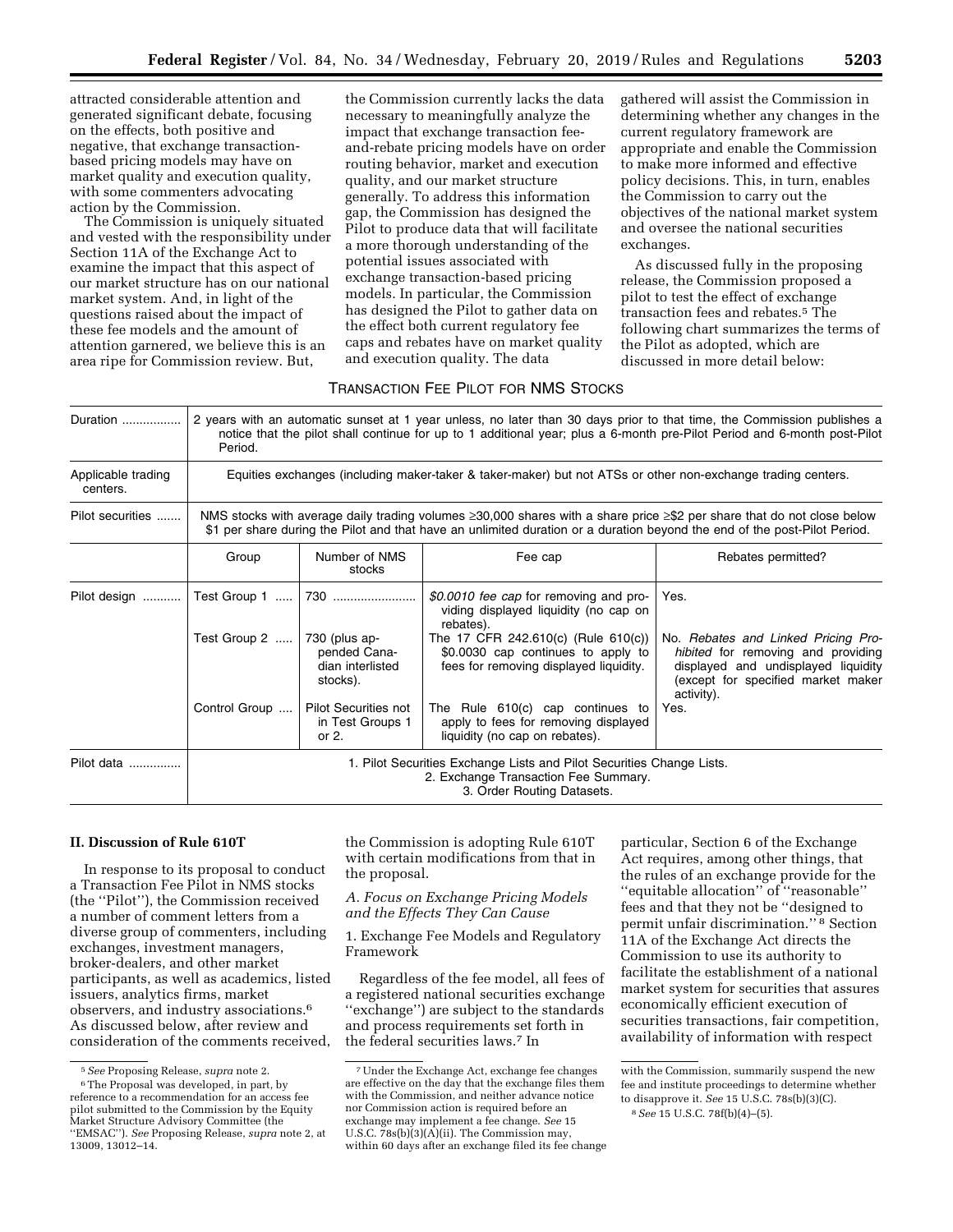attracted considerable attention and generated significant debate, focusing on the effects, both positive and negative, that exchange transaction-based pricing models may have on market quality and execution quality, with some commenters advocating action by the Commission.

The Commission is uniquely situated and vested with the responsibility under Section 11A of the Exchange Act to examine the impact that this aspect of our market structure has on our national market system. And, in light of the questions raised about the impact of these fee models and the amount of attention garnered, we believe this is an area ripe for Commission review. But, the Commission currently lacks the data necessary to meaningfully analyze the impact that exchange transaction fee-and-rebate pricing models have on order routing behavior, market and execution quality, and our market structure generally. To address this information gap, the Commission has designed the Pilot to produce data that will facilitate a more thorough understanding of the potential issues associated with exchange transaction-based pricing models. In particular, the Commission has designed the Pilot to gather data on the effect both current regulatory fee caps and rebates have on market quality and execution quality. The data gathered will assist the Commission in determining whether any changes in the current regulatory framework are appropriate and enable the Commission to make more informed and effective policy decisions. This, in turn, enables the Commission to carry out the objectives of the national market system and oversee the national securities exchanges.

As discussed fully in the proposing release, the Commission proposed a pilot to test the effect of exchange transaction fees and rebates.[5] The following chart summarizes the terms of the Pilot as adopted, which are discussed in more detail below:

TRANSACTION FEE PILOT FOR NMS STOCKS

| | | | | |
|---|---|---|---|---|
| Duration | 2 years with an automatic sunset at 1 year unless, no later than 30 days prior to that time, the Commission publishes a notice that the pilot shall continue for up to 1 additional year; plus a 6-month pre-Pilot Period and 6-month post-Pilot Period. | | | |
| Applicable trading centers. | Equities exchanges (including maker-taker & taker-maker) but not ATSs or other non-exchange trading centers. | | | |
| Pilot securities | NMS stocks with average daily trading volumes ≥30,000 shares with a share price ≥$2 per share that do not close below $1 per share during the Pilot and that have an unlimited duration or a duration beyond the end of the post-Pilot Period. | | | |
| | Group | Number of NMS stocks | Fee cap | Rebates permitted? |
| Pilot design | Test Group 1 | 730 | *$0.0010 fee cap* for removing and providing displayed liquidity (no cap on rebates). | Yes. |
| | Test Group 2 | 730 (plus appended Canadian interlisted stocks). | The 17 CFR 242.610(c) (Rule 610(c)) $0.0030 cap continues to apply to fees for removing displayed liquidity. | No. *Rebates and Linked Pricing Prohibited* for removing and providing displayed and undisplayed liquidity (except for specified market maker activity). |
| | Control Group | Pilot Securities not in Test Groups 1 or 2. | The Rule 610(c) cap continues to apply to fees for removing displayed liquidity (no cap on rebates). | Yes. |
| Pilot data | 1. Pilot Securities Exchange Lists and Pilot Securities Change Lists.<br>2. Exchange Transaction Fee Summary.<br>3. Order Routing Datasets. | | | |

## II. Discussion of Rule 610T

In response to its proposal to conduct a Transaction Fee Pilot in NMS stocks (the "Pilot"), the Commission received a number of comment letters from a diverse group of commenters, including exchanges, investment managers, broker-dealers, and other market participants, as well as academics, listed issuers, analytics firms, market observers, and industry associations.[6] As discussed below, after review and consideration of the comments received, the Commission is adopting Rule 610T with certain modifications from that in the proposal.

### *A. Focus on Exchange Pricing Models and the Effects They Can Cause*

#### 1. Exchange Fee Models and Regulatory Framework

Regardless of the fee model, all fees of a registered national securities exchange ("exchange") are subject to the standards and process requirements set forth in the federal securities laws.[7] In particular, Section 6 of the Exchange Act requires, among other things, that the rules of an exchange provide for the "equitable allocation" of "reasonable" fees and that they not be "designed to permit unfair discrimination."[8] Section 11A of the Exchange Act directs the Commission to use its authority to facilitate the establishment of a national market system for securities that assures economically efficient execution of securities transactions, fair competition, availability of information with respect

---

[5] *See* Proposing Release, *supra* note 2.

[6] The Proposal was developed, in part, by reference to a recommendation for an access fee pilot submitted to the Commission by the Equity Market Structure Advisory Committee (the "EMSAC"). *See* Proposing Release, *supra* note 2, at 13009, 13012–14.

[7] Under the Exchange Act, exchange fee changes are effective on the day that the exchange files them with the Commission, and neither advance notice nor Commission action is required before an exchange may implement a fee change. *See* 15 U.S.C. 78s(b)(3)(A)(ii). The Commission may, within 60 days after an exchange filed its fee change with the Commission, summarily suspend the new fee and institute proceedings to determine whether to disapprove it. *See* 15 U.S.C. 78s(b)(3)(C).

[8] *See* 15 U.S.C. 78f(b)(4)–(5).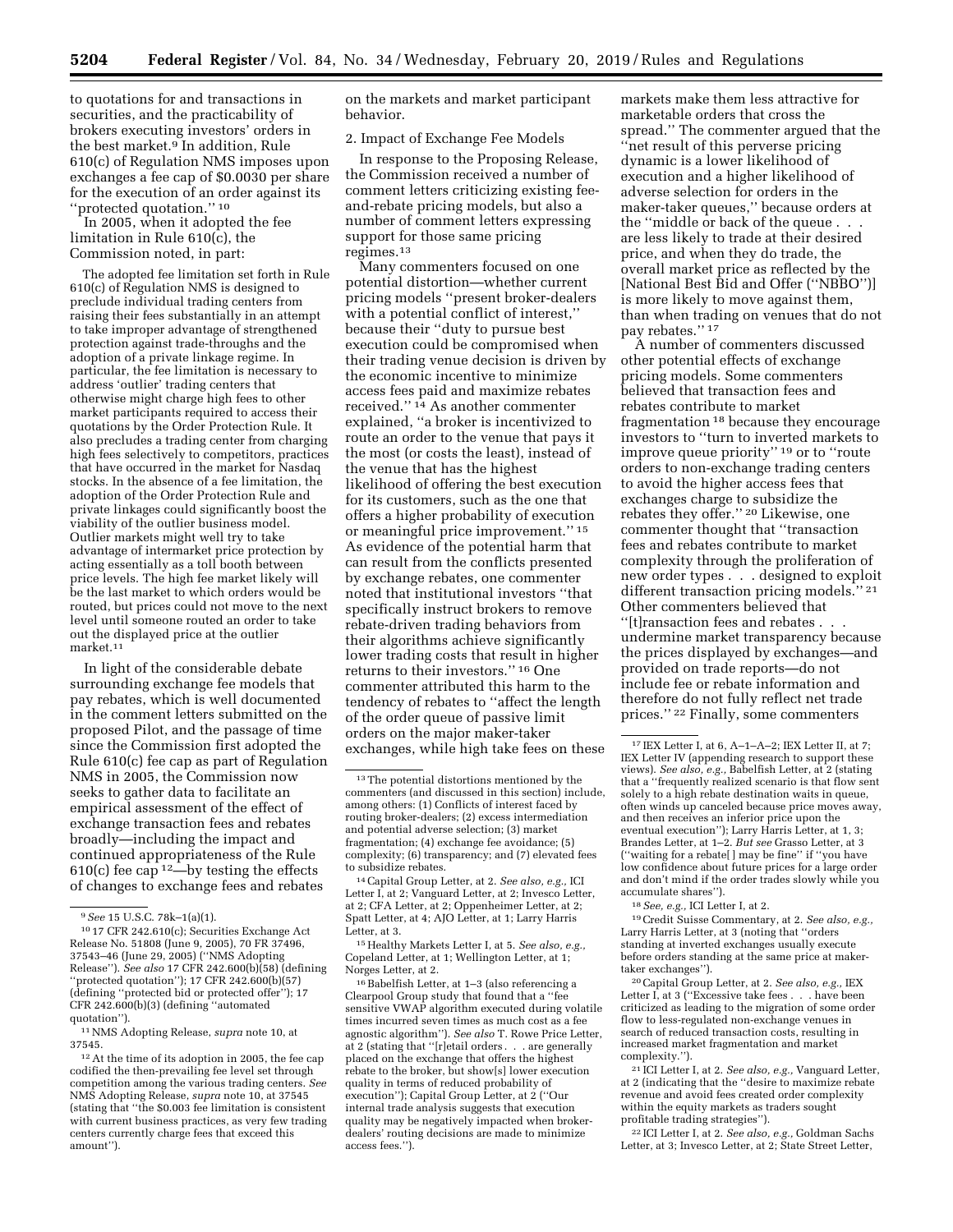to quotations for and transactions in securities, and the practicability of brokers executing investors' orders in the best market.[9] In addition, Rule 610(c) of Regulation NMS imposes upon exchanges a fee cap of $0.0030 per share for the execution of an order against its ''protected quotation.''[10]

In 2005, when it adopted the fee limitation in Rule 610(c), the Commission noted, in part:

> The adopted fee limitation set forth in Rule 610(c) of Regulation NMS is designed to preclude individual trading centers from raising their fees substantially in an attempt to take improper advantage of strengthened protection against trade-throughs and the adoption of a private linkage regime. In particular, the fee limitation is necessary to address 'outlier' trading centers that otherwise might charge high fees to other market participants required to access their quotations by the Order Protection Rule. It also precludes a trading center from charging high fees selectively to competitors, practices that have occurred in the market for Nasdaq stocks. In the absence of a fee limitation, the adoption of the Order Protection Rule and private linkages could significantly boost the viability of the outlier business model. Outlier markets might well try to take advantage of intermarket price protection by acting essentially as a toll booth between price levels. The high fee market likely will be the last market to which orders would be routed, but prices could not move to the next level until someone routed an order to take out the displayed price at the outlier market.[11]

In light of the considerable debate surrounding exchange fee models that pay rebates, which is well documented in the comment letters submitted on the proposed Pilot, and the passage of time since the Commission first adopted the Rule 610(c) fee cap as part of Regulation NMS in 2005, the Commission now seeks to gather data to facilitate an empirical assessment of the effect of exchange transaction fees and rebates broadly—including the impact and continued appropriateness of the Rule 610(c) fee cap[12]—by testing the effects of changes to exchange fees and rebates on the markets and market participant behavior.

### 2. Impact of Exchange Fee Models

In response to the Proposing Release, the Commission received a number of comment letters criticizing existing fee-and-rebate pricing models, but also a number of comment letters expressing support for those same pricing regimes.[13]

Many commenters focused on one potential distortion—whether current pricing models ''present broker-dealers with a potential conflict of interest,'' because their ''duty to pursue best execution could be compromised when their trading venue decision is driven by the economic incentive to minimize access fees paid and maximize rebates received.''[14] As another commenter explained, ''a broker is incentivized to route an order to the venue that pays it the most (or costs the least), instead of the venue that has the highest likelihood of offering the best execution for its customers, such as the one that offers a higher probability of execution or meaningful price improvement.''[15] As evidence of the potential harm that can result from the conflicts presented by exchange rebates, one commenter noted that institutional investors ''that specifically instruct brokers to remove rebate-driven trading behaviors from their algorithms achieve significantly lower trading costs that result in higher returns to their investors.''[16] One commenter attributed this harm to the tendency of rebates to ''affect the length of the order queue of passive limit orders on the major maker-taker exchanges, while high take fees on these markets make them less attractive for marketable orders that cross the spread.'' The commenter argued that the ''net result of this perverse pricing dynamic is a lower likelihood of execution and a higher likelihood of adverse selection for orders in the maker-taker queues,'' because orders at the ''middle or back of the queue . . . are less likely to trade at their desired price, and when they do trade, the overall market price as reflected by the [National Best Bid and Offer (''NBBO'')] is more likely to move against them, than when trading on venues that do not pay rebates.''[17]

A number of commenters discussed other potential effects of exchange pricing models. Some commenters believed that transaction fees and rebates contribute to market fragmentation[18] because they encourage investors to ''turn to inverted markets to improve queue priority''[19] or to ''route orders to non-exchange trading centers to avoid the higher access fees that exchanges charge to subsidize the rebates they offer.''[20] Likewise, one commenter thought that ''transaction fees and rebates contribute to market complexity through the proliferation of new order types . . . designed to exploit different transaction pricing models.''[21] Other commenters believed that ''[t]ransaction fees and rebates . . . undermine market transparency because the prices displayed by exchanges—and provided on trade reports—do not include fee or rebate information and therefore do not fully reflect net trade prices.''[22] Finally, some commenters

---

[9] *See* 15 U.S.C. 78k–1(a)(1).

[10] 17 CFR 242.610(c); Securities Exchange Act Release No. 51808 (June 9, 2005), 70 FR 37496, 37543–46 (June 29, 2005) (''NMS Adopting Release''). *See also* 17 CFR 242.600(b)(58) (defining ''protected quotation''); 17 CFR 242.600(b)(57) (defining ''protected bid or protected offer''); 17 CFR 242.600(b)(3) (defining ''automated quotation'').

[11] NMS Adopting Release, *supra* note 10, at 37545.

[12] At the time of its adoption in 2005, the fee cap codified the then-prevailing fee level set through competition among the various trading centers. *See* NMS Adopting Release, *supra* note 10, at 37545 (stating that ''the $0.003 fee limitation is consistent with current business practices, as very few trading centers currently charge fees that exceed this amount'').

[13] The potential distortions mentioned by the commenters (and discussed in this section) include, among others: (1) Conflicts of interest faced by routing broker-dealers; (2) excess intermediation and potential adverse selection; (3) market fragmentation; (4) exchange fee avoidance; (5) complexity; (6) transparency; and (7) elevated fees to subsidize rebates.

[14] Capital Group Letter, at 2. *See also, e.g.,* ICI Letter I, at 2; Vanguard Letter, at 2; Invesco Letter, at 2; CFA Letter, at 2; Oppenheimer Letter, at 2; Spatt Letter, at 4; AJO Letter, at 1; Larry Harris Letter, at 3.

[15] Healthy Markets Letter I, at 5. *See also, e.g.,* Copeland Letter, at 1; Wellington Letter, at 1; Norges Letter, at 2.

[16] Babelfish Letter, at 1–3 (also referencing a Clearpool Group study that found that a ''fee sensitive VWAP algorithm executed during volatile times incurred seven times as much cost as a fee agnostic algorithm''). *See also* T. Rowe Price Letter, at 2 (stating that ''[r]etail orders . . . are generally placed on the exchange that offers the highest rebate to the broker, but show[s] lower execution quality in terms of reduced probability of execution''); Capital Group Letter, at 2 (''Our internal trade analysis suggests that execution quality may be negatively impacted when broker-dealers' routing decisions are made to minimize access fees.'').

[17] IEX Letter I, at 6, A–1–A–2; IEX Letter II, at 7; IEX Letter IV (appending research to support these views). *See also, e.g.,* Babelfish Letter, at 2 (stating that a ''frequently realized scenario is that flow sent solely to a high rebate destination waits in queue, often winds up canceled because price moves away, and then receives an inferior price upon the eventual execution''); Larry Harris Letter, at 1, 3; Brandes Letter, at 1–2. *But see* Grasso Letter, at 3 (''waiting for a rebate[ ] may be fine'' if ''you have low confidence about future prices for a large order and don't mind if the order trades slowly while you accumulate shares'').

[18] *See, e.g.,* ICI Letter I, at 2.

[19] Credit Suisse Commentary, at 2. *See also, e.g.,* Larry Harris Letter, at 3 (noting that ''orders standing at inverted exchanges usually execute before orders standing at the same price at maker-taker exchanges'').

[20] Capital Group Letter, at 2. *See also, e.g.,* IEX Letter I, at 3 (''Excessive take fees . . . have been criticized as leading to the migration of some order flow to less-regulated non-exchange venues in search of reduced transaction costs, resulting in increased market fragmentation and market complexity.'').

[21] ICI Letter I, at 2. *See also, e.g.,* Vanguard Letter, at 2 (indicating that the ''desire to maximize rebate revenue and avoid fees created order complexity within the equity markets as traders sought profitable trading strategies'').

[22] ICI Letter I, at 2. *See also, e.g.,* Goldman Sachs Letter, at 3; Invesco Letter, at 2; State Street Letter,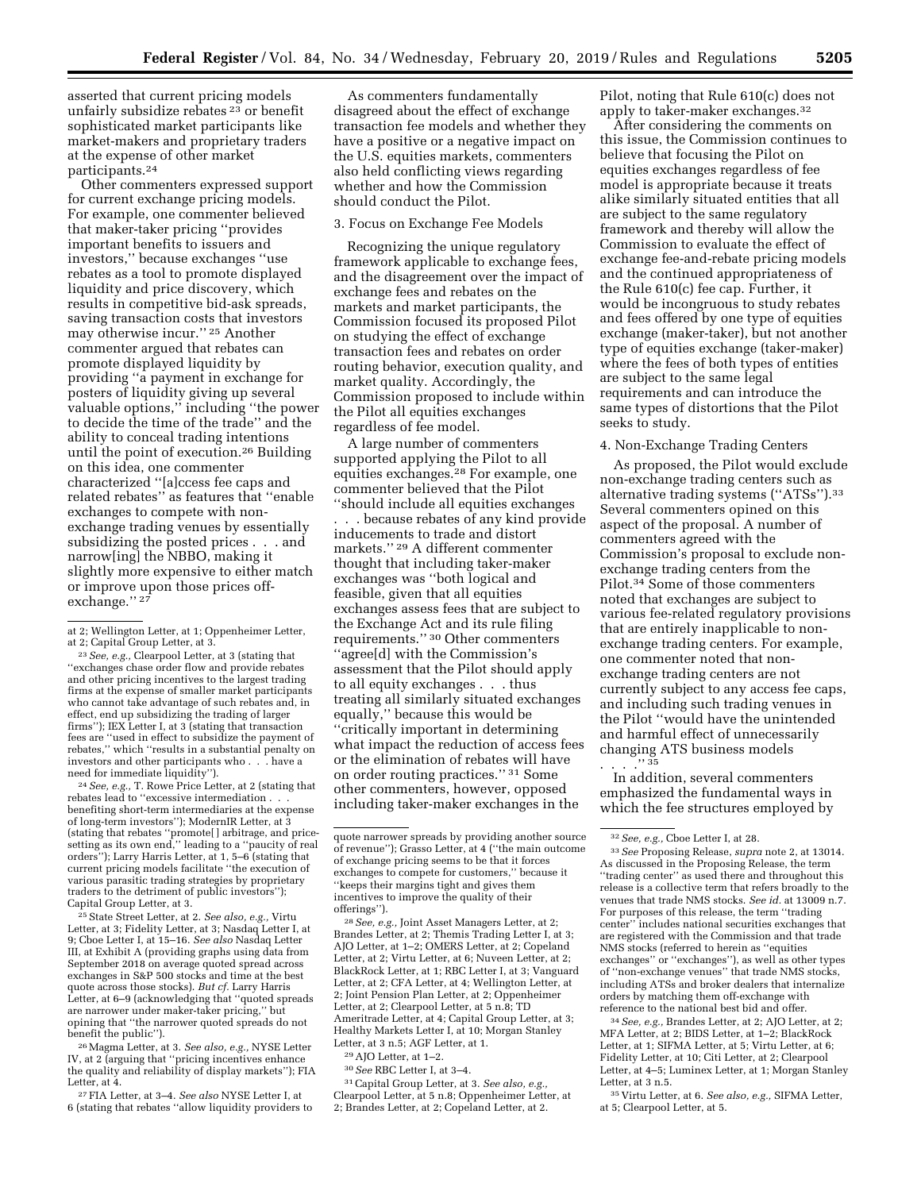asserted that current pricing models unfairly subsidize rebates [23] or benefit sophisticated market participants like market-makers and proprietary traders at the expense of other market participants.[24]

Other commenters expressed support for current exchange pricing models. For example, one commenter believed that maker-taker pricing ''provides important benefits to issuers and investors,'' because exchanges ''use rebates as a tool to promote displayed liquidity and price discovery, which results in competitive bid-ask spreads, saving transaction costs that investors may otherwise incur.'' [25] Another commenter argued that rebates can promote displayed liquidity by providing ''a payment in exchange for posters of liquidity giving up several valuable options,'' including ''the power to decide the time of the trade'' and the ability to conceal trading intentions until the point of execution.[26] Building on this idea, one commenter characterized ''[a]ccess fee caps and related rebates'' as features that ''enable exchanges to compete with non-exchange trading venues by essentially subsidizing the posted prices . . . and narrow[ing] the NBBO, making it slightly more expensive to either match or improve upon those prices off-exchange.'' [27]

As commenters fundamentally disagreed about the effect of exchange transaction fee models and whether they have a positive or a negative impact on the U.S. equities markets, commenters also held conflicting views regarding whether and how the Commission should conduct the Pilot.

### 3. Focus on Exchange Fee Models

Recognizing the unique regulatory framework applicable to exchange fees, and the disagreement over the impact of exchange fees and rebates on the markets and market participants, the Commission focused its proposed Pilot on studying the effect of exchange transaction fees and rebates on order routing behavior, execution quality, and market quality. Accordingly, the Commission proposed to include within the Pilot all equities exchanges regardless of fee model.

A large number of commenters supported applying the Pilot to all equities exchanges.[28] For example, one commenter believed that the Pilot ''should include all equities exchanges . . . because rebates of any kind provide inducements to trade and distort markets.'' [29] A different commenter thought that including taker-maker exchanges was ''both logical and feasible, given that all equities exchanges assess fees that are subject to the Exchange Act and its rule filing requirements.'' [30] Other commenters ''agree[d] with the Commission's assessment that the Pilot should apply to all equity exchanges . . . thus treating all similarly situated exchanges equally,'' because this would be ''critically important in determining what impact the reduction of access fees or the elimination of rebates will have on order routing practices.'' [31] Some other commenters, however, opposed including taker-maker exchanges in the Pilot, noting that Rule 610(c) does not apply to taker-maker exchanges.[32]

After considering the comments on this issue, the Commission continues to believe that focusing the Pilot on equities exchanges regardless of fee model is appropriate because it treats alike similarly situated entities that all are subject to the same regulatory framework and thereby will allow the Commission to evaluate the effect of exchange fee-and-rebate pricing models and the continued appropriateness of the Rule 610(c) fee cap. Further, it would be incongruous to study rebates and fees offered by one type of equities exchange (maker-taker), but not another type of equities exchange (taker-maker) where the fees of both types of entities are subject to the same legal requirements and can introduce the same types of distortions that the Pilot seeks to study.

### 4. Non-Exchange Trading Centers

As proposed, the Pilot would exclude non-exchange trading centers such as alternative trading systems (''ATSs'').[33] Several commenters opined on this aspect of the proposal. A number of commenters agreed with the Commission's proposal to exclude non-exchange trading centers from the Pilot.[34] Some of those commenters noted that exchanges are subject to various fee-related regulatory provisions that are entirely inapplicable to non-exchange trading centers. For example, one commenter noted that non-exchange trading centers are not currently subject to any access fee caps, and including such trading venues in the Pilot ''would have the unintended and harmful effect of unnecessarily changing ATS business models . . . .'' [35]

In addition, several commenters emphasized the fundamental ways in which the fee structures employed by

---

at 2; Wellington Letter, at 1; Oppenheimer Letter, at 2; Capital Group Letter, at 3.

[23] *See, e.g.,* Clearpool Letter, at 3 (stating that ''exchanges chase order flow and provide rebates and other pricing incentives to the largest trading firms at the expense of smaller market participants who cannot take advantage of such rebates and, in effect, end up subsidizing the trading of larger firms''); IEX Letter I, at 3 (stating that transaction fees are ''used in effect to subsidize the payment of rebates,'' which ''results in a substantial penalty on investors and other participants who . . . have a need for immediate liquidity'').

[24] *See, e.g.,* T. Rowe Price Letter, at 2 (stating that rebates lead to ''excessive intermediation . . . benefiting short-term intermediaries at the expense of long-term investors''); ModernIR Letter, at 3 (stating that rebates ''promote[ ] arbitrage, and price-setting as its own end,'' leading to a ''paucity of real orders''); Larry Harris Letter, at 1, 5–6 (stating that current pricing models facilitate ''the execution of various parasitic trading strategies by proprietary traders to the detriment of public investors''); Capital Group Letter, at 3.

[25] State Street Letter, at 2. *See also, e.g.,* Virtu Letter, at 3; Fidelity Letter, at 3; Nasdaq Letter I, at 9; Cboe Letter I, at 15–16. *See also* Nasdaq Letter III, at Exhibit A (providing graphs using data from September 2018 on average quoted spread across exchanges in S&P 500 stocks and time at the best quote across those stocks). *But cf.* Larry Harris Letter, at 6–9 (acknowledging that ''quoted spreads are narrower under maker-taker pricing,'' but opining that ''the narrower quoted spreads do not benefit the public'').

[26] Magma Letter, at 3. *See also, e.g.,* NYSE Letter IV, at 2 (arguing that ''pricing incentives enhance the quality and reliability of display markets''); FIA Letter, at 4.

[27] FIA Letter, at 3–4. *See also* NYSE Letter I, at 6 (stating that rebates ''allow liquidity providers to quote narrower spreads by providing another source of revenue''); Grasso Letter, at 4 (''the main outcome of exchange pricing seems to be that it forces exchanges to compete for customers,'' because it ''keeps their margins tight and gives them incentives to improve the quality of their offerings'').

[28] *See, e.g.,* Joint Asset Managers Letter, at 2; Brandes Letter, at 2; Themis Trading Letter I, at 3; AJO Letter, at 1–2; OMERS Letter, at 2; Copeland Letter, at 2; Virtu Letter, at 6; Nuveen Letter, at 2; BlackRock Letter, at 1; RBC Letter I, at 3; Vanguard Letter, at 2; CFA Letter, at 4; Wellington Letter, at 2; Joint Pension Plan Letter, at 2; Oppenheimer Letter, at 2; Clearpool Letter, at 5 n.8; TD Ameritrade Letter, at 4; Capital Group Letter, at 3; Healthy Markets Letter I, at 10; Morgan Stanley Letter, at 3 n.5; AGF Letter, at 1.

[29] AJO Letter, at 1–2.

[30] *See* RBC Letter I, at 3–4.

[31] Capital Group Letter, at 3. *See also, e.g.,* Clearpool Letter, at 5 n.8; Oppenheimer Letter, at 2; Brandes Letter, at 2; Copeland Letter, at 2.

[32] *See, e.g.,* Cboe Letter I, at 28.

[33] *See* Proposing Release, *supra* note 2, at 13014. As discussed in the Proposing Release, the term ''trading center'' as used there and throughout this release is a collective term that refers broadly to the venues that trade NMS stocks. *See id.* at 13009 n.7. For purposes of this release, the term ''trading center'' includes national securities exchanges that are registered with the Commission and that trade NMS stocks (referred to herein as ''equities exchanges'' or ''exchanges''), as well as other types of ''non-exchange venues'' that trade NMS stocks, including ATSs and broker dealers that internalize orders by matching them off-exchange with reference to the national best bid and offer.

[34] *See, e.g.,* Brandes Letter, at 2; AJO Letter, at 2; MFA Letter, at 2; BIDS Letter, at 1–2; BlackRock Letter, at 1; SIFMA Letter, at 5; Virtu Letter, at 6; Fidelity Letter, at 10; Citi Letter, at 2; Clearpool Letter, at 4–5; Luminex Letter, at 1; Morgan Stanley Letter, at 3 n.5.

[35] Virtu Letter, at 6. *See also, e.g.,* SIFMA Letter, at 5; Clearpool Letter, at 5.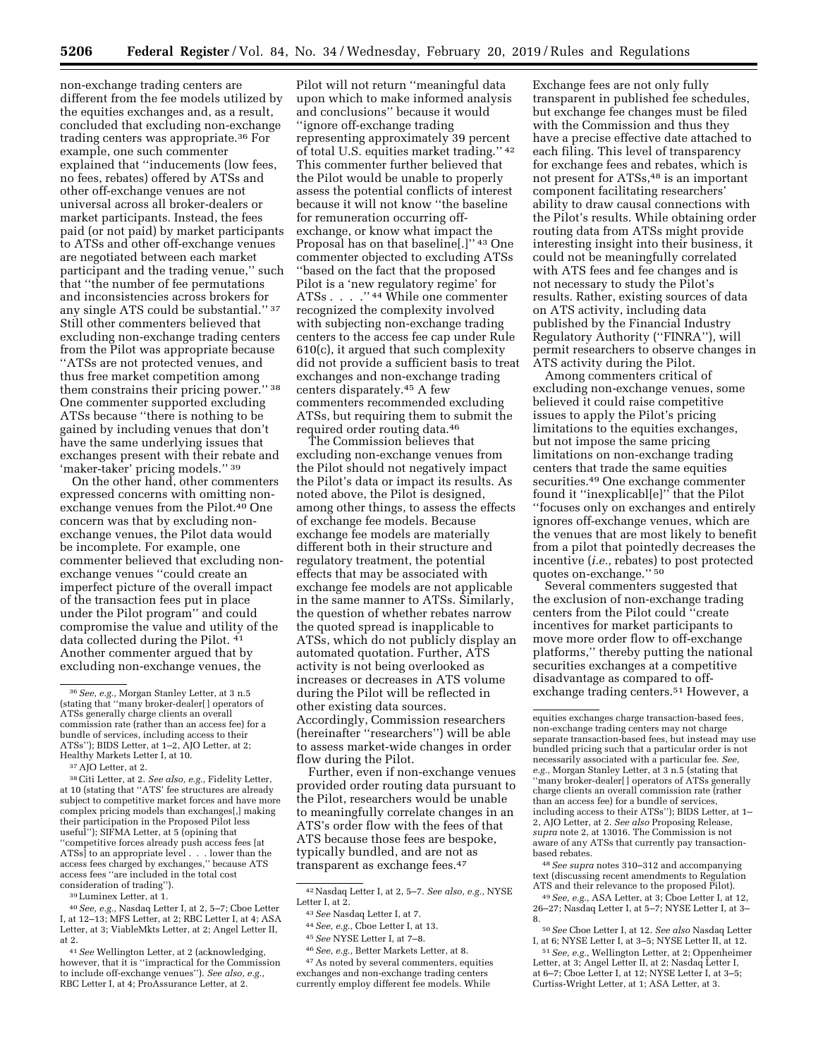non-exchange trading centers are different from the fee models utilized by the equities exchanges and, as a result, concluded that excluding non-exchange trading centers was appropriate.[36] For example, one such commenter explained that ''inducements (low fees, no fees, rebates) offered by ATSs and other off-exchange venues are not universal across all broker-dealers or market participants. Instead, the fees paid (or not paid) by market participants to ATSs and other off-exchange venues are negotiated between each market participant and the trading venue,'' such that ''the number of fee permutations and inconsistencies across brokers for any single ATS could be substantial.'' [37] Still other commenters believed that excluding non-exchange trading centers from the Pilot was appropriate because ''ATSs are not protected venues, and thus free market competition among them constrains their pricing power.'' [38] One commenter supported excluding ATSs because ''there is nothing to be gained by including venues that don't have the same underlying issues that exchanges present with their rebate and 'maker-taker' pricing models.'' [39]

On the other hand, other commenters expressed concerns with omitting non-exchange venues from the Pilot.[40] One concern was that by excluding non-exchange venues, the Pilot data would be incomplete. For example, one commenter believed that excluding non-exchange venues ''could create an imperfect picture of the overall impact of the transaction fees put in place under the Pilot program'' and could compromise the value and utility of the data collected during the Pilot. [41] Another commenter argued that by excluding non-exchange venues, the Pilot will not return ''meaningful data upon which to make informed analysis and conclusions'' because it would ''ignore off-exchange trading representing approximately 39 percent of total U.S. equities market trading.'' [42] This commenter further believed that the Pilot would be unable to properly assess the potential conflicts of interest because it will not know ''the baseline for remuneration occurring off-exchange, or know what impact the Proposal has on that baseline[.]'' [43] One commenter objected to excluding ATSs ''based on the fact that the proposed Pilot is a 'new regulatory regime' for ATSs . . . .'' [44] While one commenter recognized the complexity involved with subjecting non-exchange trading centers to the access fee cap under Rule 610(c), it argued that such complexity did not provide a sufficient basis to treat exchanges and non-exchange trading centers disparately.[45] A few commenters recommended excluding ATSs, but requiring them to submit the required order routing data.[46]

The Commission believes that excluding non-exchange venues from the Pilot should not negatively impact the Pilot's data or impact its results. As noted above, the Pilot is designed, among other things, to assess the effects of exchange fee models. Because exchange fee models are materially different both in their structure and regulatory treatment, the potential effects that may be associated with exchange fee models are not applicable in the same manner to ATSs. Similarly, the question of whether rebates narrow the quoted spread is inapplicable to ATSs, which do not publicly display an automated quotation. Further, ATS activity is not being overlooked as increases or decreases in ATS volume during the Pilot will be reflected in other existing data sources. Accordingly, Commission researchers (hereinafter ''researchers'') will be able to assess market-wide changes in order flow during the Pilot.

Further, even if non-exchange venues provided order routing data pursuant to the Pilot, researchers would be unable to meaningfully correlate changes in an ATS's order flow with the fees of that ATS because those fees are bespoke, typically bundled, and are not as transparent as exchange fees.[47] Exchange fees are not only fully transparent in published fee schedules, but exchange fee changes must be filed with the Commission and thus they have a precise effective date attached to each filing. This level of transparency for exchange fees and rebates, which is not present for ATSs,[48] is an important component facilitating researchers' ability to draw causal connections with the Pilot's results. While obtaining order routing data from ATSs might provide interesting insight into their business, it could not be meaningfully correlated with ATS fees and fee changes and is not necessary to study the Pilot's results. Rather, existing sources of data on ATS activity, including data published by the Financial Industry Regulatory Authority (''FINRA''), will permit researchers to observe changes in ATS activity during the Pilot.

Among commenters critical of excluding non-exchange venues, some believed it could raise competitive issues to apply the Pilot's pricing limitations to the equities exchanges, but not impose the same pricing limitations on non-exchange trading centers that trade the same equities securities.[49] One exchange commenter found it ''inexplicabl[e]'' that the Pilot ''focuses only on exchanges and entirely ignores off-exchange venues, which are the venues that are most likely to benefit from a pilot that pointedly decreases the incentive (*i.e.,* rebates) to post protected quotes on-exchange.'' [50]

Several commenters suggested that the exclusion of non-exchange trading centers from the Pilot could ''create incentives for market participants to move more order flow to off-exchange platforms,'' thereby putting the national securities exchanges at a competitive disadvantage as compared to off-exchange trading centers.[51] However, a

---

[36] *See, e.g.,* Morgan Stanley Letter, at 3 n.5 (stating that ''many broker-dealer[ ] operators of ATSs generally charge clients an overall commission rate (rather than an access fee) for a bundle of services, including access to their ATSs''); BIDS Letter, at 1–2, AJO Letter, at 2; Healthy Markets Letter I, at 10.

[37] AJO Letter, at 2.

[38] Citi Letter, at 2. *See also, e.g.,* Fidelity Letter, at 10 (stating that ''ATS' fee structures are already subject to competitive market forces and have more complex pricing models than exchanges[,] making their participation in the Proposed Pilot less useful''); SIFMA Letter, at 5 (opining that ''competitive forces already push access fees [at ATSs] to an appropriate level . . . lower than the access fees charged by exchanges,'' because ATS access fees ''are included in the total cost consideration of trading'').

[39] Luminex Letter, at 1.

[40] *See, e.g.,* Nasdaq Letter I, at 2, 5–7; Cboe Letter I, at 12–13; MFS Letter, at 2; RBC Letter I, at 4; ASA Letter, at 3; ViableMkts Letter, at 2; Angel Letter II, at 2.

[41] *See* Wellington Letter, at 2 (acknowledging, however, that it is ''impractical for the Commission to include off-exchange venues''). *See also, e.g.,* RBC Letter I, at 4; ProAssurance Letter, at 2.

[42] Nasdaq Letter I, at 2, 5–7. *See also, e.g.,* NYSE Letter I, at 2.

[43] *See* Nasdaq Letter I, at 7.

[44] *See, e.g.,* Cboe Letter I, at 13.

[45] *See* NYSE Letter I, at 7–8.

[46] *See, e.g.,* Better Markets Letter, at 8.

[47] As noted by several commenters, equities exchanges and non-exchange trading centers currently employ different fee models. While equities exchanges charge transaction-based fees, non-exchange trading centers may not charge separate transaction-based fees, but instead may use bundled pricing such that a particular order is not necessarily associated with a particular fee. *See, e.g.,* Morgan Stanley Letter, at 3 n.5 (stating that ''many broker-dealer[ ] operators of ATSs generally charge clients an overall commission rate (rather than an access fee) for a bundle of services, including access to their ATSs''); BIDS Letter, at 1–2, AJO Letter, at 2. *See also* Proposing Release, *supra* note 2, at 13016. The Commission is not aware of any ATSs that currently pay transaction-based rebates.

[48] *See supra* notes 310–312 and accompanying text (discussing recent amendments to Regulation ATS and their relevance to the proposed Pilot).

[49] *See, e.g.,* ASA Letter, at 3; Cboe Letter I, at 12, 26–27; Nasdaq Letter I, at 5–7; NYSE Letter I, at 3–8.

[50] *See* Cboe Letter I, at 12. *See also* Nasdaq Letter I, at 6; NYSE Letter I, at 3–5; NYSE Letter II, at 12.

[51] *See, e.g.,* Wellington Letter, at 2; Oppenheimer Letter, at 3; Angel Letter II, at 2; Nasdaq Letter I, at 6–7; Cboe Letter I, at 12; NYSE Letter I, at 3–5; Curtiss-Wright Letter, at 1; ASA Letter, at 3.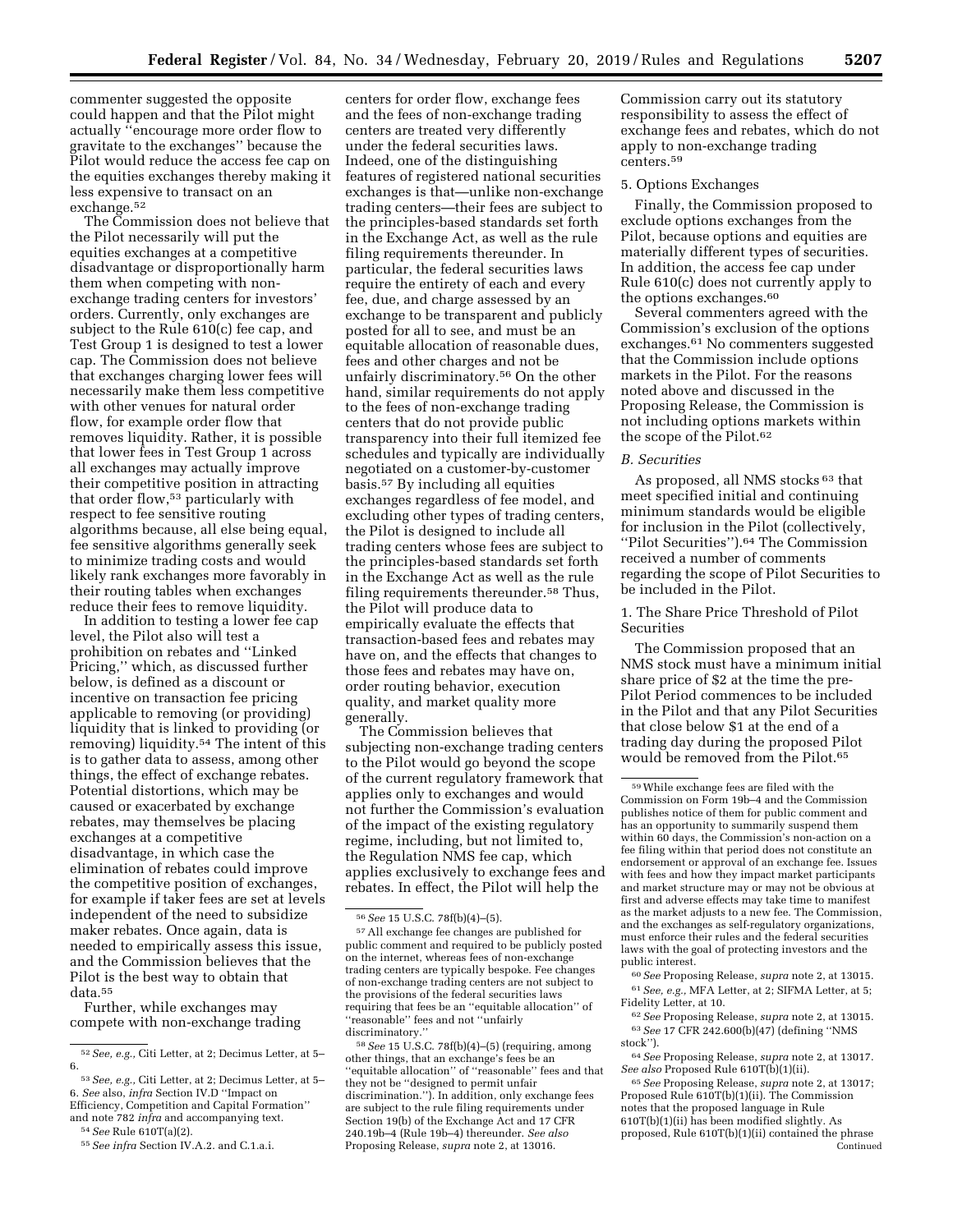commenter suggested the opposite could happen and that the Pilot might actually "encourage more order flow to gravitate to the exchanges" because the Pilot would reduce the access fee cap on the equities exchanges thereby making it less expensive to transact on an exchange.[52]

The Commission does not believe that the Pilot necessarily will put the equities exchanges at a competitive disadvantage or disproportionally harm them when competing with non-exchange trading centers for investors' orders. Currently, only exchanges are subject to the Rule 610(c) fee cap, and Test Group 1 is designed to test a lower cap. The Commission does not believe that exchanges charging lower fees will necessarily make them less competitive with other venues for natural order flow, for example order flow that removes liquidity. Rather, it is possible that lower fees in Test Group 1 across all exchanges may actually improve their competitive position in attracting that order flow,[53] particularly with respect to fee sensitive routing algorithms because, all else being equal, fee sensitive algorithms generally seek to minimize trading costs and would likely rank exchanges more favorably in their routing tables when exchanges reduce their fees to remove liquidity.

In addition to testing a lower fee cap level, the Pilot also will test a prohibition on rebates and "Linked Pricing," which, as discussed further below, is defined as a discount or incentive on transaction fee pricing applicable to removing (or providing) liquidity that is linked to providing (or removing) liquidity.[54] The intent of this is to gather data to assess, among other things, the effect of exchange rebates. Potential distortions, which may be caused or exacerbated by exchange rebates, may themselves be placing exchanges at a competitive disadvantage, in which case the elimination of rebates could improve the competitive position of exchanges, for example if taker fees are set at levels independent of the need to subsidize maker rebates. Once again, data is needed to empirically assess this issue, and the Commission believes that the Pilot is the best way to obtain that data.[55]

Further, while exchanges may compete with non-exchange trading centers for order flow, exchange fees and the fees of non-exchange trading centers are treated very differently under the federal securities laws. Indeed, one of the distinguishing features of registered national securities exchanges is that—unlike non-exchange trading centers—their fees are subject to the principles-based standards set forth in the Exchange Act, as well as the rule filing requirements thereunder. In particular, the federal securities laws require the entirety of each and every fee, due, and charge assessed by an exchange to be transparent and publicly posted for all to see, and must be an equitable allocation of reasonable dues, fees and other charges and not be unfairly discriminatory.[56] On the other hand, similar requirements do not apply to the fees of non-exchange trading centers that do not provide public transparency into their full itemized fee schedules and typically are individually negotiated on a customer-by-customer basis.[57] By including all equities exchanges regardless of fee model, and excluding other types of trading centers, the Pilot is designed to include all trading centers whose fees are subject to the principles-based standards set forth in the Exchange Act as well as the rule filing requirements thereunder.[58] Thus, the Pilot will produce data to empirically evaluate the effects that transaction-based fees and rebates may have on, and the effects that changes to those fees and rebates may have on, order routing behavior, execution quality, and market quality more generally.

The Commission believes that subjecting non-exchange trading centers to the Pilot would go beyond the scope of the current regulatory framework that applies only to exchanges and would not further the Commission's evaluation of the impact of the existing regulatory regime, including, but not limited to, the Regulation NMS fee cap, which applies exclusively to exchange fees and rebates. In effect, the Pilot will help the Commission carry out its statutory responsibility to assess the effect of exchange fees and rebates, which do not apply to non-exchange trading centers.[59]

5. Options Exchanges

Finally, the Commission proposed to exclude options exchanges from the Pilot, because options and equities are materially different types of securities. In addition, the access fee cap under Rule 610(c) does not currently apply to the options exchanges.[60]

Several commenters agreed with the Commission's exclusion of the options exchanges.[61] No commenters suggested that the Commission include options markets in the Pilot. For the reasons noted above and discussed in the Proposing Release, the Commission is not including options markets within the scope of the Pilot.[62]

### *B. Securities*

As proposed, all NMS stocks [63] that meet specified initial and continuing minimum standards would be eligible for inclusion in the Pilot (collectively, "Pilot Securities").[64] The Commission received a number of comments regarding the scope of Pilot Securities to be included in the Pilot.

1. The Share Price Threshold of Pilot Securities

The Commission proposed that an NMS stock must have a minimum initial share price of $2 at the time the pre-Pilot Period commences to be included in the Pilot and that any Pilot Securities that close below $1 at the end of a trading day during the proposed Pilot would be removed from the Pilot.[65]

---

[52] *See, e.g.,* Citi Letter, at 2; Decimus Letter, at 5–6.

[53] *See, e.g.,* Citi Letter, at 2; Decimus Letter, at 5–6. *See* also, *infra* Section IV.D "Impact on Efficiency, Competition and Capital Formation" and note 782 *infra* and accompanying text.

[54] *See* Rule 610T(a)(2).

[55] *See infra* Section IV.A.2. and C.1.a.i.

[56] *See* 15 U.S.C. 78f(b)(4)–(5).

[57] All exchange fee changes are published for public comment and required to be publicly posted on the internet, whereas fees of non-exchange trading centers are typically bespoke. Fee changes of non-exchange trading centers are not subject to the provisions of the federal securities laws requiring that fees be an "equitable allocation" of "reasonable" fees and not "unfairly discriminatory."

[58] *See* 15 U.S.C. 78f(b)(4)–(5) (requiring, among other things, that an exchange's fees be an "equitable allocation" of "reasonable" fees and that they not be "designed to permit unfair discrimination."). In addition, only exchange fees are subject to the rule filing requirements under Section 19(b) of the Exchange Act and 17 CFR 240.19b–4 (Rule 19b–4) thereunder. *See also* Proposing Release, *supra* note 2, at 13016.

[59] While exchange fees are filed with the Commission on Form 19b–4 and the Commission publishes notice of them for public comment and has an opportunity to summarily suspend them within 60 days, the Commission's non-action on a fee filing within that period does not constitute an endorsement or approval of an exchange fee. Issues with fees and how they impact market participants and market structure may or may not be obvious at first and adverse effects may take time to manifest as the market adjusts to a new fee. The Commission, and the exchanges as self-regulatory organizations, must enforce their rules and the federal securities laws with the goal of protecting investors and the public interest.

[60] *See* Proposing Release, *supra* note 2, at 13015.

[61] *See, e.g.,* MFA Letter, at 2; SIFMA Letter, at 5; Fidelity Letter, at 10.

[62] *See* Proposing Release, *supra* note 2, at 13015.

[63] *See* 17 CFR 242.600(b)(47) (defining "NMS stock").

[64] *See* Proposing Release, *supra* note 2, at 13017. *See also* Proposed Rule 610T(b)(1)(ii).

[65] *See* Proposing Release, *supra* note 2, at 13017; Proposed Rule 610T(b)(1)(ii). The Commission notes that the proposed language in Rule 610T(b)(1)(ii) has been modified slightly. As proposed, Rule 610T(b)(1)(ii) contained the phrase Continued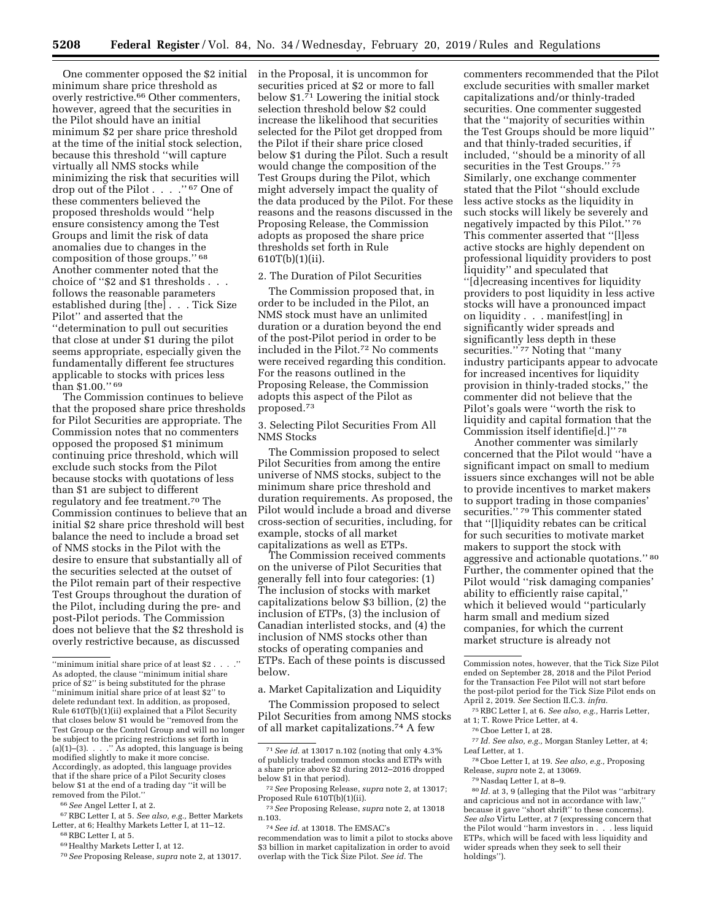One commenter opposed the $2 initial minimum share price threshold as overly restrictive.[66] Other commenters, however, agreed that the securities in the Pilot should have an initial minimum $2 per share price threshold at the time of the initial stock selection, because this threshold "will capture virtually all NMS stocks while minimizing the risk that securities will drop out of the Pilot . . . ."[67] One of these commenters believed the proposed thresholds would "help ensure consistency among the Test Groups and limit the risk of data anomalies due to changes in the composition of those groups."[68] Another commenter noted that the choice of "$2 and $1 thresholds . . . follows the reasonable parameters established during [the] . . . Tick Size Pilot" and asserted that the "determination to pull out securities that close at under $1 during the pilot seems appropriate, especially given the fundamentally different fee structures applicable to stocks with prices less than $1.00."[69]

The Commission continues to believe that the proposed share price thresholds for Pilot Securities are appropriate. The Commission notes that no commenters opposed the proposed $1 minimum continuing price threshold, which will exclude such stocks from the Pilot because stocks with quotations of less than $1 are subject to different regulatory and fee treatment.[70] The Commission continues to believe that an initial $2 share price threshold will best balance the need to include a broad set of NMS stocks in the Pilot with the desire to ensure that substantially all of the securities selected at the outset of the Pilot remain part of their respective Test Groups throughout the duration of the Pilot, including during the pre- and post-Pilot periods. The Commission does not believe that the $2 threshold is overly restrictive because, as discussed in the Proposal, it is uncommon for securities priced at $2 or more to fall below $1.[71] Lowering the initial stock selection threshold below $2 could increase the likelihood that securities selected for the Pilot get dropped from the Pilot if their share price closed below $1 during the Pilot. Such a result would change the composition of the Test Groups during the Pilot, which might adversely impact the quality of the data produced by the Pilot. For these reasons and the reasons discussed in the Proposing Release, the Commission adopts as proposed the share price thresholds set forth in Rule 610T(b)(1)(ii).

### 2. The Duration of Pilot Securities

The Commission proposed that, in order to be included in the Pilot, an NMS stock must have an unlimited duration or a duration beyond the end of the post-Pilot period in order to be included in the Pilot.[72] No comments were received regarding this condition. For the reasons outlined in the Proposing Release, the Commission adopts this aspect of the Pilot as proposed.[73]

### 3. Selecting Pilot Securities From All NMS Stocks

The Commission proposed to select Pilot Securities from among the entire universe of NMS stocks, subject to the minimum share price threshold and duration requirements. As proposed, the Pilot would include a broad and diverse cross-section of securities, including, for example, stocks of all market capitalizations as well as ETPs.

The Commission received comments on the universe of Pilot Securities that generally fell into four categories: (1) The inclusion of stocks with market capitalizations below $3 billion, (2) the inclusion of ETPs, (3) the inclusion of Canadian interlisted stocks, and (4) the inclusion of NMS stocks other than stocks of operating companies and ETPs. Each of these points is discussed below.

#### a. Market Capitalization and Liquidity

The Commission proposed to select Pilot Securities from among NMS stocks of all market capitalizations.[74] A few commenters recommended that the Pilot exclude securities with smaller market capitalizations and/or thinly-traded securities. One commenter suggested that the "majority of securities within the Test Groups should be more liquid" and that thinly-traded securities, if included, "should be a minority of all securities in the Test Groups."[75] Similarly, one exchange commenter stated that the Pilot "should exclude less active stocks as the liquidity in such stocks will likely be severely and negatively impacted by this Pilot."[76] This commenter asserted that "[l]ess active stocks are highly dependent on professional liquidity providers to post liquidity" and speculated that "[d]ecreasing incentives for liquidity providers to post liquidity in less active stocks will have a pronounced impact on liquidity . . . manifest[ing] in significantly wider spreads and significantly less depth in these securities."[77] Noting that "many industry participants appear to advocate for increased incentives for liquidity provision in thinly-traded stocks," the commenter did not believe that the Pilot's goals were "worth the risk to liquidity and capital formation that the Commission itself identifie[d.]"[78]

Another commenter was similarly concerned that the Pilot would "have a significant impact on small to medium issuers since exchanges will not be able to provide incentives to market makers to support trading in those companies' securities."[79] This commenter stated that "[l]iquidity rebates can be critical for such securities to motivate market makers to support the stock with aggressive and actionable quotations."[80] Further, the commenter opined that the Pilot would "risk damaging companies' ability to efficiently raise capital," which it believed would "particularly harm small and medium sized companies, for which the current market structure is already not

---

"minimum initial share price of at least $2 . . . ." As adopted, the clause "minimum initial share price of $2" is being substituted for the phrase "minimum initial share price of at least $2" to delete redundant text. In addition, as proposed, Rule 610T(b)(1)(ii) explained that a Pilot Security that closes below $1 would be "removed from the Test Group or the Control Group and will no longer be subject to the pricing restrictions set forth in (a)(1)–(3). . . ." As adopted, this language is being modified slightly to make it more concise. Accordingly, as adopted, this language provides that if the share price of a Pilot Security closes below $1 at the end of a trading day "it will be removed from the Pilot."

[66] *See* Angel Letter I, at 2.

[67] RBC Letter I, at 5. *See also, e.g.,* Better Markets Letter, at 6; Healthy Markets Letter I, at 11–12.

[68] RBC Letter I, at 5.

[69] Healthy Markets Letter I, at 12.

[70] *See* Proposing Release, *supra* note 2, at 13017.

[71] *See id.* at 13017 n.102 (noting that only 4.3% of publicly traded common stocks and ETPs with a share price above $2 during 2012–2016 dropped below $1 in that period).

[72] *See* Proposing Release, *supra* note 2, at 13017; Proposed Rule 610T(b)(1)(ii).

[73] *See* Proposing Release, *supra* note 2, at 13018 n.103.

[74] *See id.* at 13018. The EMSAC's recommendation was to limit a pilot to stocks above $3 billion in market capitalization in order to avoid overlap with the Tick Size Pilot. *See id.* The Commission notes, however, that the Tick Size Pilot ended on September 28, 2018 and the Pilot Period for the Transaction Fee Pilot will not start before the post-pilot period for the Tick Size Pilot ends on April 2, 2019. *See* Section II.C.3. *infra.*

[75] RBC Letter I, at 6. *See also, e.g.,* Harris Letter, at 1; T. Rowe Price Letter, at 4.

[76] Cboe Letter I, at 28.

[77] *Id. See also, e.g.,* Morgan Stanley Letter, at 4; Leaf Letter, at 1.

[78] Cboe Letter I, at 19. *See also, e.g.,* Proposing Release, *supra* note 2, at 13069.

[79] Nasdaq Letter I, at 8–9.

[80] *Id.* at 3, 9 (alleging that the Pilot was "arbitrary and capricious and not in accordance with law," because it gave "short shrift" to these concerns). *See also* Virtu Letter, at 7 (expressing concern that the Pilot would "harm investors in . . . less liquid ETPs, which will be faced with less liquidity and wider spreads when they seek to sell their holdings").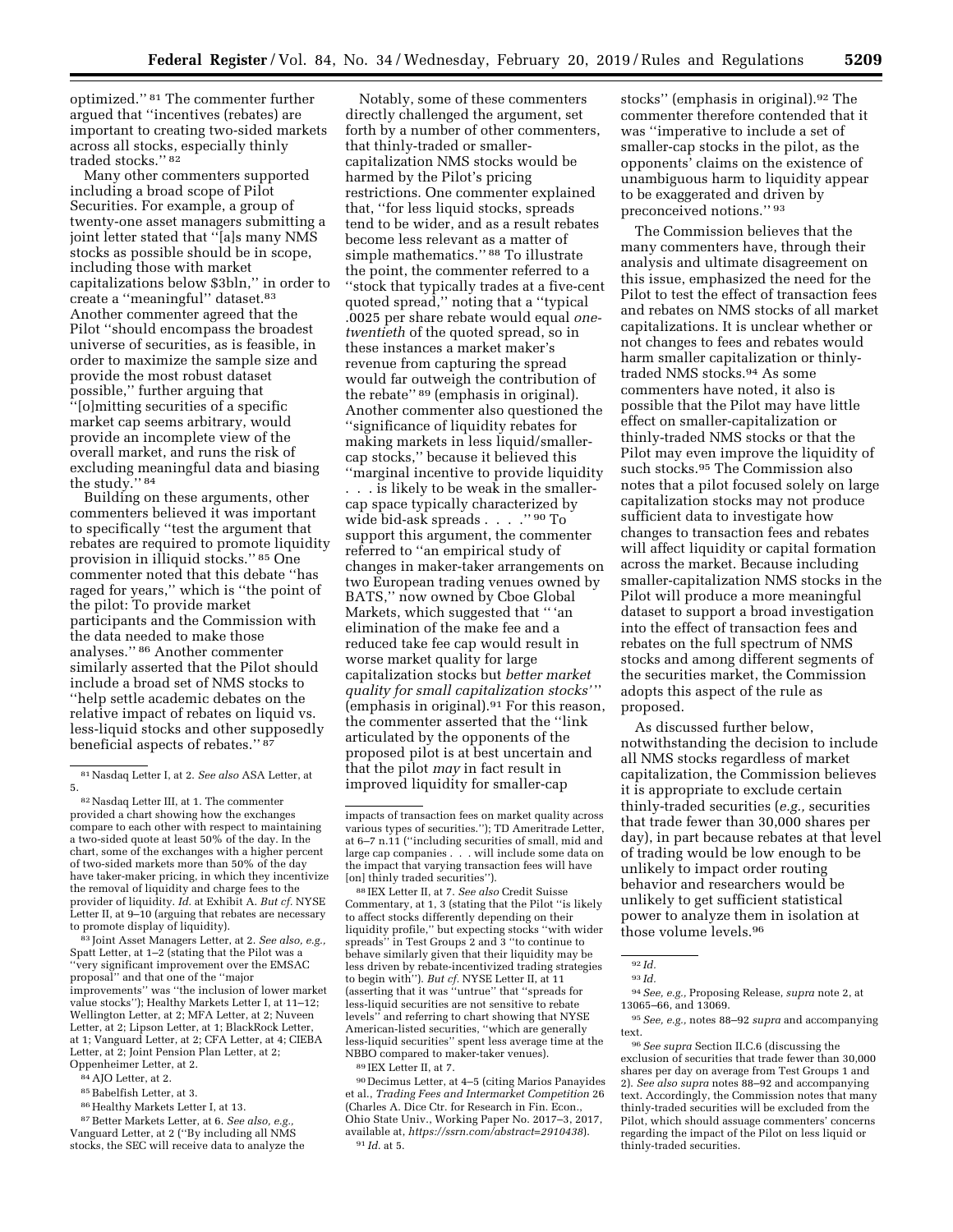optimized.'' [81] The commenter further argued that ''incentives (rebates) are important to creating two-sided markets across all stocks, especially thinly traded stocks.'' [82]

Many other commenters supported including a broad scope of Pilot Securities. For example, a group of twenty-one asset managers submitting a joint letter stated that ''[a]s many NMS stocks as possible should be in scope, including those with market capitalizations below $3bln,'' in order to create a ''meaningful'' dataset.[83] Another commenter agreed that the Pilot ''should encompass the broadest universe of securities, as is feasible, in order to maximize the sample size and provide the most robust dataset possible,'' further arguing that ''[o]mitting securities of a specific market cap seems arbitrary, would provide an incomplete view of the overall market, and runs the risk of excluding meaningful data and biasing the study.'' [84]

Building on these arguments, other commenters believed it was important to specifically ''test the argument that rebates are required to promote liquidity provision in illiquid stocks.'' [85] One commenter noted that this debate ''has raged for years,'' which is ''the point of the pilot: To provide market participants and the Commission with the data needed to make those analyses.'' [86] Another commenter similarly asserted that the Pilot should include a broad set of NMS stocks to ''help settle academic debates on the relative impact of rebates on liquid vs. less-liquid stocks and other supposedly beneficial aspects of rebates.'' [87]

Notably, some of these commenters directly challenged the argument, set forth by a number of other commenters, that thinly-traded or smaller-capitalization NMS stocks would be harmed by the Pilot's pricing restrictions. One commenter explained that, ''for less liquid stocks, spreads tend to be wider, and as a result rebates become less relevant as a matter of simple mathematics.'' [88] To illustrate the point, the commenter referred to a ''stock that typically trades at a five-cent quoted spread,'' noting that a ''typical .0025 per share rebate would equal *one-twentieth* of the quoted spread, so in these instances a market maker's revenue from capturing the spread would far outweigh the contribution of the rebate'' [89] (emphasis in original). Another commenter also questioned the ''significance of liquidity rebates for making markets in less liquid/smaller-cap stocks,'' because it believed this ''marginal incentive to provide liquidity . . . is likely to be weak in the smaller-cap space typically characterized by wide bid-ask spreads . . . .'' [90] To support this argument, the commenter referred to ''an empirical study of changes in maker-taker arrangements on two European trading venues owned by BATS,'' now owned by Cboe Global Markets, which suggested that '' 'an elimination of the make fee and a reduced take fee cap would result in worse market quality for large capitalization stocks but *better market quality for small capitalization stocks*' '' (emphasis in original).[91] For this reason, the commenter asserted that the ''link articulated by the opponents of the proposed pilot is at best uncertain and that the pilot *may* in fact result in improved liquidity for smaller-cap stocks'' (emphasis in original).[92] The commenter therefore contended that it was ''imperative to include a set of smaller-cap stocks in the pilot, as the opponents' claims on the existence of unambiguous harm to liquidity appear to be exaggerated and driven by preconceived notions.'' [93]

The Commission believes that the many commenters have, through their analysis and ultimate disagreement on this issue, emphasized the need for the Pilot to test the effect of transaction fees and rebates on NMS stocks of all market capitalizations. It is unclear whether or not changes to fees and rebates would harm smaller capitalization or thinly-traded NMS stocks.[94] As some commenters have noted, it also is possible that the Pilot may have little effect on smaller-capitalization or thinly-traded NMS stocks or that the Pilot may even improve the liquidity of such stocks.[95] The Commission also notes that a pilot focused solely on large capitalization stocks may not produce sufficient data to investigate how changes to transaction fees and rebates will affect liquidity or capital formation across the market. Because including smaller-capitalization NMS stocks in the Pilot will produce a more meaningful dataset to support a broad investigation into the effect of transaction fees and rebates on the full spectrum of NMS stocks and among different segments of the securities market, the Commission adopts this aspect of the rule as proposed.

As discussed further below, notwithstanding the decision to include all NMS stocks regardless of market capitalization, the Commission believes it is appropriate to exclude certain thinly-traded securities (*e.g.,* securities that trade fewer than 30,000 shares per day), in part because rebates at that level of trading would be low enough to be unlikely to impact order routing behavior and researchers would be unlikely to get sufficient statistical power to analyze them in isolation at those volume levels.[96]

---

[81] Nasdaq Letter I, at 2. *See also* ASA Letter, at 5.

[82] Nasdaq Letter III, at 1. The commenter provided a chart showing how the exchanges compare to each other with respect to maintaining a two-sided quote at least 50% of the day. In the chart, some of the exchanges with a higher percent of two-sided markets more than 50% of the day have taker-maker pricing, in which they incentivize the removal of liquidity and charge fees to the provider of liquidity. *Id.* at Exhibit A. *But cf.* NYSE Letter II, at 9–10 (arguing that rebates are necessary to promote display of liquidity).

[83] Joint Asset Managers Letter, at 2. *See also, e.g.,* Spatt Letter, at 1–2 (stating that the Pilot was a ''very significant improvement over the EMSAC proposal'' and that one of the ''major improvements'' was ''the inclusion of lower market value stocks''); Healthy Markets Letter I, at 11–12; Wellington Letter, at 2; MFA Letter, at 2; Nuveen Letter, at 2; Lipson Letter, at 1; BlackRock Letter, at 1; Vanguard Letter, at 2; CFA Letter, at 4; CIEBA Letter, at 2; Joint Pension Plan Letter, at 2; Oppenheimer Letter, at 2.

[84] AJO Letter, at 2.

[85] Babelfish Letter, at 3.

[86] Healthy Markets Letter I, at 13.

[87] Better Markets Letter, at 6. *See also, e.g.,* Vanguard Letter, at 2 (''By including all NMS stocks, the SEC will receive data to analyze the impacts of transaction fees on market quality across various types of securities.''); TD Ameritrade Letter, at 6–7 n.11 (''including securities of small, mid and large cap companies . . . will include some data on the impact that varying transaction fees will have [on] thinly traded securities'').

[88] IEX Letter II, at 7. *See also* Credit Suisse Commentary, at 1, 3 (stating that the Pilot ''is likely to affect stocks differently depending on their liquidity profile,'' but expecting stocks ''with wider spreads'' in Test Groups 2 and 3 ''to continue to behave similarly given that their liquidity may be less driven by rebate-incentivized trading strategies to begin with''). *But cf.* NYSE Letter II, at 11 (asserting that it was ''untrue'' that ''spreads for less-liquid securities are not sensitive to rebate levels'' and referring to chart showing that NYSE American-listed securities, ''which are generally less-liquid securities'' spent less average time at the NBBO compared to maker-taker venues).

[89] IEX Letter II, at 7.

[90] Decimus Letter, at 4–5 (citing Marios Panayides et al., *Trading Fees and Intermarket Competition* 26 (Charles A. Dice Ctr. for Research in Fin. Econ., Ohio State Univ., Working Paper No. 2017–3, 2017, available at, *https://ssrn.com/abstract=2910438*).

[91] *Id.* at 5.

[92] *Id.*

[93] *Id.*

[94] *See, e.g.,* Proposing Release, *supra* note 2, at 13065–66, and 13069.

[95] *See, e.g.,* notes 88–92 *supra* and accompanying text.

[96] *See supra* Section II.C.6 (discussing the exclusion of securities that trade fewer than 30,000 shares per day on average from Test Groups 1 and 2). *See also supra* notes 88–92 and accompanying text. Accordingly, the Commission notes that many thinly-traded securities will be excluded from the Pilot, which should assuage commenters' concerns regarding the impact of the Pilot on less liquid or thinly-traded securities.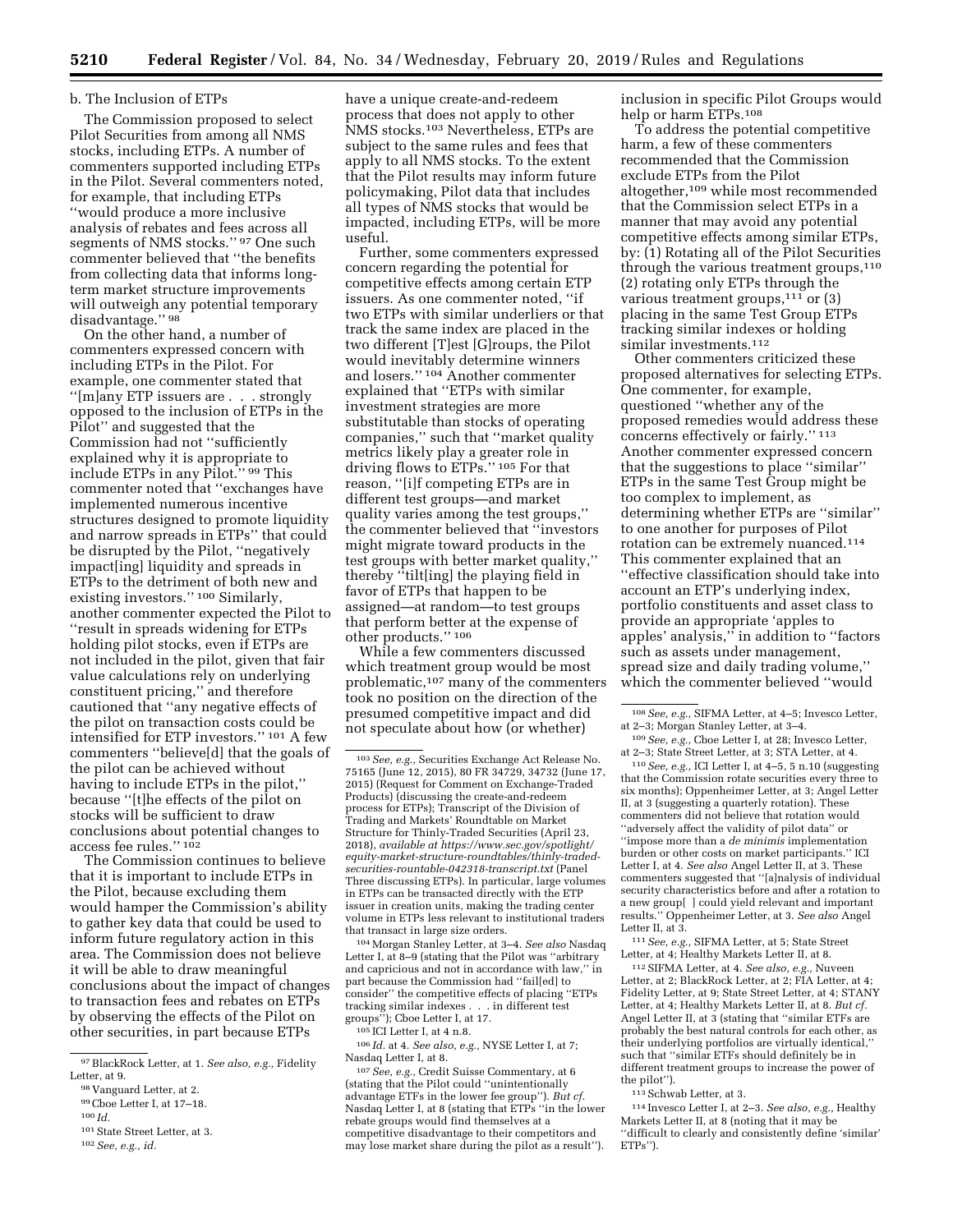### b. The Inclusion of ETPs

The Commission proposed to select Pilot Securities from among all NMS stocks, including ETPs. A number of commenters supported including ETPs in the Pilot. Several commenters noted, for example, that including ETPs ''would produce a more inclusive analysis of rebates and fees across all segments of NMS stocks.'' [97] One such commenter believed that ''the benefits from collecting data that informs long-term market structure improvements will outweigh any potential temporary disadvantage.'' [98]

On the other hand, a number of commenters expressed concern with including ETPs in the Pilot. For example, one commenter stated that ''[m]any ETP issuers are . . . strongly opposed to the inclusion of ETPs in the Pilot'' and suggested that the Commission had not ''sufficiently explained why it is appropriate to include ETPs in any Pilot.'' [99] This commenter noted that ''exchanges have implemented numerous incentive structures designed to promote liquidity and narrow spreads in ETPs'' that could be disrupted by the Pilot, ''negatively impact[ing] liquidity and spreads in ETPs to the detriment of both new and existing investors.'' [100] Similarly, another commenter expected the Pilot to ''result in spreads widening for ETPs holding pilot stocks, even if ETPs are not included in the pilot, given that fair value calculations rely on underlying constituent pricing,'' and therefore cautioned that ''any negative effects of the pilot on transaction costs could be intensified for ETP investors.'' [101] A few commenters ''believe[d] that the goals of the pilot can be achieved without having to include ETPs in the pilot,'' because ''[t]he effects of the pilot on stocks will be sufficient to draw conclusions about potential changes to access fee rules.'' [102]

The Commission continues to believe that it is important to include ETPs in the Pilot, because excluding them would hamper the Commission's ability to gather key data that could be used to inform future regulatory action in this area. The Commission does not believe it will be able to draw meaningful conclusions about the impact of changes to transaction fees and rebates on ETPs by observing the effects of the Pilot on other securities, in part because ETPs have a unique create-and-redeem process that does not apply to other NMS stocks.[103] Nevertheless, ETPs are subject to the same rules and fees that apply to all NMS stocks. To the extent that the Pilot results may inform future policymaking, Pilot data that includes all types of NMS stocks that would be impacted, including ETPs, will be more useful.

Further, some commenters expressed concern regarding the potential for competitive effects among certain ETP issuers. As one commenter noted, ''if two ETPs with similar underliers or that track the same index are placed in the two different [T]est [G]roups, the Pilot would inevitably determine winners and losers.'' [104] Another commenter explained that ''ETPs with similar investment strategies are more substitutable than stocks of operating companies,'' such that ''market quality metrics likely play a greater role in driving flows to ETPs.'' [105] For that reason, ''[i]f competing ETPs are in different test groups—and market quality varies among the test groups,'' the commenter believed that ''investors might migrate toward products in the test groups with better market quality,'' thereby ''tilt[ing] the playing field in favor of ETPs that happen to be assigned—at random—to test groups that perform better at the expense of other products.'' [106]

While a few commenters discussed which treatment group would be most problematic,[107] many of the commenters took no position on the direction of the presumed competitive impact and did not speculate about how (or whether) inclusion in specific Pilot Groups would help or harm ETPs.[108]

To address the potential competitive harm, a few of these commenters recommended that the Commission exclude ETPs from the Pilot altogether,[109] while most recommended that the Commission select ETPs in a manner that may avoid any potential competitive effects among similar ETPs, by: (1) Rotating all of the Pilot Securities through the various treatment groups,[110] (2) rotating only ETPs through the various treatment groups,[111] or (3) placing in the same Test Group ETPs tracking similar indexes or holding similar investments.[112]

Other commenters criticized these proposed alternatives for selecting ETPs. One commenter, for example, questioned ''whether any of the proposed remedies would address these concerns effectively or fairly.'' [113] Another commenter expressed concern that the suggestions to place ''similar'' ETPs in the same Test Group might be too complex to implement, as determining whether ETPs are ''similar'' to one another for purposes of Pilot rotation can be extremely nuanced.[114] This commenter explained that an ''effective classification should take into account an ETP's underlying index, portfolio constituents and asset class to provide an appropriate 'apples to apples' analysis,'' in addition to ''factors such as assets under management, spread size and daily trading volume,'' which the commenter believed ''would

---

[97] BlackRock Letter, at 1. *See also, e.g.,* Fidelity Letter, at 9.

[98] Vanguard Letter, at 2.

[99] Cboe Letter I, at 17–18.

[100] *Id.*

[101] State Street Letter, at 3.

[102] *See, e.g., id.*

[103] *See, e.g.,* Securities Exchange Act Release No. 75165 (June 12, 2015), 80 FR 34729, 34732 (June 17, 2015) (Request for Comment on Exchange-Traded Products) (discussing the create-and-redeem process for ETPs); Transcript of the Division of Trading and Markets' Roundtable on Market Structure for Thinly-Traded Securities (April 23, 2018), *available at https://www.sec.gov/spotlight/equity-market-structure-roundtables/thinly-traded-securities-rountable-042318-transcript.txt* (Panel Three discussing ETPs). In particular, large volumes in ETPs can be transacted directly with the ETP issuer in creation units, making the trading center volume in ETPs less relevant to institutional traders that transact in large size orders.

[104] Morgan Stanley Letter, at 3–4. *See also* Nasdaq Letter I, at 8–9 (stating that the Pilot was ''arbitrary and capricious and not in accordance with law,'' in part because the Commission had ''fail[ed] to consider'' the competitive effects of placing ''ETPs tracking similar indexes . . . in different test groups''); Cboe Letter I, at 17.

[105] ICI Letter I, at 4 n.8.

[106] *Id.* at 4. *See also, e.g.,* NYSE Letter I, at 7; Nasdaq Letter I, at 8.

[107] *See, e.g.,* Credit Suisse Commentary, at 6 (stating that the Pilot could ''unintentionally advantage ETFs in the lower fee group''). *But cf.* Nasdaq Letter I, at 8 (stating that ETPs ''in the lower rebate groups would find themselves at a competitive disadvantage to their competitors and may lose market share during the pilot as a result'').

[108] *See, e.g.,* SIFMA Letter, at 4–5; Invesco Letter, at 2–3; Morgan Stanley Letter, at 3–4.

[109] *See, e.g.,* Cboe Letter I, at 28; Invesco Letter, at 2–3; State Street Letter, at 3; STA Letter, at 4.

[110] *See, e.g.,* ICI Letter I, at 4–5, 5 n.10 (suggesting that the Commission rotate securities every three to six months); Oppenheimer Letter, at 3; Angel Letter II, at 3 (suggesting a quarterly rotation). These commenters did not believe that rotation would ''adversely affect the validity of pilot data'' or ''impose more than a *de minimis* implementation burden or other costs on market participants.'' ICI Letter I, at 4. *See also* Angel Letter II, at 3. These commenters suggested that ''[a]nalysis of individual security characteristics before and after a rotation to a new group[ ] could yield relevant and important results.'' Oppenheimer Letter, at 3. *See also* Angel Letter II, at 3.

[111] *See, e.g.,* SIFMA Letter, at 5; State Street Letter, at 4; Healthy Markets Letter II, at 8.

[112] SIFMA Letter, at 4. *See also, e.g.,* Nuveen Letter, at 2; BlackRock Letter, at 2; FIA Letter, at 4; Fidelity Letter, at 9; State Street Letter, at 4; STANY Letter, at 4; Healthy Markets Letter II, at 8. *But cf.* Angel Letter II, at 3 (stating that ''similar ETFs are probably the best natural controls for each other, as their underlying portfolios are virtually identical,'' such that ''similar ETFs should definitely be in different treatment groups to increase the power of the pilot'').

[113] Schwab Letter, at 3.

[114] Invesco Letter I, at 2–3. *See also, e.g.,* Healthy Markets Letter II, at 8 (noting that it may be ''difficult to clearly and consistently define 'similar' ETPs'').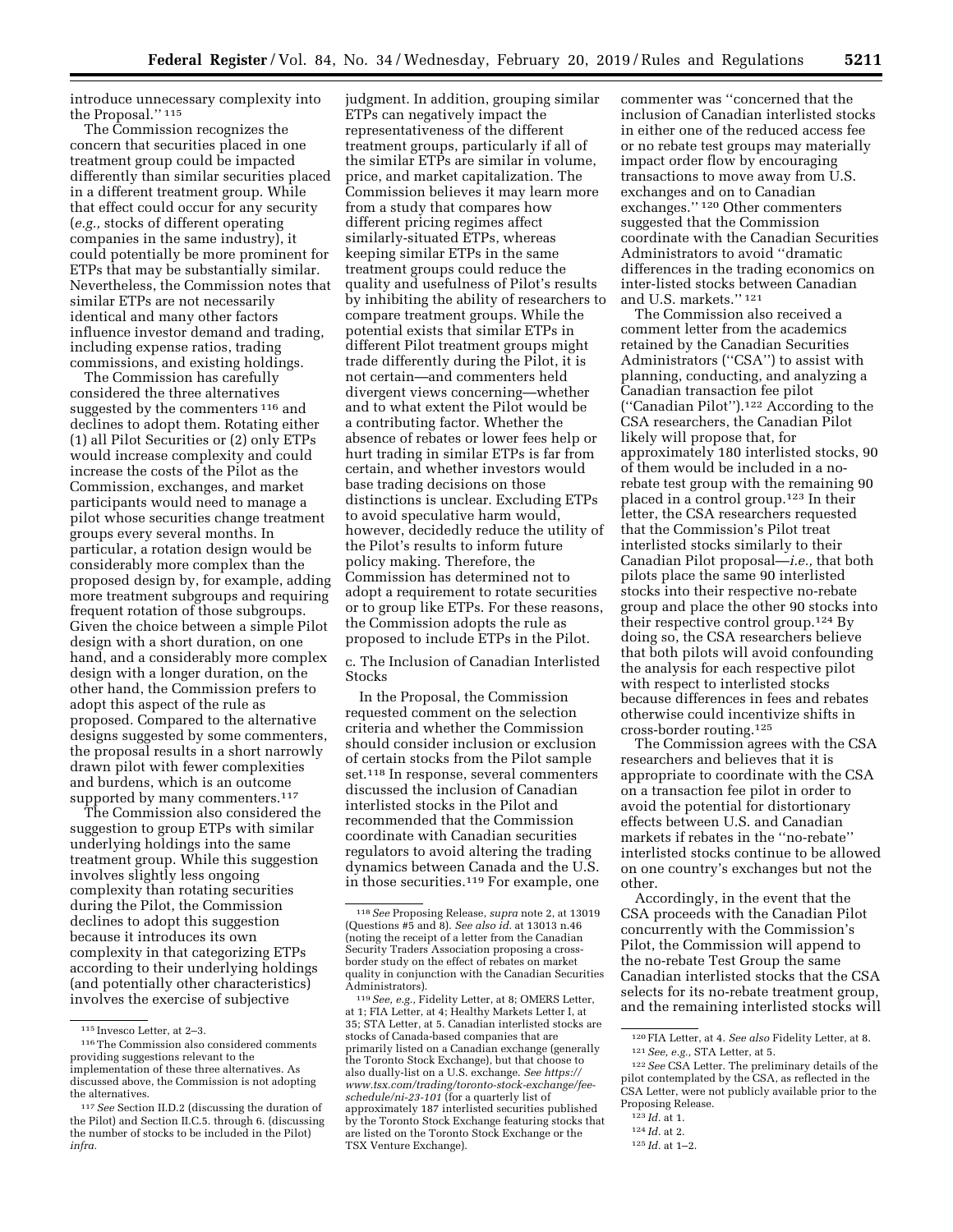introduce unnecessary complexity into the Proposal.''[115]

The Commission recognizes the concern that securities placed in one treatment group could be impacted differently than similar securities placed in a different treatment group. While that effect could occur for any security (*e.g.,* stocks of different operating companies in the same industry), it could potentially be more prominent for ETPs that may be substantially similar. Nevertheless, the Commission notes that similar ETPs are not necessarily identical and many other factors influence investor demand and trading, including expense ratios, trading commissions, and existing holdings.

The Commission has carefully considered the three alternatives suggested by the commenters[116] and declines to adopt them. Rotating either (1) all Pilot Securities or (2) only ETPs would increase complexity and could increase the costs of the Pilot as the Commission, exchanges, and market participants would need to manage a pilot whose securities change treatment groups every several months. In particular, a rotation design would be considerably more complex than the proposed design by, for example, adding more treatment subgroups and requiring frequent rotation of those subgroups. Given the choice between a simple Pilot design with a short duration, on one hand, and a considerably more complex design with a longer duration, on the other hand, the Commission prefers to adopt this aspect of the rule as proposed. Compared to the alternative designs suggested by some commenters, the proposal results in a short narrowly drawn pilot with fewer complexities and burdens, which is an outcome supported by many commenters.[117]

The Commission also considered the suggestion to group ETPs with similar underlying holdings into the same treatment group. While this suggestion involves slightly less ongoing complexity than rotating securities during the Pilot, the Commission declines to adopt this suggestion because it introduces its own complexity in that categorizing ETPs according to their underlying holdings (and potentially other characteristics) involves the exercise of subjective judgment. In addition, grouping similar ETPs can negatively impact the representativeness of the different treatment groups, particularly if all of the similar ETPs are similar in volume, price, and market capitalization. The Commission believes it may learn more from a study that compares how different pricing regimes affect similarly-situated ETPs, whereas keeping similar ETPs in the same treatment groups could reduce the quality and usefulness of Pilot's results by inhibiting the ability of researchers to compare treatment groups. While the potential exists that similar ETPs in different Pilot treatment groups might trade differently during the Pilot, it is not certain—and commenters held divergent views concerning—whether and to what extent the Pilot would be a contributing factor. Whether the absence of rebates or lower fees help or hurt trading in similar ETPs is far from certain, and whether investors would base trading decisions on those distinctions is unclear. Excluding ETPs to avoid speculative harm would, however, decidedly reduce the utility of the Pilot's results to inform future policy making. Therefore, the Commission has determined not to adopt a requirement to rotate securities or to group like ETPs. For these reasons, the Commission adopts the rule as proposed to include ETPs in the Pilot.

c. The Inclusion of Canadian Interlisted Stocks

In the Proposal, the Commission requested comment on the selection criteria and whether the Commission should consider inclusion or exclusion of certain stocks from the Pilot sample set.[118] In response, several commenters discussed the inclusion of Canadian interlisted stocks in the Pilot and recommended that the Commission coordinate with Canadian securities regulators to avoid altering the trading dynamics between Canada and the U.S. in those securities.[119] For example, one commenter was ''concerned that the inclusion of Canadian interlisted stocks in either one of the reduced access fee or no rebate test groups may materially impact order flow by encouraging transactions to move away from U.S. exchanges and on to Canadian exchanges.''[120] Other commenters suggested that the Commission coordinate with the Canadian Securities Administrators to avoid ''dramatic differences in the trading economics on inter-listed stocks between Canadian and U.S. markets.''[121]

The Commission also received a comment letter from the academics retained by the Canadian Securities Administrators (''CSA'') to assist with planning, conducting, and analyzing a Canadian transaction fee pilot (''Canadian Pilot'').[122] According to the CSA researchers, the Canadian Pilot likely will propose that, for approximately 180 interlisted stocks, 90 of them would be included in a no-rebate test group with the remaining 90 placed in a control group.[123] In their letter, the CSA researchers requested that the Commission's Pilot treat interlisted stocks similarly to their Canadian Pilot proposal—*i.e.,* that both pilots place the same 90 interlisted stocks into their respective no-rebate group and place the other 90 stocks into their respective control group.[124] By doing so, the CSA researchers believe that both pilots will avoid confounding the analysis for each respective pilot with respect to interlisted stocks because differences in fees and rebates otherwise could incentivize shifts in cross-border routing.[125]

The Commission agrees with the CSA researchers and believes that it is appropriate to coordinate with the CSA on a transaction fee pilot in order to avoid the potential for distortionary effects between U.S. and Canadian markets if rebates in the ''no-rebate'' interlisted stocks continue to be allowed on one country's exchanges but not the other.

Accordingly, in the event that the CSA proceeds with the Canadian Pilot concurrently with the Commission's Pilot, the Commission will append to the no-rebate Test Group the same Canadian interlisted stocks that the CSA selects for its no-rebate treatment group, and the remaining interlisted stocks will

---

[115] Invesco Letter, at 2–3.

[116] The Commission also considered comments providing suggestions relevant to the implementation of these three alternatives. As discussed above, the Commission is not adopting the alternatives.

[117] *See* Section II.D.2 (discussing the duration of the Pilot) and Section II.C.5. through 6. (discussing the number of stocks to be included in the Pilot) *infra.*

[118] *See* Proposing Release, *supra* note 2, at 13019 (Questions #5 and 8). *See also id.* at 13013 n.46 (noting the receipt of a letter from the Canadian Security Traders Association proposing a cross-border study on the effect of rebates on market quality in conjunction with the Canadian Securities Administrators).

[119] *See, e.g.,* Fidelity Letter, at 8; OMERS Letter, at 1; FIA Letter, at 4; Healthy Markets Letter I, at 35; STA Letter, at 5. Canadian interlisted stocks are stocks of Canada-based companies that are primarily listed on a Canadian exchange (generally the Toronto Stock Exchange), but that choose to also dually-list on a U.S. exchange. *See https://www.tsx.com/trading/toronto-stock-exchange/fee-schedule/ni-23-101* (for a quarterly list of approximately 187 interlisted securities published by the Toronto Stock Exchange featuring stocks that are listed on the Toronto Stock Exchange or the TSX Venture Exchange).

[120] FIA Letter, at 4. *See also* Fidelity Letter, at 8.

[121] *See, e.g.,* STA Letter, at 5.

[122] *See* CSA Letter. The preliminary details of the pilot contemplated by the CSA, as reflected in the CSA Letter, were not publicly available prior to the Proposing Release.

[123] *Id.* at 1.

[124] *Id.* at 2.

[125] *Id.* at 1–2.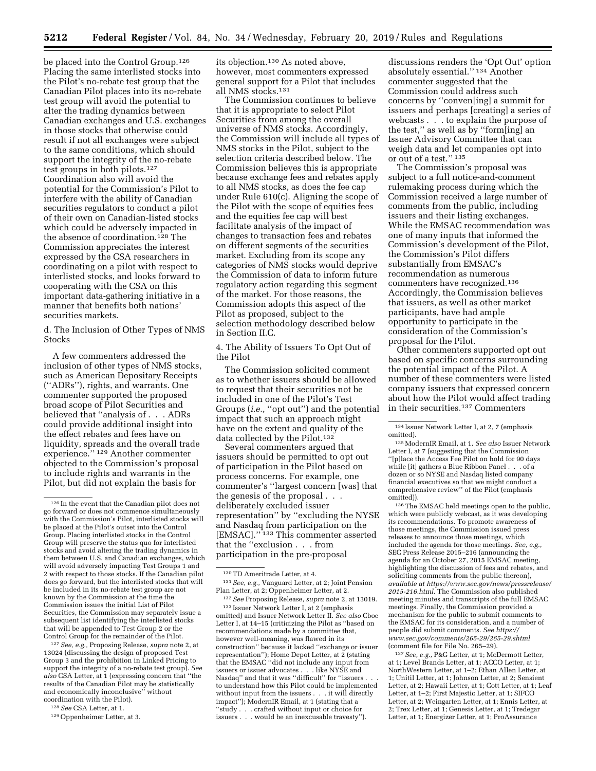be placed into the Control Group.[126] Placing the same interlisted stocks into the Pilot's no-rebate test group that the Canadian Pilot places into its no-rebate test group will avoid the potential to alter the trading dynamics between Canadian exchanges and U.S. exchanges in those stocks that otherwise could result if not all exchanges were subject to the same conditions, which should support the integrity of the no-rebate test groups in both pilots.[127] Coordination also will avoid the potential for the Commission's Pilot to interfere with the ability of Canadian securities regulators to conduct a pilot of their own on Canadian-listed stocks which could be adversely impacted in the absence of coordination.[128] The Commission appreciates the interest expressed by the CSA researchers in coordinating on a pilot with respect to interlisted stocks, and looks forward to cooperating with the CSA on this important data-gathering initiative in a manner that benefits both nations' securities markets.

d. The Inclusion of Other Types of NMS Stocks

A few commenters addressed the inclusion of other types of NMS stocks, such as American Depositary Receipts (''ADRs''), rights, and warrants. One commenter supported the proposed broad scope of Pilot Securities and believed that ''analysis of . . . ADRs could provide additional insight into the effect rebates and fees have on liquidity, spreads and the overall trade experience.'' [129] Another commenter objected to the Commission's proposal to include rights and warrants in the Pilot, but did not explain the basis for its objection.[130] As noted above, however, most commenters expressed general support for a Pilot that includes all NMS stocks.[131]

The Commission continues to believe that it is appropriate to select Pilot Securities from among the overall universe of NMS stocks. Accordingly, the Commission will include all types of NMS stocks in the Pilot, subject to the selection criteria described below. The Commission believes this is appropriate because exchange fees and rebates apply to all NMS stocks, as does the fee cap under Rule 610(c). Aligning the scope of the Pilot with the scope of equities fees and the equities fee cap will best facilitate analysis of the impact of changes to transaction fees and rebates on different segments of the securities market. Excluding from its scope any categories of NMS stocks would deprive the Commission of data to inform future regulatory action regarding this segment of the market. For those reasons, the Commission adopts this aspect of the Pilot as proposed, subject to the selection methodology described below in Section II.C.

4. The Ability of Issuers To Opt Out of the Pilot

The Commission solicited comment as to whether issuers should be allowed to request that their securities not be included in one of the Pilot's Test Groups (*i.e.,* ''opt out'') and the potential impact that such an approach might have on the extent and quality of the data collected by the Pilot.[132]

Several commenters argued that issuers should be permitted to opt out of participation in the Pilot based on process concerns. For example, one commenter's ''largest concern [was] that the genesis of the proposal . . . deliberately excluded issuer representation'' by ''excluding the NYSE and Nasdaq from participation on the [EMSAC].'' [133] This commenter asserted that the ''exclusion . . . from participation in the pre-proposal discussions renders the 'Opt Out' option absolutely essential.'' [134] Another commenter suggested that the Commission could address such concerns by ''conven[ing] a summit for issuers and perhaps [creating] a series of webcasts . . . to explain the purpose of the test,'' as well as by ''form[ing] an Issuer Advisory Committee that can weigh data and let companies opt into or out of a test.'' [135]

The Commission's proposal was subject to a full notice-and-comment rulemaking process during which the Commission received a large number of comments from the public, including issuers and their listing exchanges. While the EMSAC recommendation was one of many inputs that informed the Commission's development of the Pilot, the Commission's Pilot differs substantially from EMSAC's recommendation as numerous commenters have recognized.[136] Accordingly, the Commission believes that issuers, as well as other market participants, have had ample opportunity to participate in the consideration of the Commission's proposal for the Pilot.

Other commenters supported opt out based on specific concerns surrounding the potential impact of the Pilot. A number of these commenters were listed company issuers that expressed concern about how the Pilot would affect trading in their securities.[137] Commenters

---

[126] In the event that the Canadian pilot does not go forward or does not commence simultaneously with the Commission's Pilot, interlisted stocks will be placed at the Pilot's outset into the Control Group. Placing interlisted stocks in the Control Group will preserve the status quo for interlisted stocks and avoid altering the trading dynamics in them between U.S. and Canadian exchanges, which will avoid adversely impacting Test Groups 1 and 2 with respect to those stocks. If the Canadian pilot does go forward, but the interlisted stocks that will be included in its no-rebate test group are not known by the Commission at the time the Commission issues the initial List of Pilot Securities, the Commission may separately issue a subsequent list identifying the interlisted stocks that will be appended to Test Group 2 or the Control Group for the remainder of the Pilot.

[127] *See, e.g.,* Proposing Release, *supra* note 2, at 13024 (discussing the design of proposed Test Group 3 and the prohibition in Linked Pricing to support the integrity of a no-rebate test group). *See also* CSA Letter, at 1 (expressing concern that ''the results of the Canadian Pilot may be statistically and economically inconclusive'' without coordination with the Pilot).

[128] *See* CSA Letter, at 1.

[129] Oppenheimer Letter, at 3.

[130] TD Ameritrade Letter, at 4.

[131] *See, e.g.,* Vanguard Letter, at 2; Joint Pension Plan Letter, at 2; Oppenheimer Letter, at 2.

[132] *See* Proposing Release, *supra* note 2, at 13019.

[133] Issuer Network Letter I, at 2 (emphasis omitted) and Issuer Network Letter II. *See also* Cboe Letter I, at 14–15 (criticizing the Pilot as ''based on recommendations made by a committee that, however well-meaning, was flawed in its construction'' because it lacked ''exchange or issuer representation''); Home Depot Letter, at 2 (stating that the EMSAC ''did not include any input from issuers or issuer advocates . . . like NYSE and Nasdaq'' and that it was ''difficult'' for ''issuers . . . to understand how this Pilot could be implemented without input from the issuers . . . it will directly impact''); ModernIR Email, at 1 (stating that a ''study . . . crafted without input or choice for issuers . . . would be an inexcusable travesty'').

[134] Issuer Network Letter I, at 2, 7 (emphasis omitted).

[135] ModernIR Email, at 1. *See also* Issuer Network Letter I, at 7 (suggesting that the Commission ''[p]lace the Access Fee Pilot on hold for 90 days while [it] gathers a Blue Ribbon Panel . . . of a dozen or so NYSE and Nasdaq listed company financial executives so that we might conduct a comprehensive review'' of the Pilot (emphasis omitted)).

[136] The EMSAC held meetings open to the public, which were publicly webcast, as it was developing its recommendations. To promote awareness of those meetings, the Commission issued press releases to announce those meetings, which included the agenda for those meetings. *See, e.g.,* SEC Press Release 2015–216 (announcing the agenda for an October 27, 2015 EMSAC meeting, highlighting the discussion of fees and rebates, and soliciting comments from the public thereon), *available at https://www.sec.gov/news/pressrelease/2015-216.html.* The Commission also published meeting minutes and transcripts of the full EMSAC meetings. Finally, the Commission provided a mechanism for the public to submit comments to the EMSAC for its consideration, and a number of people did submit comments. *See https://www.sec.gov/comments/265-29/265-29.shtml* (comment file for File No. 265–29).

[137] *See, e.g.,* P&G Letter, at 1; McDermott Letter, at 1; Level Brands Letter, at 1; ACCO Letter, at 1; NorthWestern Letter, at 1–2; Ethan Allen Letter, at 1; Unitil Letter, at 1; Johnson Letter, at 2; Sensient Letter, at 2; Hawaii Letter, at 1; Cott Letter, at 1; Leaf Letter, at 1–2; First Majestic Letter, at 1; SIFCO Letter, at 2; Weingarten Letter, at 1; Ennis Letter, at 2; Trex Letter, at 1; Genesis Letter, at 1; Tredegar Letter, at 1; Energizer Letter, at 1; ProAssurance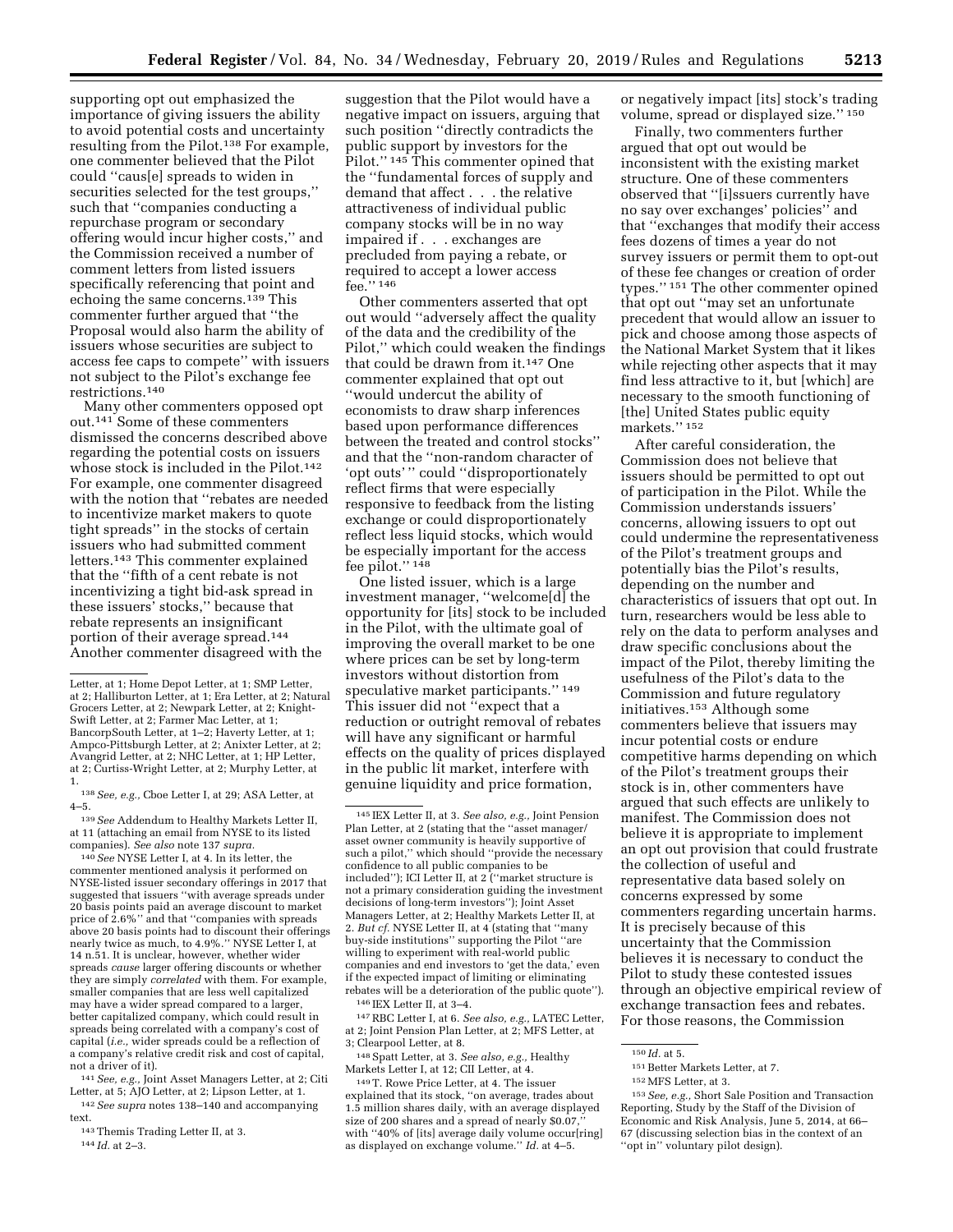supporting opt out emphasized the importance of giving issuers the ability to avoid potential costs and uncertainty resulting from the Pilot.[138] For example, one commenter believed that the Pilot could ''caus[e] spreads to widen in securities selected for the test groups,'' such that ''companies conducting a repurchase program or secondary offering would incur higher costs,'' and the Commission received a number of comment letters from listed issuers specifically referencing that point and echoing the same concerns.[139] This commenter further argued that ''the Proposal would also harm the ability of issuers whose securities are subject to access fee caps to compete'' with issuers not subject to the Pilot's exchange fee restrictions.[140]

Many other commenters opposed opt out.[141] Some of these commenters dismissed the concerns described above regarding the potential costs on issuers whose stock is included in the Pilot.[142] For example, one commenter disagreed with the notion that ''rebates are needed to incentivize market makers to quote tight spreads'' in the stocks of certain issuers who had submitted comment letters.[143] This commenter explained that the ''fifth of a cent rebate is not incentivizing a tight bid-ask spread in these issuers' stocks,'' because that rebate represents an insignificant portion of their average spread.[144] Another commenter disagreed with the suggestion that the Pilot would have a negative impact on issuers, arguing that such position ''directly contradicts the public support by investors for the Pilot.'' [145] This commenter opined that the ''fundamental forces of supply and demand that affect . . . the relative attractiveness of individual public company stocks will be in no way impaired if . . . exchanges are precluded from paying a rebate, or required to accept a lower access fee.'' [146]

Other commenters asserted that opt out would ''adversely affect the quality of the data and the credibility of the Pilot,'' which could weaken the findings that could be drawn from it.[147] One commenter explained that opt out ''would undercut the ability of economists to draw sharp inferences based upon performance differences between the treated and control stocks'' and that the ''non-random character of 'opt outs' '' could ''disproportionately reflect firms that were especially responsive to feedback from the listing exchange or could disproportionately reflect less liquid stocks, which would be especially important for the access fee pilot.'' [148]

One listed issuer, which is a large investment manager, ''welcome[d] the opportunity for [its] stock to be included in the Pilot, with the ultimate goal of improving the overall market to be one where prices can be set by long-term investors without distortion from speculative market participants.'' [149] This issuer did not ''expect that a reduction or outright removal of rebates will have any significant or harmful effects on the quality of prices displayed in the public lit market, interfere with genuine liquidity and price formation, or negatively impact [its] stock's trading volume, spread or displayed size.'' [150]

Finally, two commenters further argued that opt out would be inconsistent with the existing market structure. One of these commenters observed that ''[i]ssuers currently have no say over exchanges' policies'' and that ''exchanges that modify their access fees dozens of times a year do not survey issuers or permit them to opt-out of these fee changes or creation of order types.'' [151] The other commenter opined that opt out ''may set an unfortunate precedent that would allow an issuer to pick and choose among those aspects of the National Market System that it likes while rejecting other aspects that it may find less attractive to it, but [which] are necessary to the smooth functioning of [the] United States public equity markets.'' [152]

After careful consideration, the Commission does not believe that issuers should be permitted to opt out of participation in the Pilot. While the Commission understands issuers' concerns, allowing issuers to opt out could undermine the representativeness of the Pilot's treatment groups and potentially bias the Pilot's results, depending on the number and characteristics of issuers that opt out. In turn, researchers would be less able to rely on the data to perform analyses and draw specific conclusions about the impact of the Pilot, thereby limiting the usefulness of the Pilot's data to the Commission and future regulatory initiatives.[153] Although some commenters believe that issuers may incur potential costs or endure competitive harms depending on which of the Pilot's treatment groups their stock is in, other commenters have argued that such effects are unlikely to manifest. The Commission does not believe it is appropriate to implement an opt out provision that could frustrate the collection of useful and representative data based solely on concerns expressed by some commenters regarding uncertain harms. It is precisely because of this uncertainty that the Commission believes it is necessary to conduct the Pilot to study these contested issues through an objective empirical review of exchange transaction fees and rebates. For those reasons, the Commission

---

Letter, at 1; Home Depot Letter, at 1; SMP Letter, at 2; Halliburton Letter, at 1; Era Letter, at 2; Natural Grocers Letter, at 2; Newpark Letter, at 2; Knight-Swift Letter, at 2; Farmer Mac Letter, at 1; BancorpSouth Letter, at 1–2; Haverty Letter, at 1; Ampco-Pittsburgh Letter, at 2; Anixter Letter, at 2; Avangrid Letter, at 2; NHC Letter, at 1; HP Letter, at 2; Curtiss-Wright Letter, at 2; Murphy Letter, at 1.

[138] *See, e.g.,* Cboe Letter I, at 29; ASA Letter, at 4–5.

[139] *See* Addendum to Healthy Markets Letter II, at 11 (attaching an email from NYSE to its listed companies). *See also* note 137 *supra.*

[140] *See* NYSE Letter I, at 4. In its letter, the commenter mentioned analysis it performed on NYSE-listed issuer secondary offerings in 2017 that suggested that issuers ''with average spreads under 20 basis points paid an average discount to market price of 2.6%'' and that ''companies with spreads above 20 basis points had to discount their offerings nearly twice as much, to 4.9%.'' NYSE Letter I, at 14 n.51. It is unclear, however, whether wider spreads *cause* larger offering discounts or whether they are simply *correlated* with them. For example, smaller companies that are less well capitalized may have a wider spread compared to a larger, better capitalized company, which could result in spreads being correlated with a company's cost of capital (*i.e.,* wider spreads could be a reflection of a company's relative credit risk and cost of capital, not a driver of it).

[141] *See, e.g.,* Joint Asset Managers Letter, at 2; Citi Letter, at 5; AJO Letter, at 2; Lipson Letter, at 1.

[142] *See supra* notes 138–140 and accompanying text.

[143] Themis Trading Letter II, at 3.

[144] *Id.* at 2–3.

[145] IEX Letter II, at 3. *See also, e.g.,* Joint Pension Plan Letter, at 2 (stating that the ''asset manager/asset owner community is heavily supportive of such a pilot,'' which should ''provide the necessary confidence to all public companies to be included''); ICI Letter II, at 2 (''market structure is not a primary consideration guiding the investment decisions of long-term investors''); Joint Asset Managers Letter, at 2; Healthy Markets Letter II, at 2. *But cf.* NYSE Letter II, at 4 (stating that ''many buy-side institutions'' supporting the Pilot ''are willing to experiment with real-world public companies and end investors to 'get the data,' even if the expected impact of limiting or eliminating rebates will be a deterioration of the public quote'').

[146] IEX Letter II, at 3–4.

[147] RBC Letter I, at 6. *See also, e.g.,* LATEC Letter, at 2; Joint Pension Plan Letter, at 2; MFS Letter, at 3; Clearpool Letter, at 8.

[148] Spatt Letter, at 3. *See also, e.g.,* Healthy Markets Letter I, at 12; CII Letter, at 4.

[149] T. Rowe Price Letter, at 4. The issuer explained that its stock, ''on average, trades about 1.5 million shares daily, with an average displayed size of 200 shares and a spread of nearly $0.07,'' with ''40% of [its] average daily volume occur[ring] as displayed on exchange volume.'' *Id.* at 4–5.

[150] *Id.* at 5.

[151] Better Markets Letter, at 7.

[152] MFS Letter, at 3.

[153] *See, e.g.,* Short Sale Position and Transaction Reporting, Study by the Staff of the Division of Economic and Risk Analysis, June 5, 2014, at 66–67 (discussing selection bias in the context of an ''opt in'' voluntary pilot design).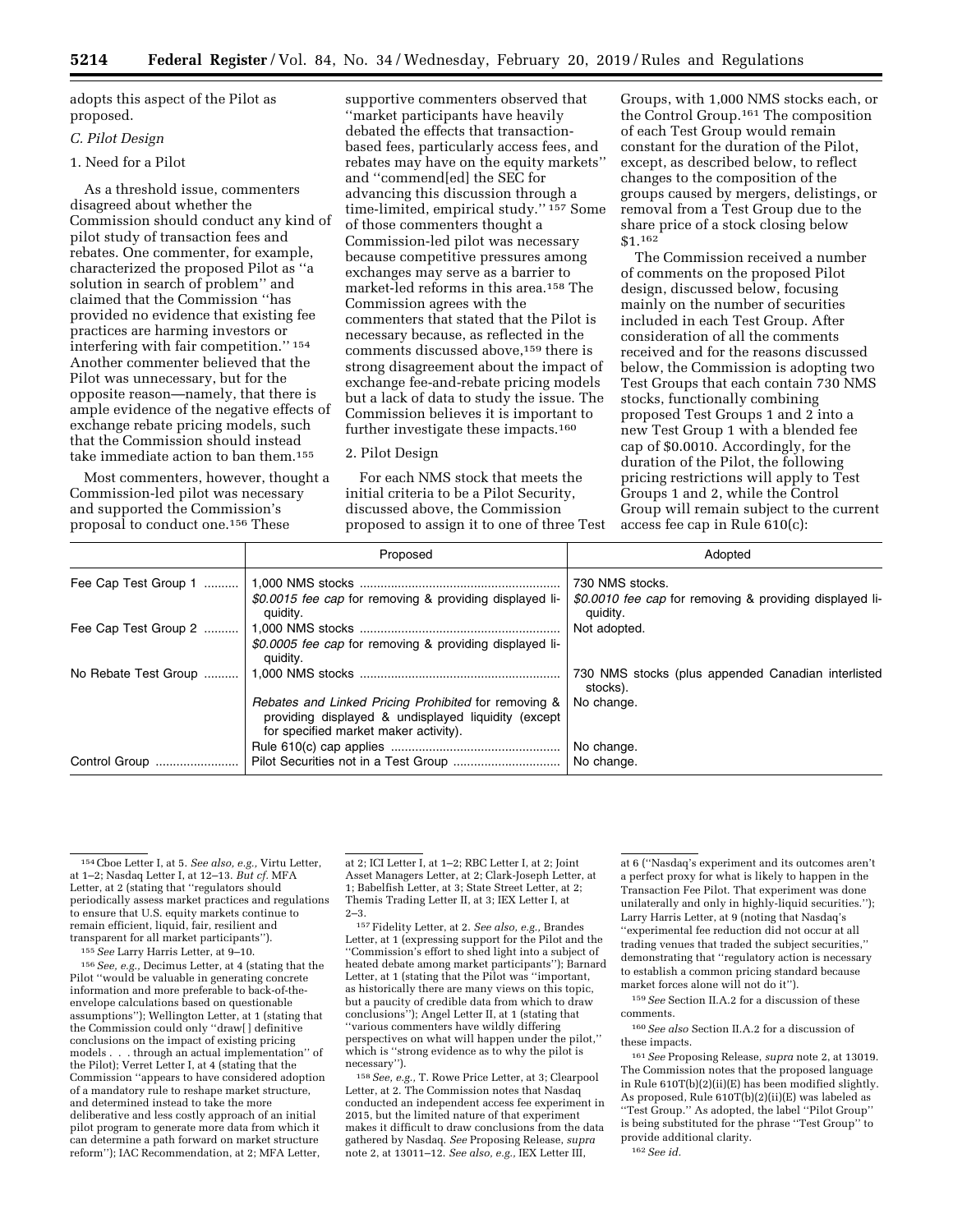adopts this aspect of the Pilot as proposed.

### C. Pilot Design

#### 1. Need for a Pilot

As a threshold issue, commenters disagreed about whether the Commission should conduct any kind of pilot study of transaction fees and rebates. One commenter, for example, characterized the proposed Pilot as ''a solution in search of problem'' and claimed that the Commission ''has provided no evidence that existing fee practices are harming investors or interfering with fair competition.'' [154] Another commenter believed that the Pilot was unnecessary, but for the opposite reason—namely, that there is ample evidence of the negative effects of exchange rebate pricing models, such that the Commission should instead take immediate action to ban them.[155]

Most commenters, however, thought a Commission-led pilot was necessary and supported the Commission's proposal to conduct one.[156] These supportive commenters observed that ''market participants have heavily debated the effects that transaction-based fees, particularly access fees, and rebates may have on the equity markets'' and ''commend[ed] the SEC for advancing this discussion through a time-limited, empirical study.'' [157] Some of those commenters thought a Commission-led pilot was necessary because competitive pressures among exchanges may serve as a barrier to market-led reforms in this area.[158] The Commission agrees with the commenters that stated that the Pilot is necessary because, as reflected in the comments discussed above,[159] there is strong disagreement about the impact of exchange fee-and-rebate pricing models but a lack of data to study the issue. The Commission believes it is important to further investigate these impacts.[160]

#### 2. Pilot Design

For each NMS stock that meets the initial criteria to be a Pilot Security, discussed above, the Commission proposed to assign it to one of three Test Groups, with 1,000 NMS stocks each, or the Control Group.[161] The composition of each Test Group would remain constant for the duration of the Pilot, except, as described below, to reflect changes to the composition of the groups caused by mergers, delistings, or removal from a Test Group due to the share price of a stock closing below $1.[162]

The Commission received a number of comments on the proposed Pilot design, discussed below, focusing mainly on the number of securities included in each Test Group. After consideration of all the comments received and for the reasons discussed below, the Commission is adopting two Test Groups that each contain 730 NMS stocks, functionally combining proposed Test Groups 1 and 2 into a new Test Group 1 with a blended fee cap of $0.0010. Accordingly, for the duration of the Pilot, the following pricing restrictions will apply to Test Groups 1 and 2, while the Control Group will remain subject to the current access fee cap in Rule 610(c):

| | Proposed | Adopted |
|---|---|---|
| Fee Cap Test Group 1 | 1,000 NMS stocks | 730 NMS stocks. |
| | *$0.0015 fee cap* for removing & providing displayed liquidity. | *$0.0010 fee cap* for removing & providing displayed liquidity. |
| Fee Cap Test Group 2 | 1,000 NMS stocks | Not adopted. |
| | *$0.0005 fee cap* for removing & providing displayed liquidity. | |
| No Rebate Test Group | 1,000 NMS stocks | 730 NMS stocks (plus appended Canadian interlisted stocks). |
| | *Rebates and Linked Pricing Prohibited* for removing & providing displayed & undisplayed liquidity (except for specified market maker activity). | No change. |
| | Rule 610(c) cap applies | No change. |
| Control Group | Pilot Securities not in a Test Group | No change. |

---

[154] Cboe Letter I, at 5. *See also, e.g.,* Virtu Letter, at 1–2; Nasdaq Letter I, at 12–13. *But cf.* MFA Letter, at 2 (stating that ''regulators should periodically assess market practices and regulations to ensure that U.S. equity markets continue to remain efficient, liquid, fair, resilient and transparent for all market participants'').

[155] *See* Larry Harris Letter, at 9–10.

[156] *See, e.g.,* Decimus Letter, at 4 (stating that the Pilot ''would be valuable in generating concrete information and more preferable to back-of-the-envelope calculations based on questionable assumptions''); Wellington Letter, at 1 (stating that the Commission could only ''draw[ ] definitive conclusions on the impact of existing pricing models . . . through an actual implementation'' of the Pilot); Verret Letter I, at 4 (stating that the Commission ''appears to have considered adoption of a mandatory rule to reshape market structure, and determined instead to take the more deliberative and less costly approach of an initial pilot program to generate more data from which it can determine a path forward on market structure reform''); IAC Recommendation, at 2; MFA Letter, at 2; ICI Letter I, at 1–2; RBC Letter I, at 2; Joint Asset Managers Letter, at 2; Clark-Joseph Letter, at 1; Babelfish Letter, at 3; State Street Letter, at 2; Themis Trading Letter II, at 3; IEX Letter I, at 2–3.

[157] Fidelity Letter, at 2. *See also, e.g.,* Brandes Letter, at 1 (expressing support for the Pilot and the ''Commission's effort to shed light into a subject of heated debate among market participants''); Barnard Letter, at 1 (stating that the Pilot was ''important, as historically there are many views on this topic, but a paucity of credible data from which to draw conclusions''); Angel Letter II, at 1 (stating that ''various commenters have wildly differing perspectives on what will happen under the pilot,'' which is ''strong evidence as to why the pilot is necessary'').

[158] *See, e.g.,* T. Rowe Price Letter, at 3; Clearpool Letter, at 2. The Commission notes that Nasdaq conducted an independent access fee experiment in 2015, but the limited nature of that experiment makes it difficult to draw conclusions from the data gathered by Nasdaq. *See* Proposing Release, *supra* note 2, at 13011–12. *See also, e.g.,* IEX Letter III, at 6 (''Nasdaq's experiment and its outcomes aren't a perfect proxy for what is likely to happen in the Transaction Fee Pilot. That experiment was done unilaterally and only in highly-liquid securities.''); Larry Harris Letter, at 9 (noting that Nasdaq's ''experimental fee reduction did not occur at all trading venues that traded the subject securities,'' demonstrating that ''regulatory action is necessary to establish a common pricing standard because market forces alone will not do it'').

[159] *See* Section II.A.2 for a discussion of these comments.

[160] *See also* Section II.A.2 for a discussion of these impacts.

[161] *See* Proposing Release, *supra* note 2, at 13019. The Commission notes that the proposed language in Rule 610T(b)(2)(ii)(E) has been modified slightly. As proposed, Rule 610T(b)(2)(ii)(E) was labeled as ''Test Group.'' As adopted, the label ''Pilot Group'' is being substituted for the phrase ''Test Group'' to provide additional clarity.

[162] *See id.*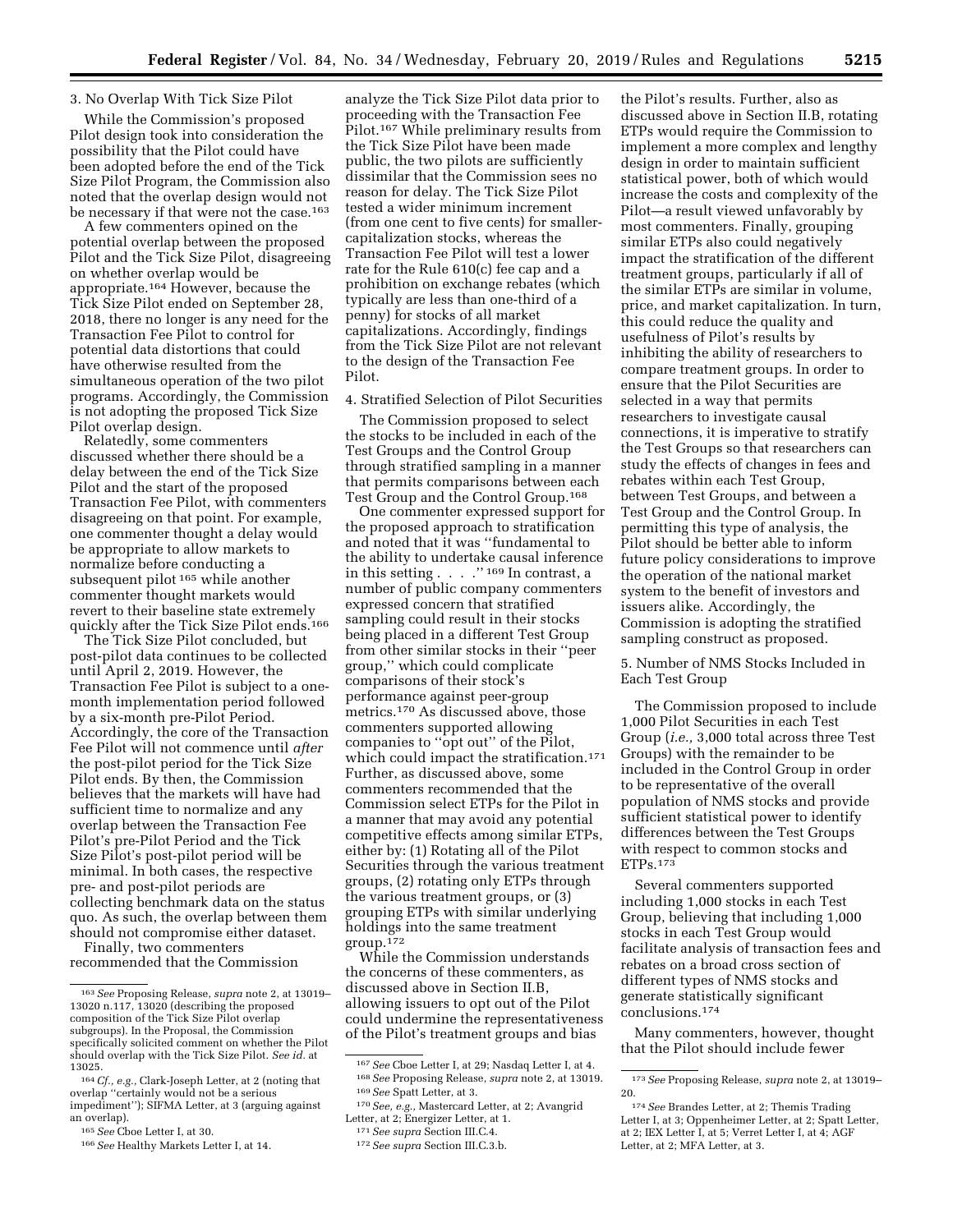### 3. No Overlap With Tick Size Pilot

While the Commission's proposed Pilot design took into consideration the possibility that the Pilot could have been adopted before the end of the Tick Size Pilot Program, the Commission also noted that the overlap design would not be necessary if that were not the case.[163]

A few commenters opined on the potential overlap between the proposed Pilot and the Tick Size Pilot, disagreeing on whether overlap would be appropriate.[164] However, because the Tick Size Pilot ended on September 28, 2018, there no longer is any need for the Transaction Fee Pilot to control for potential data distortions that could have otherwise resulted from the simultaneous operation of the two pilot programs. Accordingly, the Commission is not adopting the proposed Tick Size Pilot overlap design.

Relatedly, some commenters discussed whether there should be a delay between the end of the Tick Size Pilot and the start of the proposed Transaction Fee Pilot, with commenters disagreeing on that point. For example, one commenter thought a delay would be appropriate to allow markets to normalize before conducting a subsequent pilot[165] while another commenter thought markets would revert to their baseline state extremely quickly after the Tick Size Pilot ends.[166]

The Tick Size Pilot concluded, but post-pilot data continues to be collected until April 2, 2019. However, the Transaction Fee Pilot is subject to a one-month implementation period followed by a six-month pre-Pilot Period. Accordingly, the core of the Transaction Fee Pilot will not commence until *after* the post-pilot period for the Tick Size Pilot ends. By then, the Commission believes that the markets will have had sufficient time to normalize and any overlap between the Transaction Fee Pilot's pre-Pilot Period and the Tick Size Pilot's post-pilot period will be minimal. In both cases, the respective pre- and post-pilot periods are collecting benchmark data on the status quo. As such, the overlap between them should not compromise either dataset.

Finally, two commenters recommended that the Commission analyze the Tick Size Pilot data prior to proceeding with the Transaction Fee Pilot.[167] While preliminary results from the Tick Size Pilot have been made public, the two pilots are sufficiently dissimilar that the Commission sees no reason for delay. The Tick Size Pilot tested a wider minimum increment (from one cent to five cents) for smaller-capitalization stocks, whereas the Transaction Fee Pilot will test a lower rate for the Rule 610(c) fee cap and a prohibition on exchange rebates (which typically are less than one-third of a penny) for stocks of all market capitalizations. Accordingly, findings from the Tick Size Pilot are not relevant to the design of the Transaction Fee Pilot.

### 4. Stratified Selection of Pilot Securities

The Commission proposed to select the stocks to be included in each of the Test Groups and the Control Group through stratified sampling in a manner that permits comparisons between each Test Group and the Control Group.[168]

One commenter expressed support for the proposed approach to stratification and noted that it was ''fundamental to the ability to undertake causal inference in this setting . . . .''[169] In contrast, a number of public company commenters expressed concern that stratified sampling could result in their stocks being placed in a different Test Group from other similar stocks in their ''peer group,'' which could complicate comparisons of their stock's performance against peer-group metrics.[170] As discussed above, those commenters supported allowing companies to ''opt out'' of the Pilot, which could impact the stratification.[171] Further, as discussed above, some commenters recommended that the Commission select ETPs for the Pilot in a manner that may avoid any potential competitive effects among similar ETPs, either by: (1) Rotating all of the Pilot Securities through the various treatment groups, (2) rotating only ETPs through the various treatment groups, or (3) grouping ETPs with similar underlying holdings into the same treatment group.[172]

While the Commission understands the concerns of these commenters, as discussed above in Section II.B, allowing issuers to opt out of the Pilot could undermine the representativeness of the Pilot's treatment groups and bias the Pilot's results. Further, also as discussed above in Section II.B, rotating ETPs would require the Commission to implement a more complex and lengthy design in order to maintain sufficient statistical power, both of which would increase the costs and complexity of the Pilot—a result viewed unfavorably by most commenters. Finally, grouping similar ETPs also could negatively impact the stratification of the different treatment groups, particularly if all of the similar ETPs are similar in volume, price, and market capitalization. In turn, this could reduce the quality and usefulness of Pilot's results by inhibiting the ability of researchers to compare treatment groups. In order to ensure that the Pilot Securities are selected in a way that permits researchers to investigate causal connections, it is imperative to stratify the Test Groups so that researchers can study the effects of changes in fees and rebates within each Test Group, between Test Groups, and between a Test Group and the Control Group. In permitting this type of analysis, the Pilot should be better able to inform future policy considerations to improve the operation of the national market system to the benefit of investors and issuers alike. Accordingly, the Commission is adopting the stratified sampling construct as proposed.

### 5. Number of NMS Stocks Included in Each Test Group

The Commission proposed to include 1,000 Pilot Securities in each Test Group (*i.e.,* 3,000 total across three Test Groups) with the remainder to be included in the Control Group in order to be representative of the overall population of NMS stocks and provide sufficient statistical power to identify differences between the Test Groups with respect to common stocks and ETPs.[173]

Several commenters supported including 1,000 stocks in each Test Group, believing that including 1,000 stocks in each Test Group would facilitate analysis of transaction fees and rebates on a broad cross section of different types of NMS stocks and generate statistically significant conclusions.[174]

Many commenters, however, thought that the Pilot should include fewer

---

[163] *See* Proposing Release, *supra* note 2, at 13019–13020 n.117, 13020 (describing the proposed composition of the Tick Size Pilot overlap subgroups). In the Proposal, the Commission specifically solicited comment on whether the Pilot should overlap with the Tick Size Pilot. *See id.* at 13025.

[164] *Cf., e.g.,* Clark-Joseph Letter, at 2 (noting that overlap ''certainly would not be a serious impediment''); SIFMA Letter, at 3 (arguing against an overlap).

[165] *See* Cboe Letter I, at 30.

[166] *See* Healthy Markets Letter I, at 14.

[167] *See* Cboe Letter I, at 29; Nasdaq Letter I, at 4.

[168] *See* Proposing Release, *supra* note 2, at 13019.

[169] *See* Spatt Letter, at 3.

[170] *See, e.g.,* Mastercard Letter, at 2; Avangrid Letter, at 2; Energizer Letter, at 1.

[171] *See supra* Section III.C.4.

[172] *See supra* Section III.C.3.b.

[173] *See* Proposing Release, *supra* note 2, at 13019–20.

[174] *See* Brandes Letter, at 2; Themis Trading Letter I, at 3; Oppenheimer Letter, at 2; Spatt Letter, at 2; IEX Letter I, at 5; Verret Letter I, at 4; AGF Letter, at 2; MFA Letter, at 3.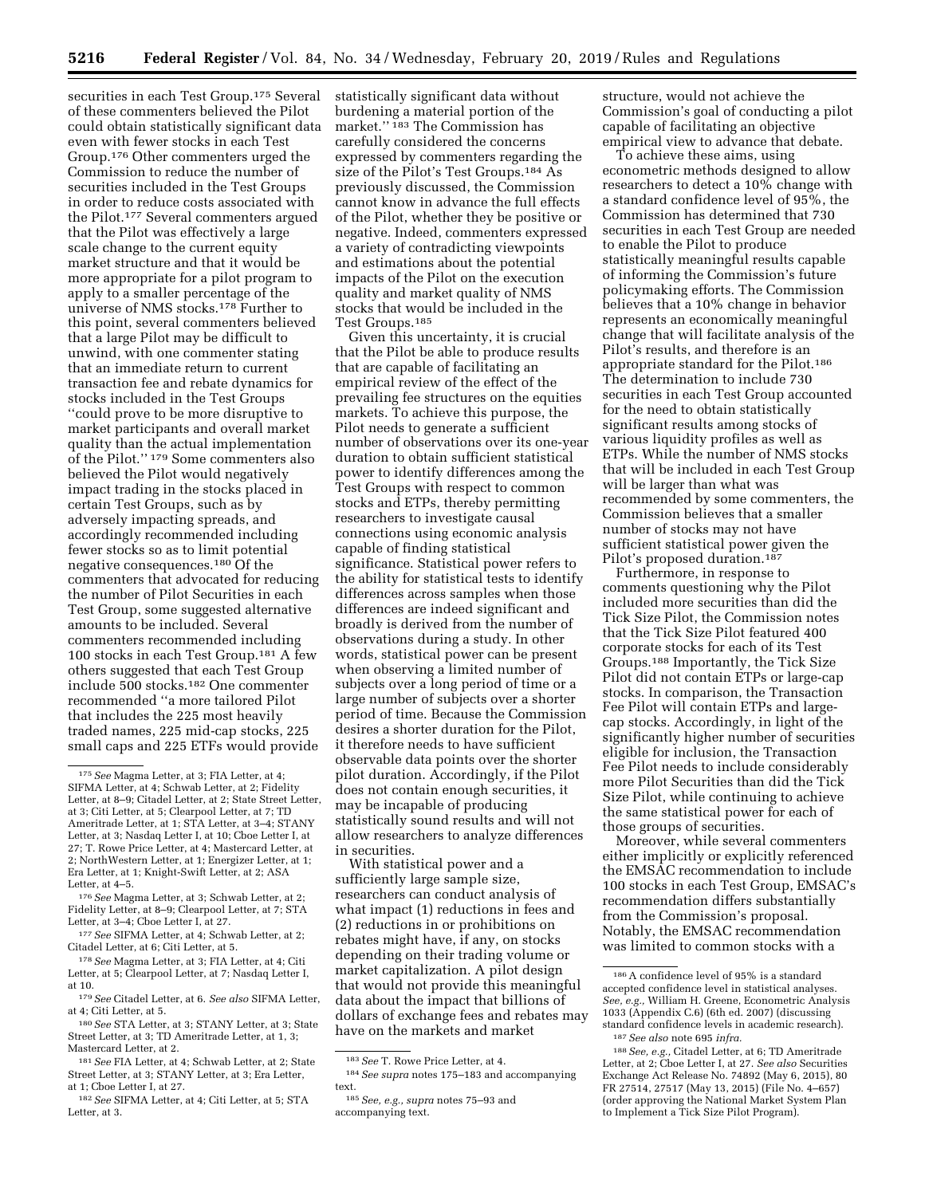securities in each Test Group.[175] Several of these commenters believed the Pilot could obtain statistically significant data even with fewer stocks in each Test Group.[176] Other commenters urged the Commission to reduce the number of securities included in the Test Groups in order to reduce costs associated with the Pilot.[177] Several commenters argued that the Pilot was effectively a large scale change to the current equity market structure and that it would be more appropriate for a pilot program to apply to a smaller percentage of the universe of NMS stocks.[178] Further to this point, several commenters believed that a large Pilot may be difficult to unwind, with one commenter stating that an immediate return to current transaction fee and rebate dynamics for stocks included in the Test Groups "could prove to be more disruptive to market participants and overall market quality than the actual implementation of the Pilot." [179] Some commenters also believed the Pilot would negatively impact trading in the stocks placed in certain Test Groups, such as by adversely impacting spreads, and accordingly recommended including fewer stocks so as to limit potential negative consequences.[180] Of the commenters that advocated for reducing the number of Pilot Securities in each Test Group, some suggested alternative amounts to be included. Several commenters recommended including 100 stocks in each Test Group.[181] A few others suggested that each Test Group include 500 stocks.[182] One commenter recommended "a more tailored Pilot that includes the 225 most heavily traded names, 225 mid-cap stocks, 225 small caps and 225 ETFs would provide statistically significant data without burdening a material portion of the market." [183] The Commission has carefully considered the concerns expressed by commenters regarding the size of the Pilot's Test Groups.[184] As previously discussed, the Commission cannot know in advance the full effects of the Pilot, whether they be positive or negative. Indeed, commenters expressed a variety of contradicting viewpoints and estimations about the potential impacts of the Pilot on the execution quality and market quality of NMS stocks that would be included in the Test Groups.[185]

Given this uncertainty, it is crucial that the Pilot be able to produce results that are capable of facilitating an empirical review of the effect of the prevailing fee structures on the equities markets. To achieve this purpose, the Pilot needs to generate a sufficient number of observations over its one-year duration to obtain sufficient statistical power to identify differences among the Test Groups with respect to common stocks and ETPs, thereby permitting researchers to investigate causal connections using economic analysis capable of finding statistical significance. Statistical power refers to the ability for statistical tests to identify differences across samples when those differences are indeed significant and broadly is derived from the number of observations during a study. In other words, statistical power can be present when observing a limited number of subjects over a long period of time or a large number of subjects over a shorter period of time. Because the Commission desires a shorter duration for the Pilot, it therefore needs to have sufficient observable data points over the shorter pilot duration. Accordingly, if the Pilot does not contain enough securities, it may be incapable of producing statistically sound results and will not allow researchers to analyze differences in securities.

With statistical power and a sufficiently large sample size, researchers can conduct analysis of what impact (1) reductions in fees and (2) reductions in or prohibitions on rebates might have, if any, on stocks depending on their trading volume or market capitalization. A pilot design that would not provide this meaningful data about the impact that billions of dollars of exchange fees and rebates may have on the markets and market structure, would not achieve the Commission's goal of conducting a pilot capable of facilitating an objective empirical view to advance that debate.

To achieve these aims, using econometric methods designed to allow researchers to detect a 10% change with a standard confidence level of 95%, the Commission has determined that 730 securities in each Test Group are needed to enable the Pilot to produce statistically meaningful results capable of informing the Commission's future policymaking efforts. The Commission believes that a 10% change in behavior represents an economically meaningful change that will facilitate analysis of the Pilot's results, and therefore is an appropriate standard for the Pilot.[186] The determination to include 730 securities in each Test Group accounted for the need to obtain statistically significant results among stocks of various liquidity profiles as well as ETPs. While the number of NMS stocks that will be included in each Test Group will be larger than what was recommended by some commenters, the Commission believes that a smaller number of stocks may not have sufficient statistical power given the Pilot's proposed duration.[187]

Furthermore, in response to comments questioning why the Pilot included more securities than did the Tick Size Pilot, the Commission notes that the Tick Size Pilot featured 400 corporate stocks for each of its Test Groups.[188] Importantly, the Tick Size Pilot did not contain ETPs or large-cap stocks. In comparison, the Transaction Fee Pilot will contain ETPs and large-cap stocks. Accordingly, in light of the significantly higher number of securities eligible for inclusion, the Transaction Fee Pilot needs to include considerably more Pilot Securities than did the Tick Size Pilot, while continuing to achieve the same statistical power for each of those groups of securities.

Moreover, while several commenters either implicitly or explicitly referenced the EMSAC recommendation to include 100 stocks in each Test Group, EMSAC's recommendation differs substantially from the Commission's proposal. Notably, the EMSAC recommendation was limited to common stocks with a

---

[175] *See* Magma Letter, at 3; FIA Letter, at 4; SIFMA Letter, at 4; Schwab Letter, at 2; Fidelity Letter, at 8–9; Citadel Letter, at 2; State Street Letter, at 3; Citi Letter, at 5; Clearpool Letter, at 7; TD Ameritrade Letter, at 1; STA Letter, at 3–4; STANY Letter, at 3; Nasdaq Letter I, at 10; Cboe Letter I, at 27; T. Rowe Price Letter, at 4; Mastercard Letter, at 2; NorthWestern Letter, at 1; Energizer Letter, at 1; Era Letter, at 1; Knight-Swift Letter, at 2; ASA Letter, at 4–5.

[176] *See* Magma Letter, at 3; Schwab Letter, at 2; Fidelity Letter, at 8–9; Clearpool Letter, at 7; STA Letter, at 3–4; Cboe Letter I, at 27.

[177] *See* SIFMA Letter, at 4; Schwab Letter, at 2; Citadel Letter, at 6; Citi Letter, at 5.

[178] *See* Magma Letter, at 3; FIA Letter, at 4; Citi Letter, at 5; Clearpool Letter, at 7; Nasdaq Letter I, at 10.

[179] *See* Citadel Letter, at 6. *See also* SIFMA Letter, at 4; Citi Letter, at 5.

[180] *See* STA Letter, at 3; STANY Letter, at 3; State Street Letter, at 3; TD Ameritrade Letter, at 1, 3; Mastercard Letter, at 2.

[181] *See* FIA Letter, at 4; Schwab Letter, at 2; State Street Letter, at 3; STANY Letter, at 3; Era Letter, at 1; Cboe Letter I, at 27.

[182] *See* SIFMA Letter, at 4; Citi Letter, at 5; STA Letter, at 3.

[183] *See* T. Rowe Price Letter, at 4.

[184] *See supra* notes 175–183 and accompanying text.

[185] *See, e.g., supra* notes 75–93 and accompanying text.

[186] A confidence level of 95% is a standard accepted confidence level in statistical analyses. *See, e.g.,* William H. Greene, Econometric Analysis 1033 (Appendix C.6) (6th ed. 2007) (discussing standard confidence levels in academic research).

[187] *See also* note 695 *infra.*

[188] *See, e.g.,* Citadel Letter, at 6; TD Ameritrade Letter, at 2; Cboe Letter I, at 27. *See also* Securities Exchange Act Release No. 74892 (May 6, 2015), 80 FR 27514, 27517 (May 13, 2015) (File No. 4–657) (order approving the National Market System Plan to Implement a Tick Size Pilot Program).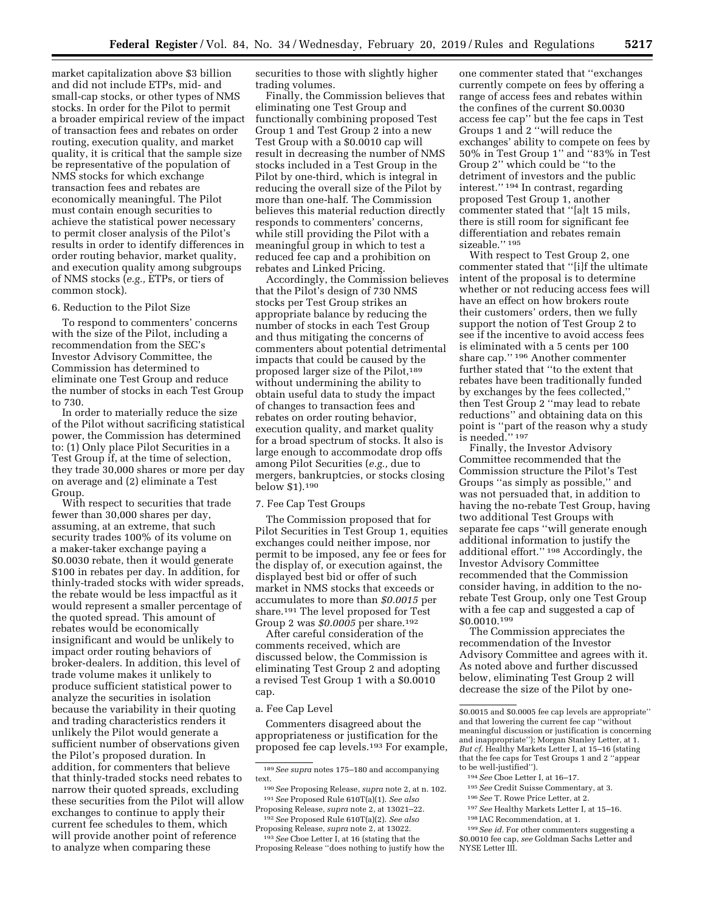market capitalization above $3 billion and did not include ETPs, mid- and small-cap stocks, or other types of NMS stocks. In order for the Pilot to permit a broader empirical review of the impact of transaction fees and rebates on order routing, execution quality, and market quality, it is critical that the sample size be representative of the population of NMS stocks for which exchange transaction fees and rebates are economically meaningful. The Pilot must contain enough securities to achieve the statistical power necessary to permit closer analysis of the Pilot's results in order to identify differences in order routing behavior, market quality, and execution quality among subgroups of NMS stocks (*e.g.,* ETPs, or tiers of common stock).

6. Reduction to the Pilot Size

To respond to commenters' concerns with the size of the Pilot, including a recommendation from the SEC's Investor Advisory Committee, the Commission has determined to eliminate one Test Group and reduce the number of stocks in each Test Group to 730.

In order to materially reduce the size of the Pilot without sacrificing statistical power, the Commission has determined to: (1) Only place Pilot Securities in a Test Group if, at the time of selection, they trade 30,000 shares or more per day on average and (2) eliminate a Test Group.

With respect to securities that trade fewer than 30,000 shares per day, assuming, at an extreme, that such security trades 100% of its volume on a maker-taker exchange paying a $0.0030 rebate, then it would generate $100 in rebates per day. In addition, for thinly-traded stocks with wider spreads, the rebate would be less impactful as it would represent a smaller percentage of the quoted spread. This amount of rebates would be economically insignificant and would be unlikely to impact order routing behaviors of broker-dealers. In addition, this level of trade volume makes it unlikely to produce sufficient statistical power to analyze the securities in isolation because the variability in their quoting and trading characteristics renders it unlikely the Pilot would generate a sufficient number of observations given the Pilot's proposed duration. In addition, for commenters that believe that thinly-traded stocks need rebates to narrow their quoted spreads, excluding these securities from the Pilot will allow exchanges to continue to apply their current fee schedules to them, which will provide another point of reference to analyze when comparing these securities to those with slightly higher trading volumes.

Finally, the Commission believes that eliminating one Test Group and functionally combining proposed Test Group 1 and Test Group 2 into a new Test Group with a $0.0010 cap will result in decreasing the number of NMS stocks included in a Test Group in the Pilot by one-third, which is integral in reducing the overall size of the Pilot by more than one-half. The Commission believes this material reduction directly responds to commenters' concerns, while still providing the Pilot with a meaningful group in which to test a reduced fee cap and a prohibition on rebates and Linked Pricing.

Accordingly, the Commission believes that the Pilot's design of 730 NMS stocks per Test Group strikes an appropriate balance by reducing the number of stocks in each Test Group and thus mitigating the concerns of commenters about potential detrimental impacts that could be caused by the proposed larger size of the Pilot,[189] without undermining the ability to obtain useful data to study the impact of changes to transaction fees and rebates on order routing behavior, execution quality, and market quality for a broad spectrum of stocks. It also is large enough to accommodate drop offs among Pilot Securities (*e.g.,* due to mergers, bankruptcies, or stocks closing below $1).[190]

7. Fee Cap Test Groups

The Commission proposed that for Pilot Securities in Test Group 1, equities exchanges could neither impose, nor permit to be imposed, any fee or fees for the display of, or execution against, the displayed best bid or offer of such market in NMS stocks that exceeds or accumulates to more than *$0.0015* per share.[191] The level proposed for Test Group 2 was *$0.0005* per share.[192]

After careful consideration of the comments received, which are discussed below, the Commission is eliminating Test Group 2 and adopting a revised Test Group 1 with a $0.0010 cap.

a. Fee Cap Level

Commenters disagreed about the appropriateness or justification for the proposed fee cap levels.[193] For example, one commenter stated that ''exchanges currently compete on fees by offering a range of access fees and rebates within the confines of the current $0.0030 access fee cap'' but the fee caps in Test Groups 1 and 2 ''will reduce the exchanges' ability to compete on fees by 50% in Test Group 1'' and ''83% in Test Group 2'' which could be ''to the detriment of investors and the public interest.''[194] In contrast, regarding proposed Test Group 1, another commenter stated that ''[a]t 15 mils, there is still room for significant fee differentiation and rebates remain sizeable.''[195]

With respect to Test Group 2, one commenter stated that ''[i]f the ultimate intent of the proposal is to determine whether or not reducing access fees will have an effect on how brokers route their customers' orders, then we fully support the notion of Test Group 2 to see if the incentive to avoid access fees is eliminated with a 5 cents per 100 share cap.''[196] Another commenter further stated that ''to the extent that rebates have been traditionally funded by exchanges by the fees collected,'' then Test Group 2 ''may lead to rebate reductions'' and obtaining data on this point is ''part of the reason why a study is needed.''[197]

Finally, the Investor Advisory Committee recommended that the Commission structure the Pilot's Test Groups ''as simply as possible,'' and was not persuaded that, in addition to having the no-rebate Test Group, having two additional Test Groups with separate fee caps ''will generate enough additional information to justify the additional effort.''[198] Accordingly, the Investor Advisory Committee recommended that the Commission consider having, in addition to the no-rebate Test Group, only one Test Group with a fee cap and suggested a cap of $0.0010.[199]

The Commission appreciates the recommendation of the Investor Advisory Committee and agrees with it. As noted above and further discussed below, eliminating Test Group 2 will decrease the size of the Pilot by one-

---

[189] *See supra* notes 175–180 and accompanying text.

[190] *See* Proposing Release, *supra* note 2, at n. 102.

[191] *See* Proposed Rule 610T(a)(1). *See also* Proposing Release, *supra* note 2, at 13021–22.

[192] *See* Proposed Rule 610T(a)(2). *See also* Proposing Release, *supra* note 2, at 13022.

[193] *See* Cboe Letter I, at 16 (stating that the Proposing Release ''does nothing to justify how the $0.0015 and $0.0005 fee cap levels are appropriate'' and that lowering the current fee cap ''without meaningful discussion or justification is concerning and inappropriate''); Morgan Stanley Letter, at 1. *But cf.* Healthy Markets Letter I, at 15–16 (stating that the fee caps for Test Groups 1 and 2 ''appear to be well-justified'').

[194] *See* Cboe Letter I, at 16–17.

[195] *See* Credit Suisse Commentary, at 3.

[196] *See* T. Rowe Price Letter, at 2.

[197] *See* Healthy Markets Letter I, at 15–16.

[198] IAC Recommendation, at 1.

[199] *See id.* For other commenters suggesting a $0.0010 fee cap, *see* Goldman Sachs Letter and NYSE Letter III.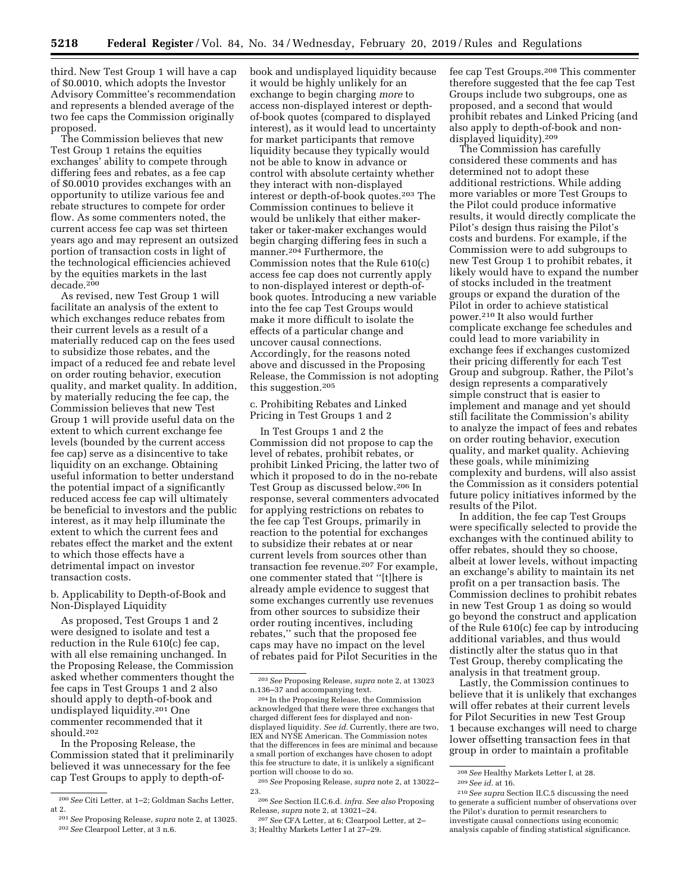third. New Test Group 1 will have a cap of $0.0010, which adopts the Investor Advisory Committee's recommendation and represents a blended average of the two fee caps the Commission originally proposed.

The Commission believes that new Test Group 1 retains the equities exchanges' ability to compete through differing fees and rebates, as a fee cap of $0.0010 provides exchanges with an opportunity to utilize various fee and rebate structures to compete for order flow. As some commenters noted, the current access fee cap was set thirteen years ago and may represent an outsized portion of transaction costs in light of the technological efficiencies achieved by the equities markets in the last decade.[200]

As revised, new Test Group 1 will facilitate an analysis of the extent to which exchanges reduce rebates from their current levels as a result of a materially reduced cap on the fees used to subsidize those rebates, and the impact of a reduced fee and rebate level on order routing behavior, execution quality, and market quality. In addition, by materially reducing the fee cap, the Commission believes that new Test Group 1 will provide useful data on the extent to which current exchange fee levels (bounded by the current access fee cap) serve as a disincentive to take liquidity on an exchange. Obtaining useful information to better understand the potential impact of a significantly reduced access fee cap will ultimately be beneficial to investors and the public interest, as it may help illuminate the extent to which the current fees and rebates effect the market and the extent to which those effects have a detrimental impact on investor transaction costs.

b. Applicability to Depth-of-Book and Non-Displayed Liquidity

As proposed, Test Groups 1 and 2 were designed to isolate and test a reduction in the Rule 610(c) fee cap, with all else remaining unchanged. In the Proposing Release, the Commission asked whether commenters thought the fee caps in Test Groups 1 and 2 also should apply to depth-of-book and undisplayed liquidity.[201] One commenter recommended that it should.[202]

In the Proposing Release, the Commission stated that it preliminarily believed it was unnecessary for the fee cap Test Groups to apply to depth-of-book and undisplayed liquidity because it would be highly unlikely for an exchange to begin charging *more* to access non-displayed interest or depth-of-book quotes (compared to displayed interest), as it would lead to uncertainty for market participants that remove liquidity because they typically would not be able to know in advance or control with absolute certainty whether they interact with non-displayed interest or depth-of-book quotes.[203] The Commission continues to believe it would be unlikely that either maker-taker or taker-maker exchanges would begin charging differing fees in such a manner.[204] Furthermore, the Commission notes that the Rule 610(c) access fee cap does not currently apply to non-displayed interest or depth-of-book quotes. Introducing a new variable into the fee cap Test Groups would make it more difficult to isolate the effects of a particular change and uncover causal connections. Accordingly, for the reasons noted above and discussed in the Proposing Release, the Commission is not adopting this suggestion.[205]

c. Prohibiting Rebates and Linked Pricing in Test Groups 1 and 2

In Test Groups 1 and 2 the Commission did not propose to cap the level of rebates, prohibit rebates, or prohibit Linked Pricing, the latter two of which it proposed to do in the no-rebate Test Group as discussed below.[206] In response, several commenters advocated for applying restrictions on rebates to the fee cap Test Groups, primarily in reaction to the potential for exchanges to subsidize their rebates at or near current levels from sources other than transaction fee revenue.[207] For example, one commenter stated that "[t]here is already ample evidence to suggest that some exchanges currently use revenues from other sources to subsidize their order routing incentives, including rebates," such that the proposed fee caps may have no impact on the level of rebates paid for Pilot Securities in the fee cap Test Groups.[208] This commenter therefore suggested that the fee cap Test Groups include two subgroups, one as proposed, and a second that would prohibit rebates and Linked Pricing (and also apply to depth-of-book and non-displayed liquidity).[209]

The Commission has carefully considered these comments and has determined not to adopt these additional restrictions. While adding more variables or more Test Groups to the Pilot could produce informative results, it would directly complicate the Pilot's design thus raising the Pilot's costs and burdens. For example, if the Commission were to add subgroups to new Test Group 1 to prohibit rebates, it likely would have to expand the number of stocks included in the treatment groups or expand the duration of the Pilot in order to achieve statistical power.[210] It also would further complicate exchange fee schedules and could lead to more variability in exchange fees if exchanges customized their pricing differently for each Test Group and subgroup. Rather, the Pilot's design represents a comparatively simple construct that is easier to implement and manage and yet should still facilitate the Commission's ability to analyze the impact of fees and rebates on order routing behavior, execution quality, and market quality. Achieving these goals, while minimizing complexity and burdens, will also assist the Commission as it considers potential future policy initiatives informed by the results of the Pilot.

In addition, the fee cap Test Groups were specifically selected to provide the exchanges with the continued ability to offer rebates, should they so choose, albeit at lower levels, without impacting an exchange's ability to maintain its net profit on a per transaction basis. The Commission declines to prohibit rebates in new Test Group 1 as doing so would go beyond the construct and application of the Rule 610(c) fee cap by introducing additional variables, and thus would distinctly alter the status quo in that Test Group, thereby complicating the analysis in that treatment group.

Lastly, the Commission continues to believe that it is unlikely that exchanges will offer rebates at their current levels for Pilot Securities in new Test Group 1 because exchanges will need to charge lower offsetting transaction fees in that group in order to maintain a profitable

---

[200] *See* Citi Letter, at 1–2; Goldman Sachs Letter, at 2.

[201] *See* Proposing Release, *supra* note 2, at 13025.

[202] *See* Clearpool Letter, at 3 n.6.

[203] *See* Proposing Release, *supra* note 2, at 13023 n.136–37 and accompanying text.

[204] In the Proposing Release, the Commission acknowledged that there were three exchanges that charged different fees for displayed and non-displayed liquidity. *See id.* Currently, there are two, IEX and NYSE American. The Commission notes that the differences in fees are minimal and because a small portion of exchanges have chosen to adopt this fee structure to date, it is unlikely a significant portion will choose to do so.

[205] *See* Proposing Release, *supra* note 2, at 13022–23.

[206] *See* Section II.C.6.d. *infra. See also* Proposing Release, *supra* note 2, at 13021–24.

[207] *See* CFA Letter, at 6; Clearpool Letter, at 2–3; Healthy Markets Letter I at 27–29.

[208] *See* Healthy Markets Letter I, at 28.

[209] *See id.* at 16.

[210] *See supra* Section II.C.5 discussing the need to generate a sufficient number of observations over the Pilot's duration to permit researchers to investigate causal connections using economic analysis capable of finding statistical significance.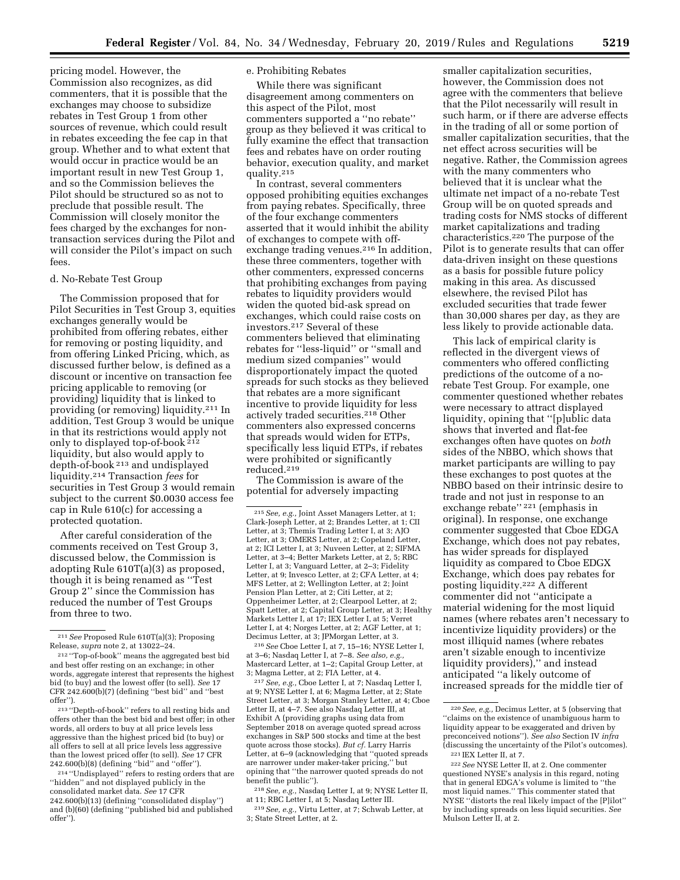pricing model. However, the Commission also recognizes, as did commenters, that it is possible that the exchanges may choose to subsidize rebates in Test Group 1 from other sources of revenue, which could result in rebates exceeding the fee cap in that group. Whether and to what extent that would occur in practice would be an important result in new Test Group 1, and so the Commission believes the Pilot should be structured so as not to preclude that possible result. The Commission will closely monitor the fees charged by the exchanges for non-transaction services during the Pilot and will consider the Pilot's impact on such fees.

d. No-Rebate Test Group

The Commission proposed that for Pilot Securities in Test Group 3, equities exchanges generally would be prohibited from offering rebates, either for removing or posting liquidity, and from offering Linked Pricing, which, as discussed further below, is defined as a discount or incentive on transaction fee pricing applicable to removing (or providing) liquidity that is linked to providing (or removing) liquidity.[211] In addition, Test Group 3 would be unique in that its restrictions would apply not only to displayed top-of-book[212] liquidity, but also would apply to depth-of-book[213] and undisplayed liquidity.[214] Transaction *fees* for securities in Test Group 3 would remain subject to the current $0.0030 access fee cap in Rule 610(c) for accessing a protected quotation.

After careful consideration of the comments received on Test Group 3, discussed below, the Commission is adopting Rule 610T(a)(3) as proposed, though it is being renamed as ''Test Group 2'' since the Commission has reduced the number of Test Groups from three to two.

e. Prohibiting Rebates

While there was significant disagreement among commenters on this aspect of the Pilot, most commenters supported a ''no rebate'' group as they believed it was critical to fully examine the effect that transaction fees and rebates have on order routing behavior, execution quality, and market quality.[215]

In contrast, several commenters opposed prohibiting equities exchanges from paying rebates. Specifically, three of the four exchange commenters asserted that it would inhibit the ability of exchanges to compete with off-exchange trading venues.[216] In addition, these three commenters, together with other commenters, expressed concerns that prohibiting exchanges from paying rebates to liquidity providers would widen the quoted bid-ask spread on exchanges, which could raise costs on investors.[217] Several of these commenters believed that eliminating rebates for ''less-liquid'' or ''small and medium sized companies'' would disproportionately impact the quoted spreads for such stocks as they believed that rebates are a more significant incentive to provide liquidity for less actively traded securities.[218] Other commenters also expressed concerns that spreads would widen for ETPs, specifically less liquid ETPs, if rebates were prohibited or significantly reduced.[219]

The Commission is aware of the potential for adversely impacting smaller capitalization securities, however, the Commission does not agree with the commenters that believe that the Pilot necessarily will result in such harm, or if there are adverse effects in the trading of all or some portion of smaller capitalization securities, that the net effect across securities will be negative. Rather, the Commission agrees with the many commenters who believed that it is unclear what the ultimate net impact of a no-rebate Test Group will be on quoted spreads and trading costs for NMS stocks of different market capitalizations and trading characteristics.[220] The purpose of the Pilot is to generate results that can offer data-driven insight on these questions as a basis for possible future policy making in this area. As discussed elsewhere, the revised Pilot has excluded securities that trade fewer than 30,000 shares per day, as they are less likely to provide actionable data.

This lack of empirical clarity is reflected in the divergent views of commenters who offered conflicting predictions of the outcome of a no-rebate Test Group. For example, one commenter questioned whether rebates were necessary to attract displayed liquidity, opining that ''[p]ublic data shows that inverted and flat-fee exchanges often have quotes on *both* sides of the NBBO, which shows that market participants are willing to pay these exchanges to post quotes at the NBBO based on their intrinsic desire to trade and not just in response to an exchange rebate''[221] (emphasis in original). In response, one exchange commenter suggested that Cboe EDGA Exchange, which does not pay rebates, has wider spreads for displayed liquidity as compared to Cboe EDGX Exchange, which does pay rebates for posting liquidity.[222] A different commenter did not ''anticipate a material widening for the most liquid names (where rebates aren't necessary to incentivize liquidity providers) or the most illiquid names (where rebates aren't sizable enough to incentivize liquidity providers),'' and instead anticipated ''a likely outcome of increased spreads for the middle tier of

---

[211] *See* Proposed Rule 610T(a)(3); Proposing Release, *supra* note 2, at 13022–24.

[212] ''Top-of-book'' means the aggregated best bid and best offer resting on an exchange; in other words, aggregate interest that represents the highest bid (to buy) and the lowest offer (to sell). *See* 17 CFR 242.600(b)(7) (defining ''best bid'' and ''best offer'').

[213] ''Depth-of-book'' refers to all resting bids and offers other than the best bid and best offer; in other words, all orders to buy at all price levels less aggressive than the highest priced bid (to buy) or all offers to sell at all price levels less aggressive than the lowest priced offer (to sell). *See* 17 CFR 242.600(b)(8) (defining ''bid'' and ''offer'').

[214] ''Undisplayed'' refers to resting orders that are ''hidden'' and not displayed publicly in the consolidated market data. *See* 17 CFR 242.600(b)(13) (defining ''consolidated display'') and (b)(60) (defining ''published bid and published offer'').

[215] *See, e.g.,* Joint Asset Managers Letter, at 1; Clark-Joseph Letter, at 2; Brandes Letter, at 1; CII Letter, at 3; Themis Trading Letter I, at 3; AJO Letter, at 3; OMERS Letter, at 2; Copeland Letter, at 2; ICI Letter I, at 3; Nuveen Letter, at 2; SIFMA Letter, at 3–4; Better Markets Letter, at 2, 5; RBC Letter I, at 3; Vanguard Letter, at 2–3; Fidelity Letter, at 9; Invesco Letter, at 2; CFA Letter, at 4; MFS Letter, at 2; Wellington Letter, at 2; Joint Pension Plan Letter, at 2; Citi Letter, at 2; Oppenheimer Letter, at 2; Clearpool Letter, at 2; Spatt Letter, at 2; Capital Group Letter, at 3; Healthy Markets Letter I, at 17; IEX Letter I, at 5; Verret Letter I, at 4; Norges Letter, at 2; AGF Letter, at 1; Decimus Letter, at 3; JPMorgan Letter, at 3.

[216] *See* Cboe Letter I, at 7, 15–16; NYSE Letter I, at 3–6; Nasdaq Letter I, at 7–8. *See also, e.g.,* Mastercard Letter, at 1–2; Capital Group Letter, at 3; Magma Letter, at 2; FIA Letter, at 4.

[217] *See, e.g.,* Cboe Letter I, at 7; Nasdaq Letter I, at 9; NYSE Letter I, at 6; Magma Letter, at 2; State Street Letter, at 3; Morgan Stanley Letter, at 4; Cboe Letter II, at 4–7. See also Nasdaq Letter III, at Exhibit A (providing graphs using data from September 2018 on average quoted spread across exchanges in S&P 500 stocks and time at the best quote across those stocks). *But cf.* Larry Harris Letter, at 6–9 (acknowledging that ''quoted spreads are narrower under maker-taker pricing,'' but opining that ''the narrower quoted spreads do not benefit the public'').

[218] *See, e.g.,* Nasdaq Letter I, at 9; NYSE Letter II, at 11; RBC Letter I, at 5; Nasdaq Letter III.

[219] *See, e.g.,* Virtu Letter, at 7; Schwab Letter, at 3; State Street Letter, at 2.

[220] *See, e.g.,* Decimus Letter, at 5 (observing that ''claims on the existence of unambiguous harm to liquidity appear to be exaggerated and driven by preconceived notions''). *See also* Section IV *infra* (discussing the uncertainty of the Pilot's outcomes).

[221] IEX Letter II, at 7.

[222] *See* NYSE Letter II, at 2. One commenter questioned NYSE's analysis in this regard, noting that in general EDGA's volume is limited to ''the most liquid names.'' This commenter stated that NYSE ''distorts the real likely impact of the [P]ilot'' by including spreads on less liquid securities. *See* Mulson Letter II, at 2.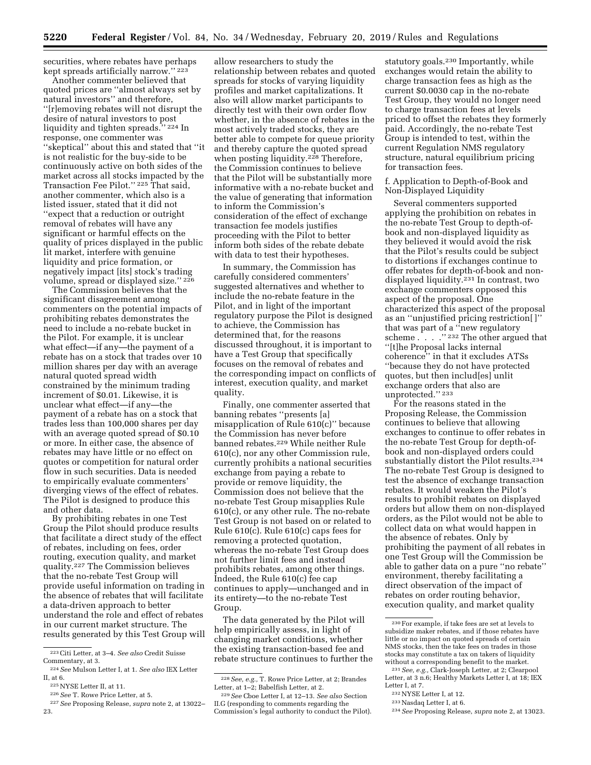securities, where rebates have perhaps kept spreads artificially narrow.'' [223]

Another commenter believed that quoted prices are ''almost always set by natural investors'' and therefore, ''[r]emoving rebates will not disrupt the desire of natural investors to post liquidity and tighten spreads.'' [224] In response, one commenter was ''skeptical'' about this and stated that ''it is not realistic for the buy-side to be continuously active on both sides of the market across all stocks impacted by the Transaction Fee Pilot.'' [225] That said, another commenter, which also is a listed issuer, stated that it did not ''expect that a reduction or outright removal of rebates will have any significant or harmful effects on the quality of prices displayed in the public lit market, interfere with genuine liquidity and price formation, or negatively impact [its] stock's trading volume, spread or displayed size.'' [226]

The Commission believes that the significant disagreement among commenters on the potential impacts of prohibiting rebates demonstrates the need to include a no-rebate bucket in the Pilot. For example, it is unclear what effect—if any—the payment of a rebate has on a stock that trades over 10 million shares per day with an average natural quoted spread width constrained by the minimum trading increment of $0.01. Likewise, it is unclear what effect—if any—the payment of a rebate has on a stock that trades less than 100,000 shares per day with an average quoted spread of $0.10 or more. In either case, the absence of rebates may have little or no effect on quotes or competition for natural order flow in such securities. Data is needed to empirically evaluate commenters' diverging views of the effect of rebates. The Pilot is designed to produce this and other data.

By prohibiting rebates in one Test Group the Pilot should produce results that facilitate a direct study of the effect of rebates, including on fees, order routing, execution quality, and market quality.[227] The Commission believes that the no-rebate Test Group will provide useful information on trading in the absence of rebates that will facilitate a data-driven approach to better understand the role and effect of rebates in our current market structure. The results generated by this Test Group will allow researchers to study the relationship between rebates and quoted spreads for stocks of varying liquidity profiles and market capitalizations. It also will allow market participants to directly test with their own order flow whether, in the absence of rebates in the most actively traded stocks, they are better able to compete for queue priority and thereby capture the quoted spread when posting liquidity.[228] Therefore, the Commission continues to believe that the Pilot will be substantially more informative with a no-rebate bucket and the value of generating that information to inform the Commission's consideration of the effect of exchange transaction fee models justifies proceeding with the Pilot to better inform both sides of the rebate debate with data to test their hypotheses.

In summary, the Commission has carefully considered commenters' suggested alternatives and whether to include the no-rebate feature in the Pilot, and in light of the important regulatory purpose the Pilot is designed to achieve, the Commission has determined that, for the reasons discussed throughout, it is important to have a Test Group that specifically focuses on the removal of rebates and the corresponding impact on conflicts of interest, execution quality, and market quality.

Finally, one commenter asserted that banning rebates ''presents [a] misapplication of Rule 610(c)'' because the Commission has never before banned rebates.[229] While neither Rule 610(c), nor any other Commission rule, currently prohibits a national securities exchange from paying a rebate to provide or remove liquidity, the Commission does not believe that the no-rebate Test Group misapplies Rule 610(c), or any other rule. The no-rebate Test Group is not based on or related to Rule 610(c). Rule 610(c) caps fees for removing a protected quotation, whereas the no-rebate Test Group does not further limit fees and instead prohibits rebates, among other things. Indeed, the Rule 610(c) fee cap continues to apply—unchanged and in its entirety—to the no-rebate Test Group.

The data generated by the Pilot will help empirically assess, in light of changing market conditions, whether the existing transaction-based fee and rebate structure continues to further the statutory goals.[230] Importantly, while exchanges would retain the ability to charge transaction fees as high as the current $0.0030 cap in the no-rebate Test Group, they would no longer need to charge transaction fees at levels priced to offset the rebates they formerly paid. Accordingly, the no-rebate Test Group is intended to test, within the current Regulation NMS regulatory structure, natural equilibrium pricing for transaction fees.

f. Application to Depth-of-Book and Non-Displayed Liquidity

Several commenters supported applying the prohibition on rebates in the no-rebate Test Group to depth-of-book and non-displayed liquidity as they believed it would avoid the risk that the Pilot's results could be subject to distortions if exchanges continue to offer rebates for depth-of-book and non-displayed liquidity.[231] In contrast, two exchange commenters opposed this aspect of the proposal. One characterized this aspect of the proposal as an ''unjustified pricing restriction[ ]'' that was part of a ''new regulatory scheme . . . .'' [232] The other argued that ''[t]he Proposal lacks internal coherence'' in that it excludes ATSs ''because they do not have protected quotes, but then includ[es] unlit exchange orders that also are unprotected.'' [233]

For the reasons stated in the Proposing Release, the Commission continues to believe that allowing exchanges to continue to offer rebates in the no-rebate Test Group for depth-of-book and non-displayed orders could substantially distort the Pilot results.[234] The no-rebate Test Group is designed to test the absence of exchange transaction rebates. It would weaken the Pilot's results to prohibit rebates on displayed orders but allow them on non-displayed orders, as the Pilot would not be able to collect data on what would happen in the absence of rebates. Only by prohibiting the payment of all rebates in one Test Group will the Commission be able to gather data on a pure ''no rebate'' environment, thereby facilitating a direct observation of the impact of rebates on order routing behavior, execution quality, and market quality

---

[223] Citi Letter, at 3–4. *See also* Credit Suisse Commentary, at 3.

[224] *See* Mulson Letter I, at 1. *See also* IEX Letter II, at 6.

[225] NYSE Letter II, at 11.

[226] *See* T. Rowe Price Letter, at 5.

[227] *See* Proposing Release, *supra* note 2, at 13022–23.

[228] *See, e.g.,* T. Rowe Price Letter, at 2; Brandes Letter, at 1–2; Babelfish Letter, at 2.

[229] *See* Cboe Letter I, at 12–13. *See also* Section II.G (responding to comments regarding the Commission's legal authority to conduct the Pilot).

[230] For example, if take fees are set at levels to subsidize maker rebates, and if those rebates have little or no impact on quoted spreads of certain NMS stocks, then the take fees on trades in those stocks may constitute a tax on takers of liquidity without a corresponding benefit to the market.

[231] *See, e.g.,* Clark-Joseph Letter, at 2; Clearpool Letter, at 3 n.6; Healthy Markets Letter I, at 18; IEX Letter I, at 7.

[232] NYSE Letter I, at 12.

[233] Nasdaq Letter I, at 6.

[234] *See* Proposing Release, *supra* note 2, at 13023.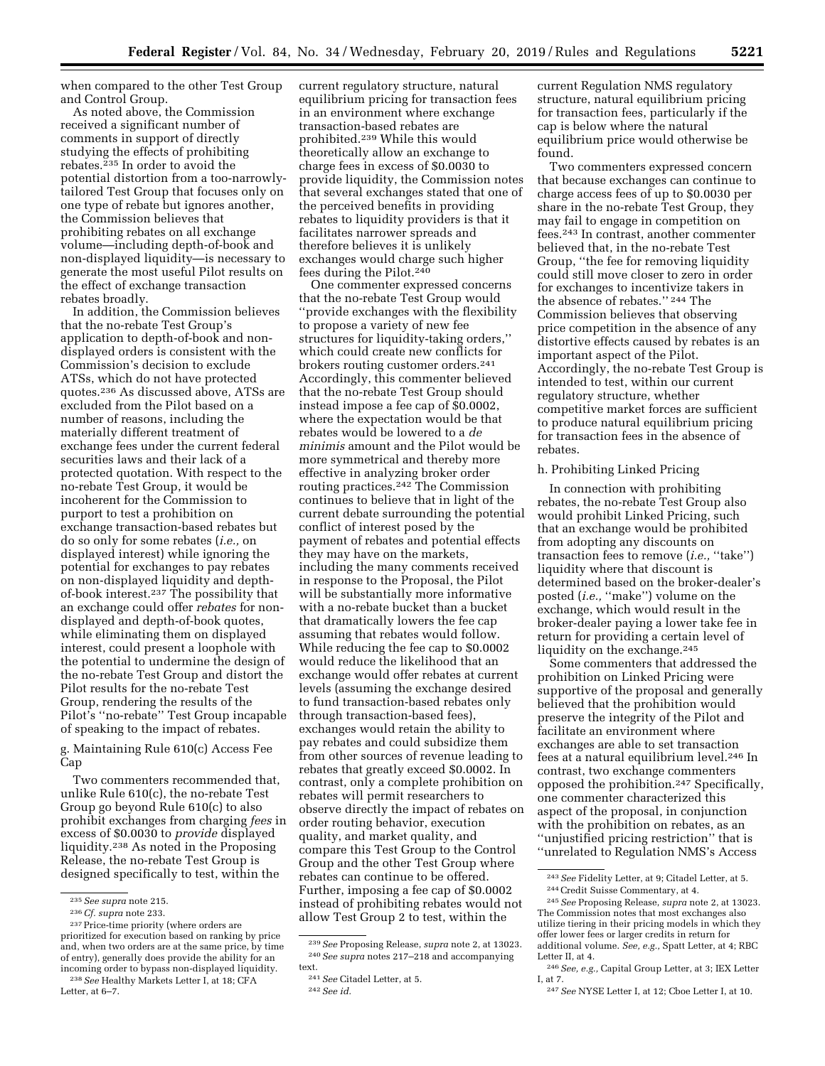when compared to the other Test Group and Control Group.

As noted above, the Commission received a significant number of comments in support of directly studying the effects of prohibiting rebates.[235] In order to avoid the potential distortion from a too-narrowly-tailored Test Group that focuses only on one type of rebate but ignores another, the Commission believes that prohibiting rebates on all exchange volume—including depth-of-book and non-displayed liquidity—is necessary to generate the most useful Pilot results on the effect of exchange transaction rebates broadly.

In addition, the Commission believes that the no-rebate Test Group's application to depth-of-book and non-displayed orders is consistent with the Commission's decision to exclude ATSs, which do not have protected quotes.[236] As discussed above, ATSs are excluded from the Pilot based on a number of reasons, including the materially different treatment of exchange fees under the current federal securities laws and their lack of a protected quotation. With respect to the no-rebate Test Group, it would be incoherent for the Commission to purport to test a prohibition on exchange transaction-based rebates but do so only for some rebates (*i.e.,* on displayed interest) while ignoring the potential for exchanges to pay rebates on non-displayed liquidity and depth-of-book interest.[237] The possibility that an exchange could offer *rebates* for non-displayed and depth-of-book quotes, while eliminating them on displayed interest, could present a loophole with the potential to undermine the design of the no-rebate Test Group and distort the Pilot results for the no-rebate Test Group, rendering the results of the Pilot's "no-rebate" Test Group incapable of speaking to the impact of rebates.

g. Maintaining Rule 610(c) Access Fee Cap

Two commenters recommended that, unlike Rule 610(c), the no-rebate Test Group go beyond Rule 610(c) to also prohibit exchanges from charging *fees* in excess of $0.0030 to *provide* displayed liquidity.[238] As noted in the Proposing Release, the no-rebate Test Group is designed specifically to test, within the current regulatory structure, natural equilibrium pricing for transaction fees in an environment where exchange transaction-based rebates are prohibited.[239] While this would theoretically allow an exchange to charge fees in excess of $0.0030 to provide liquidity, the Commission notes that several exchanges stated that one of the perceived benefits in providing rebates to liquidity providers is that it facilitates narrower spreads and therefore believes it is unlikely exchanges would charge such higher fees during the Pilot.[240]

One commenter expressed concerns that the no-rebate Test Group would "provide exchanges with the flexibility to propose a variety of new fee structures for liquidity-taking orders," which could create new conflicts for brokers routing customer orders.[241] Accordingly, this commenter believed that the no-rebate Test Group should instead impose a fee cap of $0.0002, where the expectation would be that rebates would be lowered to a *de minimis* amount and the Pilot would be more symmetrical and thereby more effective in analyzing broker order routing practices.[242] The Commission continues to believe that in light of the current debate surrounding the potential conflict of interest posed by the payment of rebates and potential effects they may have on the markets, including the many comments received in response to the Proposal, the Pilot will be substantially more informative with a no-rebate bucket than a bucket that dramatically lowers the fee cap assuming that rebates would follow. While reducing the fee cap to $0.0002 would reduce the likelihood that an exchange would offer rebates at current levels (assuming the exchange desired to fund transaction-based rebates only through transaction-based fees), exchanges would retain the ability to pay rebates and could subsidize them from other sources of revenue leading to rebates that greatly exceed $0.0002. In contrast, only a complete prohibition on rebates will permit researchers to observe directly the impact of rebates on order routing behavior, execution quality, and market quality, and compare this Test Group to the Control Group and the other Test Group where rebates can continue to be offered. Further, imposing a fee cap of $0.0002 instead of prohibiting rebates would not allow Test Group 2 to test, within the current Regulation NMS regulatory structure, natural equilibrium pricing for transaction fees, particularly if the cap is below where the natural equilibrium price would otherwise be found.

Two commenters expressed concern that because exchanges can continue to charge access fees of up to $0.0030 per share in the no-rebate Test Group, they may fail to engage in competition on fees.[243] In contrast, another commenter believed that, in the no-rebate Test Group, "the fee for removing liquidity could still move closer to zero in order for exchanges to incentivize takers in the absence of rebates." [244] The Commission believes that observing price competition in the absence of any distortive effects caused by rebates is an important aspect of the Pilot. Accordingly, the no-rebate Test Group is intended to test, within our current regulatory structure, whether competitive market forces are sufficient to produce natural equilibrium pricing for transaction fees in the absence of rebates.

h. Prohibiting Linked Pricing

In connection with prohibiting rebates, the no-rebate Test Group also would prohibit Linked Pricing, such that an exchange would be prohibited from adopting any discounts on transaction fees to remove (*i.e.,* "take") liquidity where that discount is determined based on the broker-dealer's posted (*i.e.,* "make") volume on the exchange, which would result in the broker-dealer paying a lower take fee in return for providing a certain level of liquidity on the exchange.[245]

Some commenters that addressed the prohibition on Linked Pricing were supportive of the proposal and generally believed that the prohibition would preserve the integrity of the Pilot and facilitate an environment where exchanges are able to set transaction fees at a natural equilibrium level.[246] In contrast, two exchange commenters opposed the prohibition.[247] Specifically, one commenter characterized this aspect of the proposal, in conjunction with the prohibition on rebates, as an "unjustified pricing restriction" that is "unrelated to Regulation NMS's Access

---

[235] *See supra* note 215.

[236] *Cf. supra* note 233.

[237] Price-time priority (where orders are prioritized for execution based on ranking by price and, when two orders are at the same price, by time of entry), generally does provide the ability for an incoming order to bypass non-displayed liquidity.

[238] *See* Healthy Markets Letter I, at 18; CFA Letter, at 6–7.

[239] *See* Proposing Release, *supra* note 2, at 13023.

[240] *See supra* notes 217–218 and accompanying text.

[241] *See* Citadel Letter, at 5.

[242] *See id.*

[243] *See* Fidelity Letter, at 9; Citadel Letter, at 5.

[244] Credit Suisse Commentary, at 4.

[245] *See* Proposing Release, *supra* note 2, at 13023. The Commission notes that most exchanges also utilize tiering in their pricing models in which they offer lower fees or larger credits in return for additional volume. *See, e.g.,* Spatt Letter, at 4; RBC Letter II, at 4.

[246] *See, e.g.,* Capital Group Letter, at 3; IEX Letter I, at 7.

[247] *See* NYSE Letter I, at 12; Cboe Letter I, at 10.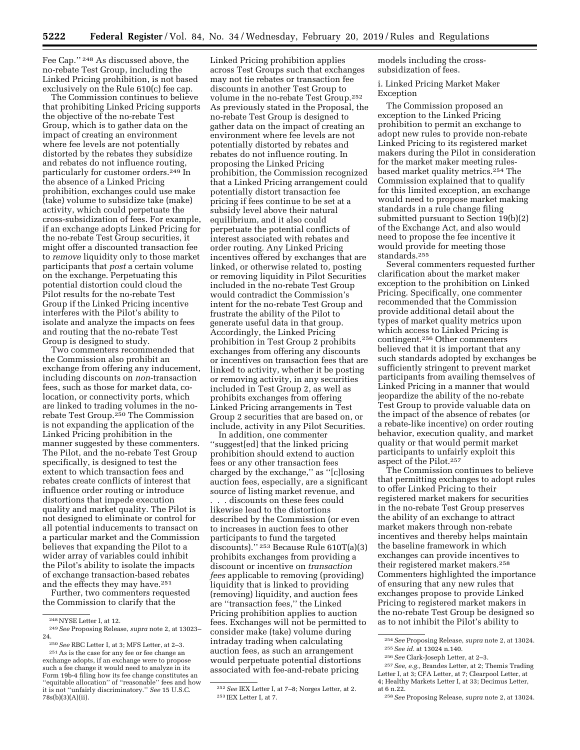Fee Cap.'' [248] As discussed above, the no-rebate Test Group, including the Linked Pricing prohibition, is not based exclusively on the Rule 610(c) fee cap.

The Commission continues to believe that prohibiting Linked Pricing supports the objective of the no-rebate Test Group, which is to gather data on the impact of creating an environment where fee levels are not potentially distorted by the rebates they subsidize and rebates do not influence routing, particularly for customer orders.[249] In the absence of a Linked Pricing prohibition, exchanges could use make (take) volume to subsidize take (make) activity, which could perpetuate the cross-subsidization of fees. For example, if an exchange adopts Linked Pricing for the no-rebate Test Group securities, it might offer a discounted transaction fee to *remove* liquidity only to those market participants that *post* a certain volume on the exchange. Perpetuating this potential distortion could cloud the Pilot results for the no-rebate Test Group if the Linked Pricing incentive interferes with the Pilot's ability to isolate and analyze the impacts on fees and routing that the no-rebate Test Group is designed to study.

Two commenters recommended that the Commission also prohibit an exchange from offering any inducement, including discounts on *non*-transaction fees, such as those for market data, co-location, or connectivity ports, which are linked to trading volumes in the no-rebate Test Group.[250] The Commission is not expanding the application of the Linked Pricing prohibition in the manner suggested by these commenters. The Pilot, and the no-rebate Test Group specifically, is designed to test the extent to which transaction fees and rebates create conflicts of interest that influence order routing or introduce distortions that impede execution quality and market quality. The Pilot is not designed to eliminate or control for all potential inducements to transact on a particular market and the Commission believes that expanding the Pilot to a wider array of variables could inhibit the Pilot's ability to isolate the impacts of exchange transaction-based rebates and the effects they may have.[251]

Further, two commenters requested the Commission to clarify that the Linked Pricing prohibition applies across Test Groups such that exchanges may not tie rebates or transaction fee discounts in another Test Group to volume in the no-rebate Test Group.[252] As previously stated in the Proposal, the no-rebate Test Group is designed to gather data on the impact of creating an environment where fee levels are not potentially distorted by rebates and rebates do not influence routing. In proposing the Linked Pricing prohibition, the Commission recognized that a Linked Pricing arrangement could potentially distort transaction fee pricing if fees continue to be set at a subsidy level above their natural equilibrium, and it also could perpetuate the potential conflicts of interest associated with rebates and order routing. Any Linked Pricing incentives offered by exchanges that are linked, or otherwise related to, posting or removing liquidity in Pilot Securities included in the no-rebate Test Group would contradict the Commission's intent for the no-rebate Test Group and frustrate the ability of the Pilot to generate useful data in that group. Accordingly, the Linked Pricing prohibition in Test Group 2 prohibits exchanges from offering any discounts or incentives on transaction fees that are linked to activity, whether it be posting or removing activity, in any securities included in Test Group 2, as well as prohibits exchanges from offering Linked Pricing arrangements in Test Group 2 securities that are based on, or include, activity in any Pilot Securities.

In addition, one commenter ''suggest[ed] that the linked pricing prohibition should extend to auction fees or any other transaction fees charged by the exchange,'' as ''[c]losing auction fees, especially, are a significant source of listing market revenue, and . . . discounts on these fees could likewise lead to the distortions described by the Commission (or even to increases in auction fees to other participants to fund the targeted discounts).'' [253] Because Rule 610T(a)(3) prohibits exchanges from providing a discount or incentive on *transaction fees* applicable to removing (providing) liquidity that is linked to providing (removing) liquidity, and auction fees are ''transaction fees,'' the Linked Pricing prohibition applies to auction fees. Exchanges will not be permitted to consider make (take) volume during intraday trading when calculating auction fees, as such an arrangement would perpetuate potential distortions associated with fee-and-rebate pricing models including the cross-subsidization of fees.

i. Linked Pricing Market Maker Exception

The Commission proposed an exception to the Linked Pricing prohibition to permit an exchange to adopt new rules to provide non-rebate Linked Pricing to its registered market makers during the Pilot in consideration for the market maker meeting rules-based market quality metrics.[254] The Commission explained that to qualify for this limited exception, an exchange would need to propose market making standards in a rule change filing submitted pursuant to Section 19(b)(2) of the Exchange Act, and also would need to propose the fee incentive it would provide for meeting those standards.[255]

Several commenters requested further clarification about the market maker exception to the prohibition on Linked Pricing. Specifically, one commenter recommended that the Commission provide additional detail about the types of market quality metrics upon which access to Linked Pricing is contingent.[256] Other commenters believed that it is important that any such standards adopted by exchanges be sufficiently stringent to prevent market participants from availing themselves of Linked Pricing in a manner that would jeopardize the ability of the no-rebate Test Group to provide valuable data on the impact of the absence of rebates (or a rebate-like incentive) on order routing behavior, execution quality, and market quality or that would permit market participants to unfairly exploit this aspect of the Pilot.[257]

The Commission continues to believe that permitting exchanges to adopt rules to offer Linked Pricing to their registered market makers for securities in the no-rebate Test Group preserves the ability of an exchange to attract market makers through non-rebate incentives and thereby helps maintain the baseline framework in which exchanges can provide incentives to their registered market makers.[258] Commenters highlighted the importance of ensuring that any new rules that exchanges propose to provide Linked Pricing to registered market makers in the no-rebate Test Group be designed so as to not inhibit the Pilot's ability to

---

[248] NYSE Letter I, at 12.

[249] *See* Proposing Release, *supra* note 2, at 13023–24.

[250] *See* RBC Letter I, at 3; MFS Letter, at 2–3.

[251] As is the case for any fee or fee change an exchange adopts, if an exchange were to propose such a fee change it would need to analyze in its Form 19b-4 filing how its fee change constitutes an ''equitable allocation'' of ''reasonable'' fees and how it is not ''unfairly discriminatory.'' *See* 15 U.S.C. 78s(b)(3)(A)(ii).

[252] *See* IEX Letter I, at 7–8; Norges Letter, at 2.

[253] IEX Letter I, at 7.

[254] *See* Proposing Release, *supra* note 2, at 13024.

[255] *See id.* at 13024 n.140.

[256] *See* Clark-Joseph Letter, at 2–3.

[257] *See, e.g.,* Brandes Letter, at 2; Themis Trading Letter I, at 3; CFA Letter, at 7; Clearpool Letter, at 4; Healthy Markets Letter I, at 33; Decimus Letter, at 6 n.22.

[258] *See* Proposing Release, *supra* note 2, at 13024.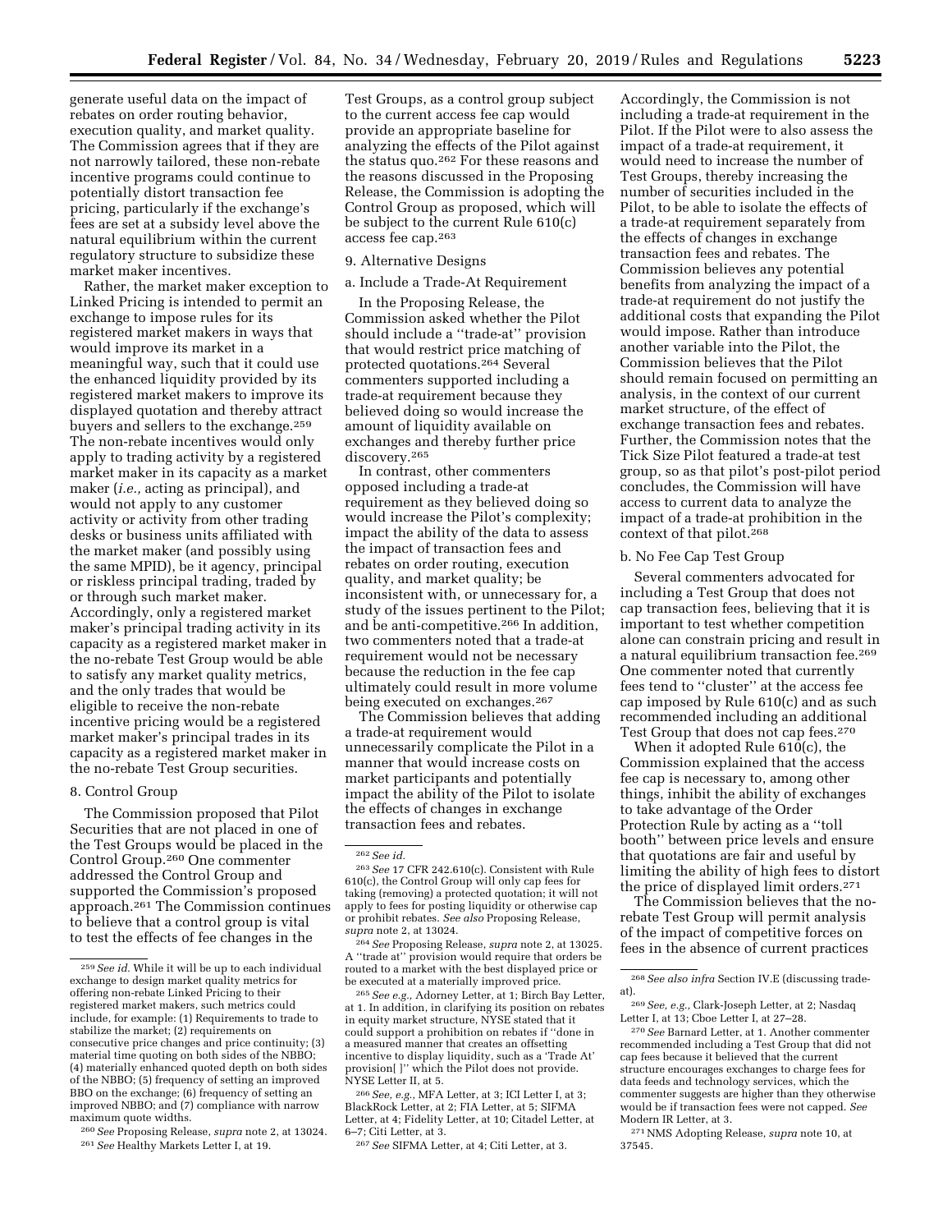generate useful data on the impact of rebates on order routing behavior, execution quality, and market quality. The Commission agrees that if they are not narrowly tailored, these non-rebate incentive programs could continue to potentially distort transaction fee pricing, particularly if the exchange's fees are set at a subsidy level above the natural equilibrium within the current regulatory structure to subsidize these market maker incentives.

Rather, the market maker exception to Linked Pricing is intended to permit an exchange to impose rules for its registered market makers in ways that would improve its market in a meaningful way, such that it could use the enhanced liquidity provided by its registered market makers to improve its displayed quotation and thereby attract buyers and sellers to the exchange.[259] The non-rebate incentives would only apply to trading activity by a registered market maker in its capacity as a market maker (*i.e.,* acting as principal), and would not apply to any customer activity or activity from other trading desks or business units affiliated with the market maker (and possibly using the same MPID), be it agency, principal or riskless principal trading, traded by or through such market maker. Accordingly, only a registered market maker's principal trading activity in its capacity as a registered market maker in the no-rebate Test Group would be able to satisfy any market quality metrics, and the only trades that would be eligible to receive the non-rebate incentive pricing would be a registered market maker's principal trades in its capacity as a registered market maker in the no-rebate Test Group securities.

### 8. Control Group

The Commission proposed that Pilot Securities that are not placed in one of the Test Groups would be placed in the Control Group.[260] One commenter addressed the Control Group and supported the Commission's proposed approach.[261] The Commission continues to believe that a control group is vital to test the effects of fee changes in the Test Groups, as a control group subject to the current access fee cap would provide an appropriate baseline for analyzing the effects of the Pilot against the status quo.[262] For these reasons and the reasons discussed in the Proposing Release, the Commission is adopting the Control Group as proposed, which will be subject to the current Rule 610(c) access fee cap.[263]

### 9. Alternative Designs

#### a. Include a Trade-At Requirement

In the Proposing Release, the Commission asked whether the Pilot should include a ''trade-at'' provision that would restrict price matching of protected quotations.[264] Several commenters supported including a trade-at requirement because they believed doing so would increase the amount of liquidity available on exchanges and thereby further price discovery.[265]

In contrast, other commenters opposed including a trade-at requirement as they believed doing so would increase the Pilot's complexity; impact the ability of the data to assess the impact of transaction fees and rebates on order routing, execution quality, and market quality; be inconsistent with, or unnecessary for, a study of the issues pertinent to the Pilot; and be anti-competitive.[266] In addition, two commenters noted that a trade-at requirement would not be necessary because the reduction in the fee cap ultimately could result in more volume being executed on exchanges.[267]

The Commission believes that adding a trade-at requirement would unnecessarily complicate the Pilot in a manner that would increase costs on market participants and potentially impact the ability of the Pilot to isolate the effects of changes in exchange transaction fees and rebates. Accordingly, the Commission is not including a trade-at requirement in the Pilot. If the Pilot were to also assess the impact of a trade-at requirement, it would need to increase the number of Test Groups, thereby increasing the number of securities included in the Pilot, to be able to isolate the effects of a trade-at requirement separately from the effects of changes in exchange transaction fees and rebates. The Commission believes any potential benefits from analyzing the impact of a trade-at requirement do not justify the additional costs that expanding the Pilot would impose. Rather than introduce another variable into the Pilot, the Commission believes that the Pilot should remain focused on permitting an analysis, in the context of our current market structure, of the effect of exchange transaction fees and rebates. Further, the Commission notes that the Tick Size Pilot featured a trade-at test group, so as that pilot's post-pilot period concludes, the Commission will have access to current data to analyze the impact of a trade-at prohibition in the context of that pilot.[268]

#### b. No Fee Cap Test Group

Several commenters advocated for including a Test Group that does not cap transaction fees, believing that it is important to test whether competition alone can constrain pricing and result in a natural equilibrium transaction fee.[269] One commenter noted that currently fees tend to ''cluster'' at the access fee cap imposed by Rule 610(c) and as such recommended including an additional Test Group that does not cap fees.[270]

When it adopted Rule 610(c), the Commission explained that the access fee cap is necessary to, among other things, inhibit the ability of exchanges to take advantage of the Order Protection Rule by acting as a ''toll booth'' between price levels and ensure that quotations are fair and useful by limiting the ability of high fees to distort the price of displayed limit orders.[271]

The Commission believes that the no-rebate Test Group will permit analysis of the impact of competitive forces on fees in the absence of current practices

---

[259] *See id.* While it will be up to each individual exchange to design market quality metrics for offering non-rebate Linked Pricing to their registered market makers, such metrics could include, for example: (1) Requirements to trade to stabilize the market; (2) requirements on consecutive price changes and price continuity; (3) material time quoting on both sides of the NBBO; (4) materially enhanced quoted depth on both sides of the NBBO; (5) frequency of setting an improved BBO on the exchange; (6) frequency of setting an improved NBBO; and (7) compliance with narrow maximum quote widths.

[260] *See* Proposing Release, *supra* note 2, at 13024.

[261] *See* Healthy Markets Letter I, at 19.

[262] *See id.*

[263] *See* 17 CFR 242.610(c). Consistent with Rule 610(c), the Control Group will only cap fees for taking (removing) a protected quotation; it will not apply to fees for posting liquidity or otherwise cap or prohibit rebates. *See also* Proposing Release, *supra* note 2, at 13024.

[264] *See* Proposing Release, *supra* note 2, at 13025. A ''trade at'' provision would require that orders be routed to a market with the best displayed price or be executed at a materially improved price.

[265] *See e.g.,* Adorney Letter, at 1; Birch Bay Letter, at 1. In addition, in clarifying its position on rebates in equity market structure, NYSE stated that it could support a prohibition on rebates if ''done in a measured manner that creates an offsetting incentive to display liquidity, such as a 'Trade At' provision[ ]'' which the Pilot does not provide. NYSE Letter II, at 5.

[266] *See, e.g.,* MFA Letter, at 3; ICI Letter I, at 3; BlackRock Letter, at 2; FIA Letter, at 5; SIFMA Letter, at 4; Fidelity Letter, at 10; Citadel Letter, at 6–7; Citi Letter, at 3.

[267] *See* SIFMA Letter, at 4; Citi Letter, at 3.

[268] *See also infra* Section IV.E (discussing trade-at).

[269] *See, e.g.,* Clark-Joseph Letter, at 2; Nasdaq Letter I, at 13; Cboe Letter I, at 27–28.

[270] *See* Barnard Letter, at 1. Another commenter recommended including a Test Group that did not cap fees because it believed that the current structure encourages exchanges to charge fees for data feeds and technology services, which the commenter suggests are higher than they otherwise would be if transaction fees were not capped. *See* Modern IR Letter, at 3.

[271] NMS Adopting Release, *supra* note 10, at 37545.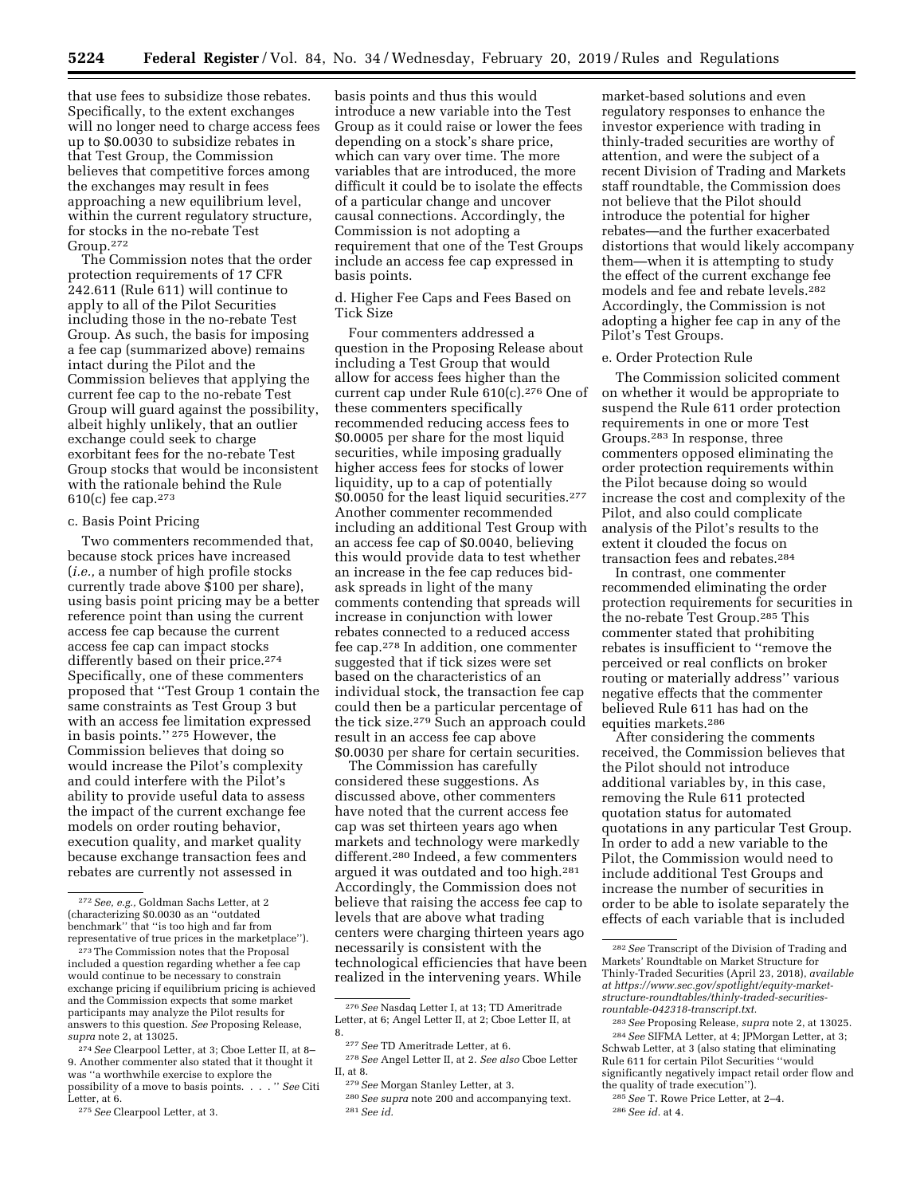that use fees to subsidize those rebates. Specifically, to the extent exchanges will no longer need to charge access fees up to $0.0030 to subsidize rebates in that Test Group, the Commission believes that competitive forces among the exchanges may result in fees approaching a new equilibrium level, within the current regulatory structure, for stocks in the no-rebate Test Group.[272]

The Commission notes that the order protection requirements of 17 CFR 242.611 (Rule 611) will continue to apply to all of the Pilot Securities including those in the no-rebate Test Group. As such, the basis for imposing a fee cap (summarized above) remains intact during the Pilot and the Commission believes that applying the current fee cap to the no-rebate Test Group will guard against the possibility, albeit highly unlikely, that an outlier exchange could seek to charge exorbitant fees for the no-rebate Test Group stocks that would be inconsistent with the rationale behind the Rule 610(c) fee cap.[273]

c. Basis Point Pricing

Two commenters recommended that, because stock prices have increased (*i.e.,* a number of high profile stocks currently trade above $100 per share), using basis point pricing may be a better reference point than using the current access fee cap because the current access fee cap can impact stocks differently based on their price.[274] Specifically, one of these commenters proposed that "Test Group 1 contain the same constraints as Test Group 3 but with an access fee limitation expressed in basis points." [275] However, the Commission believes that doing so would increase the Pilot's complexity and could interfere with the Pilot's ability to provide useful data to assess the impact of the current exchange fee models on order routing behavior, execution quality, and market quality because exchange transaction fees and rebates are currently not assessed in basis points and thus this would introduce a new variable into the Test Group as it could raise or lower the fees depending on a stock's share price, which can vary over time. The more variables that are introduced, the more difficult it could be to isolate the effects of a particular change and uncover causal connections. Accordingly, the Commission is not adopting a requirement that one of the Test Groups include an access fee cap expressed in basis points.

d. Higher Fee Caps and Fees Based on Tick Size

Four commenters addressed a question in the Proposing Release about including a Test Group that would allow for access fees higher than the current cap under Rule 610(c).[276] One of these commenters specifically recommended reducing access fees to $0.0005 per share for the most liquid securities, while imposing gradually higher access fees for stocks of lower liquidity, up to a cap of potentially $0.0050 for the least liquid securities.[277] Another commenter recommended including an additional Test Group with an access fee cap of $0.0040, believing this would provide data to test whether an increase in the fee cap reduces bid-ask spreads in light of the many comments contending that spreads will increase in conjunction with lower rebates connected to a reduced access fee cap.[278] In addition, one commenter suggested that if tick sizes were set based on the characteristics of an individual stock, the transaction fee cap could then be a particular percentage of the tick size.[279] Such an approach could result in an access fee cap above $0.0030 per share for certain securities.

The Commission has carefully considered these suggestions. As discussed above, other commenters have noted that the current access fee cap was set thirteen years ago when markets and technology were markedly different.[280] Indeed, a few commenters argued it was outdated and too high.[281] Accordingly, the Commission does not believe that raising the access fee cap to levels that are above what trading centers were charging thirteen years ago necessarily is consistent with the technological efficiencies that have been realized in the intervening years. While market-based solutions and even regulatory responses to enhance the investor experience with trading in thinly-traded securities are worthy of attention, and were the subject of a recent Division of Trading and Markets staff roundtable, the Commission does not believe that the Pilot should introduce the potential for higher rebates—and the further exacerbated distortions that would likely accompany them—when it is attempting to study the effect of the current exchange fee models and fee and rebate levels.[282] Accordingly, the Commission is not adopting a higher fee cap in any of the Pilot's Test Groups.

e. Order Protection Rule

The Commission solicited comment on whether it would be appropriate to suspend the Rule 611 order protection requirements in one or more Test Groups.[283] In response, three commenters opposed eliminating the order protection requirements within the Pilot because doing so would increase the cost and complexity of the Pilot, and also could complicate analysis of the Pilot's results to the extent it clouded the focus on transaction fees and rebates.[284]

In contrast, one commenter recommended eliminating the order protection requirements for securities in the no-rebate Test Group.[285] This commenter stated that prohibiting rebates is insufficient to "remove the perceived or real conflicts on broker routing or materially address" various negative effects that the commenter believed Rule 611 has had on the equities markets.[286]

After considering the comments received, the Commission believes that the Pilot should not introduce additional variables by, in this case, removing the Rule 611 protected quotation status for automated quotations in any particular Test Group. In order to add a new variable to the Pilot, the Commission would need to include additional Test Groups and increase the number of securities in order to be able to isolate separately the effects of each variable that is included

---

[272] *See, e.g.,* Goldman Sachs Letter, at 2 (characterizing $0.0030 as an "outdated benchmark" that "is too high and far from representative of true prices in the marketplace").

[273] The Commission notes that the Proposal included a question regarding whether a fee cap would continue to be necessary to constrain exchange pricing if equilibrium pricing is achieved and the Commission expects that some market participants may analyze the Pilot results for answers to this question. *See* Proposing Release, *supra* note 2, at 13025.

[274] *See* Clearpool Letter, at 3; Cboe Letter II, at 8–9. Another commenter also stated that it thought it was "a worthwhile exercise to explore the possibility of a move to basis points. . . . " *See* Citi Letter, at 6.

[275] *See* Clearpool Letter, at 3.

[276] *See* Nasdaq Letter I, at 13; TD Ameritrade Letter, at 6; Angel Letter II, at 2; Cboe Letter II, at 8.

[277] *See* TD Ameritrade Letter, at 6.

[278] *See* Angel Letter II, at 2. *See also* Cboe Letter II, at 8.

[279] *See* Morgan Stanley Letter, at 3.

[280] *See supra* note 200 and accompanying text.

[281] *See id.*

[282] *See* Transcript of the Division of Trading and Markets' Roundtable on Market Structure for Thinly-Traded Securities (April 23, 2018), *available at https://www.sec.gov/spotlight/equity-market-structure-roundtables/thinly-traded-securities-rountable-042318-transcript.txt.*

[283] *See* Proposing Release, *supra* note 2, at 13025.

[284] *See* SIFMA Letter, at 4; JPMorgan Letter, at 3; Schwab Letter, at 3 (also stating that eliminating Rule 611 for certain Pilot Securities "would significantly negatively impact retail order flow and the quality of trade execution").

[285] *See* T. Rowe Price Letter, at 2–4.

[286] *See id.* at 4.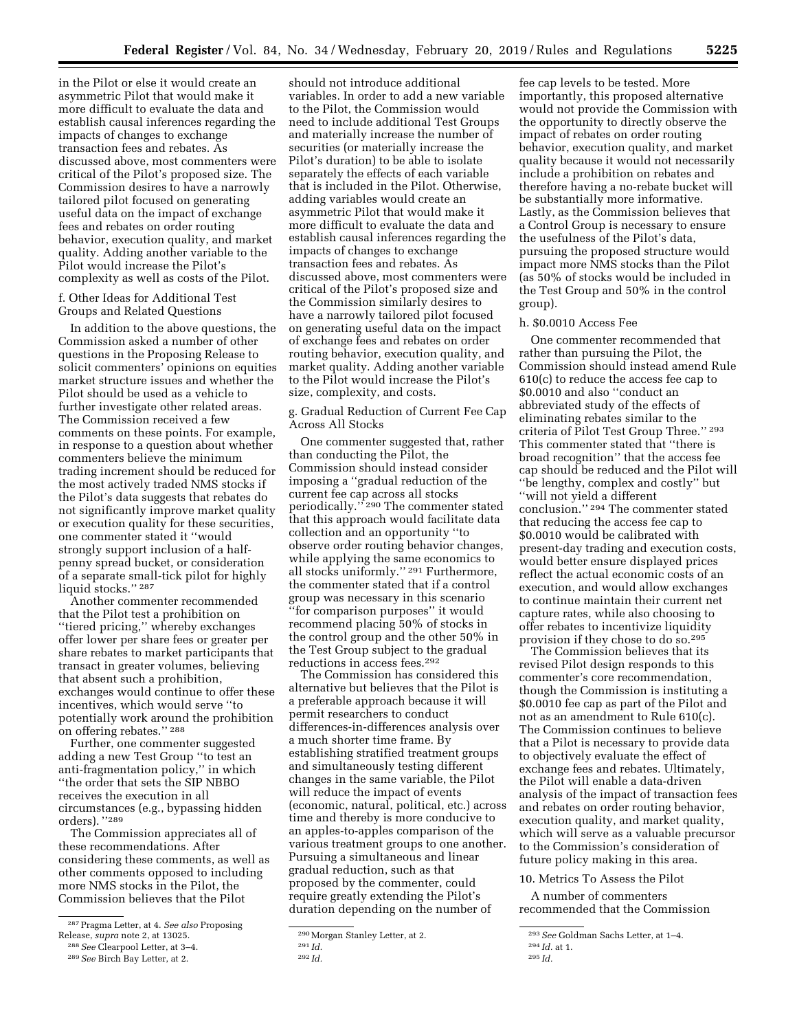in the Pilot or else it would create an asymmetric Pilot that would make it more difficult to evaluate the data and establish causal inferences regarding the impacts of changes to exchange transaction fees and rebates. As discussed above, most commenters were critical of the Pilot's proposed size. The Commission desires to have a narrowly tailored pilot focused on generating useful data on the impact of exchange fees and rebates on order routing behavior, execution quality, and market quality. Adding another variable to the Pilot would increase the Pilot's complexity as well as costs of the Pilot.

f. Other Ideas for Additional Test Groups and Related Questions

In addition to the above questions, the Commission asked a number of other questions in the Proposing Release to solicit commenters' opinions on equities market structure issues and whether the Pilot should be used as a vehicle to further investigate other related areas. The Commission received a few comments on these points. For example, in response to a question about whether commenters believe the minimum trading increment should be reduced for the most actively traded NMS stocks if the Pilot's data suggests that rebates do not significantly improve market quality or execution quality for these securities, one commenter stated it ''would strongly support inclusion of a half-penny spread bucket, or consideration of a separate small-tick pilot for highly liquid stocks.'' [287]

Another commenter recommended that the Pilot test a prohibition on ''tiered pricing,'' whereby exchanges offer lower per share fees or greater per share rebates to market participants that transact in greater volumes, believing that absent such a prohibition, exchanges would continue to offer these incentives, which would serve ''to potentially work around the prohibition on offering rebates.'' [288]

Further, one commenter suggested adding a new Test Group ''to test an anti-fragmentation policy,'' in which ''the order that sets the SIP NBBO receives the execution in all circumstances (e.g., bypassing hidden orders).'' [289]

The Commission appreciates all of these recommendations. After considering these comments, as well as other comments opposed to including more NMS stocks in the Pilot, the Commission believes that the Pilot should not introduce additional variables. In order to add a new variable to the Pilot, the Commission would need to include additional Test Groups and materially increase the number of securities (or materially increase the Pilot's duration) to be able to isolate separately the effects of each variable that is included in the Pilot. Otherwise, adding variables would create an asymmetric Pilot that would make it more difficult to evaluate the data and establish causal inferences regarding the impacts of changes to exchange transaction fees and rebates. As discussed above, most commenters were critical of the Pilot's proposed size and the Commission similarly desires to have a narrowly tailored pilot focused on generating useful data on the impact of exchange fees and rebates on order routing behavior, execution quality, and market quality. Adding another variable to the Pilot would increase the Pilot's size, complexity, and costs.

g. Gradual Reduction of Current Fee Cap Across All Stocks

One commenter suggested that, rather than conducting the Pilot, the Commission should instead consider imposing a ''gradual reduction of the current fee cap across all stocks periodically.'' [290] The commenter stated that this approach would facilitate data collection and an opportunity ''to observe order routing behavior changes, while applying the same economics to all stocks uniformly.'' [291] Furthermore, the commenter stated that if a control group was necessary in this scenario ''for comparison purposes'' it would recommend placing 50% of stocks in the control group and the other 50% in the Test Group subject to the gradual reductions in access fees.[292]

The Commission has considered this alternative but believes that the Pilot is a preferable approach because it will permit researchers to conduct differences-in-differences analysis over a much shorter time frame. By establishing stratified treatment groups and simultaneously testing different changes in the same variable, the Pilot will reduce the impact of events (economic, natural, political, etc.) across time and thereby is more conducive to an apples-to-apples comparison of the various treatment groups to one another. Pursuing a simultaneous and linear gradual reduction, such as that proposed by the commenter, could require greatly extending the Pilot's duration depending on the number of fee cap levels to be tested. More importantly, this proposed alternative would not provide the Commission with the opportunity to directly observe the impact of rebates on order routing behavior, execution quality, and market quality because it would not necessarily include a prohibition on rebates and therefore having a no-rebate bucket will be substantially more informative. Lastly, as the Commission believes that a Control Group is necessary to ensure the usefulness of the Pilot's data, pursuing the proposed structure would impact more NMS stocks than the Pilot (as 50% of stocks would be included in the Test Group and 50% in the control group).

h. $0.0010 Access Fee

One commenter recommended that rather than pursuing the Pilot, the Commission should instead amend Rule 610(c) to reduce the access fee cap to $0.0010 and also ''conduct an abbreviated study of the effects of eliminating rebates similar to the criteria of Pilot Test Group Three.'' [293] This commenter stated that ''there is broad recognition'' that the access fee cap should be reduced and the Pilot will ''be lengthy, complex and costly'' but ''will not yield a different conclusion.'' [294] The commenter stated that reducing the access fee cap to $0.0010 would be calibrated with present-day trading and execution costs, would better ensure displayed prices reflect the actual economic costs of an execution, and would allow exchanges to continue maintain their current net capture rates, while also choosing to offer rebates to incentivize liquidity provision if they chose to do so.[295]

The Commission believes that its revised Pilot design responds to this commenter's core recommendation, though the Commission is instituting a $0.0010 fee cap as part of the Pilot and not as an amendment to Rule 610(c). The Commission continues to believe that a Pilot is necessary to provide data to objectively evaluate the effect of exchange fees and rebates. Ultimately, the Pilot will enable a data-driven analysis of the impact of transaction fees and rebates on order routing behavior, execution quality, and market quality, which will serve as a valuable precursor to the Commission's consideration of future policy making in this area.

10. Metrics To Assess the Pilot

A number of commenters recommended that the Commission

---

[287] Pragma Letter, at 4. *See also* Proposing Release, *supra* note 2, at 13025.

[288] *See* Clearpool Letter, at 3–4.

[289] *See* Birch Bay Letter, at 2.

[290] Morgan Stanley Letter, at 2.

[291] *Id.*

[292] *Id.*

[293] *See* Goldman Sachs Letter, at 1–4.

[294] *Id.* at 1.

[295] *Id.*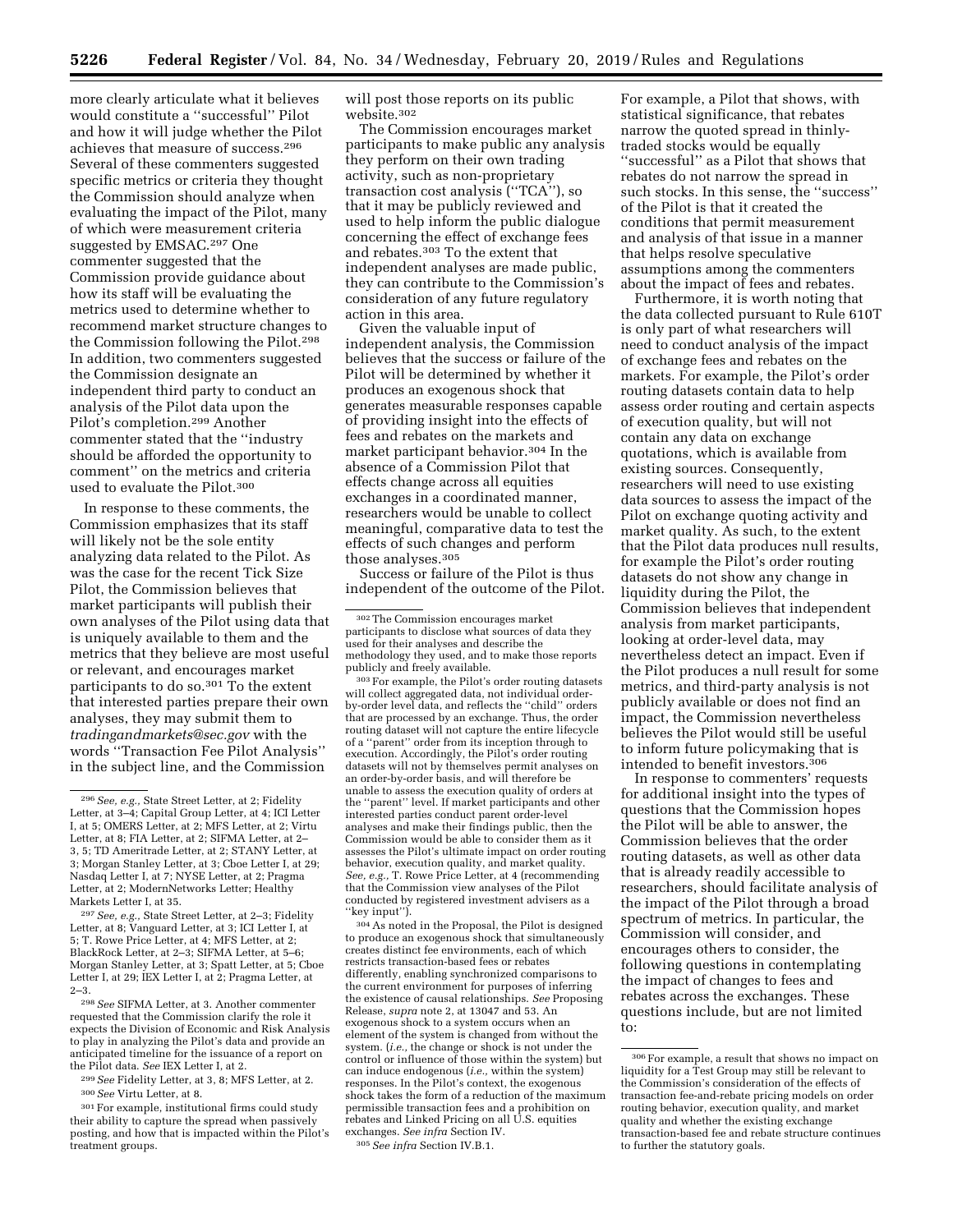more clearly articulate what it believes would constitute a ''successful'' Pilot and how it will judge whether the Pilot achieves that measure of success.[296] Several of these commenters suggested specific metrics or criteria they thought the Commission should analyze when evaluating the impact of the Pilot, many of which were measurement criteria suggested by EMSAC.[297] One commenter suggested that the Commission provide guidance about how its staff will be evaluating the metrics used to determine whether to recommend market structure changes to the Commission following the Pilot.[298] In addition, two commenters suggested the Commission designate an independent third party to conduct an analysis of the Pilot data upon the Pilot's completion.[299] Another commenter stated that the ''industry should be afforded the opportunity to comment'' on the metrics and criteria used to evaluate the Pilot.[300]

In response to these comments, the Commission emphasizes that its staff will likely not be the sole entity analyzing data related to the Pilot. As was the case for the recent Tick Size Pilot, the Commission believes that market participants will publish their own analyses of the Pilot using data that is uniquely available to them and the metrics that they believe are most useful or relevant, and encourages market participants to do so.[301] To the extent that interested parties prepare their own analyses, they may submit them to *tradingandmarkets@sec.gov* with the words ''Transaction Fee Pilot Analysis'' in the subject line, and the Commission will post those reports on its public website.[302]

The Commission encourages market participants to make public any analysis they perform on their own trading activity, such as non-proprietary transaction cost analysis (''TCA''), so that it may be publicly reviewed and used to help inform the public dialogue concerning the effect of exchange fees and rebates.[303] To the extent that independent analyses are made public, they can contribute to the Commission's consideration of any future regulatory action in this area.

Given the valuable input of independent analysis, the Commission believes that the success or failure of the Pilot will be determined by whether it produces an exogenous shock that generates measurable responses capable of providing insight into the effects of fees and rebates on the markets and market participant behavior.[304] In the absence of a Commission Pilot that effects change across all equities exchanges in a coordinated manner, researchers would be unable to collect meaningful, comparative data to test the effects of such changes and perform those analyses.[305]

Success or failure of the Pilot is thus independent of the outcome of the Pilot. For example, a Pilot that shows, with statistical significance, that rebates narrow the quoted spread in thinly-traded stocks would be equally ''successful'' as a Pilot that shows that rebates do not narrow the spread in such stocks. In this sense, the ''success'' of the Pilot is that it created the conditions that permit measurement and analysis of that issue in a manner that helps resolve speculative assumptions among the commenters about the impact of fees and rebates.

Furthermore, it is worth noting that the data collected pursuant to Rule 610T is only part of what researchers will need to conduct analysis of the impact of exchange fees and rebates on the markets. For example, the Pilot's order routing datasets contain data to help assess order routing and certain aspects of execution quality, but will not contain any data on exchange quotations, which is available from existing sources. Consequently, researchers will need to use existing data sources to assess the impact of the Pilot on exchange quoting activity and market quality. As such, to the extent that the Pilot data produces null results, for example the Pilot's order routing datasets do not show any change in liquidity during the Pilot, the Commission believes that independent analysis from market participants, looking at order-level data, may nevertheless detect an impact. Even if the Pilot produces a null result for some metrics, and third-party analysis is not publicly available or does not find an impact, the Commission nevertheless believes the Pilot would still be useful to inform future policymaking that is intended to benefit investors.[306]

In response to commenters' requests for additional insight into the types of questions that the Commission hopes the Pilot will be able to answer, the Commission believes that the order routing datasets, as well as other data that is already readily accessible to researchers, should facilitate analysis of the impact of the Pilot through a broad spectrum of metrics. In particular, the Commission will consider, and encourages others to consider, the following questions in contemplating the impact of changes to fees and rebates across the exchanges. These questions include, but are not limited to:

---

[296] *See, e.g.,* State Street Letter, at 2; Fidelity Letter, at 3–4; Capital Group Letter, at 4; ICI Letter I, at 5; OMERS Letter, at 2; MFS Letter, at 2; Virtu Letter, at 8; FIA Letter, at 2; SIFMA Letter, at 2–3, 5; TD Ameritrade Letter, at 2; STANY Letter, at 3; Morgan Stanley Letter, at 3; Cboe Letter I, at 29; Nasdaq Letter I, at 7; NYSE Letter, at 2; Pragma Letter, at 2; ModernNetworks Letter; Healthy Markets Letter I, at 35.

[297] *See, e.g.,* State Street Letter, at 2–3; Fidelity Letter, at 8; Vanguard Letter, at 3; ICI Letter I, at 5; T. Rowe Price Letter, at 4; MFS Letter, at 2; BlackRock Letter, at 2–3; SIFMA Letter, at 5–6; Morgan Stanley Letter, at 3; Spatt Letter, at 5; Cboe Letter I, at 29; IEX Letter I, at 2; Pragma Letter, at 2–3.

[298] *See* SIFMA Letter, at 3. Another commenter requested that the Commission clarify the role it expects the Division of Economic and Risk Analysis to play in analyzing the Pilot's data and provide an anticipated timeline for the issuance of a report on the Pilot data. *See* IEX Letter I, at 2.

[299] *See* Fidelity Letter, at 3, 8; MFS Letter, at 2.

[300] *See* Virtu Letter, at 8.

[301] For example, institutional firms could study their ability to capture the spread when passively posting, and how that is impacted within the Pilot's treatment groups.

[302] The Commission encourages market participants to disclose what sources of data they used for their analyses and describe the methodology they used, and to make those reports publicly and freely available.

[303] For example, the Pilot's order routing datasets will collect aggregated data, not individual order-by-order level data, and reflects the ''child'' orders that are processed by an exchange. Thus, the order routing dataset will not capture the entire lifecycle of a ''parent'' order from its inception through to execution. Accordingly, the Pilot's order routing datasets will not by themselves permit analyses on an order-by-order basis, and will therefore be unable to assess the execution quality of orders at the ''parent'' level. If market participants and other interested parties conduct parent order-level analyses and make their findings public, then the Commission would be able to consider them as it assesses the Pilot's ultimate impact on order routing behavior, execution quality, and market quality. *See, e.g.,* T. Rowe Price Letter, at 4 (recommending that the Commission view analyses of the Pilot conducted by registered investment advisers as a ''key input'').

[304] As noted in the Proposal, the Pilot is designed to produce an exogenous shock that simultaneously creates distinct fee environments, each of which restricts transaction-based fees or rebates differently, enabling synchronized comparisons to the current environment for purposes of inferring the existence of causal relationships. *See* Proposing Release, *supra* note 2, at 13047 and 53. An exogenous shock to a system occurs when an element of the system is changed from without the system. (*i.e.,* the change or shock is not under the control or influence of those within the system) but can induce endogenous (*i.e.,* within the system) responses. In the Pilot's context, the exogenous shock takes the form of a reduction of the maximum permissible transaction fees and a prohibition on rebates and Linked Pricing on all U.S. equities exchanges. *See infra* Section IV.

[305] *See infra* Section IV.B.1.

[306] For example, a result that shows no impact on liquidity for a Test Group may still be relevant to the Commission's consideration of the effects of transaction fee-and-rebate pricing models on order routing behavior, execution quality, and market quality and whether the existing exchange transaction-based fee and rebate structure continues to further the statutory goals.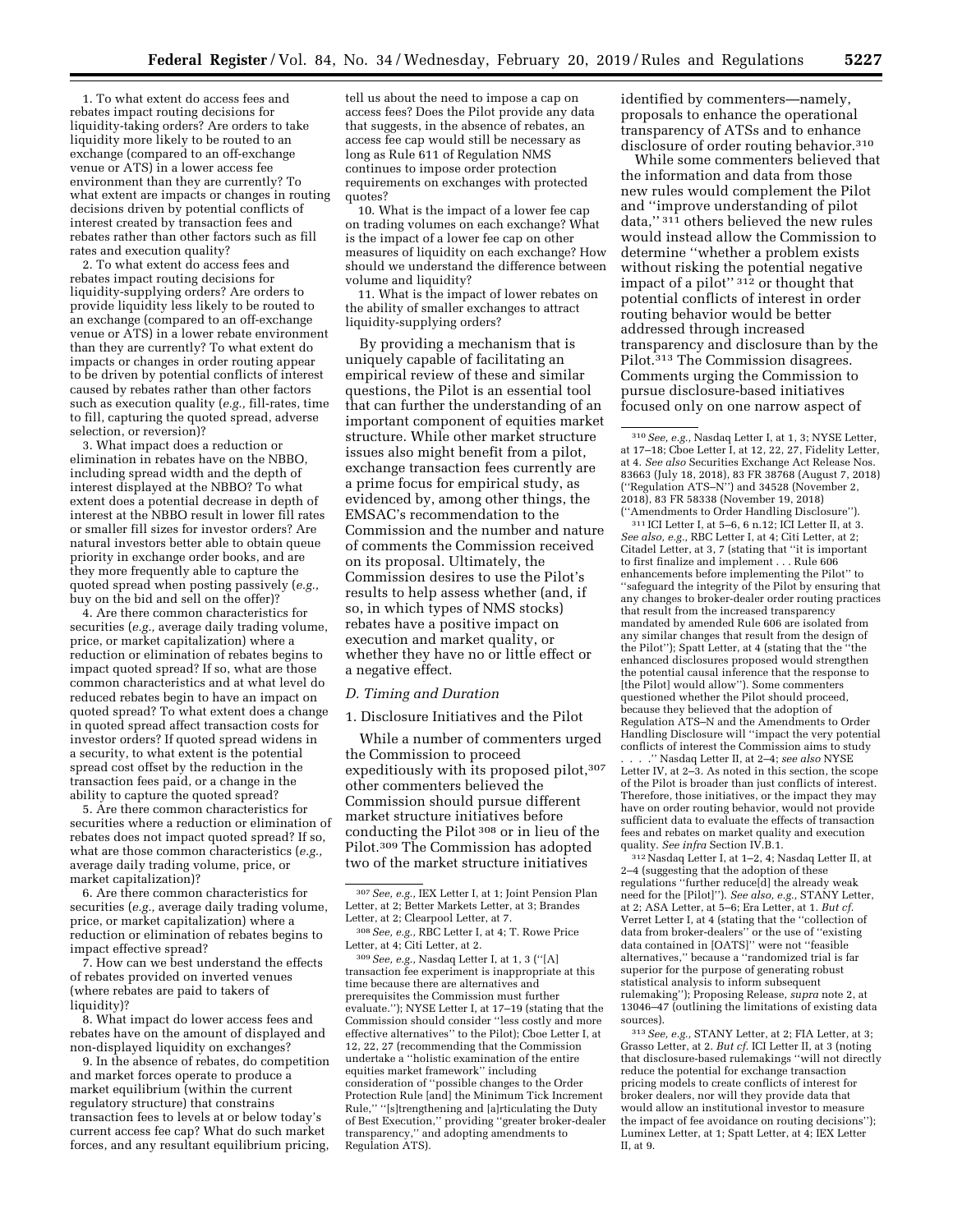1. To what extent do access fees and rebates impact routing decisions for liquidity-taking orders? Are orders to take liquidity more likely to be routed to an exchange (compared to an off-exchange venue or ATS) in a lower access fee environment than they are currently? To what extent are impacts or changes in routing decisions driven by potential conflicts of interest created by transaction fees and rebates rather than other factors such as fill rates and execution quality?

2. To what extent do access fees and rebates impact routing decisions for liquidity-supplying orders? Are orders to provide liquidity less likely to be routed to an exchange (compared to an off-exchange venue or ATS) in a lower rebate environment than they are currently? To what extent do impacts or changes in order routing appear to be driven by potential conflicts of interest caused by rebates rather than other factors such as execution quality (*e.g.,* fill-rates, time to fill, capturing the quoted spread, adverse selection, or reversion)?

3. What impact does a reduction or elimination in rebates have on the NBBO, including spread width and the depth of interest displayed at the NBBO? To what extent does a potential decrease in depth of interest at the NBBO result in lower fill rates or smaller fill sizes for investor orders? Are natural investors better able to obtain queue priority in exchange order books, and are they more frequently able to capture the quoted spread when posting passively (*e.g.,* buy on the bid and sell on the offer)?

4. Are there common characteristics for securities (*e.g.,* average daily trading volume, price, or market capitalization) where a reduction or elimination of rebates begins to impact quoted spread? If so, what are those common characteristics and at what level do reduced rebates begin to have an impact on quoted spread? To what extent does a change in quoted spread affect transaction costs for investor orders? If quoted spread widens in a security, to what extent is the potential spread cost offset by the reduction in the transaction fees paid, or a change in the ability to capture the quoted spread?

5. Are there common characteristics for securities where a reduction or elimination of rebates does not impact quoted spread? If so, what are those common characteristics (*e.g.,* average daily trading volume, price, or market capitalization)?

6. Are there common characteristics for securities (*e.g.,* average daily trading volume, price, or market capitalization) where a reduction or elimination of rebates begins to impact effective spread?

7. How can we best understand the effects of rebates provided on inverted venues (where rebates are paid to takers of liquidity)?

8. What impact do lower access fees and rebates have on the amount of displayed and non-displayed liquidity on exchanges?

9. In the absence of rebates, do competition and market forces operate to produce a market equilibrium (within the current regulatory structure) that constrains transaction fees to levels at or below today's current access fee cap? What do such market forces, and any resultant equilibrium pricing, tell us about the need to impose a cap on access fees? Does the Pilot provide any data that suggests, in the absence of rebates, an access fee cap would still be necessary as long as Rule 611 of Regulation NMS continues to impose order protection requirements on exchanges with protected quotes?

10. What is the impact of a lower fee cap on trading volumes on each exchange? What is the impact of a lower fee cap on other measures of liquidity on each exchange? How should we understand the difference between volume and liquidity?

11. What is the impact of lower rebates on the ability of smaller exchanges to attract liquidity-supplying orders?

By providing a mechanism that is uniquely capable of facilitating an empirical review of these and similar questions, the Pilot is an essential tool that can further the understanding of an important component of equities market structure. While other market structure issues also might benefit from a pilot, exchange transaction fees currently are a prime focus for empirical study, as evidenced by, among other things, the EMSAC's recommendation to the Commission and the number and nature of comments the Commission received on its proposal. Ultimately, the Commission desires to use the Pilot's results to help assess whether (and, if so, in which types of NMS stocks) rebates have a positive impact on execution and market quality, or whether they have no or little effect or a negative effect.

### *D. Timing and Duration*

#### 1. Disclosure Initiatives and the Pilot

While a number of commenters urged the Commission to proceed expeditiously with its proposed pilot,[307] other commenters believed the Commission should pursue different market structure initiatives before conducting the Pilot[308] or in lieu of the Pilot.[309] The Commission has adopted two of the market structure initiatives identified by commenters—namely, proposals to enhance the operational transparency of ATSs and to enhance disclosure of order routing behavior.[310]

While some commenters believed that the information and data from those new rules would complement the Pilot and "improve understanding of pilot data,"[311] others believed the new rules would instead allow the Commission to determine "whether a problem exists without risking the potential negative impact of a pilot"[312] or thought that potential conflicts of interest in order routing behavior would be better addressed through increased transparency and disclosure than by the Pilot.[313] The Commission disagrees. Comments urging the Commission to pursue disclosure-based initiatives focused only on one narrow aspect of

---

[307] *See, e.g.,* IEX Letter I, at 1; Joint Pension Plan Letter, at 2; Better Markets Letter, at 3; Brandes Letter, at 2; Clearpool Letter, at 7.

[308] *See, e.g.,* RBC Letter I, at 4; T. Rowe Price Letter, at 4; Citi Letter, at 2.

[309] *See, e.g.,* Nasdaq Letter I, at 1, 3 ("[A] transaction fee experiment is inappropriate at this time because there are alternatives and prerequisites the Commission must further evaluate."); NYSE Letter I, at 17–19 (stating that the Commission should consider "less costly and more effective alternatives" to the Pilot); Cboe Letter I, at 12, 22, 27 (recommending that the Commission undertake a "holistic examination of the entire equities market framework" including consideration of "possible changes to the Order Protection Rule [and] the Minimum Tick Increment Rule," "[s]trengthening and [a]rticulating the Duty of Best Execution," providing "greater broker-dealer transparency," and adopting amendments to Regulation ATS).

[310] *See, e.g.,* Nasdaq Letter I, at 1, 3; NYSE Letter, at 17–18; Cboe Letter I, at 12, 22, 27, Fidelity Letter, at 4. *See also* Securities Exchange Act Release Nos. 83663 (July 18, 2018), 83 FR 38768 (August 7, 2018) ("Regulation ATS–N") and 34528 (November 2, 2018), 83 FR 58338 (November 19, 2018) ("Amendments to Order Handling Disclosure").

[311] ICI Letter I, at 5–6, 6 n.12; ICI Letter II, at 3. *See also, e.g.,* RBC Letter I, at 4; Citi Letter, at 2; Citadel Letter, at 3, 7 (stating that "it is important to first finalize and implement . . . Rule 606 enhancements before implementing the Pilot" to "safeguard the integrity of the Pilot by ensuring that any changes to broker-dealer order routing practices that result from the increased transparency mandated by amended Rule 606 are isolated from any similar changes that result from the design of the Pilot"); Spatt Letter, at 4 (stating that the "the enhanced disclosures proposed would strengthen the potential causal inference that the response to [the Pilot] would allow"). Some commenters questioned whether the Pilot should proceed, because they believed that the adoption of Regulation ATS–N and the Amendments to Order Handling Disclosure will "impact the very potential conflicts of interest the Commission aims to study . . . ." Nasdaq Letter II, at 2–4; *see also* NYSE Letter IV, at 2–3. As noted in this section, the scope of the Pilot is broader than just conflicts of interest. Therefore, those initiatives, or the impact they may have on order routing behavior, would not provide sufficient data to evaluate the effects of transaction fees and rebates on market quality and execution quality. *See infra* Section IV.B.1.

[312] Nasdaq Letter I, at 1–2, 4; Nasdaq Letter II, at 2–4 (suggesting that the adoption of these regulations "further reduce[d] the already weak need for the [Pilot]"). *See also, e.g.,* STANY Letter, at 2; ASA Letter, at 5–6; Era Letter, at 1. *But cf.* Verret Letter I, at 4 (stating that the "collection of data from broker-dealers" or the use of "existing data contained in [OATS]" were not "feasible alternatives," because a "randomized trial is far superior for the purpose of generating robust statistical analysis to inform subsequent rulemaking"); Proposing Release, *supra* note 2, at 13046–47 (outlining the limitations of existing data sources).

[313] *See, e.g.,* STANY Letter, at 2; FIA Letter, at 3; Grasso Letter, at 2. *But cf.* ICI Letter II, at 3 (noting that disclosure-based rulemakings "will not directly reduce the potential for exchange transaction pricing models to create conflicts of interest for broker dealers, nor will they provide data that would allow an institutional investor to measure the impact of fee avoidance on routing decisions"); Luminex Letter, at 1; Spatt Letter, at 4; IEX Letter II, at 9.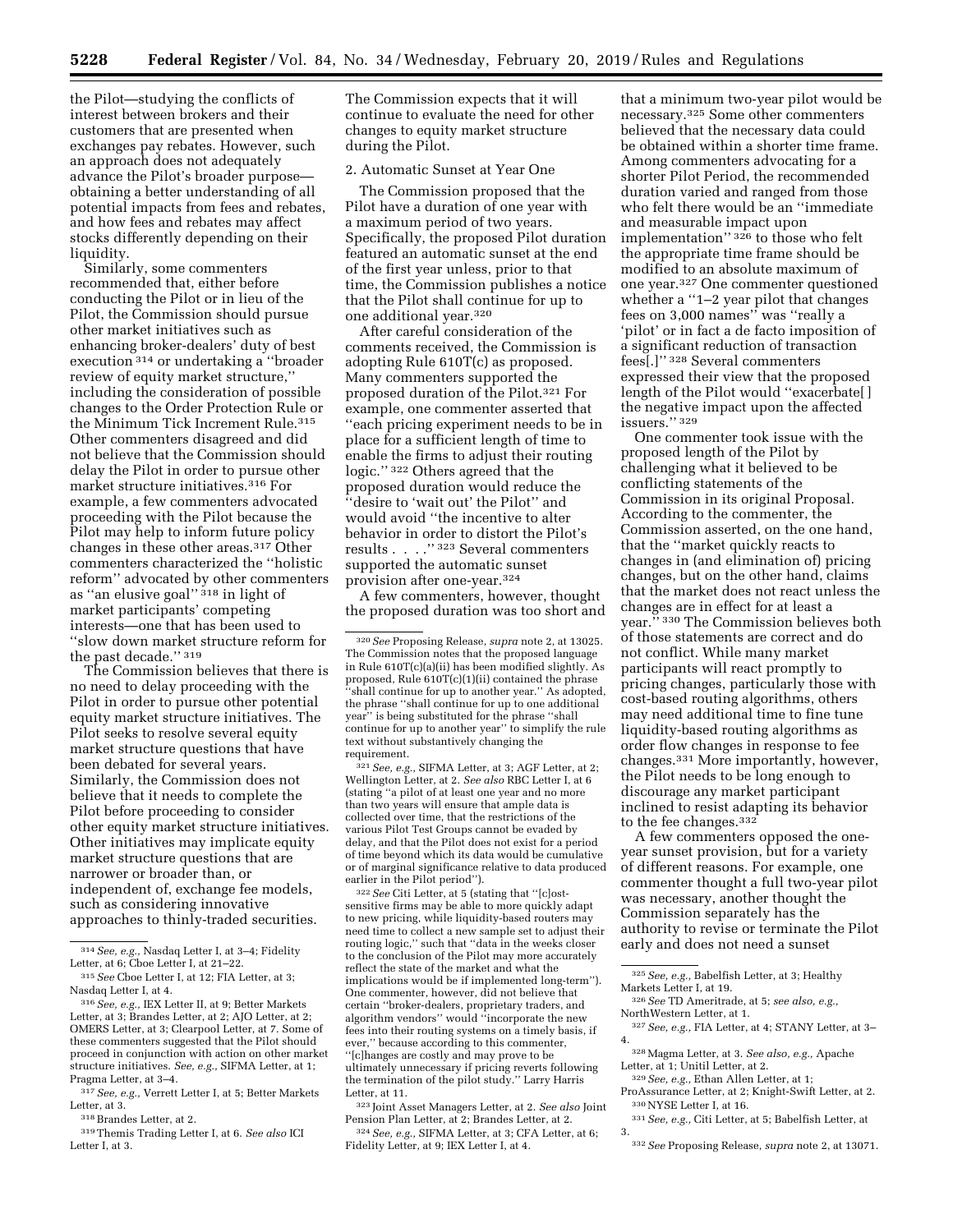the Pilot—studying the conflicts of interest between brokers and their customers that are presented when exchanges pay rebates. However, such an approach does not adequately advance the Pilot's broader purpose—obtaining a better understanding of all potential impacts from fees and rebates, and how fees and rebates may affect stocks differently depending on their liquidity.

Similarly, some commenters recommended that, either before conducting the Pilot or in lieu of the Pilot, the Commission should pursue other market initiatives such as enhancing broker-dealers' duty of best execution [314] or undertaking a ''broader review of equity market structure,'' including the consideration of possible changes to the Order Protection Rule or the Minimum Tick Increment Rule.[315] Other commenters disagreed and did not believe that the Commission should delay the Pilot in order to pursue other market structure initiatives.[316] For example, a few commenters advocated proceeding with the Pilot because the Pilot may help to inform future policy changes in these other areas.[317] Other commenters characterized the ''holistic reform'' advocated by other commenters as ''an elusive goal'' [318] in light of market participants' competing interests—one that has been used to ''slow down market structure reform for the past decade.'' [319]

The Commission believes that there is no need to delay proceeding with the Pilot in order to pursue other potential equity market structure initiatives. The Pilot seeks to resolve several equity market structure questions that have been debated for several years. Similarly, the Commission does not believe that it needs to complete the Pilot before proceeding to consider other equity market structure initiatives. Other initiatives may implicate equity market structure questions that are narrower or broader than, or independent of, exchange fee models, such as considering innovative approaches to thinly-traded securities. The Commission expects that it will continue to evaluate the need for other changes to equity market structure during the Pilot.

2. Automatic Sunset at Year One

The Commission proposed that the Pilot have a duration of one year with a maximum period of two years. Specifically, the proposed Pilot duration featured an automatic sunset at the end of the first year unless, prior to that time, the Commission publishes a notice that the Pilot shall continue for up to one additional year.[320]

After careful consideration of the comments received, the Commission is adopting Rule 610T(c) as proposed. Many commenters supported the proposed duration of the Pilot.[321] For example, one commenter asserted that ''each pricing experiment needs to be in place for a sufficient length of time to enable the firms to adjust their routing logic.'' [322] Others agreed that the proposed duration would reduce the ''desire to 'wait out' the Pilot'' and would avoid ''the incentive to alter behavior in order to distort the Pilot's results . . . .'' [323] Several commenters supported the automatic sunset provision after one-year.[324]

A few commenters, however, thought the proposed duration was too short and that a minimum two-year pilot would be necessary.[325] Some other commenters believed that the necessary data could be obtained within a shorter time frame. Among commenters advocating for a shorter Pilot Period, the recommended duration varied and ranged from those who felt there would be an ''immediate and measurable impact upon implementation'' [326] to those who felt the appropriate time frame should be modified to an absolute maximum of one year.[327] One commenter questioned whether a ''1–2 year pilot that changes fees on 3,000 names'' was ''really a 'pilot' or in fact a de facto imposition of a significant reduction of transaction fees[.]'' [328] Several commenters expressed their view that the proposed length of the Pilot would ''exacerbate[] the negative impact upon the affected issuers.'' [329]

One commenter took issue with the proposed length of the Pilot by challenging what it believed to be conflicting statements of the Commission in its original Proposal. According to the commenter, the Commission asserted, on the one hand, that the ''market quickly reacts to changes in (and elimination of) pricing changes, but on the other hand, claims that the market does not react unless the changes are in effect for at least a year.'' [330] The Commission believes both of those statements are correct and do not conflict. While many market participants will react promptly to pricing changes, particularly those with cost-based routing algorithms, others may need additional time to fine tune liquidity-based routing algorithms as order flow changes in response to fee changes.[331] More importantly, however, the Pilot needs to be long enough to discourage any market participant inclined to resist adapting its behavior to the fee changes.[332]

A few commenters opposed the one-year sunset provision, but for a variety of different reasons. For example, one commenter thought a full two-year pilot was necessary, another thought the Commission separately has the authority to revise or terminate the Pilot early and does not need a sunset

---

[314] *See, e.g.,* Nasdaq Letter I, at 3–4; Fidelity Letter, at 6; Cboe Letter I, at 21–22.

[315] *See* Cboe Letter I, at 12; FIA Letter, at 3; Nasdaq Letter I, at 4.

[316] *See, e.g.,* IEX Letter II, at 9; Better Markets Letter, at 3; Brandes Letter, at 2; AJO Letter, at 2; OMERS Letter, at 3; Clearpool Letter, at 7. Some of these commenters suggested that the Pilot should proceed in conjunction with action on other market structure initiatives. *See, e.g.,* SIFMA Letter, at 1; Pragma Letter, at 3–4.

[317] *See, e.g.,* Verrett Letter I, at 5; Better Markets Letter, at 3.

[318] Brandes Letter, at 2.

[319] Themis Trading Letter I, at 6. *See also* ICI Letter I, at 3.

[320] *See* Proposing Release, *supra* note 2, at 13025. The Commission notes that the proposed language in Rule 610T(c)(a)(ii) has been modified slightly. As proposed, Rule 610T(c)(1)(ii) contained the phrase ''shall continue for up to another year.'' As adopted, the phrase ''shall continue for up to one additional year'' is being substituted for the phrase ''shall continue for up to another year'' to simplify the rule text without substantively changing the requirement.

[321] *See, e.g.,* SIFMA Letter, at 3; AGF Letter, at 2; Wellington Letter, at 2. *See also* RBC Letter I, at 6 (stating ''a pilot of at least one year and no more than two years will ensure that ample data is collected over time, that the restrictions of the various Pilot Test Groups cannot be evaded by delay, and that the Pilot does not exist for a period of time beyond which its data would be cumulative or of marginal significance relative to data produced earlier in the Pilot period'').

[322] *See* Citi Letter, at 5 (stating that ''[c]ost-sensitive firms may be able to more quickly adapt to new pricing, while liquidity-based routers may need time to collect a new sample set to adjust their routing logic,'' such that ''data in the weeks closer to the conclusion of the Pilot may more accurately reflect the state of the market and what the implications would be if implemented long-term''). One commenter, however, did not believe that certain ''broker-dealers, proprietary traders, and algorithm vendors'' would ''incorporate the new fees into their routing systems on a timely basis, if ever,'' because according to this commenter, ''[c]hanges are costly and may prove to be ultimately unnecessary if pricing reverts following the termination of the pilot study.'' Larry Harris Letter, at 11.

[323] Joint Asset Managers Letter, at 2. *See also* Joint Pension Plan Letter, at 2; Brandes Letter, at 2.

[324] *See, e.g.,* SIFMA Letter, at 3; CFA Letter, at 6; Fidelity Letter, at 9; IEX Letter I, at 4.

[325] *See, e.g.,* Babelfish Letter, at 3; Healthy Markets Letter I, at 19.

[326] *See* TD Ameritrade, at 5; *see also, e.g.,* NorthWestern Letter, at 1.

[327] *See, e.g.,* FIA Letter, at 4; STANY Letter, at 3–4.

[328] Magma Letter, at 3. *See also, e.g.,* Apache Letter, at 1; Unitil Letter, at 2.

[329] *See, e.g.,* Ethan Allen Letter, at 1; ProAssurance Letter, at 2; Knight-Swift Letter, at 2.

[330] NYSE Letter I, at 16.

[331] *See, e.g.,* Citi Letter, at 5; Babelfish Letter, at 3.

[332] *See* Proposing Release, *supra* note 2, at 13071.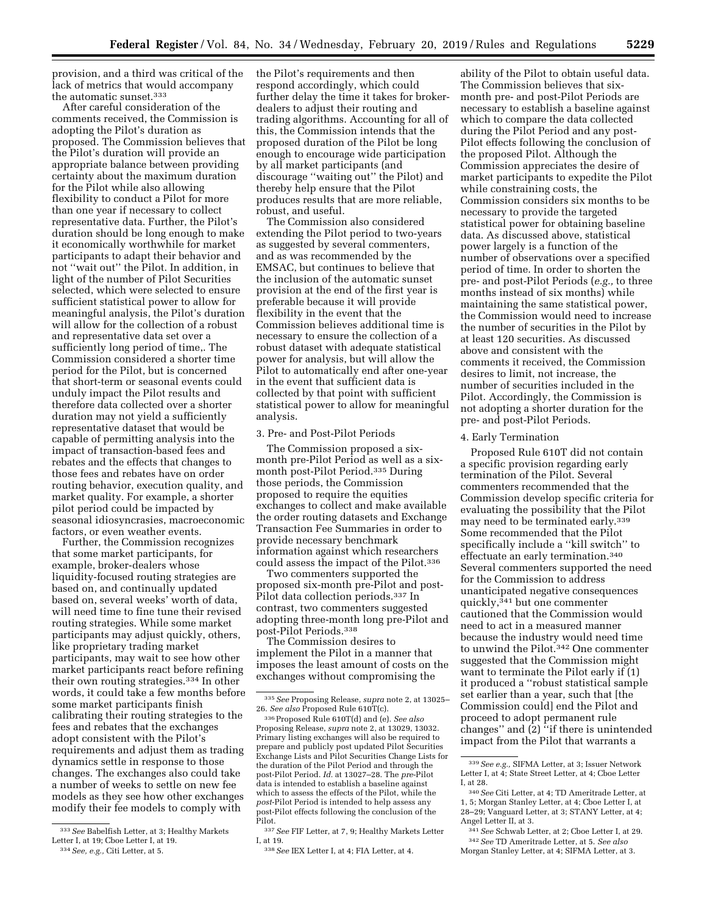provision, and a third was critical of the lack of metrics that would accompany the automatic sunset.[333]

After careful consideration of the comments received, the Commission is adopting the Pilot's duration as proposed. The Commission believes that the Pilot's duration will provide an appropriate balance between providing certainty about the maximum duration for the Pilot while also allowing flexibility to conduct a Pilot for more than one year if necessary to collect representative data. Further, the Pilot's duration should be long enough to make it economically worthwhile for market participants to adapt their behavior and not ''wait out'' the Pilot. In addition, in light of the number of Pilot Securities selected, which were selected to ensure sufficient statistical power to allow for meaningful analysis, the Pilot's duration will allow for the collection of a robust and representative data set over a sufficiently long period of time,. The Commission considered a shorter time period for the Pilot, but is concerned that short-term or seasonal events could unduly impact the Pilot results and therefore data collected over a shorter duration may not yield a sufficiently representative dataset that would be capable of permitting analysis into the impact of transaction-based fees and rebates and the effects that changes to those fees and rebates have on order routing behavior, execution quality, and market quality. For example, a shorter pilot period could be impacted by seasonal idiosyncrasies, macroeconomic factors, or even weather events.

Further, the Commission recognizes that some market participants, for example, broker-dealers whose liquidity-focused routing strategies are based on, and continually updated based on, several weeks' worth of data, will need time to fine tune their revised routing strategies. While some market participants may adjust quickly, others, like proprietary trading market participants, may wait to see how other market participants react before refining their own routing strategies.[334] In other words, it could take a few months before some market participants finish calibrating their routing strategies to the fees and rebates that the exchanges adopt consistent with the Pilot's requirements and adjust them as trading dynamics settle in response to those changes. The exchanges also could take a number of weeks to settle on new fee models as they see how other exchanges modify their fee models to comply with the Pilot's requirements and then respond accordingly, which could further delay the time it takes for broker-dealers to adjust their routing and trading algorithms. Accounting for all of this, the Commission intends that the proposed duration of the Pilot be long enough to encourage wide participation by all market participants (and discourage ''waiting out'' the Pilot) and thereby help ensure that the Pilot produces results that are more reliable, robust, and useful.

The Commission also considered extending the Pilot period to two-years as suggested by several commenters, and as was recommended by the EMSAC, but continues to believe that the inclusion of the automatic sunset provision at the end of the first year is preferable because it will provide flexibility in the event that the Commission believes additional time is necessary to ensure the collection of a robust dataset with adequate statistical power for analysis, but will allow the Pilot to automatically end after one-year in the event that sufficient data is collected by that point with sufficient statistical power to allow for meaningful analysis.

3. Pre- and Post-Pilot Periods

The Commission proposed a six-month pre-Pilot Period as well as a six-month post-Pilot Period.[335] During those periods, the Commission proposed to require the equities exchanges to collect and make available the order routing datasets and Exchange Transaction Fee Summaries in order to provide necessary benchmark information against which researchers could assess the impact of the Pilot.[336]

Two commenters supported the proposed six-month pre-Pilot and post-Pilot data collection periods.[337] In contrast, two commenters suggested adopting three-month long pre-Pilot and post-Pilot Periods.[338]

The Commission desires to implement the Pilot in a manner that imposes the least amount of costs on the exchanges without compromising the ability of the Pilot to obtain useful data. The Commission believes that six-month pre- and post-Pilot Periods are necessary to establish a baseline against which to compare the data collected during the Pilot Period and any post-Pilot effects following the conclusion of the proposed Pilot. Although the Commission appreciates the desire of market participants to expedite the Pilot while constraining costs, the Commission considers six months to be necessary to provide the targeted statistical power for obtaining baseline data. As discussed above, statistical power largely is a function of the number of observations over a specified period of time. In order to shorten the pre- and post-Pilot Periods (*e.g.,* to three months instead of six months) while maintaining the same statistical power, the Commission would need to increase the number of securities in the Pilot by at least 120 securities. As discussed above and consistent with the comments it received, the Commission desires to limit, not increase, the number of securities included in the Pilot. Accordingly, the Commission is not adopting a shorter duration for the pre- and post-Pilot Periods.

4. Early Termination

Proposed Rule 610T did not contain a specific provision regarding early termination of the Pilot. Several commenters recommended that the Commission develop specific criteria for evaluating the possibility that the Pilot may need to be terminated early.[339] Some recommended that the Pilot specifically include a ''kill switch'' to effectuate an early termination.[340] Several commenters supported the need for the Commission to address unanticipated negative consequences quickly,[341] but one commenter cautioned that the Commission would need to act in a measured manner because the industry would need time to unwind the Pilot.[342] One commenter suggested that the Commission might want to terminate the Pilot early if (1) it produced a ''robust statistical sample set earlier than a year, such that [the Commission could] end the Pilot and proceed to adopt permanent rule changes'' and (2) ''if there is unintended impact from the Pilot that warrants a

[333] *See* Babelfish Letter, at 3; Healthy Markets Letter I, at 19; Cboe Letter I, at 19.

[334] *See, e.g.,* Citi Letter, at 5.

[335] *See* Proposing Release, *supra* note 2, at 13025–26. *See also* Proposed Rule 610T(c).

[336] Proposed Rule 610T(d) and (e). *See also* Proposing Release, *supra* note 2, at 13029, 13032. Primary listing exchanges will also be required to prepare and publicly post updated Pilot Securities Exchange Lists and Pilot Securities Change Lists for the duration of the Pilot Period and through the post-Pilot Period. *Id.* at 13027–28. The *pre*-Pilot data is intended to establish a baseline against which to assess the effects of the Pilot, while the *post*-Pilot Period is intended to help assess any post-Pilot effects following the conclusion of the Pilot.

[337] *See* FIF Letter, at 7, 9; Healthy Markets Letter I, at 19.

[338] *See* IEX Letter I, at 4; FIA Letter, at 4.

[339] *See e.g.,* SIFMA Letter, at 3; Issuer Network Letter I, at 4; State Street Letter, at 4; Cboe Letter I, at 28.

[340] *See* Citi Letter, at 4; TD Ameritrade Letter, at 1, 5; Morgan Stanley Letter, at 4; Cboe Letter I, at 28–29; Vanguard Letter, at 3; STANY Letter, at 4; Angel Letter II, at 3.

[341] *See* Schwab Letter, at 2; Cboe Letter I, at 29.

[342] *See* TD Ameritrade Letter, at 5. *See also* Morgan Stanley Letter, at 4; SIFMA Letter, at 3.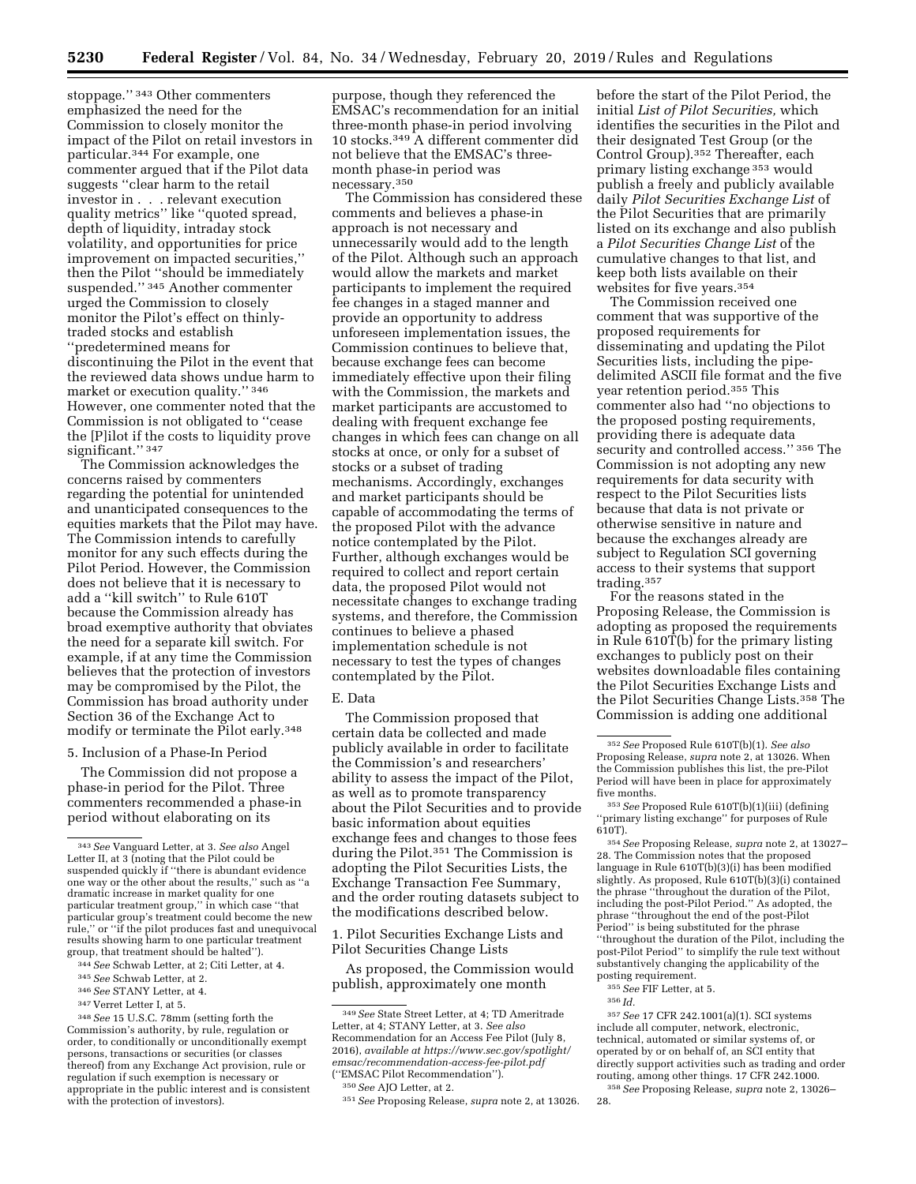stoppage.''[343] Other commenters emphasized the need for the Commission to closely monitor the impact of the Pilot on retail investors in particular.[344] For example, one commenter argued that if the Pilot data suggests ''clear harm to the retail investor in . . . relevant execution quality metrics'' like ''quoted spread, depth of liquidity, intraday stock volatility, and opportunities for price improvement on impacted securities,'' then the Pilot ''should be immediately suspended.''[345] Another commenter urged the Commission to closely monitor the Pilot's effect on thinly-traded stocks and establish ''predetermined means for discontinuing the Pilot in the event that the reviewed data shows undue harm to market or execution quality.''[346] However, one commenter noted that the Commission is not obligated to ''cease the [P]ilot if the costs to liquidity prove significant.''[347]

The Commission acknowledges the concerns raised by commenters regarding the potential for unintended and unanticipated consequences to the equities markets that the Pilot may have. The Commission intends to carefully monitor for any such effects during the Pilot Period. However, the Commission does not believe that it is necessary to add a ''kill switch'' to Rule 610T because the Commission already has broad exemptive authority that obviates the need for a separate kill switch. For example, if at any time the Commission believes that the protection of investors may be compromised by the Pilot, the Commission has broad authority under Section 36 of the Exchange Act to modify or terminate the Pilot early.[348]

5. Inclusion of a Phase-In Period

The Commission did not propose a phase-in period for the Pilot. Three commenters recommended a phase-in period without elaborating on its purpose, though they referenced the EMSAC's recommendation for an initial three-month phase-in period involving 10 stocks.[349] A different commenter did not believe that the EMSAC's three-month phase-in period was necessary.[350]

The Commission has considered these comments and believes a phase-in approach is not necessary and unnecessarily would add to the length of the Pilot. Although such an approach would allow the markets and market participants to implement the required fee changes in a staged manner and provide an opportunity to address unforeseen implementation issues, the Commission continues to believe that, because exchange fees can become immediately effective upon their filing with the Commission, the markets and market participants are accustomed to dealing with frequent exchange fee changes in which fees can change on all stocks at once, or only for a subset of stocks or a subset of trading mechanisms. Accordingly, exchanges and market participants should be capable of accommodating the terms of the proposed Pilot with the advance notice contemplated by the Pilot. Further, although exchanges would be required to collect and report certain data, the proposed Pilot would not necessitate changes to exchange trading systems, and therefore, the Commission continues to believe a phased implementation schedule is not necessary to test the types of changes contemplated by the Pilot.

E. Data

The Commission proposed that certain data be collected and made publicly available in order to facilitate the Commission's and researchers' ability to assess the impact of the Pilot, as well as to promote transparency about the Pilot Securities and to provide basic information about equities exchange fees and changes to those fees during the Pilot.[351] The Commission is adopting the Pilot Securities Lists, the Exchange Transaction Fee Summary, and the order routing datasets subject to the modifications described below.

1. Pilot Securities Exchange Lists and Pilot Securities Change Lists

As proposed, the Commission would publish, approximately one month before the start of the Pilot Period, the initial *List of Pilot Securities,* which identifies the securities in the Pilot and their designated Test Group (or the Control Group).[352] Thereafter, each primary listing exchange[353] would publish a freely and publicly available daily *Pilot Securities Exchange List* of the Pilot Securities that are primarily listed on its exchange and also publish a *Pilot Securities Change List* of the cumulative changes to that list, and keep both lists available on their websites for five years.[354]

The Commission received one comment that was supportive of the proposed requirements for disseminating and updating the Pilot Securities lists, including the pipe-delimited ASCII file format and the five year retention period.[355] This commenter also had ''no objections to the proposed posting requirements, providing there is adequate data security and controlled access.''[356] The Commission is not adopting any new requirements for data security with respect to the Pilot Securities lists because that data is not private or otherwise sensitive in nature and because the exchanges already are subject to Regulation SCI governing access to their systems that support trading.[357]

For the reasons stated in the Proposing Release, the Commission is adopting as proposed the requirements in Rule 610T(b) for the primary listing exchanges to publicly post on their websites downloadable files containing the Pilot Securities Exchange Lists and the Pilot Securities Change Lists.[358] The Commission is adding one additional

---

[343] *See* Vanguard Letter, at 3. *See also* Angel Letter II, at 3 (noting that the Pilot could be suspended quickly if ''there is abundant evidence one way or the other about the results,'' such as ''a dramatic increase in market quality for one particular treatment group,'' in which case ''that particular group's treatment could become the new rule,'' or ''if the pilot produces fast and unequivocal results showing harm to one particular treatment group, that treatment should be halted'').

[344] *See* Schwab Letter, at 2; Citi Letter, at 4.

[345] *See* Schwab Letter, at 2.

[346] *See* STANY Letter, at 4.

[347] Verret Letter I, at 5.

[348] *See* 15 U.S.C. 78mm (setting forth the Commission's authority, by rule, regulation or order, to conditionally or unconditionally exempt persons, transactions or securities (or classes thereof) from any Exchange Act provision, rule or regulation if such exemption is necessary or appropriate in the public interest and is consistent with the protection of investors).

[349] *See* State Street Letter, at 4; TD Ameritrade Letter, at 4; STANY Letter, at 3. *See also* Recommendation for an Access Fee Pilot (July 8, 2016), *available at https://www.sec.gov/spotlight/emsac/recommendation-access-fee-pilot.pdf* (''EMSAC Pilot Recommendation'').

[350] *See* AJO Letter, at 2.

[351] *See* Proposing Release, *supra* note 2, at 13026.

[352] *See* Proposed Rule 610T(b)(1). *See also* Proposing Release, *supra* note 2, at 13026. When the Commission publishes this list, the pre-Pilot Period will have been in place for approximately five months.

[353] *See* Proposed Rule 610T(b)(1)(iii) (defining ''primary listing exchange'' for purposes of Rule 610T).

[354] *See* Proposing Release, *supra* note 2, at 13027–28. The Commission notes that the proposed language in Rule 610T(b)(3)(i) has been modified slightly. As proposed, Rule 610T(b)(3)(i) contained the phrase ''throughout the duration of the Pilot, including the post-Pilot Period.'' As adopted, the phrase ''throughout the end of the post-Pilot Period'' is being substituted for the phrase ''throughout the duration of the Pilot, including the post-Pilot Period'' to simplify the rule text without substantively changing the applicability of the posting requirement.

[355] *See* FIF Letter, at 5.

[356] *Id.*

[357] *See* 17 CFR 242.1001(a)(1). SCI systems include all computer, network, electronic, technical, automated or similar systems of, or operated by or on behalf of, an SCI entity that directly support activities such as trading and order routing, among other things. 17 CFR 242.1000.

[358] *See* Proposing Release, *supra* note 2, 13026–28.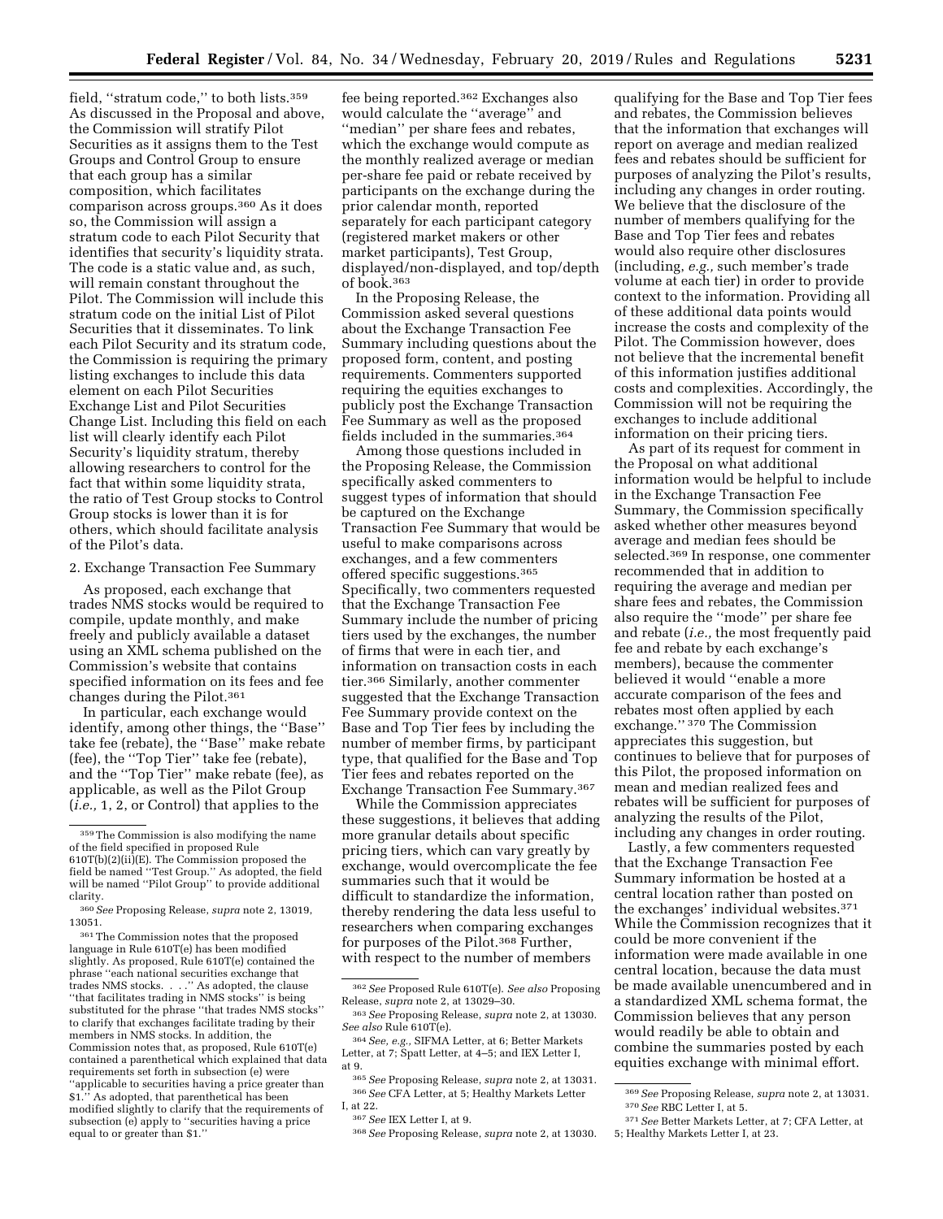field, ''stratum code,'' to both lists.[359] As discussed in the Proposal and above, the Commission will stratify Pilot Securities as it assigns them to the Test Groups and Control Group to ensure that each group has a similar composition, which facilitates comparison across groups.[360] As it does so, the Commission will assign a stratum code to each Pilot Security that identifies that security's liquidity strata. The code is a static value and, as such, will remain constant throughout the Pilot. The Commission will include this stratum code on the initial List of Pilot Securities that it disseminates. To link each Pilot Security and its stratum code, the Commission is requiring the primary listing exchanges to include this data element on each Pilot Securities Exchange List and Pilot Securities Change List. Including this field on each list will clearly identify each Pilot Security's liquidity stratum, thereby allowing researchers to control for the fact that within some liquidity strata, the ratio of Test Group stocks to Control Group stocks is lower than it is for others, which should facilitate analysis of the Pilot's data.

2. Exchange Transaction Fee Summary

As proposed, each exchange that trades NMS stocks would be required to compile, update monthly, and make freely and publicly available a dataset using an XML schema published on the Commission's website that contains specified information on its fees and fee changes during the Pilot.[361]

In particular, each exchange would identify, among other things, the ''Base'' take fee (rebate), the ''Base'' make rebate (fee), the ''Top Tier'' take fee (rebate), and the ''Top Tier'' make rebate (fee), as applicable, as well as the Pilot Group (*i.e.,* 1, 2, or Control) that applies to the fee being reported.[362] Exchanges also would calculate the ''average'' and ''median'' per share fees and rebates, which the exchange would compute as the monthly realized average or median per-share fee paid or rebate received by participants on the exchange during the prior calendar month, reported separately for each participant category (registered market makers or other market participants), Test Group, displayed/non-displayed, and top/depth of book.[363]

In the Proposing Release, the Commission asked several questions about the Exchange Transaction Fee Summary including questions about the proposed form, content, and posting requirements. Commenters supported requiring the equities exchanges to publicly post the Exchange Transaction Fee Summary as well as the proposed fields included in the summaries.[364]

Among those questions included in the Proposing Release, the Commission specifically asked commenters to suggest types of information that should be captured on the Exchange Transaction Fee Summary that would be useful to make comparisons across exchanges, and a few commenters offered specific suggestions.[365] Specifically, two commenters requested that the Exchange Transaction Fee Summary include the number of pricing tiers used by the exchanges, the number of firms that were in each tier, and information on transaction costs in each tier.[366] Similarly, another commenter suggested that the Exchange Transaction Fee Summary provide context on the Base and Top Tier fees by including the number of member firms, by participant type, that qualified for the Base and Top Tier fees and rebates reported on the Exchange Transaction Fee Summary.[367]

While the Commission appreciates these suggestions, it believes that adding more granular details about specific pricing tiers, which can vary greatly by exchange, would overcomplicate the fee summaries such that it would be difficult to standardize the information, thereby rendering the data less useful to researchers when comparing exchanges for purposes of the Pilot.[368] Further, with respect to the number of members qualifying for the Base and Top Tier fees and rebates, the Commission believes that the information that exchanges will report on average and median realized fees and rebates should be sufficient for purposes of analyzing the Pilot's results, including any changes in order routing. We believe that the disclosure of the number of members qualifying for the Base and Top Tier fees and rebates would also require other disclosures (including, *e.g.,* such member's trade volume at each tier) in order to provide context to the information. Providing all of these additional data points would increase the costs and complexity of the Pilot. The Commission however, does not believe that the incremental benefit of this information justifies additional costs and complexities. Accordingly, the Commission will not be requiring the exchanges to include additional information on their pricing tiers.

As part of its request for comment in the Proposal on what additional information would be helpful to include in the Exchange Transaction Fee Summary, the Commission specifically asked whether other measures beyond average and median fees should be selected.[369] In response, one commenter recommended that in addition to requiring the average and median per share fees and rebates, the Commission also require the ''mode'' per share fee and rebate (*i.e.,* the most frequently paid fee and rebate by each exchange's members), because the commenter believed it would ''enable a more accurate comparison of the fees and rebates most often applied by each exchange.'' [370] The Commission appreciates this suggestion, but continues to believe that for purposes of this Pilot, the proposed information on mean and median realized fees and rebates will be sufficient for purposes of analyzing the results of the Pilot, including any changes in order routing.

Lastly, a few commenters requested that the Exchange Transaction Fee Summary information be hosted at a central location rather than posted on the exchanges' individual websites.[371] While the Commission recognizes that it could be more convenient if the information were made available in one central location, because the data must be made available unencumbered and in a standardized XML schema format, the Commission believes that any person would readily be able to obtain and combine the summaries posted by each equities exchange with minimal effort.

---

[359] The Commission is also modifying the name of the field specified in proposed Rule 610T(b)(2)(ii)(E). The Commission proposed the field be named ''Test Group.'' As adopted, the field will be named ''Pilot Group'' to provide additional clarity.

[360] *See* Proposing Release, *supra* note 2, 13019, 13051.

[361] The Commission notes that the proposed language in Rule 610T(e) has been modified slightly. As proposed, Rule 610T(e) contained the phrase ''each national securities exchange that trades NMS stocks. . . .'' As adopted, the clause ''that facilitates trading in NMS stocks'' is being substituted for the phrase ''that trades NMS stocks'' to clarify that exchanges facilitate trading by their members in NMS stocks. In addition, the Commission notes that, as proposed, Rule 610T(e) contained a parenthetical which explained that data requirements set forth in subsection (e) were ''applicable to securities having a price greater than $1.'' As adopted, that parenthetical has been modified slightly to clarify that the requirements of subsection (e) apply to ''securities having a price equal to or greater than $1.''

[362] *See* Proposed Rule 610T(e). *See also* Proposing Release, *supra* note 2, at 13029–30.

[363] *See* Proposing Release, *supra* note 2, at 13030. *See also* Rule 610T(e).

[364] *See, e.g.,* SIFMA Letter, at 6; Better Markets Letter, at 7; Spatt Letter, at 4–5; and IEX Letter I, at 9.

[365] *See* Proposing Release, *supra* note 2, at 13031.

[366] *See* CFA Letter, at 5; Healthy Markets Letter I, at 22.

[367] *See* IEX Letter I, at 9.

[368] *See* Proposing Release, *supra* note 2, at 13030.

[369] *See* Proposing Release, *supra* note 2, at 13031.

[370] *See* RBC Letter I, at 5.

[371] *See* Better Markets Letter, at 7; CFA Letter, at 5; Healthy Markets Letter I, at 23.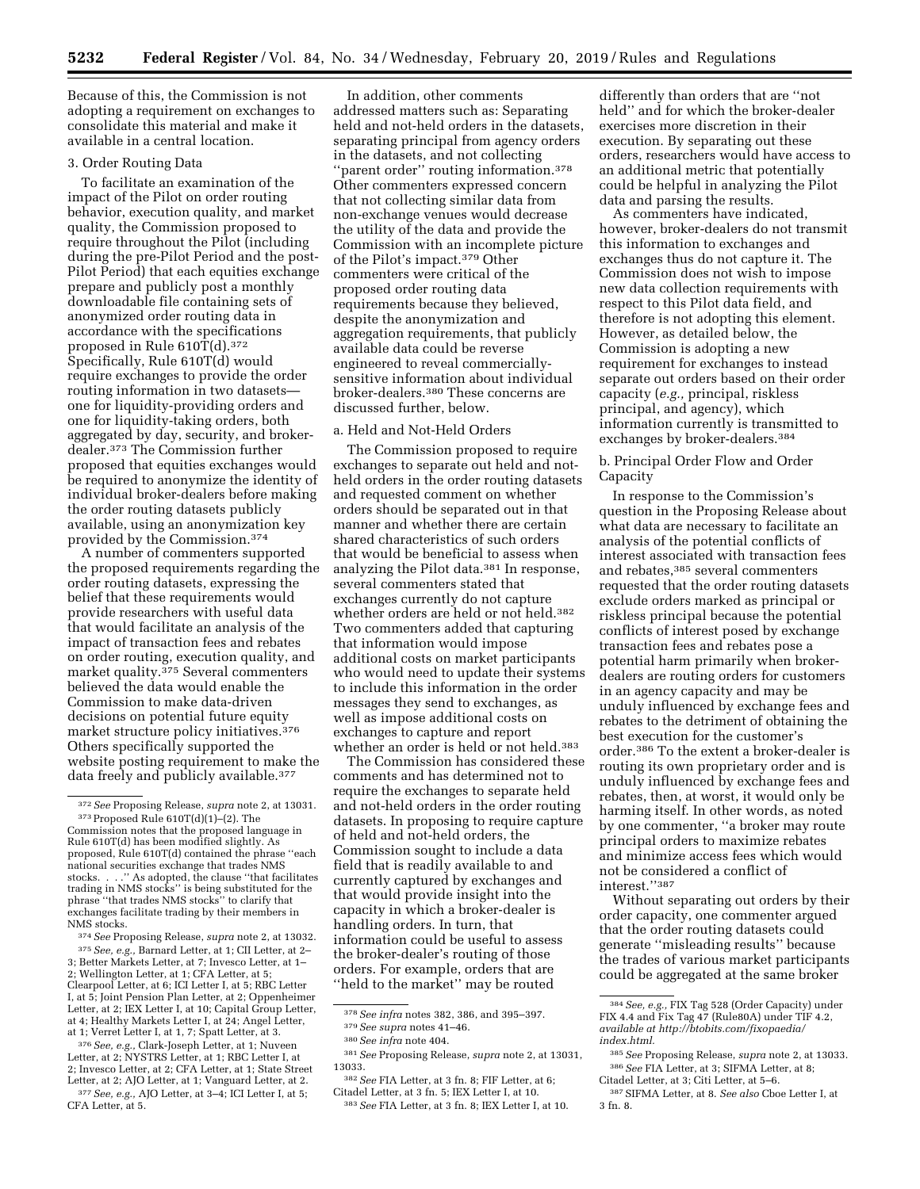Because of this, the Commission is not adopting a requirement on exchanges to consolidate this material and make it available in a central location.

### 3. Order Routing Data

To facilitate an examination of the impact of the Pilot on order routing behavior, execution quality, and market quality, the Commission proposed to require throughout the Pilot (including during the pre-Pilot Period and the post-Pilot Period) that each equities exchange prepare and publicly post a monthly downloadable file containing sets of anonymized order routing data in accordance with the specifications proposed in Rule 610T(d).[372] Specifically, Rule 610T(d) would require exchanges to provide the order routing information in two datasets—one for liquidity-providing orders and one for liquidity-taking orders, both aggregated by day, security, and broker-dealer.[373] The Commission further proposed that equities exchanges would be required to anonymize the identity of individual broker-dealers before making the order routing datasets publicly available, using an anonymization key provided by the Commission.[374]

A number of commenters supported the proposed requirements regarding the order routing datasets, expressing the belief that these requirements would provide researchers with useful data that would facilitate an analysis of the impact of transaction fees and rebates on order routing, execution quality, and market quality.[375] Several commenters believed the data would enable the Commission to make data-driven decisions on potential future equity market structure policy initiatives.[376] Others specifically supported the website posting requirement to make the data freely and publicly available.[377]

In addition, other comments addressed matters such as: Separating held and not-held orders in the datasets, separating principal from agency orders in the datasets, and not collecting ''parent order'' routing information.[378] Other commenters expressed concern that not collecting similar data from non-exchange venues would decrease the utility of the data and provide the Commission with an incomplete picture of the Pilot's impact.[379] Other commenters were critical of the proposed order routing data requirements because they believed, despite the anonymization and aggregation requirements, that publicly available data could be reverse engineered to reveal commercially-sensitive information about individual broker-dealers.[380] These concerns are discussed further, below.

#### a. Held and Not-Held Orders

The Commission proposed to require exchanges to separate out held and not-held orders in the order routing datasets and requested comment on whether orders should be separated out in that manner and whether there are certain shared characteristics of such orders that would be beneficial to assess when analyzing the Pilot data.[381] In response, several commenters stated that exchanges currently do not capture whether orders are held or not held.[382] Two commenters added that capturing that information would impose additional costs on market participants who would need to update their systems to include this information in the order messages they send to exchanges, as well as impose additional costs on exchanges to capture and report whether an order is held or not held.[383]

The Commission has considered these comments and has determined not to require the exchanges to separate held and not-held orders in the order routing datasets. In proposing to require capture of held and not-held orders, the Commission sought to include a data field that is readily available to and currently captured by exchanges and that would provide insight into the capacity in which a broker-dealer is handling orders. In turn, that information could be useful to assess the broker-dealer's routing of those orders. For example, orders that are ''held to the market'' may be routed differently than orders that are ''not held'' and for which the broker-dealer exercises more discretion in their execution. By separating out these orders, researchers would have access to an additional metric that potentially could be helpful in analyzing the Pilot data and parsing the results.

As commenters have indicated, however, broker-dealers do not transmit this information to exchanges and exchanges thus do not capture it. The Commission does not wish to impose new data collection requirements with respect to this Pilot data field, and therefore is not adopting this element. However, as detailed below, the Commission is adopting a new requirement for exchanges to instead separate out orders based on their order capacity (*e.g.,* principal, riskless principal, and agency), which information currently is transmitted to exchanges by broker-dealers.[384]

#### b. Principal Order Flow and Order Capacity

In response to the Commission's question in the Proposing Release about what data are necessary to facilitate an analysis of the potential conflicts of interest associated with transaction fees and rebates,[385] several commenters requested that the order routing datasets exclude orders marked as principal or riskless principal because the potential conflicts of interest posed by exchange transaction fees and rebates pose a potential harm primarily when broker-dealers are routing orders for customers in an agency capacity and may be unduly influenced by exchange fees and rebates to the detriment of obtaining the best execution for the customer's order.[386] To the extent a broker-dealer is routing its own proprietary order and is unduly influenced by exchange fees and rebates, then, at worst, it would only be harming itself. In other words, as noted by one commenter, ''a broker may route principal orders to maximize rebates and minimize access fees which would not be considered a conflict of interest.''[387]

Without separating out orders by their order capacity, one commenter argued that the order routing datasets could generate ''misleading results'' because the trades of various market participants could be aggregated at the same broker

---

[372] *See* Proposing Release, *supra* note 2, at 13031.

[373] Proposed Rule 610T(d)(1)–(2). The Commission notes that the proposed language in Rule 610T(d) has been modified slightly. As proposed, Rule 610T(d) contained the phrase ''each national securities exchange that trades NMS stocks. . . .'' As adopted, the clause ''that facilitates trading in NMS stocks'' is being substituted for the phrase ''that trades NMS stocks'' to clarify that exchanges facilitate trading by their members in NMS stocks.

[374] *See* Proposing Release, *supra* note 2, at 13032.

[375] *See, e.g.,* Barnard Letter, at 1; CII Letter, at 2–3; Better Markets Letter, at 7; Invesco Letter, at 1–2; Wellington Letter, at 1; CFA Letter, at 5; Clearpool Letter, at 6; ICI Letter I, at 5; RBC Letter I, at 5; Joint Pension Plan Letter, at 2; Oppenheimer Letter, at 2; IEX Letter I, at 10; Capital Group Letter, at 4; Healthy Markets Letter I, at 24; Angel Letter, at 1; Verret Letter I, at 1, 7; Spatt Letter, at 3.

[376] *See, e.g.,* Clark-Joseph Letter, at 1; Nuveen Letter, at 2; NYSTRS Letter, at 1; RBC Letter I, at 2; Invesco Letter, at 2; CFA Letter, at 1; State Street Letter, at 2; AJO Letter, at 1; Vanguard Letter, at 2.

[377] *See, e.g.,* AJO Letter, at 3–4; ICI Letter I, at 5; CFA Letter, at 5.

[378] *See infra* notes 382, 386, and 395–397.

[379] *See supra* notes 41–46.

[380] *See infra* note 404.

[381] *See* Proposing Release, *supra* note 2, at 13031, 13033.

[382] *See* FIA Letter, at 3 fn. 8; FIF Letter, at 6; Citadel Letter, at 3 fn. 5; IEX Letter I, at 10.

[383] *See* FIA Letter, at 3 fn. 8; IEX Letter I, at 10.

[384] *See, e.g.,* FIX Tag 528 (Order Capacity) under FIX 4.4 and Fix Tag 47 (Rule80A) under TIF 4.2, *available at http://btobits.com/fixopaedia/index.html.*

[385] *See* Proposing Release, *supra* note 2, at 13033.

[386] *See* FIA Letter, at 3; SIFMA Letter, at 8; Citadel Letter, at 3; Citi Letter, at 5–6.

[387] SIFMA Letter, at 8. *See also* Cboe Letter I, at 3 fn. 8.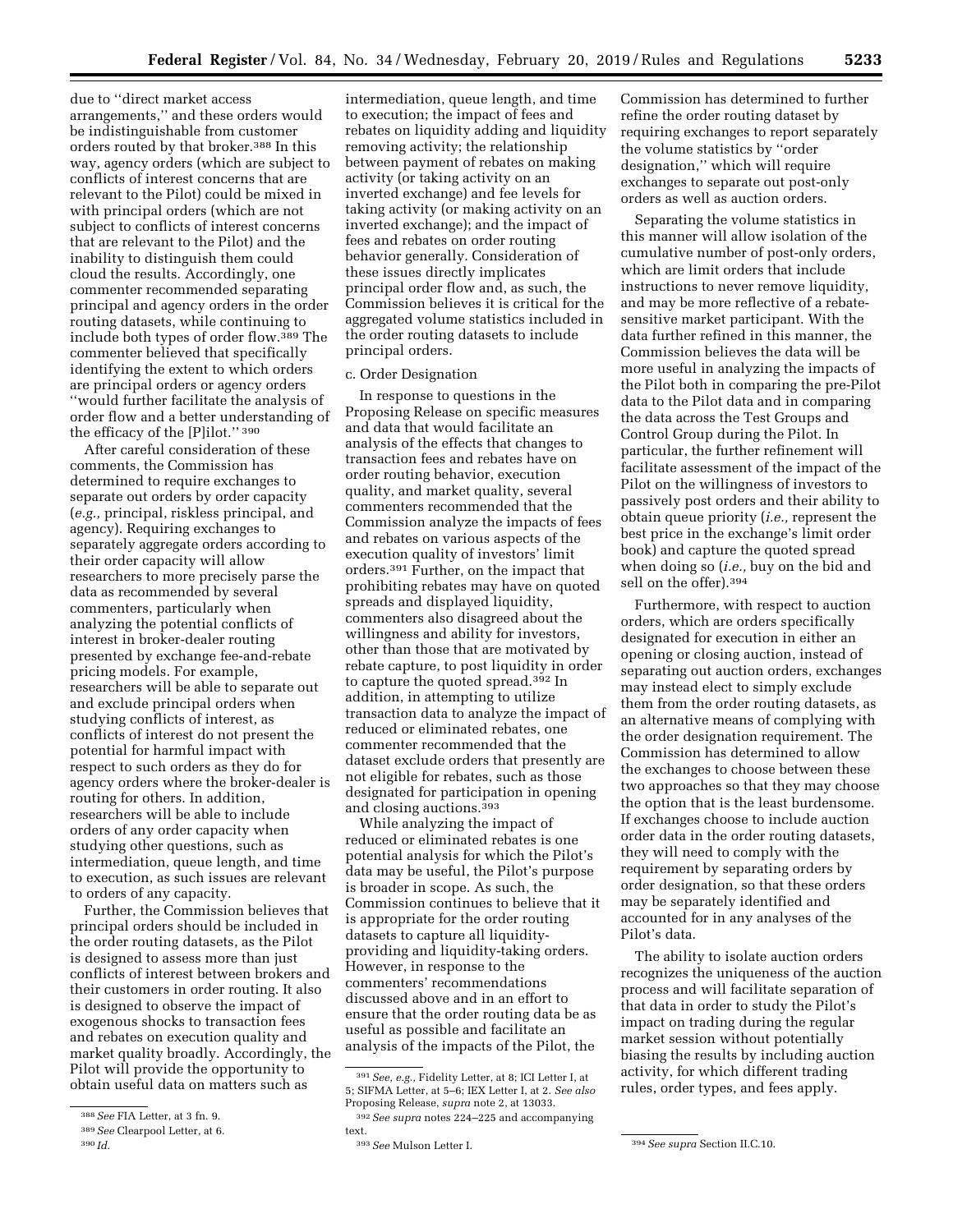due to ''direct market access arrangements,'' and these orders would be indistinguishable from customer orders routed by that broker.[388] In this way, agency orders (which are subject to conflicts of interest concerns that are relevant to the Pilot) could be mixed in with principal orders (which are not subject to conflicts of interest concerns that are relevant to the Pilot) and the inability to distinguish them could cloud the results. Accordingly, one commenter recommended separating principal and agency orders in the order routing datasets, while continuing to include both types of order flow.[389] The commenter believed that specifically identifying the extent to which orders are principal orders or agency orders ''would further facilitate the analysis of order flow and a better understanding of the efficacy of the [P]ilot.'' [390]

After careful consideration of these comments, the Commission has determined to require exchanges to separate out orders by order capacity (*e.g.,* principal, riskless principal, and agency). Requiring exchanges to separately aggregate orders according to their order capacity will allow researchers to more precisely parse the data as recommended by several commenters, particularly when analyzing the potential conflicts of interest in broker-dealer routing presented by exchange fee-and-rebate pricing models. For example, researchers will be able to separate out and exclude principal orders when studying conflicts of interest, as conflicts of interest do not present the potential for harmful impact with respect to such orders as they do for agency orders where the broker-dealer is routing for others. In addition, researchers will be able to include orders of any order capacity when studying other questions, such as intermediation, queue length, and time to execution, as such issues are relevant to orders of any capacity.

Further, the Commission believes that principal orders should be included in the order routing datasets, as the Pilot is designed to assess more than just conflicts of interest between brokers and their customers in order routing. It also is designed to observe the impact of exogenous shocks to transaction fees and rebates on execution quality and market quality broadly. Accordingly, the Pilot will provide the opportunity to obtain useful data on matters such as intermediation, queue length, and time to execution; the impact of fees and rebates on liquidity adding and liquidity removing activity; the relationship between payment of rebates on making activity (or taking activity on an inverted exchange) and fee levels for taking activity (or making activity on an inverted exchange); and the impact of fees and rebates on order routing behavior generally. Consideration of these issues directly implicates principal order flow and, as such, the Commission believes it is critical for the aggregated volume statistics included in the order routing datasets to include principal orders.

c. Order Designation

In response to questions in the Proposing Release on specific measures and data that would facilitate an analysis of the effects that changes to transaction fees and rebates have on order routing behavior, execution quality, and market quality, several commenters recommended that the Commission analyze the impacts of fees and rebates on various aspects of the execution quality of investors' limit orders.[391] Further, on the impact that prohibiting rebates may have on quoted spreads and displayed liquidity, commenters also disagreed about the willingness and ability for investors, other than those that are motivated by rebate capture, to post liquidity in order to capture the quoted spread.[392] In addition, in attempting to utilize transaction data to analyze the impact of reduced or eliminated rebates, one commenter recommended that the dataset exclude orders that presently are not eligible for rebates, such as those designated for participation in opening and closing auctions.[393]

While analyzing the impact of reduced or eliminated rebates is one potential analysis for which the Pilot's data may be useful, the Pilot's purpose is broader in scope. As such, the Commission continues to believe that it is appropriate for the order routing datasets to capture all liquidity-providing and liquidity-taking orders. However, in response to the commenters' recommendations discussed above and in an effort to ensure that the order routing data be as useful as possible and facilitate an analysis of the impacts of the Pilot, the Commission has determined to further refine the order routing dataset by requiring exchanges to report separately the volume statistics by ''order designation,'' which will require exchanges to separate out post-only orders as well as auction orders.

Separating the volume statistics in this manner will allow isolation of the cumulative number of post-only orders, which are limit orders that include instructions to never remove liquidity, and may be more reflective of a rebate-sensitive market participant. With the data further refined in this manner, the Commission believes the data will be more useful in analyzing the impacts of the Pilot both in comparing the pre-Pilot data to the Pilot data and in comparing the data across the Test Groups and Control Group during the Pilot. In particular, the further refinement will facilitate assessment of the impact of the Pilot on the willingness of investors to passively post orders and their ability to obtain queue priority (*i.e.,* represent the best price in the exchange's limit order book) and capture the quoted spread when doing so (*i.e.,* buy on the bid and sell on the offer).[394]

Furthermore, with respect to auction orders, which are orders specifically designated for execution in either an opening or closing auction, instead of separating out auction orders, exchanges may instead elect to simply exclude them from the order routing datasets, as an alternative means of complying with the order designation requirement. The Commission has determined to allow the exchanges to choose between these two approaches so that they may choose the option that is the least burdensome. If exchanges choose to include auction order data in the order routing datasets, they will need to comply with the requirement by separating orders by order designation, so that these orders may be separately identified and accounted for in any analyses of the Pilot's data.

The ability to isolate auction orders recognizes the uniqueness of the auction process and will facilitate separation of that data in order to study the Pilot's impact on trading during the regular market session without potentially biasing the results by including auction activity, for which different trading rules, order types, and fees apply.

---

[388] *See* FIA Letter, at 3 fn. 9.

[389] *See* Clearpool Letter, at 6.

[390] *Id.*

[391] *See, e.g.,* Fidelity Letter, at 8; ICI Letter I, at 5; SIFMA Letter, at 5–6; IEX Letter I, at 2. *See also* Proposing Release, *supra* note 2, at 13033.

[392] *See supra* notes 224–225 and accompanying text.

[393] *See* Mulson Letter I.

[394] *See supra* Section II.C.10.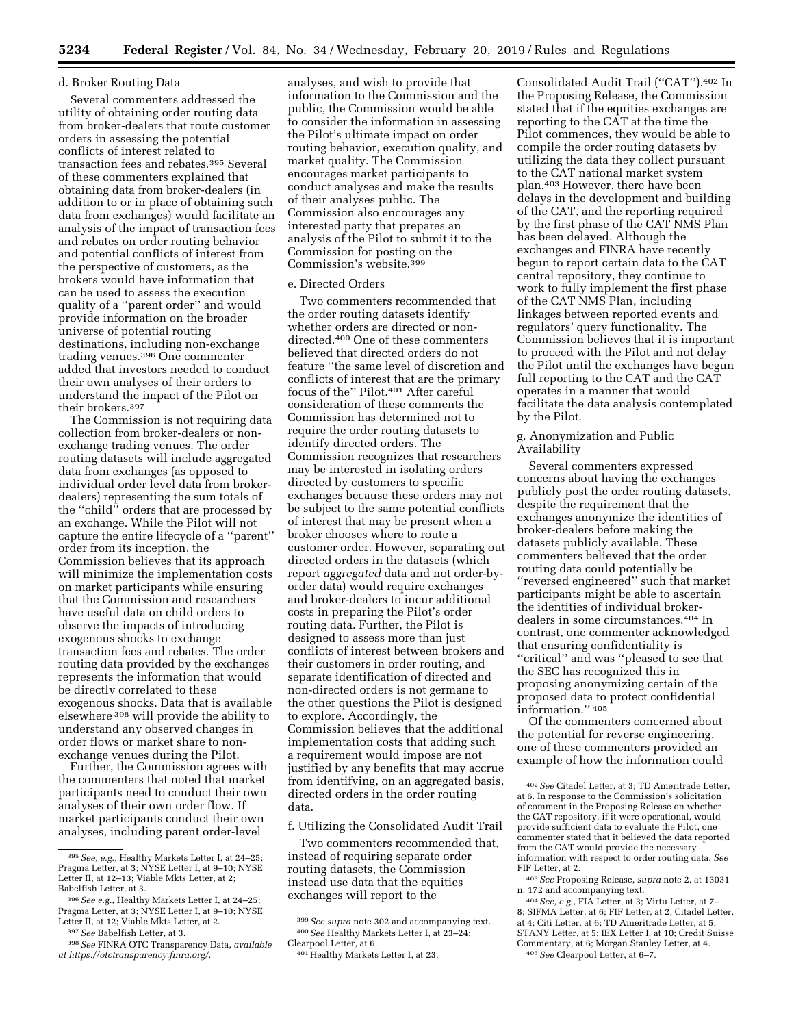d. Broker Routing Data

Several commenters addressed the utility of obtaining order routing data from broker-dealers that route customer orders in assessing the potential conflicts of interest related to transaction fees and rebates.[395] Several of these commenters explained that obtaining data from broker-dealers (in addition to or in place of obtaining such data from exchanges) would facilitate an analysis of the impact of transaction fees and rebates on order routing behavior and potential conflicts of interest from the perspective of customers, as the brokers would have information that can be used to assess the execution quality of a "parent order" and would provide information on the broader universe of potential routing destinations, including non-exchange trading venues.[396] One commenter added that investors needed to conduct their own analyses of their orders to understand the impact of the Pilot on their brokers.[397]

The Commission is not requiring data collection from broker-dealers or non-exchange trading venues. The order routing datasets will include aggregated data from exchanges (as opposed to individual order level data from broker-dealers) representing the sum totals of the "child" orders that are processed by an exchange. While the Pilot will not capture the entire lifecycle of a "parent" order from its inception, the Commission believes that its approach will minimize the implementation costs on market participants while ensuring that the Commission and researchers have useful data on child orders to observe the impacts of introducing exogenous shocks to exchange transaction fees and rebates. The order routing data provided by the exchanges represents the information that would be directly correlated to these exogenous shocks. Data that is available elsewhere[398] will provide the ability to understand any observed changes in order flows or market share to non-exchange venues during the Pilot.

Further, the Commission agrees with the commenters that noted that market participants need to conduct their own analyses of their own order flow. If market participants conduct their own analyses, including parent order-level analyses, and wish to provide that information to the Commission and the public, the Commission would be able to consider the information in assessing the Pilot's ultimate impact on order routing behavior, execution quality, and market quality. The Commission encourages market participants to conduct analyses and make the results of their analyses public. The Commission also encourages any interested party that prepares an analysis of the Pilot to submit it to the Commission for posting on the Commission's website.[399]

e. Directed Orders

Two commenters recommended that the order routing datasets identify whether orders are directed or non-directed.[400] One of these commenters believed that directed orders do not feature "the same level of discretion and conflicts of interest that are the primary focus of the" Pilot.[401] After careful consideration of these comments the Commission has determined not to require the order routing datasets to identify directed orders. The Commission recognizes that researchers may be interested in isolating orders directed by customers to specific exchanges because these orders may not be subject to the same potential conflicts of interest that may be present when a broker chooses where to route a customer order. However, separating out directed orders in the datasets (which report *aggregated* data and not order-by-order data) would require exchanges and broker-dealers to incur additional costs in preparing the Pilot's order routing data. Further, the Pilot is designed to assess more than just conflicts of interest between brokers and their customers in order routing, and separate identification of directed and non-directed orders is not germane to the other questions the Pilot is designed to explore. Accordingly, the Commission believes that the additional implementation costs that adding such a requirement would impose are not justified by any benefits that may accrue from identifying, on an aggregated basis, directed orders in the order routing data.

f. Utilizing the Consolidated Audit Trail

Two commenters recommended that, instead of requiring separate order routing datasets, the Commission instead use data that the equities exchanges will report to the Consolidated Audit Trail ("CAT").[402] In the Proposing Release, the Commission stated that if the equities exchanges are reporting to the CAT at the time the Pilot commences, they would be able to compile the order routing datasets by utilizing the data they collect pursuant to the CAT national market system plan.[403] However, there have been delays in the development and building of the CAT, and the reporting required by the first phase of the CAT NMS Plan has been delayed. Although the exchanges and FINRA have recently begun to report certain data to the CAT central repository, they continue to work to fully implement the first phase of the CAT NMS Plan, including linkages between reported events and regulators' query functionality. The Commission believes that it is important to proceed with the Pilot and not delay the Pilot until the exchanges have begun full reporting to the CAT and the CAT operates in a manner that would facilitate the data analysis contemplated by the Pilot.

g. Anonymization and Public Availability

Several commenters expressed concerns about having the exchanges publicly post the order routing datasets, despite the requirement that the exchanges anonymize the identities of broker-dealers before making the datasets publicly available. These commenters believed that the order routing data could potentially be "reversed engineered" such that market participants might be able to ascertain the identities of individual broker-dealers in some circumstances.[404] In contrast, one commenter acknowledged that ensuring confidentiality is "critical" and was "pleased to see that the SEC has recognized this in proposing anonymizing certain of the proposed data to protect confidential information."[405]

Of the commenters concerned about the potential for reverse engineering, one of these commenters provided an example of how the information could

---

[395] *See, e.g.,* Healthy Markets Letter I, at 24–25; Pragma Letter, at 3; NYSE Letter I, at 9–10; NYSE Letter II, at 12–13; Viable Mkts Letter, at 2; Babelfish Letter, at 3.

[396] *See e.g.,* Healthy Markets Letter I, at 24–25; Pragma Letter, at 3; NYSE Letter I, at 9–10; NYSE Letter II, at 12; Viable Mkts Letter, at 2.

[397] *See* Babelfish Letter, at 3.

[398] *See* FINRA OTC Transparency Data, *available at https://otctransparency.finra.org/.*

[399] *See supra* note 302 and accompanying text.

[400] *See* Healthy Markets Letter I, at 23–24; Clearpool Letter, at 6.

[401] Healthy Markets Letter I, at 23.

[402] *See* Citadel Letter, at 3; TD Ameritrade Letter, at 6. In response to the Commission's solicitation of comment in the Proposing Release on whether the CAT repository, if it were operational, would provide sufficient data to evaluate the Pilot, one commenter stated that it believed the data reported from the CAT would provide the necessary information with respect to order routing data. *See* FIF Letter, at 2.

[403] *See* Proposing Release, *supra* note 2, at 13031 n. 172 and accompanying text.

[404] *See, e.g.,* FIA Letter, at 3; Virtu Letter, at 7–8; SIFMA Letter, at 6; FIF Letter, at 2; Citadel Letter, at 4; Citi Letter, at 6; TD Ameritrade Letter, at 5; STANY Letter, at 5; IEX Letter I, at 10; Credit Suisse Commentary, at 6; Morgan Stanley Letter, at 4.

[405] *See* Clearpool Letter, at 6–7.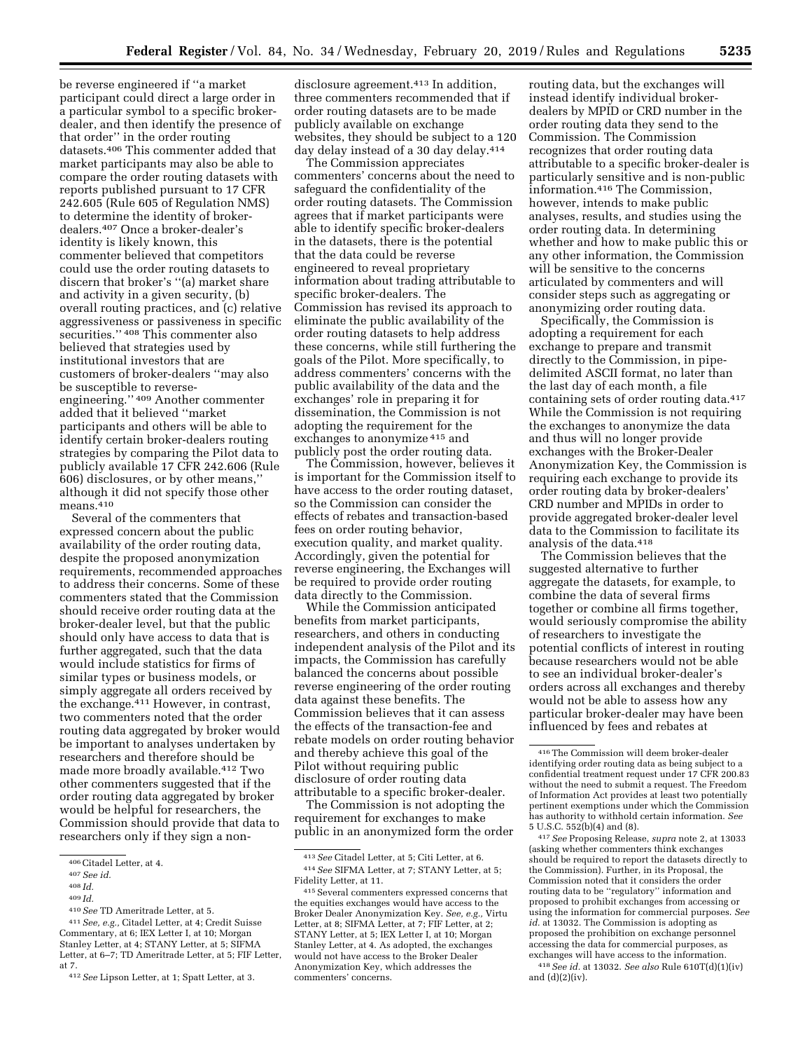be reverse engineered if ''a market participant could direct a large order in a particular symbol to a specific broker-dealer, and then identify the presence of that order'' in the order routing datasets.[406] This commenter added that market participants may also be able to compare the order routing datasets with reports published pursuant to 17 CFR 242.605 (Rule 605 of Regulation NMS) to determine the identity of broker-dealers.[407] Once a broker-dealer's identity is likely known, this commenter believed that competitors could use the order routing datasets to discern that broker's ''(a) market share and activity in a given security, (b) overall routing practices, and (c) relative aggressiveness or passiveness in specific securities.'' [408] This commenter also believed that strategies used by institutional investors that are customers of broker-dealers ''may also be susceptible to reverse-engineering.'' [409] Another commenter added that it believed ''market participants and others will be able to identify certain broker-dealers routing strategies by comparing the Pilot data to publicly available 17 CFR 242.606 (Rule 606) disclosures, or by other means,'' although it did not specify those other means.[410]

Several of the commenters that expressed concern about the public availability of the order routing data, despite the proposed anonymization requirements, recommended approaches to address their concerns. Some of these commenters stated that the Commission should receive order routing data at the broker-dealer level, but that the public should only have access to data that is further aggregated, such that the data would include statistics for firms of similar types or business models, or simply aggregate all orders received by the exchange.[411] However, in contrast, two commenters noted that the order routing data aggregated by broker would be important to analyses undertaken by researchers and therefore should be made more broadly available.[412] Two other commenters suggested that if the order routing data aggregated by broker would be helpful for researchers, the Commission should provide that data to researchers only if they sign a non-disclosure agreement.[413] In addition, three commenters recommended that if order routing datasets are to be made publicly available on exchange websites, they should be subject to a 120 day delay instead of a 30 day delay.[414]

The Commission appreciates commenters' concerns about the need to safeguard the confidentiality of the order routing datasets. The Commission agrees that if market participants were able to identify specific broker-dealers in the datasets, there is the potential that the data could be reverse engineered to reveal proprietary information about trading attributable to specific broker-dealers. The Commission has revised its approach to eliminate the public availability of the order routing datasets to help address these concerns, while still furthering the goals of the Pilot. More specifically, to address commenters' concerns with the public availability of the data and the exchanges' role in preparing it for dissemination, the Commission is not adopting the requirement for the exchanges to anonymize [415] and publicly post the order routing data.

The Commission, however, believes it is important for the Commission itself to have access to the order routing dataset, so the Commission can consider the effects of rebates and transaction-based fees on order routing behavior, execution quality, and market quality. Accordingly, given the potential for reverse engineering, the Exchanges will be required to provide order routing data directly to the Commission.

While the Commission anticipated benefits from market participants, researchers, and others in conducting independent analysis of the Pilot and its impacts, the Commission has carefully balanced the concerns about possible reverse engineering of the order routing data against these benefits. The Commission believes that it can assess the effects of the transaction-fee and rebate models on order routing behavior and thereby achieve this goal of the Pilot without requiring public disclosure of order routing data attributable to a specific broker-dealer.

The Commission is not adopting the requirement for exchanges to make public in an anonymized form the order routing data, but the exchanges will instead identify individual broker-dealers by MPID or CRD number in the order routing data they send to the Commission. The Commission recognizes that order routing data attributable to a specific broker-dealer is particularly sensitive and is non-public information.[416] The Commission, however, intends to make public analyses, results, and studies using the order routing data. In determining whether and how to make public this or any other information, the Commission will be sensitive to the concerns articulated by commenters and will consider steps such as aggregating or anonymizing order routing data.

Specifically, the Commission is adopting a requirement for each exchange to prepare and transmit directly to the Commission, in pipe-delimited ASCII format, no later than the last day of each month, a file containing sets of order routing data.[417] While the Commission is not requiring the exchanges to anonymize the data and thus will no longer provide exchanges with the Broker-Dealer Anonymization Key, the Commission is requiring each exchange to provide its order routing data by broker-dealers' CRD number and MPIDs in order to provide aggregated broker-dealer level data to the Commission to facilitate its analysis of the data.[418]

The Commission believes that the suggested alternative to further aggregate the datasets, for example, to combine the data of several firms together or combine all firms together, would seriously compromise the ability of researchers to investigate the potential conflicts of interest in routing because researchers would not be able to see an individual broker-dealer's orders across all exchanges and thereby would not be able to assess how any particular broker-dealer may have been influenced by fees and rebates at

---

[406] Citadel Letter, at 4.

[407] *See id.*

[408] *Id.*

[409] *Id.*

[410] *See* TD Ameritrade Letter, at 5.

[411] *See, e.g.,* Citadel Letter, at 4; Credit Suisse Commentary, at 6; IEX Letter I, at 10; Morgan Stanley Letter, at 4; STANY Letter, at 5; SIFMA Letter, at 6–7; TD Ameritrade Letter, at 5; FIF Letter, at 7.

[412] *See* Lipson Letter, at 1; Spatt Letter, at 3.

[413] *See* Citadel Letter, at 5; Citi Letter, at 6.

[414] *See* SIFMA Letter, at 7; STANY Letter, at 5; Fidelity Letter, at 11.

[415] Several commenters expressed concerns that the equities exchanges would have access to the Broker Dealer Anonymization Key. *See, e.g.,* Virtu Letter, at 8; SIFMA Letter, at 7; FIF Letter, at 2; STANY Letter, at 5; IEX Letter I, at 10; Morgan Stanley Letter, at 4. As adopted, the exchanges would not have access to the Broker Dealer Anonymization Key, which addresses the commenters' concerns.

[416] The Commission will deem broker-dealer identifying order routing data as being subject to a confidential treatment request under 17 CFR 200.83 without the need to submit a request. The Freedom of Information Act provides at least two potentially pertinent exemptions under which the Commission has authority to withhold certain information. *See* 5 U.S.C. 552(b)(4) and (8).

[417] *See* Proposing Release, *supra* note 2, at 13033 (asking whether commenters think exchanges should be required to report the datasets directly to the Commission). Further, in its Proposal, the Commission noted that it considers the order routing data to be ''regulatory'' information and proposed to prohibit exchanges from accessing or using the information for commercial purposes. *See id.* at 13032. The Commission is adopting as proposed the prohibition on exchange personnel accessing the data for commercial purposes, as exchanges will have access to the information.

[418] *See id.* at 13032. *See also* Rule 610T(d)(1)(iv) and (d)(2)(iv).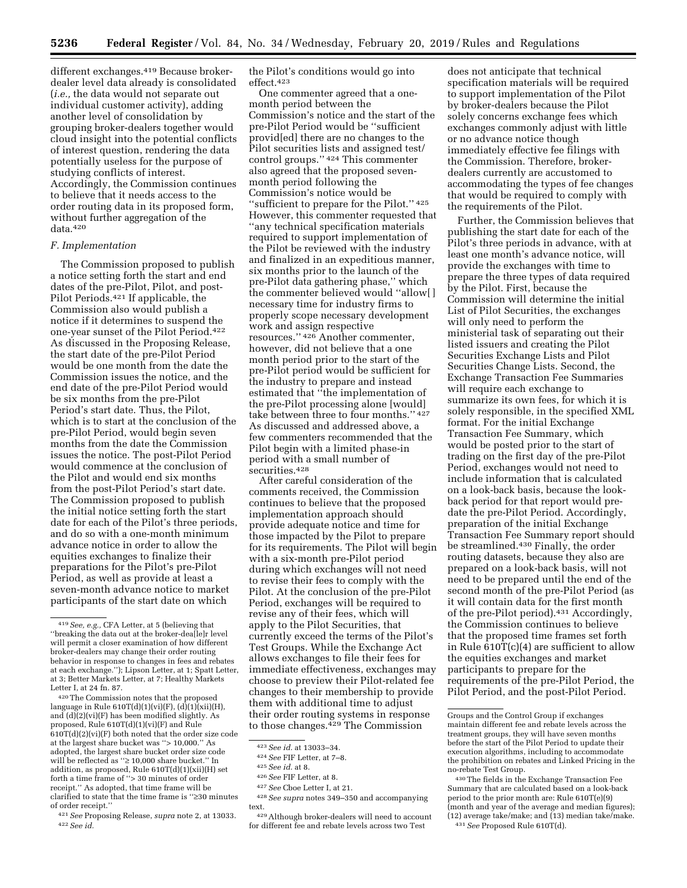different exchanges.[419] Because broker-dealer level data already is consolidated (*i.e.,* the data would not separate out individual customer activity), adding another level of consolidation by grouping broker-dealers together would cloud insight into the potential conflicts of interest question, rendering the data potentially useless for the purpose of studying conflicts of interest. Accordingly, the Commission continues to believe that it needs access to the order routing data in its proposed form, without further aggregation of the data.[420]

### F. Implementation

The Commission proposed to publish a notice setting forth the start and end dates of the pre-Pilot, Pilot, and post-Pilot Periods.[421] If applicable, the Commission also would publish a notice if it determines to suspend the one-year sunset of the Pilot Period.[422] As discussed in the Proposing Release, the start date of the pre-Pilot Period would be one month from the date the Commission issues the notice, and the end date of the pre-Pilot Period would be six months from the pre-Pilot Period's start date. Thus, the Pilot, which is to start at the conclusion of the pre-Pilot Period, would begin seven months from the date the Commission issues the notice. The post-Pilot Period would commence at the conclusion of the Pilot and would end six months from the post-Pilot Period's start date. The Commission proposed to publish the initial notice setting forth the start date for each of the Pilot's three periods, and do so with a one-month minimum advance notice in order to allow the equities exchanges to finalize their preparations for the Pilot's pre-Pilot Period, as well as provide at least a seven-month advance notice to market participants of the start date on which the Pilot's conditions would go into effect.[423]

One commenter agreed that a one-month period between the Commission's notice and the start of the pre-Pilot Period would be "sufficient provid[ed] there are no changes to the Pilot securities lists and assigned test/control groups." [424] This commenter also agreed that the proposed seven-month period following the Commission's notice would be "sufficient to prepare for the Pilot." [425] However, this commenter requested that "any technical specification materials required to support implementation of the Pilot be reviewed with the industry and finalized in an expeditious manner, six months prior to the launch of the pre-Pilot data gathering phase," which the commenter believed would "allow[ ] necessary time for industry firms to properly scope necessary development work and assign respective resources." [426] Another commenter, however, did not believe that a one month period prior to the start of the pre-Pilot period would be sufficient for the industry to prepare and instead estimated that "the implementation of the pre-Pilot processing alone [would] take between three to four months." [427] As discussed and addressed above, a few commenters recommended that the Pilot begin with a limited phase-in period with a small number of securities.[428]

After careful consideration of the comments received, the Commission continues to believe that the proposed implementation approach should provide adequate notice and time for those impacted by the Pilot to prepare for its requirements. The Pilot will begin with a six-month pre-Pilot period during which exchanges will not need to revise their fees to comply with the Pilot. At the conclusion of the pre-Pilot Period, exchanges will be required to revise any of their fees, which will apply to the Pilot Securities, that currently exceed the terms of the Pilot's Test Groups. While the Exchange Act allows exchanges to file their fees for immediate effectiveness, exchanges may choose to preview their Pilot-related fee changes to their membership to provide them with additional time to adjust their order routing systems in response to those changes.[429] The Commission does not anticipate that technical specification materials will be required to support implementation of the Pilot by broker-dealers because the Pilot solely concerns exchange fees which exchanges commonly adjust with little or no advance notice though immediately effective fee filings with the Commission. Therefore, broker-dealers currently are accustomed to accommodating the types of fee changes that would be required to comply with the requirements of the Pilot.

Further, the Commission believes that publishing the start date for each of the Pilot's three periods in advance, with at least one month's advance notice, will provide the exchanges with time to prepare the three types of data required by the Pilot. First, because the Commission will determine the initial List of Pilot Securities, the exchanges will only need to perform the ministerial task of separating out their listed issuers and creating the Pilot Securities Exchange Lists and Pilot Securities Change Lists. Second, the Exchange Transaction Fee Summaries will require each exchange to summarize its own fees, for which it is solely responsible, in the specified XML format. For the initial Exchange Transaction Fee Summary, which would be posted prior to the start of trading on the first day of the pre-Pilot Period, exchanges would not need to include information that is calculated on a look-back basis, because the look-back period for that report would pre-date the pre-Pilot Period. Accordingly, preparation of the initial Exchange Transaction Fee Summary report should be streamlined.[430] Finally, the order routing datasets, because they also are prepared on a look-back basis, will not need to be prepared until the end of the second month of the pre-Pilot Period (as it will contain data for the first month of the pre-Pilot period).[431] Accordingly, the Commission continues to believe that the proposed time frames set forth in Rule 610T(c)(4) are sufficient to allow the equities exchanges and market participants to prepare for the requirements of the pre-Pilot Period, the Pilot Period, and the post-Pilot Period.

---

[419] *See, e.g.,* CFA Letter, at 5 (believing that "breaking the data out at the broker-dea[le]r level will permit a closer examination of how different broker-dealers may change their order routing behavior in response to changes in fees and rebates at each exchange."); Lipson Letter, at 1; Spatt Letter, at 3; Better Markets Letter, at 7; Healthy Markets Letter I, at 24 fn. 87.

[420] The Commission notes that the proposed language in Rule 610T(d)(1)(vi)(F), (d)(1)(xii)(H), and (d)(2)(vi)(F) has been modified slightly. As proposed, Rule 610T(d)(1)(vi)(F) and Rule 610T(d)(2)(vi)(F) both noted that the order size code at the largest share bucket was "> 10,000." As adopted, the largest share bucket order size code will be reflected as "≥ 10,000 share bucket." In addition, as proposed, Rule 610T(d)(1)(xii)(H) set forth a time frame of "> 30 minutes of order receipt." As adopted, that time frame will be clarified to state that the time frame is "≥30 minutes of order receipt."

[421] *See* Proposing Release, *supra* note 2, at 13033.

[422] *See id.*

[423] *See id.* at 13033–34.

[424] *See* FIF Letter, at 7–8.

[425] *See id.* at 8.

[426] *See* FIF Letter, at 8.

[427] *See* Cboe Letter I, at 21.

[428] *See supra* notes 349–350 and accompanying text.

[429] Although broker-dealers will need to account for different fee and rebate levels across two Test Groups and the Control Group if exchanges maintain different fee and rebate levels across the treatment groups, they will have seven months before the start of the Pilot Period to update their execution algorithms, including to accommodate the prohibition on rebates and Linked Pricing in the no-rebate Test Group.

[430] The fields in the Exchange Transaction Fee Summary that are calculated based on a look-back period to the prior month are: Rule 610T(e)(9) (month and year of the average and median figures); (12) average take/make; and (13) median take/make.

[431] *See* Proposed Rule 610T(d).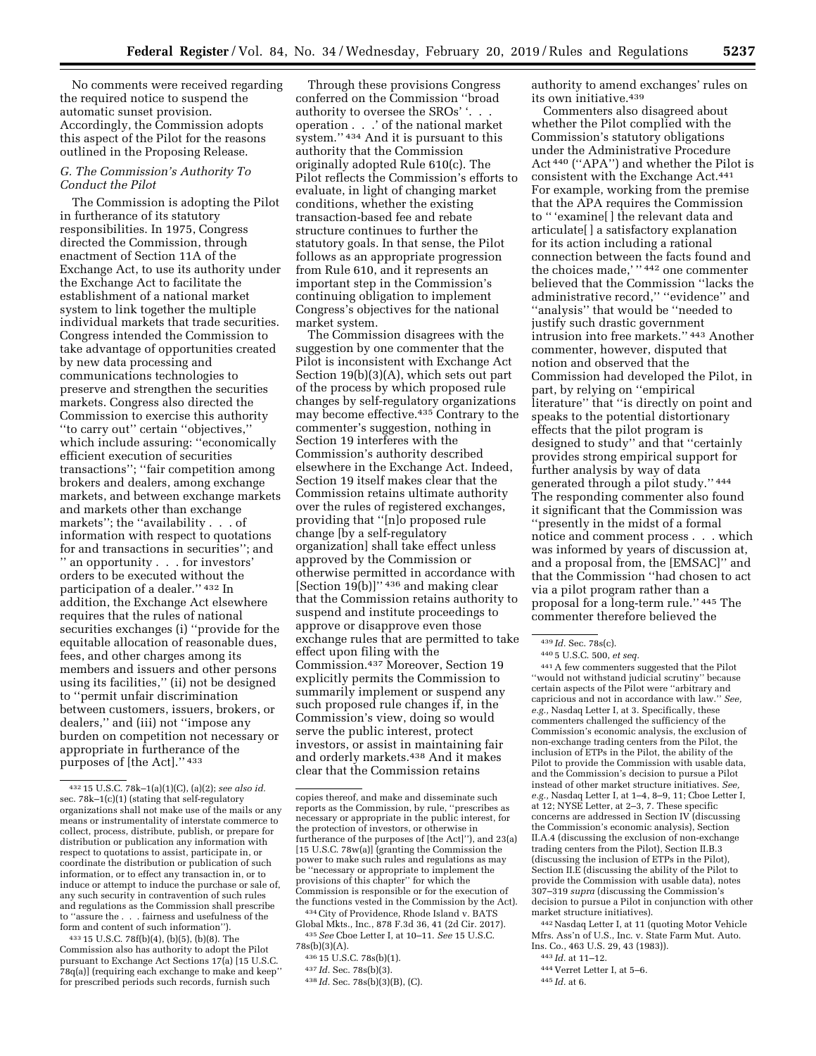No comments were received regarding the required notice to suspend the automatic sunset provision. Accordingly, the Commission adopts this aspect of the Pilot for the reasons outlined in the Proposing Release.

### G. The Commission's Authority To Conduct the Pilot

The Commission is adopting the Pilot in furtherance of its statutory responsibilities. In 1975, Congress directed the Commission, through enactment of Section 11A of the Exchange Act, to use its authority under the Exchange Act to facilitate the establishment of a national market system to link together the multiple individual markets that trade securities. Congress intended the Commission to take advantage of opportunities created by new data processing and communications technologies to preserve and strengthen the securities markets. Congress also directed the Commission to exercise this authority ''to carry out'' certain ''objectives,'' which include assuring: ''economically efficient execution of securities transactions''; ''fair competition among brokers and dealers, among exchange markets, and between exchange markets and markets other than exchange markets''; the ''availability . . . of information with respect to quotations for and transactions in securities''; and '' an opportunity . . . for investors' orders to be executed without the participation of a dealer.'' [432] In addition, the Exchange Act elsewhere requires that the rules of national securities exchanges (i) ''provide for the equitable allocation of reasonable dues, fees, and other charges among its members and issuers and other persons using its facilities,'' (ii) not be designed to ''permit unfair discrimination between customers, issuers, brokers, or dealers,'' and (iii) not ''impose any burden on competition not necessary or appropriate in furtherance of the purposes of [the Act].'' [433]

Through these provisions Congress conferred on the Commission ''broad authority to oversee the SROs' '. . . operation . . .' of the national market system.'' [434] And it is pursuant to this authority that the Commission originally adopted Rule 610(c). The Pilot reflects the Commission's efforts to evaluate, in light of changing market conditions, whether the existing transaction-based fee and rebate structure continues to further the statutory goals. In that sense, the Pilot follows as an appropriate progression from Rule 610, and it represents an important step in the Commission's continuing obligation to implement Congress's objectives for the national market system.

The Commission disagrees with the suggestion by one commenter that the Pilot is inconsistent with Exchange Act Section 19(b)(3)(A), which sets out part of the process by which proposed rule changes by self-regulatory organizations may become effective.[435] Contrary to the commenter's suggestion, nothing in Section 19 interferes with the Commission's authority described elsewhere in the Exchange Act. Indeed, Section 19 itself makes clear that the Commission retains ultimate authority over the rules of registered exchanges, providing that ''[n]o proposed rule change [by a self-regulatory organization] shall take effect unless approved by the Commission or otherwise permitted in accordance with [Section 19(b)]'' [436] and making clear that the Commission retains authority to suspend and institute proceedings to approve or disapprove even those exchange rules that are permitted to take effect upon filing with the Commission.[437] Moreover, Section 19 explicitly permits the Commission to summarily implement or suspend any such proposed rule changes if, in the Commission's view, doing so would serve the public interest, protect investors, or assist in maintaining fair and orderly markets.[438] And it makes clear that the Commission retains authority to amend exchanges' rules on its own initiative.[439]

Commenters also disagreed about whether the Pilot complied with the Commission's statutory obligations under the Administrative Procedure Act [440] (''APA'') and whether the Pilot is consistent with the Exchange Act.[441] For example, working from the premise that the APA requires the Commission to '' 'examine[ ] the relevant data and articulate[ ] a satisfactory explanation for its action including a rational connection between the facts found and the choices made,' '' [442] one commenter believed that the Commission ''lacks the administrative record,'' ''evidence'' and ''analysis'' that would be ''needed to justify such drastic government intrusion into free markets.'' [443] Another commenter, however, disputed that notion and observed that the Commission had developed the Pilot, in part, by relying on ''empirical literature'' that ''is directly on point and speaks to the potential distortionary effects that the pilot program is designed to study'' and that ''certainly provides strong empirical support for further analysis by way of data generated through a pilot study.'' [444] The responding commenter also found it significant that the Commission was ''presently in the midst of a formal notice and comment process . . . which was informed by years of discussion at, and a proposal from, the [EMSAC]'' and that the Commission ''had chosen to act via a pilot program rather than a proposal for a long-term rule.'' [445] The commenter therefore believed the

---

[432] 15 U.S.C. 78k–1(a)(1)(C), (a)(2); *see also id.* sec. 78k–1(c)(1) (stating that self-regulatory organizations shall not make use of the mails or any means or instrumentality of interstate commerce to collect, process, distribute, publish, or prepare for distribution or publication any information with respect to quotations to assist, participate in, or coordinate the distribution or publication of such information, or to effect any transaction in, or to induce or attempt to induce the purchase or sale of, any such security in contravention of such rules and regulations as the Commission shall prescribe to ''assure the . . . fairness and usefulness of the form and content of such information'').

[433] 15 U.S.C. 78f(b)(4), (b)(5), (b)(8). The Commission also has authority to adopt the Pilot pursuant to Exchange Act Sections 17(a) [15 U.S.C. 78q(a)] (requiring each exchange to make and keep'' for prescribed periods such records, furnish such copies thereof, and make and disseminate such reports as the Commission, by rule, ''prescribes as necessary or appropriate in the public interest, for the protection of investors, or otherwise in furtherance of the purposes of [the Act]''), and 23(a) [15 U.S.C. 78w(a)] (granting the Commission the power to make such rules and regulations as may be ''necessary or appropriate to implement the provisions of this chapter'' for which the Commission is responsible or for the execution of the functions vested in the Commission by the Act).

[434] City of Providence, Rhode Island v. BATS Global Mkts., Inc., 878 F.3d 36, 41 (2d Cir. 2017).

[435] *See* Cboe Letter I, at 10–11. *See* 15 U.S.C. 78s(b)(3)(A).

[436] 15 U.S.C. 78s(b)(1).

[437] *Id.* Sec. 78s(b)(3).

[438] *Id.* Sec. 78s(b)(3)(B), (C).

[439] *Id.* Sec. 78s(c).

[440] 5 U.S.C. 500, *et seq.*

[441] A few commenters suggested that the Pilot ''would not withstand judicial scrutiny'' because certain aspects of the Pilot were ''arbitrary and capricious and not in accordance with law.'' *See, e.g.,* Nasdaq Letter I, at 3. Specifically, these commenters challenged the sufficiency of the Commission's economic analysis, the exclusion of non-exchange trading centers from the Pilot, the inclusion of ETPs in the Pilot, the ability of the Pilot to provide the Commission with usable data, and the Commission's decision to pursue a Pilot instead of other market structure initiatives. *See, e.g.,* Nasdaq Letter I, at 1–4, 8–9, 11; Cboe Letter I, at 12; NYSE Letter, at 2–3, 7. These specific concerns are addressed in Section IV (discussing the Commission's economic analysis), Section II.A.4 (discussing the exclusion of non-exchange trading centers from the Pilot), Section II.B.3 (discussing the inclusion of ETPs in the Pilot), Section II.E (discussing the ability of the Pilot to provide the Commission with usable data), notes 307–319 *supra* (discussing the Commission's decision to pursue a Pilot in conjunction with other market structure initiatives).

[442] Nasdaq Letter I, at 11 (quoting Motor Vehicle Mfrs. Ass'n of U.S., Inc. v. State Farm Mut. Auto. Ins. Co., 463 U.S. 29, 43 (1983)).

[443] *Id.* at 11–12.

[444] Verret Letter I, at 5–6.

[445] *Id.* at 6.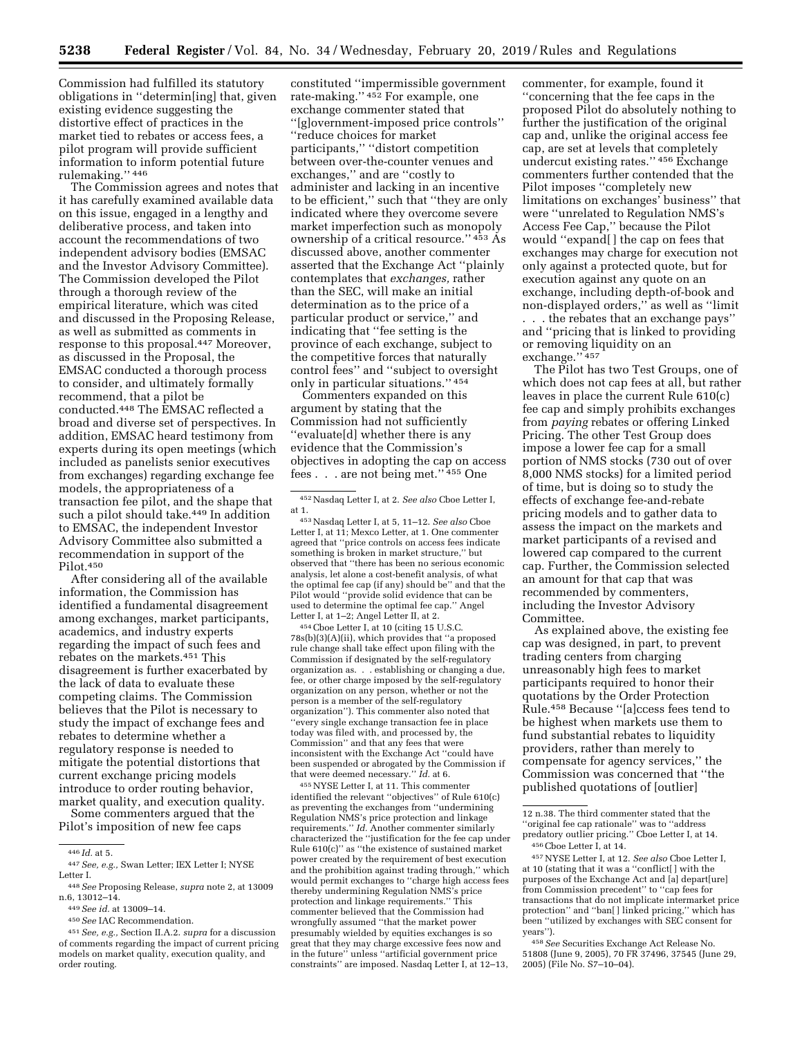Commission had fulfilled its statutory obligations in ''determin[ing] that, given existing evidence suggesting the distortive effect of practices in the market tied to rebates or access fees, a pilot program will provide sufficient information to inform potential future rulemaking.'' [446]

The Commission agrees and notes that it has carefully examined available data on this issue, engaged in a lengthy and deliberative process, and taken into account the recommendations of two independent advisory bodies (EMSAC and the Investor Advisory Committee). The Commission developed the Pilot through a thorough review of the empirical literature, which was cited and discussed in the Proposing Release, as well as submitted as comments in response to this proposal.[447] Moreover, as discussed in the Proposal, the EMSAC conducted a thorough process to consider, and ultimately formally recommend, that a pilot be conducted.[448] The EMSAC reflected a broad and diverse set of perspectives. In addition, EMSAC heard testimony from experts during its open meetings (which included as panelists senior executives from exchanges) regarding exchange fee models, the appropriateness of a transaction fee pilot, and the shape that such a pilot should take.[449] In addition to EMSAC, the independent Investor Advisory Committee also submitted a recommendation in support of the Pilot.[450]

After considering all of the available information, the Commission has identified a fundamental disagreement among exchanges, market participants, academics, and industry experts regarding the impact of such fees and rebates on the markets.[451] This disagreement is further exacerbated by the lack of data to evaluate these competing claims. The Commission believes that the Pilot is necessary to study the impact of exchange fees and rebates to determine whether a regulatory response is needed to mitigate the potential distortions that current exchange pricing models introduce to order routing behavior, market quality, and execution quality.

Some commenters argued that the Pilot's imposition of new fee caps constituted ''impermissible government rate-making.'' [452] For example, one exchange commenter stated that ''[g]overnment-imposed price controls'' ''reduce choices for market participants,'' ''distort competition between over-the-counter venues and exchanges,'' and are ''costly to administer and lacking in an incentive to be efficient,'' such that ''they are only indicated where they overcome severe market imperfection such as monopoly ownership of a critical resource.'' [453] As discussed above, another commenter asserted that the Exchange Act ''plainly contemplates that *exchanges,* rather than the SEC, will make an initial determination as to the price of a particular product or service,'' and indicating that ''fee setting is the province of each exchange, subject to the competitive forces that naturally control fees'' and ''subject to oversight only in particular situations.'' [454]

Commenters expanded on this argument by stating that the Commission had not sufficiently ''evaluate[d] whether there is any evidence that the Commission's objectives in adopting the cap on access fees . . . are not being met.'' [455] One commenter, for example, found it ''concerning that the fee caps in the proposed Pilot do absolutely nothing to further the justification of the original cap and, unlike the original access fee cap, are set at levels that completely undercut existing rates.'' [456] Exchange commenters further contended that the Pilot imposes ''completely new limitations on exchanges' business'' that were ''unrelated to Regulation NMS's Access Fee Cap,'' because the Pilot would ''expand[ ] the cap on fees that exchanges may charge for execution not only against a protected quote, but for execution against any quote on an exchange, including depth-of-book and non-displayed orders,'' as well as ''limit . . . the rebates that an exchange pays'' and ''pricing that is linked to providing or removing liquidity on an exchange.'' [457]

The Pilot has two Test Groups, one of which does not cap fees at all, but rather leaves in place the current Rule 610(c) fee cap and simply prohibits exchanges from *paying* rebates or offering Linked Pricing. The other Test Group does impose a lower fee cap for a small portion of NMS stocks (730 out of over 8,000 NMS stocks) for a limited period of time, but is doing so to study the effects of exchange fee-and-rebate pricing models and to gather data to assess the impact on the markets and market participants of a revised and lowered cap compared to the current cap. Further, the Commission selected an amount for that cap that was recommended by commenters, including the Investor Advisory Committee.

As explained above, the existing fee cap was designed, in part, to prevent trading centers from charging unreasonably high fees to market participants required to honor their quotations by the Order Protection Rule.[458] Because ''[a]ccess fees tend to be highest when markets use them to fund substantial rebates to liquidity providers, rather than merely to compensate for agency services,'' the Commission was concerned that ''the published quotations of [outlier]

---

[446] *Id.* at 5.

[447] *See, e.g.,* Swan Letter; IEX Letter I; NYSE Letter I.

[448] *See* Proposing Release, *supra* note 2, at 13009 n.6, 13012–14.

[449] *See id.* at 13009–14.

[450] *See* IAC Recommendation.

[451] *See, e.g.,* Section II.A.2. *supra* for a discussion of comments regarding the impact of current pricing models on market quality, execution quality, and order routing.

[452] Nasdaq Letter I, at 2. *See also* Cboe Letter I, at 1.

[453] Nasdaq Letter I, at 5, 11–12. *See also* Cboe Letter I, at 11; Mexco Letter, at 1. One commenter agreed that ''price controls on access fees indicate something is broken in market structure,'' but observed that ''there has been no serious economic analysis, let alone a cost-benefit analysis, of what the optimal fee cap (if any) should be'' and that the Pilot would ''provide solid evidence that can be used to determine the optimal fee cap.'' Angel Letter I, at 1–2; Angel Letter II, at 2.

[454] Cboe Letter I, at 10 (citing 15 U.S.C. 78s(b)(3)(A)(ii), which provides that ''a proposed rule change shall take effect upon filing with the Commission if designated by the self-regulatory organization as. . . establishing or changing a due, fee, or other charge imposed by the self-regulatory organization on any person, whether or not the person is a member of the self-regulatory organization''). This commenter also noted that ''every single exchange transaction fee in place today was filed with, and processed by, the Commission'' and that any fees that were inconsistent with the Exchange Act ''could have been suspended or abrogated by the Commission if that were deemed necessary.'' *Id.* at 6.

[455] NYSE Letter I, at 11. This commenter identified the relevant ''objectives'' of Rule 610(c) as preventing the exchanges from ''undermining Regulation NMS's price protection and linkage requirements.'' *Id.* Another commenter similarly characterized the ''justification for the fee cap under Rule 610(c)'' as ''the existence of sustained market power created by the requirement of best execution and the prohibition against trading through,'' which would permit exchanges to ''charge high access fees thereby undermining Regulation NMS's price protection and linkage requirements.'' This commenter believed that the Commission had wrongfully assumed ''that the market power presumably wielded by equities exchanges is so great that they may charge excessive fees now and in the future'' unless ''artificial government price constraints'' are imposed. Nasdaq Letter I, at 12–13, 12 n.38. The third commenter stated that the ''original fee cap rationale'' was to ''address predatory outlier pricing.'' Cboe Letter I, at 14.

[456] Cboe Letter I, at 14.

[457] NYSE Letter I, at 12. *See also* Cboe Letter I, at 10 (stating that it was a ''conflict[ ] with the purposes of the Exchange Act and [a] depart[ure] from Commission precedent'' to ''cap fees for transactions that do not implicate intermarket price protection'' and ''ban[ ] linked pricing,'' which has been ''utilized by exchanges with SEC consent for years'').

[458] *See* Securities Exchange Act Release No. 51808 (June 9, 2005), 70 FR 37496, 37545 (June 29, 2005) (File No. S7–10–04).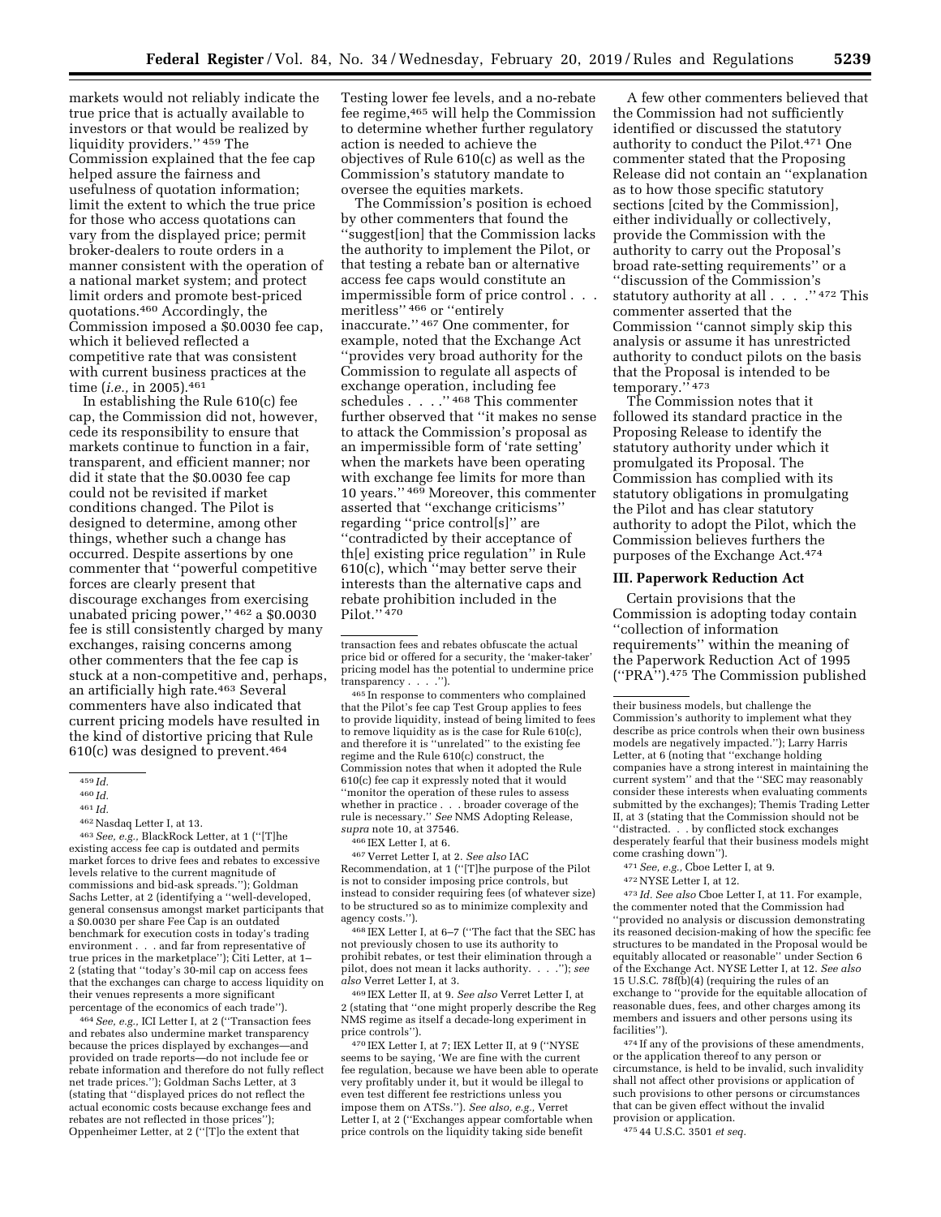markets would not reliably indicate the true price that is actually available to investors or that would be realized by liquidity providers.'' [459] The Commission explained that the fee cap helped assure the fairness and usefulness of quotation information; limit the extent to which the true price for those who access quotations can vary from the displayed price; permit broker-dealers to route orders in a manner consistent with the operation of a national market system; and protect limit orders and promote best-priced quotations.[460] Accordingly, the Commission imposed a $0.0030 fee cap, which it believed reflected a competitive rate that was consistent with current business practices at the time (*i.e.,* in 2005).[461]

In establishing the Rule 610(c) fee cap, the Commission did not, however, cede its responsibility to ensure that markets continue to function in a fair, transparent, and efficient manner; nor did it state that the $0.0030 fee cap could not be revisited if market conditions changed. The Pilot is designed to determine, among other things, whether such a change has occurred. Despite assertions by one commenter that ''powerful competitive forces are clearly present that discourage exchanges from exercising unabated pricing power,'' [462] a $0.0030 fee is still consistently charged by many exchanges, raising concerns among other commenters that the fee cap is stuck at a non-competitive and, perhaps, an artificially high rate.[463] Several commenters have also indicated that current pricing models have resulted in the kind of distortive pricing that Rule 610(c) was designed to prevent.[464]

Testing lower fee levels, and a no-rebate fee regime,[465] will help the Commission to determine whether further regulatory action is needed to achieve the objectives of Rule 610(c) as well as the Commission's statutory mandate to oversee the equities markets.

The Commission's position is echoed by other commenters that found the ''suggest[ion] that the Commission lacks the authority to implement the Pilot, or that testing a rebate ban or alternative access fee caps would constitute an impermissible form of price control . . . meritless'' [466] or ''entirely inaccurate.'' [467] One commenter, for example, noted that the Exchange Act ''provides very broad authority for the Commission to regulate all aspects of exchange operation, including fee schedules . . . .'' [468] This commenter further observed that ''it makes no sense to attack the Commission's proposal as an impermissible form of 'rate setting' when the markets have been operating with exchange fee limits for more than 10 years.'' [469] Moreover, this commenter asserted that ''exchange criticisms'' regarding ''price control[s]'' are ''contradicted by their acceptance of th[e] existing price regulation'' in Rule 610(c), which ''may better serve their interests than the alternative caps and rebate prohibition included in the Pilot.'' [470]

A few other commenters believed that the Commission had not sufficiently identified or discussed the statutory authority to conduct the Pilot.[471] One commenter stated that the Proposing Release did not contain an ''explanation as to how those specific statutory sections [cited by the Commission], either individually or collectively, provide the Commission with the authority to carry out the Proposal's broad rate-setting requirements'' or a ''discussion of the Commission's statutory authority at all . . . .'' [472] This commenter asserted that the Commission ''cannot simply skip this analysis or assume it has unrestricted authority to conduct pilots on the basis that the Proposal is intended to be temporary.'' [473]

The Commission notes that it followed its standard practice in the Proposing Release to identify the statutory authority under which it promulgated its Proposal. The Commission has complied with its statutory obligations in promulgating the Pilot and has clear statutory authority to adopt the Pilot, which the Commission believes furthers the purposes of the Exchange Act.[474]

## III. Paperwork Reduction Act

Certain provisions that the Commission is adopting today contain ''collection of information requirements'' within the meaning of the Paperwork Reduction Act of 1995 (''PRA'').[475] The Commission published

---

[459] *Id.*

[460] *Id.*

[461] *Id.*

[462] Nasdaq Letter I, at 13.

[463] *See, e.g.,* BlackRock Letter, at 1 (''[T]he existing access fee cap is outdated and permits market forces to drive fees and rebates to excessive levels relative to the current magnitude of commissions and bid-ask spreads.''); Goldman Sachs Letter, at 2 (identifying a ''well-developed, general consensus amongst market participants that a $0.0030 per share Fee Cap is an outdated benchmark for execution costs in today's trading environment . . . and far from representative of true prices in the marketplace''); Citi Letter, at 1–2 (stating that ''today's 30-mil cap on access fees that the exchanges can charge to access liquidity on their venues represents a more significant percentage of the economics of each trade'').

[464] *See, e.g.,* ICI Letter I, at 2 (''Transaction fees and rebates also undermine market transparency because the prices displayed by exchanges—and provided on trade reports—do not include fee or rebate information and therefore do not fully reflect net trade prices.''); Goldman Sachs Letter, at 3 (stating that ''displayed prices do not reflect the actual economic costs because exchange fees and rebates are not reflected in those prices''); Oppenheimer Letter, at 2 (''[T]o the extent that transaction fees and rebates obfuscate the actual price bid or offered for a security, the 'maker-taker' pricing model has the potential to undermine price transparency . . . .'').

[465] In response to commenters who complained that the Pilot's fee cap Test Group applies to fees to provide liquidity, instead of being limited to fees to remove liquidity as is the case for Rule 610(c), and therefore it is ''unrelated'' to the existing fee regime and the Rule 610(c) construct, the Commission notes that when it adopted the Rule 610(c) fee cap it expressly noted that it would ''monitor the operation of these rules to assess whether in practice . . . broader coverage of the rule is necessary.'' *See* NMS Adopting Release, *supra* note 10, at 37546.

[466] IEX Letter I, at 6.

[467] Verret Letter I, at 2. *See also* IAC Recommendation, at 1 (''[T]he purpose of the Pilot is not to consider imposing price controls, but instead to consider requiring fees (of whatever size) to be structured so as to minimize complexity and agency costs.'').

[468] IEX Letter I, at 6–7 (''The fact that the SEC has not previously chosen to use its authority to prohibit rebates, or test their elimination through a pilot, does not mean it lacks authority. . . .''); *see also* Verret Letter I, at 3.

[469] IEX Letter II, at 9. *See also* Verret Letter I, at 2 (stating that ''one might properly describe the Reg NMS regime as itself a decade-long experiment in price controls'').

[470] IEX Letter I, at 7; IEX Letter II, at 9 (''NYSE seems to be saying, 'We are fine with the current fee regulation, because we have been able to operate very profitably under it, but it would be illegal to even test different fee restrictions unless you impose them on ATSs.''). *See also, e.g.,* Verret Letter I, at 2 (''Exchanges appear comfortable when price controls on the liquidity taking side benefit their business models, but challenge the Commission's authority to implement what they describe as price controls when their own business models are negatively impacted.''); Larry Harris Letter, at 6 (noting that ''exchange holding companies have a strong interest in maintaining the current system'' and that the ''SEC may reasonably consider these interests when evaluating comments submitted by the exchanges); Themis Trading Letter II, at 3 (stating that the Commission should not be ''distracted. . . by conflicted stock exchanges desperately fearful that their business models might come crashing down'').

[471] *See, e.g.,* Cboe Letter I, at 9.

[472] NYSE Letter I, at 12.

[473] *Id. See also* Cboe Letter I, at 11. For example, the commenter noted that the Commission had ''provided no analysis or discussion demonstrating its reasoned decision-making of how the specific fee structures to be mandated in the Proposal would be equitably allocated or reasonable'' under Section 6 of the Exchange Act. NYSE Letter I, at 12. *See also* 15 U.S.C. 78f(b)(4) (requiring the rules of an exchange to ''provide for the equitable allocation of reasonable dues, fees, and other charges among its members and issuers and other persons using its facilities'').

[474] If any of the provisions of these amendments, or the application thereof to any person or circumstance, is held to be invalid, such invalidity shall not affect other provisions or application of such provisions to other persons or circumstances that can be given effect without the invalid provision or application.

[475] 44 U.S.C. 3501 *et seq.*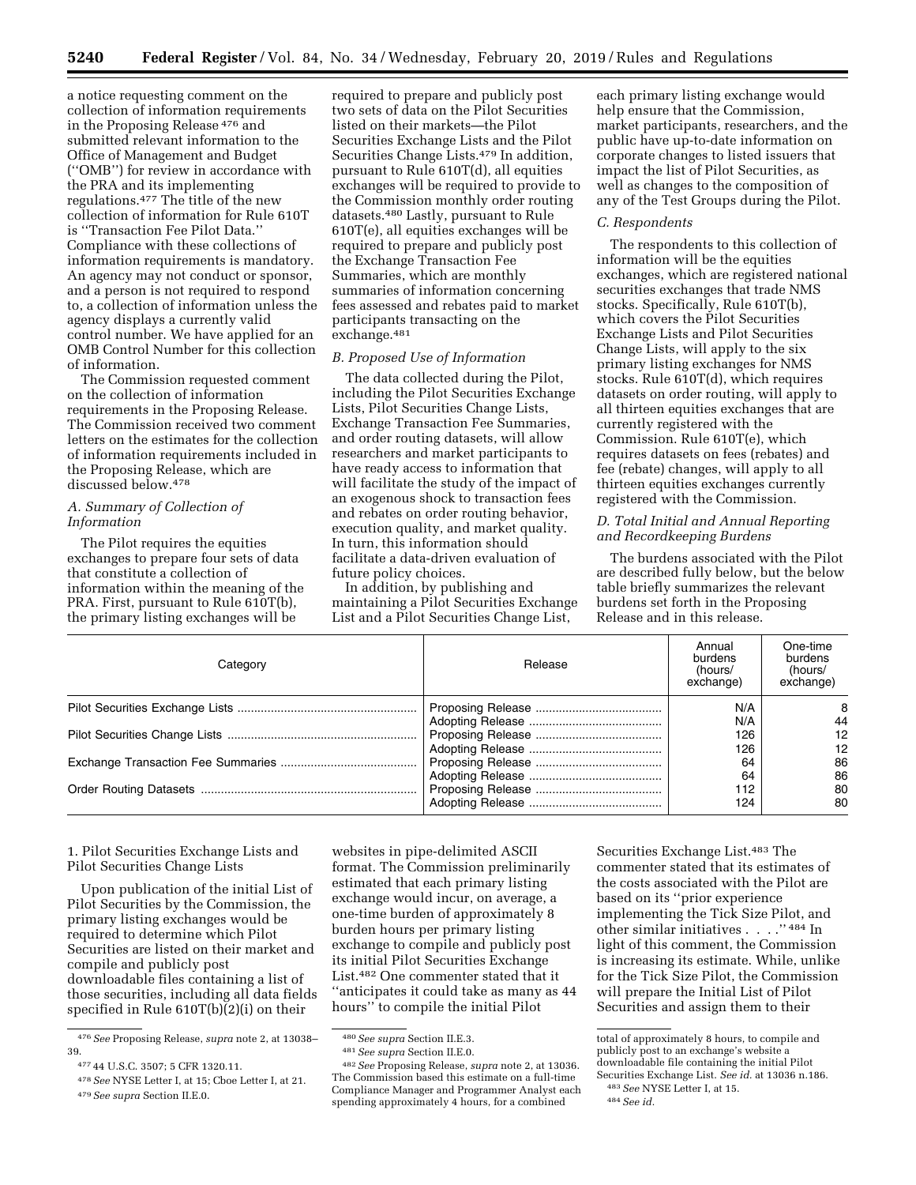a notice requesting comment on the collection of information requirements in the Proposing Release [476] and submitted relevant information to the Office of Management and Budget (''OMB'') for review in accordance with the PRA and its implementing regulations.[477] The title of the new collection of information for Rule 610T is ''Transaction Fee Pilot Data.'' Compliance with these collections of information requirements is mandatory. An agency may not conduct or sponsor, and a person is not required to respond to, a collection of information unless the agency displays a currently valid control number. We have applied for an OMB Control Number for this collection of information.

The Commission requested comment on the collection of information requirements in the Proposing Release. The Commission received two comment letters on the estimates for the collection of information requirements included in the Proposing Release, which are discussed below.[478]

### *A. Summary of Collection of Information*

The Pilot requires the equities exchanges to prepare four sets of data that constitute a collection of information within the meaning of the PRA. First, pursuant to Rule 610T(b), the primary listing exchanges will be required to prepare and publicly post two sets of data on the Pilot Securities listed on their markets—the Pilot Securities Exchange Lists and the Pilot Securities Change Lists.[479] In addition, pursuant to Rule 610T(d), all equities exchanges will be required to provide to the Commission monthly order routing datasets.[480] Lastly, pursuant to Rule 610T(e), all equities exchanges will be required to prepare and publicly post the Exchange Transaction Fee Summaries, which are monthly summaries of information concerning fees assessed and rebates paid to market participants transacting on the exchange.[481]

### *B. Proposed Use of Information*

The data collected during the Pilot, including the Pilot Securities Exchange Lists, Pilot Securities Change Lists, Exchange Transaction Fee Summaries, and order routing datasets, will allow researchers and market participants to have ready access to information that will facilitate the study of the impact of an exogenous shock to transaction fees and rebates on order routing behavior, execution quality, and market quality. In turn, this information should facilitate a data-driven evaluation of future policy choices.

In addition, by publishing and maintaining a Pilot Securities Exchange List and a Pilot Securities Change List, each primary listing exchange would help ensure that the Commission, market participants, researchers, and the public have up-to-date information on corporate changes to listed issuers that impact the list of Pilot Securities, as well as changes to the composition of any of the Test Groups during the Pilot.

### *C. Respondents*

The respondents to this collection of information will be the equities exchanges, which are registered national securities exchanges that trade NMS stocks. Specifically, Rule 610T(b), which covers the Pilot Securities Exchange Lists and Pilot Securities Change Lists, will apply to the six primary listing exchanges for NMS stocks. Rule 610T(d), which requires datasets on order routing, will apply to all thirteen equities exchanges that are currently registered with the Commission. Rule 610T(e), which requires datasets on fees (rebates) and fee (rebate) changes, will apply to all thirteen equities exchanges currently registered with the Commission.

### *D. Total Initial and Annual Reporting and Recordkeeping Burdens*

The burdens associated with the Pilot are described fully below, but the below table briefly summarizes the relevant burdens set forth in the Proposing Release and in this release.

| Category | Release | Annual burdens (hours/ exchange) | One-time burdens (hours/ exchange) |
|---|---|---|---|
| Pilot Securities Exchange Lists | Proposing Release | N/A | 8 |
| | Adopting Release | N/A | 44 |
| Pilot Securities Change Lists | Proposing Release | 126 | 12 |
| | Adopting Release | 126 | 12 |
| Exchange Transaction Fee Summaries | Proposing Release | 64 | 86 |
| | Adopting Release | 64 | 86 |
| Order Routing Datasets | Proposing Release | 112 | 80 |
| | Adopting Release | 124 | 80 |

1. Pilot Securities Exchange Lists and Pilot Securities Change Lists

Upon publication of the initial List of Pilot Securities by the Commission, the primary listing exchanges would be required to determine which Pilot Securities are listed on their market and compile and publicly post downloadable files containing a list of those securities, including all data fields specified in Rule 610T(b)(2)(i) on their websites in pipe-delimited ASCII format. The Commission preliminarily estimated that each primary listing exchange would incur, on average, a one-time burden of approximately 8 burden hours per primary listing exchange to compile and publicly post its initial Pilot Securities Exchange List.[482] One commenter stated that it ''anticipates it could take as many as 44 hours'' to compile the initial Pilot Securities Exchange List.[483] The commenter stated that its estimates of the costs associated with the Pilot are based on its ''prior experience implementing the Tick Size Pilot, and other similar initiatives . . . .'' [484] In light of this comment, the Commission is increasing its estimate. While, unlike for the Tick Size Pilot, the Commission will prepare the Initial List of Pilot Securities and assign them to their

---

[476] *See* Proposing Release, *supra* note 2, at 13038–39.

[477] 44 U.S.C. 3507; 5 CFR 1320.11.

[478] *See* NYSE Letter I, at 15; Cboe Letter I, at 21.

[479] *See supra* Section II.E.0.

[480] *See supra* Section II.E.3.

[481] *See supra* Section II.E.0.

[482] *See* Proposing Release, *supra* note 2, at 13036. The Commission based this estimate on a full-time Compliance Manager and Programmer Analyst each spending approximately 4 hours, for a combined total of approximately 8 hours, to compile and publicly post to an exchange's website a downloadable file containing the initial Pilot Securities Exchange List. *See id.* at 13036 n.186.

[483] *See* NYSE Letter I, at 15.

[484] *See id.*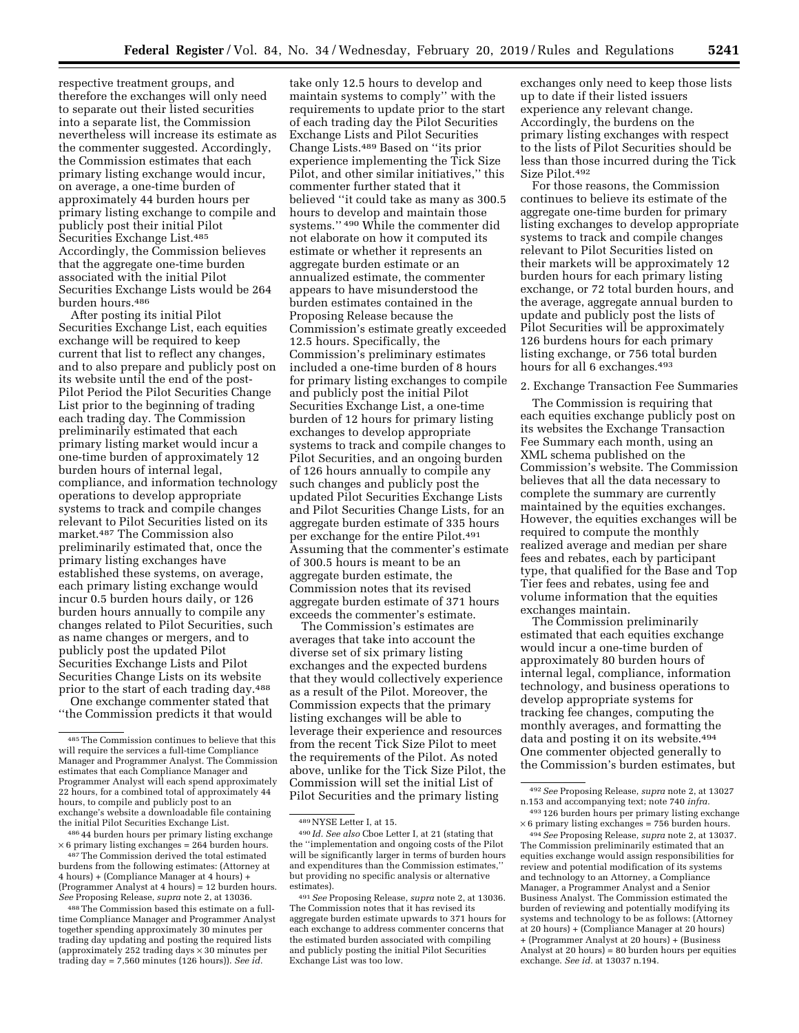respective treatment groups, and therefore the exchanges will only need to separate out their listed securities into a separate list, the Commission nevertheless will increase its estimate as the commenter suggested. Accordingly, the Commission estimates that each primary listing exchange would incur, on average, a one-time burden of approximately 44 burden hours per primary listing exchange to compile and publicly post their initial Pilot Securities Exchange List.[485] Accordingly, the Commission believes that the aggregate one-time burden associated with the initial Pilot Securities Exchange Lists would be 264 burden hours.[486]

After posting its initial Pilot Securities Exchange List, each equities exchange will be required to keep current that list to reflect any changes, and to also prepare and publicly post on its website until the end of the post-Pilot Period the Pilot Securities Change List prior to the beginning of trading each trading day. The Commission preliminarily estimated that each primary listing market would incur a one-time burden of approximately 12 burden hours of internal legal, compliance, and information technology operations to develop appropriate systems to track and compile changes relevant to Pilot Securities listed on its market.[487] The Commission also preliminarily estimated that, once the primary listing exchanges have established these systems, on average, each primary listing exchange would incur 0.5 burden hours daily, or 126 burden hours annually to compile any changes related to Pilot Securities, such as name changes or mergers, and to publicly post the updated Pilot Securities Exchange Lists and Pilot Securities Change Lists on its website prior to the start of each trading day.[488]

One exchange commenter stated that "the Commission predicts it that would take only 12.5 hours to develop and maintain systems to comply" with the requirements to update prior to the start of each trading day the Pilot Securities Exchange Lists and Pilot Securities Change Lists.[489] Based on "its prior experience implementing the Tick Size Pilot, and other similar initiatives," this commenter further stated that it believed "it could take as many as 300.5 hours to develop and maintain those systems." [490] While the commenter did not elaborate on how it computed its estimate or whether it represents an aggregate burden estimate or an annualized estimate, the commenter appears to have misunderstood the burden estimates contained in the Proposing Release because the Commission's estimate greatly exceeded 12.5 hours. Specifically, the Commission's preliminary estimates included a one-time burden of 8 hours for primary listing exchanges to compile and publicly post the initial Pilot Securities Exchange List, a one-time burden of 12 hours for primary listing exchanges to develop appropriate systems to track and compile changes to Pilot Securities, and an ongoing burden of 126 hours annually to compile any such changes and publicly post the updated Pilot Securities Exchange Lists and Pilot Securities Change Lists, for an aggregate burden estimate of 335 hours per exchange for the entire Pilot.[491] Assuming that the commenter's estimate of 300.5 hours is meant to be an aggregate burden estimate, the Commission notes that its revised aggregate burden estimate of 371 hours exceeds the commenter's estimate.

The Commission's estimates are averages that take into account the diverse set of six primary listing exchanges and the expected burdens that they would collectively experience as a result of the Pilot. Moreover, the Commission expects that the primary listing exchanges will be able to leverage their experience and resources from the recent Tick Size Pilot to meet the requirements of the Pilot. As noted above, unlike for the Tick Size Pilot, the Commission will set the initial List of Pilot Securities and the primary listing exchanges only need to keep those lists up to date if their listed issuers experience any relevant change. Accordingly, the burdens on the primary listing exchanges with respect to the lists of Pilot Securities should be less than those incurred during the Tick Size Pilot.[492]

For those reasons, the Commission continues to believe its estimate of the aggregate one-time burden for primary listing exchanges to develop appropriate systems to track and compile changes relevant to Pilot Securities listed on their markets will be approximately 12 burden hours for each primary listing exchange, or 72 total burden hours, and the average, aggregate annual burden to update and publicly post the lists of Pilot Securities will be approximately 126 burdens hours for each primary listing exchange, or 756 total burden hours for all 6 exchanges.[493]

2. Exchange Transaction Fee Summaries

The Commission is requiring that each equities exchange publicly post on its websites the Exchange Transaction Fee Summary each month, using an XML schema published on the Commission's website. The Commission believes that all the data necessary to complete the summary are currently maintained by the equities exchanges. However, the equities exchanges will be required to compute the monthly realized average and median per share fees and rebates, each by participant type, that qualified for the Base and Top Tier fees and rebates, using fee and volume information that the equities exchanges maintain.

The Commission preliminarily estimated that each equities exchange would incur a one-time burden of approximately 80 burden hours of internal legal, compliance, information technology, and business operations to develop appropriate systems for tracking fee changes, computing the monthly averages, and formatting the data and posting it on its website.[494] One commenter objected generally to the Commission's burden estimates, but

---

[485] The Commission continues to believe that this will require the services a full-time Compliance Manager and Programmer Analyst. The Commission estimates that each Compliance Manager and Programmer Analyst will each spend approximately 22 hours, for a combined total of approximately 44 hours, to compile and publicly post to an exchange's website a downloadable file containing the initial Pilot Securities Exchange List.

[486] 44 burden hours per primary listing exchange × 6 primary listing exchanges = 264 burden hours.

[487] The Commission derived the total estimated burdens from the following estimates: (Attorney at 4 hours) + (Compliance Manager at 4 hours) + (Programmer Analyst at 4 hours) = 12 burden hours. *See* Proposing Release, *supra* note 2, at 13036.

[488] The Commission based this estimate on a full-time Compliance Manager and Programmer Analyst together spending approximately 30 minutes per trading day updating and posting the required lists (approximately 252 trading days × 30 minutes per trading day = 7,560 minutes (126 hours)). *See id.*

[489] NYSE Letter I, at 15.

[490] *Id. See also* Cboe Letter I, at 21 (stating that the "implementation and ongoing costs of the Pilot will be significantly larger in terms of burden hours and expenditures than the Commission estimates," but providing no specific analysis or alternative estimates).

[491] *See* Proposing Release, *supra* note 2, at 13036. The Commission notes that it has revised its aggregate burden estimate upwards to 371 hours for each exchange to address commenter concerns that the estimated burden associated with compiling and publicly posting the initial Pilot Securities Exchange List was too low.

[492] *See* Proposing Release, *supra* note 2, at 13027 n.153 and accompanying text; note 740 *infra.*

[493] 126 burden hours per primary listing exchange × 6 primary listing exchanges = 756 burden hours.

[494] *See* Proposing Release, *supra* note 2, at 13037. The Commission preliminarily estimated that an equities exchange would assign responsibilities for review and potential modification of its systems and technology to an Attorney, a Compliance Manager, a Programmer Analyst and a Senior Business Analyst. The Commission estimated the burden of reviewing and potentially modifying its systems and technology to be as follows: (Attorney at 20 hours) + (Compliance Manager at 20 hours) + (Programmer Analyst at 20 hours) + (Business Analyst at 20 hours) = 80 burden hours per equities exchange. *See id.* at 13037 n.194.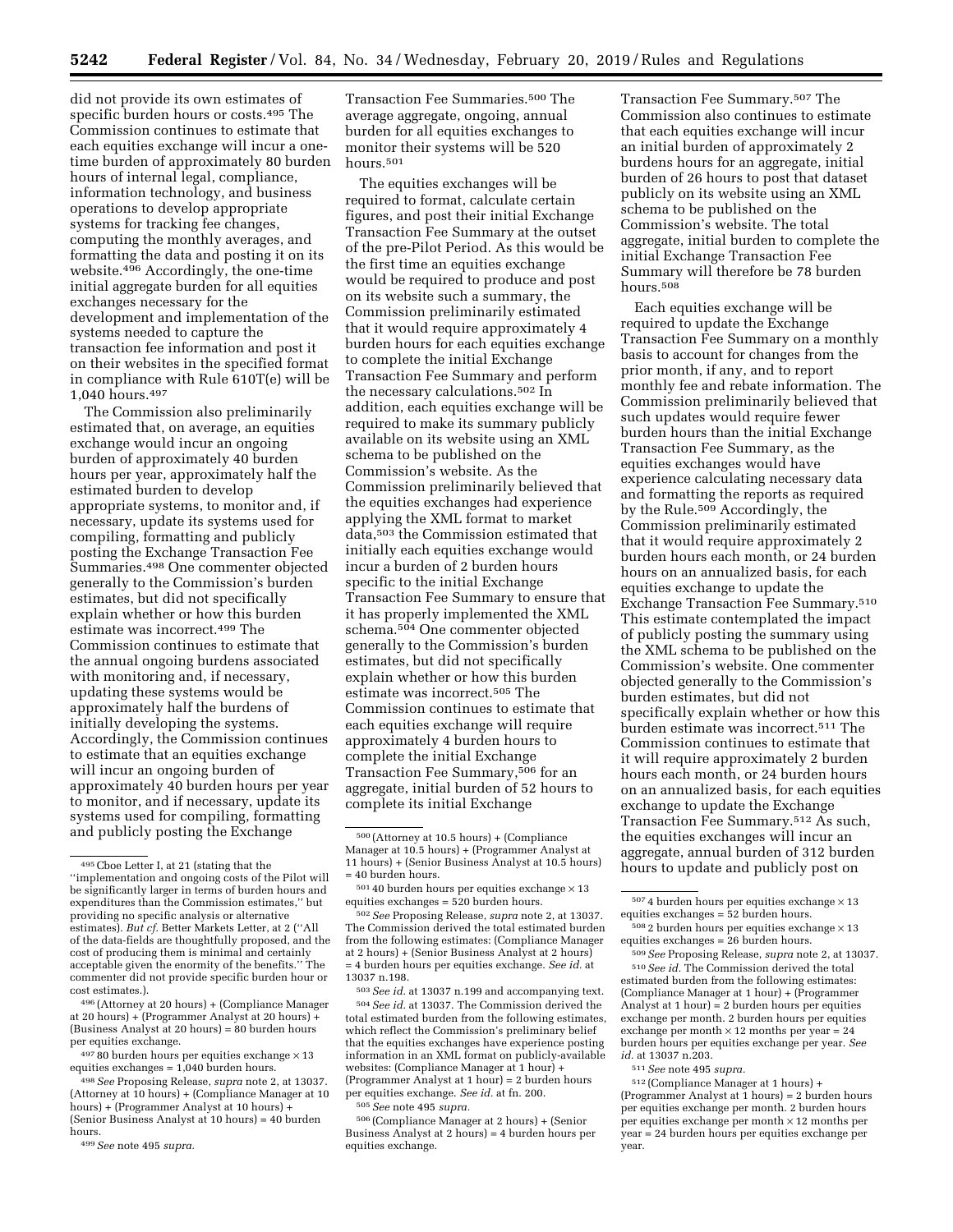did not provide its own estimates of specific burden hours or costs.[495] The Commission continues to estimate that each equities exchange will incur a one-time burden of approximately 80 burden hours of internal legal, compliance, information technology, and business operations to develop appropriate systems for tracking fee changes, computing the monthly averages, and formatting the data and posting it on its website.[496] Accordingly, the one-time initial aggregate burden for all equities exchanges necessary for the development and implementation of the systems needed to capture the transaction fee information and post it on their websites in the specified format in compliance with Rule 610T(e) will be 1,040 hours.[497]

The Commission also preliminarily estimated that, on average, an equities exchange would incur an ongoing burden of approximately 40 burden hours per year, approximately half the estimated burden to develop appropriate systems, to monitor and, if necessary, update its systems used for compiling, formatting and publicly posting the Exchange Transaction Fee Summaries.[498] One commenter objected generally to the Commission's burden estimates, but did not specifically explain whether or how this burden estimate was incorrect.[499] The Commission continues to estimate that the annual ongoing burdens associated with monitoring and, if necessary, updating these systems would be approximately half the burdens of initially developing the systems. Accordingly, the Commission continues to estimate that an equities exchange will incur an ongoing burden of approximately 40 burden hours per year to monitor, and if necessary, update its systems used for compiling, formatting and publicly posting the Exchange Transaction Fee Summaries.[500] The average aggregate, ongoing, annual burden for all equities exchanges to monitor their systems will be 520 hours.[501]

The equities exchanges will be required to format, calculate certain figures, and post their initial Exchange Transaction Fee Summary at the outset of the pre-Pilot Period. As this would be the first time an equities exchange would be required to produce and post on its website such a summary, the Commission preliminarily estimated that it would require approximately 4 burden hours for each equities exchange to complete the initial Exchange Transaction Fee Summary and perform the necessary calculations.[502] In addition, each equities exchange will be required to make its summary publicly available on its website using an XML schema to be published on the Commission's website. As the Commission preliminarily believed that the equities exchanges had experience applying the XML format to market data,[503] the Commission estimated that initially each equities exchange would incur a burden of 2 burden hours specific to the initial Exchange Transaction Fee Summary to ensure that it has properly implemented the XML schema.[504] One commenter objected generally to the Commission's burden estimates, but did not specifically explain whether or how this burden estimate was incorrect.[505] The Commission continues to estimate that each equities exchange will require approximately 4 burden hours to complete the initial Exchange Transaction Fee Summary,[506] for an aggregate, initial burden of 52 hours to complete its initial Exchange Transaction Fee Summary.[507] The Commission also continues to estimate that each equities exchange will incur an initial burden of approximately 2 burdens hours for an aggregate, initial burden of 26 hours to post that dataset publicly on its website using an XML schema to be published on the Commission's website. The total aggregate, initial burden to complete the initial Exchange Transaction Fee Summary will therefore be 78 burden hours.[508]

Each equities exchange will be required to update the Exchange Transaction Fee Summary on a monthly basis to account for changes from the prior month, if any, and to report monthly fee and rebate information. The Commission preliminarily believed that such updates would require fewer burden hours than the initial Exchange Transaction Fee Summary, as the equities exchanges would have experience calculating necessary data and formatting the reports as required by the Rule.[509] Accordingly, the Commission preliminarily estimated that it would require approximately 2 burden hours each month, or 24 burden hours on an annualized basis, for each equities exchange to update the Exchange Transaction Fee Summary.[510] This estimate contemplated the impact of publicly posting the summary using the XML schema to be published on the Commission's website. One commenter objected generally to the Commission's burden estimates, but did not specifically explain whether or how this burden estimate was incorrect.[511] The Commission continues to estimate that it will require approximately 2 burden hours each month, or 24 burden hours on an annualized basis, for each equities exchange to update the Exchange Transaction Fee Summary.[512] As such, the equities exchanges will incur an aggregate, annual burden of 312 burden hours to update and publicly post on

---

[495] Cboe Letter I, at 21 (stating that the "implementation and ongoing costs of the Pilot will be significantly larger in terms of burden hours and expenditures than the Commission estimates," but providing no specific analysis or alternative estimates). *But cf.* Better Markets Letter, at 2 ("All of the data-fields are thoughtfully proposed, and the cost of producing them is minimal and certainly acceptable given the enormity of the benefits." The commenter did not provide specific burden hour or cost estimates.).

[496] (Attorney at 20 hours) + (Compliance Manager at 20 hours) + (Programmer Analyst at 20 hours) + (Business Analyst at 20 hours) = 80 burden hours per equities exchange.

[497] 80 burden hours per equities exchange × 13 equities exchanges = 1,040 burden hours.

[498] *See* Proposing Release, *supra* note 2, at 13037. (Attorney at 10 hours) + (Compliance Manager at 10 hours) + (Programmer Analyst at 10 hours) + (Senior Business Analyst at 10 hours) = 40 burden hours.

[499] *See* note 495 *supra.*

[500] (Attorney at 10.5 hours) + (Compliance Manager at 10.5 hours) + (Programmer Analyst at 11 hours) + (Senior Business Analyst at 10.5 hours) = 40 burden hours.

[501] 40 burden hours per equities exchange × 13 equities exchanges = 520 burden hours.

[502] *See* Proposing Release, *supra* note 2, at 13037. The Commission derived the total estimated burden from the following estimates: (Compliance Manager at 2 hours) + (Senior Business Analyst at 2 hours) = 4 burden hours per equities exchange. *See id.* at 13037 n.198.

[503] *See id.* at 13037 n.199 and accompanying text.

[504] *See id.* at 13037. The Commission derived the total estimated burden from the following estimates, which reflect the Commission's preliminary belief that the equities exchanges have experience posting information in an XML format on publicly-available websites: (Compliance Manager at 1 hour) + (Programmer Analyst at 1 hour) = 2 burden hours per equities exchange. *See id.* at fn. 200.

[505] *See* note 495 *supra.*

[506] (Compliance Manager at 2 hours) + (Senior Business Analyst at 2 hours) = 4 burden hours per equities exchange.

[507] 4 burden hours per equities exchange × 13 equities exchanges = 52 burden hours.

[508] 2 burden hours per equities exchange × 13 equities exchanges = 26 burden hours.

[509] *See* Proposing Release, *supra* note 2, at 13037.

[510] *See id.* The Commission derived the total estimated burden from the following estimates: (Compliance Manager at 1 hour) + (Programmer Analyst at 1 hour) = 2 burden hours per equities exchange per month. 2 burden hours per equities exchange per month × 12 months per year = 24 burden hours per equities exchange per year. *See id.* at 13037 n.203.

[511] *See* note 495 *supra.*

[512] (Compliance Manager at 1 hours) + (Programmer Analyst at 1 hours) = 2 burden hours per equities exchange per month. 2 burden hours per equities exchange per month × 12 months per year = 24 burden hours per equities exchange per year.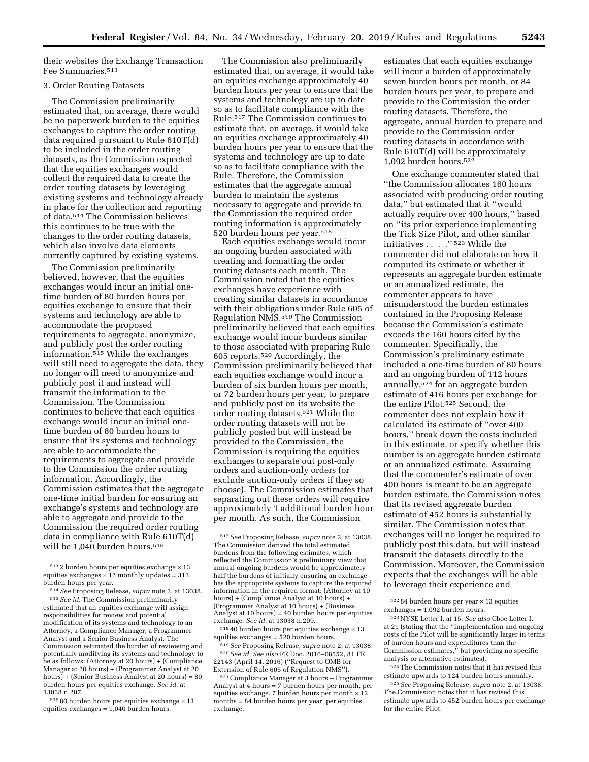their websites the Exchange Transaction Fee Summaries.[513]

3. Order Routing Datasets

The Commission preliminarily estimated that, on average, there would be no paperwork burden to the equities exchanges to capture the order routing data required pursuant to Rule 610T(d) to be included in the order routing datasets, as the Commission expected that the equities exchanges would collect the required data to create the order routing datasets by leveraging existing systems and technology already in place for the collection and reporting of data.[514] The Commission believes this continues to be true with the changes to the order routing datasets, which also involve data elements currently captured by existing systems.

The Commission preliminarily believed, however, that the equities exchanges would incur an initial one-time burden of 80 burden hours per equities exchange to ensure that their systems and technology are able to accommodate the proposed requirements to aggregate, anonymize, and publicly post the order routing information.[515] While the exchanges will still need to aggregate the data, they no longer will need to anonymize and publicly post it and instead will transmit the information to the Commission. The Commission continues to believe that each equities exchange would incur an initial one-time burden of 80 burden hours to ensure that its systems and technology are able to accommodate the requirements to aggregate and provide to the Commission the order routing information. Accordingly, the Commission estimates that the aggregate one-time initial burden for ensuring an exchange's systems and technology are able to aggregate and provide to the Commission the required order routing data in compliance with Rule 610T(d) will be 1,040 burden hours.[516]

The Commission also preliminarily estimated that, on average, it would take an equities exchange approximately 40 burden hours per year to ensure that the systems and technology are up to date so as to facilitate compliance with the Rule.[517] The Commission continues to estimate that, on average, it would take an equities exchange approximately 40 burden hours per year to ensure that the systems and technology are up to date so as to facilitate compliance with the Rule. Therefore, the Commission estimates that the aggregate annual burden to maintain the systems necessary to aggregate and provide to the Commission the required order routing information is approximately 520 burden hours per year.[518]

Each equities exchange would incur an ongoing burden associated with creating and formatting the order routing datasets each month. The Commission noted that the equities exchanges have experience with creating similar datasets in accordance with their obligations under Rule 605 of Regulation NMS.[519] The Commission preliminarily believed that each equities exchange would incur burdens similar to those associated with preparing Rule 605 reports.[520] Accordingly, the Commission preliminarily believed that each equities exchange would incur a burden of six burden hours per month, or 72 burden hours per year, to prepare and publicly post on its website the order routing datasets.[521] While the order routing datasets will not be publicly posted but will instead be provided to the Commission, the Commission is requiring the equities exchanges to separate out post-only orders and auction-only orders (or exclude auction-only orders if they so choose). The Commission estimates that separating out these orders will require approximately 1 additional burden hour per month. As such, the Commission estimates that each equities exchange will incur a burden of approximately seven burden hours per month, or 84 burden hours per year, to prepare and provide to the Commission the order routing datasets. Therefore, the aggregate, annual burden to prepare and provide to the Commission order routing datasets in accordance with Rule 610T(d) will be approximately 1,092 burden hours.[522]

One exchange commenter stated that "the Commission allocates 160 hours associated with producing order routing data," but estimated that it "would actually require over 400 hours," based on "its prior experience implementing the Tick Size Pilot, and other similar initiatives . . . ."[523] While the commenter did not elaborate on how it computed its estimate or whether it represents an aggregate burden estimate or an annualized estimate, the commenter appears to have misunderstood the burden estimates contained in the Proposing Release because the Commission's estimate exceeds the 160 hours cited by the commenter. Specifically, the Commission's preliminary estimate included a one-time burden of 80 hours and an ongoing burden of 112 hours annually,[524] for an aggregate burden estimate of 416 hours per exchange for the entire Pilot.[525] Second, the commenter does not explain how it calculated its estimate of "over 400 hours," break down the costs included in this estimate, or specify whether this number is an aggregate burden estimate or an annualized estimate. Assuming that the commenter's estimate of over 400 hours is meant to be an aggregate burden estimate, the Commission notes that its revised aggregate burden estimate of 452 hours is substantially similar. The Commission notes that exchanges will no longer be required to publicly post this data, but will instead transmit the datasets directly to the Commission. Moreover, the Commission expects that the exchanges will be able to leverage their experience and

---

[513] 2 burden hours per equities exchange × 13 equities exchanges × 12 monthly updates = 312 burden hours per year.

[514] *See* Proposing Release, *supra* note 2, at 13038.

[515] *See id.* The Commission preliminarily estimated that an equities exchange will assign responsibilities for review and potential modification of its systems and technology to an Attorney, a Compliance Manager, a Programmer Analyst and a Senior Business Analyst. The Commission estimated the burden of reviewing and potentially modifying its systems and technology to be as follows: (Attorney at 20 hours) + (Compliance Manager at 20 hours) + (Programmer Analyst at 20 hours) + (Senior Business Analyst at 20 hours) = 80 burden hours per equities exchange. *See id.* at 13038 n.207.

[516] 80 burden hours per equities exchange × 13 equities exchanges = 1,040 burden hours.

[517] *See* Proposing Release, *supra* note 2, at 13038. The Commission derived the total estimated burdens from the following estimates, which reflected the Commission's preliminary view that annual ongoing burdens would be approximately half the burdens of initially ensuring an exchange has the appropriate systems to capture the required information in the required format: (Attorney at 10 hours) + (Compliance Analyst at 10 hours) + (Programmer Analyst at 10 hours) + (Business Analyst at 10 hours) = 40 burden hours per equities exchange. *See id.* at 13038 n.209.

[518] 40 burden hours per equities exchange × 13 equities exchanges = 520 burden hours.

[519] *See* Proposing Release, *supra* note 2, at 13038.

[520] *See id. See also* FR Doc. 2016–08552, 81 FR 22143 (April 14, 2016) ("Request to OMB for Extension of Rule 605 of Regulation NMS").

[521] Compliance Manager at 3 hours + Programmer Analyst at 4 hours = 7 burden hours per month, per equities exchange. 7 burden hours per month × 12 months = 84 burden hours per year, per equities exchange.

[522] 84 burden hours per year × 13 equities exchanges = 1,092 burden hours.

[523] NYSE Letter I, at 15. *See also* Cboe Letter I, at 21 (stating that the "implementation and ongoing costs of the Pilot will be significantly larger in terms of burden hours and expenditures than the Commission estimates," but providing no specific analysis or alternative estimates).

[524] The Commission notes that it has revised this estimate upwards to 124 burden hours annually.

[525] *See* Proposing Release, *supra* note 2, at 13038. The Commission notes that it has revised this estimate upwards to 452 burden hours per exchange for the entire Pilot.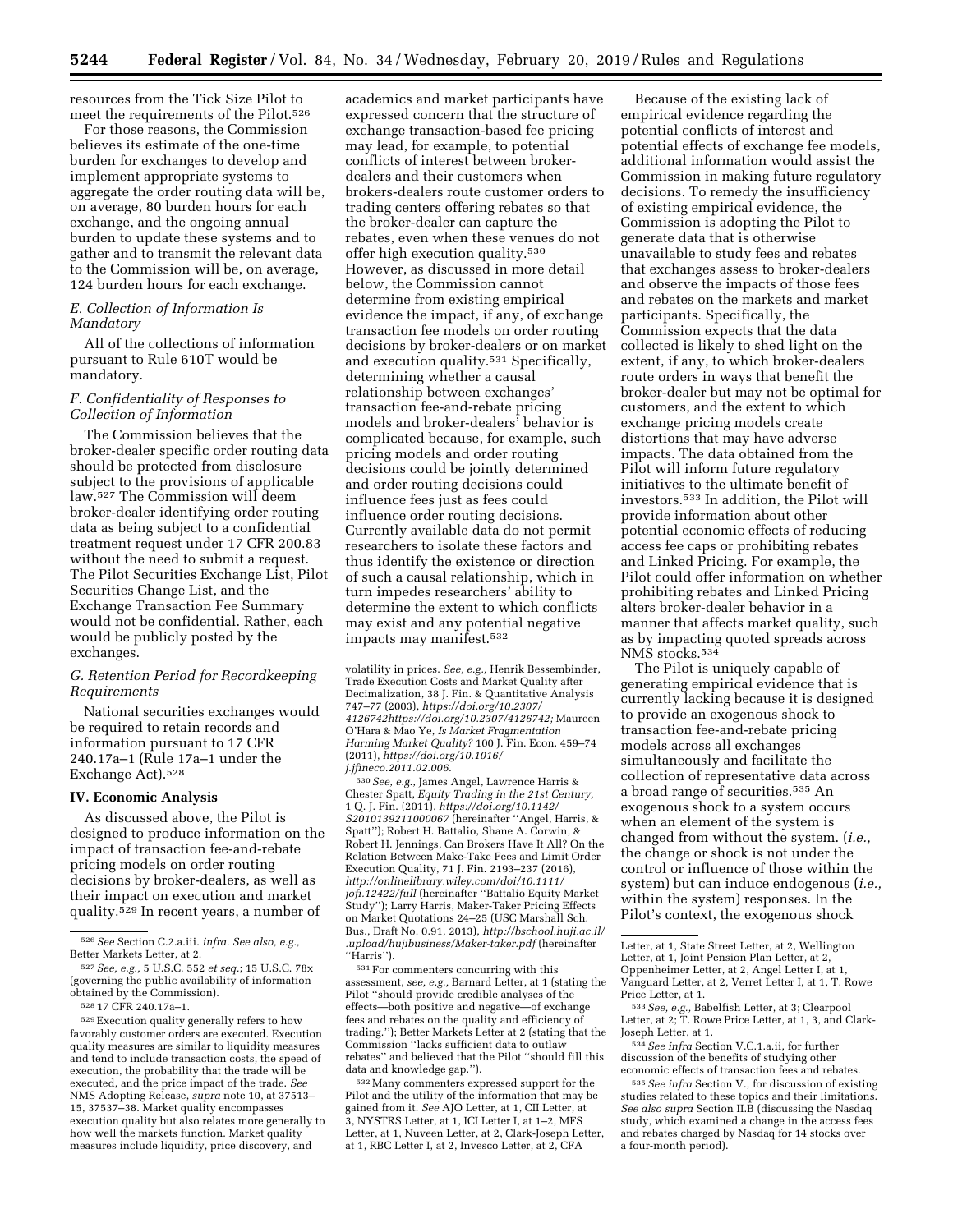resources from the Tick Size Pilot to meet the requirements of the Pilot.[526]

For those reasons, the Commission believes its estimate of the one-time burden for exchanges to develop and implement appropriate systems to aggregate the order routing data will be, on average, 80 burden hours for each exchange, and the ongoing annual burden to update these systems and to gather and to transmit the relevant data to the Commission will be, on average, 124 burden hours for each exchange.

### E. Collection of Information Is Mandatory

All of the collections of information pursuant to Rule 610T would be mandatory.

### F. Confidentiality of Responses to Collection of Information

The Commission believes that the broker-dealer specific order routing data should be protected from disclosure subject to the provisions of applicable law.[527] The Commission will deem broker-dealer identifying order routing data as being subject to a confidential treatment request under 17 CFR 200.83 without the need to submit a request. The Pilot Securities Exchange List, Pilot Securities Change List, and the Exchange Transaction Fee Summary would not be confidential. Rather, each would be publicly posted by the exchanges.

### G. Retention Period for Recordkeeping Requirements

National securities exchanges would be required to retain records and information pursuant to 17 CFR 240.17a–1 (Rule 17a–1 under the Exchange Act).[528]

## IV. Economic Analysis

As discussed above, the Pilot is designed to produce information on the impact of transaction fee-and-rebate pricing models on order routing decisions by broker-dealers, as well as their impact on execution and market quality.[529] In recent years, a number of academics and market participants have expressed concern that the structure of exchange transaction-based fee pricing may lead, for example, to potential conflicts of interest between broker-dealers and their customers when brokers-dealers route customer orders to trading centers offering rebates so that the broker-dealer can capture the rebates, even when these venues do not offer high execution quality.[530] However, as discussed in more detail below, the Commission cannot determine from existing empirical evidence the impact, if any, of exchange transaction fee models on order routing decisions by broker-dealers or on market and execution quality.[531] Specifically, determining whether a causal relationship between exchanges' transaction fee-and-rebate pricing models and broker-dealers' behavior is complicated because, for example, such pricing models and order routing decisions could be jointly determined and order routing decisions could influence fees just as fees could influence order routing decisions. Currently available data do not permit researchers to isolate these factors and thus identify the existence or direction of such a causal relationship, which in turn impedes researchers' ability to determine the extent to which conflicts may exist and any potential negative impacts may manifest.[532]

Because of the existing lack of empirical evidence regarding the potential conflicts of interest and potential effects of exchange fee models, additional information would assist the Commission in making future regulatory decisions. To remedy the insufficiency of existing empirical evidence, the Commission is adopting the Pilot to generate data that is otherwise unavailable to study fees and rebates that exchanges assess to broker-dealers and observe the impacts of those fees and rebates on the markets and market participants. Specifically, the Commission expects that the data collected is likely to shed light on the extent, if any, to which broker-dealers route orders in ways that benefit the broker-dealer but may not be optimal for customers, and the extent to which exchange pricing models create distortions that may have adverse impacts. The data obtained from the Pilot will inform future regulatory initiatives to the ultimate benefit of investors.[533] In addition, the Pilot will provide information about other potential economic effects of reducing access fee caps or prohibiting rebates and Linked Pricing. For example, the Pilot could offer information on whether prohibiting rebates and Linked Pricing alters broker-dealer behavior in a manner that affects market quality, such as by impacting quoted spreads across NMS stocks.[534]

The Pilot is uniquely capable of generating empirical evidence that is currently lacking because it is designed to provide an exogenous shock to transaction fee-and-rebate pricing models across all exchanges simultaneously and facilitate the collection of representative data across a broad range of securities.[535] An exogenous shock to a system occurs when an element of the system is changed from without the system. (*i.e.,* the change or shock is not under the control or influence of those within the system) but can induce endogenous (*i.e.,* within the system) responses. In the Pilot's context, the exogenous shock

---

[526] *See* Section C.2.a.iii. *infra. See also, e.g.,* Better Markets Letter, at 2.

[527] *See, e.g.,* 5 U.S.C. 552 *et seq.*; 15 U.S.C. 78x (governing the public availability of information obtained by the Commission).

[528] 17 CFR 240.17a–1.

[529] Execution quality generally refers to how favorably customer orders are executed. Execution quality measures are similar to liquidity measures and tend to include transaction costs, the speed of execution, the probability that the trade will be executed, and the price impact of the trade. *See* NMS Adopting Release, *supra* note 10, at 37513–15, 37537–38. Market quality encompasses execution quality but also relates more generally to how well the markets function. Market quality measures include liquidity, price discovery, and volatility in prices. *See, e.g.,* Henrik Bessembinder, Trade Execution Costs and Market Quality after Decimalization, 38 J. Fin. & Quantitative Analysis 747–77 (2003), *https://doi.org/10.2307/4126742https://doi.org/10.2307/4126742;* Maureen O'Hara & Mao Ye, *Is Market Fragmentation Harming Market Quality?* 100 J. Fin. Econ. 459–74 (2011), *https://doi.org/10.1016/j.jfineco.2011.02.006.*

[530] *See, e.g.,* James Angel, Lawrence Harris & Chester Spatt, *Equity Trading in the 21st Century,* 1 Q. J. Fin. (2011), *https://doi.org/10.1142/S2010139211000067* (hereinafter ''Angel, Harris, & Spatt''); Robert H. Battalio, Shane A. Corwin, & Robert H. Jennings, Can Brokers Have It All? On the Relation Between Make-Take Fees and Limit Order Execution Quality, 71 J. Fin. 2193–237 (2016), *http://onlinelibrary.wiley.com/doi/10.1111/jofi.12422/full* (hereinafter ''Battalio Equity Market Study''); Larry Harris, Maker-Taker Pricing Effects on Market Quotations 24–25 (USC Marshall Sch. Bus., Draft No. 0.91, 2013), *http://bschool.huji.ac.il/.upload/hujibusiness/Maker-taker.pdf* (hereinafter ''Harris'').

[531] For commenters concurring with this assessment, *see, e.g.,* Barnard Letter, at 1 (stating the Pilot ''should provide credible analyses of the effects—both positive and negative—of exchange fees and rebates on the quality and efficiency of trading.''); Better Markets Letter at 2 (stating that the Commission ''lacks sufficient data to outlaw rebates'' and believed that the Pilot ''should fill this data and knowledge gap.'').

[532] Many commenters expressed support for the Pilot and the utility of the information that may be gained from it. *See* AJO Letter, at 1, CII Letter, at 3, NYSTRS Letter, at 1, ICI Letter I, at 1–2, MFS Letter, at 1, Nuveen Letter, at 2, Clark-Joseph Letter, at 1, RBC Letter I, at 2, Invesco Letter, at 2, CFA Letter, at 1, State Street Letter, at 2, Wellington Letter, at 1, Joint Pension Plan Letter, at 2, Oppenheimer Letter, at 2, Angel Letter I, at 1, Vanguard Letter, at 2, Verret Letter I, at 1, T. Rowe Price Letter, at 1.

[533] *See, e.g.,* Babelfish Letter, at 3; Clearpool Letter, at 2; T. Rowe Price Letter, at 1, 3, and Clark-Joseph Letter, at 1.

[534] *See infra* Section V.C.1.a.ii, for further discussion of the benefits of studying other economic effects of transaction fees and rebates.

[535] *See infra* Section V., for discussion of existing studies related to these topics and their limitations. *See also supra* Section II.B (discussing the Nasdaq study, which examined a change in the access fees and rebates charged by Nasdaq for 14 stocks over a four-month period).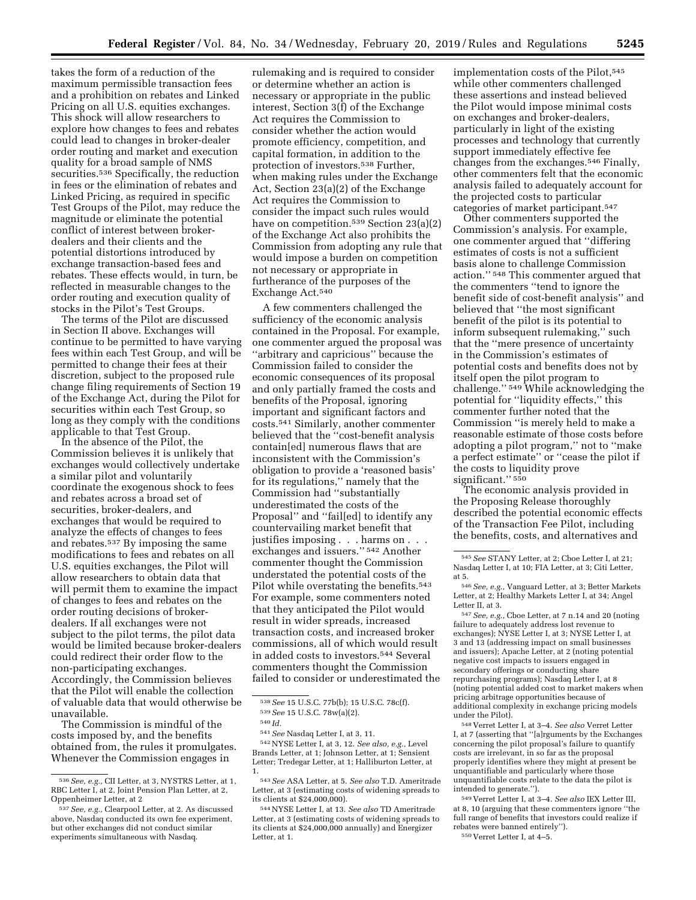takes the form of a reduction of the maximum permissible transaction fees and a prohibition on rebates and Linked Pricing on all U.S. equities exchanges. This shock will allow researchers to explore how changes to fees and rebates could lead to changes in broker-dealer order routing and market and execution quality for a broad sample of NMS securities.[536] Specifically, the reduction in fees or the elimination of rebates and Linked Pricing, as required in specific Test Groups of the Pilot, may reduce the magnitude or eliminate the potential conflict of interest between broker-dealers and their clients and the potential distortions introduced by exchange transaction-based fees and rebates. These effects would, in turn, be reflected in measurable changes to the order routing and execution quality of stocks in the Pilot's Test Groups.

The terms of the Pilot are discussed in Section II above. Exchanges will continue to be permitted to have varying fees within each Test Group, and will be permitted to change their fees at their discretion, subject to the proposed rule change filing requirements of Section 19 of the Exchange Act, during the Pilot for securities within each Test Group, so long as they comply with the conditions applicable to that Test Group.

In the absence of the Pilot, the Commission believes it is unlikely that exchanges would collectively undertake a similar pilot and voluntarily coordinate the exogenous shock to fees and rebates across a broad set of securities, broker-dealers, and exchanges that would be required to analyze the effects of changes to fees and rebates.[537] By imposing the same modifications to fees and rebates on all U.S. equities exchanges, the Pilot will allow researchers to obtain data that will permit them to examine the impact of changes to fees and rebates on the order routing decisions of broker-dealers. If all exchanges were not subject to the pilot terms, the pilot data would be limited because broker-dealers could redirect their order flow to the non-participating exchanges. Accordingly, the Commission believes that the Pilot will enable the collection of valuable data that would otherwise be unavailable.

The Commission is mindful of the costs imposed by, and the benefits obtained from, the rules it promulgates. Whenever the Commission engages in rulemaking and is required to consider or determine whether an action is necessary or appropriate in the public interest, Section 3(f) of the Exchange Act requires the Commission to consider whether the action would promote efficiency, competition, and capital formation, in addition to the protection of investors.[538] Further, when making rules under the Exchange Act, Section 23(a)(2) of the Exchange Act requires the Commission to consider the impact such rules would have on competition.[539] Section 23(a)(2) of the Exchange Act also prohibits the Commission from adopting any rule that would impose a burden on competition not necessary or appropriate in furtherance of the purposes of the Exchange Act.[540]

A few commenters challenged the sufficiency of the economic analysis contained in the Proposal. For example, one commenter argued the proposal was "arbitrary and capricious" because the Commission failed to consider the economic consequences of its proposal and only partially framed the costs and benefits of the Proposal, ignoring important and significant factors and costs.[541] Similarly, another commenter believed that the "cost-benefit analysis contain[ed] numerous flaws that are inconsistent with the Commission's obligation to provide a 'reasoned basis' for its regulations," namely that the Commission had "substantially underestimated the costs of the Proposal" and "fail[ed] to identify any countervailing market benefit that justifies imposing . . . harms on . . . exchanges and issuers." [542] Another commenter thought the Commission understated the potential costs of the Pilot while overstating the benefits.[543] For example, some commenters noted that they anticipated the Pilot would result in wider spreads, increased transaction costs, and increased broker commissions, all of which would result in added costs to investors.[544] Several commenters thought the Commission failed to consider or underestimated the implementation costs of the Pilot,[545] while other commenters challenged these assertions and instead believed the Pilot would impose minimal costs on exchanges and broker-dealers, particularly in light of the existing processes and technology that currently support immediately effective fee changes from the exchanges.[546] Finally, other commenters felt that the economic analysis failed to adequately account for the projected costs to particular categories of market participant.[547]

Other commenters supported the Commission's analysis. For example, one commenter argued that "differing estimates of costs is not a sufficient basis alone to challenge Commission action." [548] This commenter argued that the commenters "tend to ignore the benefit side of cost-benefit analysis" and believed that "the most significant benefit of the pilot is its potential to inform subsequent rulemaking," such that the "mere presence of uncertainty in the Commission's estimates of potential costs and benefits does not by itself open the pilot program to challenge." [549] While acknowledging the potential for "liquidity effects," this commenter further noted that the Commission "is merely held to make a reasonable estimate of those costs before adopting a pilot program," not to "make a perfect estimate" or "cease the pilot if the costs to liquidity prove significant." [550]

The economic analysis provided in the Proposing Release thoroughly described the potential economic effects of the Transaction Fee Pilot, including the benefits, costs, and alternatives and

---

[536] *See, e.g.,* CII Letter, at 3, NYSTRS Letter, at 1, RBC Letter I, at 2, Joint Pension Plan Letter, at 2, Oppenheimer Letter, at 2

[537] *See, e.g.,* Clearpool Letter, at 2. As discussed above, Nasdaq conducted its own fee experiment, but other exchanges did not conduct similar experiments simultaneous with Nasdaq.

[538] *See* 15 U.S.C. 77b(b); 15 U.S.C. 78c(f).

[539] *See* 15 U.S.C. 78w(a)(2).

[540] *Id.*

[541] *See* Nasdaq Letter I, at 3, 11.

[542] NYSE Letter I, at 3, 12. *See also, e.g.,* Level Brands Letter, at 1; Johnson Letter, at 1; Sensient Letter; Tredegar Letter, at 1; Halliburton Letter, at 1.

[543] *See* ASA Letter, at 5. *See also* T.D. Ameritrade Letter, at 3 (estimating costs of widening spreads to its clients at $24,000,000).

[544] NYSE Letter I, at 13. *See also* TD Ameritrade Letter, at 3 (estimating costs of widening spreads to its clients at $24,000,000 annually) and Energizer Letter, at 1.

[545] *See* STANY Letter, at 2; Cboe Letter I, at 21; Nasdaq Letter I, at 10; FIA Letter, at 3; Citi Letter, at 5.

[546] *See, e.g.,* Vanguard Letter, at 3; Better Markets Letter, at 2; Healthy Markets Letter I, at 34; Angel Letter II, at 3.

[547] *See, e.g.,* Cboe Letter, at 7 n.14 and 20 (noting failure to adequately address lost revenue to exchanges); NYSE Letter I, at 3; NYSE Letter I, at 3 and 13 (addressing impact on small businesses and issuers); Apache Letter, at 2 (noting potential negative cost impacts to issuers engaged in secondary offerings or conducting share repurchasing programs); Nasdaq Letter I, at 8 (noting potential added cost to market makers when pricing arbitrage opportunities because of additional complexity in exchange pricing models under the Pilot).

[548] Verret Letter I, at 3–4. *See also* Verret Letter I, at 7 (asserting that "[a]rguments by the Exchanges concerning the pilot proposal's failure to quantify costs are irrelevant, in so far as the proposal properly identifies where they might at present be unquantifiable and particularly where those unquantifiable costs relate to the data the pilot is intended to generate.").

[549] Verret Letter I, at 3–4. *See also* IEX Letter III, at 8, 10 (arguing that these commenters ignore "the full range of benefits that investors could realize if rebates were banned entirely").

[550] Verret Letter I, at 4–5.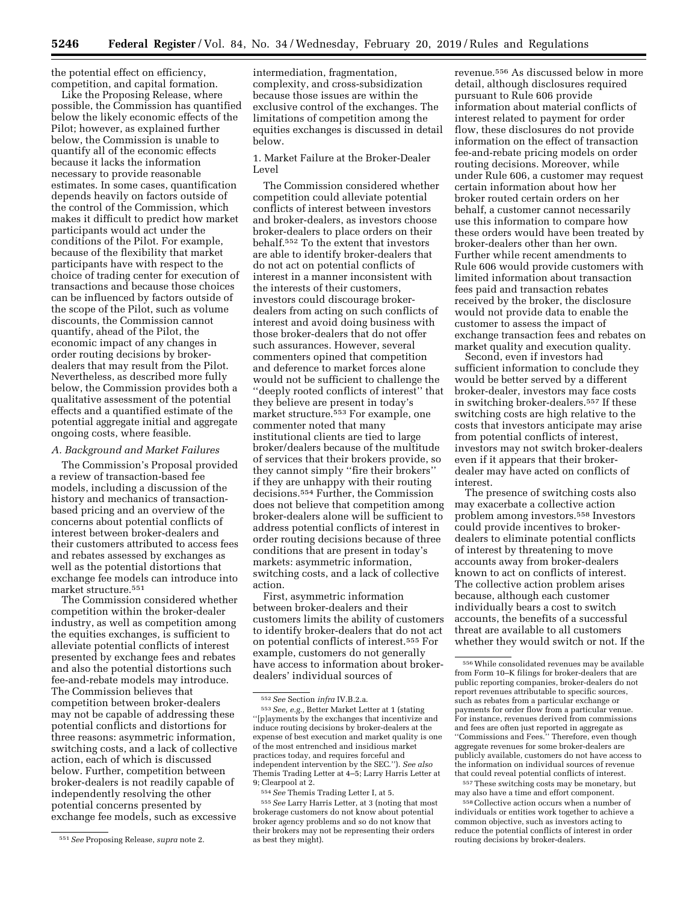the potential effect on efficiency, competition, and capital formation.

Like the Proposing Release, where possible, the Commission has quantified below the likely economic effects of the Pilot; however, as explained further below, the Commission is unable to quantify all of the economic effects because it lacks the information necessary to provide reasonable estimates. In some cases, quantification depends heavily on factors outside of the control of the Commission, which makes it difficult to predict how market participants would act under the conditions of the Pilot. For example, because of the flexibility that market participants have with respect to the choice of trading center for execution of transactions and because those choices can be influenced by factors outside of the scope of the Pilot, such as volume discounts, the Commission cannot quantify, ahead of the Pilot, the economic impact of any changes in order routing decisions by broker-dealers that may result from the Pilot. Nevertheless, as described more fully below, the Commission provides both a qualitative assessment of the potential effects and a quantified estimate of the potential aggregate initial and aggregate ongoing costs, where feasible.

### *A. Background and Market Failures*

The Commission's Proposal provided a review of transaction-based fee models, including a discussion of the history and mechanics of transaction-based pricing and an overview of the concerns about potential conflicts of interest between broker-dealers and their customers attributed to access fees and rebates assessed by exchanges as well as the potential distortions that exchange fee models can introduce into market structure.[551]

The Commission considered whether competition within the broker-dealer industry, as well as competition among the equities exchanges, is sufficient to alleviate potential conflicts of interest presented by exchange fees and rebates and also the potential distortions such fee-and-rebate models may introduce. The Commission believes that competition between broker-dealers may not be capable of addressing these potential conflicts and distortions for three reasons: asymmetric information, switching costs, and a lack of collective action, each of which is discussed below. Further, competition between broker-dealers is not readily capable of independently resolving the other potential concerns presented by exchange fee models, such as excessive intermediation, fragmentation, complexity, and cross-subsidization because those issues are within the exclusive control of the exchanges. The limitations of competition among the equities exchanges is discussed in detail below.

#### 1. Market Failure at the Broker-Dealer Level

The Commission considered whether competition could alleviate potential conflicts of interest between investors and broker-dealers, as investors choose broker-dealers to place orders on their behalf.[552] To the extent that investors are able to identify broker-dealers that do not act on potential conflicts of interest in a manner inconsistent with the interests of their customers, investors could discourage broker-dealers from acting on such conflicts of interest and avoid doing business with those broker-dealers that do not offer such assurances. However, several commenters opined that competition and deference to market forces alone would not be sufficient to challenge the ''deeply rooted conflicts of interest'' that they believe are present in today's market structure.[553] For example, one commenter noted that many institutional clients are tied to large broker/dealers because of the multitude of services that their brokers provide, so they cannot simply ''fire their brokers'' if they are unhappy with their routing decisions.[554] Further, the Commission does not believe that competition among broker-dealers alone will be sufficient to address potential conflicts of interest in order routing decisions because of three conditions that are present in today's markets: asymmetric information, switching costs, and a lack of collective action.

First, asymmetric information between broker-dealers and their customers limits the ability of customers to identify broker-dealers that do not act on potential conflicts of interest.[555] For example, customers do not generally have access to information about broker-dealers' individual sources of revenue.[556] As discussed below in more detail, although disclosures required pursuant to Rule 606 provide information about material conflicts of interest related to payment for order flow, these disclosures do not provide information on the effect of transaction fee-and-rebate pricing models on order routing decisions. Moreover, while under Rule 606, a customer may request certain information about how her broker routed certain orders on her behalf, a customer cannot necessarily use this information to compare how these orders would have been treated by broker-dealers other than her own. Further while recent amendments to Rule 606 would provide customers with limited information about transaction fees paid and transaction rebates received by the broker, the disclosure would not provide data to enable the customer to assess the impact of exchange transaction fees and rebates on market quality and execution quality.

Second, even if investors had sufficient information to conclude they would be better served by a different broker-dealer, investors may face costs in switching broker-dealers.[557] If these switching costs are high relative to the costs that investors anticipate may arise from potential conflicts of interest, investors may not switch broker-dealers even if it appears that their broker-dealer may have acted on conflicts of interest.

The presence of switching costs also may exacerbate a collective action problem among investors.[558] Investors could provide incentives to broker-dealers to eliminate potential conflicts of interest by threatening to move accounts away from broker-dealers known to act on conflicts of interest. The collective action problem arises because, although each customer individually bears a cost to switch accounts, the benefits of a successful threat are available to all customers whether they would switch or not. If the

---

[551] *See* Proposing Release, *supra* note 2.

[552] *See* Section *infra* IV.B.2.a.

[553] *See, e.g.,* Better Market Letter at 1 (stating ''[p]ayments by the exchanges that incentivize and induce routing decisions by broker-dealers at the expense of best execution and market quality is one of the most entrenched and insidious market practices today, and requires forceful and independent intervention by the SEC.''). *See also* Themis Trading Letter at 4–5; Larry Harris Letter at 9; Clearpool at 2.

[554] *See* Themis Trading Letter I, at 5.

[555] *See* Larry Harris Letter, at 3 (noting that most brokerage customers do not know about potential broker agency problems and so do not know that their brokers may not be representing their orders as best they might).

[556] While consolidated revenues may be available from Form 10–K filings for broker-dealers that are public reporting companies, broker-dealers do not report revenues attributable to specific sources, such as rebates from a particular exchange or payments for order flow from a particular venue. For instance, revenues derived from commissions and fees are often just reported in aggregate as ''Commissions and Fees.'' Therefore, even though aggregate revenues for some broker-dealers are publicly available, customers do not have access to the information on individual sources of revenue that could reveal potential conflicts of interest.

[557] These switching costs may be monetary, but may also have a time and effort component.

[558] Collective action occurs when a number of individuals or entities work together to achieve a common objective, such as investors acting to reduce the potential conflicts of interest in order routing decisions by broker-dealers.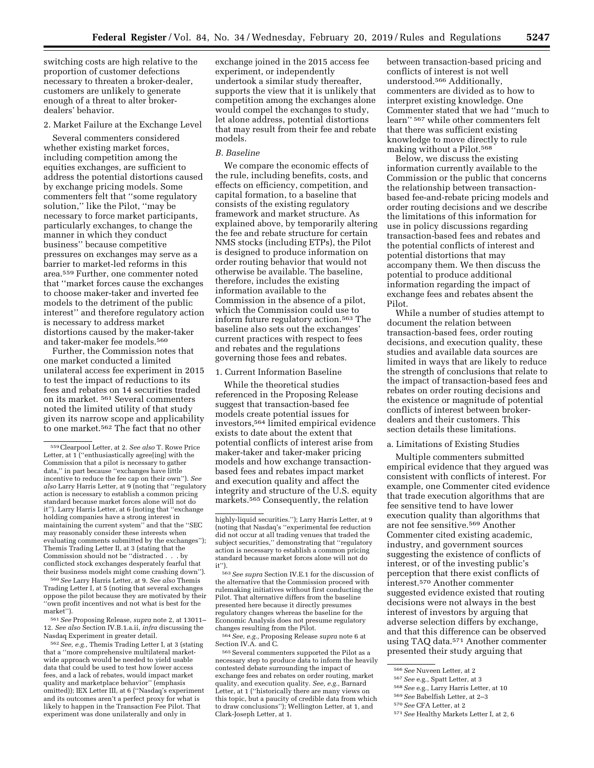switching costs are high relative to the proportion of customer defections necessary to threaten a broker-dealer, customers are unlikely to generate enough of a threat to alter broker-dealers' behavior.

2. Market Failure at the Exchange Level

Several commenters considered whether existing market forces, including competition among the equities exchanges, are sufficient to address the potential distortions caused by exchange pricing models. Some commenters felt that ''some regulatory solution,'' like the Pilot, ''may be necessary to force market participants, particularly exchanges, to change the manner in which they conduct business'' because competitive pressures on exchanges may serve as a barrier to market-led reforms in this area.[559] Further, one commenter noted that ''market forces cause the exchanges to choose maker-taker and inverted fee models to the detriment of the public interest'' and therefore regulatory action is necessary to address market distortions caused by the maker-taker and taker-maker fee models.[560]

Further, the Commission notes that one market conducted a limited unilateral access fee experiment in 2015 to test the impact of reductions to its fees and rebates on 14 securities traded on its market.[561] Several commenters noted the limited utility of that study given its narrow scope and applicability to one market.[562] The fact that no other exchange joined in the 2015 access fee experiment, or independently undertook a similar study thereafter, supports the view that it is unlikely that competition among the exchanges alone would compel the exchanges to study, let alone address, potential distortions that may result from their fee and rebate models.

*B. Baseline*

We compare the economic effects of the rule, including benefits, costs, and effects on efficiency, competition, and capital formation, to a baseline that consists of the existing regulatory framework and market structure. As explained above, by temporarily altering the fee and rebate structure for certain NMS stocks (including ETPs), the Pilot is designed to produce information on order routing behavior that would not otherwise be available. The baseline, therefore, includes the existing information available to the Commission in the absence of a pilot, which the Commission could use to inform future regulatory action.[563] The baseline also sets out the exchanges' current practices with respect to fees and rebates and the regulations governing those fees and rebates.

1. Current Information Baseline

While the theoretical studies referenced in the Proposing Release suggest that transaction-based fee models create potential issues for investors,[564] limited empirical evidence exists to date about the extent that potential conflicts of interest arise from maker-taker and taker-maker pricing models and how exchange transaction-based fees and rebates impact market and execution quality and affect the integrity and structure of the U.S. equity markets.[565] Consequently, the relation between transaction-based pricing and conflicts of interest is not well understood.[566] Additionally, commenters are divided as to how to interpret existing knowledge. One Commenter stated that we had ''much to learn'' [567] while other commenters felt that there was sufficient existing knowledge to move directly to rule making without a Pilot.[568]

Below, we discuss the existing information currently available to the Commission or the public that concerns the relationship between transaction-based fee-and-rebate pricing models and order routing decisions and we describe the limitations of this information for use in policy discussions regarding transaction-based fees and rebates and the potential conflicts of interest and potential distortions that may accompany them. We then discuss the potential to produce additional information regarding the impact of exchange fees and rebates absent the Pilot.

While a number of studies attempt to document the relation between transaction-based fees, order routing decisions, and execution quality, these studies and available data sources are limited in ways that are likely to reduce the strength of conclusions that relate to the impact of transaction-based fees and rebates on order routing decisions and the existence or magnitude of potential conflicts of interest between broker-dealers and their customers. This section details these limitations.

a. Limitations of Existing Studies

Multiple commenters submitted empirical evidence that they argued was consistent with conflicts of interest. For example, one Commenter cited evidence that trade execution algorithms that are fee sensitive tend to have lower execution quality than algorithms that are not fee sensitive.[569] Another Commenter cited existing academic, industry, and government sources suggesting the existence of conflicts of interest, or of the investing public's perception that there exist conflicts of interest.[570] Another commenter suggested evidence existed that routing decisions were not always in the best interest of investors by arguing that adverse selection differs by exchange, and that this difference can be observed using TAQ data.[571] Another commenter presented their study arguing that

---

[559] Clearpool Letter, at 2. *See also* T. Rowe Price Letter, at 1 (''enthusiastically agree[ing] with the Commission that a pilot is necessary to gather data,'' in part because ''exchanges have little incentive to reduce the fee cap on their own''). *See also* Larry Harris Letter, at 9 (noting that ''regulatory action is necessary to establish a common pricing standard because market forces alone will not do it''). Larry Harris Letter, at 6 (noting that ''exchange holding companies have a strong interest in maintaining the current system'' and that the ''SEC may reasonably consider these interests when evaluating comments submitted by the exchanges''); Themis Trading Letter II, at 3 (stating that the Commission should not be ''distracted . . . by conflicted stock exchanges desperately fearful that their business models might come crashing down'').

[560] *See* Larry Harris Letter, at 9. *See also* Themis Trading Letter I, at 5 (noting that several exchanges oppose the pilot because they are motivated by their ''own profit incentives and not what is best for the market'').

[561] *See* Proposing Release, *supra* note 2, at 13011–12. *See also* Section IV.B.1.a.ii, *infra* discussing the Nasdaq Experiment in greater detail.

[562] *See, e.g.,* Themis Trading Letter I, at 3 (stating that a ''more comprehensive multilateral market-wide approach would be needed to yield usable data that could be used to test how lower access fees, and a lack of rebates, would impact market quality and marketplace behavior'' (emphasis omitted)); IEX Letter III, at 6 (''Nasdaq's experiment and its outcomes aren't a perfect proxy for what is likely to happen in the Transaction Fee Pilot. That experiment was done unilaterally and only in highly-liquid securities.''); Larry Harris Letter, at 9 (noting that Nasdaq's ''experimental fee reduction did not occur at all trading venues that traded the subject securities,'' demonstrating that ''regulatory action is necessary to establish a common pricing standard because market forces alone will not do it'').

[563] *See supra* Section IV.E.1 for the discussion of the alternative that the Commission proceed with rulemaking initiatives without first conducting the Pilot. That alternative differs from the baseline presented here because it directly presumes regulatory changes whereas the baseline for the Economic Analysis does not presume regulatory changes resulting from the Pilot.

[564] *See, e.g.,* Proposing Release *supra* note 6 at Section IV.A. and C.

[565] Several commenters supported the Pilot as a necessary step to produce data to inform the heavily contested debate surrounding the impact of exchange fees and rebates on order routing, market quality, and execution quality. *See, e.g.,* Barnard Letter, at 1 (''historically there are many views on this topic, but a paucity of credible data from which to draw conclusions''); Wellington Letter, at 1, and Clark-Joseph Letter, at 1.

[566] *See* Nuveen Letter, at 2

[567] *See* e.g., Spatt Letter, at 3

[568] *See* e.g., Larry Harris Letter, at 10

[569] *See* Babelfish Letter, at 2–3

[570] *See* CFA Letter, at 2

[571] *See* Healthy Markets Letter I, at 2, 6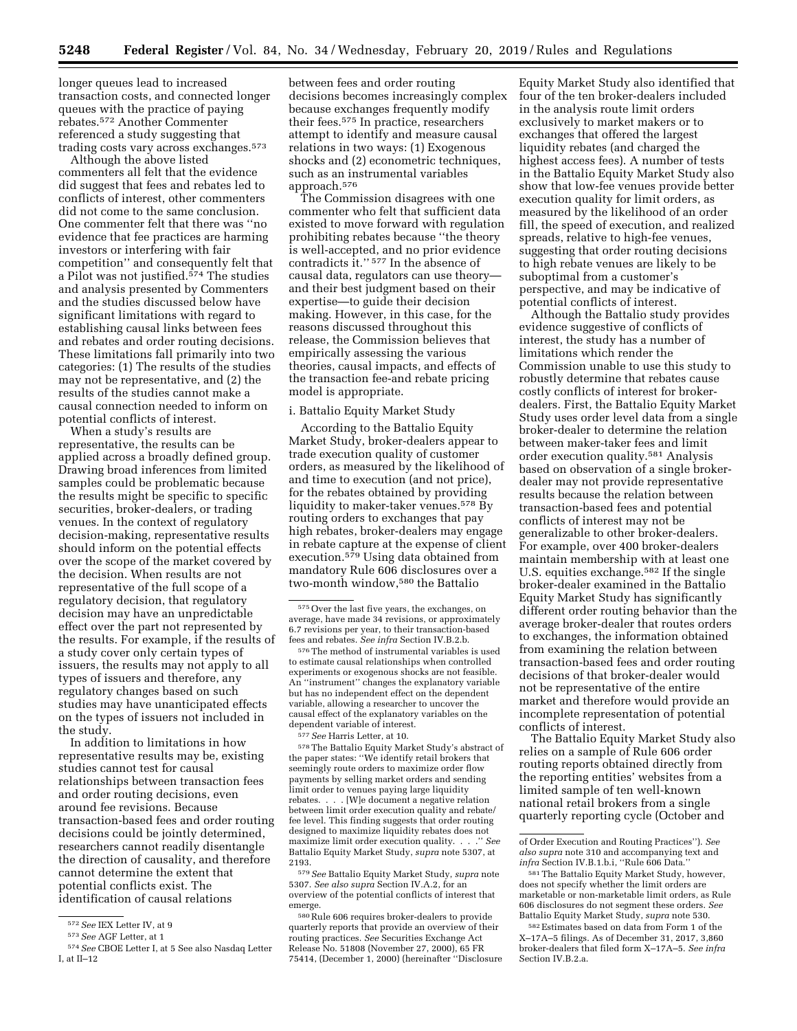longer queues lead to increased transaction costs, and connected longer queues with the practice of paying rebates.[572] Another Commenter referenced a study suggesting that trading costs vary across exchanges.[573]

Although the above listed commenters all felt that the evidence did suggest that fees and rebates led to conflicts of interest, other commenters did not come to the same conclusion. One commenter felt that there was ''no evidence that fee practices are harming investors or interfering with fair competition'' and consequently felt that a Pilot was not justified.[574] The studies and analysis presented by Commenters and the studies discussed below have significant limitations with regard to establishing causal links between fees and rebates and order routing decisions. These limitations fall primarily into two categories: (1) The results of the studies may not be representative, and (2) the results of the studies cannot make a causal connection needed to inform on potential conflicts of interest.

When a study's results are representative, the results can be applied across a broadly defined group. Drawing broad inferences from limited samples could be problematic because the results might be specific to specific securities, broker-dealers, or trading venues. In the context of regulatory decision-making, representative results should inform on the potential effects over the scope of the market covered by the decision. When results are not representative of the full scope of a regulatory decision, that regulatory decision may have an unpredictable effect over the part not represented by the results. For example, if the results of a study cover only certain types of issuers, the results may not apply to all types of issuers and therefore, any regulatory changes based on such studies may have unanticipated effects on the types of issuers not included in the study.

In addition to limitations in how representative results may be, existing studies cannot test for causal relationships between transaction fees and order routing decisions, even around fee revisions. Because transaction-based fees and order routing decisions could be jointly determined, researchers cannot readily disentangle the direction of causality, and therefore cannot determine the extent that potential conflicts exist. The identification of causal relations between fees and order routing decisions becomes increasingly complex because exchanges frequently modify their fees.[575] In practice, researchers attempt to identify and measure causal relations in two ways: (1) Exogenous shocks and (2) econometric techniques, such as an instrumental variables approach.[576]

The Commission disagrees with one commenter who felt that sufficient data existed to move forward with regulation prohibiting rebates because ''the theory is well-accepted, and no prior evidence contradicts it.'' [577] In the absence of causal data, regulators can use theory—and their best judgment based on their expertise—to guide their decision making. However, in this case, for the reasons discussed throughout this release, the Commission believes that empirically assessing the various theories, causal impacts, and effects of the transaction fee-and rebate pricing model is appropriate.

i. Battalio Equity Market Study

According to the Battalio Equity Market Study, broker-dealers appear to trade execution quality of customer orders, as measured by the likelihood of and time to execution (and not price), for the rebates obtained by providing liquidity to maker-taker venues.[578] By routing orders to exchanges that pay high rebates, broker-dealers may engage in rebate capture at the expense of client execution.[579] Using data obtained from mandatory Rule 606 disclosures over a two-month window,[580] the Battalio Equity Market Study also identified that four of the ten broker-dealers included in the analysis route limit orders exclusively to market makers or to exchanges that offered the largest liquidity rebates (and charged the highest access fees). A number of tests in the Battalio Equity Market Study also show that low-fee venues provide better execution quality for limit orders, as measured by the likelihood of an order fill, the speed of execution, and realized spreads, relative to high-fee venues, suggesting that order routing decisions to high rebate venues are likely to be suboptimal from a customer's perspective, and may be indicative of potential conflicts of interest.

Although the Battalio study provides evidence suggestive of conflicts of interest, the study has a number of limitations which render the Commission unable to use this study to robustly determine that rebates cause costly conflicts of interest for broker-dealers. First, the Battalio Equity Market Study uses order level data from a single broker-dealer to determine the relation between maker-taker fees and limit order execution quality.[581] Analysis based on observation of a single broker-dealer may not provide representative results because the relation between transaction-based fees and potential conflicts of interest may not be generalizable to other broker-dealers. For example, over 400 broker-dealers maintain membership with at least one U.S. equities exchange.[582] If the single broker-dealer examined in the Battalio Equity Market Study has significantly different order routing behavior than the average broker-dealer that routes orders to exchanges, the information obtained from examining the relation between transaction-based fees and order routing decisions of that broker-dealer would not be representative of the entire market and therefore would provide an incomplete representation of potential conflicts of interest.

The Battalio Equity Market Study also relies on a sample of Rule 606 order routing reports obtained directly from the reporting entities' websites from a limited sample of ten well-known national retail brokers from a single quarterly reporting cycle (October and

---

[572] *See* IEX Letter IV, at 9

[573] *See* AGF Letter, at 1

[574] *See* CBOE Letter I, at 5 See also Nasdaq Letter I, at II–12

[575] Over the last five years, the exchanges, on average, have made 34 revisions, or approximately 6.7 revisions per year, to their transaction-based fees and rebates. *See infra* Section IV.B.2.b.

[576] The method of instrumental variables is used to estimate causal relationships when controlled experiments or exogenous shocks are not feasible. An ''instrument'' changes the explanatory variable but has no independent effect on the dependent variable, allowing a researcher to uncover the causal effect of the explanatory variables on the dependent variable of interest.

[577] *See* Harris Letter, at 10.

[578] The Battalio Equity Market Study's abstract of the paper states: ''We identify retail brokers that seemingly route orders to maximize order flow payments by selling market orders and sending limit order to venues paying large liquidity rebates. . . . [W]e document a negative relation between limit order execution quality and rebate/fee level. This finding suggests that order routing designed to maximize liquidity rebates does not maximize limit order execution quality. . . .'' *See* Battalio Equity Market Study, *supra* note 5307, at 2193.

[579] *See* Battalio Equity Market Study, *supra* note 5307. *See also supra* Section IV.A.2, for an overview of the potential conflicts of interest that emerge.

[580] Rule 606 requires broker-dealers to provide quarterly reports that provide an overview of their routing practices. *See* Securities Exchange Act Release No. 51808 (November 27, 2000), 65 FR 75414, (December 1, 2000) (hereinafter ''Disclosure of Order Execution and Routing Practices''). *See also supra* note 310 and accompanying text and *infra* Section IV.B.1.b.i, ''Rule 606 Data.''

[581] The Battalio Equity Market Study, however, does not specify whether the limit orders are marketable or non-marketable limit orders, as Rule 606 disclosures do not segment these orders. *See* Battalio Equity Market Study, *supra* note 530.

[582] Estimates based on data from Form 1 of the X–17A–5 filings. As of December 31, 2017, 3,860 broker-dealers that filed form X–17A–5. *See infra* Section IV.B.2.a.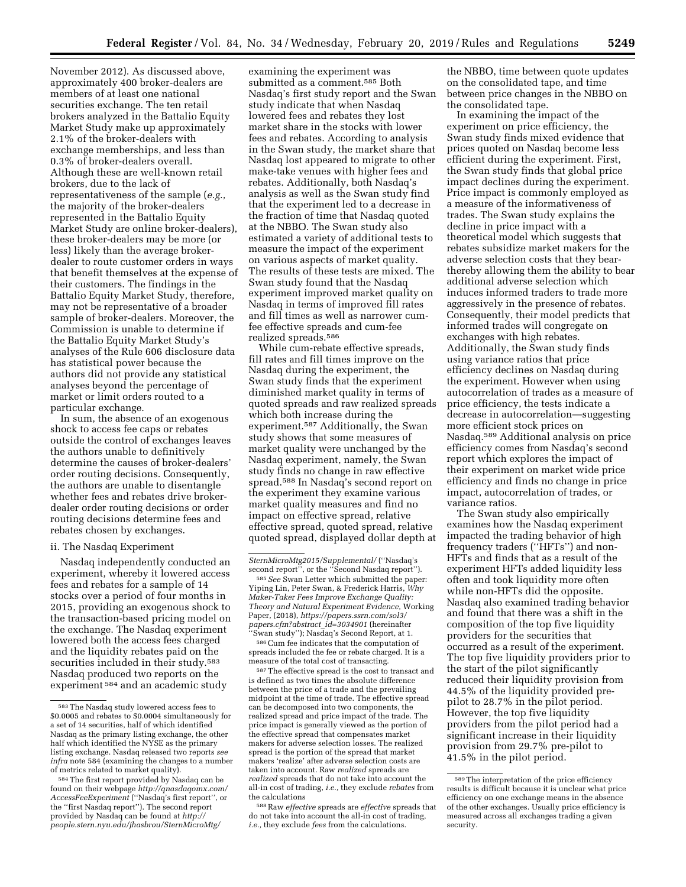November 2012). As discussed above, approximately 400 broker-dealers are members of at least one national securities exchange. The ten retail brokers analyzed in the Battalio Equity Market Study make up approximately 2.1% of the broker-dealers with exchange memberships, and less than 0.3% of broker-dealers overall. Although these are well-known retail brokers, due to the lack of representativeness of the sample (*e.g.,* the majority of the broker-dealers represented in the Battalio Equity Market Study are online broker-dealers), these broker-dealers may be more (or less) likely than the average broker-dealer to route customer orders in ways that benefit themselves at the expense of their customers. The findings in the Battalio Equity Market Study, therefore, may not be representative of a broader sample of broker-dealers. Moreover, the Commission is unable to determine if the Battalio Equity Market Study's analyses of the Rule 606 disclosure data has statistical power because the authors did not provide any statistical analyses beyond the percentage of market or limit orders routed to a particular exchange.

In sum, the absence of an exogenous shock to access fee caps or rebates outside the control of exchanges leaves the authors unable to definitively determine the causes of broker-dealers' order routing decisions. Consequently, the authors are unable to disentangle whether fees and rebates drive broker-dealer order routing decisions or order routing decisions determine fees and rebates chosen by exchanges.

### ii. The Nasdaq Experiment

Nasdaq independently conducted an experiment, whereby it lowered access fees and rebates for a sample of 14 stocks over a period of four months in 2015, providing an exogenous shock to the transaction-based pricing model on the exchange. The Nasdaq experiment lowered both the access fees charged and the liquidity rebates paid on the securities included in their study.[583] Nasdaq produced two reports on the experiment[584] and an academic study examining the experiment was submitted as a comment.[585] Both Nasdaq's first study report and the Swan study indicate that when Nasdaq lowered fees and rebates they lost market share in the stocks with lower fees and rebates. According to analysis in the Swan study, the market share that Nasdaq lost appeared to migrate to other make-take venues with higher fees and rebates. Additionally, both Nasdaq's analysis as well as the Swan study find that the experiment led to a decrease in the fraction of time that Nasdaq quoted at the NBBO. The Swan study also estimated a variety of additional tests to measure the impact of the experiment on various aspects of market quality. The results of these tests are mixed. The Swan study found that the Nasdaq experiment improved market quality on Nasdaq in terms of improved fill rates and fill times as well as narrower cum-fee effective spreads and cum-fee realized spreads.[586]

While cum-rebate effective spreads, fill rates and fill times improve on the Nasdaq during the experiment, the Swan study finds that the experiment diminished market quality in terms of quoted spreads and raw realized spreads which both increase during the experiment.[587] Additionally, the Swan study shows that some measures of market quality were unchanged by the Nasdaq experiment, namely, the Swan study finds no change in raw effective spread.[588] In Nasdaq's second report on the experiment they examine various market quality measures and find no impact on effective spread, relative effective spread, quoted spread, relative quoted spread, displayed dollar depth at the NBBO, time between quote updates on the consolidated tape, and time between price changes in the NBBO on the consolidated tape.

In examining the impact of the experiment on price efficiency, the Swan study finds mixed evidence that prices quoted on Nasdaq become less efficient during the experiment. First, the Swan study finds that global price impact declines during the experiment. Price impact is commonly employed as a measure of the informativeness of trades. The Swan study explains the decline in price impact with a theoretical model which suggests that rebates subsidize market makers for the adverse selection costs that they bear-thereby allowing them the ability to bear additional adverse selection which induces informed traders to trade more aggressively in the presence of rebates. Consequently, their model predicts that informed trades will congregate on exchanges with high rebates. Additionally, the Swan study finds using variance ratios that price efficiency declines on Nasdaq during the experiment. However when using autocorrelation of trades as a measure of price efficiency, the tests indicate a decrease in autocorrelation—suggesting more efficient stock prices on Nasdaq.[589] Additional analysis on price efficiency comes from Nasdaq's second report which explores the impact of their experiment on market wide price efficiency and finds no change in price impact, autocorrelation of trades, or variance ratios.

The Swan study also empirically examines how the Nasdaq experiment impacted the trading behavior of high frequency traders (''HFTs'') and non-HFTs and finds that as a result of the experiment HFTs added liquidity less often and took liquidity more often while non-HFTs did the opposite. Nasdaq also examined trading behavior and found that there was a shift in the composition of the top five liquidity providers for the securities that occurred as a result of the experiment. The top five liquidity providers prior to the start of the pilot significantly reduced their liquidity provision from 44.5% of the liquidity provided pre-pilot to 28.7% in the pilot period. However, the top five liquidity providers from the pilot period had a significant increase in their liquidity provision from 29.7% pre-pilot to 41.5% in the pilot period.

---

[583] The Nasdaq study lowered access fees to \$0.0005 and rebates to \$0.0004 simultaneously for a set of 14 securities, half of which identified Nasdaq as the primary listing exchange, the other half which identified the NYSE as the primary listing exchange. Nasdaq released two reports *see infra* note 584 (examining the changes to a number of metrics related to market quality).

[584] The first report provided by Nasdaq can be found on their webpage *http://qnasdaqomx.com/AccessFeeExperiment* (''Nasdaq's first report'', or the ''first Nasdaq report''). The second report provided by Nasdaq can be found at *http://people.stern.nyu.edu/jhasbrou/SternMicroMtg/SternMicroMtg2015/Supplemental/* (''Nasdaq's second report'', or the ''Second Nasdaq report'').

[585] *See* Swan Letter which submitted the paper: Yiping Lin, Peter Swan, & Frederick Harris, *Why Maker-Taker Fees Improve Exchange Quality: Theory and Natural Experiment Evidence,* Working Paper, (2018), *https://papers.ssrn.com/sol3/papers.cfm?abstract_id=3034901* (hereinafter ''Swan study''); Nasdaq's Second Report, at 1.

[586] Cum fee indicates that the computation of spreads included the fee or rebate charged. It is a measure of the total cost of transacting.

[587] The effective spread is the cost to transact and is defined as two times the absolute difference between the price of a trade and the prevailing midpoint at the time of trade. The effective spread can be decomposed into two components, the realized spread and price impact of the trade. The price impact is generally viewed as the portion of the effective spread that compensates market makers for adverse selection losses. The realized spread is the portion of the spread that market makers 'realize' after adverse selection costs are taken into account. Raw *realized* spreads are *realized* spreads that do not take into account the all-in cost of trading, *i.e.,* they exclude *rebates* from the calculations

[588] Raw *effective* spreads are *effective* spreads that do not take into account the all-in cost of trading, *i.e.,* they exclude *fees* from the calculations.

[589] The interpretation of the price efficiency results is difficult because it is unclear what price efficiency on one exchange means in the absence of the other exchanges. Usually price efficiency is measured across all exchanges trading a given security.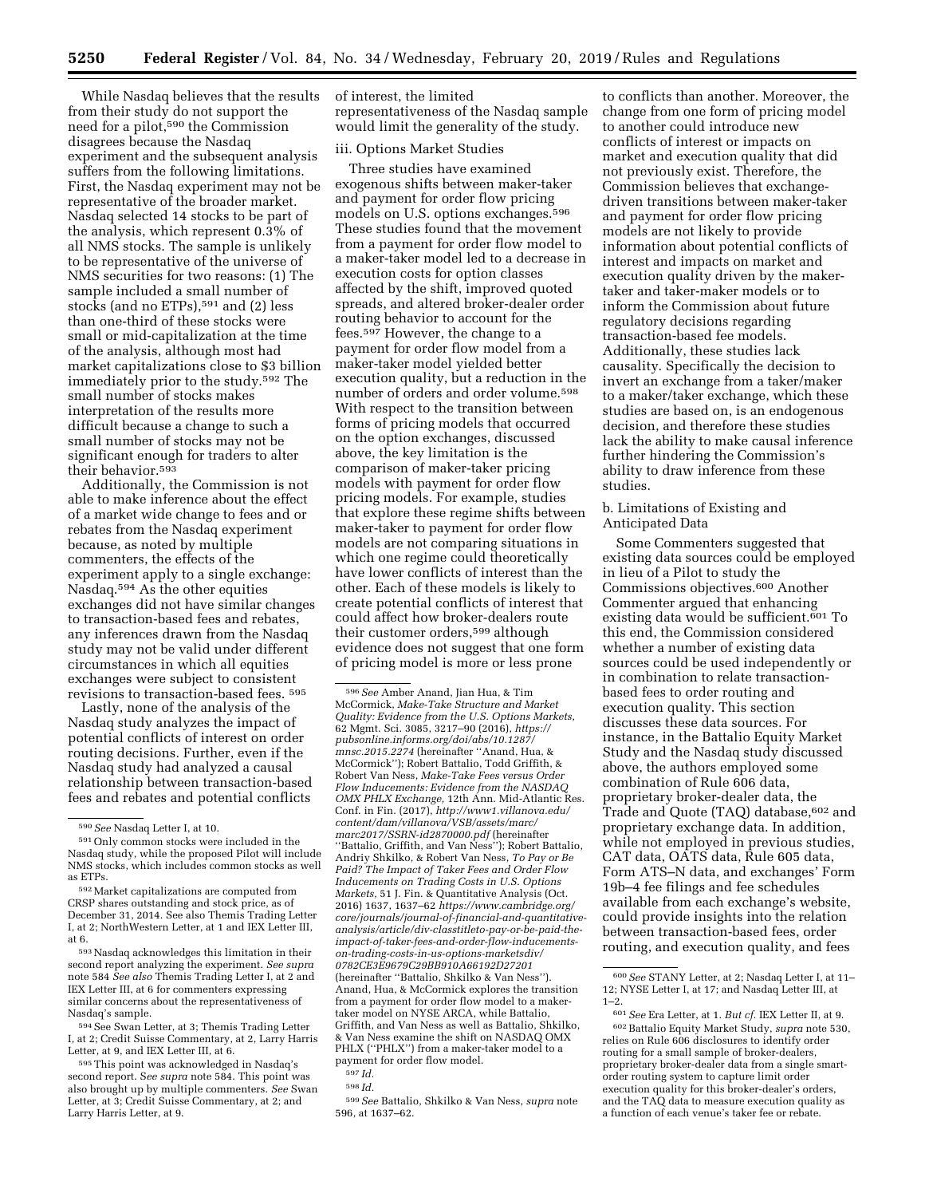While Nasdaq believes that the results from their study do not support the need for a pilot,[590] the Commission disagrees because the Nasdaq experiment and the subsequent analysis suffers from the following limitations. First, the Nasdaq experiment may not be representative of the broader market. Nasdaq selected 14 stocks to be part of the analysis, which represent 0.3% of all NMS stocks. The sample is unlikely to be representative of the universe of NMS securities for two reasons: (1) The sample included a small number of stocks (and no ETPs),[591] and (2) less than one-third of these stocks were small or mid-capitalization at the time of the analysis, although most had market capitalizations close to $3 billion immediately prior to the study.[592] The small number of stocks makes interpretation of the results more difficult because a change to such a small number of stocks may not be significant enough for traders to alter their behavior.[593]

Additionally, the Commission is not able to make inference about the effect of a market wide change to fees and or rebates from the Nasdaq experiment because, as noted by multiple commenters, the effects of the experiment apply to a single exchange: Nasdaq.[594] As the other equities exchanges did not have similar changes to transaction-based fees and rebates, any inferences drawn from the Nasdaq study may not be valid under different circumstances in which all equities exchanges were subject to consistent revisions to transaction-based fees. [595]

Lastly, none of the analysis of the Nasdaq study analyzes the impact of potential conflicts of interest on order routing decisions. Further, even if the Nasdaq study had analyzed a causal relationship between transaction-based fees and rebates and potential conflicts of interest, the limited representativeness of the Nasdaq sample would limit the generality of the study.

iii. Options Market Studies

Three studies have examined exogenous shifts between maker-taker and payment for order flow pricing models on U.S. options exchanges.[596] These studies found that the movement from a payment for order flow model to a maker-taker model led to a decrease in execution costs for option classes affected by the shift, improved quoted spreads, and altered broker-dealer order routing behavior to account for the fees.[597] However, the change to a payment for order flow model from a maker-taker model yielded better execution quality, but a reduction in the number of orders and order volume.[598] With respect to the transition between forms of pricing models that occurred on the option exchanges, discussed above, the key limitation is the comparison of maker-taker pricing models with payment for order flow pricing models. For example, studies that explore these regime shifts between maker-taker to payment for order flow models are not comparing situations in which one regime could theoretically have lower conflicts of interest than the other. Each of these models is likely to create potential conflicts of interest that could affect how broker-dealers route their customer orders,[599] although evidence does not suggest that one form of pricing model is more or less prone to conflicts than another. Moreover, the change from one form of pricing model to another could introduce new conflicts of interest or impacts on market and execution quality that did not previously exist. Therefore, the Commission believes that exchange-driven transitions between maker-taker and payment for order flow pricing models are not likely to provide information about potential conflicts of interest and impacts on market and execution quality driven by the maker-taker and taker-maker models or to inform the Commission about future regulatory decisions regarding transaction-based fee models. Additionally, these studies lack causality. Specifically the decision to invert an exchange from a taker/maker to a maker/taker exchange, which these studies are based on, is an endogenous decision, and therefore these studies lack the ability to make causal inference further hindering the Commission's ability to draw inference from these studies.

b. Limitations of Existing and Anticipated Data

Some Commenters suggested that existing data sources could be employed in lieu of a Pilot to study the Commissions objectives.[600] Another Commenter argued that enhancing existing data would be sufficient.[601] To this end, the Commission considered whether a number of existing data sources could be used independently or in combination to relate transaction-based fees to order routing and execution quality. This section discusses these data sources. For instance, in the Battalio Equity Market Study and the Nasdaq study discussed above, the authors employed some combination of Rule 606 data, proprietary broker-dealer data, the Trade and Quote (TAQ) database,[602] and proprietary exchange data. In addition, while not employed in previous studies, CAT data, OATS data, Rule 605 data, Form ATS–N data, and exchanges' Form 19b–4 fee filings and fee schedules available from each exchange's website, could provide insights into the relation between transaction-based fees, order routing, and execution quality, and fees

---

[590] *See* Nasdaq Letter I, at 10.

[591] Only common stocks were included in the Nasdaq study, while the proposed Pilot will include NMS stocks, which includes common stocks as well as ETPs.

[592] Market capitalizations are computed from CRSP shares outstanding and stock price, as of December 31, 2014. See also Themis Trading Letter I, at 2; NorthWestern Letter, at 1 and IEX Letter III, at 6.

[593] Nasdaq acknowledges this limitation in their second report analyzing the experiment. *See supra* note 584 *See also* Themis Trading Letter I, at 2 and IEX Letter III, at 6 for commenters expressing similar concerns about the representativeness of Nasdaq's sample.

[594] See Swan Letter, at 3; Themis Trading Letter I, at 2; Credit Suisse Commentary, at 2, Larry Harris Letter, at 9, and IEX Letter III, at 6.

[595] This point was acknowledged in Nasdaq's second report. S*ee supra* note 584. This point was also brought up by multiple commenters. *See* Swan Letter, at 3; Credit Suisse Commentary, at 2; and Larry Harris Letter, at 9.

[596] *See* Amber Anand, Jian Hua, & Tim McCormick, *Make-Take Structure and Market Quality: Evidence from the U.S. Options Markets,* 62 Mgmt. Sci. 3085, 3217–90 (2016), *https://pubsonline.informs.org/doi/abs/10.1287/mnsc.2015.2274* (hereinafter ''Anand, Hua, & McCormick''); Robert Battalio, Todd Griffith, & Robert Van Ness, *Make-Take Fees versus Order Flow Inducements: Evidence from the NASDAQ OMX PHLX Exchange,* 12th Ann. Mid-Atlantic Res. Conf. in Fin. (2017), *http://www1.villanova.edu/content/dam/villanova/VSB/assets/marc/marc2017/SSRN-id2870000.pdf* (hereinafter ''Battalio, Griffith, and Van Ness''); Robert Battalio, Andriy Shkilko, & Robert Van Ness, *To Pay or Be Paid? The Impact of Taker Fees and Order Flow Inducements on Trading Costs in U.S. Options Markets,* 51 J. Fin. & Quantitative Analysis (Oct. 2016) 1637, 1637–62 *https://www.cambridge.org/core/journals/journal-of-financial-and-quantitative-analysis/article/div-classtitleto-pay-or-be-paid-the-impact-of-taker-fees-and-order-flow-inducements-on-trading-costs-in-us-options-marketsdiv/0782CE3E9679C29BB910A66192D27201* (hereinafter ''Battalio, Shkilko & Van Ness''). Anand, Hua, & McCormick explores the transition from a payment for order flow model to a maker-taker model on NYSE ARCA, while Battalio, Griffith, and Van Ness as well as Battalio, Shkilko, & Van Ness examine the shift on NASDAQ OMX PHLX (''PHLX'') from a maker-taker model to a payment for order flow model.

[597] *Id.*

[598] *Id.*

[599] *See* Battalio, Shkilko & Van Ness, *supra* note 596, at 1637–62.

[600] *See* STANY Letter, at 2; Nasdaq Letter I, at 11–12; NYSE Letter I, at 17; and Nasdaq Letter III, at 1–2.

[601] *See* Era Letter, at 1. *But cf.* IEX Letter II, at 9.

[602] Battalio Equity Market Study, *supra* note 530, relies on Rule 606 disclosures to identify order routing for a small sample of broker-dealers, proprietary broker-dealer data from a single smart-order routing system to capture limit order execution quality for this broker-dealer's orders, and the TAQ data to measure execution quality as a function of each venue's taker fee or rebate.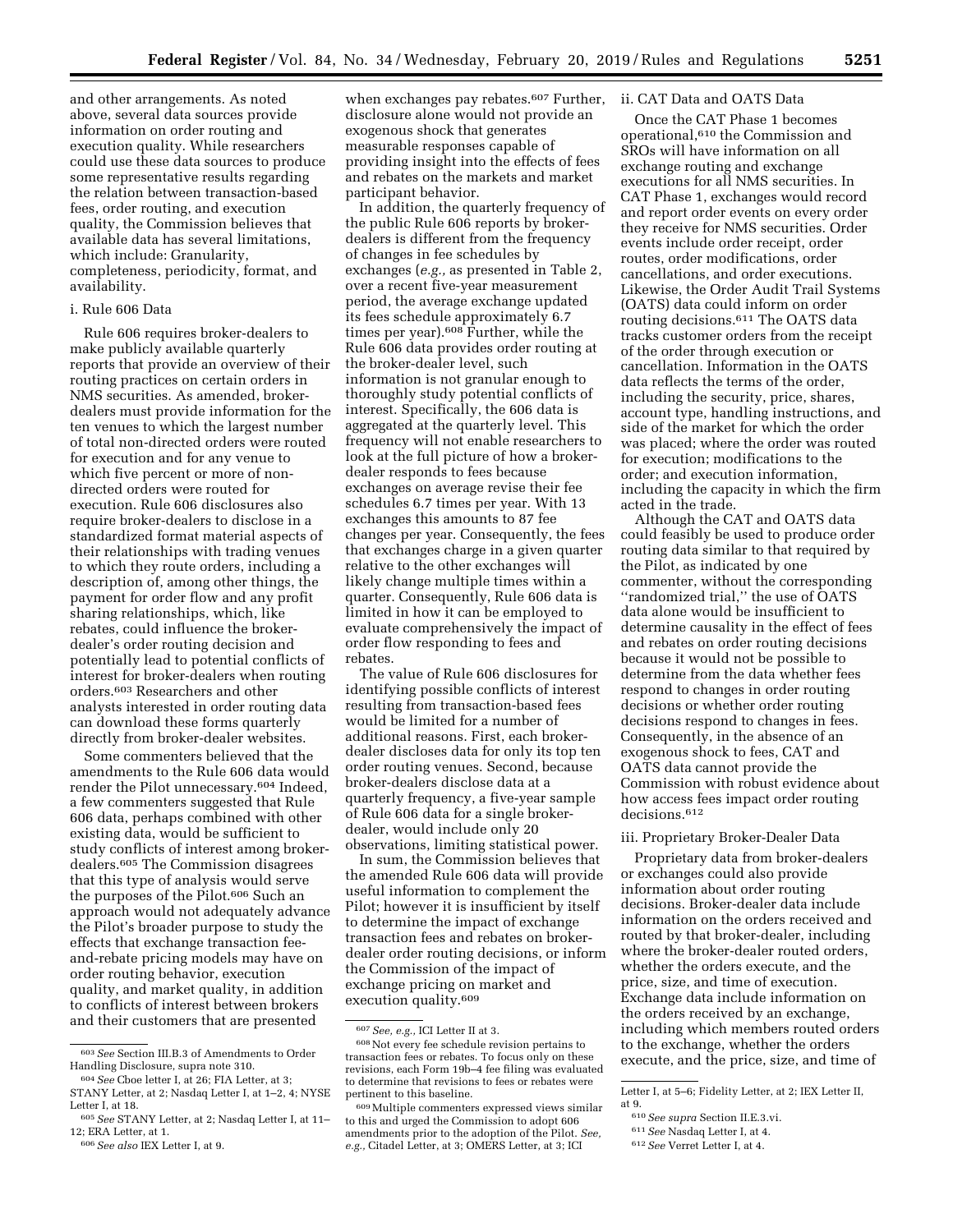and other arrangements. As noted above, several data sources provide information on order routing and execution quality. While researchers could use these data sources to produce some representative results regarding the relation between transaction-based fees, order routing, and execution quality, the Commission believes that available data has several limitations, which include: Granularity, completeness, periodicity, format, and availability.

i. Rule 606 Data

Rule 606 requires broker-dealers to make publicly available quarterly reports that provide an overview of their routing practices on certain orders in NMS securities. As amended, broker-dealers must provide information for the ten venues to which the largest number of total non-directed orders were routed for execution and for any venue to which five percent or more of non-directed orders were routed for execution. Rule 606 disclosures also require broker-dealers to disclose in a standardized format material aspects of their relationships with trading venues to which they route orders, including a description of, among other things, the payment for order flow and any profit sharing relationships, which, like rebates, could influence the broker-dealer's order routing decision and potentially lead to potential conflicts of interest for broker-dealers when routing orders.[603] Researchers and other analysts interested in order routing data can download these forms quarterly directly from broker-dealer websites.

Some commenters believed that the amendments to the Rule 606 data would render the Pilot unnecessary.[604] Indeed, a few commenters suggested that Rule 606 data, perhaps combined with other existing data, would be sufficient to study conflicts of interest among broker-dealers.[605] The Commission disagrees that this type of analysis would serve the purposes of the Pilot.[606] Such an approach would not adequately advance the Pilot's broader purpose to study the effects that exchange transaction fee-and-rebate pricing models may have on order routing behavior, execution quality, and market quality, in addition to conflicts of interest between brokers and their customers that are presented when exchanges pay rebates.[607] Further, disclosure alone would not provide an exogenous shock that generates measurable responses capable of providing insight into the effects of fees and rebates on the markets and market participant behavior.

In addition, the quarterly frequency of the public Rule 606 reports by broker-dealers is different from the frequency of changes in fee schedules by exchanges (*e.g.,* as presented in Table 2, over a recent five-year measurement period, the average exchange updated its fees schedule approximately 6.7 times per year).[608] Further, while the Rule 606 data provides order routing at the broker-dealer level, such information is not granular enough to thoroughly study potential conflicts of interest. Specifically, the 606 data is aggregated at the quarterly level. This frequency will not enable researchers to look at the full picture of how a broker-dealer responds to fees because exchanges on average revise their fee schedules 6.7 times per year. With 13 exchanges this amounts to 87 fee changes per year. Consequently, the fees that exchanges charge in a given quarter relative to the other exchanges will likely change multiple times within a quarter. Consequently, Rule 606 data is limited in how it can be employed to evaluate comprehensively the impact of order flow responding to fees and rebates.

The value of Rule 606 disclosures for identifying possible conflicts of interest resulting from transaction-based fees would be limited for a number of additional reasons. First, each broker-dealer discloses data for only its top ten order routing venues. Second, because broker-dealers disclose data at a quarterly frequency, a five-year sample of Rule 606 data for a single broker-dealer, would include only 20 observations, limiting statistical power.

In sum, the Commission believes that the amended Rule 606 data will provide useful information to complement the Pilot; however it is insufficient by itself to determine the impact of exchange transaction fees and rebates on broker-dealer order routing decisions, or inform the Commission of the impact of exchange pricing on market and execution quality.[609]

ii. CAT Data and OATS Data

Once the CAT Phase 1 becomes operational,[610] the Commission and SROs will have information on all exchange routing and exchange executions for all NMS securities. In CAT Phase 1, exchanges would record and report order events on every order they receive for NMS securities. Order events include order receipt, order routes, order modifications, order cancellations, and order executions. Likewise, the Order Audit Trail Systems (OATS) data could inform on order routing decisions.[611] The OATS data tracks customer orders from the receipt of the order through execution or cancellation. Information in the OATS data reflects the terms of the order, including the security, price, shares, account type, handling instructions, and side of the market for which the order was placed; where the order was routed for execution; modifications to the order; and execution information, including the capacity in which the firm acted in the trade.

Although the CAT and OATS data could feasibly be used to produce order routing data similar to that required by the Pilot, as indicated by one commenter, without the corresponding "randomized trial," the use of OATS data alone would be insufficient to determine causality in the effect of fees and rebates on order routing decisions because it would not be possible to determine from the data whether fees respond to changes in order routing decisions or whether order routing decisions respond to changes in fees. Consequently, in the absence of an exogenous shock to fees, CAT and OATS data cannot provide the Commission with robust evidence about how access fees impact order routing decisions.[612]

iii. Proprietary Broker-Dealer Data

Proprietary data from broker-dealers or exchanges could also provide information about order routing decisions. Broker-dealer data include information on the orders received and routed by that broker-dealer, including where the broker-dealer routed orders, whether the orders execute, and the price, size, and time of execution. Exchange data include information on the orders received by an exchange, including which members routed orders to the exchange, whether the orders execute, and the price, size, and time of

---

[603] *See* Section III.B.3 of Amendments to Order Handling Disclosure, supra note 310.

[604] *See* Cboe letter I, at 26; FIA Letter, at 3; STANY Letter, at 2; Nasdaq Letter I, at 1–2, 4; NYSE Letter I, at 18.

[605] *See* STANY Letter, at 2; Nasdaq Letter I, at 11–12; ERA Letter, at 1.

[606] *See also* IEX Letter I, at 9.

[607] *See, e.g.,* ICI Letter II at 3.

[608] Not every fee schedule revision pertains to transaction fees or rebates. To focus only on these revisions, each Form 19b–4 fee filing was evaluated to determine that revisions to fees or rebates were pertinent to this baseline.

[609] Multiple commenters expressed views similar to this and urged the Commission to adopt 606 amendments prior to the adoption of the Pilot. *See, e.g.,* Citadel Letter, at 3; OMERS Letter, at 3; ICI Letter I, at 5–6; Fidelity Letter, at 2; IEX Letter II, at 9.

[610] *See supra* Section II.E.3.vi.

[611] *See* Nasdaq Letter I, at 4.

[612] *See* Verret Letter I, at 4.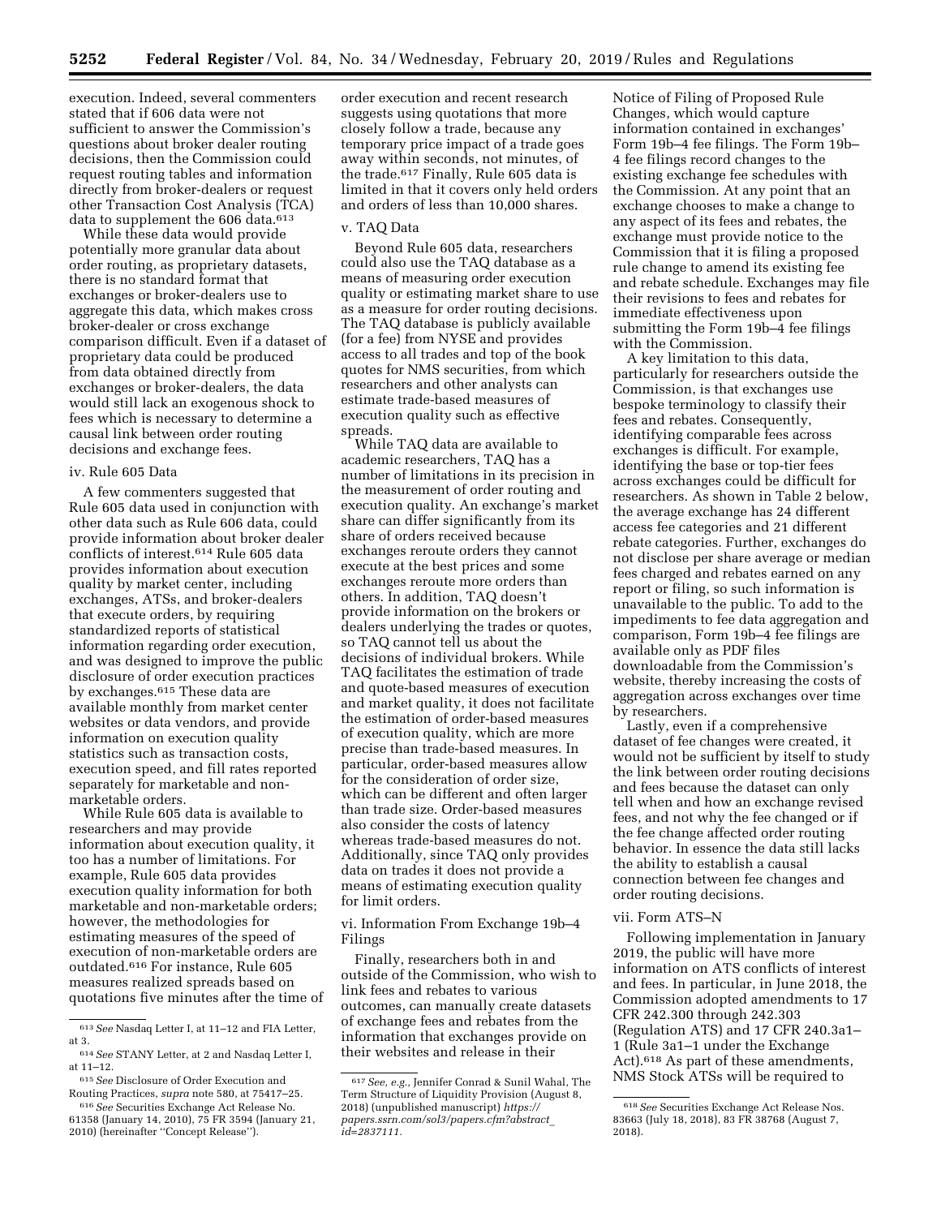execution. Indeed, several commenters stated that if 606 data were not sufficient to answer the Commission's questions about broker dealer routing decisions, then the Commission could request routing tables and information directly from broker-dealers or request other Transaction Cost Analysis (TCA) data to supplement the 606 data.[613]

While these data would provide potentially more granular data about order routing, as proprietary datasets, there is no standard format that exchanges or broker-dealers use to aggregate this data, which makes cross broker-dealer or cross exchange comparison difficult. Even if a dataset of proprietary data could be produced from data obtained directly from exchanges or broker-dealers, the data would still lack an exogenous shock to fees which is necessary to determine a causal link between order routing decisions and exchange fees.

iv. Rule 605 Data

A few commenters suggested that Rule 605 data used in conjunction with other data such as Rule 606 data, could provide information about broker dealer conflicts of interest.[614] Rule 605 data provides information about execution quality by market center, including exchanges, ATSs, and broker-dealers that execute orders, by requiring standardized reports of statistical information regarding order execution, and was designed to improve the public disclosure of order execution practices by exchanges.[615] These data are available monthly from market center websites or data vendors, and provide information on execution quality statistics such as transaction costs, execution speed, and fill rates reported separately for marketable and non-marketable orders.

While Rule 605 data is available to researchers and may provide information about execution quality, it too has a number of limitations. For example, Rule 605 data provides execution quality information for both marketable and non-marketable orders; however, the methodologies for estimating measures of the speed of execution of non-marketable orders are outdated.[616] For instance, Rule 605 measures realized spreads based on quotations five minutes after the time of order execution and recent research suggests using quotations that more closely follow a trade, because any temporary price impact of a trade goes away within seconds, not minutes, of the trade.[617] Finally, Rule 605 data is limited in that it covers only held orders and orders of less than 10,000 shares.

v. TAQ Data

Beyond Rule 605 data, researchers could also use the TAQ database as a means of measuring order execution quality or estimating market share to use as a measure for order routing decisions. The TAQ database is publicly available (for a fee) from NYSE and provides access to all trades and top of the book quotes for NMS securities, from which researchers and other analysts can estimate trade-based measures of execution quality such as effective spreads.

While TAQ data are available to academic researchers, TAQ has a number of limitations in its precision in the measurement of order routing and execution quality. An exchange's market share can differ significantly from its share of orders received because exchanges reroute orders they cannot execute at the best prices and some exchanges reroute more orders than others. In addition, TAQ doesn't provide information on the brokers or dealers underlying the trades or quotes, so TAQ cannot tell us about the decisions of individual brokers. While TAQ facilitates the estimation of trade and quote-based measures of execution and market quality, it does not facilitate the estimation of order-based measures of execution quality, which are more precise than trade-based measures. In particular, order-based measures allow for the consideration of order size, which can be different and often larger than trade size. Order-based measures also consider the costs of latency whereas trade-based measures do not. Additionally, since TAQ only provides data on trades it does not provide a means of estimating execution quality for limit orders.

vi. Information From Exchange 19b–4 Filings

Finally, researchers both in and outside of the Commission, who wish to link fees and rebates to various outcomes, can manually create datasets of exchange fees and rebates from the information that exchanges provide on their websites and release in their Notice of Filing of Proposed Rule Changes, which would capture information contained in exchanges' Form 19b–4 fee filings. The Form 19b–4 fee filings record changes to the existing exchange fee schedules with the Commission. At any point that an exchange chooses to make a change to any aspect of its fees and rebates, the exchange must provide notice to the Commission that it is filing a proposed rule change to amend its existing fee and rebate schedule. Exchanges may file their revisions to fees and rebates for immediate effectiveness upon submitting the Form 19b–4 fee filings with the Commission.

A key limitation to this data, particularly for researchers outside the Commission, is that exchanges use bespoke terminology to classify their fees and rebates. Consequently, identifying comparable fees across exchanges is difficult. For example, identifying the base or top-tier fees across exchanges could be difficult for researchers. As shown in Table 2 below, the average exchange has 24 different access fee categories and 21 different rebate categories. Further, exchanges do not disclose per share average or median fees charged and rebates earned on any report or filing, so such information is unavailable to the public. To add to the impediments to fee data aggregation and comparison, Form 19b–4 fee filings are available only as PDF files downloadable from the Commission's website, thereby increasing the costs of aggregation across exchanges over time by researchers.

Lastly, even if a comprehensive dataset of fee changes were created, it would not be sufficient by itself to study the link between order routing decisions and fees because the dataset can only tell when and how an exchange revised fees, and not why the fee changed or if the fee change affected order routing behavior. In essence the data still lacks the ability to establish a causal connection between fee changes and order routing decisions.

vii. Form ATS–N

Following implementation in January 2019, the public will have more information on ATS conflicts of interest and fees. In particular, in June 2018, the Commission adopted amendments to 17 CFR 242.300 through 242.303 (Regulation ATS) and 17 CFR 240.3a1–1 (Rule 3a1–1 under the Exchange Act).[618] As part of these amendments, NMS Stock ATSs will be required to

---

[613] *See* Nasdaq Letter I, at 11–12 and FIA Letter, at 3.

[614] *See* STANY Letter, at 2 and Nasdaq Letter I, at 11–12.

[615] *See* Disclosure of Order Execution and Routing Practices, *supra* note 580, at 75417–25.

[616] *See* Securities Exchange Act Release No. 61358 (January 14, 2010), 75 FR 3594 (January 21, 2010) (hereinafter "Concept Release").

[617] *See, e.g.,* Jennifer Conrad & Sunil Wahal, The Term Structure of Liquidity Provision (August 8, 2018) (unpublished manuscript) *https://papers.ssrn.com/sol3/papers.cfm?abstract_id=2837111.*

[618] *See* Securities Exchange Act Release Nos. 83663 (July 18, 2018), 83 FR 38768 (August 7, 2018).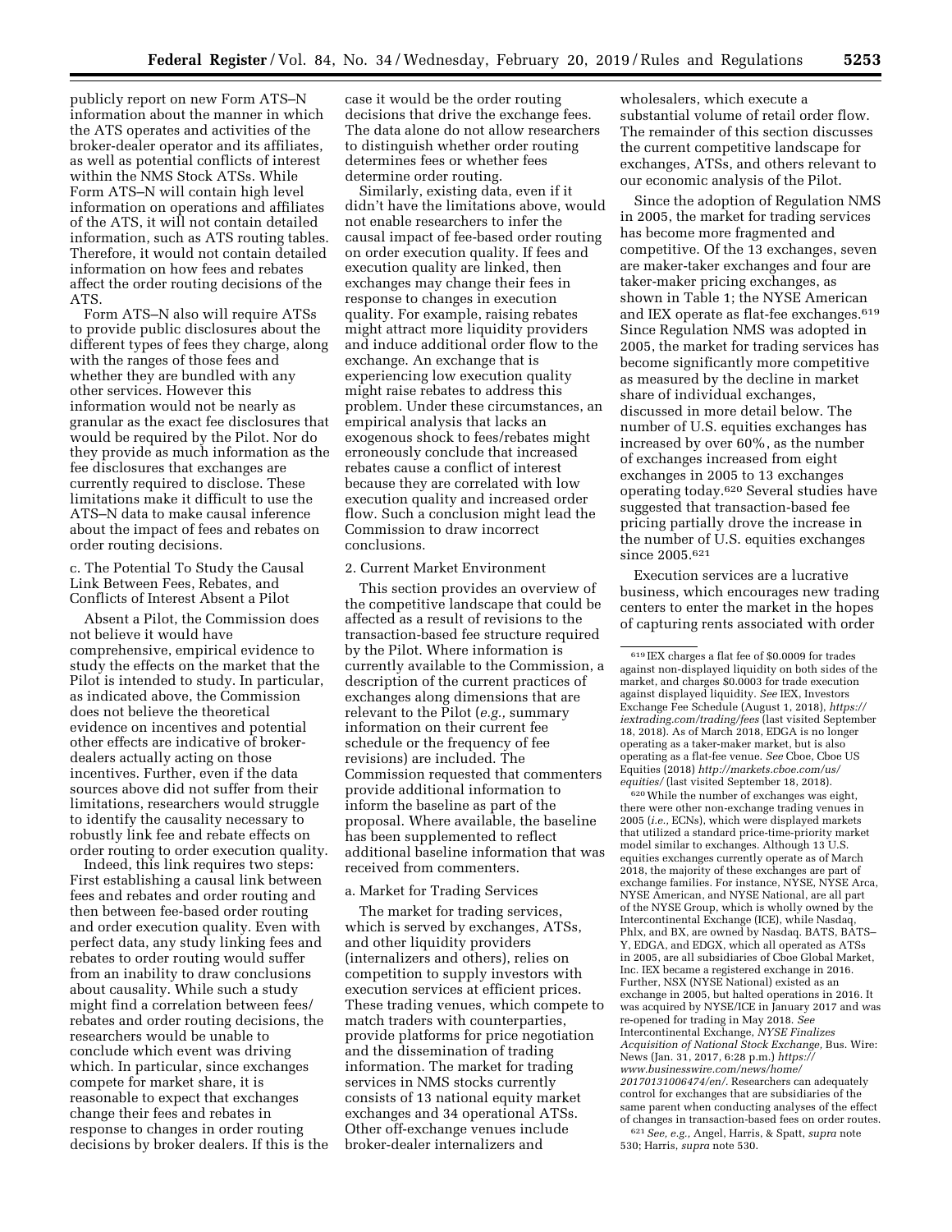publicly report on new Form ATS–N information about the manner in which the ATS operates and activities of the broker-dealer operator and its affiliates, as well as potential conflicts of interest within the NMS Stock ATSs. While Form ATS–N will contain high level information on operations and affiliates of the ATS, it will not contain detailed information, such as ATS routing tables. Therefore, it would not contain detailed information on how fees and rebates affect the order routing decisions of the ATS.

Form ATS–N also will require ATSs to provide public disclosures about the different types of fees they charge, along with the ranges of those fees and whether they are bundled with any other services. However this information would not be nearly as granular as the exact fee disclosures that would be required by the Pilot. Nor do they provide as much information as the fee disclosures that exchanges are currently required to disclose. These limitations make it difficult to use the ATS–N data to make causal inference about the impact of fees and rebates on order routing decisions.

c. The Potential To Study the Causal Link Between Fees, Rebates, and Conflicts of Interest Absent a Pilot

Absent a Pilot, the Commission does not believe it would have comprehensive, empirical evidence to study the effects on the market that the Pilot is intended to study. In particular, as indicated above, the Commission does not believe the theoretical evidence on incentives and potential other effects are indicative of broker-dealers actually acting on those incentives. Further, even if the data sources above did not suffer from their limitations, researchers would struggle to identify the causality necessary to robustly link fee and rebate effects on order routing to order execution quality.

Indeed, this link requires two steps: First establishing a causal link between fees and rebates and order routing and then between fee-based order routing and order execution quality. Even with perfect data, any study linking fees and rebates to order routing would suffer from an inability to draw conclusions about causality. While such a study might find a correlation between fees/rebates and order routing decisions, the researchers would be unable to conclude which event was driving which. In particular, since exchanges compete for market share, it is reasonable to expect that exchanges change their fees and rebates in response to changes in order routing decisions by broker dealers. If this is the case it would be the order routing decisions that drive the exchange fees. The data alone do not allow researchers to distinguish whether order routing determines fees or whether fees determine order routing.

Similarly, existing data, even if it didn't have the limitations above, would not enable researchers to infer the causal impact of fee-based order routing on order execution quality. If fees and execution quality are linked, then exchanges may change their fees in response to changes in execution quality. For example, raising rebates might attract more liquidity providers and induce additional order flow to the exchange. An exchange that is experiencing low execution quality might raise rebates to address this problem. Under these circumstances, an empirical analysis that lacks an exogenous shock to fees/rebates might erroneously conclude that increased rebates cause a conflict of interest because they are correlated with low execution quality and increased order flow. Such a conclusion might lead the Commission to draw incorrect conclusions.

2. Current Market Environment

This section provides an overview of the competitive landscape that could be affected as a result of revisions to the transaction-based fee structure required by the Pilot. Where information is currently available to the Commission, a description of the current practices of exchanges along dimensions that are relevant to the Pilot (*e.g.,* summary information on their current fee schedule or the frequency of fee revisions) are included. The Commission requested that commenters provide additional information to inform the baseline as part of the proposal. Where available, the baseline has been supplemented to reflect additional baseline information that was received from commenters.

a. Market for Trading Services

The market for trading services, which is served by exchanges, ATSs, and other liquidity providers (internalizers and others), relies on competition to supply investors with execution services at efficient prices. These trading venues, which compete to match traders with counterparties, provide platforms for price negotiation and the dissemination of trading information. The market for trading services in NMS stocks currently consists of 13 national equity market exchanges and 34 operational ATSs. Other off-exchange venues include broker-dealer internalizers and wholesalers, which execute a substantial volume of retail order flow. The remainder of this section discusses the current competitive landscape for exchanges, ATSs, and others relevant to our economic analysis of the Pilot.

Since the adoption of Regulation NMS in 2005, the market for trading services has become more fragmented and competitive. Of the 13 exchanges, seven are maker-taker exchanges and four are taker-maker pricing exchanges, as shown in Table 1; the NYSE American and IEX operate as flat-fee exchanges.[619] Since Regulation NMS was adopted in 2005, the market for trading services has become significantly more competitive as measured by the decline in market share of individual exchanges, discussed in more detail below. The number of U.S. equities exchanges has increased by over 60%, as the number of exchanges increased from eight exchanges in 2005 to 13 exchanges operating today.[620] Several studies have suggested that transaction-based fee pricing partially drove the increase in the number of U.S. equities exchanges since 2005.[621]

Execution services are a lucrative business, which encourages new trading centers to enter the market in the hopes of capturing rents associated with order

[619] IEX charges a flat fee of $0.0009 for trades against non-displayed liquidity on both sides of the market, and charges $0.0003 for trade execution against displayed liquidity. *See* IEX, Investors Exchange Fee Schedule (August 1, 2018), *https://iextrading.com/trading/fees* (last visited September 18, 2018). As of March 2018, EDGA is no longer operating as a taker-maker market, but is also operating as a flat-fee venue. *See* Cboe, Cboe US Equities (2018) *http://markets.cboe.com/us/equities/* (last visited September 18, 2018).

[620] While the number of exchanges was eight, there were other non-exchange trading venues in 2005 (*i.e.,* ECNs), which were displayed markets that utilized a standard price-time-priority market model similar to exchanges. Although 13 U.S. equities exchanges currently operate as of March 2018, the majority of these exchanges are part of exchange families. For instance, NYSE, NYSE Arca, NYSE American, and NYSE National, are all part of the NYSE Group, which is wholly owned by the Intercontinental Exchange (ICE), while Nasdaq, Phlx, and BX, are owned by Nasdaq. BATS, BATS–Y, EDGA, and EDGX, which all operated as ATSs in 2005, are all subsidiaries of Cboe Global Market, Inc. IEX became a registered exchange in 2016. Further, NSX (NYSE National) existed as an exchange in 2005, but halted operations in 2016. It was acquired by NYSE/ICE in January 2017 and was re-opened for trading in May 2018. *See* Intercontinental Exchange, *NYSE Finalizes Acquisition of National Stock Exchange,* Bus. Wire: News (Jan. 31, 2017, 6:28 p.m.) *https://www.businesswire.com/news/home/20170131006474/en/.* Researchers can adequately control for exchanges that are subsidiaries of the same parent when conducting analyses of the effect of changes in transaction-based fees on order routes.

[621] *See, e.g.,* Angel, Harris, & Spatt, *supra* note 530; Harris, *supra* note 530.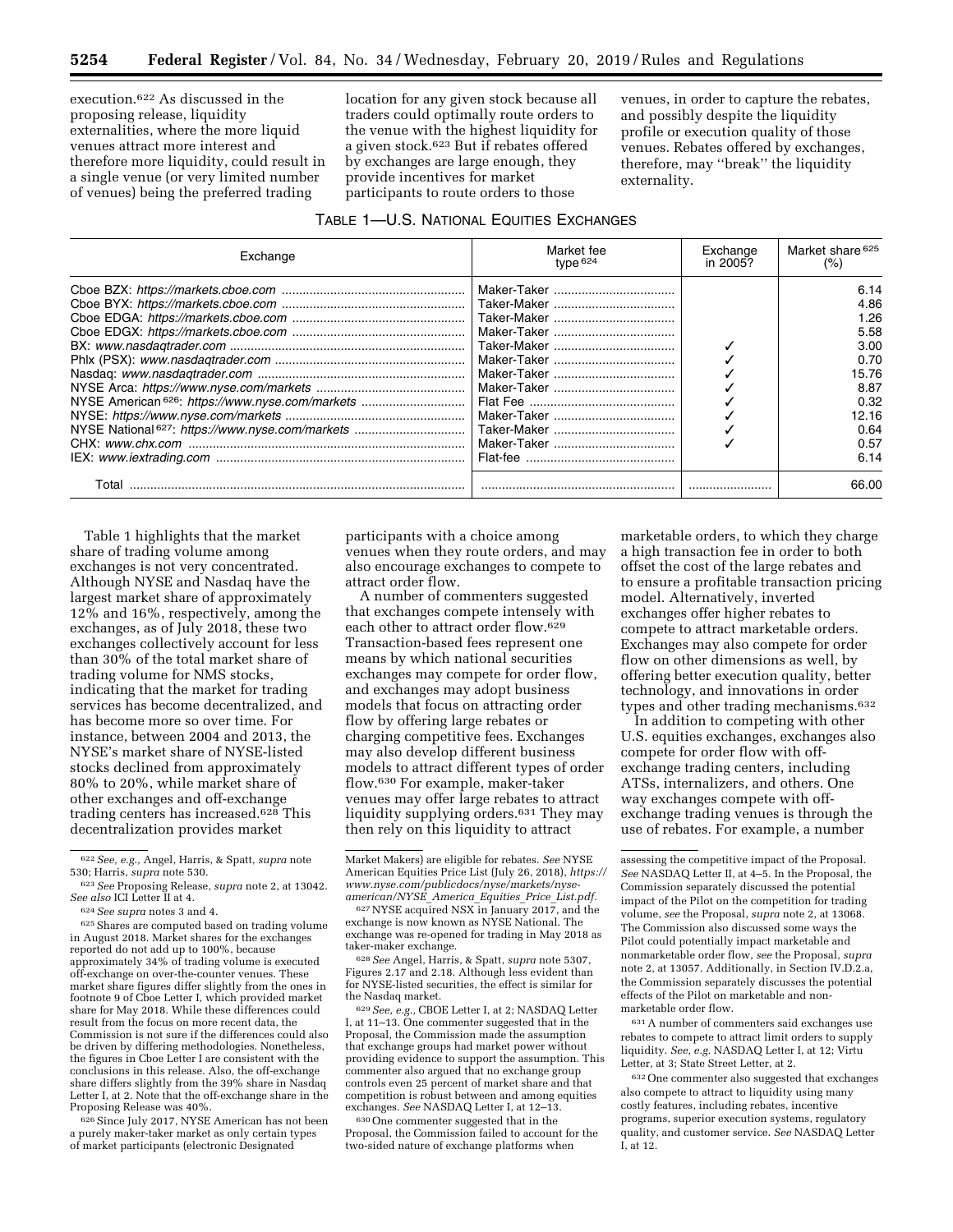execution.[622] As discussed in the proposing release, liquidity externalities, where the more liquid venues attract more interest and therefore more liquidity, could result in a single venue (or very limited number of venues) being the preferred trading location for any given stock because all traders could optimally route orders to the venue with the highest liquidity for a given stock.[623] But if rebates offered by exchanges are large enough, they provide incentives for market participants to route orders to those venues, in order to capture the rebates, and possibly despite the liquidity profile or execution quality of those venues. Rebates offered by exchanges, therefore, may "break" the liquidity externality.

TABLE 1—U.S. NATIONAL EQUITIES EXCHANGES

| Exchange | Market fee type [624] | Exchange in 2005? | Market share [625] (%) |
|---|---|---|---|
| Cboe BZX: *https://markets.cboe.com* | Maker-Taker | | 6.14 |
| Cboe BYX: *https://markets.cboe.com* | Taker-Maker | | 4.86 |
| Cboe EDGA: *https://markets.cboe.com* | Taker-Maker | | 1.26 |
| Cboe EDGX: *https://markets.cboe.com* | Maker-Taker | | 5.58 |
| BX: *www.nasdaqtrader.com* | Taker-Maker | ✓ | 3.00 |
| Phlx (PSX): *www.nasdaqtrader.com* | Maker-Taker | ✓ | 0.70 |
| Nasdaq: *www.nasdaqtrader.com* | Maker-Taker | ✓ | 15.76 |
| NYSE Arca: *https://www.nyse.com/markets* | Maker-Taker | ✓ | 8.87 |
| NYSE American [626]: *https://www.nyse.com/markets* | Flat Fee | ✓ | 0.32 |
| NYSE: *https://www.nyse.com/markets* | Maker-Taker | ✓ | 12.16 |
| NYSE National [627]: *https://www.nyse.com/markets* | Taker-Maker | ✓ | 0.64 |
| CHX: *www.chx.com* | Maker-Taker | ✓ | 0.57 |
| IEX: *www.iextrading.com* | Flat-fee | | 6.14 |
| Total | | | 66.00 |

Table 1 highlights that the market share of trading volume among exchanges is not very concentrated. Although NYSE and Nasdaq have the largest market share of approximately 12% and 16%, respectively, among the exchanges, as of July 2018, these two exchanges collectively account for less than 30% of the total market share of trading volume for NMS stocks, indicating that the market for trading services has become decentralized, and has become more so over time. For instance, between 2004 and 2013, the NYSE's market share of NYSE-listed stocks declined from approximately 80% to 20%, while market share of other exchanges and off-exchange trading centers has increased.[628] This decentralization provides market participants with a choice among venues when they route orders, and may also encourage exchanges to compete to attract order flow.

A number of commenters suggested that exchanges compete intensely with each other to attract order flow.[629] Transaction-based fees represent one means by which national securities exchanges may compete for order flow, and exchanges may adopt business models that focus on attracting order flow by offering large rebates or charging competitive fees. Exchanges may also develop different business models to attract different types of order flow.[630] For example, maker-taker venues may offer large rebates to attract liquidity supplying orders.[631] They may then rely on this liquidity to attract marketable orders, to which they charge a high transaction fee in order to both offset the cost of the large rebates and to ensure a profitable transaction pricing model. Alternatively, inverted exchanges offer higher rebates to compete to attract marketable orders. Exchanges may also compete for order flow on other dimensions as well, by offering better execution quality, better technology, and innovations in order types and other trading mechanisms.[632]

In addition to competing with other U.S. equities exchanges, exchanges also compete for order flow with off-exchange trading centers, including ATSs, internalizers, and others. One way exchanges compete with off-exchange trading venues is through the use of rebates. For example, a number

[622] *See, e.g.,* Angel, Harris, & Spatt, *supra* note 530; Harris, *supra* note 530.

[623] *See* Proposing Release, *supra* note 2, at 13042. *See also* ICI Letter II at 4.

[624] *See supra* notes 3 and 4.

[625] Shares are computed based on trading volume in August 2018. Market shares for the exchanges reported do not add up to 100%, because approximately 34% of trading volume is executed off-exchange on over-the-counter venues. These market share figures differ slightly from the ones in footnote 9 of Cboe Letter I, which provided market share for May 2018. While these differences could result from the focus on more recent data, the Commission is not sure if the differences could also be driven by differing methodologies. Nonetheless, the figures in Cboe Letter I are consistent with the conclusions in this release. Also, the off-exchange share differs slightly from the 39% share in Nasdaq Letter I, at 2. Note that the off-exchange share in the Proposing Release was 40%.

[626] Since July 2017, NYSE American has not been a purely maker-taker market as only certain types of market participants (electronic Designated Market Makers) are eligible for rebates. *See* NYSE American Equities Price List (July 26, 2018), *https://www.nyse.com/publicdocs/nyse/markets/nyse-american/NYSE_America_Equities_Price_List.pdf.*

[627] NYSE acquired NSX in January 2017, and the exchange is now known as NYSE National. The exchange was re-opened for trading in May 2018 as taker-maker exchange.

[628] *See* Angel, Harris, & Spatt, *supra* note 5307, Figures 2.17 and 2.18. Although less evident than for NYSE-listed securities, the effect is similar for the Nasdaq market.

[629] *See, e.g.,* CBOE Letter I, at 2; NASDAQ Letter I, at 11–13. One commenter suggested that in the Proposal, the Commission made the assumption that exchange groups had market power without providing evidence to support the assumption. This commenter also argued that no exchange group controls even 25 percent of market share and that competition is robust between and among equities exchanges. *See* NASDAQ Letter I, at 12–13.

[630] One commenter suggested that in the Proposal, the Commission failed to account for the two-sided nature of exchange platforms when assessing the competitive impact of the Proposal. *See* NASDAQ Letter II, at 4–5. In the Proposal, the Commission separately discussed the potential impact of the Pilot on the competition for trading volume, *see* the Proposal, *supra* note 2, at 13068. The Commission also discussed some ways the Pilot could potentially impact marketable and nonmarketable order flow, *see* the Proposal, *supra* note 2, at 13057. Additionally, in Section IV.D.2.a, the Commission separately discusses the potential effects of the Pilot on marketable and non-marketable order flow.

[631] A number of commenters said exchanges use rebates to compete to attract limit orders to supply liquidity. *See, e.g.* NASDAQ Letter I, at 12; Virtu Letter, at 3; State Street Letter, at 2.

[632] One commenter also suggested that exchanges also compete to attract to liquidity using many costly features, including rebates, incentive programs, superior execution systems, regulatory quality, and customer service. *See* NASDAQ Letter I, at 12.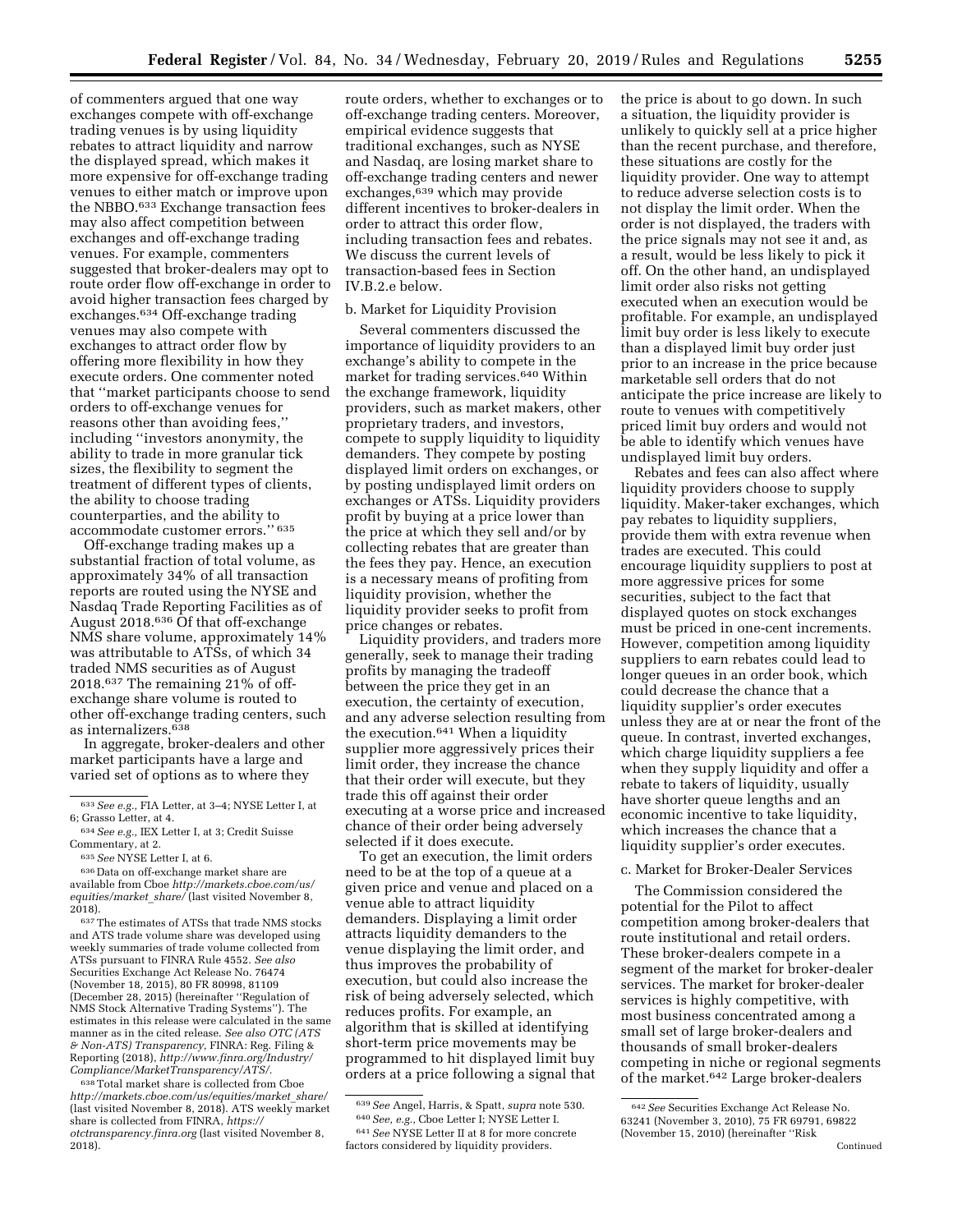of commenters argued that one way exchanges compete with off-exchange trading venues is by using liquidity rebates to attract liquidity and narrow the displayed spread, which makes it more expensive for off-exchange trading venues to either match or improve upon the NBBO.[633] Exchange transaction fees may also affect competition between exchanges and off-exchange trading venues. For example, commenters suggested that broker-dealers may opt to route order flow off-exchange in order to avoid higher transaction fees charged by exchanges.[634] Off-exchange trading venues may also compete with exchanges to attract order flow by offering more flexibility in how they execute orders. One commenter noted that ''market participants choose to send orders to off-exchange venues for reasons other than avoiding fees,'' including ''investors anonymity, the ability to trade in more granular tick sizes, the flexibility to segment the treatment of different types of clients, the ability to choose trading counterparties, and the ability to accommodate customer errors.'' [635]

Off-exchange trading makes up a substantial fraction of total volume, as approximately 34% of all transaction reports are routed using the NYSE and Nasdaq Trade Reporting Facilities as of August 2018.[636] Of that off-exchange NMS share volume, approximately 14% was attributable to ATSs, of which 34 traded NMS securities as of August 2018.[637] The remaining 21% of off-exchange share volume is routed to other off-exchange trading centers, such as internalizers.[638]

In aggregate, broker-dealers and other market participants have a large and varied set of options as to where they route orders, whether to exchanges or to off-exchange trading centers. Moreover, empirical evidence suggests that traditional exchanges, such as NYSE and Nasdaq, are losing market share to off-exchange trading centers and newer exchanges,[639] which may provide different incentives to broker-dealers in order to attract this order flow, including transaction fees and rebates. We discuss the current levels of transaction-based fees in Section IV.B.2.e below.

b. Market for Liquidity Provision

Several commenters discussed the importance of liquidity providers to an exchange's ability to compete in the market for trading services.[640] Within the exchange framework, liquidity providers, such as market makers, other proprietary traders, and investors, compete to supply liquidity to liquidity demanders. They compete by posting displayed limit orders on exchanges, or by posting undisplayed limit orders on exchanges or ATSs. Liquidity providers profit by buying at a price lower than the price at which they sell and/or by collecting rebates that are greater than the fees they pay. Hence, an execution is a necessary means of profiting from liquidity provision, whether the liquidity provider seeks to profit from price changes or rebates.

Liquidity providers, and traders more generally, seek to manage their trading profits by managing the tradeoff between the price they get in an execution, the certainty of execution, and any adverse selection resulting from the execution.[641] When a liquidity supplier more aggressively prices their limit order, they increase the chance that their order will execute, but they trade this off against their order executing at a worse price and increased chance of their order being adversely selected if it does execute.

To get an execution, the limit orders need to be at the top of a queue at a given price and venue and placed on a venue able to attract liquidity demanders. Displaying a limit order attracts liquidity demanders to the venue displaying the limit order, and thus improves the probability of execution, but could also increase the risk of being adversely selected, which reduces profits. For example, an algorithm that is skilled at identifying short-term price movements may be programmed to hit displayed limit buy orders at a price following a signal that the price is about to go down. In such a situation, the liquidity provider is unlikely to quickly sell at a price higher than the recent purchase, and therefore, these situations are costly for the liquidity provider. One way to attempt to reduce adverse selection costs is to not display the limit order. When the order is not displayed, the traders with the price signals may not see it and, as a result, would be less likely to pick it off. On the other hand, an undisplayed limit order also risks not getting executed when an execution would be profitable. For example, an undisplayed limit buy order is less likely to execute than a displayed limit buy order just prior to an increase in the price because marketable sell orders that do not anticipate the price increase are likely to route to venues with competitively priced limit buy orders and would not be able to identify which venues have undisplayed limit buy orders.

Rebates and fees can also affect where liquidity providers choose to supply liquidity. Maker-taker exchanges, which pay rebates to liquidity suppliers, provide them with extra revenue when trades are executed. This could encourage liquidity suppliers to post at more aggressive prices for some securities, subject to the fact that displayed quotes on stock exchanges must be priced in one-cent increments. However, competition among liquidity suppliers to earn rebates could lead to longer queues in an order book, which could decrease the chance that a liquidity supplier's order executes unless they are at or near the front of the queue. In contrast, inverted exchanges, which charge liquidity suppliers a fee when they supply liquidity and offer a rebate to takers of liquidity, usually have shorter queue lengths and an economic incentive to take liquidity, which increases the chance that a liquidity supplier's order executes.

c. Market for Broker-Dealer Services

The Commission considered the potential for the Pilot to affect competition among broker-dealers that route institutional and retail orders. These broker-dealers compete in a segment of the market for broker-dealer services. The market for broker-dealer services is highly competitive, with most business concentrated among a small set of large broker-dealers and thousands of small broker-dealers competing in niche or regional segments of the market.[642] Large broker-dealers

---

[633] *See e.g.,* FIA Letter, at 3–4; NYSE Letter I, at 6; Grasso Letter, at 4.

[634] *See e.g.,* IEX Letter I, at 3; Credit Suisse Commentary, at 2.

[635] *See* NYSE Letter I, at 6.

[636] Data on off-exchange market share are available from Cboe *http://markets.cboe.com/us/equities/market_share/* (last visited November 8, 2018).

[637] The estimates of ATSs that trade NMS stocks and ATS trade volume share was developed using weekly summaries of trade volume collected from ATSs pursuant to FINRA Rule 4552. *See also* Securities Exchange Act Release No. 76474 (November 18, 2015), 80 FR 80998, 81109 (December 28, 2015) (hereinafter ''Regulation of NMS Stock Alternative Trading Systems''). The estimates in this release were calculated in the same manner as in the cited release. *See also OTC (ATS & Non-ATS) Transparency,* FINRA: Reg. Filing & Reporting (2018), *http://www.finra.org/Industry/Compliance/MarketTransparency/ATS/.*

[638] Total market share is collected from Cboe *http://markets.cboe.com/us/equities/market_share/* (last visited November 8, 2018). ATS weekly market share is collected from FINRA, *https://otctransparency.finra.org* (last visited November 8, 2018).

[639] *See* Angel, Harris, & Spatt, *supra* note 530.

[640] *See, e.g.,* Cboe Letter I; NYSE Letter I.

[641] *See* NYSE Letter II at 8 for more concrete factors considered by liquidity providers.

[642] *See* Securities Exchange Act Release No. 63241 (November 3, 2010), 75 FR 69791, 69822 (November 15, 2010) (hereinafter ''Risk

Continued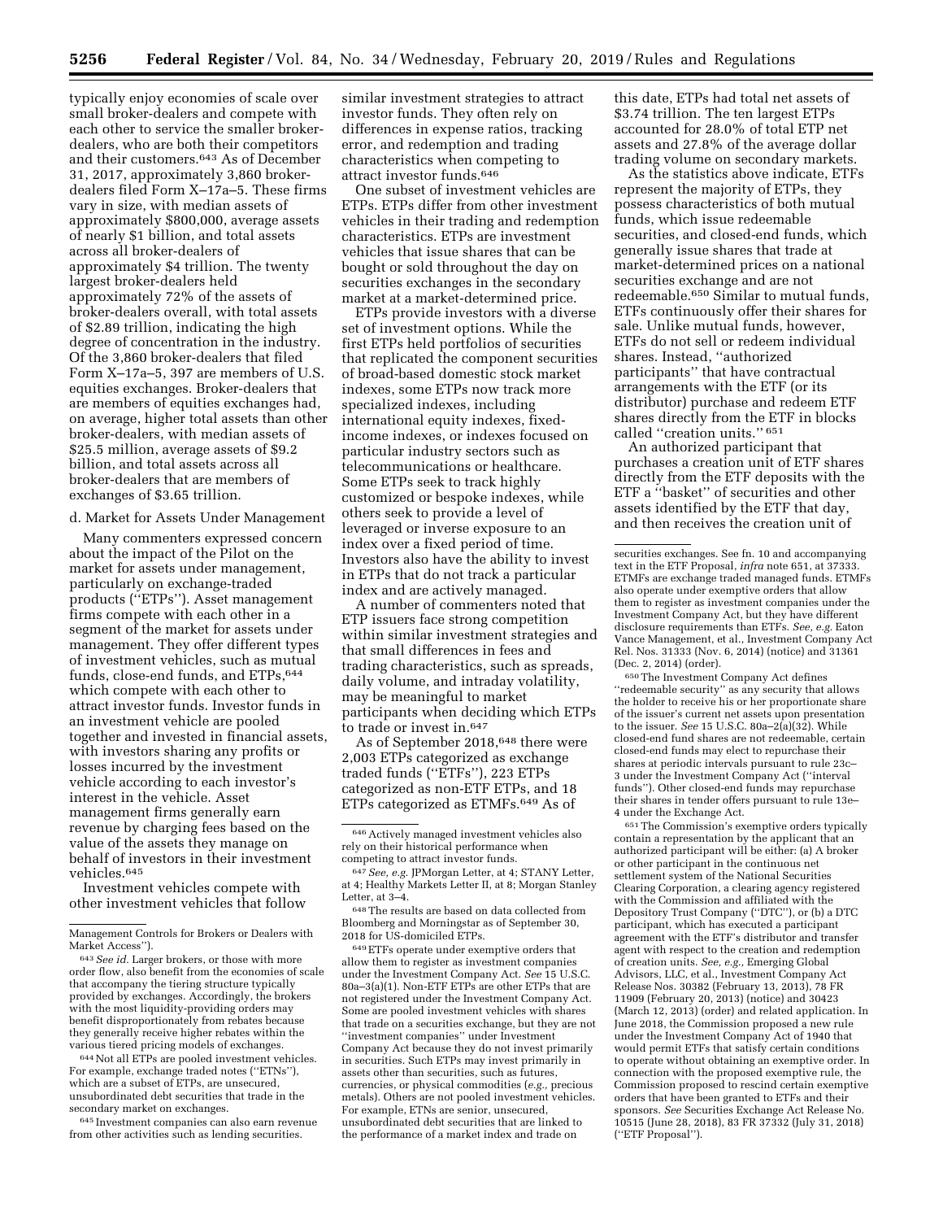typically enjoy economies of scale over small broker-dealers and compete with each other to service the smaller broker-dealers, who are both their competitors and their customers.[643] As of December 31, 2017, approximately 3,860 broker-dealers filed Form X–17a–5. These firms vary in size, with median assets of approximately $800,000, average assets of nearly $1 billion, and total assets across all broker-dealers of approximately $4 trillion. The twenty largest broker-dealers held approximately 72% of the assets of broker-dealers overall, with total assets of $2.89 trillion, indicating the high degree of concentration in the industry. Of the 3,860 broker-dealers that filed Form X–17a–5, 397 are members of U.S. equities exchanges. Broker-dealers that are members of equities exchanges had, on average, higher total assets than other broker-dealers, with median assets of $25.5 million, average assets of $9.2 billion, and total assets across all broker-dealers that are members of exchanges of $3.65 trillion.

d. Market for Assets Under Management

Many commenters expressed concern about the impact of the Pilot on the market for assets under management, particularly on exchange-traded products (''ETPs''). Asset management firms compete with each other in a segment of the market for assets under management. They offer different types of investment vehicles, such as mutual funds, close-end funds, and ETPs,[644] which compete with each other to attract investor funds. Investor funds in an investment vehicle are pooled together and invested in financial assets, with investors sharing any profits or losses incurred by the investment vehicle according to each investor's interest in the vehicle. Asset management firms generally earn revenue by charging fees based on the value of the assets they manage on behalf of investors in their investment vehicles.[645]

Investment vehicles compete with other investment vehicles that follow similar investment strategies to attract investor funds. They often rely on differences in expense ratios, tracking error, and redemption and trading characteristics when competing to attract investor funds.[646]

One subset of investment vehicles are ETPs. ETPs differ from other investment vehicles in their trading and redemption characteristics. ETPs are investment vehicles that issue shares that can be bought or sold throughout the day on securities exchanges in the secondary market at a market-determined price.

ETPs provide investors with a diverse set of investment options. While the first ETPs held portfolios of securities that replicated the component securities of broad-based domestic stock market indexes, some ETPs now track more specialized indexes, including international equity indexes, fixed-income indexes, or indexes focused on particular industry sectors such as telecommunications or healthcare. Some ETPs seek to track highly customized or bespoke indexes, while others seek to provide a level of leveraged or inverse exposure to an index over a fixed period of time. Investors also have the ability to invest in ETPs that do not track a particular index and are actively managed.

A number of commenters noted that ETP issuers face strong competition within similar investment strategies and that small differences in fees and trading characteristics, such as spreads, daily volume, and intraday volatility, may be meaningful to market participants when deciding which ETPs to trade or invest in.[647]

As of September 2018,[648] there were 2,003 ETPs categorized as exchange traded funds (''ETFs''), 223 ETPs categorized as non-ETF ETPs, and 18 ETPs categorized as ETMFs.[649] As of this date, ETPs had total net assets of $3.74 trillion. The ten largest ETPs accounted for 28.0% of total ETP net assets and 27.8% of the average dollar trading volume on secondary markets.

As the statistics above indicate, ETFs represent the majority of ETPs, they possess characteristics of both mutual funds, which issue redeemable securities, and closed-end funds, which generally issue shares that trade at market-determined prices on a national securities exchange and are not redeemable.[650] Similar to mutual funds, ETFs continuously offer their shares for sale. Unlike mutual funds, however, ETFs do not sell or redeem individual shares. Instead, ''authorized participants'' that have contractual arrangements with the ETF (or its distributor) purchase and redeem ETF shares directly from the ETF in blocks called ''creation units.''[651]

An authorized participant that purchases a creation unit of ETF shares directly from the ETF deposits with the ETF a ''basket'' of securities and other assets identified by the ETF that day, and then receives the creation unit of

---

Management Controls for Brokers or Dealers with Market Access'').

[643] *See id.* Larger brokers, or those with more order flow, also benefit from the economies of scale that accompany the tiering structure typically provided by exchanges. Accordingly, the brokers with the most liquidity-providing orders may benefit disproportionately from rebates because they generally receive higher rebates within the various tiered pricing models of exchanges.

[644] Not all ETPs are pooled investment vehicles. For example, exchange traded notes (''ETNs''), which are a subset of ETPs, are unsecured, unsubordinated debt securities that trade in the secondary market on exchanges.

[645] Investment companies can also earn revenue from other activities such as lending securities.

[646] Actively managed investment vehicles also rely on their historical performance when competing to attract investor funds.

[647] *See, e.g.* JPMorgan Letter, at 4; STANY Letter, at 4; Healthy Markets Letter II, at 8; Morgan Stanley Letter, at 3–4.

[648] The results are based on data collected from Bloomberg and Morningstar as of September 30, 2018 for US-domiciled ETPs.

[649] ETFs operate under exemptive orders that allow them to register as investment companies under the Investment Company Act. *See* 15 U.S.C. 80a–3(a)(1). Non-ETF ETPs are other ETPs that are not registered under the Investment Company Act. Some are pooled investment vehicles with shares that trade on a securities exchange, but they are not ''investment companies'' under Investment Company Act because they do not invest primarily in securities. Such ETPs may invest primarily in assets other than securities, such as futures, currencies, or physical commodities (*e.g.,* precious metals). Others are not pooled investment vehicles. For example, ETNs are senior, unsecured, unsubordinated debt securities that are linked to the performance of a market index and trade on securities exchanges. See fn. 10 and accompanying text in the ETF Proposal, *infra* note 651, at 37333. ETMFs are exchange traded managed funds. ETMFs also operate under exemptive orders that allow them to register as investment companies under the Investment Company Act, but they have different disclosure requirements than ETFs. *See, e.g.* Eaton Vance Management, et al., Investment Company Act Rel. Nos. 31333 (Nov. 6, 2014) (notice) and 31361 (Dec. 2, 2014) (order).

[650] The Investment Company Act defines ''redeemable security'' as any security that allows the holder to receive his or her proportionate share of the issuer's current net assets upon presentation to the issuer. *See* 15 U.S.C. 80a–2(a)(32). While closed-end fund shares are not redeemable, certain closed-end funds may elect to repurchase their shares at periodic intervals pursuant to rule 23c–3 under the Investment Company Act (''interval funds''). Other closed-end funds may repurchase their shares in tender offers pursuant to rule 13e–4 under the Exchange Act.

[651] The Commission's exemptive orders typically contain a representation by the applicant that an authorized participant will be either: (a) A broker or other participant in the continuous net settlement system of the National Securities Clearing Corporation, a clearing agency registered with the Commission and affiliated with the Depository Trust Company (''DTC''), or (b) a DTC participant, which has executed a participant agreement with the ETF's distributor and transfer agent with respect to the creation and redemption of creation units. *See, e.g.,* Emerging Global Advisors, LLC, et al., Investment Company Act Release Nos. 30382 (February 13, 2013), 78 FR 11909 (February 20, 2013) (notice) and 30423 (March 12, 2013) (order) and related application. In June 2018, the Commission proposed a new rule under the Investment Company Act of 1940 that would permit ETFs that satisfy certain conditions to operate without obtaining an exemptive order. In connection with the proposed exemptive rule, the Commission proposed to rescind certain exemptive orders that have been granted to ETFs and their sponsors. *See* Securities Exchange Act Release No. 10515 (June 28, 2018), 83 FR 37332 (July 31, 2018) (''ETF Proposal'').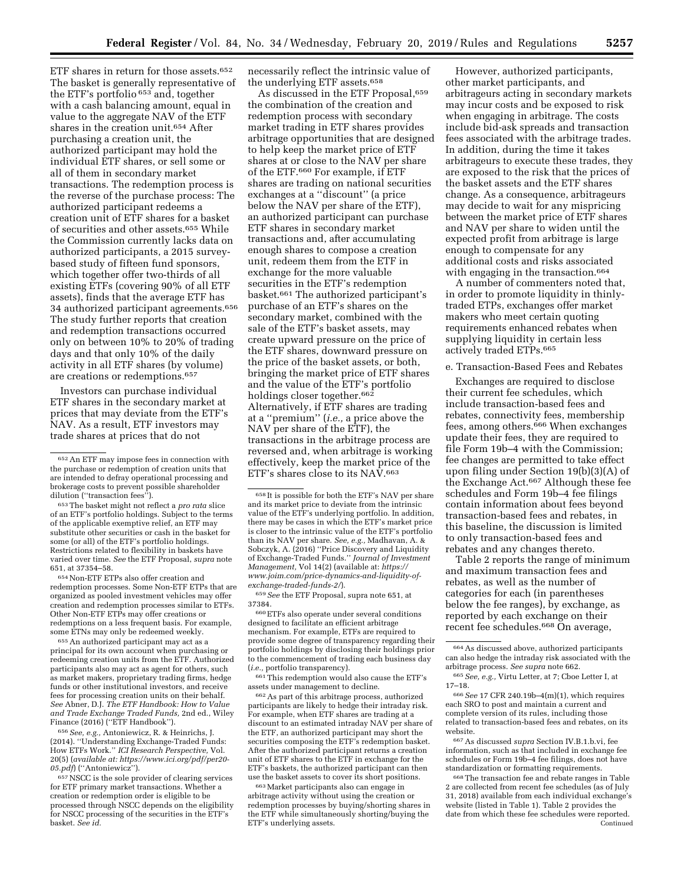ETF shares in return for those assets.[652] The basket is generally representative of the ETF's portfolio [653] and, together with a cash balancing amount, equal in value to the aggregate NAV of the ETF shares in the creation unit.[654] After purchasing a creation unit, the authorized participant may hold the individual ETF shares, or sell some or all of them in secondary market transactions. The redemption process is the reverse of the purchase process: The authorized participant redeems a creation unit of ETF shares for a basket of securities and other assets.[655] While the Commission currently lacks data on authorized participants, a 2015 survey-based study of fifteen fund sponsors, which together offer two-thirds of all existing ETFs (covering 90% of all ETF assets), finds that the average ETF has 34 authorized participant agreements.[656] The study further reports that creation and redemption transactions occurred only on between 10% to 20% of trading days and that only 10% of the daily activity in all ETF shares (by volume) are creations or redemptions.[657]

Investors can purchase individual ETF shares in the secondary market at prices that may deviate from the ETF's NAV. As a result, ETF investors may trade shares at prices that do not necessarily reflect the intrinsic value of the underlying ETF assets.[658]

As discussed in the ETF Proposal,[659] the combination of the creation and redemption process with secondary market trading in ETF shares provides arbitrage opportunities that are designed to help keep the market price of ETF shares at or close to the NAV per share of the ETF.[660] For example, if ETF shares are trading on national securities exchanges at a ''discount'' (a price below the NAV per share of the ETF), an authorized participant can purchase ETF shares in secondary market transactions and, after accumulating enough shares to compose a creation unit, redeem them from the ETF in exchange for the more valuable securities in the ETF's redemption basket.[661] The authorized participant's purchase of an ETF's shares on the secondary market, combined with the sale of the ETF's basket assets, may create upward pressure on the price of the ETF shares, downward pressure on the price of the basket assets, or both, bringing the market price of ETF shares and the value of the ETF's portfolio holdings closer together.[662] Alternatively, if ETF shares are trading at a ''premium'' (*i.e.,* a price above the NAV per share of the ETF), the transactions in the arbitrage process are reversed and, when arbitrage is working effectively, keep the market price of the ETF's shares close to its NAV.[663]

However, authorized participants, other market participants, and arbitrageurs acting in secondary markets may incur costs and be exposed to risk when engaging in arbitrage. The costs include bid-ask spreads and transaction fees associated with the arbitrage trades. In addition, during the time it takes arbitrageurs to execute these trades, they are exposed to the risk that the prices of the basket assets and the ETF shares change. As a consequence, arbitrageurs may decide to wait for any mispricing between the market price of ETF shares and NAV per share to widen until the expected profit from arbitrage is large enough to compensate for any additional costs and risks associated with engaging in the transaction.[664]

A number of commenters noted that, in order to promote liquidity in thinly-traded ETPs, exchanges offer market makers who meet certain quoting requirements enhanced rebates when supplying liquidity in certain less actively traded ETPs.[665]

e. Transaction-Based Fees and Rebates

Exchanges are required to disclose their current fee schedules, which include transaction-based fees and rebates, connectivity fees, membership fees, among others.[666] When exchanges update their fees, they are required to file Form 19b–4 with the Commission; fee changes are permitted to take effect upon filing under Section 19(b)(3)(A) of the Exchange Act.[667] Although these fee schedules and Form 19b–4 fee filings contain information about fees beyond transaction-based fees and rebates, in this baseline, the discussion is limited to only transaction-based fees and rebates and any changes thereto.

Table 2 reports the range of minimum and maximum transaction fees and rebates, as well as the number of categories for each (in parentheses below the fee ranges), by exchange, as reported by each exchange on their recent fee schedules.[668] On average,

---

[652] An ETF may impose fees in connection with the purchase or redemption of creation units that are intended to defray operational processing and brokerage costs to prevent possible shareholder dilution (''transaction fees'').

[653] The basket might not reflect a *pro rata* slice of an ETF's portfolio holdings. Subject to the terms of the applicable exemptive relief, an ETF may substitute other securities or cash in the basket for some (or all) of the ETF's portfolio holdings. Restrictions related to flexibility in baskets have varied over time. *See* the ETF Proposal, *supra* note 651, at 37354–58.

[654] Non-ETF ETPs also offer creation and redemption processes. Some Non-ETF ETPs that are organized as pooled investment vehicles may offer creation and redemption processes similar to ETFs. Other Non-ETF ETPs may offer creations or redemptions on a less frequent basis. For example, some ETNs may only be redeemed weekly.

[655] An authorized participant may act as a principal for its own account when purchasing or redeeming creation units from the ETF. Authorized participants also may act as agent for others, such as market makers, proprietary trading firms, hedge funds or other institutional investors, and receive fees for processing creation units on their behalf. *See* Abner, D.J. *The ETF Handbook: How to Value and Trade Exchange Traded Funds,* 2nd ed., Wiley Finance (2016) (''ETF Handbook'').

[656] *See, e.g.,* Antoniewicz, R. & Heinrichs, J. (2014). ''Understanding Exchange-Traded Funds: How ETFs Work.'' *ICI Research Perspective,* Vol. 20(5) (*available at: https://www.ici.org/pdf/per20-05.pdf*) (''Antoniewicz'').

[657] NSCC is the sole provider of clearing services for ETF primary market transactions. Whether a creation or redemption order is eligible to be processed through NSCC depends on the eligibility for NSCC processing of the securities in the ETF's basket. *See id.*

[658] It is possible for both the ETF's NAV per share and its market price to deviate from the intrinsic value of the ETF's underlying portfolio. In addition, there may be cases in which the ETF's market price is closer to the intrinsic value of the ETF's portfolio than its NAV per share. *See, e.g.,* Madhavan, A. & Sobczyk, A. (2016) ''Price Discovery and Liquidity of Exchange-Traded Funds.'' *Journal of Investment Management,* Vol 14(2) (available at: *https://www.joim.com/price-dynamics-and-liquidity-of-exchange-traded-funds-2/*).

[659] *See* the ETF Proposal, supra note 651, at 37384.

[660] ETFs also operate under several conditions designed to facilitate an efficient arbitrage mechanism. For example, ETFs are required to provide some degree of transparency regarding their portfolio holdings by disclosing their holdings prior to the commencement of trading each business day (*i.e.,* portfolio transparency).

[661] This redemption would also cause the ETF's assets under management to decline.

[662] As part of this arbitrage process, authorized participants are likely to hedge their intraday risk. For example, when ETF shares are trading at a discount to an estimated intraday NAV per share of the ETF, an authorized participant may short the securities composing the ETF's redemption basket. After the authorized participant returns a creation unit of ETF shares to the ETF in exchange for the ETF's baskets, the authorized participant can then use the basket assets to cover its short positions.

[663] Market participants also can engage in arbitrage activity without using the creation or redemption processes by buying/shorting shares in the ETF while simultaneously shorting/buying the ETF's underlying assets.

[664] As discussed above, authorized participants can also hedge the intraday risk associated with the arbitrage process. *See supra* note 662.

[665] *See, e.g.,* Virtu Letter, at 7; Cboe Letter I, at 17–18.

[666] *See* 17 CFR 240.19b–4(m)(1), which requires each SRO to post and maintain a current and complete version of its rules, including those related to transaction-based fees and rebates, on its website.

[667] As discussed *supra* Section IV.B.1.b.vi, fee information, such as that included in exchange fee schedules or Form 19b–4 fee filings, does not have standardization or formatting requirements.

[668] The transaction fee and rebate ranges in Table 2 are collected from recent fee schedules (as of July 31, 2018) available from each individual exchange's website (listed in Table 1). Table 2 provides the date from which these fee schedules were reported. Continued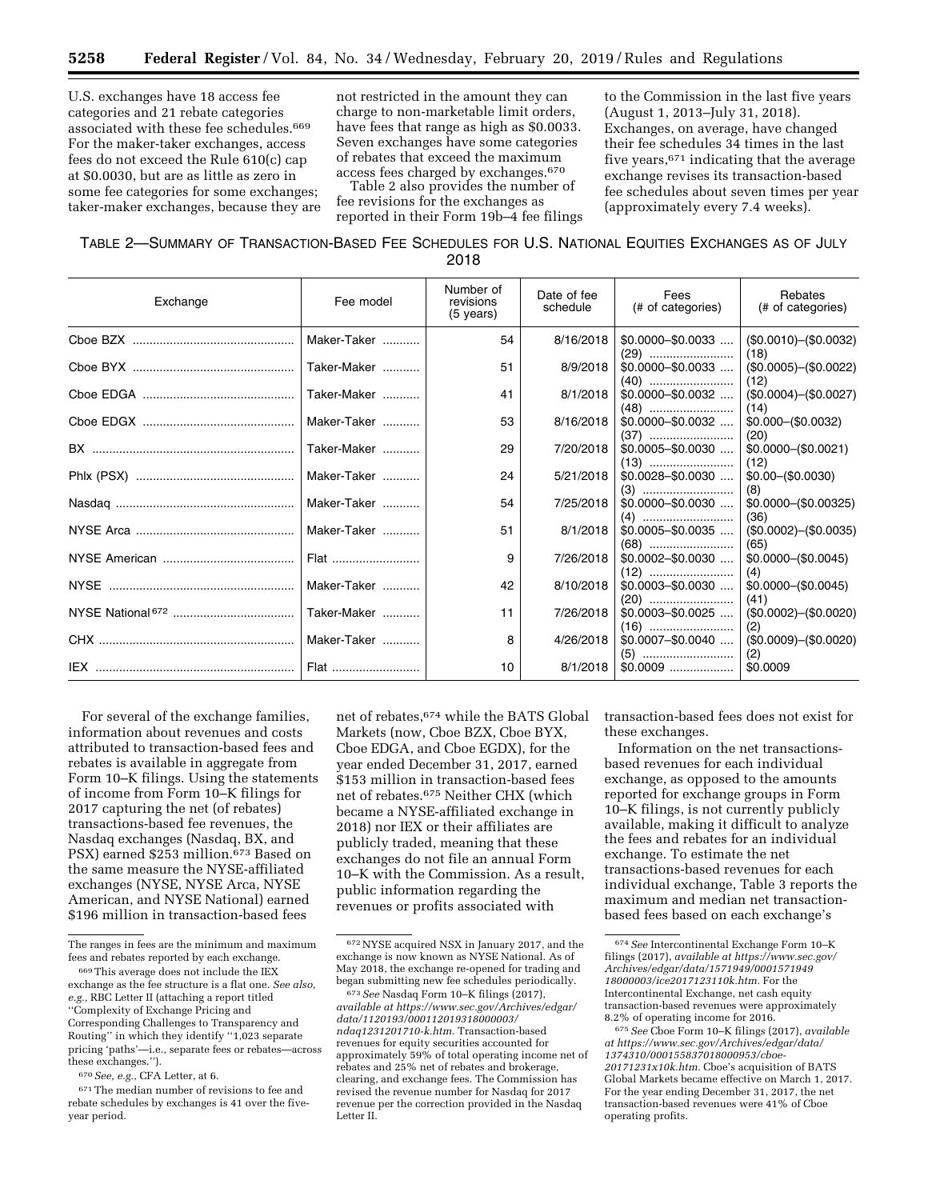U.S. exchanges have 18 access fee categories and 21 rebate categories associated with these fee schedules.[669] For the maker-taker exchanges, access fees do not exceed the Rule 610(c) cap at $0.0030, but are as little as zero in some fee categories for some exchanges; taker-maker exchanges, because they are not restricted in the amount they can charge to non-marketable limit orders, have fees that range as high as $0.0033. Seven exchanges have some categories of rebates that exceed the maximum access fees charged by exchanges.[670]

Table 2 also provides the number of fee revisions for the exchanges as reported in their Form 19b–4 fee filings to the Commission in the last five years (August 1, 2013–July 31, 2018). Exchanges, on average, have changed their fee schedules 34 times in the last five years,[671] indicating that the average exchange revises its transaction-based fee schedules about seven times per year (approximately every 7.4 weeks).

TABLE 2—SUMMARY OF TRANSACTION-BASED FEE SCHEDULES FOR U.S. NATIONAL EQUITIES EXCHANGES AS OF JULY 2018

| Exchange | Fee model | Number of revisions (5 years) | Date of fee schedule | Fees (# of categories) | Rebates (# of categories) |
|---|---|---|---|---|---|
| Cboe BZX | Maker-Taker | 54 | 8/16/2018 | $0.0000–$0.0033 (29) | ($0.0010)–($0.0032) (18) |
| Cboe BYX | Taker-Maker | 51 | 8/9/2018 | $0.0000–$0.0033 (40) | ($0.0005)–($0.0022) (12) |
| Cboe EDGA | Taker-Maker | 41 | 8/1/2018 | $0.0000–$0.0032 (48) | ($0.0004)–($0.0027) (14) |
| Cboe EDGX | Maker-Taker | 53 | 8/16/2018 | $0.0000–$0.0032 (37) | $0.000–($0.0032) (20) |
| BX | Taker-Maker | 29 | 7/20/2018 | $0.0005–$0.0030 (13) | $0.0000–($0.0021) (12) |
| Phlx (PSX) | Maker-Taker | 24 | 5/21/2018 | $0.0028–$0.0030 (3) | $0.00–($0.0030) (8) |
| Nasdaq | Maker-Taker | 54 | 7/25/2018 | $0.0000–$0.0030 (4) | $0.0000–($0.00325) (36) |
| NYSE Arca | Maker-Taker | 51 | 8/1/2018 | $0.0005–$0.0035 (68) | ($0.0002)–($0.0035) (65) |
| NYSE American | Flat | 9 | 7/26/2018 | $0.0002–$0.0030 (12) | $0.0000–($0.0045) (4) |
| NYSE | Maker-Taker | 42 | 8/10/2018 | $0.0003–$0.0030 (20) | $0.0000–($0.0045) (41) |
| NYSE National[672] | Taker-Maker | 11 | 7/26/2018 | $0.0003–$0.0025 (16) | ($0.0002)–($0.0020) (2) |
| CHX | Maker-Taker | 8 | 4/26/2018 | $0.0007–$0.0040 (5) | ($0.0009)–($0.0020) (2) |
| IEX | Flat | 10 | 8/1/2018 | $0.0009 | $0.0009 |

The ranges in fees are the minimum and maximum fees and rebates reported by each exchange.

For several of the exchange families, information about revenues and costs attributed to transaction-based fees and rebates is available in aggregate from Form 10–K filings. Using the statements of income from Form 10–K filings for 2017 capturing the net (of rebates) transactions-based fee revenues, the Nasdaq exchanges (Nasdaq, BX, and PSX) earned $253 million.[673] Based on the same measure the NYSE-affiliated exchanges (NYSE, NYSE Arca, NYSE American, and NYSE National) earned $196 million in transaction-based fees net of rebates,[674] while the BATS Global Markets (now, Cboe BZX, Cboe BYX, Cboe EDGA, and Cboe EGDX), for the year ended December 31, 2017, earned $153 million in transaction-based fees net of rebates.[675] Neither CHX (which became a NYSE-affiliated exchange in 2018) nor IEX or their affiliates are publicly traded, meaning that these exchanges do not file an annual Form 10–K with the Commission. As a result, public information regarding the revenues or profits associated with transaction-based fees does not exist for these exchanges.

Information on the net transactions-based revenues for each individual exchange, as opposed to the amounts reported for exchange groups in Form 10–K filings, is not currently publicly available, making it difficult to analyze the fees and rebates for an individual exchange. To estimate the net transactions-based revenues for each individual exchange, Table 3 reports the maximum and median net transaction-based fees based on each exchange's

[669] This average does not include the IEX exchange as the fee structure is a flat one. *See also, e.g.,* RBC Letter II (attaching a report titled ''Complexity of Exchange Pricing and Corresponding Challenges to Transparency and Routing'' in which they identify ''1,023 separate pricing 'paths'—i.e., separate fees or rebates—across these exchanges.'').

[670] *See, e.g.,* CFA Letter, at 6.

[671] The median number of revisions to fee and rebate schedules by exchanges is 41 over the five-year period.

[672] NYSE acquired NSX in January 2017, and the exchange is now known as NYSE National. As of May 2018, the exchange re-opened for trading and began submitting new fee schedules periodically.

[673] *See* Nasdaq Form 10–K filings (2017), *available at https://www.sec.gov/Archives/edgar/data/1120193/000112019318000003/ndaq1231201710-k.htm.* Transaction-based revenues for equity securities accounted for approximately 59% of total operating income net of rebates and 25% net of rebates and brokerage, clearing, and exchange fees. The Commission has revised the revenue number for Nasdaq for 2017 revenue per the correction provided in the Nasdaq Letter II.

[674] *See* Intercontinental Exchange Form 10–K filings (2017), *available at https://www.sec.gov/Archives/edgar/data/1571949/000157194918000003/ice2017123110k.htm.* For the Intercontinental Exchange, net cash equity transaction-based revenues were approximately 8.2% of operating income for 2016.

[675] *See* Cboe Form 10–K filings (2017), *available at https://www.sec.gov/Archives/edgar/data/1374310/000155837018000953/cboe-20171231x10k.htm.* Cboe's acquisition of BATS Global Markets became effective on March 1, 2017. For the year ending December 31, 2017, the net transaction-based revenues were 41% of Cboe operating profits.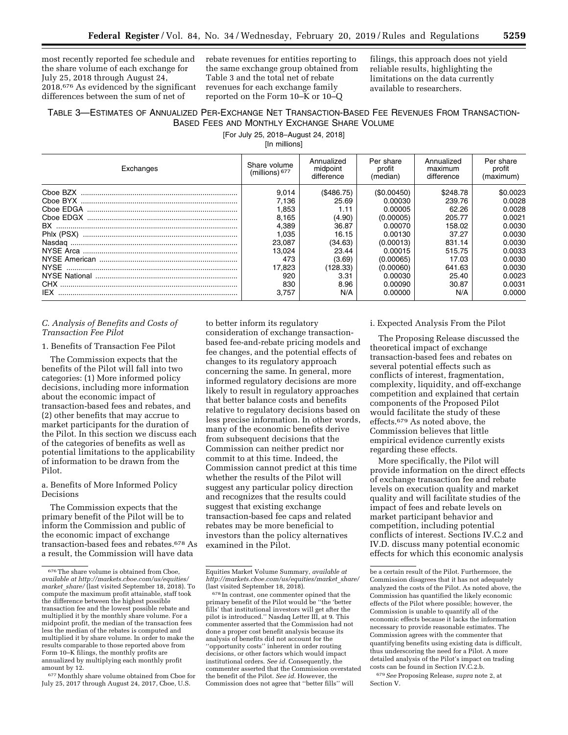most recently reported fee schedule and the share volume of each exchange for July 25, 2018 through August 24, 2018.[676] As evidenced by the significant differences between the sum of net of rebate revenues for entities reporting to the same exchange group obtained from Table 3 and the total net of rebate revenues for each exchange family reported on the Form 10–K or 10–Q filings, this approach does not yield reliable results, highlighting the limitations on the data currently available to researchers.

TABLE 3—ESTIMATES OF ANNUALIZED PER-EXCHANGE NET TRANSACTION-BASED FEE REVENUES FROM TRANSACTION-BASED FEES AND MONTHLY EXCHANGE SHARE VOLUME

[For July 25, 2018–August 24, 2018]

[In millions]

| Exchanges | Share volume (millions)[677] | Annualized midpoint difference | Per share profit (median) | Annualized maximum difference | Per share profit (maximum) |
|---|---|---|---|---|---|
| Cboe BZX | 9,014 | ($486.75) | ($0.00450) | $248.78 | $0.0023 |
| Cboe BYX | 7,136 | 25.69 | 0.00030 | 239.76 | 0.0028 |
| Cboe EDGA | 1,853 | 1.11 | 0.00005 | 62.26 | 0.0028 |
| Cboe EDGX | 8,165 | (4.90) | (0.00005) | 205.77 | 0.0021 |
| BX | 4,389 | 36.87 | 0.00070 | 158.02 | 0.0030 |
| Phlx (PSX) | 1,035 | 16.15 | 0.00130 | 37.27 | 0.0030 |
| Nasdaq | 23,087 | (34.63) | (0.00013) | 831.14 | 0.0030 |
| NYSE Arca | 13,024 | 23.44 | 0.00015 | 515.75 | 0.0033 |
| NYSE American | 473 | (3.69) | (0.00065) | 17.03 | 0.0030 |
| NYSE | 17,823 | (128.33) | (0.00060) | 641.63 | 0.0030 |
| NYSE National | 920 | 3.31 | 0.00030 | 25.40 | 0.0023 |
| CHX | 830 | 8.96 | 0.00090 | 30.87 | 0.0031 |
| IEX | 3,757 | N/A | 0.00000 | N/A | 0.0000 |

### C. Analysis of Benefits and Costs of Transaction Fee Pilot

#### 1. Benefits of Transaction Fee Pilot

The Commission expects that the benefits of the Pilot will fall into two categories: (1) More informed policy decisions, including more information about the economic impact of transaction-based fees and rebates, and (2) other benefits that may accrue to market participants for the duration of the Pilot. In this section we discuss each of the categories of benefits as well as potential limitations to the applicability of information to be drawn from the Pilot.

##### a. Benefits of More Informed Policy Decisions

The Commission expects that the primary benefit of the Pilot will be to inform the Commission and public of the economic impact of exchange transaction-based fees and rebates.[678] As a result, the Commission will have data to better inform its regulatory consideration of exchange transaction-based fee-and-rebate pricing models and fee changes, and the potential effects of changes to its regulatory approach concerning the same. In general, more informed regulatory decisions are more likely to result in regulatory approaches that better balance costs and benefits relative to regulatory decisions based on less precise information. In other words, many of the economic benefits derive from subsequent decisions that the Commission can neither predict nor commit to at this time. Indeed, the Commission cannot predict at this time whether the results of the Pilot will suggest any particular policy direction and recognizes that the results could suggest that existing exchange transaction-based fee caps and related rebates may be more beneficial to investors than the policy alternatives examined in the Pilot.

i. Expected Analysis From the Pilot

The Proposing Release discussed the theoretical impact of exchange transaction-based fees and rebates on several potential effects such as conflicts of interest, fragmentation, complexity, liquidity, and off-exchange competition and explained that certain components of the Proposed Pilot would facilitate the study of these effects.[679] As noted above, the Commission believes that little empirical evidence currently exists regarding these effects.

More specifically, the Pilot will provide information on the direct effects of exchange transaction fee and rebate levels on execution quality and market quality and will facilitate studies of the impact of fees and rebate levels on market participant behavior and competition, including potential conflicts of interest. Sections IV.C.2 and IV.D. discuss many potential economic effects for which this economic analysis

---

[676] The share volume is obtained from Cboe, *available at http://markets.cboe.com/us/equities/market_share/* (last visited September 18, 2018). To compute the maximum profit attainable, staff took the difference between the highest possible transaction fee and the lowest possible rebate and multiplied it by the monthly share volume. For a midpoint profit, the median of the transaction fees less the median of the rebates is computed and multiplied it by share volume. In order to make the results comparable to those reported above from Form 10–K filings, the monthly profits are annualized by multiplying each monthly profit amount by 12.

[677] Monthly share volume obtained from Cboe for July 25, 2017 through August 24, 2017, Cboe, U.S. Equities Market Volume Summary, *available at http://markets.cboe.com/us/equities/market_share/* (last visited September 18, 2018).

[678] In contrast, one commenter opined that the primary benefit of the Pilot would be "the 'better fills' that institutional investors will get after the pilot is introduced." Nasdaq Letter III, at 9. This commenter asserted that the Commission had not done a proper cost benefit analysis because its analysis of benefits did not account for the "opportunity costs" inherent in order routing decisions, or other factors which would impact institutional orders. *See id.* Consequently, the commenter asserted that the Commission overstated the benefit of the Pilot. *See id.* However, the Commission does not agree that "better fills" will be a certain result of the Pilot. Furthermore, the Commission disagrees that it has not adequately analyzed the costs of the Pilot. As noted above, the Commission has quantified the likely economic effects of the Pilot where possible; however, the Commission is unable to quantify all of the economic effects because it lacks the information necessary to provide reasonable estimates. The Commission agrees with the commenter that quantifying benefits using existing data is difficult, thus underscoring the need for a Pilot. A more detailed analysis of the Pilot's impact on trading costs can be found in Section IV.C.2.b.

[679] *See* Proposing Release, *supra* note 2, at Section V.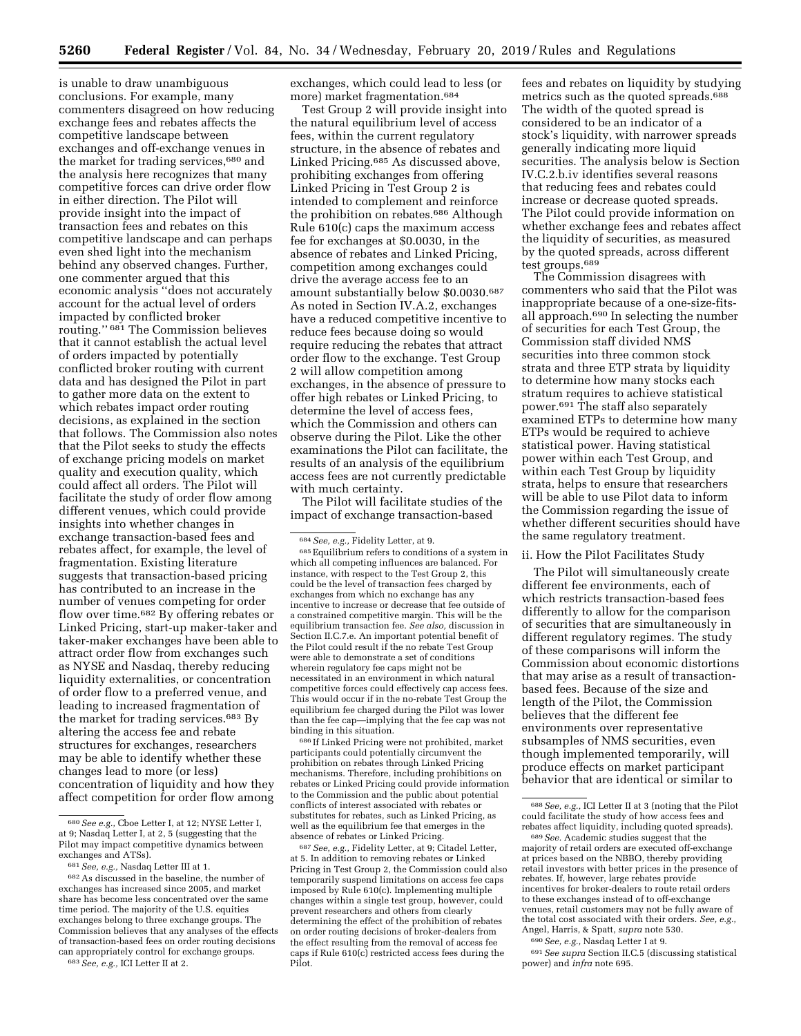is unable to draw unambiguous conclusions. For example, many commenters disagreed on how reducing exchange fees and rebates affects the competitive landscape between exchanges and off-exchange venues in the market for trading services,[680] and the analysis here recognizes that many competitive forces can drive order flow in either direction. The Pilot will provide insight into the impact of transaction fees and rebates on this competitive landscape and can perhaps even shed light into the mechanism behind any observed changes. Further, one commenter argued that this economic analysis "does not accurately account for the actual level of orders impacted by conflicted broker routing." [681] The Commission believes that it cannot establish the actual level of orders impacted by potentially conflicted broker routing with current data and has designed the Pilot in part to gather more data on the extent to which rebates impact order routing decisions, as explained in the section that follows. The Commission also notes that the Pilot seeks to study the effects of exchange pricing models on market quality and execution quality, which could affect all orders. The Pilot will facilitate the study of order flow among different venues, which could provide insights into whether changes in exchange transaction-based fees and rebates affect, for example, the level of fragmentation. Existing literature suggests that transaction-based pricing has contributed to an increase in the number of venues competing for order flow over time.[682] By offering rebates or Linked Pricing, start-up maker-taker and taker-maker exchanges have been able to attract order flow from exchanges such as NYSE and Nasdaq, thereby reducing liquidity externalities, or concentration of order flow to a preferred venue, and leading to increased fragmentation of the market for trading services.[683] By altering the access fee and rebate structures for exchanges, researchers may be able to identify whether these changes lead to more (or less) concentration of liquidity and how they affect competition for order flow among exchanges, which could lead to less (or more) market fragmentation.[684]

Test Group 2 will provide insight into the natural equilibrium level of access fees, within the current regulatory structure, in the absence of rebates and Linked Pricing.[685] As discussed above, prohibiting exchanges from offering Linked Pricing in Test Group 2 is intended to complement and reinforce the prohibition on rebates.[686] Although Rule 610(c) caps the maximum access fee for exchanges at $0.0030, in the absence of rebates and Linked Pricing, competition among exchanges could drive the average access fee to an amount substantially below $0.0030.[687] As noted in Section IV.A.2, exchanges have a reduced competitive incentive to reduce fees because doing so would require reducing the rebates that attract order flow to the exchange. Test Group 2 will allow competition among exchanges, in the absence of pressure to offer high rebates or Linked Pricing, to determine the level of access fees, which the Commission and others can observe during the Pilot. Like the other examinations the Pilot can facilitate, the results of an analysis of the equilibrium access fees are not currently predictable with much certainty.

The Pilot will facilitate studies of the impact of exchange transaction-based fees and rebates on liquidity by studying metrics such as the quoted spreads.[688] The width of the quoted spread is considered to be an indicator of a stock's liquidity, with narrower spreads generally indicating more liquid securities. The analysis below is Section IV.C.2.b.iv identifies several reasons that reducing fees and rebates could increase or decrease quoted spreads. The Pilot could provide information on whether exchange fees and rebates affect the liquidity of securities, as measured by the quoted spreads, across different test groups.[689]

The Commission disagrees with commenters who said that the Pilot was inappropriate because of a one-size-fits-all approach.[690] In selecting the number of securities for each Test Group, the Commission staff divided NMS securities into three common stock strata and three ETP strata by liquidity to determine how many stocks each stratum requires to achieve statistical power.[691] The staff also separately examined ETPs to determine how many ETPs would be required to achieve statistical power. Having statistical power within each Test Group, and within each Test Group by liquidity strata, helps to ensure that researchers will be able to use Pilot data to inform the Commission regarding the issue of whether different securities should have the same regulatory treatment.

ii. How the Pilot Facilitates Study

The Pilot will simultaneously create different fee environments, each of which restricts transaction-based fees differently to allow for the comparison of securities that are simultaneously in different regulatory regimes. The study of these comparisons will inform the Commission about economic distortions that may arise as a result of transaction-based fees. Because of the size and length of the Pilot, the Commission believes that the different fee environments over representative subsamples of NMS securities, even though implemented temporarily, will produce effects on market participant behavior that are identical or similar to

---

[680] *See e.g.,* Cboe Letter I, at 12; NYSE Letter I, at 9; Nasdaq Letter I, at 2, 5 (suggesting that the Pilot may impact competitive dynamics between exchanges and ATSs).

[681] *See, e.g.,* Nasdaq Letter III at 1.

[682] As discussed in the baseline, the number of exchanges has increased since 2005, and market share has become less concentrated over the same time period. The majority of the U.S. equities exchanges belong to three exchange groups. The Commission believes that any analyses of the effects of transaction-based fees on order routing decisions can appropriately control for exchange groups.

[683] *See, e.g.,* ICI Letter II at 2.

[684] *See, e.g.,* Fidelity Letter, at 9.

[685] Equilibrium refers to conditions of a system in which all competing influences are balanced. For instance, with respect to the Test Group 2, this could be the level of transaction fees charged by exchanges from which no exchange has any incentive to increase or decrease that fee outside of a constrained competitive margin. This will be the equilibrium transaction fee. *See also,* discussion in Section II.C.7.e. An important potential benefit of the Pilot could result if the no rebate Test Group were able to demonstrate a set of conditions wherein regulatory fee caps might not be necessitated in an environment in which natural competitive forces could effectively cap access fees. This would occur if in the no-rebate Test Group the equilibrium fee charged during the Pilot was lower than the fee cap—implying that the fee cap was not binding in this situation.

[686] If Linked Pricing were not prohibited, market participants could potentially circumvent the prohibition on rebates through Linked Pricing mechanisms. Therefore, including prohibitions on rebates or Linked Pricing could provide information to the Commission and the public about potential conflicts of interest associated with rebates or substitutes for rebates, such as Linked Pricing, as well as the equilibrium fee that emerges in the absence of rebates or Linked Pricing.

[687] *See, e.g.,* Fidelity Letter, at 9; Citadel Letter, at 5. In addition to removing rebates or Linked Pricing in Test Group 2, the Commission could also temporarily suspend limitations on access fee caps imposed by Rule 610(c). Implementing multiple changes within a single test group, however, could prevent researchers and others from clearly determining the effect of the prohibition of rebates on order routing decisions of broker-dealers from the effect resulting from the removal of access fee caps if Rule 610(c) restricted access fees during the Pilot.

[688] *See, e.g.,* ICI Letter II at 3 (noting that the Pilot could facilitate the study of how access fees and rebates affect liquidity, including quoted spreads).

[689] *See.* Academic studies suggest that the majority of retail orders are executed off-exchange at prices based on the NBBO, thereby providing retail investors with better prices in the presence of rebates. If, however, large rebates provide incentives for broker-dealers to route retail orders to these exchanges instead of to off-exchange venues, retail customers may not be fully aware of the total cost associated with their orders. *See, e.g.,* Angel, Harris, & Spatt, *supra* note 530.

[690] *See, e.g.,* Nasdaq Letter I at 9.

[691] *See supra* Section II.C.5 (discussing statistical power) and *infra* note 695.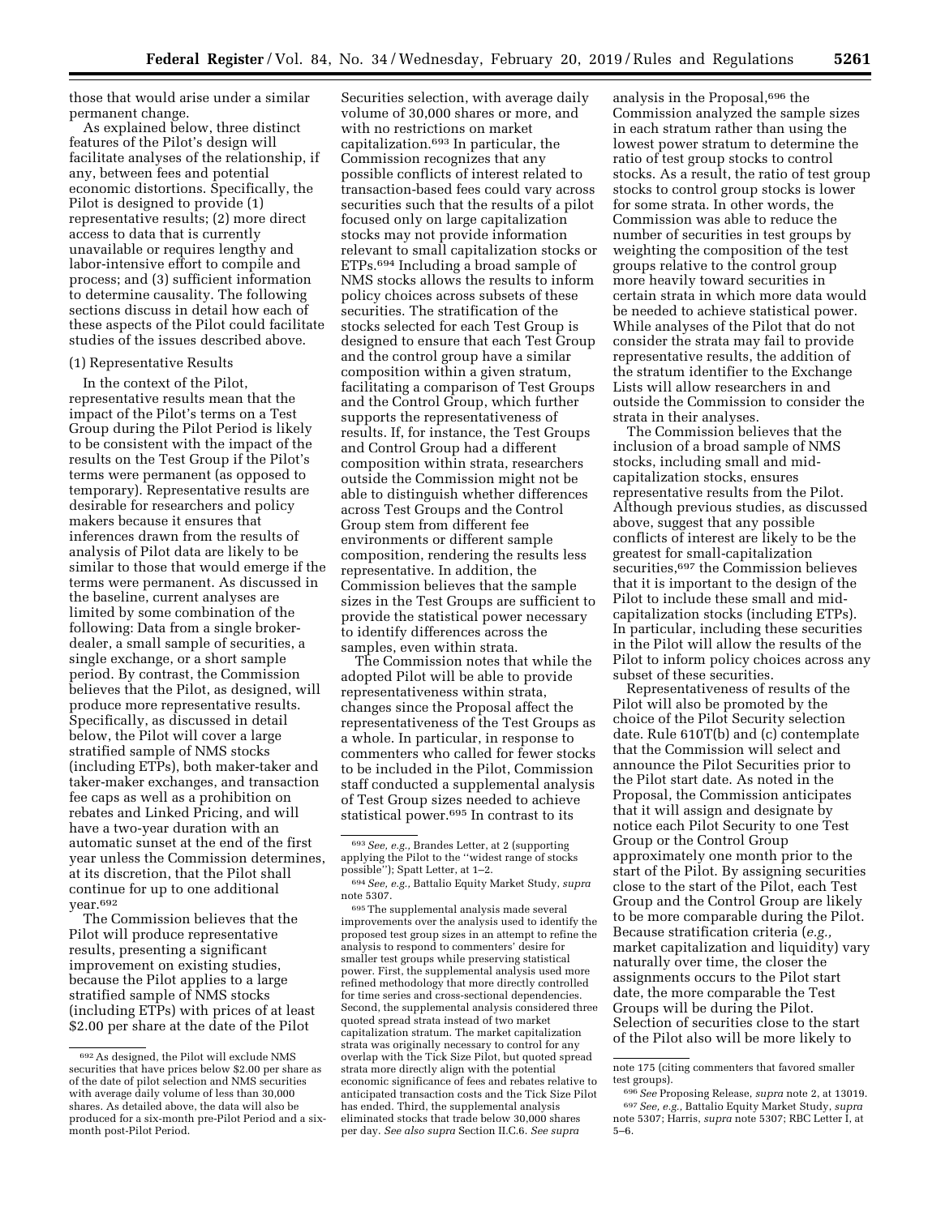those that would arise under a similar permanent change.

As explained below, three distinct features of the Pilot's design will facilitate analyses of the relationship, if any, between fees and potential economic distortions. Specifically, the Pilot is designed to provide (1) representative results; (2) more direct access to data that is currently unavailable or requires lengthy and labor-intensive effort to compile and process; and (3) sufficient information to determine causality. The following sections discuss in detail how each of these aspects of the Pilot could facilitate studies of the issues described above.

(1) Representative Results

In the context of the Pilot, representative results mean that the impact of the Pilot's terms on a Test Group during the Pilot Period is likely to be consistent with the impact of the results on the Test Group if the Pilot's terms were permanent (as opposed to temporary). Representative results are desirable for researchers and policy makers because it ensures that inferences drawn from the results of analysis of Pilot data are likely to be similar to those that would emerge if the terms were permanent. As discussed in the baseline, current analyses are limited by some combination of the following: Data from a single broker-dealer, a small sample of securities, a single exchange, or a short sample period. By contrast, the Commission believes that the Pilot, as designed, will produce more representative results. Specifically, as discussed in detail below, the Pilot will cover a large stratified sample of NMS stocks (including ETPs), both maker-taker and taker-maker exchanges, and transaction fee caps as well as a prohibition on rebates and Linked Pricing, and will have a two-year duration with an automatic sunset at the end of the first year unless the Commission determines, at its discretion, that the Pilot shall continue for up to one additional year.[692]

The Commission believes that the Pilot will produce representative results, presenting a significant improvement on existing studies, because the Pilot applies to a large stratified sample of NMS stocks (including ETPs) with prices of at least $2.00 per share at the date of the Pilot Securities selection, with average daily volume of 30,000 shares or more, and with no restrictions on market capitalization.[693] In particular, the Commission recognizes that any possible conflicts of interest related to transaction-based fees could vary across securities such that the results of a pilot focused only on large capitalization stocks may not provide information relevant to small capitalization stocks or ETPs.[694] Including a broad sample of NMS stocks allows the results to inform policy choices across subsets of these securities. The stratification of the stocks selected for each Test Group is designed to ensure that each Test Group and the control group have a similar composition within a given stratum, facilitating a comparison of Test Groups and the Control Group, which further supports the representativeness of results. If, for instance, the Test Groups and Control Group had a different composition within strata, researchers outside the Commission might not be able to distinguish whether differences across Test Groups and the Control Group stem from different fee environments or different sample composition, rendering the results less representative. In addition, the Commission believes that the sample sizes in the Test Groups are sufficient to provide the statistical power necessary to identify differences across the samples, even within strata.

The Commission notes that while the adopted Pilot will be able to provide representativeness within strata, changes since the Proposal affect the representativeness of the Test Groups as a whole. In particular, in response to commenters who called for fewer stocks to be included in the Pilot, Commission staff conducted a supplemental analysis of Test Group sizes needed to achieve statistical power.[695] In contrast to its analysis in the Proposal,[696] the Commission analyzed the sample sizes in each stratum rather than using the lowest power stratum to determine the ratio of test group stocks to control stocks. As a result, the ratio of test group stocks to control group stocks is lower for some strata. In other words, the Commission was able to reduce the number of securities in test groups by weighting the composition of the test groups relative to the control group more heavily toward securities in certain strata in which more data would be needed to achieve statistical power. While analyses of the Pilot that do not consider the strata may fail to provide representative results, the addition of the stratum identifier to the Exchange Lists will allow researchers in and outside the Commission to consider the strata in their analyses.

The Commission believes that the inclusion of a broad sample of NMS stocks, including small and mid-capitalization stocks, ensures representative results from the Pilot. Although previous studies, as discussed above, suggest that any possible conflicts of interest are likely to be the greatest for small-capitalization securities,[697] the Commission believes that it is important to the design of the Pilot to include these small and mid-capitalization stocks (including ETPs). In particular, including these securities in the Pilot will allow the results of the Pilot to inform policy choices across any subset of these securities.

Representativeness of results of the Pilot will also be promoted by the choice of the Pilot Security selection date. Rule 610T(b) and (c) contemplate that the Commission will select and announce the Pilot Securities prior to the Pilot start date. As noted in the Proposal, the Commission anticipates that it will assign and designate by notice each Pilot Security to one Test Group or the Control Group approximately one month prior to the start of the Pilot. By assigning securities close to the start of the Pilot, each Test Group and the Control Group are likely to be more comparable during the Pilot. Because stratification criteria (*e.g.,* market capitalization and liquidity) vary naturally over time, the closer the assignments occurs to the Pilot start date, the more comparable the Test Groups will be during the Pilot. Selection of securities close to the start of the Pilot also will be more likely to

---

[692] As designed, the Pilot will exclude NMS securities that have prices below $2.00 per share as of the date of pilot selection and NMS securities with average daily volume of less than 30,000 shares. As detailed above, the data will also be produced for a six-month pre-Pilot Period and a six-month post-Pilot Period.

[693] *See, e.g.,* Brandes Letter, at 2 (supporting applying the Pilot to the ''widest range of stocks possible''); Spatt Letter, at 1–2.

[694] *See, e.g.,* Battalio Equity Market Study, *supra* note 5307.

[695] The supplemental analysis made several improvements over the analysis used to identify the proposed test group sizes in an attempt to refine the analysis to respond to commenters' desire for smaller test groups while preserving statistical power. First, the supplemental analysis used more refined methodology that more directly controlled for time series and cross-sectional dependencies. Second, the supplemental analysis considered three quoted spread strata instead of two market capitalization stratum. The market capitalization strata was originally necessary to control for any overlap with the Tick Size Pilot, but quoted spread strata more directly align with the potential economic significance of fees and rebates relative to anticipated transaction costs and the Tick Size Pilot has ended. Third, the supplemental analysis eliminated stocks that trade below 30,000 shares per day. *See also supra* Section II.C.6. *See supra* note 175 (citing commenters that favored smaller test groups).

[696] *See* Proposing Release, *supra* note 2, at 13019.

[697] *See, e.g.,* Battalio Equity Market Study, *supra* note 5307; Harris, *supra* note 5307; RBC Letter I, at 5–6.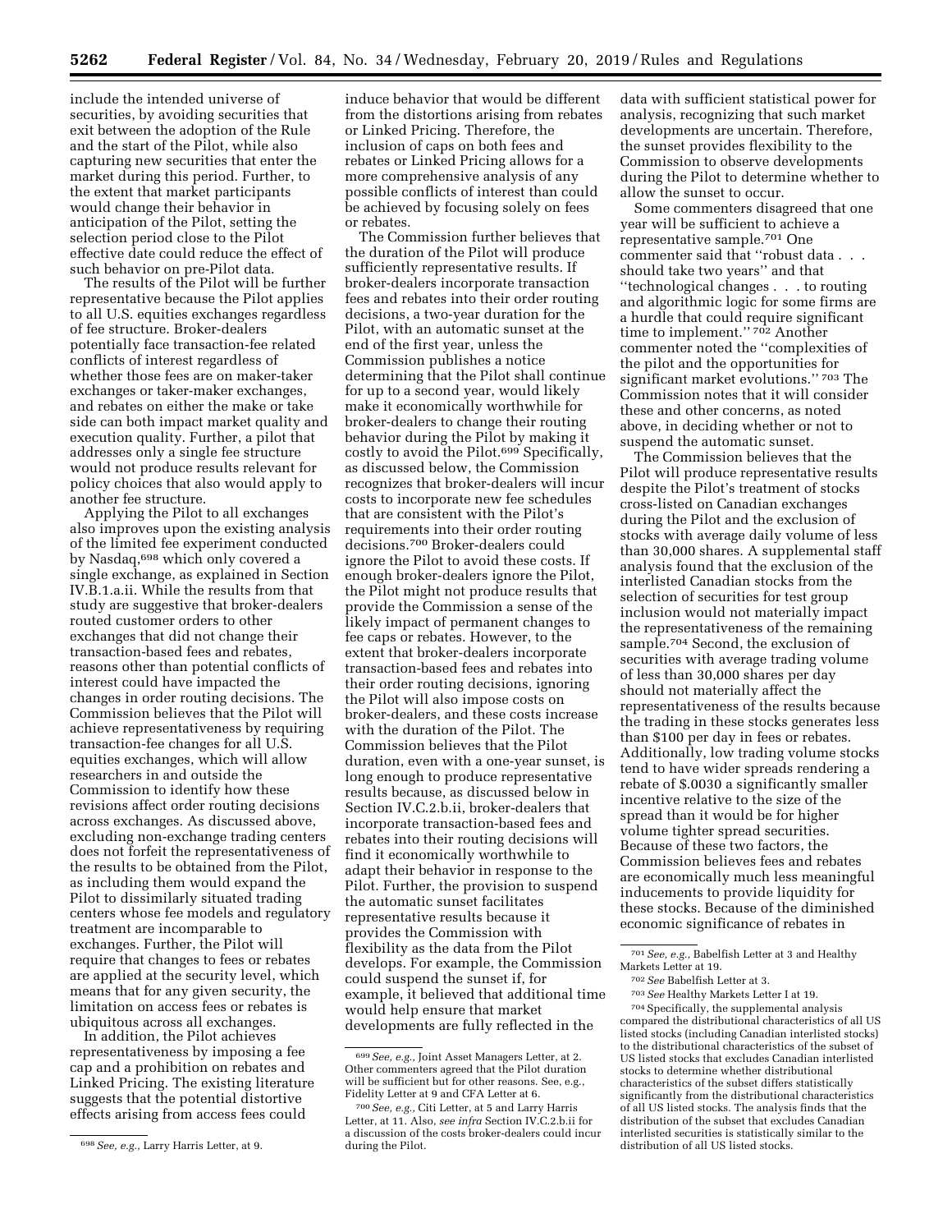include the intended universe of securities, by avoiding securities that exit between the adoption of the Rule and the start of the Pilot, while also capturing new securities that enter the market during this period. Further, to the extent that market participants would change their behavior in anticipation of the Pilot, setting the selection period close to the Pilot effective date could reduce the effect of such behavior on pre-Pilot data.

The results of the Pilot will be further representative because the Pilot applies to all U.S. equities exchanges regardless of fee structure. Broker-dealers potentially face transaction-fee related conflicts of interest regardless of whether those fees are on maker-taker exchanges or taker-maker exchanges, and rebates on either the make or take side can both impact market quality and execution quality. Further, a pilot that addresses only a single fee structure would not produce results relevant for policy choices that also would apply to another fee structure.

Applying the Pilot to all exchanges also improves upon the existing analysis of the limited fee experiment conducted by Nasdaq,[698] which only covered a single exchange, as explained in Section IV.B.1.a.ii. While the results from that study are suggestive that broker-dealers routed customer orders to other exchanges that did not change their transaction-based fees and rebates, reasons other than potential conflicts of interest could have impacted the changes in order routing decisions. The Commission believes that the Pilot will achieve representativeness by requiring transaction-fee changes for all U.S. equities exchanges, which will allow researchers in and outside the Commission to identify how these revisions affect order routing decisions across exchanges. As discussed above, excluding non-exchange trading centers does not forfeit the representativeness of the results to be obtained from the Pilot, as including them would expand the Pilot to dissimilarly situated trading centers whose fee models and regulatory treatment are incomparable to exchanges. Further, the Pilot will require that changes to fees or rebates are applied at the security level, which means that for any given security, the limitation on access fees or rebates is ubiquitous across all exchanges.

In addition, the Pilot achieves representativeness by imposing a fee cap and a prohibition on rebates and Linked Pricing. The existing literature suggests that the potential distortive effects arising from access fees could induce behavior that would be different from the distortions arising from rebates or Linked Pricing. Therefore, the inclusion of caps on both fees and rebates or Linked Pricing allows for a more comprehensive analysis of any possible conflicts of interest than could be achieved by focusing solely on fees or rebates.

The Commission further believes that the duration of the Pilot will produce sufficiently representative results. If broker-dealers incorporate transaction fees and rebates into their order routing decisions, a two-year duration for the Pilot, with an automatic sunset at the end of the first year, unless the Commission publishes a notice determining that the Pilot shall continue for up to a second year, would likely make it economically worthwhile for broker-dealers to change their routing behavior during the Pilot by making it costly to avoid the Pilot.[699] Specifically, as discussed below, the Commission recognizes that broker-dealers will incur costs to incorporate new fee schedules that are consistent with the Pilot's requirements into their order routing decisions.[700] Broker-dealers could ignore the Pilot to avoid these costs. If enough broker-dealers ignore the Pilot, the Pilot might not produce results that provide the Commission a sense of the likely impact of permanent changes to fee caps or rebates. However, to the extent that broker-dealers incorporate transaction-based fees and rebates into their order routing decisions, ignoring the Pilot will also impose costs on broker-dealers, and these costs increase with the duration of the Pilot. The Commission believes that the Pilot duration, even with a one-year sunset, is long enough to produce representative results because, as discussed below in Section IV.C.2.b.ii, broker-dealers that incorporate transaction-based fees and rebates into their routing decisions will find it economically worthwhile to adapt their behavior in response to the Pilot. Further, the provision to suspend the automatic sunset facilitates representative results because it provides the Commission with flexibility as the data from the Pilot develops. For example, the Commission could suspend the sunset if, for example, it believed that additional time would help ensure that market developments are fully reflected in the data with sufficient statistical power for analysis, recognizing that such market developments are uncertain. Therefore, the sunset provides flexibility to the Commission to observe developments during the Pilot to determine whether to allow the sunset to occur.

Some commenters disagreed that one year will be sufficient to achieve a representative sample.[701] One commenter said that ''robust data . . . should take two years'' and that ''technological changes . . . to routing and algorithmic logic for some firms are a hurdle that could require significant time to implement.''[702] Another commenter noted the ''complexities of the pilot and the opportunities for significant market evolutions.''[703] The Commission notes that it will consider these and other concerns, as noted above, in deciding whether or not to suspend the automatic sunset.

The Commission believes that the Pilot will produce representative results despite the Pilot's treatment of stocks cross-listed on Canadian exchanges during the Pilot and the exclusion of stocks with average daily volume of less than 30,000 shares. A supplemental staff analysis found that the exclusion of the interlisted Canadian stocks from the selection of securities for test group inclusion would not materially impact the representativeness of the remaining sample.[704] Second, the exclusion of securities with average trading volume of less than 30,000 shares per day should not materially affect the representativeness of the results because the trading in these stocks generates less than $100 per day in fees or rebates. Additionally, low trading volume stocks tend to have wider spreads rendering a rebate of $.0030 a significantly smaller incentive relative to the size of the spread than it would be for higher volume tighter spread securities. Because of these two factors, the Commission believes fees and rebates are economically much less meaningful inducements to provide liquidity for these stocks. Because of the diminished economic significance of rebates in

---

[698] *See, e.g.,* Larry Harris Letter, at 9.

[699] *See, e.g.,* Joint Asset Managers Letter, at 2. Other commenters agreed that the Pilot duration will be sufficient but for other reasons. See, e.g., Fidelity Letter at 9 and CFA Letter at 6.

[700] *See, e.g.,* Citi Letter, at 5 and Larry Harris Letter, at 11. Also, *see infra* Section IV.C.2.b.ii for a discussion of the costs broker-dealers could incur during the Pilot.

[701] *See, e.g.,* Babelfish Letter at 3 and Healthy Markets Letter at 19.

[702] *See* Babelfish Letter at 3.

[703] *See* Healthy Markets Letter I at 19.

[704] Specifically, the supplemental analysis compared the distributional characteristics of all US listed stocks (including Canadian interlisted stocks) to the distributional characteristics of the subset of US listed stocks that excludes Canadian interlisted stocks to determine whether distributional characteristics of the subset differs statistically significantly from the distributional characteristics of all US listed stocks. The analysis finds that the distribution of the subset that excludes Canadian interlisted securities is statistically similar to the distribution of all US listed stocks.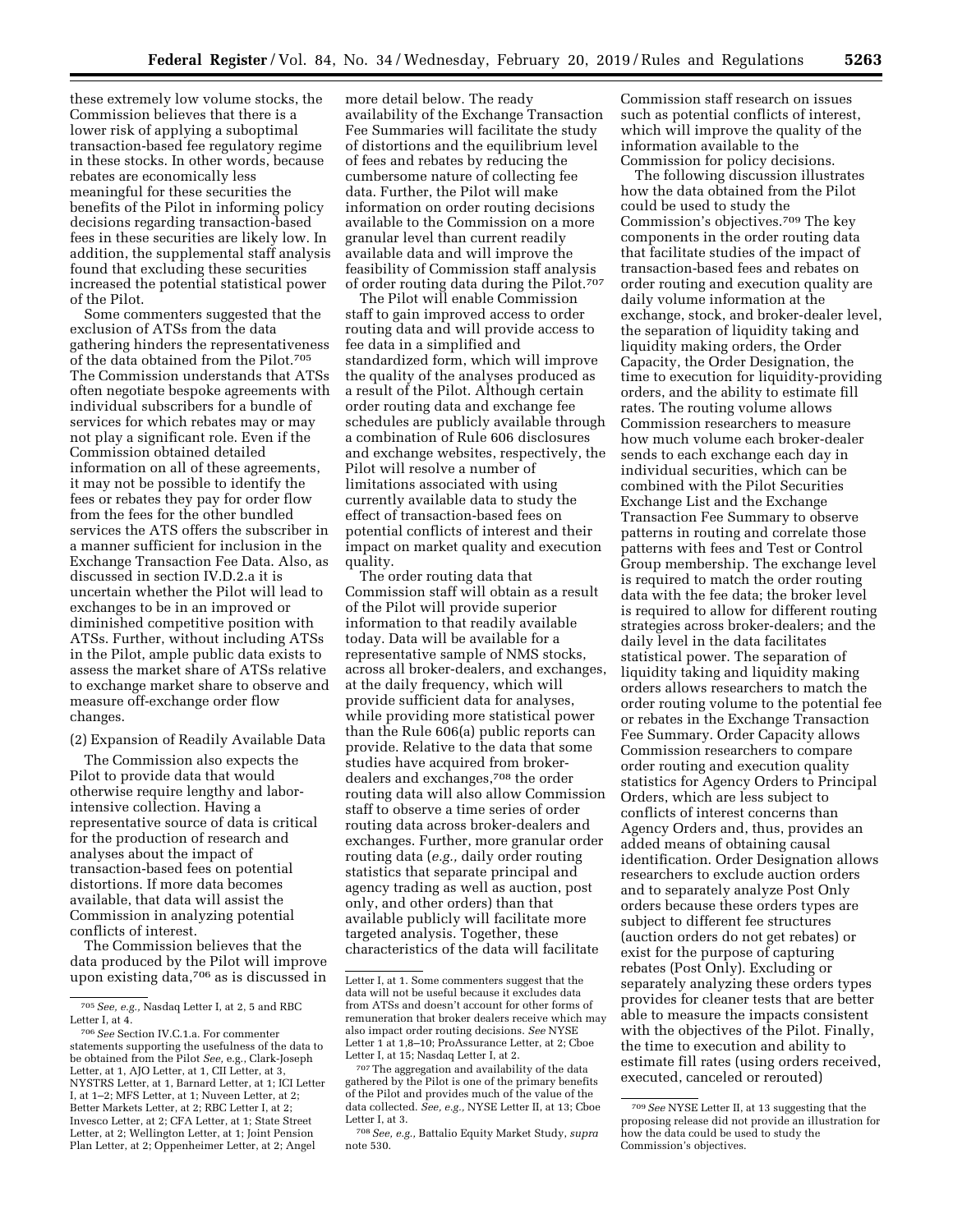these extremely low volume stocks, the Commission believes that there is a lower risk of applying a suboptimal transaction-based fee regulatory regime in these stocks. In other words, because rebates are economically less meaningful for these securities the benefits of the Pilot in informing policy decisions regarding transaction-based fees in these securities are likely low. In addition, the supplemental staff analysis found that excluding these securities increased the potential statistical power of the Pilot.

Some commenters suggested that the exclusion of ATSs from the data gathering hinders the representativeness of the data obtained from the Pilot.[705] The Commission understands that ATSs often negotiate bespoke agreements with individual subscribers for a bundle of services for which rebates may or may not play a significant role. Even if the Commission obtained detailed information on all of these agreements, it may not be possible to identify the fees or rebates they pay for order flow from the fees for the other bundled services the ATS offers the subscriber in a manner sufficient for inclusion in the Exchange Transaction Fee Data. Also, as discussed in section IV.D.2.a it is uncertain whether the Pilot will lead to exchanges to be in an improved or diminished competitive position with ATSs. Further, without including ATSs in the Pilot, ample public data exists to assess the market share of ATSs relative to exchange market share to observe and measure off-exchange order flow changes.

(2) Expansion of Readily Available Data

The Commission also expects the Pilot to provide data that would otherwise require lengthy and labor-intensive collection. Having a representative source of data is critical for the production of research and analyses about the impact of transaction-based fees on potential distortions. If more data becomes available, that data will assist the Commission in analyzing potential conflicts of interest.

The Commission believes that the data produced by the Pilot will improve upon existing data,[706] as is discussed in more detail below. The ready availability of the Exchange Transaction Fee Summaries will facilitate the study of distortions and the equilibrium level of fees and rebates by reducing the cumbersome nature of collecting fee data. Further, the Pilot will make information on order routing decisions available to the Commission on a more granular level than current readily available data and will improve the feasibility of Commission staff analysis of order routing data during the Pilot.[707]

The Pilot will enable Commission staff to gain improved access to order routing data and will provide access to fee data in a simplified and standardized form, which will improve the quality of the analyses produced as a result of the Pilot. Although certain order routing data and exchange fee schedules are publicly available through a combination of Rule 606 disclosures and exchange websites, respectively, the Pilot will resolve a number of limitations associated with using currently available data to study the effect of transaction-based fees on potential conflicts of interest and their impact on market quality and execution quality.

The order routing data that Commission staff will obtain as a result of the Pilot will provide superior information to that readily available today. Data will be available for a representative sample of NMS stocks, across all broker-dealers, and exchanges, at the daily frequency, which will provide sufficient data for analyses, while providing more statistical power than the Rule 606(a) public reports can provide. Relative to the data that some studies have acquired from broker-dealers and exchanges,[708] the order routing data will also allow Commission staff to observe a time series of order routing data across broker-dealers and exchanges. Further, more granular order routing data (*e.g.,* daily order routing statistics that separate principal and agency trading as well as auction, post only, and other orders) than that available publicly will facilitate more targeted analysis. Together, these characteristics of the data will facilitate Commission staff research on issues such as potential conflicts of interest, which will improve the quality of the information available to the Commission for policy decisions.

The following discussion illustrates how the data obtained from the Pilot could be used to study the Commission's objectives.[709] The key components in the order routing data that facilitate studies of the impact of transaction-based fees and rebates on order routing and execution quality are daily volume information at the exchange, stock, and broker-dealer level, the separation of liquidity taking and liquidity making orders, the Order Capacity, the Order Designation, the time to execution for liquidity-providing orders, and the ability to estimate fill rates. The routing volume allows Commission researchers to measure how much volume each broker-dealer sends to each exchange each day in individual securities, which can be combined with the Pilot Securities Exchange List and the Exchange Transaction Fee Summary to observe patterns in routing and correlate those patterns with fees and Test or Control Group membership. The exchange level is required to match the order routing data with the fee data; the broker level is required to allow for different routing strategies across broker-dealers; and the daily level in the data facilitates statistical power. The separation of liquidity taking and liquidity making orders allows researchers to match the order routing volume to the potential fee or rebates in the Exchange Transaction Fee Summary. Order Capacity allows Commission researchers to compare order routing and execution quality statistics for Agency Orders to Principal Orders, which are less subject to conflicts of interest concerns than Agency Orders and, thus, provides an added means of obtaining causal identification. Order Designation allows researchers to exclude auction orders and to separately analyze Post Only orders because these orders types are subject to different fee structures (auction orders do not get rebates) or exist for the purpose of capturing rebates (Post Only). Excluding or separately analyzing these orders types provides for cleaner tests that are better able to measure the impacts consistent with the objectives of the Pilot. Finally, the time to execution and ability to estimate fill rates (using orders received, executed, canceled or rerouted)

---

[705] *See, e.g.,* Nasdaq Letter I, at 2, 5 and RBC Letter I, at 4.

[706] *See* Section IV.C.1.a. For commenter statements supporting the usefulness of the data to be obtained from the Pilot *See,* e.g., Clark-Joseph Letter, at 1, AJO Letter, at 1, CII Letter, at 3, NYSTRS Letter, at 1, Barnard Letter, at 1; ICI Letter I, at 1–2; MFS Letter, at 1; Nuveen Letter, at 2; Better Markets Letter, at 2; RBC Letter I, at 2; Invesco Letter, at 2; CFA Letter, at 1; State Street Letter, at 2; Wellington Letter, at 1; Joint Pension Plan Letter, at 2; Oppenheimer Letter, at 2; Angel Letter I, at 1. Some commenters suggest that the data will not be useful because it excludes data from ATSs and doesn't account for other forms of remuneration that broker dealers receive which may also impact order routing decisions. *See* NYSE Letter 1 at 1,8–10; ProAssurance Letter, at 2; Cboe Letter I, at 15; Nasdaq Letter I, at 2.

[707] The aggregation and availability of the data gathered by the Pilot is one of the primary benefits of the Pilot and provides much of the value of the data collected. *See, e.g.,* NYSE Letter II, at 13; Cboe Letter I, at 3.

[708] *See, e.g.,* Battalio Equity Market Study, *supra* note 530.

[709] *See* NYSE Letter II, at 13 suggesting that the proposing release did not provide an illustration for how the data could be used to study the Commission's objectives.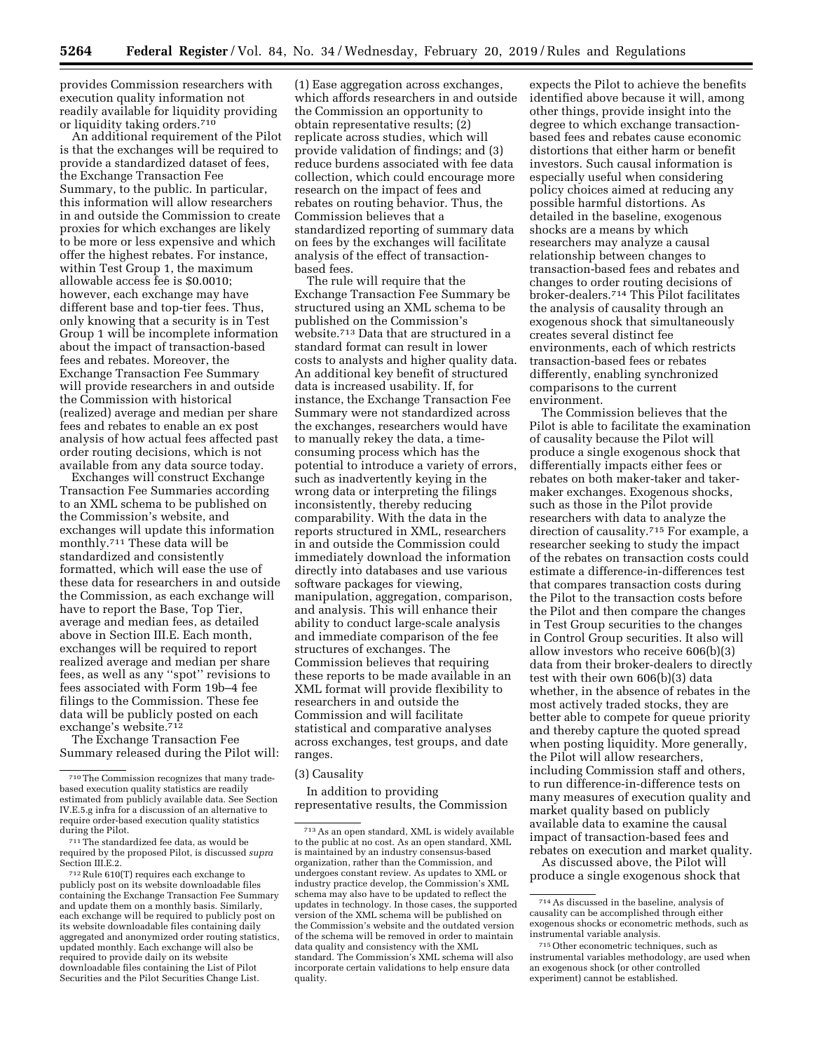provides Commission researchers with execution quality information not readily available for liquidity providing or liquidity taking orders.[710]

An additional requirement of the Pilot is that the exchanges will be required to provide a standardized dataset of fees, the Exchange Transaction Fee Summary, to the public. In particular, this information will allow researchers in and outside the Commission to create proxies for which exchanges are likely to be more or less expensive and which offer the highest rebates. For instance, within Test Group 1, the maximum allowable access fee is $0.0010; however, each exchange may have different base and top-tier fees. Thus, only knowing that a security is in Test Group 1 will be incomplete information about the impact of transaction-based fees and rebates. Moreover, the Exchange Transaction Fee Summary will provide researchers in and outside the Commission with historical (realized) average and median per share fees and rebates to enable an ex post analysis of how actual fees affected past order routing decisions, which is not available from any data source today.

Exchanges will construct Exchange Transaction Fee Summaries according to an XML schema to be published on the Commission's website, and exchanges will update this information monthly.[711] These data will be standardized and consistently formatted, which will ease the use of these data for researchers in and outside the Commission, as each exchange will have to report the Base, Top Tier, average and median fees, as detailed above in Section III.E. Each month, exchanges will be required to report realized average and median per share fees, as well as any ''spot'' revisions to fees associated with Form 19b–4 fee filings to the Commission. These fee data will be publicly posted on each exchange's website.[712]

The Exchange Transaction Fee Summary released during the Pilot will: (1) Ease aggregation across exchanges, which affords researchers in and outside the Commission an opportunity to obtain representative results; (2) replicate across studies, which will provide validation of findings; and (3) reduce burdens associated with fee data collection, which could encourage more research on the impact of fees and rebates on routing behavior. Thus, the Commission believes that a standardized reporting of summary data on fees by the exchanges will facilitate analysis of the effect of transaction-based fees.

The rule will require that the Exchange Transaction Fee Summary be structured using an XML schema to be published on the Commission's website.[713] Data that are structured in a standard format can result in lower costs to analysts and higher quality data. An additional key benefit of structured data is increased usability. If, for instance, the Exchange Transaction Fee Summary were not standardized across the exchanges, researchers would have to manually rekey the data, a time-consuming process which has the potential to introduce a variety of errors, such as inadvertently keying in the wrong data or interpreting the filings inconsistently, thereby reducing comparability. With the data in the reports structured in XML, researchers in and outside the Commission could immediately download the information directly into databases and use various software packages for viewing, manipulation, aggregation, comparison, and analysis. This will enhance their ability to conduct large-scale analysis and immediate comparison of the fee structures of exchanges. The Commission believes that requiring these reports to be made available in an XML format will provide flexibility to researchers in and outside the Commission and will facilitate statistical and comparative analyses across exchanges, test groups, and date ranges.

(3) Causality

In addition to providing representative results, the Commission expects the Pilot to achieve the benefits identified above because it will, among other things, provide insight into the degree to which exchange transaction-based fees and rebates cause economic distortions that either harm or benefit investors. Such causal information is especially useful when considering policy choices aimed at reducing any possible harmful distortions. As detailed in the baseline, exogenous shocks are a means by which researchers may analyze a causal relationship between changes to transaction-based fees and rebates and changes to order routing decisions of broker-dealers.[714] This Pilot facilitates the analysis of causality through an exogenous shock that simultaneously creates several distinct fee environments, each of which restricts transaction-based fees or rebates differently, enabling synchronized comparisons to the current environment.

The Commission believes that the Pilot is able to facilitate the examination of causality because the Pilot will produce a single exogenous shock that differentially impacts either fees or rebates on both maker-taker and taker-maker exchanges. Exogenous shocks, such as those in the Pilot provide researchers with data to analyze the direction of causality.[715] For example, a researcher seeking to study the impact of the rebates on transaction costs could estimate a difference-in-differences test that compares transaction costs during the Pilot to the transaction costs before the Pilot and then compare the changes in Test Group securities to the changes in Control Group securities. It also will allow investors who receive 606(b)(3) data from their broker-dealers to directly test with their own 606(b)(3) data whether, in the absence of rebates in the most actively traded stocks, they are better able to compete for queue priority and thereby capture the quoted spread when posting liquidity. More generally, the Pilot will allow researchers, including Commission staff and others, to run difference-in-difference tests on many measures of execution quality and market quality based on publicly available data to examine the causal impact of transaction-based fees and rebates on execution and market quality.

As discussed above, the Pilot will produce a single exogenous shock that

---

[710] The Commission recognizes that many trade-based execution quality statistics are readily estimated from publicly available data. See Section IV.E.5.g infra for a discussion of an alternative to require order-based execution quality statistics during the Pilot.

[711] The standardized fee data, as would be required by the proposed Pilot, is discussed *supra* Section III.E.2.

[712] Rule 610(T) requires each exchange to publicly post on its website downloadable files containing the Exchange Transaction Fee Summary and update them on a monthly basis. Similarly, each exchange will be required to publicly post on its website downloadable files containing daily aggregated and anonymized order routing statistics, updated monthly. Each exchange will also be required to provide daily on its website downloadable files containing the List of Pilot Securities and the Pilot Securities Change List.

[713] As an open standard, XML is widely available to the public at no cost. As an open standard, XML is maintained by an industry consensus-based organization, rather than the Commission, and undergoes constant review. As updates to XML or industry practice develop, the Commission's XML schema may also have to be updated to reflect the updates in technology. In those cases, the supported version of the XML schema will be published on the Commission's website and the outdated version of the schema will be removed in order to maintain data quality and consistency with the XML standard. The Commission's XML schema will also incorporate certain validations to help ensure data quality.

[714] As discussed in the baseline, analysis of causality can be accomplished through either exogenous shocks or econometric methods, such as instrumental variable analysis.

[715] Other econometric techniques, such as instrumental variables methodology, are used when an exogenous shock (or other controlled experiment) cannot be established.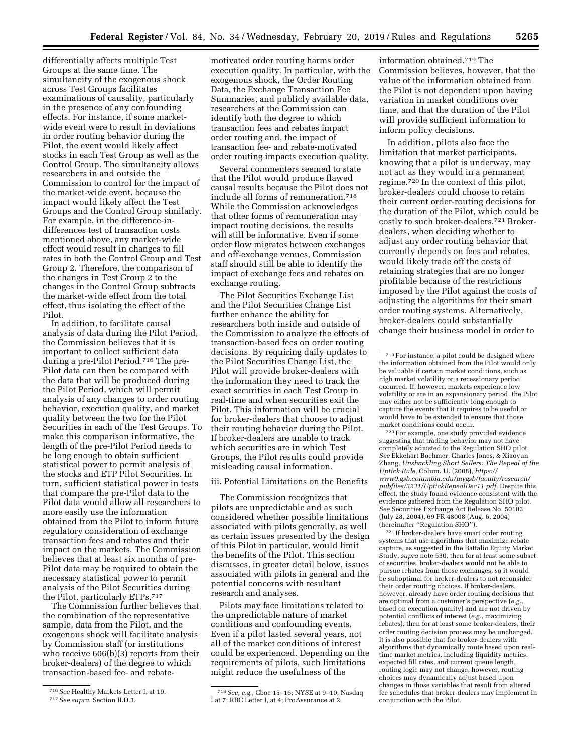differentially affects multiple Test Groups at the same time. The simultaneity of the exogenous shock across Test Groups facilitates examinations of causality, particularly in the presence of any confounding effects. For instance, if some market-wide event were to result in deviations in order routing behavior during the Pilot, the event would likely affect stocks in each Test Group as well as the Control Group. The simultaneity allows researchers in and outside the Commission to control for the impact of the market-wide event, because the impact would likely affect the Test Groups and the Control Group similarly. For example, in the difference-in-differences test of transaction costs mentioned above, any market-wide effect would result in changes to fill rates in both the Control Group and Test Group 2. Therefore, the comparison of the changes in Test Group 2 to the changes in the Control Group subtracts the market-wide effect from the total effect, thus isolating the effect of the Pilot.

In addition, to facilitate causal analysis of data during the Pilot Period, the Commission believes that it is important to collect sufficient data during a pre-Pilot Period.[716] The pre-Pilot data can then be compared with the data that will be produced during the Pilot Period, which will permit analysis of any changes to order routing behavior, execution quality, and market quality between the two for the Pilot Securities in each of the Test Groups. To make this comparison informative, the length of the pre-Pilot Period needs to be long enough to obtain sufficient statistical power to permit analysis of the stocks and ETP Pilot Securities. In turn, sufficient statistical power in tests that compare the pre-Pilot data to the Pilot data would allow all researchers to more easily use the information obtained from the Pilot to inform future regulatory consideration of exchange transaction fees and rebates and their impact on the markets. The Commission believes that at least six months of pre-Pilot data may be required to obtain the necessary statistical power to permit analysis of the Pilot Securities during the Pilot, particularly ETPs.[717]

The Commission further believes that the combination of the representative sample, data from the Pilot, and the exogenous shock will facilitate analysis by Commission staff (or institutions who receive 606(b)(3) reports from their broker-dealers) of the degree to which transaction-based fee- and rebate-motivated order routing harms order execution quality. In particular, with the exogenous shock, the Order Routing Data, the Exchange Transaction Fee Summaries, and publicly available data, researchers at the Commission can identify both the degree to which transaction fees and rebates impact order routing and, the impact of transaction fee- and rebate-motivated order routing impacts execution quality.

Several commenters seemed to state that the Pilot would produce flawed causal results because the Pilot does not include all forms of remuneration.[718] While the Commission acknowledges that other forms of remuneration may impact routing decisions, the results will still be informative. Even if some order flow migrates between exchanges and off-exchange venues, Commission staff should still be able to identify the impact of exchange fees and rebates on exchange routing.

The Pilot Securities Exchange List and the Pilot Securities Change List further enhance the ability for researchers both inside and outside of the Commission to analyze the effects of transaction-based fees on order routing decisions. By requiring daily updates to the Pilot Securities Change List, the Pilot will provide broker-dealers with the information they need to track the exact securities in each Test Group in real-time and when securities exit the Pilot. This information will be crucial for broker-dealers that choose to adjust their routing behavior during the Pilot. If broker-dealers are unable to track which securities are in which Test Groups, the Pilot results could provide misleading causal information.

iii. Potential Limitations on the Benefits

The Commission recognizes that pilots are unpredictable and as such considered whether possible limitations associated with pilots generally, as well as certain issues presented by the design of this Pilot in particular, would limit the benefits of the Pilot. This section discusses, in greater detail below, issues associated with pilots in general and the potential concerns with resultant research and analyses.

Pilots may face limitations related to the unpredictable nature of market conditions and confounding events. Even if a pilot lasted several years, not all of the market conditions of interest could be experienced. Depending on the requirements of pilots, such limitations might reduce the usefulness of the information obtained.[719] The Commission believes, however, that the value of the information obtained from the Pilot is not dependent upon having variation in market conditions over time, and that the duration of the Pilot will provide sufficient information to inform policy decisions.

In addition, pilots also face the limitation that market participants, knowing that a pilot is underway, may not act as they would in a permanent regime.[720] In the context of this pilot, broker-dealers could choose to retain their current order-routing decisions for the duration of the Pilot, which could be costly to such broker-dealers.[721] Broker-dealers, when deciding whether to adjust any order routing behavior that currently depends on fees and rebates, would likely trade off the costs of retaining strategies that are no longer profitable because of the restrictions imposed by the Pilot against the costs of adjusting the algorithms for their smart order routing systems. Alternatively, broker-dealers could substantially change their business model in order to

---

[716] *See* Healthy Markets Letter I, at 19.

[717] *See supra.* Section II.D.3.

[718] *See, e.g.,* Cboe 15–16; NYSE at 9–10; Nasdaq I at 7; RBC Letter I, at 4; ProAssurance at 2.

[719] For instance, a pilot could be designed where the information obtained from the Pilot would only be valuable if certain market conditions, such as high market volatility or a recessionary period occurred. If, however, markets experience low volatility or are in an expansionary period, the Pilot may either not be sufficiently long enough to capture the events that it requires to be useful or would have to be extended to ensure that those market conditions could occur.

[720] For example, one study provided evidence suggesting that trading behavior may not have completely adjusted to the Regulation SHO pilot. *See* Ekkehart Boehmer, Charles Jones, & Xiaoyun Zhang, *Unshackling Short Sellers: The Repeal of the Uptick Rule,* Colum. U. (2008), *https://www0.gsb.columbia.edu/mygsb/faculty/research/pubfiles/3231/UptickRepealDec11.pdf.* Despite this effect, the study found evidence consistent with the evidence gathered from the Regulation SHO pilot. *See* Securities Exchange Act Release No. 50103 (July 28, 2004), 69 FR 48008 (Aug. 6, 2004) (hereinafter ''Regulation SHO'').

[721] If broker-dealers have smart order routing systems that use algorithms that maximize rebate capture, as suggested in the Battalio Equity Market Study, *supra* note 530, then for at least some subset of securities, broker-dealers would not be able to pursue rebates from those exchanges, so it would be suboptimal for broker-dealers to not reconsider their order routing choices. If broker-dealers, however, already have order routing decisions that are optimal from a customer's perspective (*e.g.,* based on execution quality) and are not driven by potential conflicts of interest (*e.g.,* maximizing rebates), then for at least some broker-dealers, their order routing decision process may be unchanged. It is also possible that for broker-dealers with algorithms that dynamically route based upon real-time market metrics, including liquidity metrics, expected fill rates, and current queue length, routing logic may not change, however, routing choices may dynamically adjust based upon changes in those variables that result from altered fee schedules that broker-dealers may implement in conjunction with the Pilot.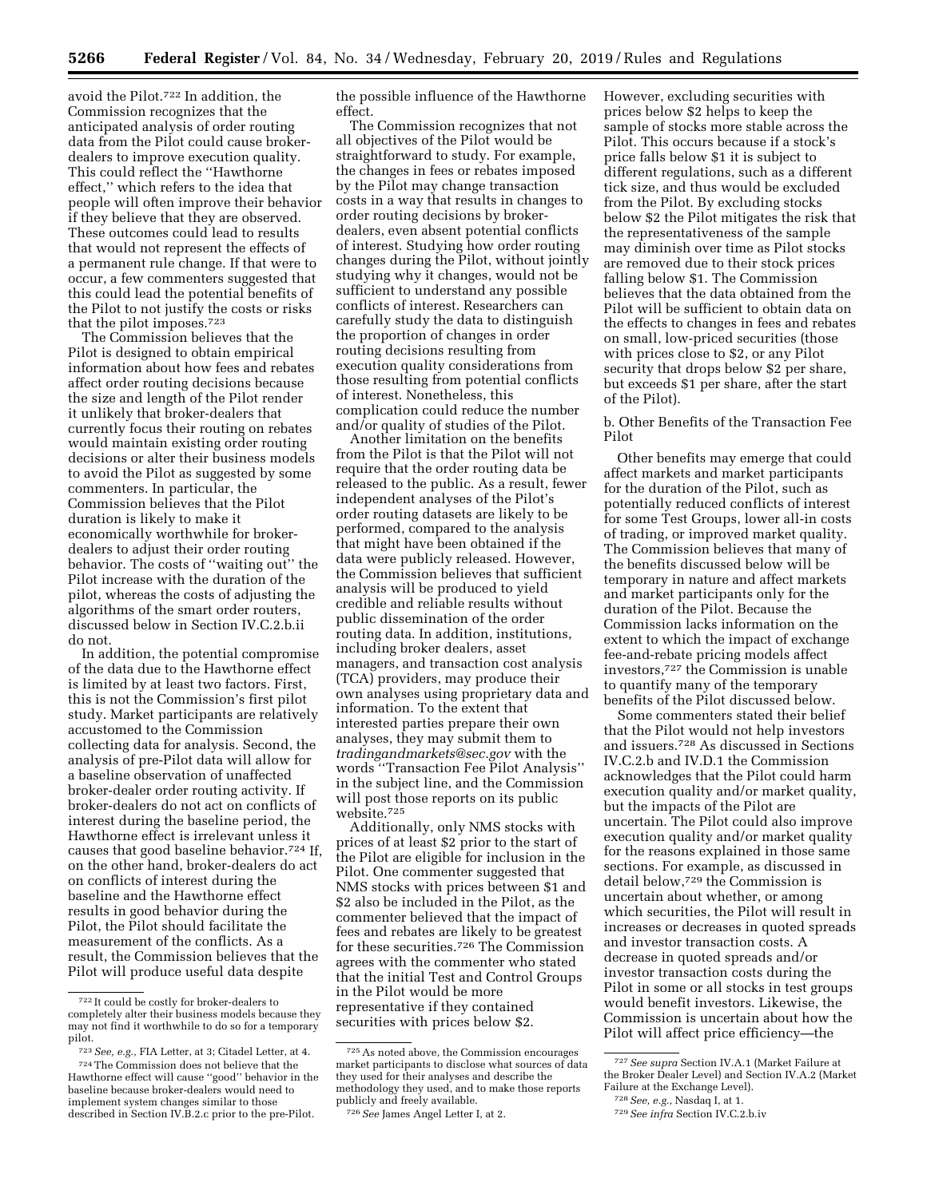avoid the Pilot.[722] In addition, the Commission recognizes that the anticipated analysis of order routing data from the Pilot could cause broker-dealers to improve execution quality. This could reflect the ''Hawthorne effect,'' which refers to the idea that people will often improve their behavior if they believe that they are observed. These outcomes could lead to results that would not represent the effects of a permanent rule change. If that were to occur, a few commenters suggested that this could lead the potential benefits of the Pilot to not justify the costs or risks that the pilot imposes.[723]

The Commission believes that the Pilot is designed to obtain empirical information about how fees and rebates affect order routing decisions because the size and length of the Pilot render it unlikely that broker-dealers that currently focus their routing on rebates would maintain existing order routing decisions or alter their business models to avoid the Pilot as suggested by some commenters. In particular, the Commission believes that the Pilot duration is likely to make it economically worthwhile for broker-dealers to adjust their order routing behavior. The costs of ''waiting out'' the Pilot increase with the duration of the pilot, whereas the costs of adjusting the algorithms of the smart order routers, discussed below in Section IV.C.2.b.ii do not.

In addition, the potential compromise of the data due to the Hawthorne effect is limited by at least two factors. First, this is not the Commission's first pilot study. Market participants are relatively accustomed to the Commission collecting data for analysis. Second, the analysis of pre-Pilot data will allow for a baseline observation of unaffected broker-dealer order routing activity. If broker-dealers do not act on conflicts of interest during the baseline period, the Hawthorne effect is irrelevant unless it causes that good baseline behavior.[724] If, on the other hand, broker-dealers do act on conflicts of interest during the baseline and the Hawthorne effect results in good behavior during the Pilot, the Pilot should facilitate the measurement of the conflicts. As a result, the Commission believes that the Pilot will produce useful data despite the possible influence of the Hawthorne effect.

The Commission recognizes that not all objectives of the Pilot would be straightforward to study. For example, the changes in fees or rebates imposed by the Pilot may change transaction costs in a way that results in changes to order routing decisions by broker-dealers, even absent potential conflicts of interest. Studying how order routing changes during the Pilot, without jointly studying why it changes, would not be sufficient to understand any possible conflicts of interest. Researchers can carefully study the data to distinguish the proportion of changes in order routing decisions resulting from execution quality considerations from those resulting from potential conflicts of interest. Nonetheless, this complication could reduce the number and/or quality of studies of the Pilot.

Another limitation on the benefits from the Pilot is that the Pilot will not require that the order routing data be released to the public. As a result, fewer independent analyses of the Pilot's order routing datasets are likely to be performed, compared to the analysis that might have been obtained if the data were publicly released. However, the Commission believes that sufficient analysis will be produced to yield credible and reliable results without public dissemination of the order routing data. In addition, institutions, including broker dealers, asset managers, and transaction cost analysis (TCA) providers, may produce their own analyses using proprietary data and information. To the extent that interested parties prepare their own analyses, they may submit them to *tradingandmarkets@sec.gov* with the words ''Transaction Fee Pilot Analysis'' in the subject line, and the Commission will post those reports on its public website.[725]

Additionally, only NMS stocks with prices of at least $2 prior to the start of the Pilot are eligible for inclusion in the Pilot. One commenter suggested that NMS stocks with prices between $1 and $2 also be included in the Pilot, as the commenter believed that the impact of fees and rebates are likely to be greatest for these securities.[726] The Commission agrees with the commenter who stated that the initial Test and Control Groups in the Pilot would be more representative if they contained securities with prices below $2. However, excluding securities with prices below $2 helps to keep the sample of stocks more stable across the Pilot. This occurs because if a stock's price falls below $1 it is subject to different regulations, such as a different tick size, and thus would be excluded from the Pilot. By excluding stocks below $2 the Pilot mitigates the risk that the representativeness of the sample may diminish over time as Pilot stocks are removed due to their stock prices falling below $1. The Commission believes that the data obtained from the Pilot will be sufficient to obtain data on the effects to changes in fees and rebates on small, low-priced securities (those with prices close to $2, or any Pilot security that drops below $2 per share, but exceeds $1 per share, after the start of the Pilot).

b. Other Benefits of the Transaction Fee Pilot

Other benefits may emerge that could affect markets and market participants for the duration of the Pilot, such as potentially reduced conflicts of interest for some Test Groups, lower all-in costs of trading, or improved market quality. The Commission believes that many of the benefits discussed below will be temporary in nature and affect markets and market participants only for the duration of the Pilot. Because the Commission lacks information on the extent to which the impact of exchange fee-and-rebate pricing models affect investors,[727] the Commission is unable to quantify many of the temporary benefits of the Pilot discussed below.

Some commenters stated their belief that the Pilot would not help investors and issuers.[728] As discussed in Sections IV.C.2.b and IV.D.1 the Commission acknowledges that the Pilot could harm execution quality and/or market quality, but the impacts of the Pilot are uncertain. The Pilot could also improve execution quality and/or market quality for the reasons explained in those same sections. For example, as discussed in detail below,[729] the Commission is uncertain about whether, or among which securities, the Pilot will result in increases or decreases in quoted spreads and investor transaction costs. A decrease in quoted spreads and/or investor transaction costs during the Pilot in some or all stocks in test groups would benefit investors. Likewise, the Commission is uncertain about how the Pilot will affect price efficiency—the

---

[722] It could be costly for broker-dealers to completely alter their business models because they may not find it worthwhile to do so for a temporary pilot.

[723] *See, e.g.,* FIA Letter, at 3; Citadel Letter, at 4.

[724] The Commission does not believe that the Hawthorne effect will cause ''good'' behavior in the baseline because broker-dealers would need to implement system changes similar to those described in Section IV.B.2.c prior to the pre-Pilot.

[725] As noted above, the Commission encourages market participants to disclose what sources of data they used for their analyses and describe the methodology they used, and to make those reports publicly and freely available.

[726] *See* James Angel Letter I, at 2.

[727] *See supra* Section IV.A.1 (Market Failure at the Broker Dealer Level) and Section IV.A.2 (Market Failure at the Exchange Level).

[728] *See, e.g.,* Nasdaq I, at 1.

[729] *See infra* Section IV.C.2.b.iv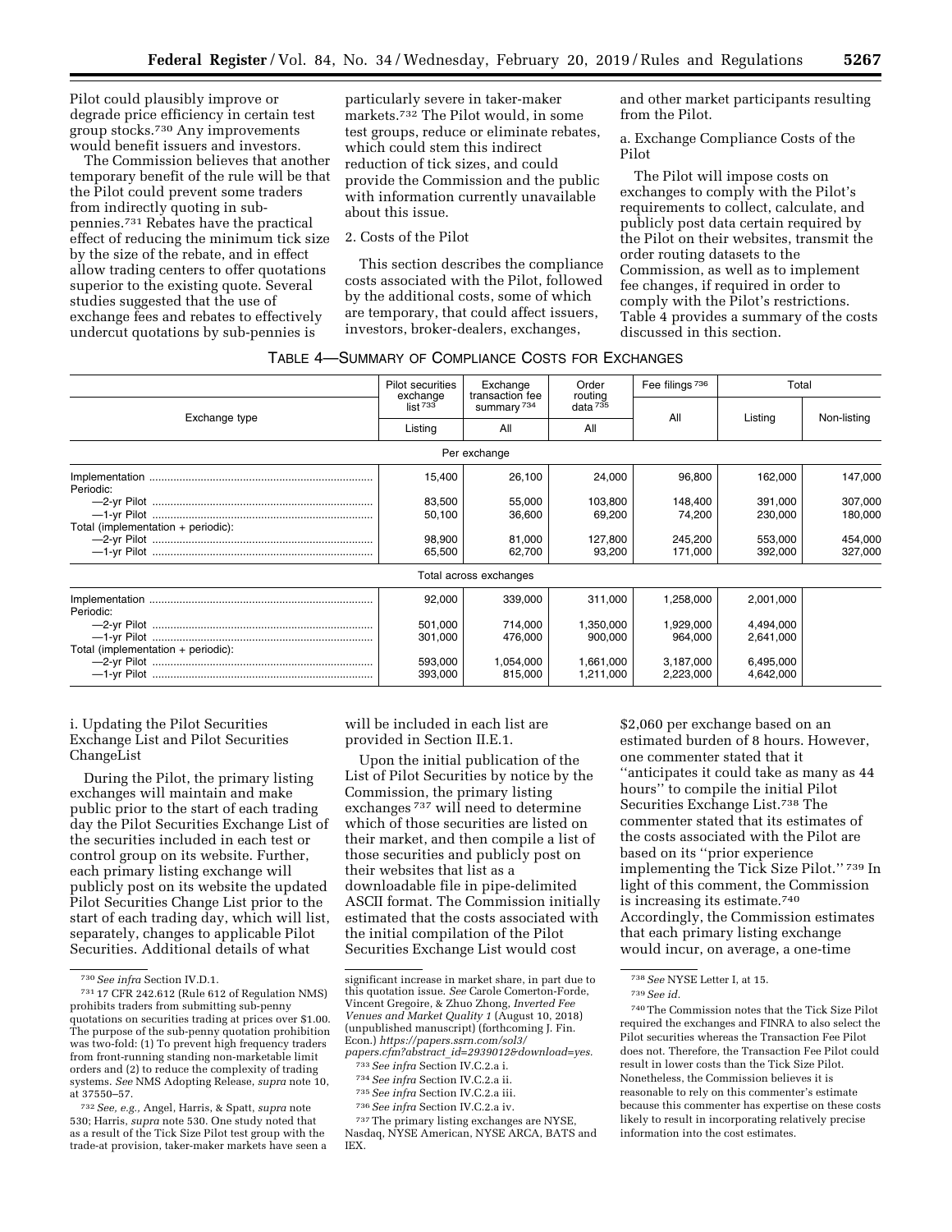Pilot could plausibly improve or degrade price efficiency in certain test group stocks.[730] Any improvements would benefit issuers and investors.

The Commission believes that another temporary benefit of the rule will be that the Pilot could prevent some traders from indirectly quoting in sub-pennies.[731] Rebates have the practical effect of reducing the minimum tick size by the size of the rebate, and in effect allow trading centers to offer quotations superior to the existing quote. Several studies suggested that the use of exchange fees and rebates to effectively undercut quotations by sub-pennies is particularly severe in taker-maker markets.[732] The Pilot would, in some test groups, reduce or eliminate rebates, which could stem this indirect reduction of tick sizes, and could provide the Commission and the public with information currently unavailable about this issue.

2. Costs of the Pilot

This section describes the compliance costs associated with the Pilot, followed by the additional costs, some of which are temporary, that could affect issuers, investors, broker-dealers, exchanges, and other market participants resulting from the Pilot.

a. Exchange Compliance Costs of the Pilot

The Pilot will impose costs on exchanges to comply with the Pilot's requirements to collect, calculate, and publicly post data certain required by the Pilot on their websites, transmit the order routing datasets to the Commission, as well as to implement fee changes, if required in order to comply with the Pilot's restrictions. Table 4 provides a summary of the costs discussed in this section.

TABLE 4—SUMMARY OF COMPLIANCE COSTS FOR EXCHANGES

| Exchange type | Pilot securities exchange list [733] | Exchange transaction fee summary [734] | Order routing data [735] | Fee filings [736] | Total | |
|---|---|---|---|---|---|---|
| | Listing | All | All | All | Listing | Non-listing |
| **Per exchange** | | | | | | |
| Implementation | 15,400 | 26,100 | 24,000 | 96,800 | 162,000 | 147,000 |
| Periodic: | | | | | | |
| —2-yr Pilot | 83,500 | 55,000 | 103,800 | 148,400 | 391,000 | 307,000 |
| —1-yr Pilot | 50,100 | 36,600 | 69,200 | 74,200 | 230,000 | 180,000 |
| Total (implementation + periodic): | | | | | | |
| —2-yr Pilot | 98,900 | 81,000 | 127,800 | 245,200 | 553,000 | 454,000 |
| —1-yr Pilot | 65,500 | 62,700 | 93,200 | 171,000 | 392,000 | 327,000 |
| **Total across exchanges** | | | | | | |
| Implementation | 92,000 | 339,000 | 311,000 | 1,258,000 | 2,001,000 | |
| Periodic: | | | | | | |
| —2-yr Pilot | 501,000 | 714,000 | 1,350,000 | 1,929,000 | 4,494,000 | |
| —1-yr Pilot | 301,000 | 476,000 | 900,000 | 964,000 | 2,641,000 | |
| Total (implementation + periodic): | | | | | | |
| —2-yr Pilot | 593,000 | 1,054,000 | 1,661,000 | 3,187,000 | 6,495,000 | |
| —1-yr Pilot | 393,000 | 815,000 | 1,211,000 | 2,223,000 | 4,642,000 | |

i. Updating the Pilot Securities Exchange List and Pilot Securities ChangeList

During the Pilot, the primary listing exchanges will maintain and make public prior to the start of each trading day the Pilot Securities Exchange List of the securities included in each test or control group on its website. Further, each primary listing exchange will publicly post on its website the updated Pilot Securities Change List prior to the start of each trading day, which will list, separately, changes to applicable Pilot Securities. Additional details of what will be included in each list are provided in Section II.E.1.

Upon the initial publication of the List of Pilot Securities by notice by the Commission, the primary listing exchanges [737] will need to determine which of those securities are listed on their market, and then compile a list of those securities and publicly post on their websites that list as a downloadable file in pipe-delimited ASCII format. The Commission initially estimated that the costs associated with the initial compilation of the Pilot Securities Exchange List would cost $2,060 per exchange based on an estimated burden of 8 hours. However, one commenter stated that it "anticipates it could take as many as 44 hours" to compile the initial Pilot Securities Exchange List.[738] The commenter stated that its estimates of the costs associated with the Pilot are based on its "prior experience implementing the Tick Size Pilot." [739] In light of this comment, the Commission is increasing its estimate.[740] Accordingly, the Commission estimates that each primary listing exchange would incur, on average, a one-time

---

[730] *See infra* Section IV.D.1.

[731] 17 CFR 242.612 (Rule 612 of Regulation NMS) prohibits traders from submitting sub-penny quotations on securities trading at prices over $1.00. The purpose of the sub-penny quotation prohibition was two-fold: (1) To prevent high frequency traders from front-running standing non-marketable limit orders and (2) to reduce the complexity of trading systems. *See* NMS Adopting Release, *supra* note 10, at 37550–57.

[732] *See, e.g.,* Angel, Harris, & Spatt, *supra* note 530; Harris, *supra* note 530. One study noted that as a result of the Tick Size Pilot test group with the trade-at provision, taker-maker markets have seen a significant increase in market share, in part due to this quotation issue. *See* Carole Comerton-Forde, Vincent Gregoire, & Zhuo Zhong, *Inverted Fee Venues and Market Quality 1* (August 10, 2018) (unpublished manuscript) (forthcoming J. Fin. Econ.) *https://papers.ssrn.com/sol3/papers.cfm?abstract_id=2939012&download=yes.*

[733] *See infra* Section IV.C.2.a i.

[734] *See infra* Section IV.C.2.a ii.

[735] *See infra* Section IV.C.2.a iii.

[736] *See infra* Section IV.C.2.a iv.

[737] The primary listing exchanges are NYSE, Nasdaq, NYSE American, NYSE ARCA, BATS and IEX.

[738] *See* NYSE Letter I, at 15.

[739] *See id.*

[740] The Commission notes that the Tick Size Pilot required the exchanges and FINRA to also select the Pilot securities whereas the Transaction Fee Pilot does not. Therefore, the Transaction Fee Pilot could result in lower costs than the Tick Size Pilot. Nonetheless, the Commission believes it is reasonable to rely on this commenter's estimate because this commenter has expertise on these costs likely to result in incorporating relatively precise information into the cost estimates.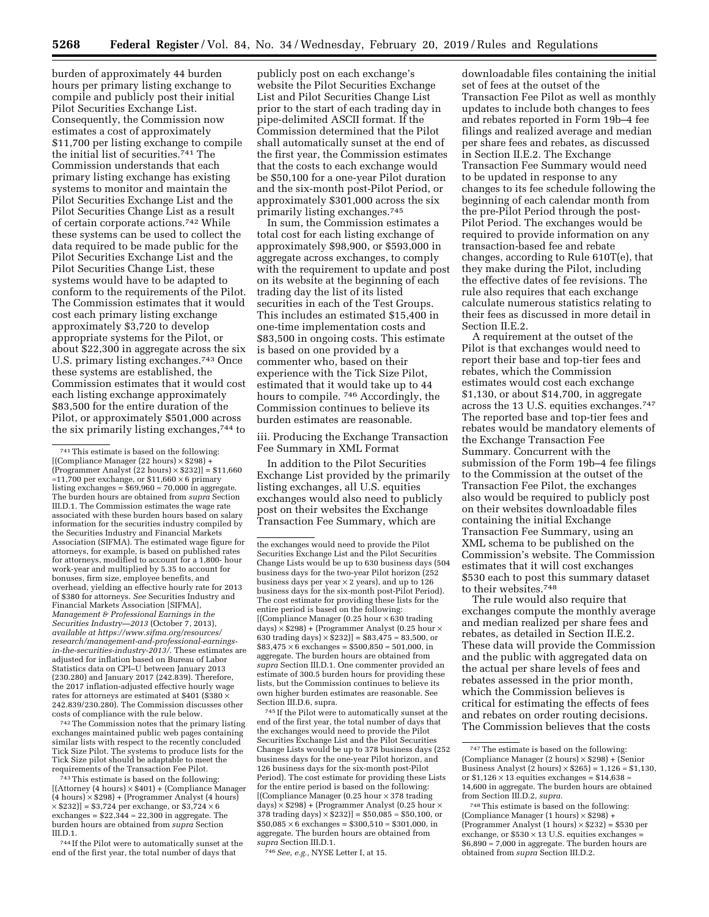burden of approximately 44 burden hours per primary listing exchange to compile and publicly post their initial Pilot Securities Exchange List. Consequently, the Commission now estimates a cost of approximately $11,700 per listing exchange to compile the initial list of securities.[741] The Commission understands that each primary listing exchange has existing systems to monitor and maintain the Pilot Securities Exchange List and the Pilot Securities Change List as a result of certain corporate actions.[742] While these systems can be used to collect the data required to be made public for the Pilot Securities Exchange List and the Pilot Securities Change List, these systems would have to be adapted to conform to the requirements of the Pilot. The Commission estimates that it would cost each primary listing exchange approximately $3,720 to develop appropriate systems for the Pilot, or about $22,300 in aggregate across the six U.S. primary listing exchanges.[743] Once these systems are established, the Commission estimates that it would cost each listing exchange approximately $83,500 for the entire duration of the Pilot, or approximately $501,000 across the six primarily listing exchanges,[744] to publicly post on each exchange's website the Pilot Securities Exchange List and Pilot Securities Change List prior to the start of each trading day in pipe-delimited ASCII format. If the Commission determined that the Pilot shall automatically sunset at the end of the first year, the Commission estimates that the costs to each exchange would be $50,100 for a one-year Pilot duration and the six-month post-Pilot Period, or approximately $301,000 across the six primarily listing exchanges.[745]

In sum, the Commission estimates a total cost for each listing exchange of approximately $98,900, or $593,000 in aggregate across exchanges, to comply with the requirement to update and post on its website at the beginning of each trading day the list of its listed securities in each of the Test Groups. This includes an estimated $15,400 in one-time implementation costs and $83,500 in ongoing costs. This estimate is based on one provided by a commenter who, based on their experience with the Tick Size Pilot, estimated that it would take up to 44 hours to compile.[746] Accordingly, the Commission continues to believe its burden estimates are reasonable.

### iii. Producing the Exchange Transaction Fee Summary in XML Format

In addition to the Pilot Securities Exchange List provided by the primarily listing exchanges, all U.S. equities exchanges would also need to publicly post on their websites the Exchange Transaction Fee Summary, which are downloadable files containing the initial set of fees at the outset of the Transaction Fee Pilot as well as monthly updates to include both changes to fees and rebates reported in Form 19b–4 fee filings and realized average and median per share fees and rebates, as discussed in Section II.E.2. The Exchange Transaction Fee Summary would need to be updated in response to any changes to its fee schedule following the beginning of each calendar month from the pre-Pilot Period through the post-Pilot Period. The exchanges would be required to provide information on any transaction-based fee and rebate changes, according to Rule 610T(e), that they make during the Pilot, including the effective dates of fee revisions. The rule also requires that each exchange calculate numerous statistics relating to their fees as discussed in more detail in Section II.E.2.

A requirement at the outset of the Pilot is that exchanges would need to report their base and top-tier fees and rebates, which the Commission estimates would cost each exchange $1,130, or about $14,700, in aggregate across the 13 U.S. equities exchanges.[747] The reported base and top-tier fees and rebates would be mandatory elements of the Exchange Transaction Fee Summary. Concurrent with the submission of the Form 19b–4 fee filings to the Commission at the outset of the Transaction Fee Pilot, the exchanges also would be required to publicly post on their websites downloadable files containing the initial Exchange Transaction Fee Summary, using an XML schema to be published on the Commission's website. The Commission estimates that it will cost exchanges $530 each to post this summary dataset to their websites.[748]

The rule would also require that exchanges compute the monthly average and median realized per share fees and rebates, as detailed in Section II.E.2. These data will provide the Commission and the public with aggregated data on the actual per share levels of fees and rebates assessed in the prior month, which the Commission believes is critical for estimating the effects of fees and rebates on order routing decisions. The Commission believes that the costs

---

[741] This estimate is based on the following: [(Compliance Manager (22 hours) × $298) + (Programmer Analyst (22 hours) × $232)] = $11,660 =11,700 per exchange, or $11,660 × 6 primary listing exchanges = $69,960 = 70,000 in aggregate. The burden hours are obtained from *supra* Section III.D.1. The Commission estimates the wage rate associated with these burden hours based on salary information for the securities industry compiled by the Securities Industry and Financial Markets Association (SIFMA). The estimated wage figure for attorneys, for example, is based on published rates for attorneys, modified to account for a 1,800- hour work-year and multiplied by 5.35 to account for bonuses, firm size, employee benefits, and overhead, yielding an effective hourly rate for 2013 of $380 for attorneys. *See* Securities Industry and Financial Markets Association [SIFMA], *Management & Professional Earnings in the Securities Industry—2013* (October 7, 2013), *available at https://www.sifma.org/resources/research/management-and-professional-earnings-in-the-securities-industry-2013/*. These estimates are adjusted for inflation based on Bureau of Labor Statistics data on CPI–U between January 2013 (230.280) and January 2017 (242.839). Therefore, the 2017 inflation-adjusted effective hourly wage rates for attorneys are estimated at $401 ($380 × 242.839/230.280). The Commission discusses other costs of compliance with the rule below.

[742] The Commission notes that the primary listing exchanges maintained public web pages containing similar lists with respect to the recently concluded Tick Size Pilot. The systems to produce lists for the Tick Size pilot should be adaptable to meet the requirements of the Transaction Fee Pilot.

[743] This estimate is based on the following: [(Attorney (4 hours) × $401) + (Compliance Manager (4 hours) × $298) + (Programmer Analyst (4 hours) × $232)] = $3,724 per exchange, or $3,724 × 6 exchanges = $22,344 = 22,300 in aggregate. The burden hours are obtained from *supra* Section III.D.1.

[744] If the Pilot were to automatically sunset at the end of the first year, the total number of days that the exchanges would need to provide the Pilot Securities Exchange List and the Pilot Securities Change Lists would be up to 630 business days (504 business days for the two-year Pilot horizon (252 business days per year × 2 years), and up to 126 business days for the six-month post-Pilot Period). The cost estimate for providing these lists for the entire period is based on the following: [(Compliance Manager (0.25 hour × 630 trading days) × $298) + (Programmer Analyst (0.25 hour × 630 trading days) × $232)] = $83,475 = 83,500, or $83,475 × 6 exchanges = $500,850 = 501,000, in aggregate. The burden hours are obtained from *supra* Section III.D.1. One commenter provided an estimate of 300.5 burden hours for providing these lists, but the Commission continues to believe its own higher burden estimates are reasonable. See Section III.D.6, supra.

[745] If the Pilot were to automatically sunset at the end of the first year, the total number of days that the exchanges would need to provide the Pilot Securities Exchange List and the Pilot Securities Change Lists would be up to 378 business days (252 business days for the one-year Pilot horizon, and 126 business days for the six-month post-Pilot Period). The cost estimate for providing these Lists for the entire period is based on the following: [(Compliance Manager (0.25 hour × 378 trading days) × $298) + (Programmer Analyst (0.25 hour × 378 trading days) × $232)] = $50,085 = $50,100, or $50,085 × 6 exchanges = $300,510 = $301,000, in aggregate. The burden hours are obtained from *supra* Section III.D.1.

[746] *See, e.g.,* NYSE Letter I, at 15.

[747] The estimate is based on the following: (Compliance Manager (2 hours) × $298) + (Senior Business Analyst (2 hours) × $265) = 1,126 = $1,130, or $1,126 × 13 equities exchanges = $14,638 = 14,600 in aggregate. The burden hours are obtained from Section III.D.2, *supra*.

[748] This estimate is based on the following: (Compliance Manager (1 hours) × $298) + (Programmer Analyst (1 hours) × $232) = $530 per exchange, or $530 × 13 U.S. equities exchanges = $6,890 = 7,000 in aggregate. The burden hours are obtained from *supra* Section III.D.2.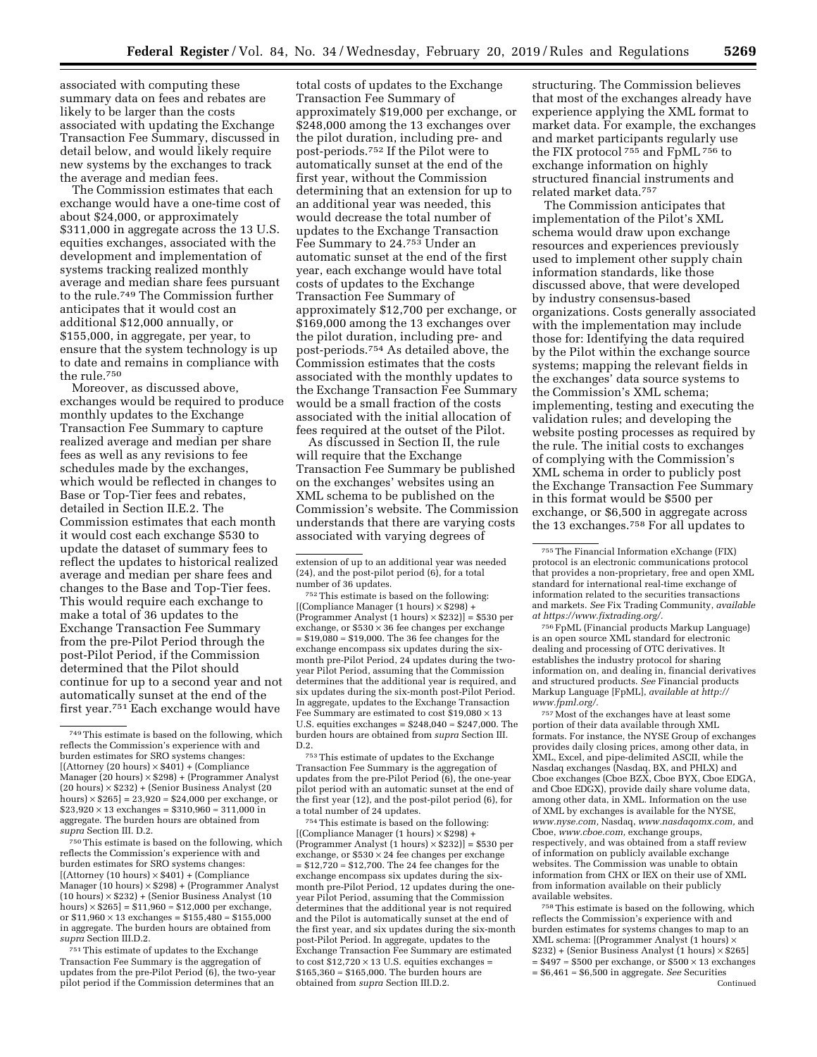associated with computing these summary data on fees and rebates are likely to be larger than the costs associated with updating the Exchange Transaction Fee Summary, discussed in detail below, and would likely require new systems by the exchanges to track the average and median fees.

The Commission estimates that each exchange would have a one-time cost of about $24,000, or approximately $311,000 in aggregate across the 13 U.S. equities exchanges, associated with the development and implementation of systems tracking realized monthly average and median share fees pursuant to the rule.[749] The Commission further anticipates that it would cost an additional $12,000 annually, or $155,000, in aggregate, per year, to ensure that the system technology is up to date and remains in compliance with the rule.[750]

Moreover, as discussed above, exchanges would be required to produce monthly updates to the Exchange Transaction Fee Summary to capture realized average and median per share fees as well as any revisions to fee schedules made by the exchanges, which would be reflected in changes to Base or Top-Tier fees and rebates, detailed in Section II.E.2. The Commission estimates that each month it would cost each exchange $530 to update the dataset of summary fees to reflect the updates to historical realized average and median per share fees and changes to the Base and Top-Tier fees. This would require each exchange to make a total of 36 updates to the Exchange Transaction Fee Summary from the pre-Pilot Period through the post-Pilot Period, if the Commission determined that the Pilot should continue for up to a second year and not automatically sunset at the end of the first year.[751] Each exchange would have total costs of updates to the Exchange Transaction Fee Summary of approximately $19,000 per exchange, or $248,000 among the 13 exchanges over the pilot duration, including pre- and post-periods.[752] If the Pilot were to automatically sunset at the end of the first year, without the Commission determining that an extension for up to an additional year was needed, this would decrease the total number of updates to the Exchange Transaction Fee Summary to 24.[753] Under an automatic sunset at the end of the first year, each exchange would have total costs of updates to the Exchange Transaction Fee Summary of approximately $12,700 per exchange, or $169,000 among the 13 exchanges over the pilot duration, including pre- and post-periods.[754] As detailed above, the Commission estimates that the costs associated with the monthly updates to the Exchange Transaction Fee Summary would be a small fraction of the costs associated with the initial allocation of fees required at the outset of the Pilot.

As discussed in Section II, the rule will require that the Exchange Transaction Fee Summary be published on the exchanges' websites using an XML schema to be published on the Commission's website. The Commission understands that there are varying costs associated with varying degrees of structuring. The Commission believes that most of the exchanges already have experience applying the XML format to market data. For example, the exchanges and market participants regularly use the FIX protocol[755] and FpML[756] to exchange information on highly structured financial instruments and related market data.[757]

The Commission anticipates that implementation of the Pilot's XML schema would draw upon exchange resources and experiences previously used to implement other supply chain information standards, like those discussed above, that were developed by industry consensus-based organizations. Costs generally associated with the implementation may include those for: Identifying the data required by the Pilot within the exchange source systems; mapping the relevant fields in the exchanges' data source systems to the Commission's XML schema; implementing, testing and executing the validation rules; and developing the website posting processes as required by the rule. The initial costs to exchanges of complying with the Commission's XML schema in order to publicly post the Exchange Transaction Fee Summary in this format would be $500 per exchange, or $6,500 in aggregate across the 13 exchanges.[758] For all updates to

---

[749] This estimate is based on the following, which reflects the Commission's experience with and burden estimates for SRO systems changes: [(Attorney (20 hours) × $401) + (Compliance Manager (20 hours) × $298) + (Programmer Analyst (20 hours) × $232) + (Senior Business Analyst (20 hours) × $265] = 23,920 = $24,000 per exchange, or $23,920 × 13 exchanges = $310,960 = 311,000 in aggregate. The burden hours are obtained from *supra* Section III. D.2.

[750] This estimate is based on the following, which reflects the Commission's experience with and burden estimates for SRO systems changes: [(Attorney (10 hours) × $401) + (Compliance Manager (10 hours) × $298) + (Programmer Analyst (10 hours) × $232) + (Senior Business Analyst (10 hours) × $265] = $11,960 = $12,000 per exchange, or $11,960 × 13 exchanges = $155,480 = $155,000 in aggregate. The burden hours are obtained from *supra* Section III.D.2.

[751] This estimate of updates to the Exchange Transaction Fee Summary is the aggregation of updates from the pre-Pilot Period (6), the two-year pilot period if the Commission determines that an extension of up to an additional year was needed (24), and the post-pilot period (6), for a total number of 36 updates.

[752] This estimate is based on the following: [(Compliance Manager (1 hours) × $298) + (Programmer Analyst (1 hours) × $232)] = $530 per exchange, or $530 × 36 fee changes per exchange = $19,080 = $19,000. The 36 fee changes for the exchange encompass six updates during the six-month pre-Pilot Period, 24 updates during the two-year Pilot Period, assuming that the Commission determines that the additional year is required, and six updates during the six-month post-Pilot Period. In aggregate, updates to the Exchange Transaction Fee Summary are estimated to cost $19,080 × 13 U.S. equities exchanges = $248,040 = $247,000. The burden hours are obtained from *supra* Section III. D.2.

[753] This estimate of updates to the Exchange Transaction Fee Summary is the aggregation of updates from the pre-Pilot Period (6), the one-year pilot period with an automatic sunset at the end of the first year (12), and the post-pilot period (6), for a total number of 24 updates.

[754] This estimate is based on the following: [(Compliance Manager (1 hours) × $298) + (Programmer Analyst (1 hours) × $232)] = $530 per exchange, or $530 × 24 fee changes per exchange = $12,720 = $12,700. The 24 fee changes for the exchange encompass six updates during the six-month pre-Pilot Period, 12 updates during the one-year Pilot Period, assuming that the Commission determines that the additional year is not required and the Pilot is automatically sunset at the end of the first year, and six updates during the six-month post-Pilot Period. In aggregate, updates to the Exchange Transaction Fee Summary are estimated to cost $12,720 × 13 U.S. equities exchanges = $165,360 = $165,000. The burden hours are obtained from *supra* Section III.D.2.

[755] The Financial Information eXchange (FIX) protocol is an electronic communications protocol that provides a non-proprietary, free and open XML standard for international real-time exchange of information related to the securities transactions and markets. *See* Fix Trading Community, *available at https://www.fixtrading.org/*.

[756] FpML (Financial products Markup Language) is an open source XML standard for electronic dealing and processing of OTC derivatives. It establishes the industry protocol for sharing information on, and dealing in, financial derivatives and structured products. *See* Financial products Markup Language [FpML], *available at http://www.fpml.org/*.

[757] Most of the exchanges have at least some portion of their data available through XML formats. For instance, the NYSE Group of exchanges provides daily closing prices, among other data, in XML, Excel, and pipe-delimited ASCII, while the Nasdaq exchanges (Nasdaq, BX, and PHLX) and Cboe exchanges (Cboe BZX, Cboe BYX, Cboe EDGA, and Cboe EDGX), provide daily share volume data, among other data, in XML. Information on the use of XML by exchanges is available for the NYSE, *www.nyse.com,* Nasdaq, *www.nasdaqomx.com,* and Cboe, *www.cboe.com,* exchange groups, respectively, and was obtained from a staff review of information on publicly available exchange websites. The Commission was unable to obtain information from CHX or IEX on their use of XML from information available on their publicly available websites.

[758] This estimate is based on the following, which reflects the Commission's experience with and burden estimates for systems changes to map to an XML schema: [(Programmer Analyst (1 hours) × $232) + (Senior Business Analyst (1 hours) × $265] = $497 = $500 per exchange, or $500 × 13 exchanges = $6,461 = $6,500 in aggregate. *See* Securities

Continued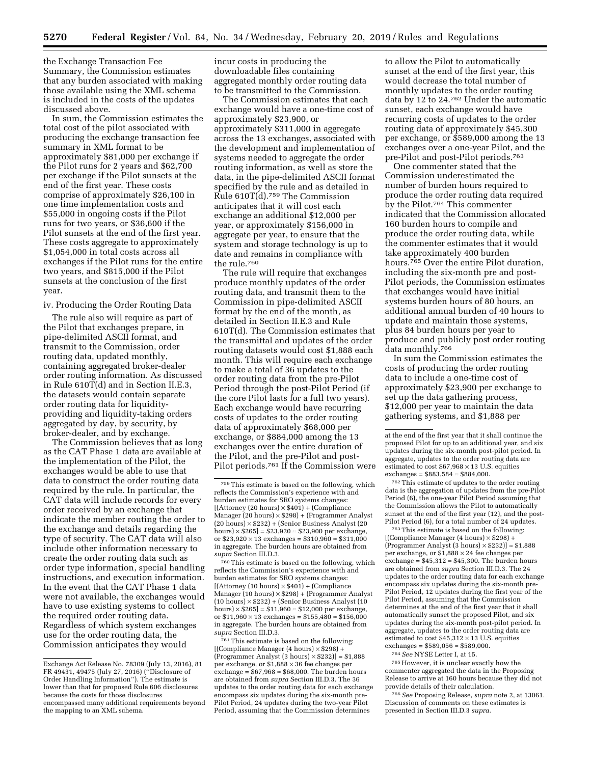the Exchange Transaction Fee Summary, the Commission estimates that any burden associated with making those available using the XML schema is included in the costs of the updates discussed above.

In sum, the Commission estimates the total cost of the pilot associated with producing the exchange transaction fee summary in XML format to be approximately $81,000 per exchange if the Pilot runs for 2 years and $62,700 per exchange if the Pilot sunsets at the end of the first year. These costs comprise of approximately $26,100 in one time implementation costs and $55,000 in ongoing costs if the Pilot runs for two years, or $36,600 if the Pilot sunsets at the end of the first year. These costs aggregate to approximately $1,054,000 in total costs across all exchanges if the Pilot runs for the entire two years, and $815,000 if the Pilot sunsets at the conclusion of the first year.

iv. Producing the Order Routing Data

The rule also will require as part of the Pilot that exchanges prepare, in pipe-delimited ASCII format, and transmit to the Commission, order routing data, updated monthly, containing aggregated broker-dealer order routing information. As discussed in Rule 610T(d) and in Section II.E.3, the datasets would contain separate order routing data for liquidity-providing and liquidity-taking orders aggregated by day, by security, by broker-dealer, and by exchange.

The Commission believes that as long as the CAT Phase 1 data are available at the implementation of the Pilot, the exchanges would be able to use that data to construct the order routing data required by the rule. In particular, the CAT data will include records for every order received by an exchange that indicate the member routing the order to the exchange and details regarding the type of security. The CAT data will also include other information necessary to create the order routing data such as order type information, special handling instructions, and execution information. In the event that the CAT Phase 1 data were not available, the exchanges would have to use existing systems to collect the required order routing data. Regardless of which system exchanges use for the order routing data, the Commission anticipates they would incur costs in producing the downloadable files containing aggregated monthly order routing data to be transmitted to the Commission.

The Commission estimates that each exchange would have a one-time cost of approximately $23,900, or approximately $311,000 in aggregate across the 13 exchanges, associated with the development and implementation of systems needed to aggregate the order routing information, as well as store the data, in the pipe-delimited ASCII format specified by the rule and as detailed in Rule 610T(d).[759] The Commission anticipates that it will cost each exchange an additional $12,000 per year, or approximately $156,000 in aggregate per year, to ensure that the system and storage technology is up to date and remains in compliance with the rule.[760]

The rule will require that exchanges produce monthly updates of the order routing data, and transmit them to the Commission in pipe-delimited ASCII format by the end of the month, as detailed in Section II.E.3 and Rule 610T(d). The Commission estimates that the transmittal and updates of the order routing datasets would cost $1,888 each month. This will require each exchange to make a total of 36 updates to the order routing data from the pre-Pilot Period through the post-Pilot Period (if the core Pilot lasts for a full two years). Each exchange would have recurring costs of updates to the order routing data of approximately $68,000 per exchange, or $884,000 among the 13 exchanges over the entire duration of the Pilot, and the pre-Pilot and post-Pilot periods.[761] If the Commission were to allow the Pilot to automatically sunset at the end of the first year, this would decrease the total number of monthly updates to the order routing data by 12 to 24.[762] Under the automatic sunset, each exchange would have recurring costs of updates to the order routing data of approximately $45,300 per exchange, or $589,000 among the 13 exchanges over a one-year Pilot, and the pre-Pilot and post-Pilot periods.[763]

One commenter stated that the Commission underestimated the number of burden hours required to produce the order routing data required by the Pilot.[764] This commenter indicated that the Commission allocated 160 burden hours to compile and produce the order routing data, while the commenter estimates that it would take approximately 400 burden hours.[765] Over the entire Pilot duration, including the six-month pre and post-Pilot periods, the Commission estimates that exchanges would have initial systems burden hours of 80 hours, an additional annual burden of 40 hours to update and maintain those systems, plus 84 burden hours per year to produce and publicly post order routing data monthly.[766]

In sum the Commission estimates the costs of producing the order routing data to include a one-time cost of approximately $23,900 per exchange to set up the data gathering process, $12,000 per year to maintain the data gathering systems, and $1,888 per

---

Exchange Act Release No. 78309 (July 13, 2016), 81 FR 49431, 49475 (July 27, 2016) ("Disclosure of Order Handling Information"). The estimate is lower than that for proposed Rule 606 disclosures because the costs for those disclosures encompassed many additional requirements beyond the mapping to an XML schema.

[759] This estimate is based on the following, which reflects the Commission's experience with and burden estimates for SRO systems changes: [(Attorney (20 hours) × $401) + (Compliance Manager (20 hours) × $298) + (Programmer Analyst (20 hours) × $232) + (Senior Business Analyst (20 hours) × $265] = $23,920 = $23,900 per exchange, or $23,920 × 13 exchanges = $310,960 = $311,000 in aggregate. The burden hours are obtained from *supra* Section III.D.3.

[760] This estimate is based on the following, which reflects the Commission's experience with and burden estimates for SRO systems changes: [(Attorney (10 hours) × $401) + (Compliance Manager (10 hours) × $298) + (Programmer Analyst (10 hours) × $232) + (Senior Business Analyst (10 hours) × $265] = $11,960 = $12,000 per exchange, or $11,960 × 13 exchanges = $155,480 = $156,000 in aggregate. The burden hours are obtained from *supra* Section III.D.3.

[761] This estimate is based on the following: [(Compliance Manager (4 hours) × $298) + (Programmer Analyst (3 hours) × $232)] = $1,888 per exchange, or $1,888 × 36 fee changes per exchange = $67,968 = $68,000. The burden hours are obtained from *supra* Section III.D.3. The 36 updates to the order routing data for each exchange encompass six updates during the six-month pre-Pilot Period, 24 updates during the two-year Pilot Period, assuming that the Commission determines at the end of the first year that it shall continue the proposed Pilot for up to an additional year, and six updates during the six-month post-pilot period. In aggregate, updates to the order routing data are estimated to cost $67,968 × 13 U.S. equities exchanges = $883,584 = $884,000.

[762] This estimate of updates to the order routing data is the aggregation of updates from the pre-Pilot Period (6), the one-year Pilot Period assuming that the Commission allows the Pilot to automatically sunset at the end of the first year (12), and the post-Pilot Period (6), for a total number of 24 updates.

[763] This estimate is based on the following: [(Compliance Manager (4 hours) × $298) + (Programmer Analyst (3 hours) × $232)] = $1,888 per exchange, or $1,888 × 24 fee changes per exchange = $45,312 = $45,300. The burden hours are obtained from *supra* Section III.D.3. The 24 updates to the order routing data for each exchange encompass six updates during the six-month pre-Pilot Period, 12 updates during the first year of the Pilot Period, assuming that the Commission determines at the end of the first year that it shall automatically sunset the proposed Pilot, and six updates during the six-month post-pilot period. In aggregate, updates to the order routing data are estimated to cost $45,312 × 13 U.S. equities exchanges = $589,056 = $589,000.

[764] *See* NYSE Letter I, at 15.

[765] However, it is unclear exactly how the commenter aggregated the data in the Proposing Release to arrive at 160 hours because they did not provide details of their calculation.

[766] *See* Proposing Release, *supra* note 2, at 13061. Discussion of comments on these estimates is presented in Section III.D.3 *supra*.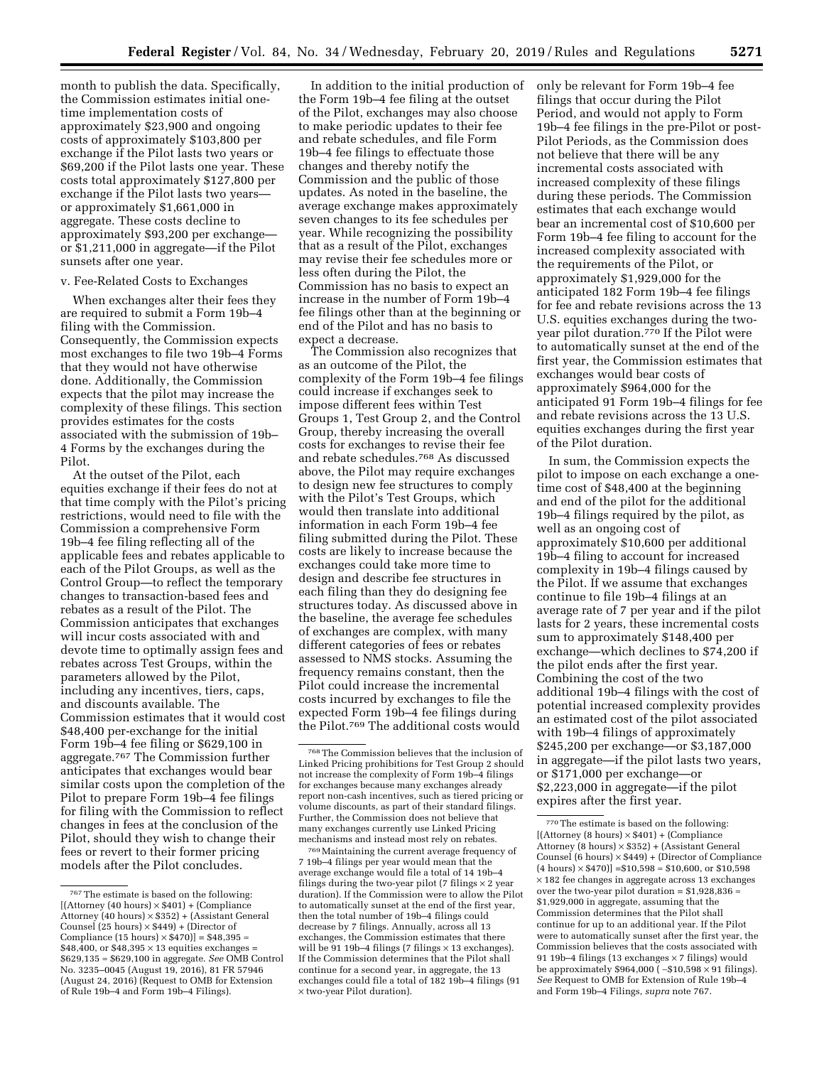month to publish the data. Specifically, the Commission estimates initial one-time implementation costs of approximately $23,900 and ongoing costs of approximately $103,800 per exchange if the Pilot lasts two years or $69,200 if the Pilot lasts one year. These costs total approximately $127,800 per exchange if the Pilot lasts two years—or approximately $1,661,000 in aggregate. These costs decline to approximately $93,200 per exchange—or $1,211,000 in aggregate—if the Pilot sunsets after one year.

v. Fee-Related Costs to Exchanges

When exchanges alter their fees they are required to submit a Form 19b–4 filing with the Commission. Consequently, the Commission expects most exchanges to file two 19b–4 Forms that they would not have otherwise done. Additionally, the Commission expects that the pilot may increase the complexity of these filings. This section provides estimates for the costs associated with the submission of 19b–4 Forms by the exchanges during the Pilot.

At the outset of the Pilot, each equities exchange if their fees do not at that time comply with the Pilot's pricing restrictions, would need to file with the Commission a comprehensive Form 19b–4 fee filing reflecting all of the applicable fees and rebates applicable to each of the Pilot Groups, as well as the Control Group—to reflect the temporary changes to transaction-based fees and rebates as a result of the Pilot. The Commission anticipates that exchanges will incur costs associated with and devote time to optimally assign fees and rebates across Test Groups, within the parameters allowed by the Pilot, including any incentives, tiers, caps, and discounts available. The Commission estimates that it would cost $48,400 per-exchange for the initial Form 19b–4 fee filing or $629,100 in aggregate.[767] The Commission further anticipates that exchanges would bear similar costs upon the completion of the Pilot to prepare Form 19b–4 fee filings for filing with the Commission to reflect changes in fees at the conclusion of the Pilot, should they wish to change their fees or revert to their former pricing models after the Pilot concludes.

In addition to the initial production of the Form 19b–4 fee filing at the outset of the Pilot, exchanges may also choose to make periodic updates to their fee and rebate schedules, and file Form 19b–4 fee filings to effectuate those changes and thereby notify the Commission and the public of those updates. As noted in the baseline, the average exchange makes approximately seven changes to its fee schedules per year. While recognizing the possibility that as a result of the Pilot, exchanges may revise their fee schedules more or less often during the Pilot, the Commission has no basis to expect an increase in the number of Form 19b–4 fee filings other than at the beginning or end of the Pilot and has no basis to expect a decrease.

The Commission also recognizes that as an outcome of the Pilot, the complexity of the Form 19b–4 fee filings could increase if exchanges seek to impose different fees within Test Groups 1, Test Group 2, and the Control Group, thereby increasing the overall costs for exchanges to revise their fee and rebate schedules.[768] As discussed above, the Pilot may require exchanges to design new fee structures to comply with the Pilot's Test Groups, which would then translate into additional information in each Form 19b–4 fee filing submitted during the Pilot. These costs are likely to increase because the exchanges could take more time to design and describe fee structures in each filing than they do designing fee structures today. As discussed above in the baseline, the average fee schedules of exchanges are complex, with many different categories of fees or rebates assessed to NMS stocks. Assuming the frequency remains constant, then the Pilot could increase the incremental costs incurred by exchanges to file the expected Form 19b–4 fee filings during the Pilot.[769] The additional costs would only be relevant for Form 19b–4 fee filings that occur during the Pilot Period, and would not apply to Form 19b–4 fee filings in the pre-Pilot or post-Pilot Periods, as the Commission does not believe that there will be any incremental costs associated with increased complexity of these filings during these periods. The Commission estimates that each exchange would bear an incremental cost of $10,600 per Form 19b–4 fee filing to account for the increased complexity associated with the requirements of the Pilot, or approximately $1,929,000 for the anticipated 182 Form 19b–4 fee filings for fee and rebate revisions across the 13 U.S. equities exchanges during the two-year pilot duration.[770] If the Pilot were to automatically sunset at the end of the first year, the Commission estimates that exchanges would bear costs of approximately $964,000 for the anticipated 91 Form 19b–4 filings for fee and rebate revisions across the 13 U.S. equities exchanges during the first year of the Pilot duration.

In sum, the Commission expects the pilot to impose on each exchange a one-time cost of $48,400 at the beginning and end of the pilot for the additional 19b–4 filings required by the pilot, as well as an ongoing cost of approximately $10,600 per additional 19b–4 filing to account for increased complexity in 19b–4 filings caused by the Pilot. If we assume that exchanges continue to file 19b–4 filings at an average rate of 7 per year and if the pilot lasts for 2 years, these incremental costs sum to approximately $148,400 per exchange—which declines to $74,200 if the pilot ends after the first year. Combining the cost of the two additional 19b–4 filings with the cost of potential increased complexity provides an estimated cost of the pilot associated with 19b–4 filings of approximately $245,200 per exchange—or $3,187,000 in aggregate—if the pilot lasts two years, or $171,000 per exchange—or $2,223,000 in aggregate—if the pilot expires after the first year.

---

[767] The estimate is based on the following: [(Attorney (40 hours) × $401) + (Compliance Attorney (40 hours) × $352) + (Assistant General Counsel (25 hours) × $449) + (Director of Compliance (15 hours) × $470)] = $48,395 = $48,400, or $48,395 × 13 equities exchanges = $629,135 = $629,100 in aggregate. *See* OMB Control No. 3235–0045 (August 19, 2016), 81 FR 57946 (August 24, 2016) (Request to OMB for Extension of Rule 19b–4 and Form 19b–4 Filings).

[768] The Commission believes that the inclusion of Linked Pricing prohibitions for Test Group 2 should not increase the complexity of Form 19b–4 filings for exchanges because many exchanges already report non-cash incentives, such as tiered pricing or volume discounts, as part of their standard filings. Further, the Commission does not believe that many exchanges currently use Linked Pricing mechanisms and instead most rely on rebates.

[769] Maintaining the current average frequency of 7 19b–4 filings per year would mean that the average exchange would file a total of 14 19b–4 filings during the two-year pilot (7 filings × 2 year duration). If the Commission were to allow the Pilot to automatically sunset at the end of the first year, then the total number of 19b–4 filings could decrease by 7 filings. Annually, across all 13 exchanges, the Commission estimates that there will be 91 19b–4 filings (7 filings × 13 exchanges). If the Commission determines that the Pilot shall continue for a second year, in aggregate, the 13 exchanges could file a total of 182 19b–4 filings (91 × two-year Pilot duration).

[770] The estimate is based on the following: [(Attorney (8 hours) × $401) + (Compliance Attorney (8 hours) × $352) + (Assistant General Counsel (6 hours) × $449) + (Director of Compliance (4 hours) × $470)] =$10,598 = $10,600, or $10,598 × 182 fee changes in aggregate across 13 exchanges over the two-year pilot duration = $1,928,836 = $1,929,000 in aggregate, assuming that the Commission determines that the Pilot shall continue for up to an additional year. If the Pilot were to automatically sunset after the first year, the Commission believes that the costs associated with 91 19b–4 filings (13 exchanges × 7 filings) would be approximately $964,000 ( ~$10,598 × 91 filings). *See* Request to OMB for Extension of Rule 19b–4 and Form 19b–4 Filings, *supra* note 767.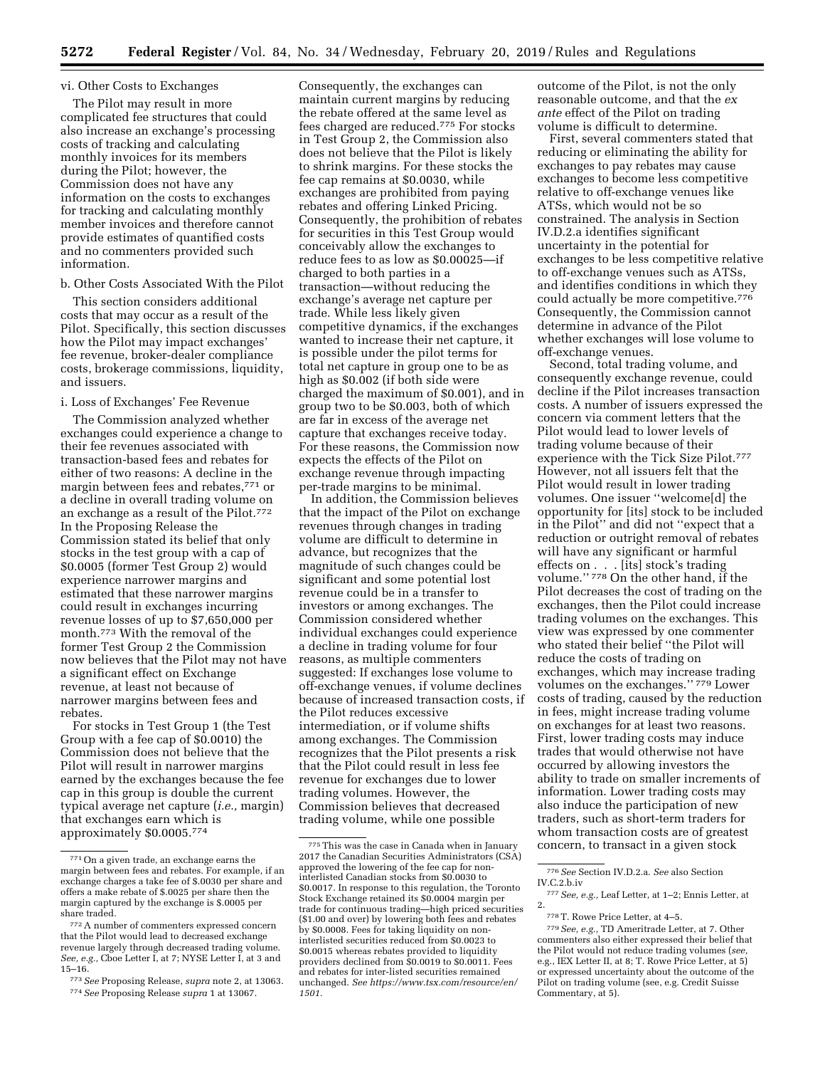vi. Other Costs to Exchanges

The Pilot may result in more complicated fee structures that could also increase an exchange's processing costs of tracking and calculating monthly invoices for its members during the Pilot; however, the Commission does not have any information on the costs to exchanges for tracking and calculating monthly member invoices and therefore cannot provide estimates of quantified costs and no commenters provided such information.

b. Other Costs Associated With the Pilot

This section considers additional costs that may occur as a result of the Pilot. Specifically, this section discusses how the Pilot may impact exchanges' fee revenue, broker-dealer compliance costs, brokerage commissions, liquidity, and issuers.

i. Loss of Exchanges' Fee Revenue

The Commission analyzed whether exchanges could experience a change to their fee revenues associated with transaction-based fees and rebates for either of two reasons: A decline in the margin between fees and rebates,[771] or a decline in overall trading volume on an exchange as a result of the Pilot.[772] In the Proposing Release the Commission stated its belief that only stocks in the test group with a cap of $0.0005 (former Test Group 2) would experience narrower margins and estimated that these narrower margins could result in exchanges incurring revenue losses of up to $7,650,000 per month.[773] With the removal of the former Test Group 2 the Commission now believes that the Pilot may not have a significant effect on Exchange revenue, at least not because of narrower margins between fees and rebates.

For stocks in Test Group 1 (the Test Group with a fee cap of $0.0010) the Commission does not believe that the Pilot will result in narrower margins earned by the exchanges because the fee cap in this group is double the current typical average net capture (*i.e.,* margin) that exchanges earn which is approximately $0.0005.[774] Consequently, the exchanges can maintain current margins by reducing the rebate offered at the same level as fees charged are reduced.[775] For stocks in Test Group 2, the Commission also does not believe that the Pilot is likely to shrink margins. For these stocks the fee cap remains at $0.0030, while exchanges are prohibited from paying rebates and offering Linked Pricing. Consequently, the prohibition of rebates for securities in this Test Group would conceivably allow the exchanges to reduce fees to as low as $0.00025—if charged to both parties in a transaction—without reducing the exchange's average net capture per trade. While less likely given competitive dynamics, if the exchanges wanted to increase their net capture, it is possible under the pilot terms for total net capture in group one to be as high as $0.002 (if both side were charged the maximum of $0.001), and in group two to be $0.003, both of which are far in excess of the average net capture that exchanges receive today. For these reasons, the Commission now expects the effects of the Pilot on exchange revenue through impacting per-trade margins to be minimal.

In addition, the Commission believes that the impact of the Pilot on exchange revenues through changes in trading volume are difficult to determine in advance, but recognizes that the magnitude of such changes could be significant and some potential lost revenue could be in a transfer to investors or among exchanges. The Commission considered whether individual exchanges could experience a decline in trading volume for four reasons, as multiple commenters suggested: If exchanges lose volume to off-exchange venues, if volume declines because of increased transaction costs, if the Pilot reduces excessive intermediation, or if volume shifts among exchanges. The Commission recognizes that the Pilot presents a risk that the Pilot could result in less fee revenue for exchanges due to lower trading volumes. However, the Commission believes that decreased trading volume, while one possible outcome of the Pilot, is not the only reasonable outcome, and that the *ex ante* effect of the Pilot on trading volume is difficult to determine.

First, several commenters stated that reducing or eliminating the ability for exchanges to pay rebates may cause exchanges to become less competitive relative to off-exchange venues like ATSs, which would not be so constrained. The analysis in Section IV.D.2.a identifies significant uncertainty in the potential for exchanges to be less competitive relative to off-exchange venues such as ATSs, and identifies conditions in which they could actually be more competitive.[776] Consequently, the Commission cannot determine in advance of the Pilot whether exchanges will lose volume to off-exchange venues.

Second, total trading volume, and consequently exchange revenue, could decline if the Pilot increases transaction costs. A number of issuers expressed the concern via comment letters that the Pilot would lead to lower levels of trading volume because of their experience with the Tick Size Pilot.[777] However, not all issuers felt that the Pilot would result in lower trading volumes. One issuer ''welcome[d] the opportunity for [its] stock to be included in the Pilot'' and did not ''expect that a reduction or outright removal of rebates will have any significant or harmful effects on . . . [its] stock's trading volume.'' [778] On the other hand, if the Pilot decreases the cost of trading on the exchanges, then the Pilot could increase trading volumes on the exchanges. This view was expressed by one commenter who stated their belief ''the Pilot will reduce the costs of trading on exchanges, which may increase trading volumes on the exchanges.'' [779] Lower costs of trading, caused by the reduction in fees, might increase trading volume on exchanges for at least two reasons. First, lower trading costs may induce trades that would otherwise not have occurred by allowing investors the ability to trade on smaller increments of information. Lower trading costs may also induce the participation of new traders, such as short-term traders for whom transaction costs are of greatest concern, to transact in a given stock

---

[771] On a given trade, an exchange earns the margin between fees and rebates. For example, if an exchange charges a take fee of $.0030 per share and offers a make rebate of $.0025 per share then the margin captured by the exchange is $.0005 per share traded.

[772] A number of commenters expressed concern that the Pilot would lead to decreased exchange revenue largely through decreased trading volume. *See, e.g.,* Cboe Letter I, at 7; NYSE Letter I, at 3 and 15–16.

[773] *See* Proposing Release, *supra* note 2, at 13063.

[774] *See* Proposing Release *supra* 1 at 13067.

[775] This was the case in Canada when in January 2017 the Canadian Securities Administrators (CSA) approved the lowering of the fee cap for non-interlisted Canadian stocks from $0.0030 to $0.0017. In response to this regulation, the Toronto Stock Exchange retained its $0.0004 margin per trade for continuous trading—high priced securities ($1.00 and over) by lowering both fees and rebates by $0.0008. Fees for taking liquidity on non-interlisted securities reduced from $0.0023 to $0.0015 whereas rebates provided to liquidity providers declined from $0.0019 to $0.0011. Fees and rebates for inter-listed securities remained unchanged. *See https://www.tsx.com/resource/en/1501.*

[776] *See* Section IV.D.2.a. *See* also Section IV.C.2.b.iv

[777] *See, e.g.,* Leaf Letter, at 1–2; Ennis Letter, at 2.

[778] T. Rowe Price Letter, at 4–5.

[779] *See, e.g.,* TD Ameritrade Letter, at 7. Other commenters also either expressed their belief that the Pilot would not reduce trading volumes (*see,* e.g., IEX Letter II, at 8; T. Rowe Price Letter, at 5) or expressed uncertainty about the outcome of the Pilot on trading volume (see, e.g. Credit Suisse Commentary, at 5).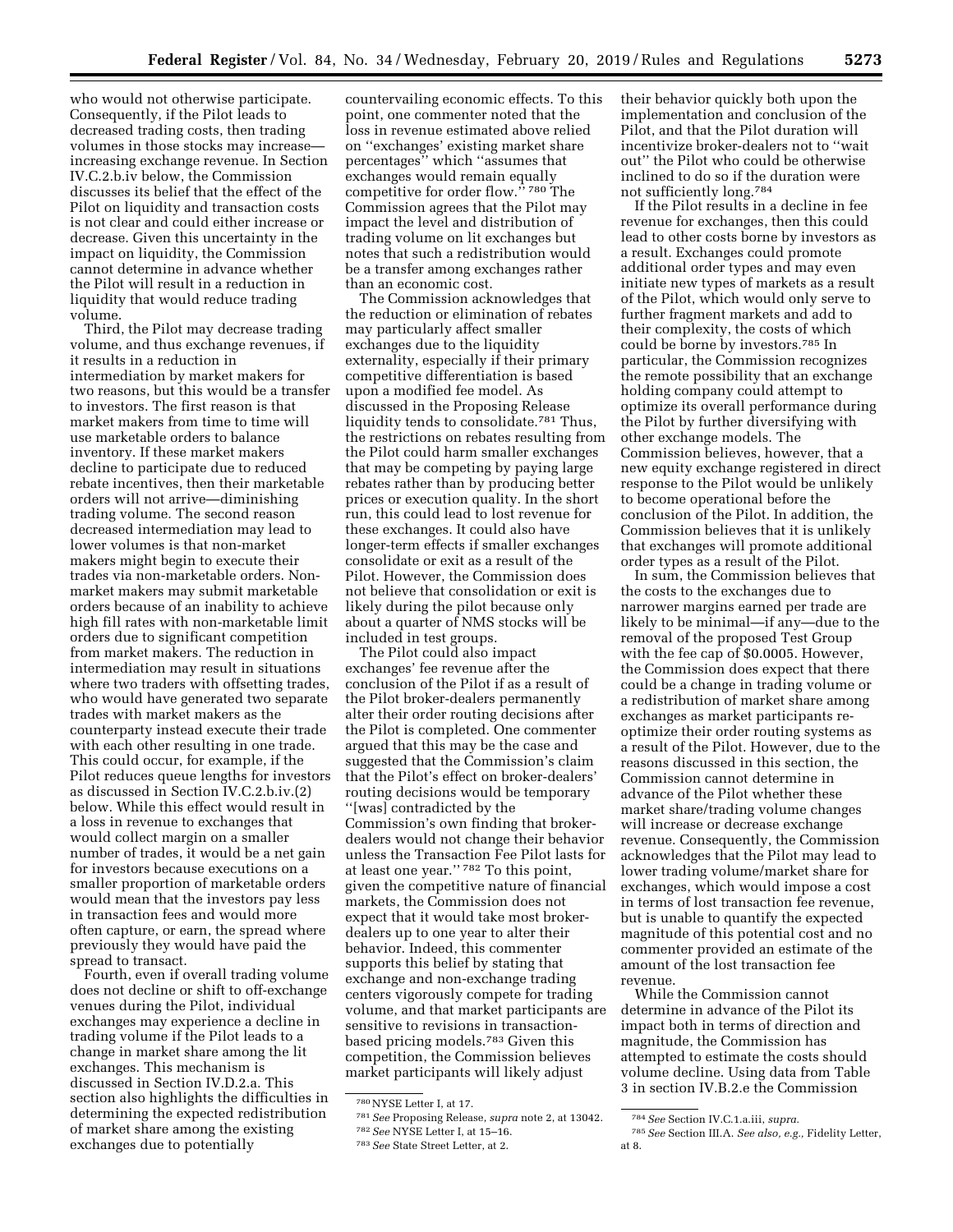who would not otherwise participate. Consequently, if the Pilot leads to decreased trading costs, then trading volumes in those stocks may increase—increasing exchange revenue. In Section IV.C.2.b.iv below, the Commission discusses its belief that the effect of the Pilot on liquidity and transaction costs is not clear and could either increase or decrease. Given this uncertainty in the impact on liquidity, the Commission cannot determine in advance whether the Pilot will result in a reduction in liquidity that would reduce trading volume.

Third, the Pilot may decrease trading volume, and thus exchange revenues, if it results in a reduction in intermediation by market makers for two reasons, but this would be a transfer to investors. The first reason is that market makers from time to time will use marketable orders to balance inventory. If these market makers decline to participate due to reduced rebate incentives, then their marketable orders will not arrive—diminishing trading volume. The second reason decreased intermediation may lead to lower volumes is that non-market makers might begin to execute their trades via non-marketable orders. Non-market makers may submit marketable orders because of an inability to achieve high fill rates with non-marketable limit orders due to significant competition from market makers. The reduction in intermediation may result in situations where two traders with offsetting trades, who would have generated two separate trades with market makers as the counterparty instead execute their trade with each other resulting in one trade. This could occur, for example, if the Pilot reduces queue lengths for investors as discussed in Section IV.C.2.b.iv.(2) below. While this effect would result in a loss in revenue to exchanges that would collect margin on a smaller number of trades, it would be a net gain for investors because executions on a smaller proportion of marketable orders would mean that the investors pay less in transaction fees and would more often capture, or earn, the spread where previously they would have paid the spread to transact.

Fourth, even if overall trading volume does not decline or shift to off-exchange venues during the Pilot, individual exchanges may experience a decline in trading volume if the Pilot leads to a change in market share among the lit exchanges. This mechanism is discussed in Section IV.D.2.a. This section also highlights the difficulties in determining the expected redistribution of market share among the existing exchanges due to potentially countervailing economic effects. To this point, one commenter noted that the loss in revenue estimated above relied on ''exchanges' existing market share percentages'' which ''assumes that exchanges would remain equally competitive for order flow.'' [780] The Commission agrees that the Pilot may impact the level and distribution of trading volume on lit exchanges but notes that such a redistribution would be a transfer among exchanges rather than an economic cost.

The Commission acknowledges that the reduction or elimination of rebates may particularly affect smaller exchanges due to the liquidity externality, especially if their primary competitive differentiation is based upon a modified fee model. As discussed in the Proposing Release liquidity tends to consolidate.[781] Thus, the restrictions on rebates resulting from the Pilot could harm smaller exchanges that may be competing by paying large rebates rather than by producing better prices or execution quality. In the short run, this could lead to lost revenue for these exchanges. It could also have longer-term effects if smaller exchanges consolidate or exit as a result of the Pilot. However, the Commission does not believe that consolidation or exit is likely during the pilot because only about a quarter of NMS stocks will be included in test groups.

The Pilot could also impact exchanges' fee revenue after the conclusion of the Pilot if as a result of the Pilot broker-dealers permanently alter their order routing decisions after the Pilot is completed. One commenter argued that this may be the case and suggested that the Commission's claim that the Pilot's effect on broker-dealers' routing decisions would be temporary ''[was] contradicted by the Commission's own finding that broker-dealers would not change their behavior unless the Transaction Fee Pilot lasts for at least one year.'' [782] To this point, given the competitive nature of financial markets, the Commission does not expect that it would take most broker-dealers up to one year to alter their behavior. Indeed, this commenter supports this belief by stating that exchange and non-exchange trading centers vigorously compete for trading volume, and that market participants are sensitive to revisions in transaction-based pricing models.[783] Given this competition, the Commission believes market participants will likely adjust their behavior quickly both upon the implementation and conclusion of the Pilot, and that the Pilot duration will incentivize broker-dealers not to ''wait out'' the Pilot who could be otherwise inclined to do so if the duration were not sufficiently long.[784]

If the Pilot results in a decline in fee revenue for exchanges, then this could lead to other costs borne by investors as a result. Exchanges could promote additional order types and may even initiate new types of markets as a result of the Pilot, which would only serve to further fragment markets and add to their complexity, the costs of which could be borne by investors.[785] In particular, the Commission recognizes the remote possibility that an exchange holding company could attempt to optimize its overall performance during the Pilot by further diversifying with other exchange models. The Commission believes, however, that a new equity exchange registered in direct response to the Pilot would be unlikely to become operational before the conclusion of the Pilot. In addition, the Commission believes that it is unlikely that exchanges will promote additional order types as a result of the Pilot.

In sum, the Commission believes that the costs to the exchanges due to narrower margins earned per trade are likely to be minimal—if any—due to the removal of the proposed Test Group with the fee cap of $0.0005. However, the Commission does expect that there could be a change in trading volume or a redistribution of market share among exchanges as market participants re-optimize their order routing systems as a result of the Pilot. However, due to the reasons discussed in this section, the Commission cannot determine in advance of the Pilot whether these market share/trading volume changes will increase or decrease exchange revenue. Consequently, the Commission acknowledges that the Pilot may lead to lower trading volume/market share for exchanges, which would impose a cost in terms of lost transaction fee revenue, but is unable to quantify the expected magnitude of this potential cost and no commenter provided an estimate of the amount of the lost transaction fee revenue.

While the Commission cannot determine in advance of the Pilot its impact both in terms of direction and magnitude, the Commission has attempted to estimate the costs should volume decline. Using data from Table 3 in section IV.B.2.e the Commission

---

[780] NYSE Letter I, at 17.

[781] *See* Proposing Release, *supra* note 2, at 13042.

[782] *See* NYSE Letter I, at 15–16.

[783] *See* State Street Letter, at 2.

[784] *See* Section IV.C.1.a.iii, *supra.*

[785] *See* Section III.A. *See also, e.g.,* Fidelity Letter, at 8.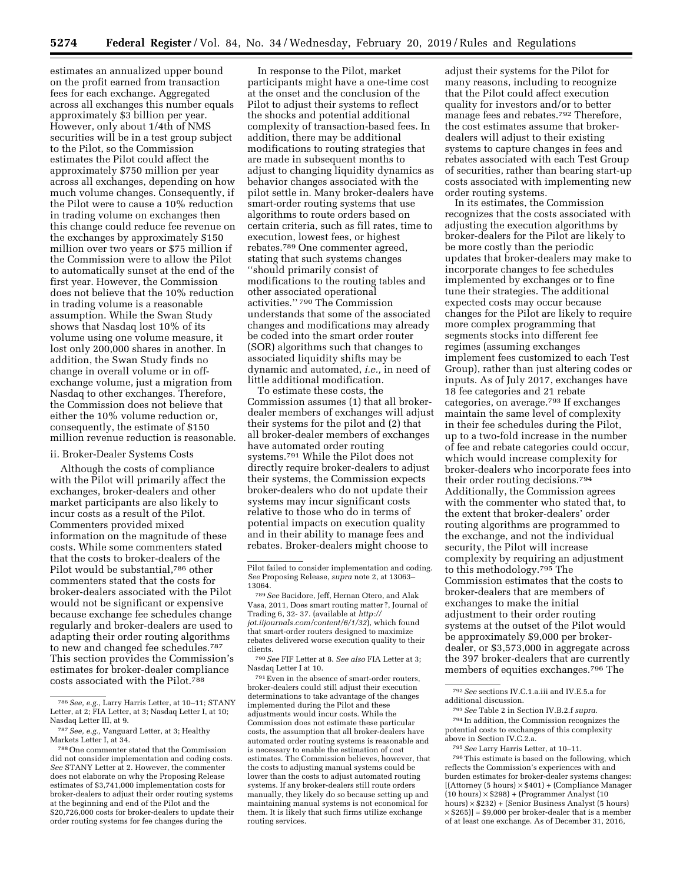estimates an annualized upper bound on the profit earned from transaction fees for each exchange. Aggregated across all exchanges this number equals approximately $3 billion per year. However, only about 1/4th of NMS securities will be in a test group subject to the Pilot, so the Commission estimates the Pilot could affect the approximately $750 million per year across all exchanges, depending on how much volume changes. Consequently, if the Pilot were to cause a 10% reduction in trading volume on exchanges then this change could reduce fee revenue on the exchanges by approximately $150 million over two years or $75 million if the Commission were to allow the Pilot to automatically sunset at the end of the first year. However, the Commission does not believe that the 10% reduction in trading volume is a reasonable assumption. While the Swan Study shows that Nasdaq lost 10% of its volume using one volume measure, it lost only 200,000 shares in another. In addition, the Swan Study finds no change in overall volume or in off-exchange volume, just a migration from Nasdaq to other exchanges. Therefore, the Commission does not believe that either the 10% volume reduction or, consequently, the estimate of $150 million revenue reduction is reasonable.

ii. Broker-Dealer Systems Costs

Although the costs of compliance with the Pilot will primarily affect the exchanges, broker-dealers and other market participants are also likely to incur costs as a result of the Pilot. Commenters provided mixed information on the magnitude of these costs. While some commenters stated that the costs to broker-dealers of the Pilot would be substantial,[786] other commenters stated that the costs for broker-dealers associated with the Pilot would not be significant or expensive because exchange fee schedules change regularly and broker-dealers are used to adapting their order routing algorithms to new and changed fee schedules.[787] This section provides the Commission's estimates for broker-dealer compliance costs associated with the Pilot.[788]

In response to the Pilot, market participants might have a one-time cost at the onset and the conclusion of the Pilot to adjust their systems to reflect the shocks and potential additional complexity of transaction-based fees. In addition, there may be additional modifications to routing strategies that are made in subsequent months to adjust to changing liquidity dynamics as behavior changes associated with the pilot settle in. Many broker-dealers have smart-order routing systems that use algorithms to route orders based on certain criteria, such as fill rates, time to execution, lowest fees, or highest rebates.[789] One commenter agreed, stating that such systems changes "should primarily consist of modifications to the routing tables and other associated operational activities." [790] The Commission understands that some of the associated changes and modifications may already be coded into the smart order router (SOR) algorithms such that changes to associated liquidity shifts may be dynamic and automated, *i.e.,* in need of little additional modification.

To estimate these costs, the Commission assumes (1) that all broker-dealer members of exchanges will adjust their systems for the pilot and (2) that all broker-dealer members of exchanges have automated order routing systems.[791] While the Pilot does not directly require broker-dealers to adjust their systems, the Commission expects broker-dealers who do not update their systems may incur significant costs relative to those who do in terms of potential impacts on execution quality and in their ability to manage fees and rebates. Broker-dealers might choose to adjust their systems for the Pilot for many reasons, including to recognize that the Pilot could affect execution quality for investors and/or to better manage fees and rebates.[792] Therefore, the cost estimates assume that broker-dealers will adjust to their existing systems to capture changes in fees and rebates associated with each Test Group of securities, rather than bearing start-up costs associated with implementing new order routing systems.

In its estimates, the Commission recognizes that the costs associated with adjusting the execution algorithms by broker-dealers for the Pilot are likely to be more costly than the periodic updates that broker-dealers may make to incorporate changes to fee schedules implemented by exchanges or to fine tune their strategies. The additional expected costs may occur because changes for the Pilot are likely to require more complex programming that segments stocks into different fee regimes (assuming exchanges implement fees customized to each Test Group), rather than just altering codes or inputs. As of July 2017, exchanges have 18 fee categories and 21 rebate categories, on average.[793] If exchanges maintain the same level of complexity in their fee schedules during the Pilot, up to a two-fold increase in the number of fee and rebate categories could occur, which would increase complexity for broker-dealers who incorporate fees into their order routing decisions.[794] Additionally, the Commission agrees with the commenter who stated that, to the extent that broker-dealers' order routing algorithms are programmed to the exchange, and not the individual security, the Pilot will increase complexity by requiring an adjustment to this methodology.[795] The Commission estimates that the costs to broker-dealers that are members of exchanges to make the initial adjustment to their order routing systems at the outset of the Pilot would be approximately $9,000 per broker-dealer, or $3,573,000 in aggregate across the 397 broker-dealers that are currently members of equities exchanges.[796] The

---

[786] *See, e.g.,* Larry Harris Letter, at 10–11; STANY Letter, at 2; FIA Letter, at 3; Nasdaq Letter I, at 10; Nasdaq Letter III, at 9.

[787] *See, e.g.,* Vanguard Letter, at 3; Healthy Markets Letter I, at 34.

[788] One commenter stated that the Commission did not consider implementation and coding costs. *See* STANY Letter at 2. However, the commenter does not elaborate on why the Proposing Release estimates of $3,741,000 implementation costs for broker-dealers to adjust their order routing systems at the beginning and end of the Pilot and the $20,726,000 costs for broker-dealers to update their order routing systems for fee changes during the Pilot failed to consider implementation and coding. *See* Proposing Release, *supra* note 2, at 13063–13064.

[789] *See* Bacidore, Jeff, Hernan Otero, and Alak Vasa, 2011, Does smart routing matter?, Journal of Trading 6, 32- 37. (available at *http://jot.iijournals.com/content/6/1/32*), which found that smart-order routers designed to maximize rebates delivered worse execution quality to their clients.

[790] *See* FIF Letter at 8. *See also* FIA Letter at 3; Nasdaq Letter I at 10.

[791] Even in the absence of smart-order routers, broker-dealers could still adjust their execution determinations to take advantage of the changes implemented during the Pilot and these adjustments would incur costs. While the Commission does not estimate these particular costs, the assumption that all broker-dealers have automated order routing systems is reasonable and is necessary to enable the estimation of cost estimates. The Commission believes, however, that the costs to adjusting manual systems could be lower than the costs to adjust automated routing systems. If any broker-dealers still route orders manually, they likely do so because setting up and maintaining manual systems is not economical for them. It is likely that such firms utilize exchange routing services.

[792] *See* sections IV.C.1.a.iii and IV.E.5.a for additional discussion.

[793] *See* Table 2 in Section IV.B.2.f *supra.*

[794] In addition, the Commission recognizes the potential costs to exchanges of this complexity above in Section IV.C.2.a.

[795] *See* Larry Harris Letter, at 10–11.

[796] This estimate is based on the following, which reflects the Commission's experiences with and burden estimates for broker-dealer systems changes: [(Attorney (5 hours) × $401) + (Compliance Manager (10 hours) × $298) + (Programmer Analyst (10 hours) × $232) + (Senior Business Analyst (5 hours) × $265)] = $9,000 per broker-dealer that is a member of at least one exchange. As of December 31, 2016,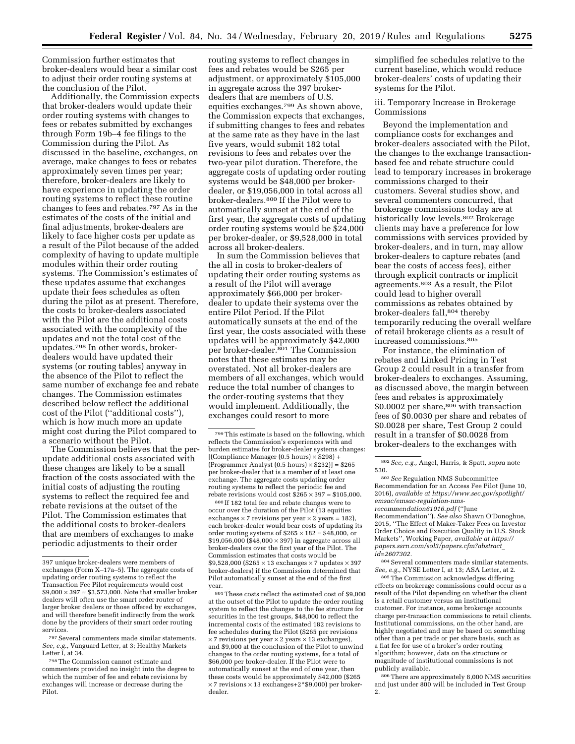Commission further estimates that broker-dealers would bear a similar cost to adjust their order routing systems at the conclusion of the Pilot.

Additionally, the Commission expects that broker-dealers would update their order routing systems with changes to fees or rebates submitted by exchanges through Form 19b–4 fee filings to the Commission during the Pilot. As discussed in the baseline, exchanges, on average, make changes to fees or rebates approximately seven times per year; therefore, broker-dealers are likely to have experience in updating the order routing systems to reflect these routine changes to fees and rebates.[797] As in the estimates of the costs of the initial and final adjustments, broker-dealers are likely to face higher costs per update as a result of the Pilot because of the added complexity of having to update multiple modules within their order routing systems. The Commission's estimates of these updates assume that exchanges update their fees schedules as often during the pilot as at present. Therefore, the costs to broker-dealers associated with the Pilot are the additional costs associated with the complexity of the updates and not the total cost of the updates.[798] In other words, broker-dealers would have updated their systems (or routing tables) anyway in the absence of the Pilot to reflect the same number of exchange fee and rebate changes. The Commission estimates described below reflect the additional cost of the Pilot (''additional costs''), which is how much more an update might cost during the Pilot compared to a scenario without the Pilot.

The Commission believes that the per-update additional costs associated with these changes are likely to be a small fraction of the costs associated with the initial costs of adjusting the routing systems to reflect the required fee and rebate revisions at the outset of the Pilot. The Commission estimates that the additional costs to broker-dealers that are members of exchanges to make periodic adjustments to their order routing systems to reflect changes in fees and rebates would be \$265 per adjustment, or approximately \$105,000 in aggregate across the 397 broker-dealers that are members of U.S. equities exchanges.[799] As shown above, the Commission expects that exchanges, if submitting changes to fees and rebates at the same rate as they have in the last five years, would submit 182 total revisions to fees and rebates over the two-year pilot duration. Therefore, the aggregate costs of updating order routing systems would be \$48,000 per broker-dealer, or \$19,056,000 in total across all broker-dealers.[800] If the Pilot were to automatically sunset at the end of the first year, the aggregate costs of updating order routing systems would be \$24,000 per broker-dealer, or \$9,528,000 in total across all broker-dealers.

In sum the Commission believes that the all in costs to broker-dealers of updating their order routing systems as a result of the Pilot will average approximately \$66,000 per broker-dealer to update their systems over the entire Pilot Period. If the Pilot automatically sunsets at the end of the first year, the costs associated with these updates will be approximately \$42,000 per broker-dealer.[801] The Commission notes that these estimates may be overstated. Not all broker-dealers are members of all exchanges, which would reduce the total number of changes to the order-routing systems that they would implement. Additionally, the exchanges could resort to more simplified fee schedules relative to the current baseline, which would reduce broker-dealers' costs of updating their systems for the Pilot.

### iii. Temporary Increase in Brokerage Commissions

Beyond the implementation and compliance costs for exchanges and broker-dealers associated with the Pilot, the changes to the exchange transaction-based fee and rebate structure could lead to temporary increases in brokerage commissions charged to their customers. Several studies show, and several commenters concurred, that brokerage commissions today are at historically low levels.[802] Brokerage clients may have a preference for low commissions with services provided by broker-dealers, and in turn, may allow broker-dealers to capture rebates (and bear the costs of access fees), either through explicit contracts or implicit agreements.[803] As a result, the Pilot could lead to higher overall commissions as rebates obtained by broker-dealers fall,[804] thereby temporarily reducing the overall welfare of retail brokerage clients as a result of increased commissions.[805]

For instance, the elimination of rebates and Linked Pricing in Test Group 2 could result in a transfer from broker-dealers to exchanges. Assuming, as discussed above, the margin between fees and rebates is approximately \$0.0002 per share,[806] with transaction fees of \$0.0030 per share and rebates of \$0.0028 per share, Test Group 2 could result in a transfer of \$0.0028 from broker-dealers to the exchanges with

---

397 unique broker-dealers were members of exchanges (Form X–17a–5). The aggregate costs of updating order routing systems to reflect the Transaction Fee Pilot requirements would cost $\$9,000 \times 397 = \$3,573,000$. Note that smaller broker dealers will often use the smart order router of larger broker dealers or those offered by exchanges, and will therefore benefit indirectly from the work done by the providers of their smart order routing services.

797 Several commenters made similar statements. *See, e.g.,* Vanguard Letter, at 3; Healthy Markets Letter I, at 34.

798 The Commission cannot estimate and commenters provided no insight into the degree to which the number of fee and rebate revisions by exchanges will increase or decrease during the Pilot.

799 This estimate is based on the following, which reflects the Commission's experiences with and burden estimates for broker-dealer systems changes: [(Compliance Manager (0.5 hours) × \$298) + (Programmer Analyst (0.5 hours) × \$232)] = \$265 per broker-dealer that is a member of at least one exchange. The aggregate costs updating order routing systems to reflect the periodic fee and rebate revisions would cost \$265 × 397 = \$105,000.

800 If 182 total fee and rebate changes were to occur over the duration of the Pilot (13 equities exchanges × 7 revisions per year × 2 years = 182), each broker-dealer would bear costs of updating its order routing systems of \$265 × 182 = \$48,000, or \$19,056,000 (\$48,000 × 397) in aggregate across all broker-dealers over the first year of the Pilot. The Commission estimates that costs would be \$9,528,000 (\$265 × 13 exchanges × 7 updates × 397 broker-dealers) if the Commission determined that Pilot automatically sunset at the end of the first year.

801 These costs reflect the estimated cost of \$9,000 at the outset of the Pilot to update the order routing system to reflect the changes to the fee structure for securities in the test groups, \$48,000 to reflect the incremental costs of the estimated 182 revisions to fee schedules during the Pilot (\$265 per revisions × 7 revisions per year × 2 years × 13 exchanges), and \$9,000 at the conclusion of the Pilot to unwind changes to the order routing systems, for a total of \$66,000 per broker-dealer. If the Pilot were to automatically sunset at the end of one year, then these costs would be approximately \$42,000 (\$265 × 7 revisions × 13 exchanges+2*\$9,000) per broker-dealer.

802 *See, e.g.,* Angel, Harris, & Spatt, *supra* note 530.

803 *See* Regulation NMS Subcommittee Recommendation for an Access Fee Pilot (June 10, 2016), *available at https://www.sec.gov/spotlight/emsac/emsac-regulation-nms-recommendation61016.pdf* (''June Recommendation''). *See also* Shawn O'Donoghue, 2015, ''The Effect of Maker-Taker Fees on Investor Order Choice and Execution Quality in U.S. Stock Markets'', Working Paper, *available at https://papers.ssrn.com/sol3/papers.cfm?abstract_id=2607302.*

804 Several commenters made similar statements. *See, e.g.,* NYSE Letter I, at 13; ASA Letter, at 2.

805 The Commission acknowledges differing effects on brokerage commissions could occur as a result of the Pilot depending on whether the client is a retail customer versus an institutional customer. For instance, some brokerage accounts charge per-transaction commissions to retail clients. Institutional commissions, on the other hand, are highly negotiated and may be based on something other than a per trade or per share basis, such as a flat fee for use of a broker's order routing algorithm; however, data on the structure or magnitude of institutional commissions is not publicly available.

806 There are approximately 8,000 NMS securities and just under 800 will be included in Test Group 2.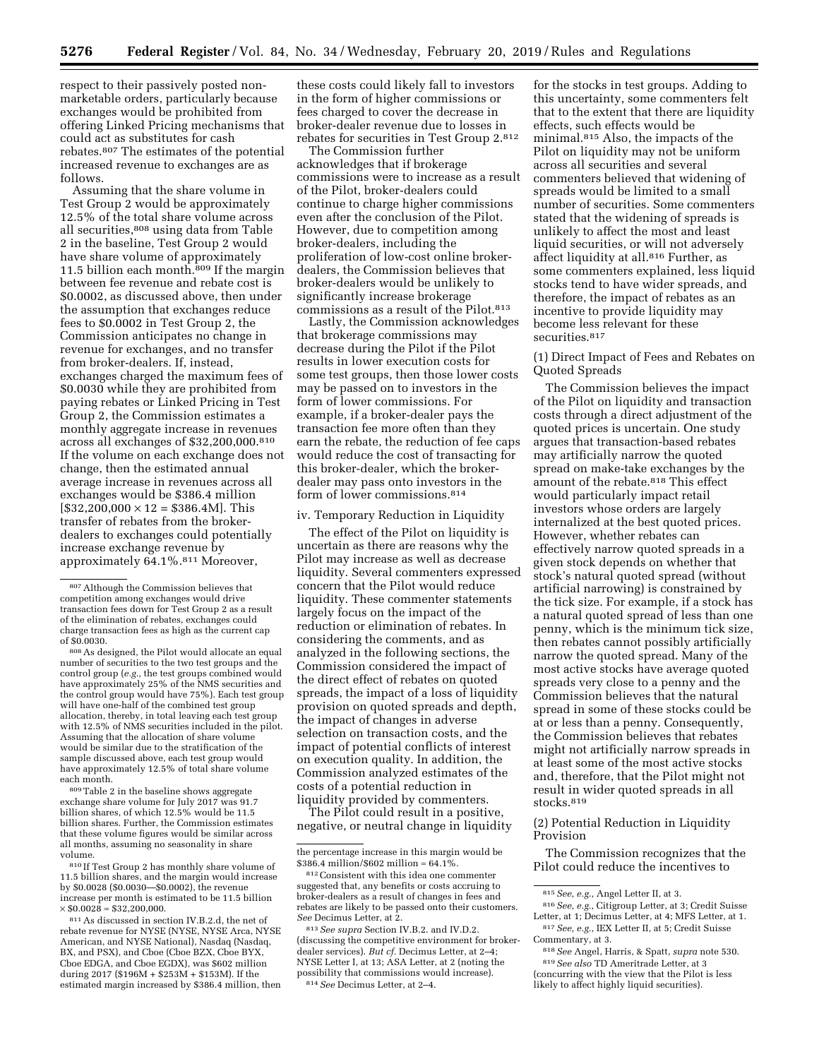respect to their passively posted non-marketable orders, particularly because exchanges would be prohibited from offering Linked Pricing mechanisms that could act as substitutes for cash rebates.[807] The estimates of the potential increased revenue to exchanges are as follows.

Assuming that the share volume in Test Group 2 would be approximately 12.5% of the total share volume across all securities,[808] using data from Table 2 in the baseline, Test Group 2 would have share volume of approximately 11.5 billion each month.[809] If the margin between fee revenue and rebate cost is $0.0002, as discussed above, then under the assumption that exchanges reduce fees to $0.0002 in Test Group 2, the Commission anticipates no change in revenue for exchanges, and no transfer from broker-dealers. If, instead, exchanges charged the maximum fees of $0.0030 while they are prohibited from paying rebates or Linked Pricing in Test Group 2, the Commission estimates a monthly aggregate increase in revenues across all exchanges of $32,200,000.[810] If the volume on each exchange does not change, then the estimated annual average increase in revenues across all exchanges would be $386.4 million [$32,200,000 × 12 = $386.4M]. This transfer of rebates from the broker-dealers to exchanges could potentially increase exchange revenue by approximately 64.1%.[811] Moreover, these costs could likely fall to investors in the form of higher commissions or fees charged to cover the decrease in broker-dealer revenue due to losses in rebates for securities in Test Group 2.[812]

The Commission further acknowledges that if brokerage commissions were to increase as a result of the Pilot, broker-dealers could continue to charge higher commissions even after the conclusion of the Pilot. However, due to competition among broker-dealers, including the proliferation of low-cost online broker-dealers, the Commission believes that broker-dealers would be unlikely to significantly increase brokerage commissions as a result of the Pilot.[813]

Lastly, the Commission acknowledges that brokerage commissions may decrease during the Pilot if the Pilot results in lower execution costs for some test groups, then those lower costs may be passed on to investors in the form of lower commissions. For example, if a broker-dealer pays the transaction fee more often than they earn the rebate, the reduction of fee caps would reduce the cost of transacting for this broker-dealer, which the broker-dealer may pass onto investors in the form of lower commissions.[814]

#### iv. Temporary Reduction in Liquidity

The effect of the Pilot on liquidity is uncertain as there are reasons why the Pilot may increase as well as decrease liquidity. Several commenters expressed concern that the Pilot would reduce liquidity. These commenter statements largely focus on the impact of the reduction or elimination of rebates. In considering the comments, and as analyzed in the following sections, the Commission considered the impact of the direct effect of rebates on quoted spreads, the impact of a loss of liquidity provision on quoted spreads and depth, the impact of changes in adverse selection on transaction costs, and the impact of potential conflicts of interest on execution quality. In addition, the Commission analyzed estimates of the costs of a potential reduction in liquidity provided by commenters.

The Pilot could result in a positive, negative, or neutral change in liquidity for the stocks in test groups. Adding to this uncertainty, some commenters felt that to the extent that there are liquidity effects, such effects would be minimal.[815] Also, the impacts of the Pilot on liquidity may not be uniform across all securities and several commenters believed that widening of spreads would be limited to a small number of securities. Some commenters stated that the widening of spreads is unlikely to affect the most and least liquid securities, or will not adversely affect liquidity at all.[816] Further, as some commenters explained, less liquid stocks tend to have wider spreads, and therefore, the impact of rebates as an incentive to provide liquidity may become less relevant for these securities.[817]

##### (1) Direct Impact of Fees and Rebates on Quoted Spreads

The Commission believes the impact of the Pilot on liquidity and transaction costs through a direct adjustment of the quoted prices is uncertain. One study argues that transaction-based rebates may artificially narrow the quoted spread on make-take exchanges by the amount of the rebate.[818] This effect would particularly impact retail investors whose orders are largely internalized at the best quoted prices. However, whether rebates can effectively narrow quoted spreads in a given stock depends on whether that stock's natural quoted spread (without artificial narrowing) is constrained by the tick size. For example, if a stock has a natural quoted spread of less than one penny, which is the minimum tick size, then rebates cannot possibly artificially narrow the quoted spread. Many of the most active stocks have average quoted spreads very close to a penny and the Commission believes that the natural spread in some of these stocks could be at or less than a penny. Consequently, the Commission believes that rebates might not artificially narrow spreads in at least some of the most active stocks and, therefore, that the Pilot might not result in wider quoted spreads in all stocks.[819]

##### (2) Potential Reduction in Liquidity Provision

The Commission recognizes that the Pilot could reduce the incentives to

---

[807] Although the Commission believes that competition among exchanges would drive transaction fees down for Test Group 2 as a result of the elimination of rebates, exchanges could charge transaction fees as high as the current cap of $0.0030.

[808] As designed, the Pilot would allocate an equal number of securities to the two test groups and the control group (*e.g.*, the test groups combined would have approximately 25% of the NMS securities and the control group would have 75%). Each test group will have one-half of the combined test group allocation, thereby, in total leaving each test group with 12.5% of NMS securities included in the pilot. Assuming that the allocation of share volume would be similar due to the stratification of the sample discussed above, each test group would have approximately 12.5% of total share volume each month.

[809] Table 2 in the baseline shows aggregate exchange share volume for July 2017 was 91.7 billion shares, of which 12.5% would be 11.5 billion shares. Further, the Commission estimates that these volume figures would be similar across all months, assuming no seasonality in share volume.

[810] If Test Group 2 has monthly share volume of 11.5 billion shares, and the margin would increase by $0.0028 ($0.0030—$0.0002), the revenue increase per month is estimated to be 11.5 billion × $0.0028 = $32,200,000.

[811] As discussed in section IV.B.2.d, the net of rebate revenue for NYSE (NYSE, NYSE Arca, NYSE American, and NYSE National), Nasdaq (Nasdaq, BX, and PSX), and Cboe (Cboe BZX, Cboe BYX, Cboe EDGA, and Cboe EGDX), was $602 million during 2017 ($196M + $253M + $153M). If the estimated margin increased by $386.4 million, then the percentage increase in this margin would be $386.4 million/$602 million = 64.1%.

[812] Consistent with this idea one commenter suggested that, any benefits or costs accruing to broker-dealers as a result of changes in fees and rebates are likely to be passed onto their customers. *See* Decimus Letter, at 2.

[813] *See supra* Section IV.B.2. and IV.D.2. (discussing the competitive environment for broker-dealer services). *But cf.* Decimus Letter, at 2–4; NYSE Letter I, at 13; ASA Letter, at 2 (noting the possibility that commissions would increase).

[814] *See* Decimus Letter, at 2–4.

[815] *See, e.g.,* Angel Letter II, at 3.

[816] *See, e.g.,* Citigroup Letter, at 3; Credit Suisse Letter, at 1; Decimus Letter, at 4; MFS Letter, at 1.

[817] *See, e.g.,* IEX Letter II, at 5; Credit Suisse Commentary, at 3.

[818] *See* Angel, Harris, & Spatt, *supra* note 530.

[819] *See also* TD Ameritrade Letter, at 3 (concurring with the view that the Pilot is less likely to affect highly liquid securities).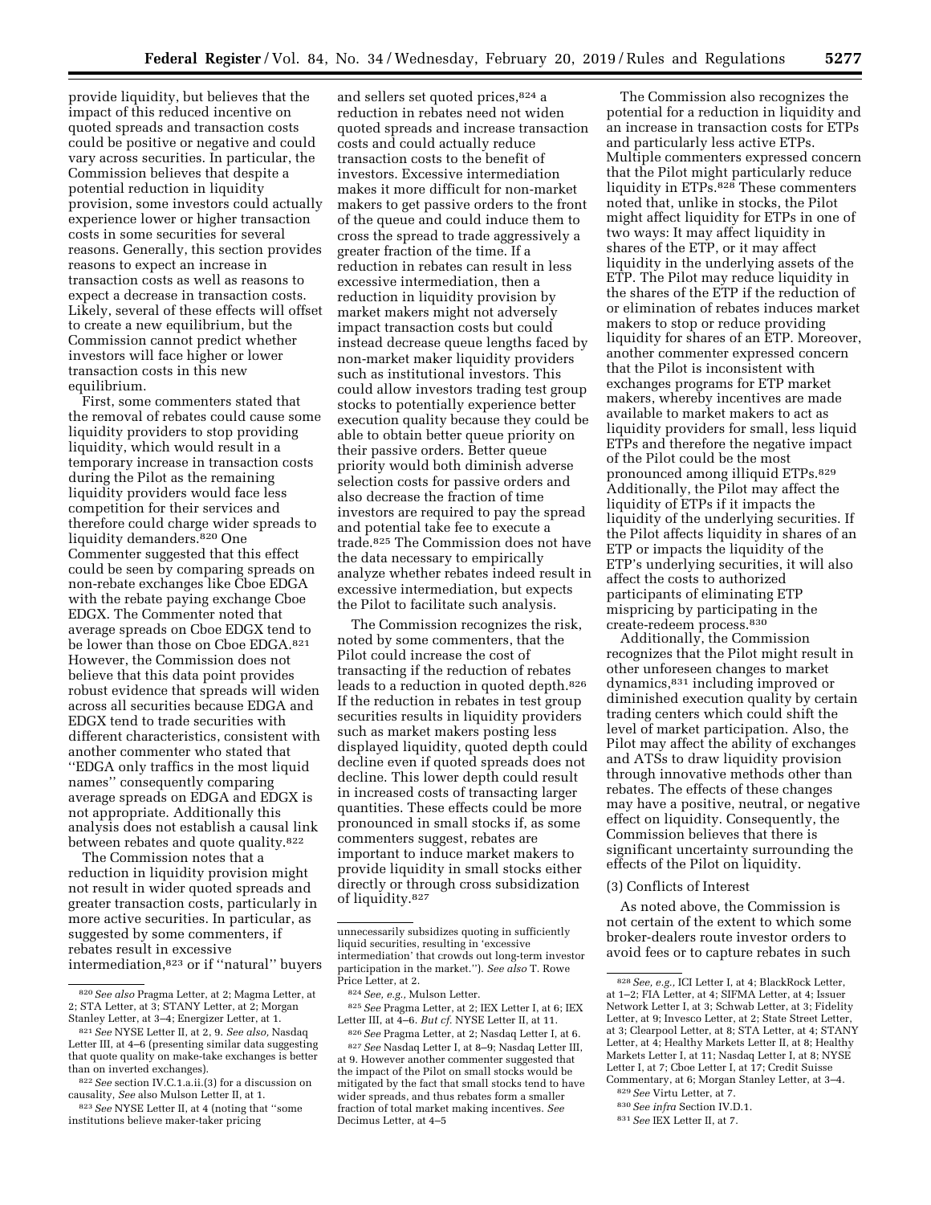provide liquidity, but believes that the impact of this reduced incentive on quoted spreads and transaction costs could be positive or negative and could vary across securities. In particular, the Commission believes that despite a potential reduction in liquidity provision, some investors could actually experience lower or higher transaction costs in some securities for several reasons. Generally, this section provides reasons to expect an increase in transaction costs as well as reasons to expect a decrease in transaction costs. Likely, several of these effects will offset to create a new equilibrium, but the Commission cannot predict whether investors will face higher or lower transaction costs in this new equilibrium.

First, some commenters stated that the removal of rebates could cause some liquidity providers to stop providing liquidity, which would result in a temporary increase in transaction costs during the Pilot as the remaining liquidity providers would face less competition for their services and therefore could charge wider spreads to liquidity demanders.[820] One Commenter suggested that this effect could be seen by comparing spreads on non-rebate exchanges like Cboe EDGA with the rebate paying exchange Cboe EDGX. The Commenter noted that average spreads on Cboe EDGX tend to be lower than those on Cboe EDGA.[821] However, the Commission does not believe that this data point provides robust evidence that spreads will widen across all securities because EDGA and EDGX tend to trade securities with different characteristics, consistent with another commenter who stated that ''EDGA only traffics in the most liquid names'' consequently comparing average spreads on EDGA and EDGX is not appropriate. Additionally this analysis does not establish a causal link between rebates and quote quality.[822]

The Commission notes that a reduction in liquidity provision might not result in wider quoted spreads and greater transaction costs, particularly in more active securities. In particular, as suggested by some commenters, if rebates result in excessive intermediation,[823] or if ''natural'' buyers and sellers set quoted prices,[824] a reduction in rebates need not widen quoted spreads and increase transaction costs and could actually reduce transaction costs to the benefit of investors. Excessive intermediation makes it more difficult for non-market makers to get passive orders to the front of the queue and could induce them to cross the spread to trade aggressively a greater fraction of the time. If a reduction in rebates can result in less excessive intermediation, then a reduction in liquidity provision by market makers might not adversely impact transaction costs but could instead decrease queue lengths faced by non-market maker liquidity providers such as institutional investors. This could allow investors trading test group stocks to potentially experience better execution quality because they could be able to obtain better queue priority on their passive orders. Better queue priority would both diminish adverse selection costs for passive orders and also decrease the fraction of time investors are required to pay the spread and potential take fee to execute a trade.[825] The Commission does not have the data necessary to empirically analyze whether rebates indeed result in excessive intermediation, but expects the Pilot to facilitate such analysis.

The Commission recognizes the risk, noted by some commenters, that the Pilot could increase the cost of transacting if the reduction of rebates leads to a reduction in quoted depth.[826] If the reduction in rebates in test group securities results in liquidity providers such as market makers posting less displayed liquidity, quoted depth could decline even if quoted spreads does not decline. This lower depth could result in increased costs of transacting larger quantities. These effects could be more pronounced in small stocks if, as some commenters suggest, rebates are important to induce market makers to provide liquidity in small stocks either directly or through cross subsidization of liquidity.[827]

The Commission also recognizes the potential for a reduction in liquidity and an increase in transaction costs for ETPs and particularly less active ETPs. Multiple commenters expressed concern that the Pilot might particularly reduce liquidity in ETPs.[828] These commenters noted that, unlike in stocks, the Pilot might affect liquidity for ETPs in one of two ways: It may affect liquidity in shares of the ETP, or it may affect liquidity in the underlying assets of the ETP. The Pilot may reduce liquidity in the shares of the ETP if the reduction of or elimination of rebates induces market makers to stop or reduce providing liquidity for shares of an ETP. Moreover, another commenter expressed concern that the Pilot is inconsistent with exchanges programs for ETP market makers, whereby incentives are made available to market makers to act as liquidity providers for small, less liquid ETPs and therefore the negative impact of the Pilot could be the most pronounced among illiquid ETPs.[829] Additionally, the Pilot may affect the liquidity of ETPs if it impacts the liquidity of the underlying securities. If the Pilot affects liquidity in shares of an ETP or impacts the liquidity of the ETP's underlying securities, it will also affect the costs to authorized participants of eliminating ETP mispricing by participating in the create-redeem process.[830]

Additionally, the Commission recognizes that the Pilot might result in other unforeseen changes to market dynamics,[831] including improved or diminished execution quality by certain trading centers which could shift the level of market participation. Also, the Pilot may affect the ability of exchanges and ATSs to draw liquidity provision through innovative methods other than rebates. The effects of these changes may have a positive, neutral, or negative effect on liquidity. Consequently, the Commission believes that there is significant uncertainty surrounding the effects of the Pilot on liquidity.

(3) Conflicts of Interest

As noted above, the Commission is not certain of the extent to which some broker-dealers route investor orders to avoid fees or to capture rebates in such

---

[820] *See also* Pragma Letter, at 2; Magma Letter, at 2; STA Letter, at 3; STANY Letter, at 2; Morgan Stanley Letter, at 3–4; Energizer Letter, at 1.

[821] *See* NYSE Letter II, at 2, 9. *See also,* Nasdaq Letter III, at 4–6 (presenting similar data suggesting that quote quality on make-take exchanges is better than on inverted exchanges).

[822] *See* section IV.C.1.a.ii.(3) for a discussion on causality, *See* also Mulson Letter II, at 1.

[823] *See* NYSE Letter II, at 4 (noting that ''some institutions believe maker-taker pricing unnecessarily subsidizes quoting in sufficiently liquid securities, resulting in 'excessive intermediation' that crowds out long-term investor participation in the market.''). *See also* T. Rowe Price Letter, at 2.

[824] *See, e.g.,* Mulson Letter.

[825] *See* Pragma Letter, at 2; IEX Letter I, at 6; IEX Letter III, at 4–6. *But cf.* NYSE Letter II, at 11.

[826] *See* Pragma Letter, at 2; Nasdaq Letter I, at 6.

[827] *See* Nasdaq Letter I, at 8–9; Nasdaq Letter III, at 9. However another commenter suggested that the impact of the Pilot on small stocks would be mitigated by the fact that small stocks tend to have wider spreads, and thus rebates form a smaller fraction of total market making incentives. *See* Decimus Letter, at 4–5

[828] *See, e.g.,* ICI Letter I, at 4; BlackRock Letter, at 1–2; FIA Letter, at 4; SIFMA Letter, at 4; Issuer Network Letter I, at 3; Schwab Letter, at 3; Fidelity Letter, at 9; Invesco Letter, at 2; State Street Letter, at 3; Clearpool Letter, at 8; STA Letter, at 4; STANY Letter, at 4; Healthy Markets Letter II, at 8; Healthy Markets Letter I, at 11; Nasdaq Letter I, at 8; NYSE Letter I, at 7; Cboe Letter I, at 17; Credit Suisse Commentary, at 6; Morgan Stanley Letter, at 3–4.

[829] *See* Virtu Letter, at 7.

[830] *See infra* Section IV.D.1.

[831] *See* IEX Letter II, at 7.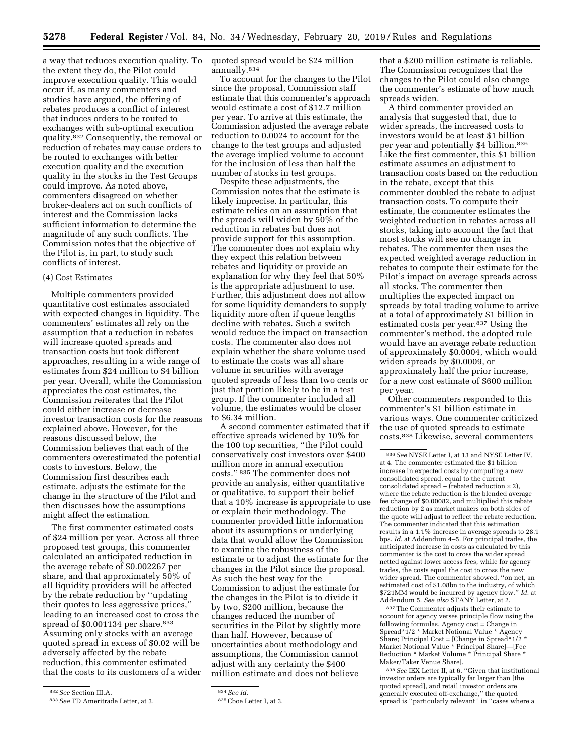a way that reduces execution quality. To the extent they do, the Pilot could improve execution quality. This would occur if, as many commenters and studies have argued, the offering of rebates produces a conflict of interest that induces orders to be routed to exchanges with sub-optimal execution quality.[832] Consequently, the removal or reduction of rebates may cause orders to be routed to exchanges with better execution quality and the execution quality in the stocks in the Test Groups could improve. As noted above, commenters disagreed on whether broker-dealers act on such conflicts of interest and the Commission lacks sufficient information to determine the magnitude of any such conflicts. The Commission notes that the objective of the Pilot is, in part, to study such conflicts of interest.

(4) Cost Estimates

Multiple commenters provided quantitative cost estimates associated with expected changes in liquidity. The commenters' estimates all rely on the assumption that a reduction in rebates will increase quoted spreads and transaction costs but took different approaches, resulting in a wide range of estimates from $24 million to $4 billion per year. Overall, while the Commission appreciates the cost estimates, the Commission reiterates that the Pilot could either increase or decrease investor transaction costs for the reasons explained above. However, for the reasons discussed below, the Commission believes that each of the commenters overestimated the potential costs to investors. Below, the Commission first describes each estimate, adjusts the estimate for the change in the structure of the Pilot and then discusses how the assumptions might affect the estimation.

The first commenter estimated costs of $24 million per year. Across all three proposed test groups, this commenter calculated an anticipated reduction in the average rebate of $0.002267 per share, and that approximately 50% of all liquidity providers will be affected by the rebate reduction by ''updating their quotes to less aggressive prices,'' leading to an increased cost to cross the spread of $0.001134 per share.[833] Assuming only stocks with an average quoted spread in excess of $0.02 will be adversely affected by the rebate reduction, this commenter estimated that the costs to its customers of a wider quoted spread would be $24 million annually.[834]

To account for the changes to the Pilot since the proposal, Commission staff estimate that this commenter's approach would estimate a cost of $12.7 million per year. To arrive at this estimate, the Commission adjusted the average rebate reduction to 0.0024 to account for the change to the test groups and adjusted the average implied volume to account for the inclusion of less than half the number of stocks in test groups.

Despite these adjustments, the Commission notes that the estimate is likely imprecise. In particular, this estimate relies on an assumption that the spreads will widen by 50% of the reduction in rebates but does not provide support for this assumption. The commenter does not explain why they expect this relation between rebates and liquidity or provide an explanation for why they feel that 50% is the appropriate adjustment to use. Further, this adjustment does not allow for some liquidity demanders to supply liquidity more often if queue lengths decline with rebates. Such a switch would reduce the impact on transaction costs. The commenter also does not explain whether the share volume used to estimate the costs was all share volume in securities with average quoted spreads of less than two cents or just that portion likely to be in a test group. If the commenter included all volume, the estimates would be closer to $6.34 million.

A second commenter estimated that if effective spreads widened by 10% for the 100 top securities, ''the Pilot could conservatively cost investors over $400 million more in annual execution costs.'' [835] The commenter does not provide an analysis, either quantitative or qualitative, to support their belief that a 10% increase is appropriate to use or explain their methodology. The commenter provided little information about its assumptions or underlying data that would allow the Commission to examine the robustness of the estimate or to adjust the estimate for the changes in the Pilot since the proposal. As such the best way for the Commission to adjust the estimate for the changes in the Pilot is to divide it by two, $200 million, because the changes reduced the number of securities in the Pilot by slightly more than half. However, because of uncertainties about methodology and assumptions, the Commission cannot adjust with any certainty the $400 million estimate and does not believe that a $200 million estimate is reliable. The Commission recognizes that the changes to the Pilot could also change the commenter's estimate of how much spreads widen.

A third commenter provided an analysis that suggested that, due to wider spreads, the increased costs to investors would be at least $1 billion per year and potentially $4 billion.[836] Like the first commenter, this $1 billion estimate assumes an adjustment to transaction costs based on the reduction in the rebate, except that this commenter doubled the rebate to adjust transaction costs. To compute their estimate, the commenter estimates the weighted reduction in rebates across all stocks, taking into account the fact that most stocks will see no change in rebates. The commenter then uses the expected weighted average reduction in rebates to compute their estimate for the Pilot's impact on average spreads across all stocks. The commenter then multiplies the expected impact on spreads by total trading volume to arrive at a total of approximately $1 billion in estimated costs per year.[837] Using the commenter's method, the adopted rule would have an average rebate reduction of approximately $0.0004, which would widen spreads by $0.0009, or approximately half the prior increase, for a new cost estimate of $600 million per year.

Other commenters responded to this commenter's $1 billion estimate in various ways. One commenter criticized the use of quoted spreads to estimate costs.[838] Likewise, several commenters

---

[832] *See* Section III.A.

[833] *See* TD Ameritrade Letter, at 3.

[834] *See id.*

[835] Cboe Letter I, at 3.

[836] *See* NYSE Letter I, at 13 and NYSE Letter IV, at 4. The commenter estimated the $1 billion increase in expected costs by computing a new consolidated spread, equal to the current consolidated spread + (rebated reduction × 2), where the rebate reduction is the blended average fee change of $0.00082, and multiplied this rebate reduction by 2 as market makers on both sides of the quote will adjust to reflect the rebate reduction. The commenter indicated that this estimation results in a 1.1% increase in average spreads to 28.1 bps. *Id.* at Addendum 4–5. For principal trades, the anticipated increase in costs as calculated by this commenter is the cost to cross the wider spread netted against lower access fees, while for agency trades, the costs equal the cost to cross the new wider spread. The commenter showed, ''on net, an estimated cost of $1.08bn to the industry, of which $721MM would be incurred by agency flow.'' *Id.* at Addendum 5. *See also* STANY Letter, at 2.

[837] The Commenter adjusts their estimate to account for agency verses principle flow using the following formulas. Agency cost = Change in Spread*1/2 * Market Notional Value * Agency Share; Principal Cost = [Change in Spread*1/2 * Market Notional Value * Principal Share]—[Fee Reduction * Market Volume * Principal Share * Maker/Taker Venue Share].

[838] *See* IEX Letter II, at 6. ''Given that institutional investor orders are typically far larger than [the quoted spread], and retail investor orders are generally executed off-exchange,'' the quoted spread is ''particularly relevant'' in ''cases where a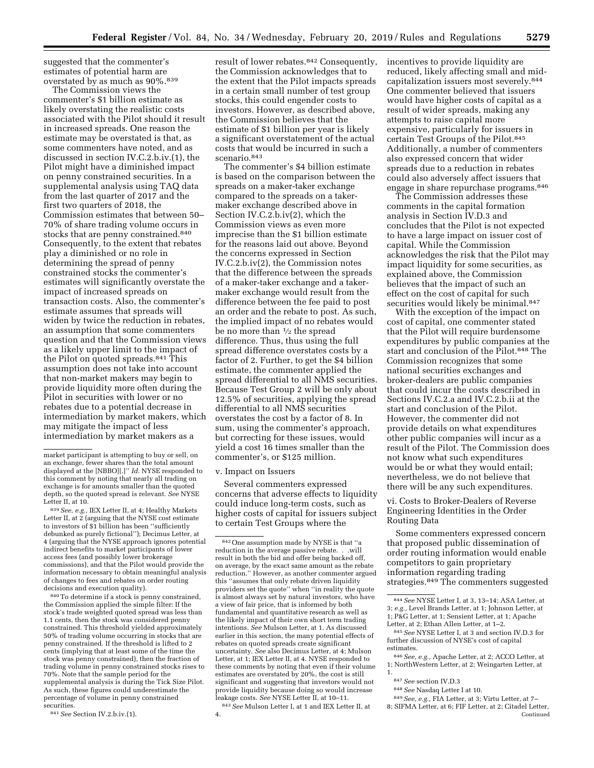suggested that the commenter's estimates of potential harm are overstated by as much as 90%.[839]

The Commission views the commenter's $1 billion estimate as likely overstating the realistic costs associated with the Pilot should it result in increased spreads. One reason the estimate may be overstated is that, as some commenters have noted, and as discussed in section IV.C.2.b.iv.(1), the Pilot might have a diminished impact on penny constrained securities. In a supplemental analysis using TAQ data from the last quarter of 2017 and the first two quarters of 2018, the Commission estimates that between 50–70% of share trading volume occurs in stocks that are penny constrained.[840] Consequently, to the extent that rebates play a diminished or no role in determining the spread of penny constrained stocks the commenter's estimates will significantly overstate the impact of increased spreads on transaction costs. Also, the commenter's estimate assumes that spreads will widen by twice the reduction in rebates, an assumption that some commenters question and that the Commission views as a likely upper limit to the impact of the Pilot on quoted spreads.[841] This assumption does not take into account that non-market makers may begin to provide liquidity more often during the Pilot in securities with lower or no rebates due to a potential decrease in intermediation by market makers, which may mitigate the impact of less intermediation by market makers as a result of lower rebates.[842] Consequently, the Commission acknowledges that to the extent that the Pilot impacts spreads in a certain small number of test group stocks, this could engender costs to investors. However, as described above, the Commission believes that the estimate of $1 billion per year is likely a significant overstatement of the actual costs that would be incurred in such a scenario.[843]

The commenter's $4 billion estimate is based on the comparison between the spreads on a maker-taker exchange compared to the spreads on a taker-maker exchange described above in Section IV.C.2.b.iv(2), which the Commission views as even more imprecise than the $1 billion estimate for the reasons laid out above. Beyond the concerns expressed in Section IV.C.2.b.iv(2), the Commission notes that the difference between the spreads of a maker-taker exchange and a taker-maker exchange would result from the difference between the fee paid to post an order and the rebate to post. As such, the implied impact of no rebates would be no more than ½ the spread difference. Thus, thus using the full spread difference overstates costs by a factor of 2. Further, to get the $4 billion estimate, the commenter applied the spread differential to all NMS securities. Because Test Group 2 will be only about 12.5% of securities, applying the spread differential to all NMS securities overstates the cost by a factor of 8. In sum, using the commenter's approach, but correcting for these issues, would yield a cost 16 times smaller than the commenter's, or $125 million.

v. Impact on Issuers

Several commenters expressed concerns that adverse effects to liquidity could induce long-term costs, such as higher costs of capital for issuers subject to certain Test Groups where the incentives to provide liquidity are reduced, likely affecting small and mid-capitalization issuers most severely.[844] One commenter believed that issuers would have higher costs of capital as a result of wider spreads, making any attempts to raise capital more expensive, particularly for issuers in certain Test Groups of the Pilot.[845] Additionally, a number of commenters also expressed concern that wider spreads due to a reduction in rebates could also adversely affect issuers that engage in share repurchase programs.[846]

The Commission addresses these comments in the capital formation analysis in Section IV.D.3 and concludes that the Pilot is not expected to have a large impact on issuer cost of capital. While the Commission acknowledges the risk that the Pilot may impact liquidity for some securities, as explained above, the Commission believes that the impact of such an effect on the cost of capital for such securities would likely be minimal.[847]

With the exception of the impact on cost of capital, one commenter stated that the Pilot will require burdensome expenditures by public companies at the start and conclusion of the Pilot.[848] The Commission recognizes that some national securities exchanges and broker-dealers are public companies that could incur the costs described in Sections IV.C.2.a and IV.C.2.b.ii at the start and conclusion of the Pilot. However, the commenter did not provide details on what expenditures other public companies will incur as a result of the Pilot. The Commission does not know what such expenditures would be or what they would entail; nevertheless, we do not believe that there will be any such expenditures.

vi. Costs to Broker-Dealers of Reverse Engineering Identities in the Order Routing Data

Some commenters expressed concern that proposed public dissemination of order routing information would enable competitors to gain proprietary information regarding trading strategies.[849] The commenters suggested

---

market participant is attempting to buy or sell, on an exchange, fewer shares than the total amount displayed at the [NBBO][.]" *Id.* NYSE responded to this comment by noting that nearly all trading on exchange is for amounts smaller than the quoted depth, so the quoted spread is relevant. *See* NYSE Letter II, at 10.

[839] *See, e.g.,* IEX Letter II, at 4; Healthy Markets Letter II, at 2 (arguing that the NYSE cost estimate to investors of $1 billion has been "sufficiently debunked as purely fictional"); Decimus Letter, at 4 (arguing that the NYSE approach ignores potential indirect benefits to market participants of lower access fees (and possibly lower brokerage commissions), and that the Pilot would provide the information necessary to obtain meaningful analysis of changes to fees and rebates on order routing decisions and execution quality).

[840] To determine if a stock is penny constrained, the Commission applied the simple filter: If the stock's trade weighted quoted spread was less than 1.1 cents, then the stock was considered penny constrained. This threshold yielded approximately 50% of trading volume occurring in stocks that are penny constrained. If the threshold is lifted to 2 cents (implying that at least some of the time the stock was penny constrained), then the fraction of trading volume in penny constrained stocks rises to 70%. Note that the sample period for the supplemental analysis is during the Tick Size Pilot. As such, these figures could underestimate the percentage of volume in penny constrained securities.

[841] *See* Section IV.2.b.iv.(1).

[842] One assumption made by NYSE is that "a reduction in the average passive rebate. . .will result in both the bid and offer being backed off, on average, by the exact same amount as the rebate reduction." However, as another commenter argued this "assumes that only rebate driven liquidity providers set the quote" when "in reality the quote is almost always set by natural investors, who have a view of fair price, that is informed by both fundamental and quantitative research as well as the likely impact of their own short term trading intentions. *See* Mulson Letter, at 1. As discussed earlier in this section, the many potential effects of rebates on quoted spreads create significant uncertainty. *See* also Decimus Letter, at 4; Mulson Letter, at 1; IEX Letter II, at 4. NYSE responded to these comments by noting that even if their volume estimates are overstated by 20%, the cost is still significant and suggesting that investors would not provide liquidity because doing so would increase leakage costs. *See* NYSE Letter II, at 10–11.

[843] *See* Mulson Letter I, at 1 and IEX Letter II, at 4.

[844] *See* NYSE Letter I, at 3, 13–14; ASA Letter, at 3; *e.g.,* Level Brands Letter, at 1; Johnson Letter, at 1; P&G Letter, at 1; Sensient Letter, at 1; Apache Letter, at 2; Ethan Allen Letter, at 1–2.

[845] *See* NYSE Letter I, at 3 and section IV.D.3 for further discussion of NYSE's cost of capital estimates.

[846] *See, e.g.,* Apache Letter, at 2; ACCO Letter, at 1; NorthWestern Letter, at 2; Weingarten Letter, at 1.

[847] *See* section IV.D.3

[848] *See* Nasdaq Letter I at 10.

[849] *See, e.g.,* FIA Letter, at 3; Virtu Letter, at 7–8; SIFMA Letter, at 6; FIF Letter, at 2; Citadel Letter, Continued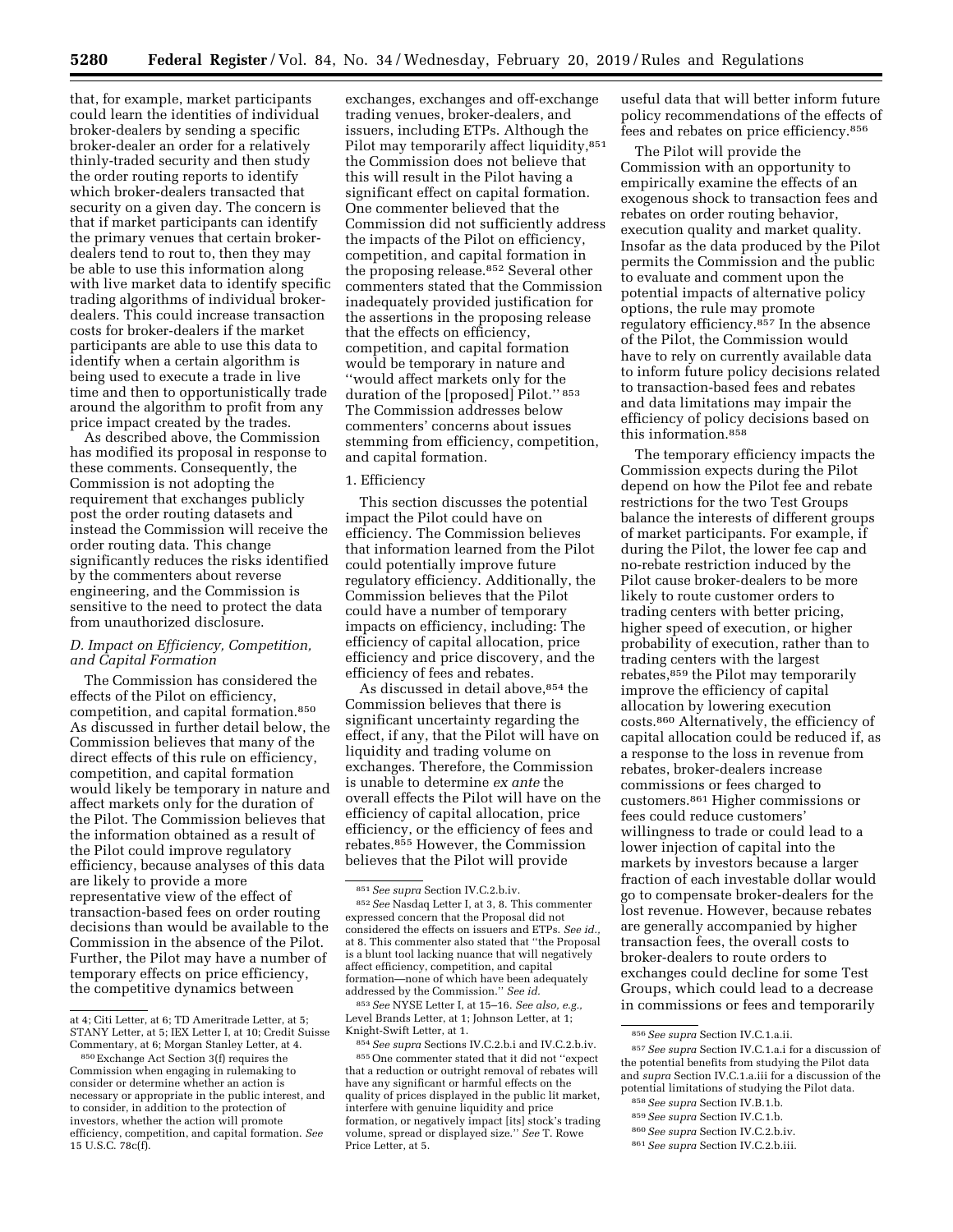that, for example, market participants could learn the identities of individual broker-dealers by sending a specific broker-dealer an order for a relatively thinly-traded security and then study the order routing reports to identify which broker-dealers transacted that security on a given day. The concern is that if market participants can identify the primary venues that certain broker-dealers tend to rout to, then they may be able to use this information along with live market data to identify specific trading algorithms of individual broker-dealers. This could increase transaction costs for broker-dealers if the market participants are able to use this data to identify when a certain algorithm is being used to execute a trade in live time and then to opportunistically trade around the algorithm to profit from any price impact created by the trades.

As described above, the Commission has modified its proposal in response to these comments. Consequently, the Commission is not adopting the requirement that exchanges publicly post the order routing datasets and instead the Commission will receive the order routing data. This change significantly reduces the risks identified by the commenters about reverse engineering, and the Commission is sensitive to the need to protect the data from unauthorized disclosure.

### D. Impact on Efficiency, Competition, and Capital Formation

The Commission has considered the effects of the Pilot on efficiency, competition, and capital formation.[850] As discussed in further detail below, the Commission believes that many of the direct effects of this rule on efficiency, competition, and capital formation would likely be temporary in nature and affect markets only for the duration of the Pilot. The Commission believes that the information obtained as a result of the Pilot could improve regulatory efficiency, because analyses of this data are likely to provide a more representative view of the effect of transaction-based fees on order routing decisions than would be available to the Commission in the absence of the Pilot. Further, the Pilot may have a number of temporary effects on price efficiency, the competitive dynamics between exchanges, exchanges and off-exchange trading venues, broker-dealers, and issuers, including ETPs. Although the Pilot may temporarily affect liquidity,[851] the Commission does not believe that this will result in the Pilot having a significant effect on capital formation. One commenter believed that the Commission did not sufficiently address the impacts of the Pilot on efficiency, competition, and capital formation in the proposing release.[852] Several other commenters stated that the Commission inadequately provided justification for the assertions in the proposing release that the effects on efficiency, competition, and capital formation would be temporary in nature and "would affect markets only for the duration of the [proposed] Pilot." [853] The Commission addresses below commenters' concerns about issues stemming from efficiency, competition, and capital formation.

#### 1. Efficiency

This section discusses the potential impact the Pilot could have on efficiency. The Commission believes that information learned from the Pilot could potentially improve future regulatory efficiency. Additionally, the Commission believes that the Pilot could have a number of temporary impacts on efficiency, including: The efficiency of capital allocation, price efficiency and price discovery, and the efficiency of fees and rebates.

As discussed in detail above,[854] the Commission believes that there is significant uncertainty regarding the effect, if any, that the Pilot will have on liquidity and trading volume on exchanges. Therefore, the Commission is unable to determine *ex ante* the overall effects the Pilot will have on the efficiency of capital allocation, price efficiency, or the efficiency of fees and rebates.[855] However, the Commission believes that the Pilot will provide useful data that will better inform future policy recommendations of the effects of fees and rebates on price efficiency.[856]

The Pilot will provide the Commission with an opportunity to empirically examine the effects of an exogenous shock to transaction fees and rebates on order routing behavior, execution quality and market quality. Insofar as the data produced by the Pilot permits the Commission and the public to evaluate and comment upon the potential impacts of alternative policy options, the rule may promote regulatory efficiency.[857] In the absence of the Pilot, the Commission would have to rely on currently available data to inform future policy decisions related to transaction-based fees and rebates and data limitations may impair the efficiency of policy decisions based on this information.[858]

The temporary efficiency impacts the Commission expects during the Pilot depend on how the Pilot fee and rebate restrictions for the two Test Groups balance the interests of different groups of market participants. For example, if during the Pilot, the lower fee cap and no-rebate restriction induced by the Pilot cause broker-dealers to be more likely to route customer orders to trading centers with better pricing, higher speed of execution, or higher probability of execution, rather than to trading centers with the largest rebates,[859] the Pilot may temporarily improve the efficiency of capital allocation by lowering execution costs.[860] Alternatively, the efficiency of capital allocation could be reduced if, as a response to the loss in revenue from rebates, broker-dealers increase commissions or fees charged to customers.[861] Higher commissions or fees could reduce customers' willingness to trade or could lead to a lower injection of capital into the markets by investors because a larger fraction of each investable dollar would go to compensate broker-dealers for the lost revenue. However, because rebates are generally accompanied by higher transaction fees, the overall costs to broker-dealers to route orders to exchanges could decline for some Test Groups, which could lead to a decrease in commissions or fees and temporarily

---

at 4; Citi Letter, at 6; TD Ameritrade Letter, at 5; STANY Letter, at 5; IEX Letter I, at 10; Credit Suisse Commentary, at 6; Morgan Stanley Letter, at 4.

[850] Exchange Act Section 3(f) requires the Commission when engaging in rulemaking to consider or determine whether an action is necessary or appropriate in the public interest, and to consider, in addition to the protection of investors, whether the action will promote efficiency, competition, and capital formation. *See* 15 U.S.C. 78c(f).

[851] *See supra* Section IV.C.2.b.iv.

[852] *See* Nasdaq Letter I, at 3, 8. This commenter expressed concern that the Proposal did not considered the effects on issuers and ETPs. *See id.*, at 8. This commenter also stated that "the Proposal is a blunt tool lacking nuance that will negatively affect efficiency, competition, and capital formation—none of which have been adequately addressed by the Commission." *See id.*

[853] *See* NYSE Letter I, at 15–16. *See also, e.g.*, Level Brands Letter, at 1; Johnson Letter, at 1; Knight-Swift Letter, at 1.

[854] *See supra* Sections IV.C.2.b.i and IV.C.2.b.iv.

[855] One commenter stated that it did not "expect that a reduction or outright removal of rebates will have any significant or harmful effects on the quality of prices displayed in the public lit market, interfere with genuine liquidity and price formation, or negatively impact [its] stock's trading volume, spread or displayed size." *See* T. Rowe Price Letter, at 5.

[856] *See supra* Section IV.C.1.a.ii.

[857] *See supra* Section IV.C.1.a.i for a discussion of the potential benefits from studying the Pilot data and *supra* Section IV.C.1.a.iii for a discussion of the potential limitations of studying the Pilot data.

[858] *See supra* Section IV.B.1.b.

[859] *See supra* Section IV.C.1.b.

[860] *See supra* Section IV.C.2.b.iv.

[861] *See supra* Section IV.C.2.b.iii.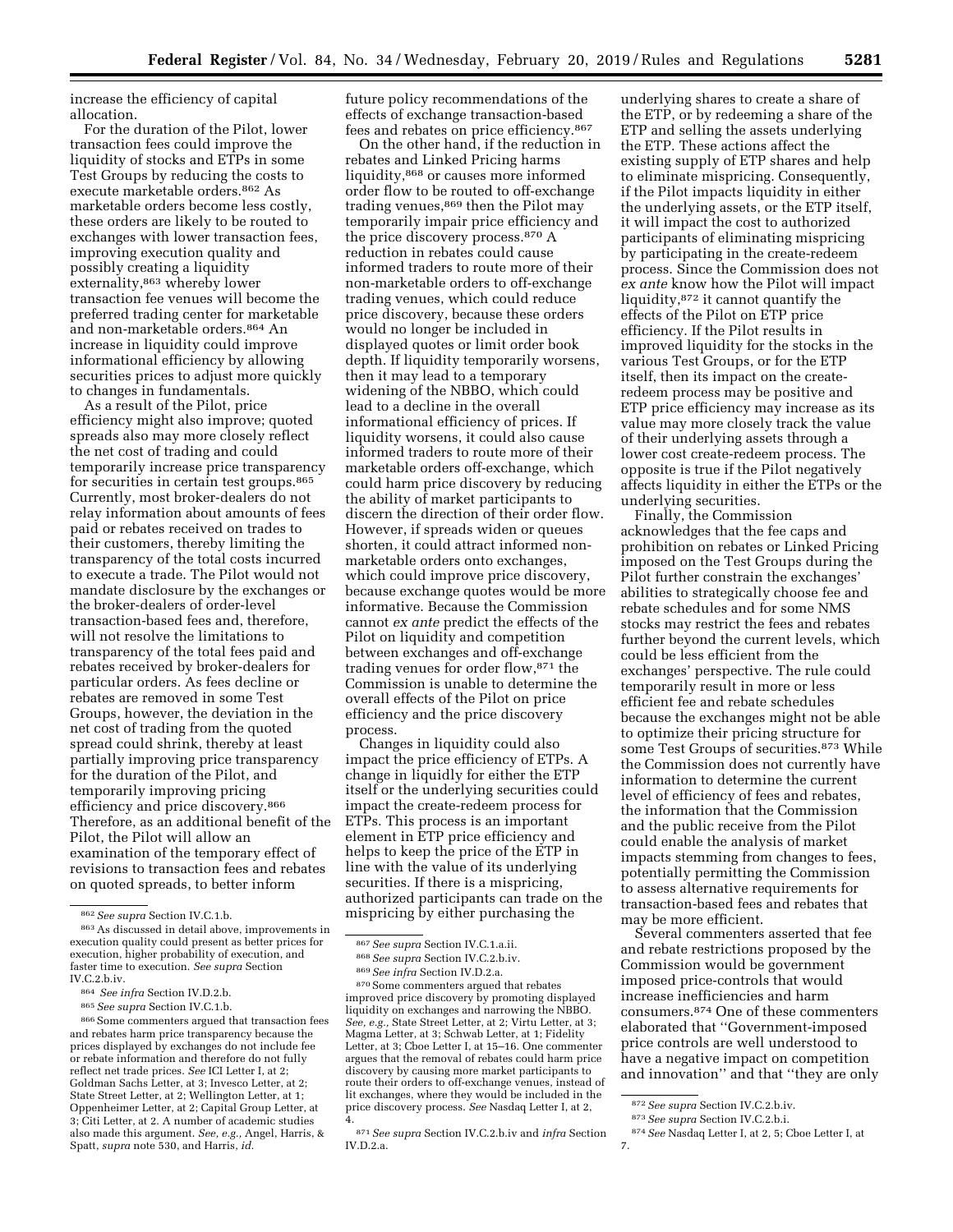increase the efficiency of capital allocation.

For the duration of the Pilot, lower transaction fees could improve the liquidity of stocks and ETPs in some Test Groups by reducing the costs to execute marketable orders.[862] As marketable orders become less costly, these orders are likely to be routed to exchanges with lower transaction fees, improving execution quality and possibly creating a liquidity externality,[863] whereby lower transaction fee venues will become the preferred trading center for marketable and non-marketable orders.[864] An increase in liquidity could improve informational efficiency by allowing securities prices to adjust more quickly to changes in fundamentals.

As a result of the Pilot, price efficiency might also improve; quoted spreads also may more closely reflect the net cost of trading and could temporarily increase price transparency for securities in certain test groups.[865] Currently, most broker-dealers do not relay information about amounts of fees paid or rebates received on trades to their customers, thereby limiting the transparency of the total costs incurred to execute a trade. The Pilot would not mandate disclosure by the exchanges or the broker-dealers of order-level transaction-based fees and, therefore, will not resolve the limitations to transparency of the total fees paid and rebates received by broker-dealers for particular orders. As fees decline or rebates are removed in some Test Groups, however, the deviation in the net cost of trading from the quoted spread could shrink, thereby at least partially improving price transparency for the duration of the Pilot, and temporarily improving pricing efficiency and price discovery.[866] Therefore, as an additional benefit of the Pilot, the Pilot will allow an examination of the temporary effect of revisions to transaction fees and rebates on quoted spreads, to better inform future policy recommendations of the effects of exchange transaction-based fees and rebates on price efficiency.[867]

On the other hand, if the reduction in rebates and Linked Pricing harms liquidity,[868] or causes more informed order flow to be routed to off-exchange trading venues,[869] then the Pilot may temporarily impair price efficiency and the price discovery process.[870] A reduction in rebates could cause informed traders to route more of their non-marketable orders to off-exchange trading venues, which could reduce price discovery, because these orders would no longer be included in displayed quotes or limit order book depth. If liquidity temporarily worsens, then it may lead to a temporary widening of the NBBO, which could lead to a decline in the overall informational efficiency of prices. If liquidity worsens, it could also cause informed traders to route more of their marketable orders off-exchange, which could harm price discovery by reducing the ability of market participants to discern the direction of their order flow. However, if spreads widen or queues shorten, it could attract informed non-marketable orders onto exchanges, which could improve price discovery, because exchange quotes would be more informative. Because the Commission cannot *ex ante* predict the effects of the Pilot on liquidity and competition between exchanges and off-exchange trading venues for order flow,[871] the Commission is unable to determine the overall effects of the Pilot on price efficiency and the price discovery process.

Changes in liquidity could also impact the price efficiency of ETPs. A change in liquidly for either the ETP itself or the underlying securities could impact the create-redeem process for ETPs. This process is an important element in ETP price efficiency and helps to keep the price of the ETP in line with the value of its underlying securities. If there is a mispricing, authorized participants can trade on the mispricing by either purchasing the underlying shares to create a share of the ETP, or by redeeming a share of the ETP and selling the assets underlying the ETP. These actions affect the existing supply of ETP shares and help to eliminate mispricing. Consequently, if the Pilot impacts liquidity in either the underlying assets, or the ETP itself, it will impact the cost to authorized participants of eliminating mispricing by participating in the create-redeem process. Since the Commission does not *ex ante* know how the Pilot will impact liquidity,[872] it cannot quantify the effects of the Pilot on ETP price efficiency. If the Pilot results in improved liquidity for the stocks in the various Test Groups, or for the ETP itself, then its impact on the create-redeem process may be positive and ETP price efficiency may increase as its value may more closely track the value of their underlying assets through a lower cost create-redeem process. The opposite is true if the Pilot negatively affects liquidity in either the ETPs or the underlying securities.

Finally, the Commission acknowledges that the fee caps and prohibition on rebates or Linked Pricing imposed on the Test Groups during the Pilot further constrain the exchanges' abilities to strategically choose fee and rebate schedules and for some NMS stocks may restrict the fees and rebates further beyond the current levels, which could be less efficient from the exchanges' perspective. The rule could temporarily result in more or less efficient fee and rebate schedules because the exchanges might not be able to optimize their pricing structure for some Test Groups of securities.[873] While the Commission does not currently have information to determine the current level of efficiency of fees and rebates, the information that the Commission and the public receive from the Pilot could enable the analysis of market impacts stemming from changes to fees, potentially permitting the Commission to assess alternative requirements for transaction-based fees and rebates that may be more efficient.

Several commenters asserted that fee and rebate restrictions proposed by the Commission would be government imposed price-controls that would increase inefficiencies and harm consumers.[874] One of these commenters elaborated that ''Government-imposed price controls are well understood to have a negative impact on competition and innovation'' and that ''they are only

---

[862] *See supra* Section IV.C.1.b.

[863] As discussed in detail above, improvements in execution quality could present as better prices for execution, higher probability of execution, and faster time to execution. *See supra* Section IV.C.2.b.iv.

[864] *See infra* Section IV.D.2.b.

[865] *See supra* Section IV.C.1.b.

[866] Some commenters argued that transaction fees and rebates harm price transparency because the prices displayed by exchanges do not include fee or rebate information and therefore do not fully reflect net trade prices. *See* ICI Letter I, at 2; Goldman Sachs Letter, at 3; Invesco Letter, at 2; State Street Letter, at 2; Wellington Letter, at 1; Oppenheimer Letter, at 2; Capital Group Letter, at 3; Citi Letter, at 2. A number of academic studies also made this argument. *See, e.g.,* Angel, Harris, & Spatt, *supra* note 530, and Harris, *id.*

[867] *See supra* Section IV.C.1.a.ii.

[868] *See supra* Section IV.C.2.b.iv.

[869] *See infra* Section IV.D.2.a.

[870] Some commenters argued that rebates improved price discovery by promoting displayed liquidity on exchanges and narrowing the NBBO. *See, e.g.,* State Street Letter, at 2; Virtu Letter, at 3; Magma Letter, at 3; Schwab Letter, at 1; Fidelity Letter, at 3; Cboe Letter I, at 15–16. One commenter argues that the removal of rebates could harm price discovery by causing more market participants to route their orders to off-exchange venues, instead of lit exchanges, where they would be included in the price discovery process. *See* Nasdaq Letter I, at 2, 4.

[871] *See supra* Section IV.C.2.b.iv and *infra* Section IV.D.2.a.

[872] *See supra* Section IV.C.2.b.iv.

[873] *See supra* Section IV.C.2.b.i.

[874] *See* Nasdaq Letter I, at 2, 5; Cboe Letter I, at 7.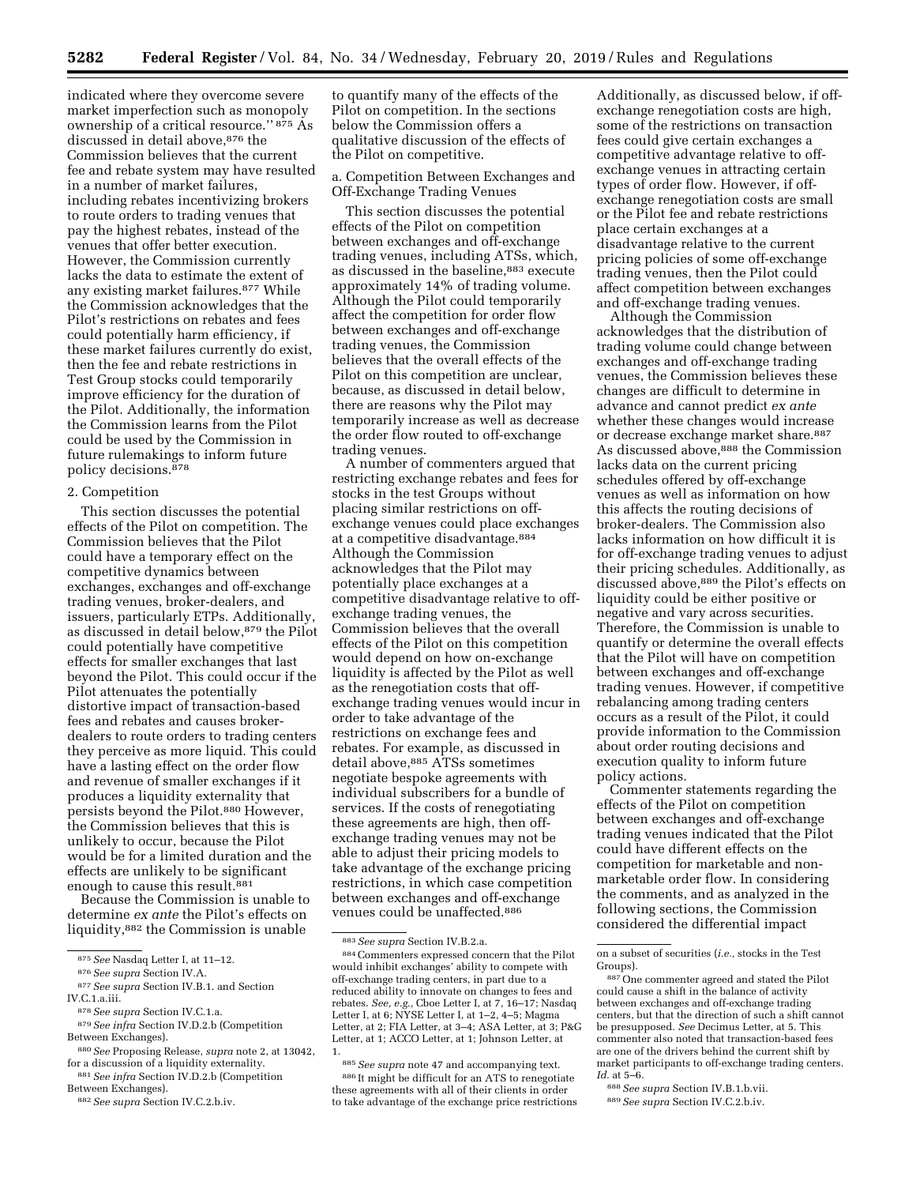indicated where they overcome severe market imperfection such as monopoly ownership of a critical resource.'' [875] As discussed in detail above,[876] the Commission believes that the current fee and rebate system may have resulted in a number of market failures, including rebates incentivizing brokers to route orders to trading venues that pay the highest rebates, instead of the venues that offer better execution. However, the Commission currently lacks the data to estimate the extent of any existing market failures.[877] While the Commission acknowledges that the Pilot's restrictions on rebates and fees could potentially harm efficiency, if these market failures currently do exist, then the fee and rebate restrictions in Test Group stocks could temporarily improve efficiency for the duration of the Pilot. Additionally, the information the Commission learns from the Pilot could be used by the Commission in future rulemakings to inform future policy decisions.[878]

2. Competition

This section discusses the potential effects of the Pilot on competition. The Commission believes that the Pilot could have a temporary effect on the competitive dynamics between exchanges, exchanges and off-exchange trading venues, broker-dealers, and issuers, particularly ETPs. Additionally, as discussed in detail below,[879] the Pilot could potentially have competitive effects for smaller exchanges that last beyond the Pilot. This could occur if the Pilot attenuates the potentially distortive impact of transaction-based fees and rebates and causes broker-dealers to route orders to trading centers they perceive as more liquid. This could have a lasting effect on the order flow and revenue of smaller exchanges if it produces a liquidity externality that persists beyond the Pilot.[880] However, the Commission believes that this is unlikely to occur, because the Pilot would be for a limited duration and the effects are unlikely to be significant enough to cause this result.[881]

Because the Commission is unable to determine *ex ante* the Pilot's effects on liquidity,[882] the Commission is unable to quantify many of the effects of the Pilot on competition. In the sections below the Commission offers a qualitative discussion of the effects of the Pilot on competitive.

a. Competition Between Exchanges and Off-Exchange Trading Venues

This section discusses the potential effects of the Pilot on competition between exchanges and off-exchange trading venues, including ATSs, which, as discussed in the baseline,[883] execute approximately 14% of trading volume. Although the Pilot could temporarily affect the competition for order flow between exchanges and off-exchange trading venues, the Commission believes that the overall effects of the Pilot on this competition are unclear, because, as discussed in detail below, there are reasons why the Pilot may temporarily increase as well as decrease the order flow routed to off-exchange trading venues.

A number of commenters argued that restricting exchange rebates and fees for stocks in the test Groups without placing similar restrictions on off-exchange venues could place exchanges at a competitive disadvantage.[884] Although the Commission acknowledges that the Pilot may potentially place exchanges at a competitive disadvantage relative to off-exchange trading venues, the Commission believes that the overall effects of the Pilot on this competition would depend on how on-exchange liquidity is affected by the Pilot as well as the renegotiation costs that off-exchange trading venues would incur in order to take advantage of the restrictions on exchange fees and rebates. For example, as discussed in detail above,[885] ATSs sometimes negotiate bespoke agreements with individual subscribers for a bundle of services. If the costs of renegotiating these agreements are high, then off-exchange trading venues may not be able to adjust their pricing models to take advantage of the exchange pricing restrictions, in which case competition between exchanges and off-exchange venues could be unaffected.[886] Additionally, as discussed below, if off-exchange renegotiation costs are high, some of the restrictions on transaction fees could give certain exchanges a competitive advantage relative to off-exchange venues in attracting certain types of order flow. However, if off-exchange renegotiation costs are small or the Pilot fee and rebate restrictions place certain exchanges at a disadvantage relative to the current pricing policies of some off-exchange trading venues, then the Pilot could affect competition between exchanges and off-exchange trading venues.

Although the Commission acknowledges that the distribution of trading volume could change between exchanges and off-exchange trading venues, the Commission believes these changes are difficult to determine in advance and cannot predict *ex ante* whether these changes would increase or decrease exchange market share.[887] As discussed above,[888] the Commission lacks data on the current pricing schedules offered by off-exchange venues as well as information on how this affects the routing decisions of broker-dealers. The Commission also lacks information on how difficult it is for off-exchange trading venues to adjust their pricing schedules. Additionally, as discussed above,[889] the Pilot's effects on liquidity could be either positive or negative and vary across securities. Therefore, the Commission is unable to quantify or determine the overall effects that the Pilot will have on competition between exchanges and off-exchange trading venues. However, if competitive rebalancing among trading centers occurs as a result of the Pilot, it could provide information to the Commission about order routing decisions and execution quality to inform future policy actions.

Commenter statements regarding the effects of the Pilot on competition between exchanges and off-exchange trading venues indicated that the Pilot could have different effects on the competition for marketable and non-marketable order flow. In considering the comments, and as analyzed in the following sections, the Commission considered the differential impact

---

[875] *See* Nasdaq Letter I, at 11–12.

[876] *See supra* Section IV.A.

[877] *See supra* Section IV.B.1. and Section IV.C.1.a.iii.

[878] *See supra* Section IV.C.1.a.

[879] *See infra* Section IV.D.2.b (Competition Between Exchanges).

[880] *See* Proposing Release, *supra* note 2, at 13042, for a discussion of a liquidity externality.

[881] *See infra* Section IV.D.2.b (Competition Between Exchanges).

[882] *See supra* Section IV.C.2.b.iv.

[883] *See supra* Section IV.B.2.a.

[884] Commenters expressed concern that the Pilot would inhibit exchanges' ability to compete with off-exchange trading centers, in part due to a reduced ability to innovate on changes to fees and rebates. *See, e.g.,* Cboe Letter I, at 7, 16–17; Nasdaq Letter I, at 6; NYSE Letter I, at 1–2, 4–5; Magma Letter, at 2; FIA Letter, at 3–4; ASA Letter, at 3; P&G Letter, at 1; ACCO Letter, at 1; Johnson Letter, at 1.

[885] *See supra* note 47 and accompanying text.

[886] It might be difficult for an ATS to renegotiate these agreements with all of their clients in order to take advantage of the exchange price restrictions on a subset of securities (*i.e.,* stocks in the Test Groups).

[887] One commenter agreed and stated the Pilot could cause a shift in the balance of activity between exchanges and off-exchange trading centers, but that the direction of such a shift cannot be presupposed. *See* Decimus Letter, at 5. This commenter also noted that transaction-based fees are one of the drivers behind the current shift by market participants to off-exchange trading centers. *Id.* at 5–6.

[888] *See supra* Section IV.B.1.b.vii.

[889] *See supra* Section IV.C.2.b.iv.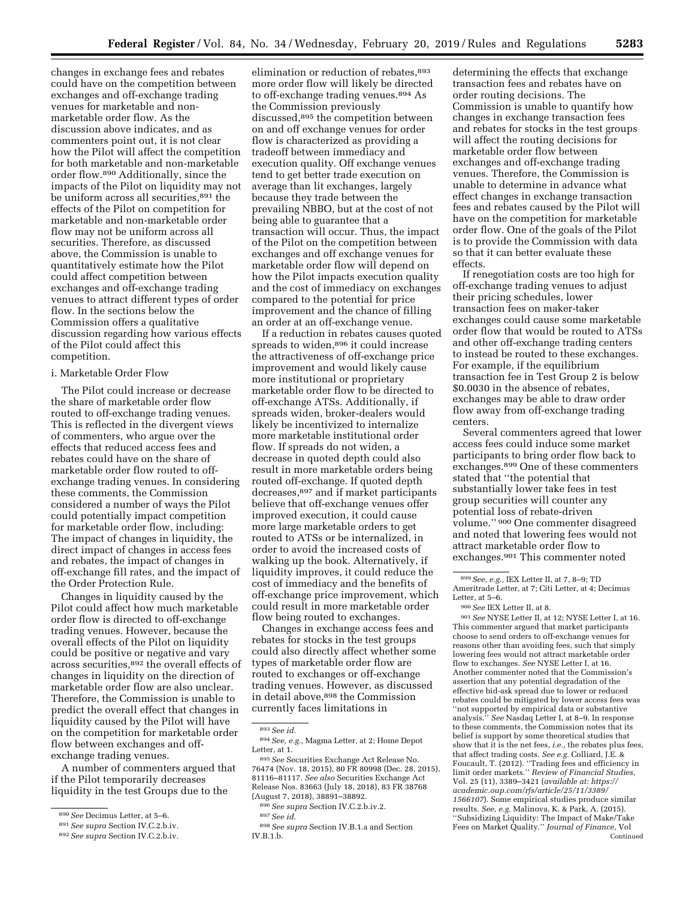changes in exchange fees and rebates could have on the competition between exchanges and off-exchange trading venues for marketable and non-marketable order flow. As the discussion above indicates, and as commenters point out, it is not clear how the Pilot will affect the competition for both marketable and non-marketable order flow.[890] Additionally, since the impacts of the Pilot on liquidity may not be uniform across all securities,[891] the effects of the Pilot on competition for marketable and non-marketable order flow may not be uniform across all securities. Therefore, as discussed above, the Commission is unable to quantitatively estimate how the Pilot could affect competition between exchanges and off-exchange trading venues to attract different types of order flow. In the sections below the Commission offers a qualitative discussion regarding how various effects of the Pilot could affect this competition.

i. Marketable Order Flow

The Pilot could increase or decrease the share of marketable order flow routed to off-exchange trading venues. This is reflected in the divergent views of commenters, who argue over the effects that reduced access fees and rebates could have on the share of marketable order flow routed to off-exchange trading venues. In considering these comments, the Commission considered a number of ways the Pilot could potentially impact competition for marketable order flow, including: The impact of changes in liquidity, the direct impact of changes in access fees and rebates, the impact of changes in off-exchange fill rates, and the impact of the Order Protection Rule.

Changes in liquidity caused by the Pilot could affect how much marketable order flow is directed to off-exchange trading venues. However, because the overall effects of the Pilot on liquidity could be positive or negative and vary across securities,[892] the overall effects of changes in liquidity on the direction of marketable order flow are also unclear. Therefore, the Commission is unable to predict the overall effect that changes in liquidity caused by the Pilot will have on the competition for marketable order flow between exchanges and off-exchange trading venues.

A number of commenters argued that if the Pilot temporarily decreases liquidity in the test Groups due to the elimination or reduction of rebates,[893] more order flow will likely be directed to off-exchange trading venues.[894] As the Commission previously discussed,[895] the competition between on and off exchange venues for order flow is characterized as providing a tradeoff between immediacy and execution quality. Off exchange venues tend to get better trade execution on average than lit exchanges, largely because they trade between the prevailing NBBO, but at the cost of not being able to guarantee that a transaction will occur. Thus, the impact of the Pilot on the competition between exchanges and off exchange venues for marketable order flow will depend on how the Pilot impacts execution quality and the cost of immediacy on exchanges compared to the potential for price improvement and the chance of filling an order at an off-exchange venue.

If a reduction in rebates causes quoted spreads to widen,[896] it could increase the attractiveness of off-exchange price improvement and would likely cause more institutional or proprietary marketable order flow to be directed to off-exchange ATSs. Additionally, if spreads widen, broker-dealers would likely be incentivized to internalize more marketable institutional order flow. If spreads do not widen, a decrease in quoted depth could also result in more marketable orders being routed off-exchange. If quoted depth decreases,[897] and if market participants believe that off-exchange venues offer improved execution, it could cause more large marketable orders to get routed to ATSs or be internalized, in order to avoid the increased costs of walking up the book. Alternatively, if liquidity improves, it could reduce the cost of immediacy and the benefits of off-exchange price improvement, which could result in more marketable order flow being routed to exchanges.

Changes in exchange access fees and rebates for stocks in the test groups could also directly affect whether some types of marketable order flow are routed to exchanges or off-exchange trading venues. However, as discussed in detail above,[898] the Commission currently faces limitations in determining the effects that exchange transaction fees and rebates have on order routing decisions. The Commission is unable to quantify how changes in exchange transaction fees and rebates for stocks in the test groups will affect the routing decisions for marketable order flow between exchanges and off-exchange trading venues. Therefore, the Commission is unable to determine in advance what effect changes in exchange transaction fees and rebates caused by the Pilot will have on the competition for marketable order flow. One of the goals of the Pilot is to provide the Commission with data so that it can better evaluate these effects.

If renegotiation costs are too high for off-exchange trading venues to adjust their pricing schedules, lower transaction fees on maker-taker exchanges could cause some marketable order flow that would be routed to ATSs and other off-exchange trading centers to instead be routed to these exchanges. For example, if the equilibrium transaction fee in Test Group 2 is below \$0.0030 in the absence of rebates, exchanges may be able to draw order flow away from off-exchange trading centers.

Several commenters agreed that lower access fees could induce some market participants to bring order flow back to exchanges.[899] One of these commenters stated that "the potential that substantially lower take fees in test group securities will counter any potential loss of rebate-driven volume." [900] One commenter disagreed and noted that lowering fees would not attract marketable order flow to exchanges.[901] This commenter noted

---

[890] *See* Decimus Letter, at 5–6.

[891] *See supra* Section IV.C.2.b.iv.

[892] *See supra* Section IV.C.2.b.iv.

[893] *See id.*

[894] *See, e.g.,* Magma Letter, at 2; Home Depot Letter, at 1.

[895] *See* Securities Exchange Act Release No. 76474 (Nov. 18, 2015), 80 FR 80998 (Dec. 28, 2015), 81116–81117. *See also* Securities Exchange Act Release Nos. 83663 (July 18, 2018), 83 FR 38768 (August 7, 2018), 38891–38892.

[896] *See supra* Section IV.C.2.b.iv.2.

[897] *See id.*

[898] *See supra* Section IV.B.1.a and Section IV.B.1.b.

[899] *See, e.g.,* IEX Letter II, at 7, 8–9; TD Ameritrade Letter, at 7; Citi Letter, at 4; Decimus Letter, at 5–6.

[900] *See* IEX Letter II, at 8.

[901] *See* NYSE Letter II, at 12; NYSE Letter I, at 16. This commenter argued that market participants choose to send orders to off-exchange venues for reasons other than avoiding fees, such that simply lowering fees would not attract marketable order flow to exchanges. *See* NYSE Letter I, at 16. Another commenter noted that the Commission's assertion that any potential degradation of the effective bid-ask spread due to lower or reduced rebates could be mitigated by lower access fees was "not supported by empirical data or substantive analysis." *See* Nasdaq Letter I, at 8–9. In response to these comments, the Commission notes that its belief is support by some theoretical studies that show that it is the net fees, *i.e.,* the rebates plus fees, that affect trading costs. *See e.g.* Colliard, J.E. & Foucault, T. (2012). "Trading fees and efficiency in limit order markets." *Review of Financial Studies,* Vol. 25 (11), 3389–3421 (*available at: https://academic.oup.com/rfs/article/25/11/3389/1566107*). Some empirical studies produce similar results. *See, e.g.* Malinova, K. & Park, A. (2015). "Subsidizing Liquidity: The Impact of Make/Take Fees on Market Quality." *Journal of Finance,* Vol Continued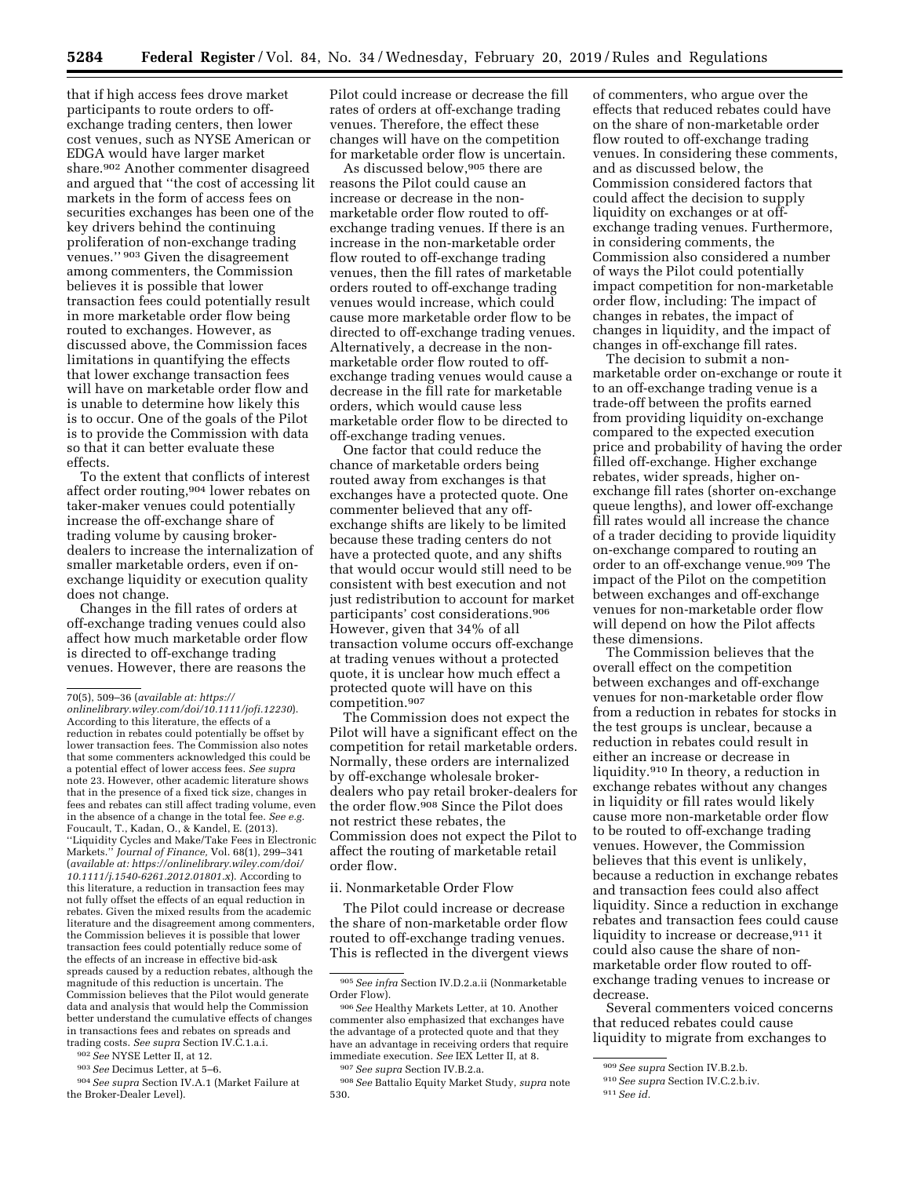that if high access fees drove market participants to route orders to off-exchange trading centers, then lower cost venues, such as NYSE American or EDGA would have larger market share.[902] Another commenter disagreed and argued that "the cost of accessing lit markets in the form of access fees on securities exchanges has been one of the key drivers behind the continuing proliferation of non-exchange trading venues." [903] Given the disagreement among commenters, the Commission believes it is possible that lower transaction fees could potentially result in more marketable order flow being routed to exchanges. However, as discussed above, the Commission faces limitations in quantifying the effects that lower exchange transaction fees will have on marketable order flow and is unable to determine how likely this is to occur. One of the goals of the Pilot is to provide the Commission with data so that it can better evaluate these effects.

To the extent that conflicts of interest affect order routing,[904] lower rebates on taker-maker venues could potentially increase the off-exchange share of trading volume by causing broker-dealers to increase the internalization of smaller marketable orders, even if on-exchange liquidity or execution quality does not change.

Changes in the fill rates of orders at off-exchange trading venues could also affect how much marketable order flow is directed to off-exchange trading venues. However, there are reasons the Pilot could increase or decrease the fill rates of orders at off-exchange trading venues. Therefore, the effect these changes will have on the competition for marketable order flow is uncertain.

As discussed below,[905] there are reasons the Pilot could cause an increase or decrease in the non-marketable order flow routed to off-exchange trading venues. If there is an increase in the non-marketable order flow routed to off-exchange trading venues, then the fill rates of marketable orders routed to off-exchange trading venues would increase, which could cause more marketable order flow to be directed to off-exchange trading venues. Alternatively, a decrease in the non-marketable order flow routed to off-exchange trading venues would cause a decrease in the fill rate for marketable orders, which would cause less marketable order flow to be directed to off-exchange trading venues.

One factor that could reduce the chance of marketable orders being routed away from exchanges is that exchanges have a protected quote. One commenter believed that any off-exchange shifts are likely to be limited because these trading centers do not have a protected quote, and any shifts that would occur would still need to be consistent with best execution and not just redistribution to account for market participants' cost considerations.[906] However, given that 34% of all transaction volume occurs off-exchange at trading venues without a protected quote, it is unclear how much effect a protected quote will have on this competition.[907]

The Commission does not expect the Pilot will have a significant effect on the competition for retail marketable orders. Normally, these orders are internalized by off-exchange wholesale broker-dealers who pay retail broker-dealers for the order flow.[908] Since the Pilot does not restrict these rebates, the Commission does not expect the Pilot to affect the routing of marketable retail order flow.

ii. Nonmarketable Order Flow

The Pilot could increase or decrease the share of non-marketable order flow routed to off-exchange trading venues. This is reflected in the divergent views of commenters, who argue over the effects that reduced rebates could have on the share of non-marketable order flow routed to off-exchange trading venues. In considering these comments, and as discussed below, the Commission considered factors that could affect the decision to supply liquidity on exchanges or at off-exchange trading venues. Furthermore, in considering comments, the Commission also considered a number of ways the Pilot could potentially impact competition for non-marketable order flow, including: The impact of changes in rebates, the impact of changes in liquidity, and the impact of changes in off-exchange fill rates.

The decision to submit a non-marketable order on-exchange or route it to an off-exchange trading venue is a trade-off between the profits earned from providing liquidity on-exchange compared to the expected execution price and probability of having the order filled off-exchange. Higher exchange rebates, wider spreads, higher on-exchange fill rates (shorter on-exchange queue lengths), and lower off-exchange fill rates would all increase the chance of a trader deciding to provide liquidity on-exchange compared to routing an order to an off-exchange venue.[909] The impact of the Pilot on the competition between exchanges and off-exchange venues for non-marketable order flow will depend on how the Pilot affects these dimensions.

The Commission believes that the overall effect on the competition between exchanges and off-exchange venues for non-marketable order flow from a reduction in rebates for stocks in the test groups is unclear, because a reduction in rebates could result in either an increase or decrease in liquidity.[910] In theory, a reduction in exchange rebates without any changes in liquidity or fill rates would likely cause more non-marketable order flow to be routed to off-exchange trading venues. However, the Commission believes that this event is unlikely, because a reduction in exchange rebates and transaction fees could also affect liquidity. Since a reduction in exchange rebates and transaction fees could cause liquidity to increase or decrease,[911] it could also cause the share of non-marketable order flow routed to off-exchange trading venues to increase or decrease.

Several commenters voiced concerns that reduced rebates could cause liquidity to migrate from exchanges to

---

70(5), 509–36 (*available at: https://onlinelibrary.wiley.com/doi/10.1111/jofi.12230*). According to this literature, the effects of a reduction in rebates could potentially be offset by lower transaction fees. The Commission also notes that some commenters acknowledged this could be a potential effect of lower access fees. *See supra* note 23. However, other academic literature shows that in the presence of a fixed tick size, changes in fees and rebates can still affect trading volume, even in the absence of a change in the total fee. *See e.g.* Foucault, T., Kadan, O., & Kandel, E. (2013). "Liquidity Cycles and Make/Take Fees in Electronic Markets." *Journal of Finance,* Vol. 68(1), 299–341 (*available at: https://onlinelibrary.wiley.com/doi/10.1111/j.1540-6261.2012.01801.x*). According to this literature, a reduction in transaction fees may not fully offset the effects of an equal reduction in rebates. Given the mixed results from the academic literature and the disagreement among commenters, the Commission believes it is possible that lower transaction fees could potentially reduce some of the effects of an increase in effective bid-ask spreads caused by a reduction rebates, although the magnitude of this reduction is uncertain. The Commission believes that the Pilot would generate data and analysis that would help the Commission better understand the cumulative effects of changes in transactions fees and rebates on spreads and trading costs. *See supra* Section IV.C.1.a.i.

[902] *See* NYSE Letter II, at 12.

[903] *See* Decimus Letter, at 5–6.

[904] *See supra* Section IV.A.1 (Market Failure at the Broker-Dealer Level).

[905] *See infra* Section IV.D.2.a.ii (Nonmarketable Order Flow).

[906] *See* Healthy Markets Letter, at 10. Another commenter also emphasized that exchanges have the advantage of a protected quote and that they have an advantage in receiving orders that require immediate execution. *See* IEX Letter II, at 8.

[907] *See supra* Section IV.B.2.a.

[908] *See* Battalio Equity Market Study, *supra* note 530.

[909] *See supra* Section IV.B.2.b.

[910] *See supra* Section IV.C.2.b.iv.

[911] *See id.*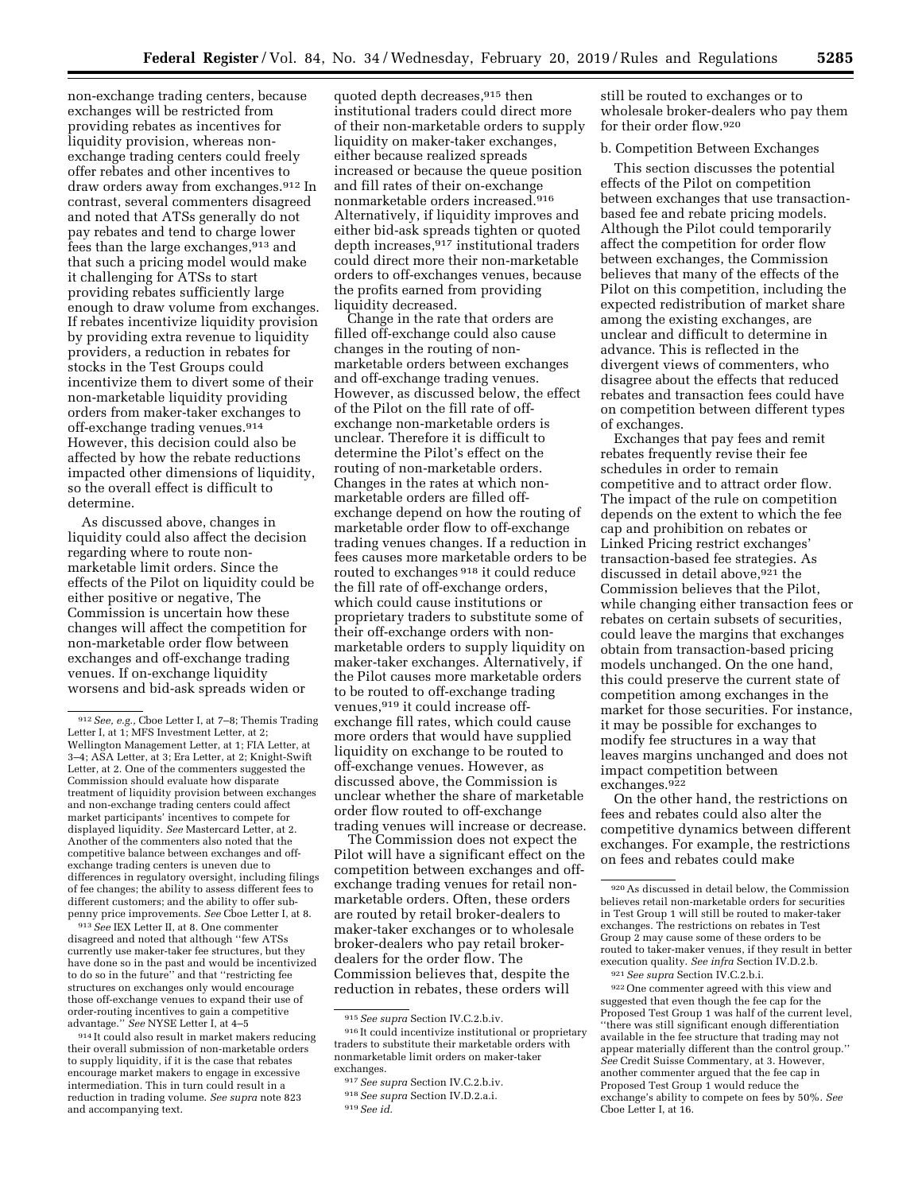non-exchange trading centers, because exchanges will be restricted from providing rebates as incentives for liquidity provision, whereas non-exchange trading centers could freely offer rebates and other incentives to draw orders away from exchanges.[912] In contrast, several commenters disagreed and noted that ATSs generally do not pay rebates and tend to charge lower fees than the large exchanges,[913] and that such a pricing model would make it challenging for ATSs to start providing rebates sufficiently large enough to draw volume from exchanges. If rebates incentivize liquidity provision by providing extra revenue to liquidity providers, a reduction in rebates for stocks in the Test Groups could incentivize them to divert some of their non-marketable liquidity providing orders from maker-taker exchanges to off-exchange trading venues.[914] However, this decision could also be affected by how the rebate reductions impacted other dimensions of liquidity, so the overall effect is difficult to determine.

As discussed above, changes in liquidity could also affect the decision regarding where to route non-marketable limit orders. Since the effects of the Pilot on liquidity could be either positive or negative, The Commission is uncertain how these changes will affect the competition for non-marketable order flow between exchanges and off-exchange trading venues. If on-exchange liquidity worsens and bid-ask spreads widen or quoted depth decreases,[915] then institutional traders could direct more of their non-marketable orders to supply liquidity on maker-taker exchanges, either because realized spreads increased or because the queue position and fill rates of their on-exchange nonmarketable orders increased.[916] Alternatively, if liquidity improves and either bid-ask spreads tighten or quoted depth increases,[917] institutional traders could direct more their non-marketable orders to off-exchanges venues, because the profits earned from providing liquidity decreased.

Change in the rate that orders are filled off-exchange could also cause changes in the routing of non-marketable orders between exchanges and off-exchange trading venues. However, as discussed below, the effect of the Pilot on the fill rate of off-exchange non-marketable orders is unclear. Therefore it is difficult to determine the Pilot's effect on the routing of non-marketable orders. Changes in the rates at which non-marketable orders are filled off-exchange depend on how the routing of marketable order flow to off-exchange trading venues changes. If a reduction in fees causes more marketable orders to be routed to exchanges [918] it could reduce the fill rate of off-exchange orders, which could cause institutions or proprietary traders to substitute some of their off-exchange orders with non-marketable orders to supply liquidity on maker-taker exchanges. Alternatively, if the Pilot causes more marketable orders to be routed to off-exchange trading venues,[919] it could increase off-exchange fill rates, which could cause more orders that would have supplied liquidity on exchange to be routed to off-exchange venues. However, as discussed above, the Commission is unclear whether the share of marketable order flow routed to off-exchange trading venues will increase or decrease.

The Commission does not expect the Pilot will have a significant effect on the competition between exchanges and off-exchange trading venues for retail non-marketable orders. Often, these orders are routed by retail broker-dealers to maker-taker exchanges or to wholesale broker-dealers who pay retail broker-dealers for the order flow. The Commission believes that, despite the reduction in rebates, these orders will still be routed to exchanges or to wholesale broker-dealers who pay them for their order flow.[920]

b. Competition Between Exchanges

This section discusses the potential effects of the Pilot on competition between exchanges that use transaction-based fee and rebate pricing models. Although the Pilot could temporarily affect the competition for order flow between exchanges, the Commission believes that many of the effects of the Pilot on this competition, including the expected redistribution of market share among the existing exchanges, are unclear and difficult to determine in advance. This is reflected in the divergent views of commenters, who disagree about the effects that reduced rebates and transaction fees could have on competition between different types of exchanges.

Exchanges that pay fees and remit rebates frequently revise their fee schedules in order to remain competitive and to attract order flow. The impact of the rule on competition depends on the extent to which the fee cap and prohibition on rebates or Linked Pricing restrict exchanges' transaction-based fee strategies. As discussed in detail above,[921] the Commission believes that the Pilot, while changing either transaction fees or rebates on certain subsets of securities, could leave the margins that exchanges obtain from transaction-based pricing models unchanged. On the one hand, this could preserve the current state of competition among exchanges in the market for those securities. For instance, it may be possible for exchanges to modify fee structures in a way that leaves margins unchanged and does not impact competition between exchanges.[922]

On the other hand, the restrictions on fees and rebates could also alter the competitive dynamics between different exchanges. For example, the restrictions on fees and rebates could make

---

[912] *See, e.g.,* Cboe Letter I, at 7–8; Themis Trading Letter I, at 1; MFS Investment Letter, at 2; Wellington Management Letter, at 1; FIA Letter, at 3–4; ASA Letter, at 3; Era Letter, at 2; Knight-Swift Letter, at 2. One of the commenters suggested the Commission should evaluate how disparate treatment of liquidity provision between exchanges and non-exchange trading centers could affect market participants' incentives to compete for displayed liquidity. *See* Mastercard Letter, at 2. Another of the commenters also noted that the competitive balance between exchanges and off-exchange trading centers is uneven due to differences in regulatory oversight, including filings of fee changes; the ability to assess different fees to different customers; and the ability to offer sub-penny price improvements. *See* Cboe Letter I, at 8.

[913] *See* IEX Letter II, at 8. One commenter disagreed and noted that although "few ATSs currently use maker-taker fee structures, but they have done so in the past and would be incentivized to do so in the future" and that "restricting fee structures on exchanges only would encourage those off-exchange venues to expand their use of order-routing incentives to gain a competitive advantage." *See* NYSE Letter I, at 4–5

[914] It could also result in market makers reducing their overall submission of non-marketable orders to supply liquidity, if it is the case that rebates encourage market makers to engage in excessive intermediation. This in turn could result in a reduction in trading volume. *See supra* note 823 and accompanying text.

[915] *See supra* Section IV.C.2.b.iv.

[916] It could incentivize institutional or proprietary traders to substitute their marketable orders with nonmarketable limit orders on maker-taker exchanges.

[917] *See supra* Section IV.C.2.b.iv.

[918] *See supra* Section IV.D.2.a.i.

[919] *See id.*

[920] As discussed in detail below, the Commission believes retail non-marketable orders for securities in Test Group 1 will still be routed to maker-taker exchanges. The restrictions on rebates in Test Group 2 may cause some of these orders to be routed to taker-maker venues, if they result in better execution quality. *See infra* Section IV.D.2.b.

[921] *See supra* Section IV.C.2.b.i.

[922] One commenter agreed with this view and suggested that even though the fee cap for the Proposed Test Group 1 was half of the current level, "there was still significant enough differentiation available in the fee structure that trading may not appear materially different than the control group." *See* Credit Suisse Commentary, at 3. However, another commenter argued that the fee cap in Proposed Test Group 1 would reduce the exchange's ability to compete on fees by 50%. *See* Cboe Letter I, at 16.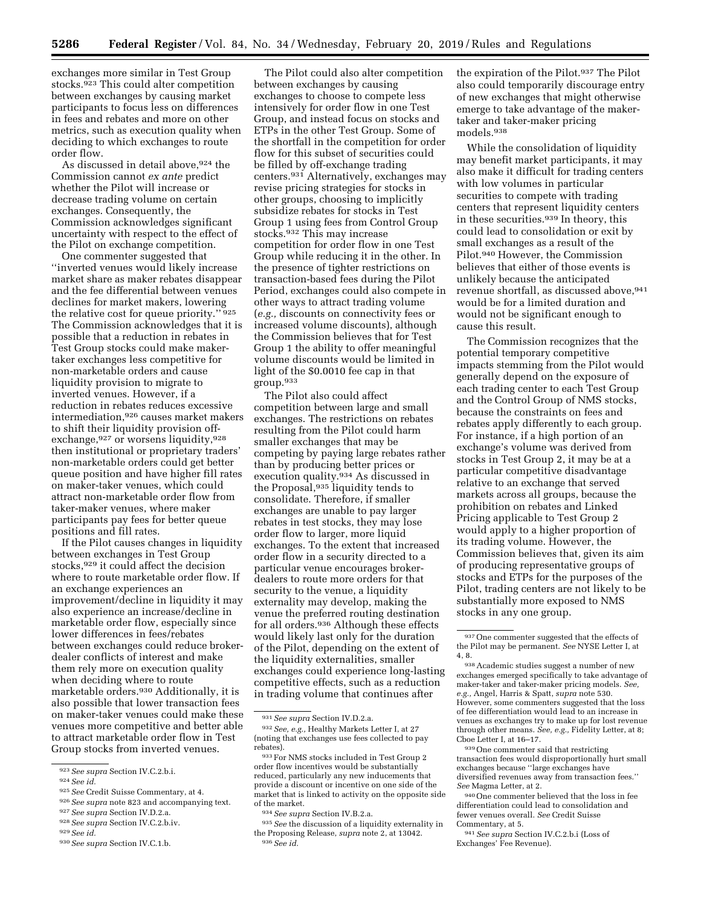exchanges more similar in Test Group stocks.[923] This could alter competition between exchanges by causing market participants to focus less on differences in fees and rebates and more on other metrics, such as execution quality when deciding to which exchanges to route order flow.

As discussed in detail above,[924] the Commission cannot *ex ante* predict whether the Pilot will increase or decrease trading volume on certain exchanges. Consequently, the Commission acknowledges significant uncertainty with respect to the effect of the Pilot on exchange competition.

One commenter suggested that ''inverted venues would likely increase market share as maker rebates disappear and the fee differential between venues declines for market makers, lowering the relative cost for queue priority.''[925] The Commission acknowledges that it is possible that a reduction in rebates in Test Group stocks could make maker-taker exchanges less competitive for non-marketable orders and cause liquidity provision to migrate to inverted venues. However, if a reduction in rebates reduces excessive intermediation,[926] causes market makers to shift their liquidity provision off-exchange,[927] or worsens liquidity,[928] then institutional or proprietary traders' non-marketable orders could get better queue position and have higher fill rates on maker-taker venues, which could attract non-marketable order flow from taker-maker venues, where maker participants pay fees for better queue positions and fill rates.

If the Pilot causes changes in liquidity between exchanges in Test Group stocks,[929] it could affect the decision where to route marketable order flow. If an exchange experiences an improvement/decline in liquidity it may also experience an increase/decline in marketable order flow, especially since lower differences in fees/rebates between exchanges could reduce broker-dealer conflicts of interest and make them rely more on execution quality when deciding where to route marketable orders.[930] Additionally, it is also possible that lower transaction fees on maker-taker venues could make these venues more competitive and better able to attract marketable order flow in Test Group stocks from inverted venues.

The Pilot could also alter competition between exchanges by causing exchanges to choose to compete less intensively for order flow in one Test Group, and instead focus on stocks and ETPs in the other Test Group. Some of the shortfall in the competition for order flow for this subset of securities could be filled by off-exchange trading centers.[931] Alternatively, exchanges may revise pricing strategies for stocks in other groups, choosing to implicitly subsidize rebates for stocks in Test Group 1 using fees from Control Group stocks.[932] This may increase competition for order flow in one Test Group while reducing it in the other. In the presence of tighter restrictions on transaction-based fees during the Pilot Period, exchanges could also compete in other ways to attract trading volume (*e.g.,* discounts on connectivity fees or increased volume discounts), although the Commission believes that for Test Group 1 the ability to offer meaningful volume discounts would be limited in light of the $0.0010 fee cap in that group.[933]

The Pilot also could affect competition between large and small exchanges. The restrictions on rebates resulting from the Pilot could harm smaller exchanges that may be competing by paying large rebates rather than by producing better prices or execution quality.[934] As discussed in the Proposal,[935] liquidity tends to consolidate. Therefore, if smaller exchanges are unable to pay larger rebates in test stocks, they may lose order flow to larger, more liquid exchanges. To the extent that increased order flow in a security directed to a particular venue encourages broker-dealers to route more orders for that security to the venue, a liquidity externality may develop, making the venue the preferred routing destination for all orders.[936] Although these effects would likely last only for the duration of the Pilot, depending on the extent of the liquidity externalities, smaller exchanges could experience long-lasting competitive effects, such as a reduction in trading volume that continues after the expiration of the Pilot.[937] The Pilot also could temporarily discourage entry of new exchanges that might otherwise emerge to take advantage of the maker-taker and taker-maker pricing models.[938]

While the consolidation of liquidity may benefit market participants, it may also make it difficult for trading centers with low volumes in particular securities to compete with trading centers that represent liquidity centers in these securities.[939] In theory, this could lead to consolidation or exit by small exchanges as a result of the Pilot.[940] However, the Commission believes that either of those events is unlikely because the anticipated revenue shortfall, as discussed above,[941] would be for a limited duration and would not be significant enough to cause this result.

The Commission recognizes that the potential temporary competitive impacts stemming from the Pilot would generally depend on the exposure of each trading center to each Test Group and the Control Group of NMS stocks, because the constraints on fees and rebates apply differently to each group. For instance, if a high portion of an exchange's volume was derived from stocks in Test Group 2, it may be at a particular competitive disadvantage relative to an exchange that served markets across all groups, because the prohibition on rebates and Linked Pricing applicable to Test Group 2 would apply to a higher proportion of its trading volume. However, the Commission believes that, given its aim of producing representative groups of stocks and ETPs for the purposes of the Pilot, trading centers are not likely to be substantially more exposed to NMS stocks in any one group.

---

[923] *See supra* Section IV.C.2.b.i.

[924] *See id.*

[925] *See* Credit Suisse Commentary, at 4.

[926] *See supra* note 823 and accompanying text.

[927] *See supra* Section IV.D.2.a.

[928] *See supra* Section IV.C.2.b.iv.

[929] *See id.*

[930] *See supra* Section IV.C.1.b.

[931] *See supra* Section IV.D.2.a.

[932] *See, e.g.,* Healthy Markets Letter I, at 27 (noting that exchanges use fees collected to pay rebates).

[933] For NMS stocks included in Test Group 2 order flow incentives would be substantially reduced, particularly any new inducements that provide a discount or incentive on one side of the market that is linked to activity on the opposite side of the market.

[934] *See supra* Section IV.B.2.a.

[935] *See* the discussion of a liquidity externality in the Proposing Release, *supra* note 2, at 13042.

[936] *See id.*

[937] One commenter suggested that the effects of the Pilot may be permanent. *See* NYSE Letter I, at 4, 8.

[938] Academic studies suggest a number of new exchanges emerged specifically to take advantage of maker-taker and taker-maker pricing models. *See, e.g.,* Angel, Harris & Spatt, *supra* note 530. However, some commenters suggested that the loss of fee differentiation would lead to an increase in venues as exchanges try to make up for lost revenue through other means. *See, e.g.,* Fidelity Letter, at 8; Cboe Letter I, at 16–17.

[939] One commenter said that restricting transaction fees would disproportionally hurt small exchanges because ''large exchanges have diversified revenues away from transaction fees.'' *See* Magma Letter, at 2.

[940] One commenter believed that the loss in fee differentiation could lead to consolidation and fewer venues overall. *See* Credit Suisse Commentary, at 5.

[941] *See supra* Section IV.C.2.b.i (Loss of Exchanges' Fee Revenue).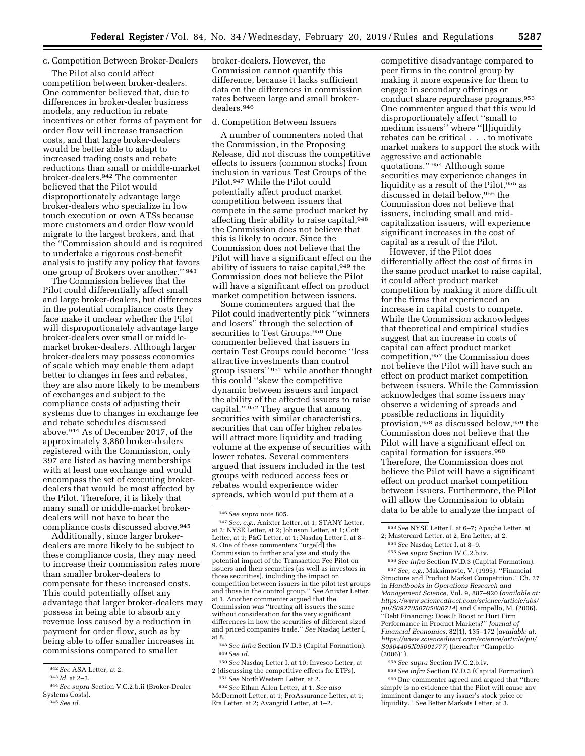c. Competition Between Broker-Dealers

The Pilot also could affect competition between broker-dealers. One commenter believed that, due to differences in broker-dealer business models, any reduction in rebate incentives or other forms of payment for order flow will increase transaction costs, and that large broker-dealers would be better able to adapt to increased trading costs and rebate reductions than small or middle-market broker-dealers.[942] The commenter believed that the Pilot would disproportionately advantage large broker-dealers who specialize in low touch execution or own ATSs because more customers and order flow would migrate to the largest brokers, and that the "Commission should and is required to undertake a rigorous cost-benefit analysis to justify any policy that favors one group of Brokers over another." [943]

The Commission believes that the Pilot could differentially affect small and large broker-dealers, but differences in the potential compliance costs they face make it unclear whether the Pilot will disproportionately advantage large broker-dealers over small or middle-market broker-dealers. Although larger broker-dealers may possess economies of scale which may enable them adapt better to changes in fees and rebates, they are also more likely to be members of exchanges and subject to the compliance costs of adjusting their systems due to changes in exchange fee and rebate schedules discussed above.[944] As of December 2017, of the approximately 3,860 broker-dealers registered with the Commission, only 397 are listed as having memberships with at least one exchange and would encompass the set of executing broker-dealers that would be most affected by the Pilot. Therefore, it is likely that many small or middle-market broker-dealers will not have to bear the compliance costs discussed above.[945]

Additionally, since larger broker-dealers are more likely to be subject to these compliance costs, they may need to increase their commission rates more than smaller broker-dealers to compensate for these increased costs. This could potentially offset any advantage that larger broker-dealers may possess in being able to absorb any revenue loss caused by a reduction in payment for order flow, such as by being able to offer smaller increases in commissions compared to smaller broker-dealers. However, the Commission cannot quantify this difference, because it lacks sufficient data on the differences in commission rates between large and small broker-dealers.[946]

d. Competition Between Issuers

A number of commenters noted that the Commission, in the Proposing Release, did not discuss the competitive effects to issuers (common stocks) from inclusion in various Test Groups of the Pilot.[947] While the Pilot could potentially affect product market competition between issuers that compete in the same product market by affecting their ability to raise capital,[948] the Commission does not believe that this is likely to occur. Since the Commission does not believe that the Pilot will have a significant effect on the ability of issuers to raise capital,[949] the Commission does not believe the Pilot will have a significant effect on product market competition between issuers.

Some commenters argued that the Pilot could inadvertently pick "winners and losers" through the selection of securities to Test Groups.[950] One commenter believed that issuers in certain Test Groups could become "less attractive investments than control group issuers" [951] while another thought this could "skew the competitive dynamic between issuers and impact the ability of the affected issuers to raise capital." [952] They argue that among securities with similar characteristics, securities that can offer higher rebates will attract more liquidity and trading volume at the expense of securities with lower rebates. Several commenters argued that issuers included in the test groups with reduced access fees or rebates would experience wider spreads, which would put them at a competitive disadvantage compared to peer firms in the control group by making it more expensive for them to engage in secondary offerings or conduct share repurchase programs.[953] One commenter argued that this would disproportionately affect "small to medium issuers" where "[l]iquidity rebates can be critical . . . to motivate market makers to support the stock with aggressive and actionable quotations." [954] Although some securities may experience changes in liquidity as a result of the Pilot,[955] as discussed in detail below,[956] the Commission does not believe that issuers, including small and mid-capitalization issuers, will experience significant increases in the cost of capital as a result of the Pilot.

However, if the Pilot does differentially affect the cost of firms in the same product market to raise capital, it could affect product market competition by making it more difficult for the firms that experienced an increase in capital costs to compete. While the Commission acknowledges that theoretical and empirical studies suggest that an increase in costs of capital can affect product market competition,[957] the Commission does not believe the Pilot will have such an effect on product market competition between issuers. While the Commission acknowledges that some issuers may observe a widening of spreads and possible reductions in liquidity provision,[958] as discussed below,[959] the Commission does not believe that the Pilot will have a significant effect on capital formation for issuers.[960] Therefore, the Commission does not believe the Pilot will have a significant effect on product market competition between issuers. Furthermore, the Pilot will allow the Commission to obtain data to be able to analyze the impact of

---

[942] *See* ASA Letter, at 2.

[943] *Id.* at 2–3.

[944] *See supra* Section V.C.2.b.ii (Broker-Dealer Systems Costs).

[945] *See id.*

[946] *See supra* note 805.

[947] *See, e.g.,* Anixter Letter, at 1; STANY Letter, at 2; NYSE Letter, at 2; Johnson Letter, at 1; Cott Letter, at 1; P&G Letter, at 1; Nasdaq Letter I, at 8–9. One of these commenters "urge[d] the Commission to further analyze and study the potential impact of the Transaction Fee Pilot on issuers and their securities (as well as investors in those securities), including the impact on competition between issuers in the pilot test groups and those in the control group." *See* Anixter Letter, at 1. Another commenter argued that the Commission was "treating all issuers the same without consideration for the very significant differences in how the securities of different sized and priced companies trade." *See* Nasdaq Letter I, at 8.

[948] *See infra* Section IV.D.3 (Capital Formation).

[949] *See id.*

[950] *See* Nasdaq Letter I, at 10; Invesco Letter, at 2 (discussing the competitive effects for ETPs).

[951] *See* NorthWestern Letter, at 2.

[952] *See* Ethan Allen Letter, at 1. *See also* McDermott Letter, at 1; ProAssurance Letter, at 1; Era Letter, at 2; Avangrid Letter, at 1–2.

[953] *See* NYSE Letter I, at 6–7; Apache Letter, at 2; Mastercard Letter, at 2; Era Letter, at 2.

[954] *See* Nasdaq Letter I, at 8–9.

[955] *See supra* Section IV.C.2.b.iv.

[956] *See infra* Section IV.D.3 (Capital Formation).

[957] *See, e.g.,* Maksimovic, V. (1995). "Financial Structure and Product Market Competition." Ch. 27 in *Handbooks in Operations Research and Management Science,* Vol. 9, 887–920 (*available at: https://www.sciencedirect.com/science/article/abs/pii/S0927050705800714*) and Campello, M. (2006). "Debt Financing: Does It Boost or Hurt Firm Performance in Product Markets?" *Journal of Financial Economics,* 82(1), 135–172 (*available at: https://www.sciencedirect.com/science/article/pii/S0304405X05001777*) (hereafter "Campello (2006)").

[958] *See supra* Section IV.C.2.b.iv.

[959] *See infra* Section IV.D.3 (Capital Formation).

[960] One commenter agreed and argued that "there simply is no evidence that the Pilot will cause any imminent danger to any issuer's stock price or liquidity." *See* Better Markets Letter, at 3.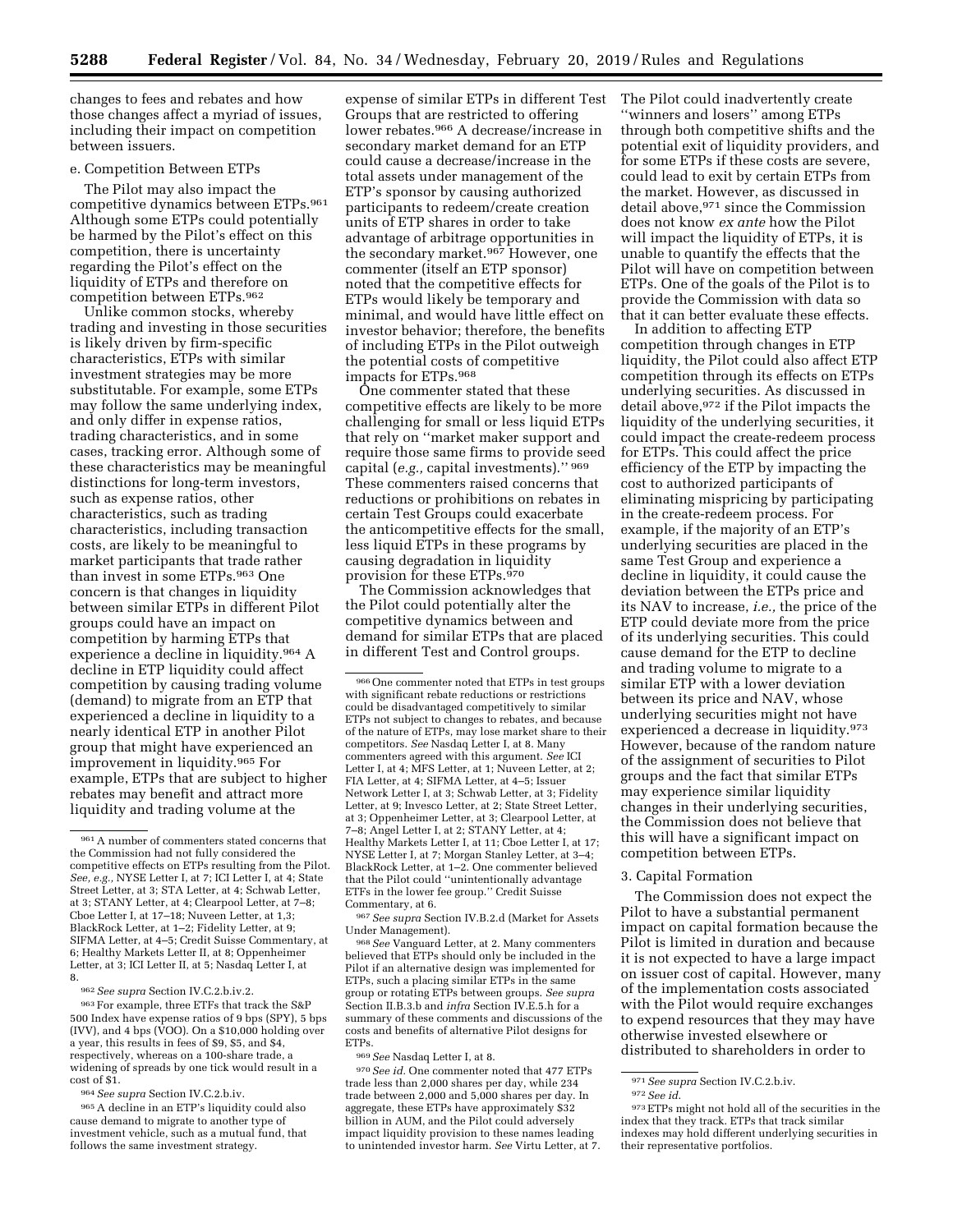changes to fees and rebates and how those changes affect a myriad of issues, including their impact on competition between issuers.

e. Competition Between ETPs

The Pilot may also impact the competitive dynamics between ETPs.[961] Although some ETPs could potentially be harmed by the Pilot's effect on this competition, there is uncertainty regarding the Pilot's effect on the liquidity of ETPs and therefore on competition between ETPs.[962]

Unlike common stocks, whereby trading and investing in those securities is likely driven by firm-specific characteristics, ETPs with similar investment strategies may be more substitutable. For example, some ETPs may follow the same underlying index, and only differ in expense ratios, trading characteristics, and in some cases, tracking error. Although some of these characteristics may be meaningful distinctions for long-term investors, such as expense ratios, other characteristics, such as trading characteristics, including transaction costs, are likely to be meaningful to market participants that trade rather than invest in some ETPs.[963] One concern is that changes in liquidity between similar ETPs in different Pilot groups could have an impact on competition by harming ETPs that experience a decline in liquidity.[964] A decline in ETP liquidity could affect competition by causing trading volume (demand) to migrate from an ETP that experienced a decline in liquidity to a nearly identical ETP in another Pilot group that might have experienced an improvement in liquidity.[965] For example, ETPs that are subject to higher rebates may benefit and attract more liquidity and trading volume at the expense of similar ETPs in different Test Groups that are restricted to offering lower rebates.[966] A decrease/increase in secondary market demand for an ETP could cause a decrease/increase in the total assets under management of the ETP's sponsor by causing authorized participants to redeem/create creation units of ETP shares in order to take advantage of arbitrage opportunities in the secondary market.[967] However, one commenter (itself an ETP sponsor) noted that the competitive effects for ETPs would likely be temporary and minimal, and would have little effect on investor behavior; therefore, the benefits of including ETPs in the Pilot outweigh the potential costs of competitive impacts for ETPs.[968]

One commenter stated that these competitive effects are likely to be more challenging for small or less liquid ETPs that rely on "market maker support and require those same firms to provide seed capital (*e.g.,* capital investments)." [969] These commenters raised concerns that reductions or prohibitions on rebates in certain Test Groups could exacerbate the anticompetitive effects for the small, less liquid ETPs in these programs by causing degradation in liquidity provision for these ETPs.[970]

The Commission acknowledges that the Pilot could potentially alter the competitive dynamics between and demand for similar ETPs that are placed in different Test and Control groups. The Pilot could inadvertently create "winners and losers" among ETPs through both competitive shifts and the potential exit of liquidity providers, and for some ETPs if these costs are severe, could lead to exit by certain ETPs from the market. However, as discussed in detail above,[971] since the Commission does not know *ex ante* how the Pilot will impact the liquidity of ETPs, it is unable to quantify the effects that the Pilot will have on competition between ETPs. One of the goals of the Pilot is to provide the Commission with data so that it can better evaluate these effects.

In addition to affecting ETP competition through changes in ETP liquidity, the Pilot could also affect ETP competition through its effects on ETPs underlying securities. As discussed in detail above,[972] if the Pilot impacts the liquidity of the underlying securities, it could impact the create-redeem process for ETPs. This could affect the price efficiency of the ETP by impacting the cost to authorized participants of eliminating mispricing by participating in the create-redeem process. For example, if the majority of an ETP's underlying securities are placed in the same Test Group and experience a decline in liquidity, it could cause the deviation between the ETPs price and its NAV to increase, *i.e.,* the price of the ETP could deviate more from the price of its underlying securities. This could cause demand for the ETP to decline and trading volume to migrate to a similar ETP with a lower deviation between its price and NAV, whose underlying securities might not have experienced a decrease in liquidity.[973] However, because of the random nature of the assignment of securities to Pilot groups and the fact that similar ETPs may experience similar liquidity changes in their underlying securities, the Commission does not believe that this will have a significant impact on competition between ETPs.

3. Capital Formation

The Commission does not expect the Pilot to have a substantial permanent impact on capital formation because the Pilot is limited in duration and because it is not expected to have a large impact on issuer cost of capital. However, many of the implementation costs associated with the Pilot would require exchanges to expend resources that they may have otherwise invested elsewhere or distributed to shareholders in order to

---

[961] A number of commenters stated concerns that the Commission had not fully considered the competitive effects on ETPs resulting from the Pilot. *See, e.g.,* NYSE Letter I, at 7; ICI Letter I, at 4; State Street Letter, at 3; STA Letter, at 4; Schwab Letter, at 3; STANY Letter, at 4; Clearpool Letter, at 7–8; Cboe Letter I, at 17–18; Nuveen Letter, at 1,3; BlackRock Letter, at 1–2; Fidelity Letter, at 9; SIFMA Letter, at 4–5; Credit Suisse Commentary, at 6; Healthy Markets Letter II, at 8; Oppenheimer Letter, at 3; ICI Letter II, at 5; Nasdaq Letter I, at 8.

[962] *See supra* Section IV.C.2.b.iv.2.

[963] For example, three ETFs that track the S&P 500 Index have expense ratios of 9 bps (SPY), 5 bps (IVV), and 4 bps (VOO). On a $10,000 holding over a year, this results in fees of $9, $5, and $4, respectively, whereas on a 100-share trade, a widening of spreads by one tick would result in a cost of $1.

[964] *See supra* Section IV.C.2.b.iv.

[965] A decline in an ETP's liquidity could also cause demand to migrate to another type of investment vehicle, such as a mutual fund, that follows the same investment strategy.

[966] One commenter noted that ETPs in test groups with significant rebate reductions or restrictions could be disadvantaged competitively to similar ETPs not subject to changes to rebates, and because of the nature of ETPs, may lose market share to their competitors. *See* Nasdaq Letter I, at 8. Many commenters agreed with this argument. *See* ICI Letter I, at 4; MFS Letter, at 1; Nuveen Letter, at 2; FIA Letter, at 4; SIFMA Letter, at 4–5; Issuer Network Letter I, at 3; Schwab Letter, at 3; Fidelity Letter, at 9; Invesco Letter, at 2; State Street Letter, at 3; Oppenheimer Letter, at 3; Clearpool Letter, at 7–8; Angel Letter I, at 2; STANY Letter, at 4; Healthy Markets Letter I, at 11; Cboe Letter I, at 17; NYSE Letter I, at 7; Morgan Stanley Letter, at 3–4; BlackRock Letter, at 1–2. One commenter believed that the Pilot could "unintentionally advantage ETFs in the lower fee group." Credit Suisse Commentary, at 6.

[967] *See supra* Section IV.B.2.d (Market for Assets Under Management).

[968] *See* Vanguard Letter, at 2. Many commenters believed that ETPs should only be included in the Pilot if an alternative design was implemented for ETPs, such a placing similar ETPs in the same group or rotating ETPs between groups. *See supra* Section II.B.3.b and *infra* Section IV.E.5.h for a summary of these comments and discussions of the costs and benefits of alternative Pilot designs for ETPs.

[969] *See* Nasdaq Letter I, at 8.

[970] *See id.* One commenter noted that 477 ETPs trade less than 2,000 shares per day, while 234 trade between 2,000 and 5,000 shares per day. In aggregate, these ETPs have approximately $32 billion in AUM, and the Pilot could adversely impact liquidity provision to these names leading to unintended investor harm. *See* Virtu Letter, at 7.

[971] *See supra* Section IV.C.2.b.iv.

[972] *See id.*

[973] ETPs might not hold all of the securities in the index that they track. ETPs that track similar indexes may hold different underlying securities in their representative portfolios.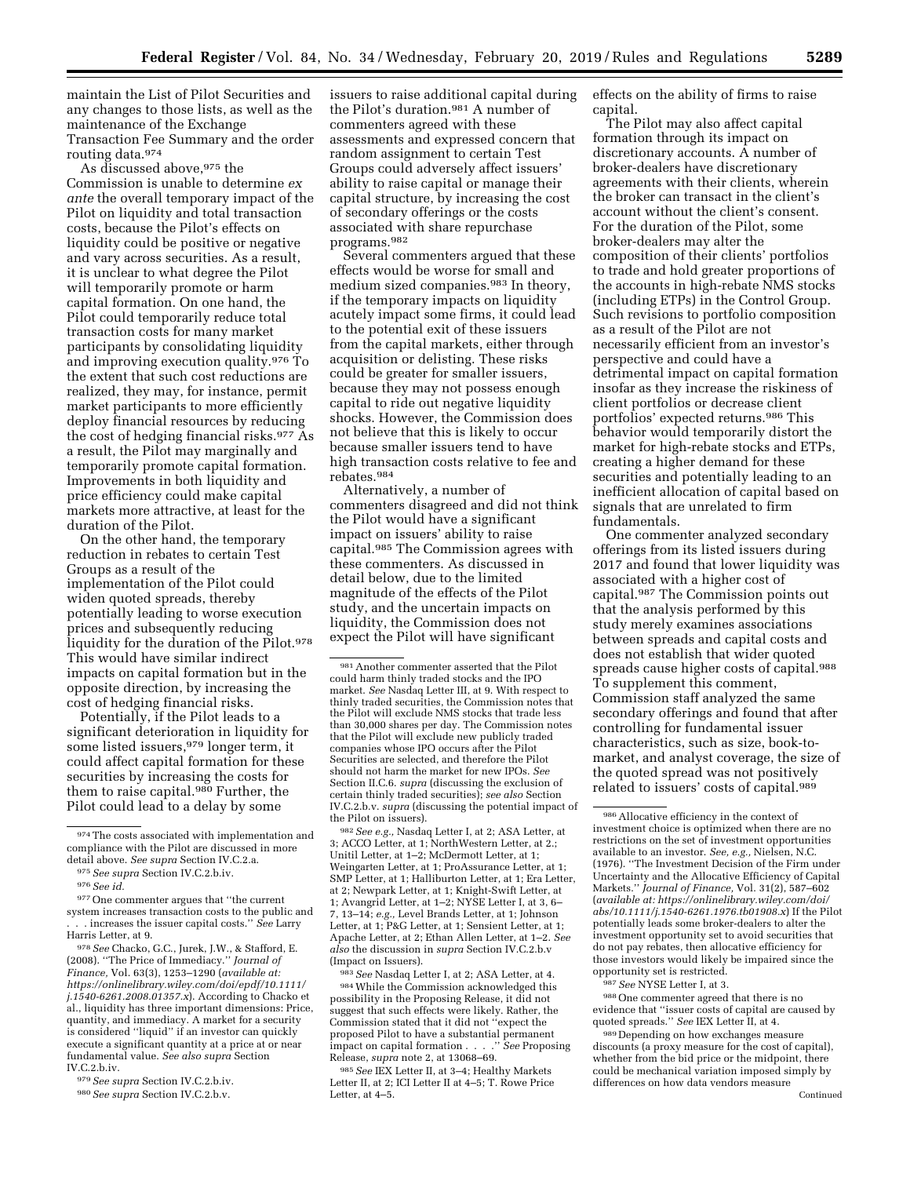maintain the List of Pilot Securities and any changes to those lists, as well as the maintenance of the Exchange Transaction Fee Summary and the order routing data.[974]

As discussed above,[975] the Commission is unable to determine *ex ante* the overall temporary impact of the Pilot on liquidity and total transaction costs, because the Pilot's effects on liquidity could be positive or negative and vary across securities. As a result, it is unclear to what degree the Pilot will temporarily promote or harm capital formation. On one hand, the Pilot could temporarily reduce total transaction costs for many market participants by consolidating liquidity and improving execution quality.[976] To the extent that such cost reductions are realized, they may, for instance, permit market participants to more efficiently deploy financial resources by reducing the cost of hedging financial risks.[977] As a result, the Pilot may marginally and temporarily promote capital formation. Improvements in both liquidity and price efficiency could make capital markets more attractive, at least for the duration of the Pilot.

On the other hand, the temporary reduction in rebates to certain Test Groups as a result of the implementation of the Pilot could widen quoted spreads, thereby potentially leading to worse execution prices and subsequently reducing liquidity for the duration of the Pilot.[978] This would have similar indirect impacts on capital formation but in the opposite direction, by increasing the cost of hedging financial risks.

Potentially, if the Pilot leads to a significant deterioration in liquidity for some listed issuers,[979] longer term, it could affect capital formation for these securities by increasing the costs for them to raise capital.[980] Further, the Pilot could lead to a delay by some issuers to raise additional capital during the Pilot's duration.[981] A number of commenters agreed with these assessments and expressed concern that random assignment to certain Test Groups could adversely affect issuers' ability to raise capital or manage their capital structure, by increasing the cost of secondary offerings or the costs associated with share repurchase programs.[982]

Several commenters argued that these effects would be worse for small and medium sized companies.[983] In theory, if the temporary impacts on liquidity acutely impact some firms, it could lead to the potential exit of these issuers from the capital markets, either through acquisition or delisting. These risks could be greater for smaller issuers, because they may not possess enough capital to ride out negative liquidity shocks. However, the Commission does not believe that this is likely to occur because smaller issuers tend to have high transaction costs relative to fee and rebates.[984]

Alternatively, a number of commenters disagreed and did not think the Pilot would have a significant impact on issuers' ability to raise capital.[985] The Commission agrees with these commenters. As discussed in detail below, due to the limited magnitude of the effects of the Pilot study, and the uncertain impacts on liquidity, the Commission does not expect the Pilot will have significant effects on the ability of firms to raise capital.

The Pilot may also affect capital formation through its impact on discretionary accounts. A number of broker-dealers have discretionary agreements with their clients, wherein the broker can transact in the client's account without the client's consent. For the duration of the Pilot, some broker-dealers may alter the composition of their clients' portfolios to trade and hold greater proportions of the accounts in high-rebate NMS stocks (including ETPs) in the Control Group. Such revisions to portfolio composition as a result of the Pilot are not necessarily efficient from an investor's perspective and could have a detrimental impact on capital formation insofar as they increase the riskiness of client portfolios or decrease client portfolios' expected returns.[986] This behavior would temporarily distort the market for high-rebate stocks and ETPs, creating a higher demand for these securities and potentially leading to an inefficient allocation of capital based on signals that are unrelated to firm fundamentals.

One commenter analyzed secondary offerings from its listed issuers during 2017 and found that lower liquidity was associated with a higher cost of capital.[987] The Commission points out that the analysis performed by this study merely examines associations between spreads and capital costs and does not establish that wider quoted spreads cause higher costs of capital.[988] To supplement this comment, Commission staff analyzed the same secondary offerings and found that after controlling for fundamental issuer characteristics, such as size, book-to-market, and analyst coverage, the size of the quoted spread was not positively related to issuers' costs of capital.[989]

---

[974] The costs associated with implementation and compliance with the Pilot are discussed in more detail above. *See supra* Section IV.C.2.a.

[975] *See supra* Section IV.C.2.b.iv.

[976] *See id.*

[977] One commenter argues that "the current system increases transaction costs to the public and . . . increases the issuer capital costs." *See* Larry Harris Letter, at 9.

[978] *See* Chacko, G.C., Jurek, J.W., & Stafford, E. (2008). "The Price of Immediacy." *Journal of Finance,* Vol. 63(3), 1253–1290 (*available at: https://onlinelibrary.wiley.com/doi/epdf/10.1111/j.1540-6261.2008.01357.x*). According to Chacko et al., liquidity has three important dimensions: Price, quantity, and immediacy. A market for a security is considered "liquid" if an investor can quickly execute a significant quantity at a price at or near fundamental value. *See also supra* Section IV.C.2.b.iv.

[979] *See supra* Section IV.C.2.b.iv.

[980] *See supra* Section IV.C.2.b.v.

[981] Another commenter asserted that the Pilot could harm thinly traded stocks and the IPO market. *See* Nasdaq Letter III, at 9. With respect to thinly traded securities, the Commission notes that the Pilot will exclude NMS stocks that trade less than 30,000 shares per day. The Commission notes that the Pilot will exclude new publicly traded companies whose IPO occurs after the Pilot Securities are selected, and therefore the Pilot should not harm the market for new IPOs. *See* Section II.C.6. *supra* (discussing the exclusion of certain thinly traded securities); *see also* Section IV.C.2.b.v. *supra* (discussing the potential impact of the Pilot on issuers).

[982] *See e.g.,* Nasdaq Letter I, at 2; ASA Letter, at 3; ACCO Letter, at 1; NorthWestern Letter, at 2.; Unitil Letter, at 1–2; McDermott Letter, at 1; Weingarten Letter, at 1; ProAssurance Letter, at 1; SMP Letter, at 1; Halliburton Letter, at 1; Era Letter, at 2; Newpark Letter, at 1; Knight-Swift Letter, at 1; Avangrid Letter, at 1–2; NYSE Letter I, at 3, 6–7, 13–14; *e.g.,* Level Brands Letter, at 1; Johnson Letter, at 1; P&G Letter, at 1; Sensient Letter, at 1; Apache Letter, at 2; Ethan Allen Letter, at 1–2. *See also* the discussion in *supra* Section IV.C.2.b.v (Impact on Issuers).

[983] *See* Nasdaq Letter I, at 2; ASA Letter, at 4.

[984] While the Commission acknowledged this possibility in the Proposing Release, it did not suggest that such effects were likely. Rather, the Commission stated that it did not "expect the proposed Pilot to have a substantial permanent impact on capital formation . . . ." *See* Proposing Release, *supra* note 2, at 13068–69.

[985] *See* IEX Letter II, at 3–4; Healthy Markets Letter II, at 2; ICI Letter II at 4–5; T. Rowe Price Letter, at 4–5.

[986] Allocative efficiency in the context of investment choice is optimized when there are no restrictions on the set of investment opportunities available to an investor. *See, e.g.,* Nielsen, N.C. (1976). "The Investment Decision of the Firm under Uncertainty and the Allocative Efficiency of Capital Markets." *Journal of Finance,* Vol. 31(2), 587–602 (*available at: https://onlinelibrary.wiley.com/doi/abs/10.1111/j.1540-6261.1976.tb01908.x*) If the Pilot potentially leads some broker-dealers to alter the investment opportunity set to avoid securities that do not pay rebates, then allocative efficiency for those investors would likely be impaired since the opportunity set is restricted.

[987] *See* NYSE Letter I, at 3.

[988] One commenter agreed that there is no evidence that "issuer costs of capital are caused by quoted spreads." *See* IEX Letter II, at 4.

[989] Depending on how exchanges measure discounts (a proxy measure for the cost of capital), whether from the bid price or the midpoint, there could be mechanical variation imposed simply by differences on how data vendors measure

Continued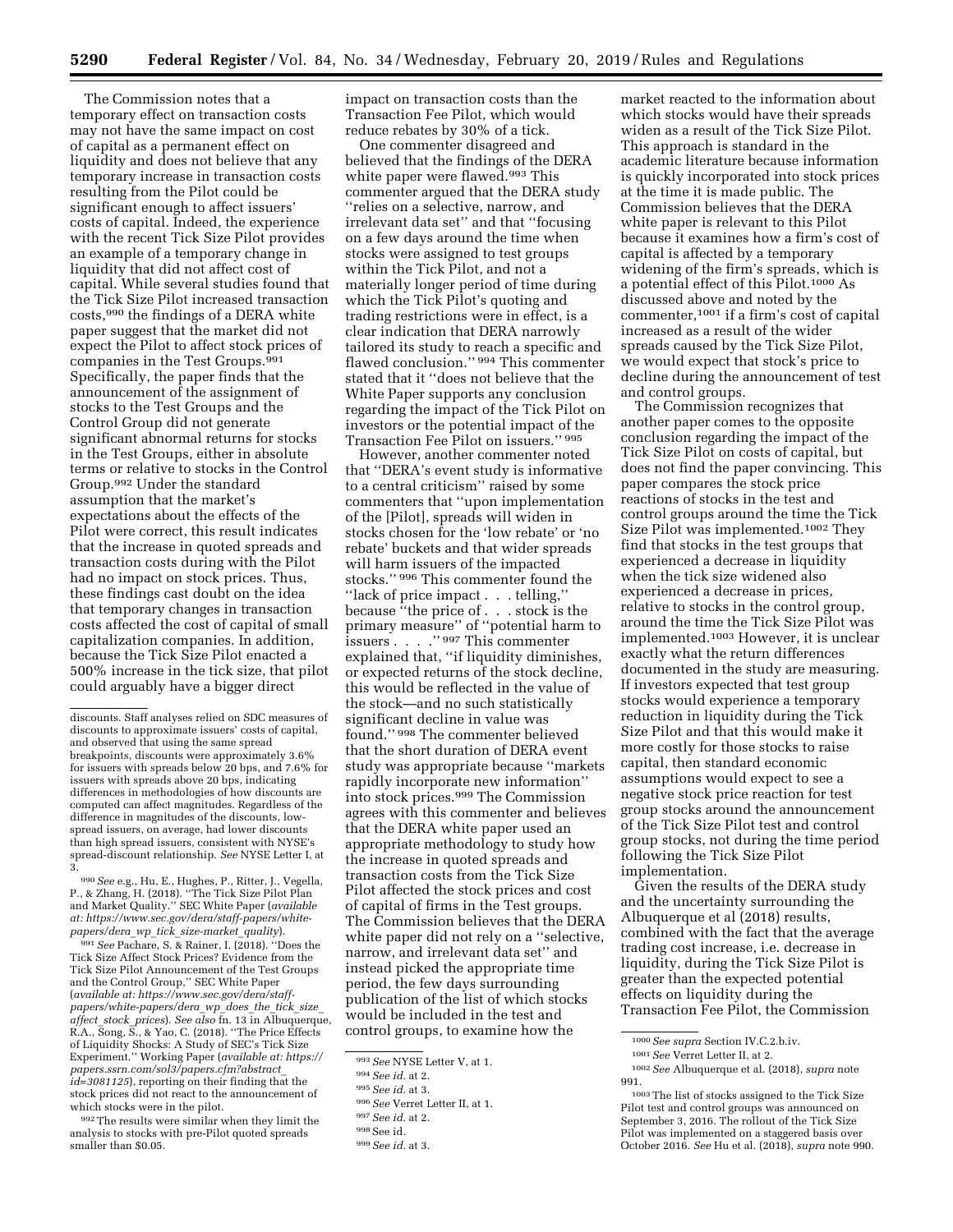The Commission notes that a temporary effect on transaction costs may not have the same impact on cost of capital as a permanent effect on liquidity and does not believe that any temporary increase in transaction costs resulting from the Pilot could be significant enough to affect issuers' costs of capital. Indeed, the experience with the recent Tick Size Pilot provides an example of a temporary change in liquidity that did not affect cost of capital. While several studies found that the Tick Size Pilot increased transaction costs,[990] the findings of a DERA white paper suggest that the market did not expect the Pilot to affect stock prices of companies in the Test Groups.[991] Specifically, the paper finds that the announcement of the assignment of stocks to the Test Groups and the Control Group did not generate significant abnormal returns for stocks in the Test Groups, either in absolute terms or relative to stocks in the Control Group.[992] Under the standard assumption that the market's expectations about the effects of the Pilot were correct, this result indicates that the increase in quoted spreads and transaction costs during with the Pilot had no impact on stock prices. Thus, these findings cast doubt on the idea that temporary changes in transaction costs affected the cost of capital of small capitalization companies. In addition, because the Tick Size Pilot enacted a 500% increase in the tick size, that pilot could arguably have a bigger direct impact on transaction costs than the Transaction Fee Pilot, which would reduce rebates by 30% of a tick.

One commenter disagreed and believed that the findings of the DERA white paper were flawed.[993] This commenter argued that the DERA study "relies on a selective, narrow, and irrelevant data set" and that "focusing on a few days around the time when stocks were assigned to test groups within the Tick Pilot, and not a materially longer period of time during which the Tick Pilot's quoting and trading restrictions were in effect, is a clear indication that DERA narrowly tailored its study to reach a specific and flawed conclusion." [994] This commenter stated that it "does not believe that the White Paper supports any conclusion regarding the impact of the Tick Pilot on investors or the potential impact of the Transaction Fee Pilot on issuers." [995]

However, another commenter noted that "DERA's event study is informative to a central criticism" raised by some commenters that "upon implementation of the [Pilot], spreads will widen in stocks chosen for the 'low rebate' or 'no rebate' buckets and that wider spreads will harm issuers of the impacted stocks." [996] This commenter found the "lack of price impact . . . telling," because "the price of . . . stock is the primary measure" of "potential harm to issuers . . . ." [997] This commenter explained that, "if liquidity diminishes, or expected returns of the stock decline, this would be reflected in the value of the stock—and no such statistically significant decline in value was found." [998] The commenter believed that the short duration of DERA event study was appropriate because "markets rapidly incorporate new information" into stock prices.[999] The Commission agrees with this commenter and believes that the DERA white paper used an appropriate methodology to study how the increase in quoted spreads and transaction costs from the Tick Size Pilot affected the stock prices and cost of capital of firms in the Test groups. The Commission believes that the DERA white paper did not rely on a "selective, narrow, and irrelevant data set" and instead picked the appropriate time period, the few days surrounding publication of the list of which stocks would be included in the test and control groups, to examine how the market reacted to the information about which stocks would have their spreads widen as a result of the Tick Size Pilot. This approach is standard in the academic literature because information is quickly incorporated into stock prices at the time it is made public. The Commission believes that the DERA white paper is relevant to this Pilot because it examines how a firm's cost of capital is affected by a temporary widening of the firm's spreads, which is a potential effect of this Pilot.[1000] As discussed above and noted by the commenter,[1001] if a firm's cost of capital increased as a result of the wider spreads caused by the Tick Size Pilot, we would expect that stock's price to decline during the announcement of test and control groups.

The Commission recognizes that another paper comes to the opposite conclusion regarding the impact of the Tick Size Pilot on costs of capital, but does not find the paper convincing. This paper compares the stock price reactions of stocks in the test and control groups around the time the Tick Size Pilot was implemented.[1002] They find that stocks in the test groups that experienced a decrease in liquidity when the tick size widened also experienced a decrease in prices, relative to stocks in the control group, around the time the Tick Size Pilot was implemented.[1003] However, it is unclear exactly what the return differences documented in the study are measuring. If investors expected that test group stocks would experience a temporary reduction in liquidity during the Tick Size Pilot and that this would make it more costly for those stocks to raise capital, then standard economic assumptions would expect to see a negative stock price reaction for test group stocks around the announcement of the Tick Size Pilot test and control group stocks, not during the time period following the Tick Size Pilot implementation.

Given the results of the DERA study and the uncertainty surrounding the Albuquerque et al (2018) results, combined with the fact that the average trading cost increase, i.e. decrease in liquidity, during the Tick Size Pilot is greater than the expected potential effects on liquidity during the Transaction Fee Pilot, the Commission

---

discounts. Staff analyses relied on SDC measures of discounts to approximate issuers' costs of capital, and observed that using the same spread breakpoints, discounts were approximately 3.6% for issuers with spreads below 20 bps, and 7.6% for issuers with spreads above 20 bps, indicating differences in methodologies of how discounts are computed can affect magnitudes. Regardless of the difference in magnitudes of the discounts, low-spread issuers, on average, had lower discounts than high spread issuers, consistent with NYSE's spread-discount relationship. *See* NYSE Letter I, at 3.

[990] *See* e.g., Hu, E., Hughes, P., Ritter, J., Vegella, P., & Zhang, H. (2018). "The Tick Size Pilot Plan and Market Quality." SEC White Paper (*available at: https://www.sec.gov/dera/staff-papers/white-papers/dera_wp_tick_size-market_quality*).

[991] *See* Pachare, S. & Rainer, I. (2018). "Does the Tick Size Affect Stock Prices? Evidence from the Tick Size Pilot Announcement of the Test Groups and the Control Group," SEC White Paper (*available at: https://www.sec.gov/dera/staff-papers/white-papers/dera_wp_does_the_tick_size_affect_stock_prices*). *See also* fn. 13 in Albuquerque, R.A., Song, S., & Yao, C. (2018). "The Price Effects of Liquidity Shocks: A Study of SEC's Tick Size Experiment." Working Paper (*available at: https://papers.ssrn.com/sol3/papers.cfm?abstract_id=3081125*), reporting on their finding that the stock prices did not react to the announcement of which stocks were in the pilot.

[992] The results were similar when they limit the analysis to stocks with pre-Pilot quoted spreads smaller than $0.05.

[993] *See* NYSE Letter V, at 1.

[994] *See id.* at 2.

[995] *See id.* at 3.

[996] *See* Verret Letter II, at 1.

[997] *See id.* at 2.

[998] See id.

[999] *See id.* at 3.

[1000] *See supra* Section IV.C.2.b.iv.

[1001] *See* Verret Letter II, at 2.

[1002] *See* Albuquerque et al. (2018), *supra* note 991.

[1003] The list of stocks assigned to the Tick Size Pilot test and control groups was announced on September 3, 2016. The rollout of the Tick Size Pilot was implemented on a staggered basis over October 2016. *See* Hu et al. (2018), *supra* note 990.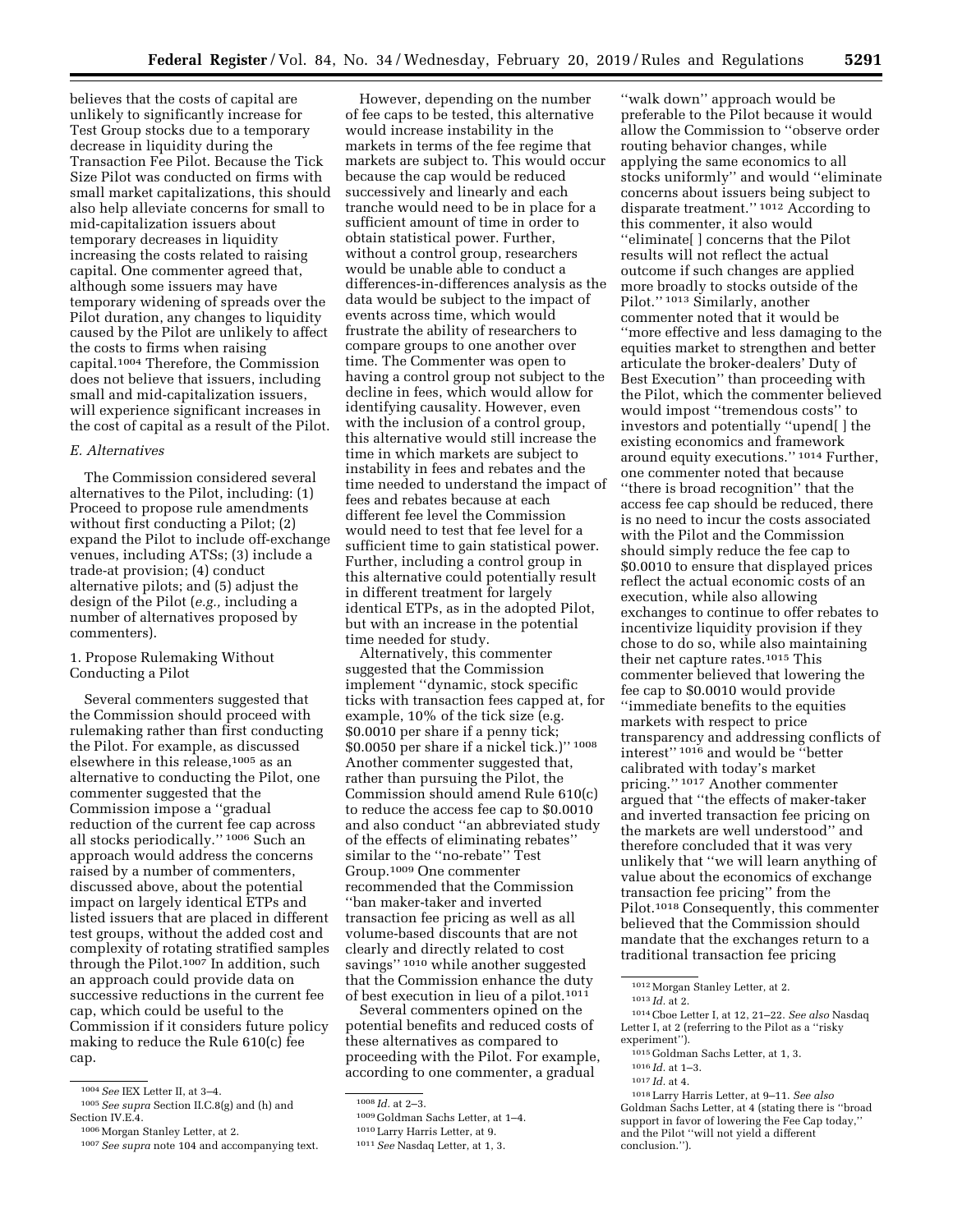believes that the costs of capital are unlikely to significantly increase for Test Group stocks due to a temporary decrease in liquidity during the Transaction Fee Pilot. Because the Tick Size Pilot was conducted on firms with small market capitalizations, this should also help alleviate concerns for small to mid-capitalization issuers about temporary decreases in liquidity increasing the costs related to raising capital. One commenter agreed that, although some issuers may have temporary widening of spreads over the Pilot duration, any changes to liquidity caused by the Pilot are unlikely to affect the costs to firms when raising capital.[1004] Therefore, the Commission does not believe that issuers, including small and mid-capitalization issuers, will experience significant increases in the cost of capital as a result of the Pilot.

### E. Alternatives

The Commission considered several alternatives to the Pilot, including: (1) Proceed to propose rule amendments without first conducting a Pilot; (2) expand the Pilot to include off-exchange venues, including ATSs; (3) include a trade-at provision; (4) conduct alternative pilots; and (5) adjust the design of the Pilot (*e.g.,* including a number of alternatives proposed by commenters).

#### 1. Propose Rulemaking Without Conducting a Pilot

Several commenters suggested that the Commission should proceed with rulemaking rather than first conducting the Pilot. For example, as discussed elsewhere in this release,[1005] as an alternative to conducting the Pilot, one commenter suggested that the Commission impose a ''gradual reduction of the current fee cap across all stocks periodically.'' [1006] Such an approach would address the concerns raised by a number of commenters, discussed above, about the potential impact on largely identical ETPs and listed issuers that are placed in different test groups, without the added cost and complexity of rotating stratified samples through the Pilot.[1007] In addition, such an approach could provide data on successive reductions in the current fee cap, which could be useful to the Commission if it considers future policy making to reduce the Rule 610(c) fee cap.

However, depending on the number of fee caps to be tested, this alternative would increase instability in the markets in terms of the fee regime that markets are subject to. This would occur because the cap would be reduced successively and linearly and each tranche would need to be in place for a sufficient amount of time in order to obtain statistical power. Further, without a control group, researchers would be unable able to conduct a differences-in-differences analysis as the data would be subject to the impact of events across time, which would frustrate the ability of researchers to compare groups to one another over time. The Commenter was open to having a control group not subject to the decline in fees, which would allow for identifying causality. However, even with the inclusion of a control group, this alternative would still increase the time in which markets are subject to instability in fees and rebates and the time needed to understand the impact of fees and rebates because at each different fee level the Commission would need to test that fee level for a sufficient time to gain statistical power. Further, including a control group in this alternative could potentially result in different treatment for largely identical ETPs, as in the adopted Pilot, but with an increase in the potential time needed for study.

Alternatively, this commenter suggested that the Commission implement ''dynamic, stock specific ticks with transaction fees capped at, for example, 10% of the tick size (e.g. \$0.0010 per share if a penny tick; \$0.0050 per share if a nickel tick.)'' [1008] Another commenter suggested that, rather than pursuing the Pilot, the Commission should amend Rule 610(c) to reduce the access fee cap to \$0.0010 and also conduct ''an abbreviated study of the effects of eliminating rebates'' similar to the ''no-rebate'' Test Group.[1009] One commenter recommended that the Commission ''ban maker-taker and inverted transaction fee pricing as well as all volume-based discounts that are not clearly and directly related to cost savings'' [1010] while another suggested that the Commission enhance the duty of best execution in lieu of a pilot.[1011]

Several commenters opined on the potential benefits and reduced costs of these alternatives as compared to proceeding with the Pilot. For example, according to one commenter, a gradual ''walk down'' approach would be preferable to the Pilot because it would allow the Commission to ''observe order routing behavior changes, while applying the same economics to all stocks uniformly'' and would ''eliminate concerns about issuers being subject to disparate treatment.'' [1012] According to this commenter, it also would ''eliminate[ ] concerns that the Pilot results will not reflect the actual outcome if such changes are applied more broadly to stocks outside of the Pilot.'' [1013] Similarly, another commenter noted that it would be ''more effective and less damaging to the equities market to strengthen and better articulate the broker-dealers' Duty of Best Execution'' than proceeding with the Pilot, which the commenter believed would impost ''tremendous costs'' to investors and potentially ''upend[ ] the existing economics and framework around equity executions.'' [1014] Further, one commenter noted that because ''there is broad recognition'' that the access fee cap should be reduced, there is no need to incur the costs associated with the Pilot and the Commission should simply reduce the fee cap to \$0.0010 to ensure that displayed prices reflect the actual economic costs of an execution, while also allowing exchanges to continue to offer rebates to incentivize liquidity provision if they chose to do so, while also maintaining their net capture rates.[1015] This commenter believed that lowering the fee cap to \$0.0010 would provide ''immediate benefits to the equities markets with respect to price transparency and addressing conflicts of interest'' [1016] and would be ''better calibrated with today's market pricing.'' [1017] Another commenter argued that ''the effects of maker-taker and inverted transaction fee pricing on the markets are well understood'' and therefore concluded that it was very unlikely that ''we will learn anything of value about the economics of exchange transaction fee pricing'' from the Pilot.[1018] Consequently, this commenter believed that the Commission should mandate that the exchanges return to a traditional transaction fee pricing

---

[1004] *See* IEX Letter II, at 3–4.

[1005] *See supra* Section II.C.8(g) and (h) and Section IV.E.4.

[1006] Morgan Stanley Letter, at 2.

[1007] *See supra* note 104 and accompanying text.

[1008] *Id.* at 2–3.

[1009] Goldman Sachs Letter, at 1–4.

[1010] Larry Harris Letter, at 9.

[1011] *See* Nasdaq Letter, at 1, 3.

[1012] Morgan Stanley Letter, at 2.

[1013] *Id.* at 2.

[1014] Cboe Letter I, at 12, 21–22. *See also* Nasdaq Letter I, at 2 (referring to the Pilot as a ''risky experiment'').

[1015] Goldman Sachs Letter, at 1, 3.

[1016] *Id.* at 1–3.

[1017] *Id.* at 4.

[1018] Larry Harris Letter, at 9–11. *See also* Goldman Sachs Letter, at 4 (stating there is ''broad support in favor of lowering the Fee Cap today,'' and the Pilot ''will not yield a different conclusion.'').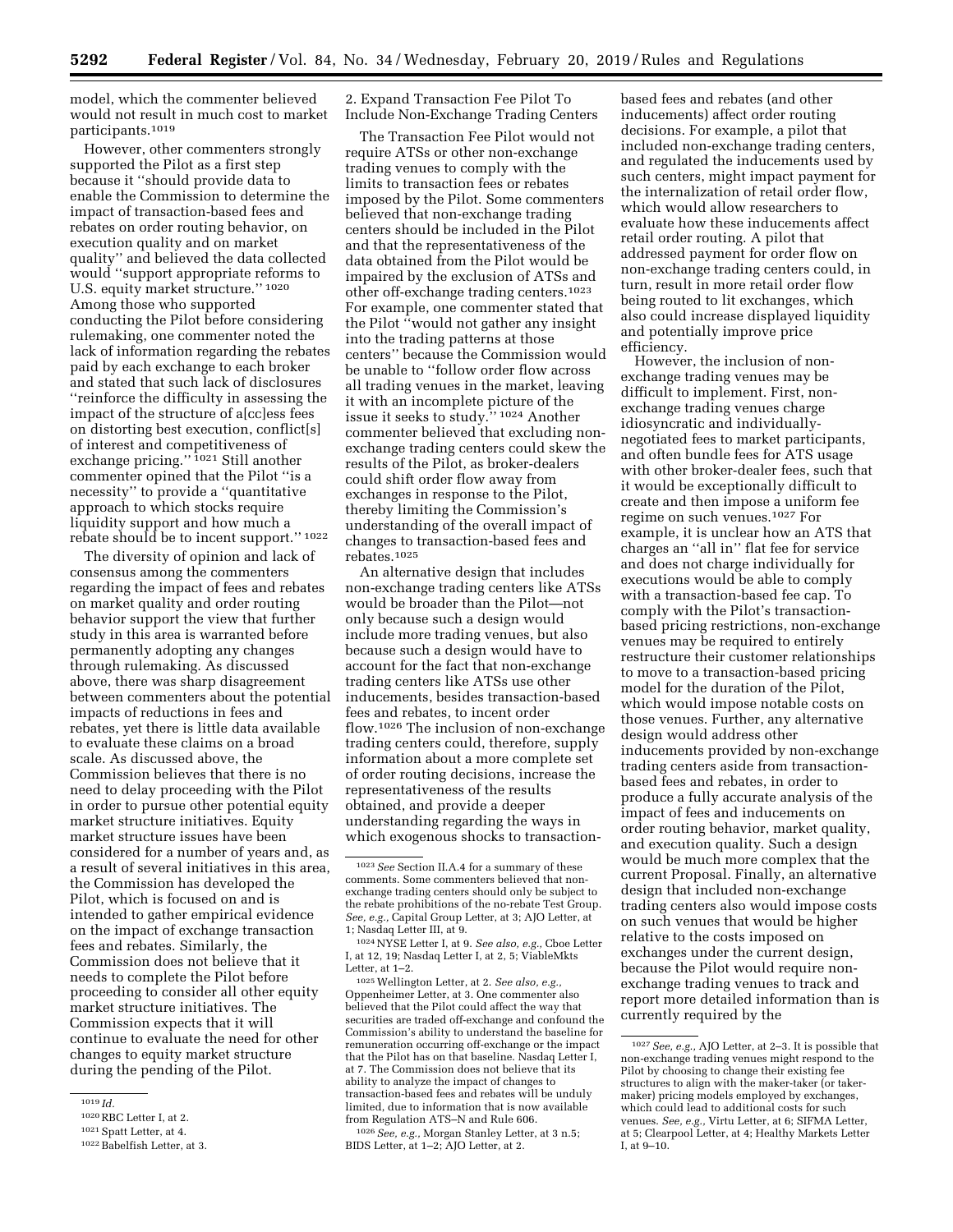model, which the commenter believed would not result in much cost to market participants.[1019]

However, other commenters strongly supported the Pilot as a first step because it ''should provide data to enable the Commission to determine the impact of transaction-based fees and rebates on order routing behavior, on execution quality and on market quality'' and believed the data collected would ''support appropriate reforms to U.S. equity market structure.'' [1020] Among those who supported conducting the Pilot before considering rulemaking, one commenter noted the lack of information regarding the rebates paid by each exchange to each broker and stated that such lack of disclosures ''reinforce the difficulty in assessing the impact of the structure of a[cc]ess fees on distorting best execution, conflict[s] of interest and competitiveness of exchange pricing.'' [1021] Still another commenter opined that the Pilot ''is a necessity'' to provide a ''quantitative approach to which stocks require liquidity support and how much a rebate should be to incent support.'' [1022]

The diversity of opinion and lack of consensus among the commenters regarding the impact of fees and rebates on market quality and order routing behavior support the view that further study in this area is warranted before permanently adopting any changes through rulemaking. As discussed above, there was sharp disagreement between commenters about the potential impacts of reductions in fees and rebates, yet there is little data available to evaluate these claims on a broad scale. As discussed above, the Commission believes that there is no need to delay proceeding with the Pilot in order to pursue other potential equity market structure initiatives. Equity market structure issues have been considered for a number of years and, as a result of several initiatives in this area, the Commission has developed the Pilot, which is focused on and is intended to gather empirical evidence on the impact of exchange transaction fees and rebates. Similarly, the Commission does not believe that it needs to complete the Pilot before proceeding to consider all other equity market structure initiatives. The Commission expects that it will continue to evaluate the need for other changes to equity market structure during the pending of the Pilot.

2. Expand Transaction Fee Pilot To Include Non-Exchange Trading Centers

The Transaction Fee Pilot would not require ATSs or other non-exchange trading venues to comply with the limits to transaction fees or rebates imposed by the Pilot. Some commenters believed that non-exchange trading centers should be included in the Pilot and that the representativeness of the data obtained from the Pilot would be impaired by the exclusion of ATSs and other off-exchange trading centers.[1023] For example, one commenter stated that the Pilot ''would not gather any insight into the trading patterns at those centers'' because the Commission would be unable to ''follow order flow across all trading venues in the market, leaving it with an incomplete picture of the issue it seeks to study.'' [1024] Another commenter believed that excluding non-exchange trading centers could skew the results of the Pilot, as broker-dealers could shift order flow away from exchanges in response to the Pilot, thereby limiting the Commission's understanding of the overall impact of changes to transaction-based fees and rebates.[1025]

An alternative design that includes non-exchange trading centers like ATSs would be broader than the Pilot—not only because such a design would include more trading venues, but also because such a design would have to account for the fact that non-exchange trading centers like ATSs use other inducements, besides transaction-based fees and rebates, to incent order flow.[1026] The inclusion of non-exchange trading centers could, therefore, supply information about a more complete set of order routing decisions, increase the representativeness of the results obtained, and provide a deeper understanding regarding the ways in which exogenous shocks to transaction-based fees and rebates (and other inducements) affect order routing decisions. For example, a pilot that included non-exchange trading centers, and regulated the inducements used by such centers, might impact payment for the internalization of retail order flow, which would allow researchers to evaluate how these inducements affect retail order routing. A pilot that addressed payment for order flow on non-exchange trading centers could, in turn, result in more retail order flow being routed to lit exchanges, which also could increase displayed liquidity and potentially improve price efficiency.

However, the inclusion of non-exchange trading venues may be difficult to implement. First, non-exchange trading venues charge idiosyncratic and individually-negotiated fees to market participants, and often bundle fees for ATS usage with other broker-dealer fees, such that it would be exceptionally difficult to create and then impose a uniform fee regime on such venues.[1027] For example, it is unclear how an ATS that charges an ''all in'' flat fee for service and does not charge individually for executions would be able to comply with a transaction-based fee cap. To comply with the Pilot's transaction-based pricing restrictions, non-exchange venues may be required to entirely restructure their customer relationships to move to a transaction-based pricing model for the duration of the Pilot, which would impose notable costs on those venues. Further, any alternative design would address other inducements provided by non-exchange trading centers aside from transaction-based fees and rebates, in order to produce a fully accurate analysis of the impact of fees and inducements on order routing behavior, market quality, and execution quality. Such a design would be much more complex that the current Proposal. Finally, an alternative design that included non-exchange trading centers also would impose costs on such venues that would be higher relative to the costs imposed on exchanges under the current design, because the Pilot would require non-exchange trading venues to track and report more detailed information than is currently required by the

---

[1019] *Id.*

[1020] RBC Letter I, at 2.

[1021] Spatt Letter, at 4.

[1022] Babelfish Letter, at 3.

[1023] *See* Section II.A.4 for a summary of these comments. Some commenters believed that non-exchange trading centers should only be subject to the rebate prohibitions of the no-rebate Test Group. *See, e.g.,* Capital Group Letter, at 3; AJO Letter, at 1; Nasdaq Letter III, at 9.

[1024] NYSE Letter I, at 9. *See also, e.g.,* Cboe Letter I, at 12, 19; Nasdaq Letter I, at 2, 5; ViableMkts Letter, at 1–2.

[1025] Wellington Letter, at 2. *See also, e.g.,* Oppenheimer Letter, at 3. One commenter also believed that the Pilot could affect the way that securities are traded off-exchange and confound the Commission's ability to understand the baseline for remuneration occurring off-exchange or the impact that the Pilot has on that baseline. Nasdaq Letter I, at 7. The Commission does not believe that its ability to analyze the impact of changes to transaction-based fees and rebates will be unduly limited, due to information that is now available from Regulation ATS–N and Rule 606.

[1026] *See, e.g.,* Morgan Stanley Letter, at 3 n.5; BIDS Letter, at 1–2; AJO Letter, at 2.

[1027] *See, e.g.,* AJO Letter, at 2–3. It is possible that non-exchange trading venues might respond to the Pilot by choosing to change their existing fee structures to align with the maker-taker (or taker-maker) pricing models employed by exchanges, which could lead to additional costs for such venues. *See, e.g.,* Virtu Letter, at 6; SIFMA Letter, at 5; Clearpool Letter, at 4; Healthy Markets Letter I, at 9–10.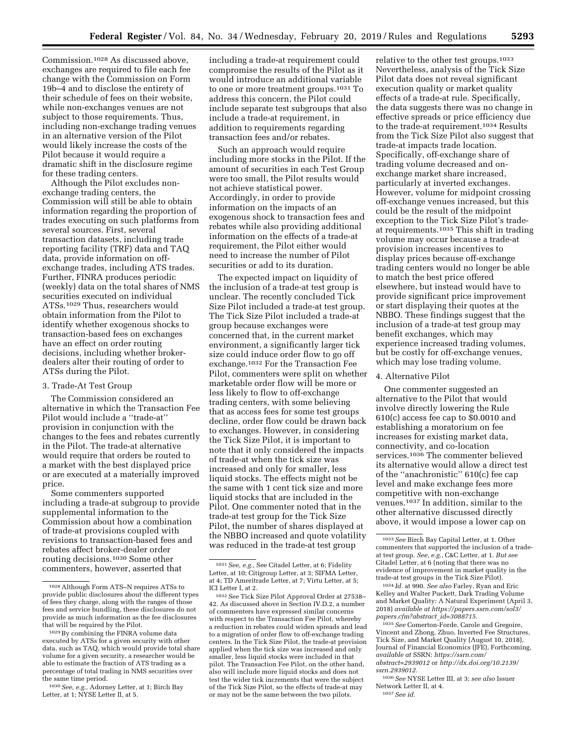Commission.[1028] As discussed above, exchanges are required to file each fee change with the Commission on Form 19b–4 and to disclose the entirety of their schedule of fees on their website, while non-exchanges venues are not subject to those requirements. Thus, including non-exchange trading venues in an alternative version of the Pilot would likely increase the costs of the Pilot because it would require a dramatic shift in the disclosure regime for these trading centers.

Although the Pilot excludes non-exchange trading centers, the Commission will still be able to obtain information regarding the proportion of trades executing on such platforms from several sources. First, several transaction datasets, including trade reporting facility (TRF) data and TAQ data, provide information on off-exchange trades, including ATS trades. Further, FINRA produces periodic (weekly) data on the total shares of NMS securities executed on individual ATSs.[1029] Thus, researchers would obtain information from the Pilot to identify whether exogenous shocks to transaction-based fees on exchanges have an effect on order routing decisions, including whether broker-dealers alter their routing of order to ATSs during the Pilot.

3. Trade-At Test Group

The Commission considered an alternative in which the Transaction Fee Pilot would include a ''trade-at'' provision in conjunction with the changes to the fees and rebates currently in the Pilot. The trade-at alternative would require that orders be routed to a market with the best displayed price or are executed at a materially improved price.

Some commenters supported including a trade-at subgroup to provide supplemental information to the Commission about how a combination of trade-at provisions coupled with revisions to transaction-based fees and rebates affect broker-dealer order routing decisions.[1030] Some other commenters, however, asserted that including a trade-at requirement could compromise the results of the Pilot as it would introduce an additional variable to one or more treatment groups.[1031] To address this concern, the Pilot could include separate test subgroups that also include a trade-at requirement, in addition to requirements regarding transaction fees and/or rebates.

Such an approach would require including more stocks in the Pilot. If the amount of securities in each Test Group were too small, the Pilot results would not achieve statistical power. Accordingly, in order to provide information on the impacts of an exogenous shock to transaction fees and rebates while also providing additional information on the effects of a trade-at requirement, the Pilot either would need to increase the number of Pilot securities or add to its duration.

The expected impact on liquidity of the inclusion of a trade-at test group is unclear. The recently concluded Tick Size Pilot included a trade-at test group. The Tick Size Pilot included a trade-at group because exchanges were concerned that, in the current market environment, a significantly larger tick size could induce order flow to go off exchange.[1032] For the Transaction Fee Pilot, commenters were split on whether marketable order flow will be more or less likely to flow to off-exchange trading centers, with some believing that as access fees for some test groups decline, order flow could be drawn back to exchanges. However, in considering the Tick Size Pilot, it is important to note that it only considered the impacts of trade-at when the tick size was increased and only for smaller, less liquid stocks. The effects might not be the same with 1 cent tick size and more liquid stocks that are included in the Pilot. One commenter noted that in the trade-at test group for the Tick Size Pilot, the number of shares displayed at the NBBO increased and quote volatility was reduced in the trade-at test group relative to the other test groups.[1033] Nevertheless, analysis of the Tick Size Pilot data does not reveal significant execution quality or market quality effects of a trade-at rule. Specifically, the data suggests there was no change in effective spreads or price efficiency due to the trade-at requirement.[1034] Results from the Tick Size Pilot also suggest that trade-at impacts trade location. Specifically, off-exchange share of trading volume decreased and on-exchange market share increased, particularly at inverted exchanges. However, volume for midpoint crossing off-exchange venues increased, but this could be the result of the midpoint exception to the Tick Size Pilot's trade-at requirements.[1035] This shift in trading volume may occur because a trade-at provision increases incentives to display prices because off-exchange trading centers would no longer be able to match the best price offered elsewhere, but instead would have to provide significant price improvement or start displaying their quotes at the NBBO. These findings suggest that the inclusion of a trade-at test group may benefit exchanges, which may experience increased trading volumes, but be costly for off-exchange venues, which may lose trading volume.

4. Alternative Pilot

One commenter suggested an alternative to the Pilot that would involve directly lowering the Rule 610(c) access fee cap to $0.0010 and establishing a moratorium on fee increases for existing market data, connectivity, and co-location services.[1036] The commenter believed its alternative would allow a direct test of the ''anachronistic'' 610(c) fee cap level and make exchange fees more competitive with non-exchange venues.[1037] In addition, similar to the other alternative discussed directly above, it would impose a lower cap on

---

[1028] Although Form ATS–N requires ATSs to provide public disclosures about the different types of fees they charge, along with the ranges of those fees and service bundling, these disclosures do not provide as much information as the fee disclosures that will be required by the Pilot.

[1029] By combining the FINRA volume data executed by ATSs for a given security with other data, such as TAQ, which would provide total share volume for a given security, a researcher would be able to estimate the fraction of ATS trading as a percentage of total trading in NMS securities over the same time period.

[1030] *See, e.g.,* Adorney Letter, at 1; Birch Bay Letter, at 1; NYSE Letter II, at 5.

[1031] *See, e.g.,* See Citadel Letter, at 6; Fidelity Letter, at 10; Citigroup Letter, at 3; SIFMA Letter, at 4; TD Ameritrade Letter, at 7; Virtu Letter, at 5; ICI Letter I, at 2.

[1032] *See* Tick Size Pilot Approval Order at 27538–42. As discussed above in Section IV.D.2, a number of commenters have expressed similar concerns with respect to the Transaction Fee Pilot, whereby a reduction in rebates could widen spreads and lead to a migration of order flow to off-exchange trading centers. In the Tick Size Pilot, the trade-at provision applied when the tick size was increased and only smaller, less liquid stocks were included in that pilot. The Transaction Fee Pilot, on the other hand, also will include more liquid stocks and does not test the wider tick increments that were the subject of the Tick Size Pilot, so the effects of trade-at may or may not be the same between the two pilots.

[1033] *See* Birch Bay Capital Letter, at 1. Other commenters that supported the inclusion of a trade-at test group. *See, e.g.,* C&C Letter, at 1. *But see* Citadel Letter, at 6 (noting that there was no evidence of improvement in market quality in the trade-at test groups in the Tick Size Pilot).

[1034] *Id.* at 990. *See also* Farley, Ryan and Eric Kelley and Walter Puckett, Dark Trading Volume and Market Quality: A Natural Experiment (April 3, 2018) *available at https://papers.ssrn.com/sol3/papers.cfm?abstract_id=3088715.*

[1035] *See* Comerton-Forde, Carole and Gregoire, Vincent and Zhong, Zhuo, Inverted Fee Structures, Tick Size, and Market Quality (August 10, 2018), Journal of Financial Economics (JFE), Forthcoming, *available at* SSRN: *https://ssrn.com/abstract=2939012* or *http://dx.doi.org/10.2139/ssrn.2939012.*

[1036] *See* NYSE Letter III, at 3; *see also* Issuer Network Letter II, at 4.

[1037] *See id.*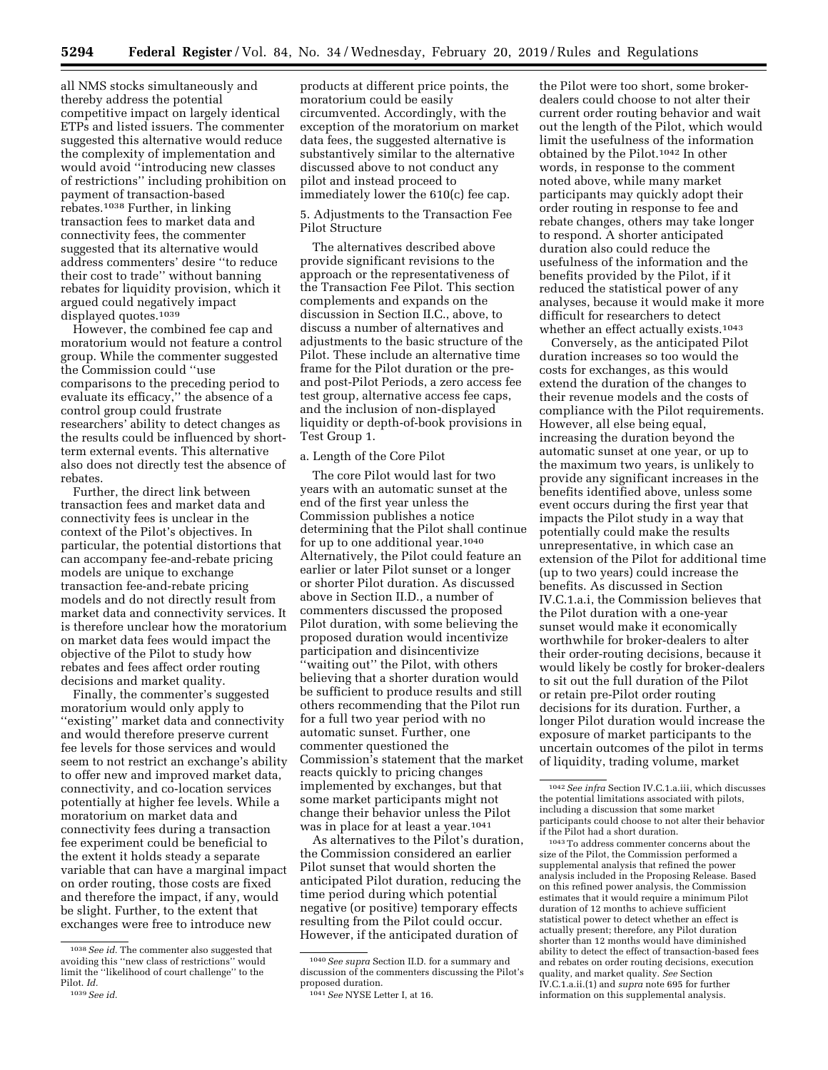all NMS stocks simultaneously and thereby address the potential competitive impact on largely identical ETPs and listed issuers. The commenter suggested this alternative would reduce the complexity of implementation and would avoid ''introducing new classes of restrictions'' including prohibition on payment of transaction-based rebates.[1038] Further, in linking transaction fees to market data and connectivity fees, the commenter suggested that its alternative would address commenters' desire ''to reduce their cost to trade'' without banning rebates for liquidity provision, which it argued could negatively impact displayed quotes.[1039]

However, the combined fee cap and moratorium would not feature a control group. While the commenter suggested the Commission could ''use comparisons to the preceding period to evaluate its efficacy,'' the absence of a control group could frustrate researchers' ability to detect changes as the results could be influenced by short-term external events. This alternative also does not directly test the absence of rebates.

Further, the direct link between transaction fees and market data and connectivity fees is unclear in the context of the Pilot's objectives. In particular, the potential distortions that can accompany fee-and-rebate pricing models are unique to exchange transaction fee-and-rebate pricing models and do not directly result from market data and connectivity services. It is therefore unclear how the moratorium on market data fees would impact the objective of the Pilot to study how rebates and fees affect order routing decisions and market quality.

Finally, the commenter's suggested moratorium would only apply to ''existing'' market data and connectivity and would therefore preserve current fee levels for those services and would seem to not restrict an exchange's ability to offer new and improved market data, connectivity, and co-location services potentially at higher fee levels. While a moratorium on market data and connectivity fees during a transaction fee experiment could be beneficial to the extent it holds steady a separate variable that can have a marginal impact on order routing, those costs are fixed and therefore the impact, if any, would be slight. Further, to the extent that exchanges were free to introduce new products at different price points, the moratorium could be easily circumvented. Accordingly, with the exception of the moratorium on market data fees, the suggested alternative is substantively similar to the alternative discussed above to not conduct any pilot and instead proceed to immediately lower the 610(c) fee cap.

5. Adjustments to the Transaction Fee Pilot Structure

The alternatives described above provide significant revisions to the approach or the representativeness of the Transaction Fee Pilot. This section complements and expands on the discussion in Section II.C., above, to discuss a number of alternatives and adjustments to the basic structure of the Pilot. These include an alternative time frame for the Pilot duration or the pre- and post-Pilot Periods, a zero access fee test group, alternative access fee caps, and the inclusion of non-displayed liquidity or depth-of-book provisions in Test Group 1.

a. Length of the Core Pilot

The core Pilot would last for two years with an automatic sunset at the end of the first year unless the Commission publishes a notice determining that the Pilot shall continue for up to one additional year.[1040] Alternatively, the Pilot could feature an earlier or later Pilot sunset or a longer or shorter Pilot duration. As discussed above in Section II.D., a number of commenters discussed the proposed Pilot duration, with some believing the proposed duration would incentivize participation and disincentivize ''waiting out'' the Pilot, with others believing that a shorter duration would be sufficient to produce results and still others recommending that the Pilot run for a full two year period with no automatic sunset. Further, one commenter questioned the Commission's statement that the market reacts quickly to pricing changes implemented by exchanges, but that some market participants might not change their behavior unless the Pilot was in place for at least a year.[1041]

As alternatives to the Pilot's duration, the Commission considered an earlier Pilot sunset that would shorten the anticipated Pilot duration, reducing the time period during which potential negative (or positive) temporary effects resulting from the Pilot could occur. However, if the anticipated duration of the Pilot were too short, some broker-dealers could choose to not alter their current order routing behavior and wait out the length of the Pilot, which would limit the usefulness of the information obtained by the Pilot.[1042] In other words, in response to the comment noted above, while many market participants may quickly adopt their order routing in response to fee and rebate changes, others may take longer to respond. A shorter anticipated duration also could reduce the usefulness of the information and the benefits provided by the Pilot, if it reduced the statistical power of any analyses, because it would make it more difficult for researchers to detect whether an effect actually exists.[1043]

Conversely, as the anticipated Pilot duration increases so too would the costs for exchanges, as this would extend the duration of the changes to their revenue models and the costs of compliance with the Pilot requirements. However, all else being equal, increasing the duration beyond the automatic sunset at one year, or up to the maximum two years, is unlikely to provide any significant increases in the benefits identified above, unless some event occurs during the first year that impacts the Pilot study in a way that potentially could make the results unrepresentative, in which case an extension of the Pilot for additional time (up to two years) could increase the benefits. As discussed in Section IV.C.1.a.i, the Commission believes that the Pilot duration with a one-year sunset would make it economically worthwhile for broker-dealers to alter their order-routing decisions, because it would likely be costly for broker-dealers to sit out the full duration of the Pilot or retain pre-Pilot order routing decisions for its duration. Further, a longer Pilot duration would increase the exposure of market participants to the uncertain outcomes of the pilot in terms of liquidity, trading volume, market

---

[1038] *See id.* The commenter also suggested that avoiding this ''new class of restrictions'' would limit the ''likelihood of court challenge'' to the Pilot. *Id.*

[1039] *See id.*

[1040] *See supra* Section II.D. for a summary and discussion of the commenters discussing the Pilot's proposed duration.

[1041] *See* NYSE Letter I, at 16.

[1042] *See infra* Section IV.C.1.a.iii, which discusses the potential limitations associated with pilots, including a discussion that some market participants could choose to not alter their behavior if the Pilot had a short duration.

[1043] To address commenter concerns about the size of the Pilot, the Commission performed a supplemental analysis that refined the power analysis included in the Proposing Release. Based on this refined power analysis, the Commission estimates that it would require a minimum Pilot duration of 12 months to achieve sufficient statistical power to detect whether an effect is actually present; therefore, any Pilot duration shorter than 12 months would have diminished ability to detect the effect of transaction-based fees and rebates on order routing decisions, execution quality, and market quality. *See* Section IV.C.1.a.ii.(1) and *supra* note 695 for further information on this supplemental analysis.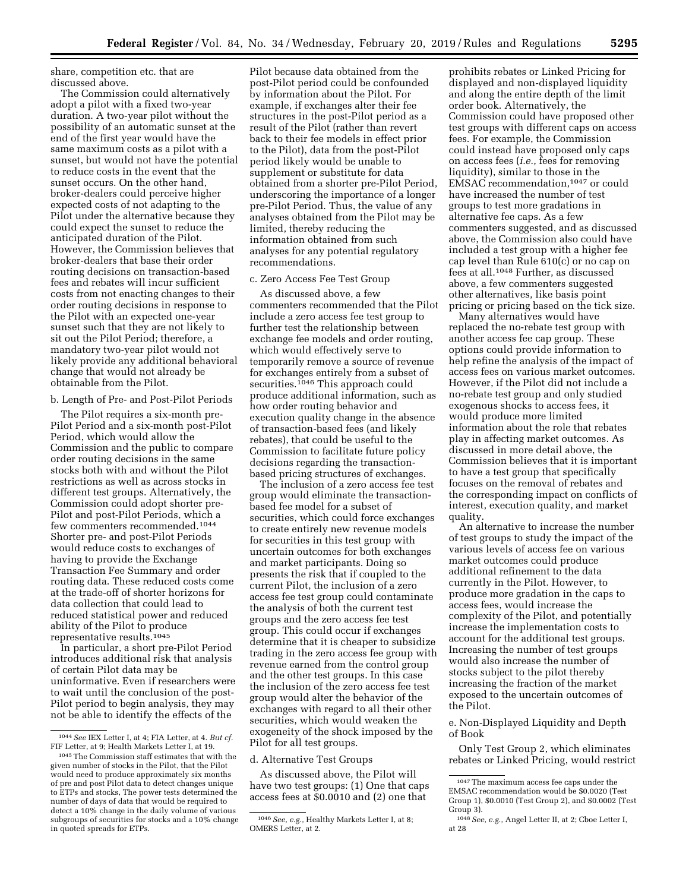share, competition etc. that are discussed above.

The Commission could alternatively adopt a pilot with a fixed two-year duration. A two-year pilot without the possibility of an automatic sunset at the end of the first year would have the same maximum costs as a pilot with a sunset, but would not have the potential to reduce costs in the event that the sunset occurs. On the other hand, broker-dealers could perceive higher expected costs of not adapting to the Pilot under the alternative because they could expect the sunset to reduce the anticipated duration of the Pilot. However, the Commission believes that broker-dealers that base their order routing decisions on transaction-based fees and rebates will incur sufficient costs from not enacting changes to their order routing decisions in response to the Pilot with an expected one-year sunset such that they are not likely to sit out the Pilot Period; therefore, a mandatory two-year pilot would not likely provide any additional behavioral change that would not already be obtainable from the Pilot.

b. Length of Pre- and Post-Pilot Periods

The Pilot requires a six-month pre-Pilot Period and a six-month post-Pilot Period, which would allow the Commission and the public to compare order routing decisions in the same stocks both with and without the Pilot restrictions as well as across stocks in different test groups. Alternatively, the Commission could adopt shorter pre-Pilot and post-Pilot Periods, which a few commenters recommended.[1044] Shorter pre- and post-Pilot Periods would reduce costs to exchanges of having to provide the Exchange Transaction Fee Summary and order routing data. These reduced costs come at the trade-off of shorter horizons for data collection that could lead to reduced statistical power and reduced ability of the Pilot to produce representative results.[1045]

In particular, a short pre-Pilot Period introduces additional risk that analysis of certain Pilot data may be uninformative. Even if researchers were to wait until the conclusion of the post-Pilot period to begin analysis, they may not be able to identify the effects of the Pilot because data obtained from the post-Pilot period could be confounded by information about the Pilot. For example, if exchanges alter their fee structures in the post-Pilot period as a result of the Pilot (rather than revert back to their fee models in effect prior to the Pilot), data from the post-Pilot period likely would be unable to supplement or substitute for data obtained from a shorter pre-Pilot Period, underscoring the importance of a longer pre-Pilot Period. Thus, the value of any analyses obtained from the Pilot may be limited, thereby reducing the information obtained from such analyses for any potential regulatory recommendations.

c. Zero Access Fee Test Group

As discussed above, a few commenters recommended that the Pilot include a zero access fee test group to further test the relationship between exchange fee models and order routing, which would effectively serve to temporarily remove a source of revenue for exchanges entirely from a subset of securities.[1046] This approach could produce additional information, such as how order routing behavior and execution quality change in the absence of transaction-based fees (and likely rebates), that could be useful to the Commission to facilitate future policy decisions regarding the transaction-based pricing structures of exchanges.

The inclusion of a zero access fee test group would eliminate the transaction-based fee model for a subset of securities, which could force exchanges to create entirely new revenue models for securities in this test group with uncertain outcomes for both exchanges and market participants. Doing so presents the risk that if coupled to the current Pilot, the inclusion of a zero access fee test group could contaminate the analysis of both the current test groups and the zero access fee test group. This could occur if exchanges determine that it is cheaper to subsidize trading in the zero access fee group with revenue earned from the control group and the other test groups. In this case the inclusion of the zero access fee test group would alter the behavior of the exchanges with regard to all their other securities, which would weaken the exogeneity of the shock imposed by the Pilot for all test groups.

d. Alternative Test Groups

As discussed above, the Pilot will have two test groups: (1) One that caps access fees at $0.0010 and (2) one that prohibits rebates or Linked Pricing for displayed and non-displayed liquidity and along the entire depth of the limit order book. Alternatively, the Commission could have proposed other test groups with different caps on access fees. For example, the Commission could instead have proposed only caps on access fees (*i.e.,* fees for removing liquidity), similar to those in the EMSAC recommendation,[1047] or could have increased the number of test groups to test more gradations in alternative fee caps. As a few commenters suggested, and as discussed above, the Commission also could have included a test group with a higher fee cap level than Rule 610(c) or no cap on fees at all.[1048] Further, as discussed above, a few commenters suggested other alternatives, like basis point pricing or pricing based on the tick size.

Many alternatives would have replaced the no-rebate test group with another access fee cap group. These options could provide information to help refine the analysis of the impact of access fees on various market outcomes. However, if the Pilot did not include a no-rebate test group and only studied exogenous shocks to access fees, it would produce more limited information about the role that rebates play in affecting market outcomes. As discussed in more detail above, the Commission believes that it is important to have a test group that specifically focuses on the removal of rebates and the corresponding impact on conflicts of interest, execution quality, and market quality.

An alternative to increase the number of test groups to study the impact of the various levels of access fee on various market outcomes could produce additional refinement to the data currently in the Pilot. However, to produce more gradation in the caps to access fees, would increase the complexity of the Pilot, and potentially increase the implementation costs to account for the additional test groups. Increasing the number of test groups would also increase the number of stocks subject to the pilot thereby increasing the fraction of the market exposed to the uncertain outcomes of the Pilot.

e. Non-Displayed Liquidity and Depth of Book

Only Test Group 2, which eliminates rebates or Linked Pricing, would restrict

---

[1044] *See* IEX Letter I, at 4; FIA Letter, at 4. *But cf.* FIF Letter, at 9; Health Markets Letter I, at 19.

[1045] The Commission staff estimates that with the given number of stocks in the Pilot, that the Pilot would need to produce approximately six months of pre and post Pilot data to detect changes unique to ETPs and stocks, The power tests determined the number of days of data that would be required to detect a 10% change in the daily volume of various subgroups of securities for stocks and a 10% change in quoted spreads for ETPs.

[1046] *See, e.g.,* Healthy Markets Letter I, at 8; OMERS Letter, at 2.

[1047] The maximum access fee caps under the EMSAC recommendation would be $0.0020 (Test Group 1), $0.0010 (Test Group 2), and $0.0002 (Test Group 3).

[1048] *See, e.g.,* Angel Letter II, at 2; Cboe Letter I, at 28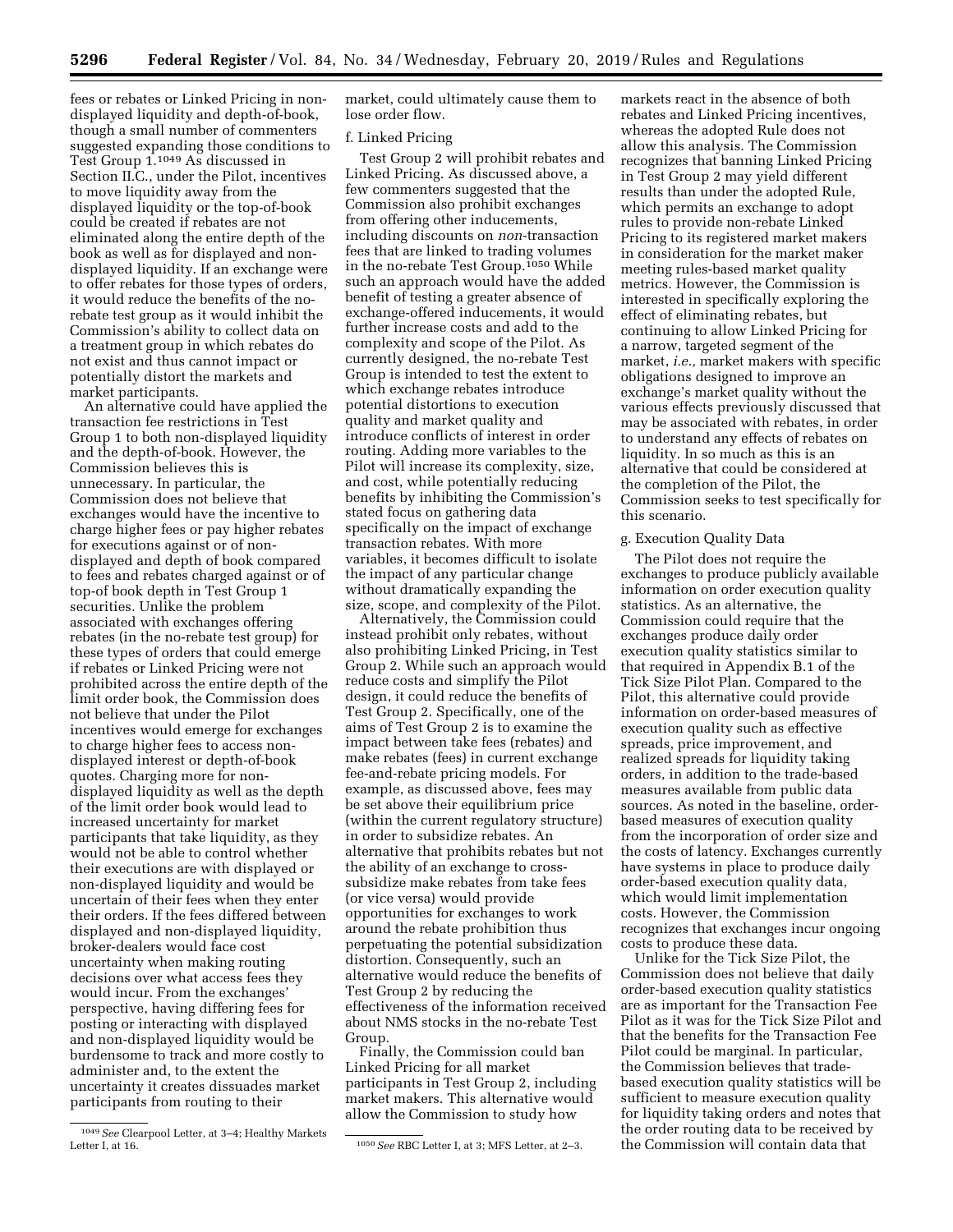fees or rebates or Linked Pricing in non-displayed liquidity and depth-of-book, though a small number of commenters suggested expanding those conditions to Test Group 1.[1049] As discussed in Section II.C., under the Pilot, incentives to move liquidity away from the displayed liquidity or the top-of-book could be created if rebates are not eliminated along the entire depth of the book as well as for displayed and non-displayed liquidity. If an exchange were to offer rebates for those types of orders, it would reduce the benefits of the no-rebate test group as it would inhibit the Commission's ability to collect data on a treatment group in which rebates do not exist and thus cannot impact or potentially distort the markets and market participants.

An alternative could have applied the transaction fee restrictions in Test Group 1 to both non-displayed liquidity and the depth-of-book. However, the Commission believes this is unnecessary. In particular, the Commission does not believe that exchanges would have the incentive to charge higher fees or pay higher rebates for executions against or of non-displayed and depth of book compared to fees and rebates charged against or of top-of book depth in Test Group 1 securities. Unlike the problem associated with exchanges offering rebates (in the no-rebate test group) for these types of orders that could emerge if rebates or Linked Pricing were not prohibited across the entire depth of the limit order book, the Commission does not believe that under the Pilot incentives would emerge for exchanges to charge higher fees to access non-displayed interest or depth-of-book quotes. Charging more for non-displayed liquidity as well as the depth of the limit order book would lead to increased uncertainty for market participants that take liquidity, as they would not be able to control whether their executions are with displayed or non-displayed liquidity and would be uncertain of their fees when they enter their orders. If the fees differed between displayed and non-displayed liquidity, broker-dealers would face cost uncertainty when making routing decisions over what access fees they would incur. From the exchanges' perspective, having differing fees for posting or interacting with displayed and non-displayed liquidity would be burdensome to track and more costly to administer and, to the extent the uncertainty it creates dissuades market participants from routing to their market, could ultimately cause them to lose order flow.

f. Linked Pricing

Test Group 2 will prohibit rebates and Linked Pricing. As discussed above, a few commenters suggested that the Commission also prohibit exchanges from offering other inducements, including discounts on *non*-transaction fees that are linked to trading volumes in the no-rebate Test Group.[1050] While such an approach would have the added benefit of testing a greater absence of exchange-offered inducements, it would further increase costs and add to the complexity and scope of the Pilot. As currently designed, the no-rebate Test Group is intended to test the extent to which exchange rebates introduce potential distortions to execution quality and market quality and introduce conflicts of interest in order routing. Adding more variables to the Pilot will increase its complexity, size, and cost, while potentially reducing benefits by inhibiting the Commission's stated focus on gathering data specifically on the impact of exchange transaction rebates. With more variables, it becomes difficult to isolate the impact of any particular change without dramatically expanding the size, scope, and complexity of the Pilot.

Alternatively, the Commission could instead prohibit only rebates, without also prohibiting Linked Pricing, in Test Group 2. While such an approach would reduce costs and simplify the Pilot design, it could reduce the benefits of Test Group 2. Specifically, one of the aims of Test Group 2 is to examine the impact between take fees (rebates) and make rebates (fees) in current exchange fee-and-rebate pricing models. For example, as discussed above, fees may be set above their equilibrium price (within the current regulatory structure) in order to subsidize rebates. An alternative that prohibits rebates but not the ability of an exchange to cross-subsidize make rebates from take fees (or vice versa) would provide opportunities for exchanges to work around the rebate prohibition thus perpetuating the potential subsidization distortion. Consequently, such an alternative would reduce the benefits of Test Group 2 by reducing the effectiveness of the information received about NMS stocks in the no-rebate Test Group.

Finally, the Commission could ban Linked Pricing for all market participants in Test Group 2, including market makers. This alternative would allow the Commission to study how markets react in the absence of both rebates and Linked Pricing incentives, whereas the adopted Rule does not allow this analysis. The Commission recognizes that banning Linked Pricing in Test Group 2 may yield different results than under the adopted Rule, which permits an exchange to adopt rules to provide non-rebate Linked Pricing to its registered market makers in consideration for the market maker meeting rules-based market quality metrics. However, the Commission is interested in specifically exploring the effect of eliminating rebates, but continuing to allow Linked Pricing for a narrow, targeted segment of the market, *i.e.,* market makers with specific obligations designed to improve an exchange's market quality without the various effects previously discussed that may be associated with rebates, in order to understand any effects of rebates on liquidity. In so much as this is an alternative that could be considered at the completion of the Pilot, the Commission seeks to test specifically for this scenario.

g. Execution Quality Data

The Pilot does not require the exchanges to produce publicly available information on order execution quality statistics. As an alternative, the Commission could require that the exchanges produce daily order execution quality statistics similar to that required in Appendix B.1 of the Tick Size Pilot Plan. Compared to the Pilot, this alternative could provide information on order-based measures of execution quality such as effective spreads, price improvement, and realized spreads for liquidity taking orders, in addition to the trade-based measures available from public data sources. As noted in the baseline, order-based measures of execution quality from the incorporation of order size and the costs of latency. Exchanges currently have systems in place to produce daily order-based execution quality data, which would limit implementation costs. However, the Commission recognizes that exchanges incur ongoing costs to produce these data.

Unlike for the Tick Size Pilot, the Commission does not believe that daily order-based execution quality statistics are as important for the Transaction Fee Pilot as it was for the Tick Size Pilot and that the benefits for the Transaction Fee Pilot could be marginal. In particular, the Commission believes that trade-based execution quality statistics will be sufficient to measure execution quality for liquidity taking orders and notes that the order routing data to be received by the Commission will contain data that

[1049] *See* Clearpool Letter, at 3–4; Healthy Markets Letter I, at 16.

[1050] *See* RBC Letter I, at 3; MFS Letter, at 2–3.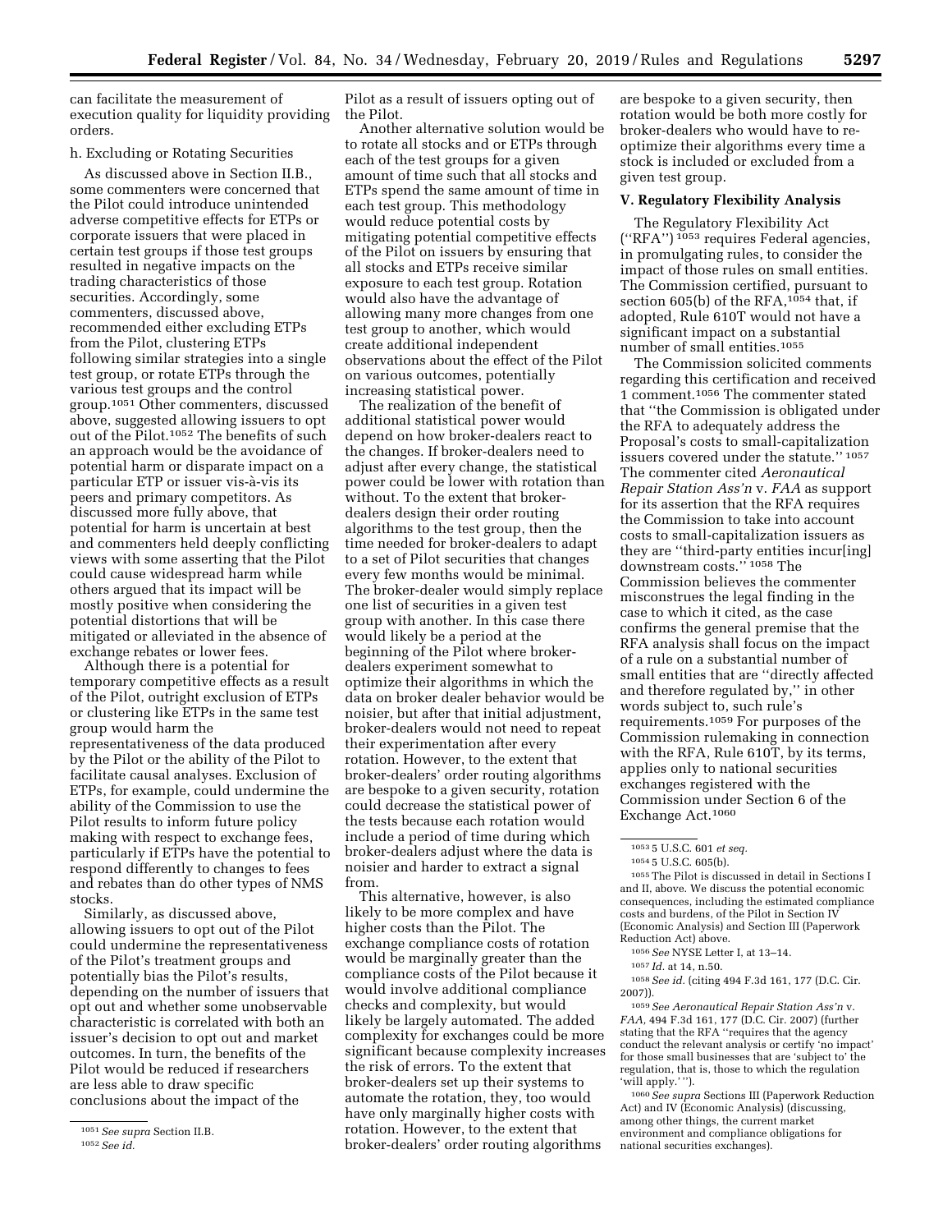can facilitate the measurement of execution quality for liquidity providing orders.

h. Excluding or Rotating Securities

As discussed above in Section II.B., some commenters were concerned that the Pilot could introduce unintended adverse competitive effects for ETPs or corporate issuers that were placed in certain test groups if those test groups resulted in negative impacts on the trading characteristics of those securities. Accordingly, some commenters, discussed above, recommended either excluding ETPs from the Pilot, clustering ETPs following similar strategies into a single test group, or rotate ETPs through the various test groups and the control group.[1051] Other commenters, discussed above, suggested allowing issuers to opt out of the Pilot.[1052] The benefits of such an approach would be the avoidance of potential harm or disparate impact on a particular ETP or issuer vis-à-vis its peers and primary competitors. As discussed more fully above, that potential for harm is uncertain at best and commenters held deeply conflicting views with some asserting that the Pilot could cause widespread harm while others argued that its impact will be mostly positive when considering the potential distortions that will be mitigated or alleviated in the absence of exchange rebates or lower fees.

Although there is a potential for temporary competitive effects as a result of the Pilot, outright exclusion of ETPs or clustering like ETPs in the same test group would harm the representativeness of the data produced by the Pilot or the ability of the Pilot to facilitate causal analyses. Exclusion of ETPs, for example, could undermine the ability of the Commission to use the Pilot results to inform future policy making with respect to exchange fees, particularly if ETPs have the potential to respond differently to changes to fees and rebates than do other types of NMS stocks.

Similarly, as discussed above, allowing issuers to opt out of the Pilot could undermine the representativeness of the Pilot's treatment groups and potentially bias the Pilot's results, depending on the number of issuers that opt out and whether some unobservable characteristic is correlated with both an issuer's decision to opt out and market outcomes. In turn, the benefits of the Pilot would be reduced if researchers are less able to draw specific conclusions about the impact of the Pilot as a result of issuers opting out of the Pilot.

Another alternative solution would be to rotate all stocks and or ETPs through each of the test groups for a given amount of time such that all stocks and ETPs spend the same amount of time in each test group. This methodology would reduce potential costs by mitigating potential competitive effects of the Pilot on issuers by ensuring that all stocks and ETPs receive similar exposure to each test group. Rotation would also have the advantage of allowing many more changes from one test group to another, which would create additional independent observations about the effect of the Pilot on various outcomes, potentially increasing statistical power.

The realization of the benefit of additional statistical power would depend on how broker-dealers react to the changes. If broker-dealers need to adjust after every change, the statistical power could be lower with rotation than without. To the extent that broker-dealers design their order routing algorithms to the test group, then the time needed for broker-dealers to adapt to a set of Pilot securities that changes every few months would be minimal. The broker-dealer would simply replace one list of securities in a given test group with another. In this case there would likely be a period at the beginning of the Pilot where broker-dealers experiment somewhat to optimize their algorithms in which the data on broker dealer behavior would be noisier, but after that initial adjustment, broker-dealers would not need to repeat their experimentation after every rotation. However, to the extent that broker-dealers' order routing algorithms are bespoke to a given security, rotation could decrease the statistical power of the tests because each rotation would include a period of time during which broker-dealers adjust where the data is noisier and harder to extract a signal from.

This alternative, however, is also likely to be more complex and have higher costs than the Pilot. The exchange compliance costs of rotation would be marginally greater than the compliance costs of the Pilot because it would involve additional compliance checks and complexity, but would likely be largely automated. The added complexity for exchanges could be more significant because complexity increases the risk of errors. To the extent that broker-dealers set up their systems to automate the rotation, they, too would have only marginally higher costs with rotation. However, to the extent that broker-dealers' order routing algorithms are bespoke to a given security, then rotation would be both more costly for broker-dealers who would have to re-optimize their algorithms every time a stock is included or excluded from a given test group.

## V. Regulatory Flexibility Analysis

The Regulatory Flexibility Act ("RFA")[1053] requires Federal agencies, in promulgating rules, to consider the impact of those rules on small entities. The Commission certified, pursuant to section 605(b) of the RFA,[1054] that, if adopted, Rule 610T would not have a significant impact on a substantial number of small entities.[1055]

The Commission solicited comments regarding this certification and received 1 comment.[1056] The commenter stated that "the Commission is obligated under the RFA to adequately address the Proposal's costs to small-capitalization issuers covered under the statute."[1057] The commenter cited *Aeronautical Repair Station Ass'n* v. *FAA* as support for its assertion that the RFA requires the Commission to take into account costs to small-capitalization issuers as they are "third-party entities incur[ing] downstream costs."[1058] The Commission believes the commenter misconstrues the legal finding in the case to which it cited, as the case confirms the general premise that the RFA analysis shall focus on the impact of a rule on a substantial number of small entities that are "directly affected and therefore regulated by," in other words subject to, such rule's requirements.[1059] For purposes of the Commission rulemaking in connection with the RFA, Rule 610T, by its terms, applies only to national securities exchanges registered with the Commission under Section 6 of the Exchange Act.[1060]

---

[1051] *See supra* Section II.B.

[1052] *See id.*

[1053] 5 U.S.C. 601 *et seq.*

[1054] 5 U.S.C. 605(b).

[1055] The Pilot is discussed in detail in Sections I and II, above. We discuss the potential economic consequences, including the estimated compliance costs and burdens, of the Pilot in Section IV (Economic Analysis) and Section III (Paperwork Reduction Act) above.

[1056] *See* NYSE Letter I, at 13–14.

[1057] *Id.* at 14, n.50.

[1058] *See id.* (citing 494 F.3d 161, 177 (D.C. Cir. 2007)).

[1059] *See Aeronautical Repair Station Ass'n* v. *FAA*, 494 F.3d 161, 177 (D.C. Cir. 2007) (further stating that the RFA "requires that the agency conduct the relevant analysis or certify 'no impact' for those small businesses that are 'subject to' the regulation, that is, those to which the regulation 'will apply.' ").

[1060] *See supra* Sections III (Paperwork Reduction Act) and IV (Economic Analysis) (discussing, among other things, the current market environment and compliance obligations for national securities exchanges).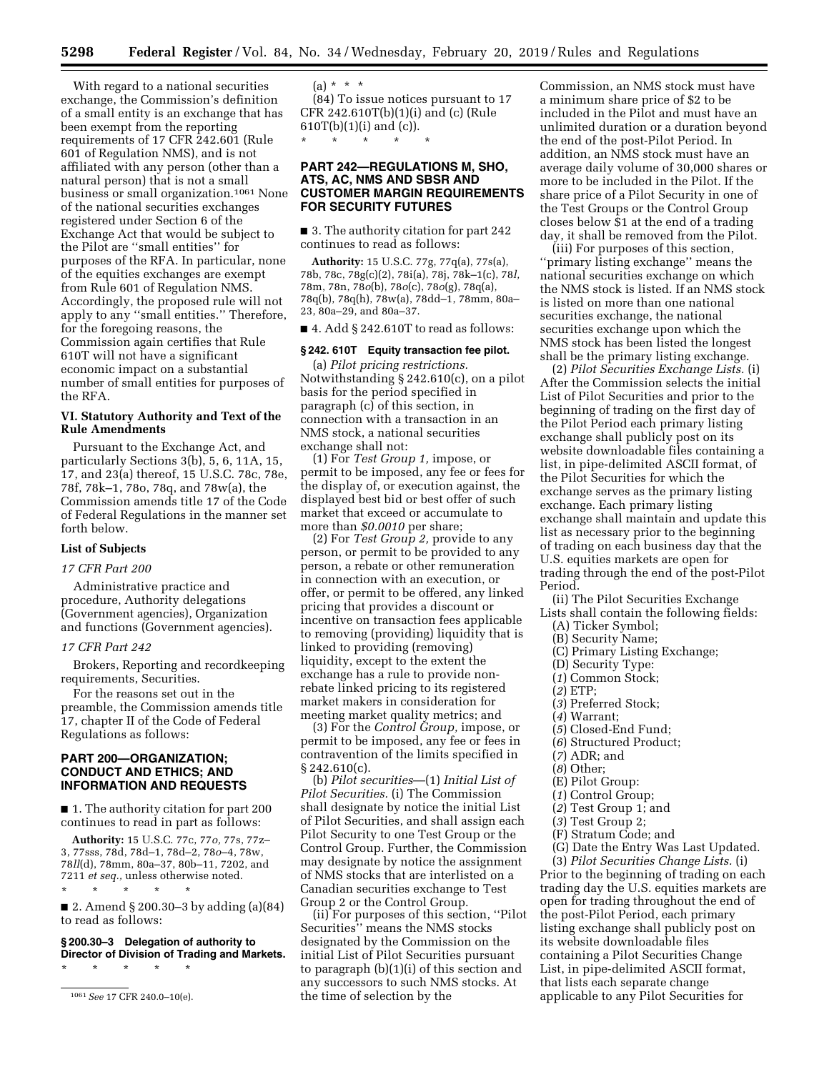With regard to a national securities exchange, the Commission's definition of a small entity is an exchange that has been exempt from the reporting requirements of 17 CFR 242.601 (Rule 601 of Regulation NMS), and is not affiliated with any person (other than a natural person) that is not a small business or small organization.[1061] None of the national securities exchanges registered under Section 6 of the Exchange Act that would be subject to the Pilot are ''small entities'' for purposes of the RFA. In particular, none of the equities exchanges are exempt from Rule 601 of Regulation NMS. Accordingly, the proposed rule will not apply to any ''small entities.'' Therefore, for the foregoing reasons, the Commission again certifies that Rule 610T will not have a significant economic impact on a substantial number of small entities for purposes of the RFA.

### VI. Statutory Authority and Text of the Rule Amendments

Pursuant to the Exchange Act, and particularly Sections 3(b), 5, 6, 11A, 15, 17, and 23(a) thereof, 15 U.S.C. 78c, 78e, 78f, 78k–1, 78o, 78q, and 78w(a), the Commission amends title 17 of the Code of Federal Regulations in the manner set forth below.

#### List of Subjects

*17 CFR Part 200*

Administrative practice and procedure, Authority delegations (Government agencies), Organization and functions (Government agencies).

*17 CFR Part 242*

Brokers, Reporting and recordkeeping requirements, Securities.

For the reasons set out in the preamble, the Commission amends title 17, chapter II of the Code of Federal Regulations as follows:

## PART 200—ORGANIZATION; CONDUCT AND ETHICS; AND INFORMATION AND REQUESTS

■ 1. The authority citation for part 200 continues to read in part as follows:

**Authority:** 15 U.S.C. 77c, 77*o*, 77s, 77z–3, 77sss, 78d, 78d–1, 78d–2, 78*o*–4, 78w, 78*ll*(d), 78mm, 80a–37, 80b–11, 7202, and 7211 *et seq.*, unless otherwise noted.

\* \* \* \* \*

■ 2. Amend § 200.30–3 by adding (a)(84) to read as follows:

#### § 200.30–3 Delegation of authority to Director of Division of Trading and Markets.

\* \* \* \* \*

(a) \* \* \*

(84) To issue notices pursuant to 17 CFR 242.610T(b)(1)(i) and (c) (Rule 610T(b)(1)(i) and (c)).

\* \* \* \* \*

## PART 242—REGULATIONS M, SHO, ATS, AC, NMS AND SBSR AND CUSTOMER MARGIN REQUIREMENTS FOR SECURITY FUTURES

■ 3. The authority citation for part 242 continues to read as follows:

**Authority:** 15 U.S.C. 77g, 77q(a), 77s(a), 78b, 78c, 78g(c)(2), 78i(a), 78j, 78k–1(c), 78*l*, 78m, 78n, 78*o*(b), 78*o*(c), 78*o*(g), 78q(a), 78q(b), 78q(h), 78w(a), 78dd–1, 78mm, 80a–23, 80a–29, and 80a–37.

■ 4. Add § 242.610T to read as follows:

#### § 242. 610T Equity transaction fee pilot.

(a) *Pilot pricing restrictions.* Notwithstanding § 242.610(c), on a pilot basis for the period specified in paragraph (c) of this section, in connection with a transaction in an NMS stock, a national securities exchange shall not:

(1) For *Test Group 1,* impose, or permit to be imposed, any fee or fees for the display of, or execution against, the displayed best bid or best offer of such market that exceed or accumulate to more than *$0.0010* per share;

(2) For *Test Group 2,* provide to any person, or permit to be provided to any person, a rebate or other remuneration in connection with an execution, or offer, or permit to be offered, any linked pricing that provides a discount or incentive on transaction fees applicable to removing (providing) liquidity that is linked to providing (removing) liquidity, except to the extent the exchange has a rule to provide non-rebate linked pricing to its registered market makers in consideration for meeting market quality metrics; and

(3) For the *Control Group,* impose, or permit to be imposed, any fee or fees in contravention of the limits specified in § 242.610(c).

(b) *Pilot securities*—(1) *Initial List of Pilot Securities.* (i) The Commission shall designate by notice the initial List of Pilot Securities, and shall assign each Pilot Security to one Test Group or the Control Group. Further, the Commission may designate by notice the assignment of NMS stocks that are interlisted on a Canadian securities exchange to Test Group 2 or the Control Group.

(ii) For purposes of this section, ''Pilot Securities'' means the NMS stocks designated by the Commission on the initial List of Pilot Securities pursuant to paragraph (b)(1)(i) of this section and any successors to such NMS stocks. At the time of selection by the Commission, an NMS stock must have a minimum share price of $2 to be included in the Pilot and must have an unlimited duration or a duration beyond the end of the post-Pilot Period. In addition, an NMS stock must have an average daily volume of 30,000 shares or more to be included in the Pilot. If the share price of a Pilot Security in one of the Test Groups or the Control Group closes below $1 at the end of a trading day, it shall be removed from the Pilot.

(iii) For purposes of this section, ''primary listing exchange'' means the national securities exchange on which the NMS stock is listed. If an NMS stock is listed on more than one national securities exchange, the national securities exchange upon which the NMS stock has been listed the longest shall be the primary listing exchange.

(2) *Pilot Securities Exchange Lists.* (i) After the Commission selects the initial List of Pilot Securities and prior to the beginning of trading on the first day of the Pilot Period each primary listing exchange shall publicly post on its website downloadable files containing a list, in pipe-delimited ASCII format, of the Pilot Securities for which the exchange serves as the primary listing exchange. Each primary listing exchange shall maintain and update this list as necessary prior to the beginning of trading on each business day that the U.S. equities markets are open for trading through the end of the post-Pilot Period.

(ii) The Pilot Securities Exchange Lists shall contain the following fields:

(A) Ticker Symbol;

(B) Security Name;

(C) Primary Listing Exchange;

(D) Security Type:

(*1*) Common Stock;

(*2*) ETP;

(*3*) Preferred Stock;

(*4*) Warrant;

(*5*) Closed-End Fund;

(*6*) Structured Product;

(*7*) ADR; and

(*8*) Other;

(E) Pilot Group:

(*1*) Control Group;

(*2*) Test Group 1; and

(*3*) Test Group 2;

(F) Stratum Code; and

(G) Date the Entry Was Last Updated.

(3) *Pilot Securities Change Lists.* (i) Prior to the beginning of trading on each trading day the U.S. equities markets are open for trading throughout the end of the post-Pilot Period, each primary listing exchange shall publicly post on its website downloadable files containing a Pilot Securities Change List, in pipe-delimited ASCII format, that lists each separate change applicable to any Pilot Securities for

[1061] *See* 17 CFR 240.0–10(e).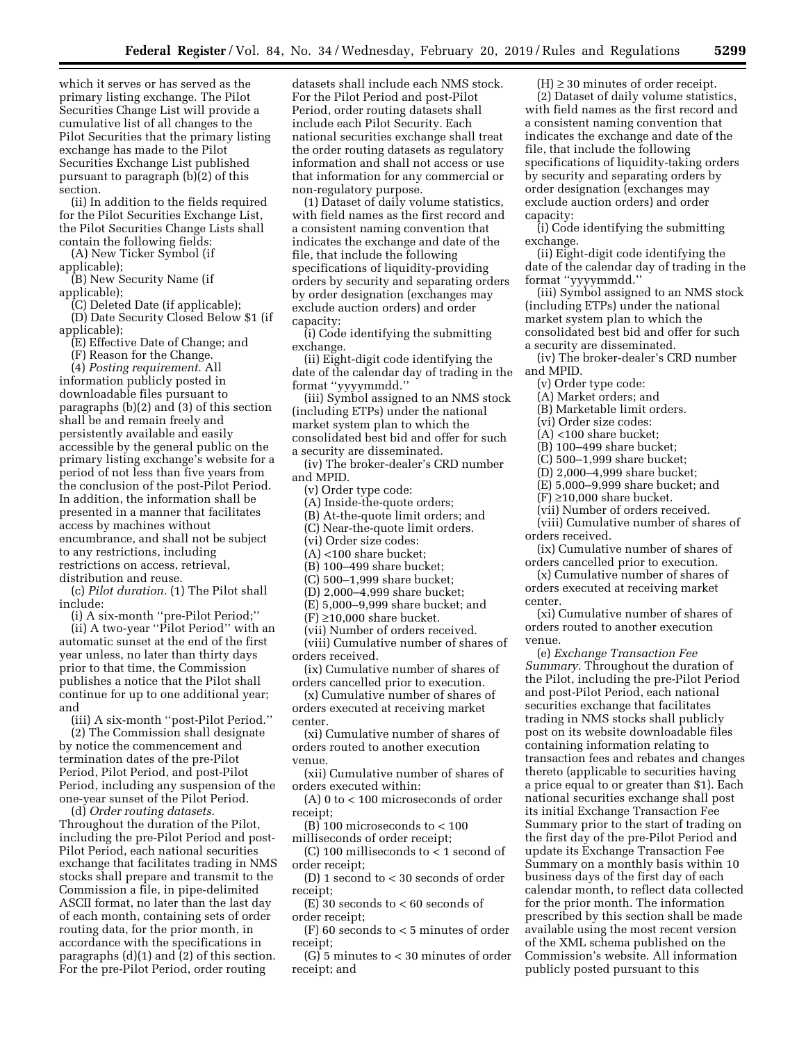which it serves or has served as the primary listing exchange. The Pilot Securities Change List will provide a cumulative list of all changes to the Pilot Securities that the primary listing exchange has made to the Pilot Securities Exchange List published pursuant to paragraph (b)(2) of this section.

(ii) In addition to the fields required for the Pilot Securities Exchange List, the Pilot Securities Change Lists shall contain the following fields:

(A) New Ticker Symbol (if applicable);

(B) New Security Name (if applicable);

(C) Deleted Date (if applicable);

(D) Date Security Closed Below $1 (if applicable);

(E) Effective Date of Change; and

(F) Reason for the Change.

(4) *Posting requirement.* All information publicly posted in downloadable files pursuant to paragraphs (b)(2) and (3) of this section shall be and remain freely and persistently available and easily accessible by the general public on the primary listing exchange's website for a period of not less than five years from the conclusion of the post-Pilot Period. In addition, the information shall be presented in a manner that facilitates access by machines without encumbrance, and shall not be subject to any restrictions, including restrictions on access, retrieval, distribution and reuse.

(c) *Pilot duration.* (1) The Pilot shall include:

(i) A six-month ''pre-Pilot Period;''

(ii) A two-year ''Pilot Period'' with an automatic sunset at the end of the first year unless, no later than thirty days prior to that time, the Commission publishes a notice that the Pilot shall continue for up to one additional year; and

(iii) A six-month ''post-Pilot Period.''

(2) The Commission shall designate by notice the commencement and termination dates of the pre-Pilot Period, Pilot Period, and post-Pilot Period, including any suspension of the one-year sunset of the Pilot Period.

(d) *Order routing datasets.* Throughout the duration of the Pilot, including the pre-Pilot Period and post-Pilot Period, each national securities exchange that facilitates trading in NMS stocks shall prepare and transmit to the Commission a file, in pipe-delimited ASCII format, no later than the last day of each month, containing sets of order routing data, for the prior month, in accordance with the specifications in paragraphs (d)(1) and (2) of this section. For the pre-Pilot Period, order routing datasets shall include each NMS stock. For the Pilot Period and post-Pilot Period, order routing datasets shall include each Pilot Security. Each national securities exchange shall treat the order routing datasets as regulatory information and shall not access or use that information for any commercial or non-regulatory purpose.

(1) Dataset of daily volume statistics, with field names as the first record and a consistent naming convention that indicates the exchange and date of the file, that include the following specifications of liquidity-providing orders by security and separating orders by order designation (exchanges may exclude auction orders) and order capacity:

(i) Code identifying the submitting exchange.

(ii) Eight-digit code identifying the date of the calendar day of trading in the format ''yyyymmdd.''

(iii) Symbol assigned to an NMS stock (including ETPs) under the national market system plan to which the consolidated best bid and offer for such a security are disseminated.

(iv) The broker-dealer's CRD number and MPID.

(v) Order type code:

(A) Inside-the-quote orders;

(B) At-the-quote limit orders; and

(C) Near-the-quote limit orders.

(vi) Order size codes:

(A) <100 share bucket;

(B) 100–499 share bucket;

(C) 500–1,999 share bucket;

(D) 2,000–4,999 share bucket;

(E) 5,000–9,999 share bucket; and

(F) ≥10,000 share bucket.

(vii) Number of orders received.

(viii) Cumulative number of shares of orders received.

(ix) Cumulative number of shares of orders cancelled prior to execution.

(x) Cumulative number of shares of orders executed at receiving market center.

(xi) Cumulative number of shares of orders routed to another execution venue.

(xii) Cumulative number of shares of orders executed within:

(A) 0 to < 100 microseconds of order receipt;

(B) 100 microseconds to < 100 milliseconds of order receipt;

(C) 100 milliseconds to < 1 second of order receipt;

(D) 1 second to < 30 seconds of order receipt;

(E) 30 seconds to < 60 seconds of order receipt;

(F) 60 seconds to < 5 minutes of order receipt;

(G) 5 minutes to < 30 minutes of order receipt; and

(H) ≥ 30 minutes of order receipt.

(2) Dataset of daily volume statistics, with field names as the first record and a consistent naming convention that indicates the exchange and date of the file, that include the following specifications of liquidity-taking orders by security and separating orders by order designation (exchanges may exclude auction orders) and order capacity:

(i) Code identifying the submitting exchange.

(ii) Eight-digit code identifying the date of the calendar day of trading in the format ''yyyymmdd.''

(iii) Symbol assigned to an NMS stock (including ETPs) under the national market system plan to which the consolidated best bid and offer for such a security are disseminated.

(iv) The broker-dealer's CRD number and MPID.

(v) Order type code:

(A) Market orders; and

(B) Marketable limit orders.

(vi) Order size codes:

(A) <100 share bucket;

(B) 100–499 share bucket;

(C) 500–1,999 share bucket;

(D) 2,000–4,999 share bucket;

(E) 5,000–9,999 share bucket; and

(F) ≥10,000 share bucket.

(vii) Number of orders received.

(viii) Cumulative number of shares of orders received.

(ix) Cumulative number of shares of orders cancelled prior to execution.

(x) Cumulative number of shares of orders executed at receiving market center.

(xi) Cumulative number of shares of orders routed to another execution venue.

(e) *Exchange Transaction Fee Summary.* Throughout the duration of the Pilot, including the pre-Pilot Period and post-Pilot Period, each national securities exchange that facilitates trading in NMS stocks shall publicly post on its website downloadable files containing information relating to transaction fees and rebates and changes thereto (applicable to securities having a price equal to or greater than $1). Each national securities exchange shall post its initial Exchange Transaction Fee Summary prior to the start of trading on the first day of the pre-Pilot Period and update its Exchange Transaction Fee Summary on a monthly basis within 10 business days of the first day of each calendar month, to reflect data collected for the prior month. The information prescribed by this section shall be made available using the most recent version of the XML schema published on the Commission's website. All information publicly posted pursuant to this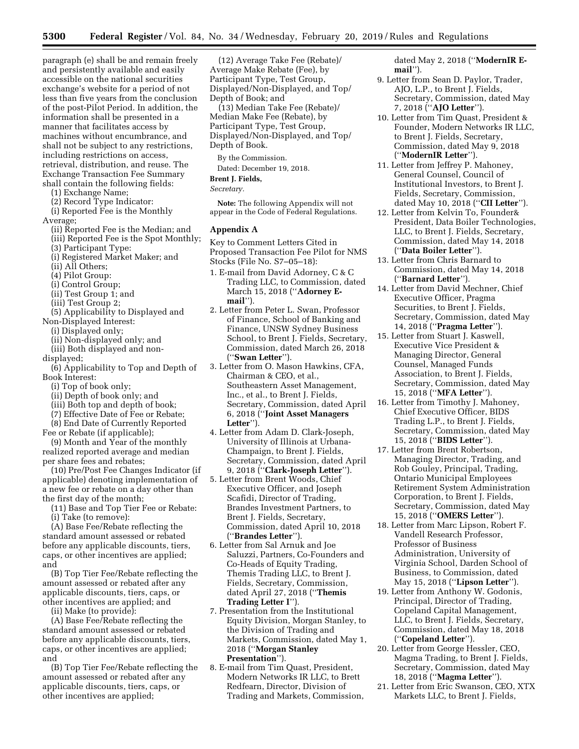paragraph (e) shall be and remain freely and persistently available and easily accessible on the national securities exchange's website for a period of not less than five years from the conclusion of the post-Pilot Period. In addition, the information shall be presented in a manner that facilitates access by machines without encumbrance, and shall not be subject to any restrictions, including restrictions on access, retrieval, distribution, and reuse. The Exchange Transaction Fee Summary shall contain the following fields:

(1) Exchange Name;

(2) Record Type Indicator:

(i) Reported Fee is the Monthly Average;

(ii) Reported Fee is the Median; and

(iii) Reported Fee is the Spot Monthly;

(3) Participant Type:

(i) Registered Market Maker; and

(ii) All Others;

(4) Pilot Group:

(i) Control Group;

(ii) Test Group 1; and

(iii) Test Group 2;

(5) Applicability to Displayed and Non-Displayed Interest:

(i) Displayed only;

(ii) Non-displayed only; and

(iii) Both displayed and non-displayed;

(6) Applicability to Top and Depth of Book Interest:

(i) Top of book only;

(ii) Depth of book only; and

(iii) Both top and depth of book;

(7) Effective Date of Fee or Rebate;

(8) End Date of Currently Reported Fee or Rebate (if applicable);

(9) Month and Year of the monthly realized reported average and median per share fees and rebates;

(10) Pre/Post Fee Changes Indicator (if applicable) denoting implementation of a new fee or rebate on a day other than the first day of the month;

(11) Base and Top Tier Fee or Rebate:

(i) Take (to remove):

(A) Base Fee/Rebate reflecting the standard amount assessed or rebated before any applicable discounts, tiers, caps, or other incentives are applied; and

(B) Top Tier Fee/Rebate reflecting the amount assessed or rebated after any applicable discounts, tiers, caps, or other incentives are applied; and

(ii) Make (to provide):

(A) Base Fee/Rebate reflecting the standard amount assessed or rebated before any applicable discounts, tiers, caps, or other incentives are applied; and

(B) Top Tier Fee/Rebate reflecting the amount assessed or rebated after any applicable discounts, tiers, caps, or other incentives are applied;

(12) Average Take Fee (Rebate)/ Average Make Rebate (Fee), by Participant Type, Test Group, Displayed/Non-Displayed, and Top/ Depth of Book; and

(13) Median Take Fee (Rebate)/ Median Make Fee (Rebate), by Participant Type, Test Group, Displayed/Non-Displayed, and Top/ Depth of Book.

By the Commission.

Dated: December 19, 2018.

**Brent J. Fields,**

*Secretary.*

**Note:** The following Appendix will not appear in the Code of Federal Regulations.

## Appendix A

Key to Comment Letters Cited in Proposed Transaction Fee Pilot for NMS Stocks (File No. S7–05–18):

1. E-mail from David Adorney, C & C Trading LLC, to Commission, dated March 15, 2018 (''**Adorney E-mail**'').
2. Letter from Peter L. Swan, Professor of Finance, School of Banking and Finance, UNSW Sydney Business School, to Brent J. Fields, Secretary, Commission, dated March 26, 2018 (''**Swan Letter**'').
3. Letter from O. Mason Hawkins, CFA, Chairman & CEO, et al., Southeastern Asset Management, Inc., et al., to Brent J. Fields, Secretary, Commission, dated April 6, 2018 (''**Joint Asset Managers Letter**'').
4. Letter from Adam D. Clark-Joseph, University of Illinois at Urbana-Champaign, to Brent J. Fields, Secretary, Commission, dated April 9, 2018 (''**Clark-Joseph Letter**'').
5. Letter from Brent Woods, Chief Executive Officer, and Joseph Scafidi, Director of Trading, Brandes Investment Partners, to Brent J. Fields, Secretary, Commission, dated April 10, 2018 (''**Brandes Letter**'').
6. Letter from Sal Arnuk and Joe Saluzzi, Partners, Co-Founders and Co-Heads of Equity Trading, Themis Trading LLC, to Brent J. Fields, Secretary, Commission, dated April 27, 2018 (''**Themis Trading Letter I**'').
7. Presentation from the Institutional Equity Division, Morgan Stanley, to the Division of Trading and Markets, Commission, dated May 1, 2018 (''**Morgan Stanley Presentation**'').
8. E-mail from Tim Quast, President, Modern Networks IR LLC, to Brett Redfearn, Director, Division of Trading and Markets, Commission, dated May 2, 2018 (''**ModernIR E-mail**'').
9. Letter from Sean D. Paylor, Trader, AJO, L.P., to Brent J. Fields, Secretary, Commission, dated May 7, 2018 (''**AJO Letter**'').
10. Letter from Tim Quast, President & Founder, Modern Networks IR LLC, to Brent J. Fields, Secretary, Commission, dated May 9, 2018 (''**ModernIR Letter**'').
11. Letter from Jeffrey P. Mahoney, General Counsel, Council of Institutional Investors, to Brent J. Fields, Secretary, Commission, dated May 10, 2018 (''**CII Letter**'').
12. Letter from Kelvin To, Founder& President, Data Boiler Technologies, LLC, to Brent J. Fields, Secretary, Commission, dated May 14, 2018 (''**Data Boiler Letter**'').
13. Letter from Chris Barnard to Commission, dated May 14, 2018 (''**Barnard Letter**'').
14. Letter from David Mechner, Chief Executive Officer, Pragma Securities, to Brent J. Fields, Secretary, Commission, dated May 14, 2018 (''**Pragma Letter**'').
15. Letter from Stuart J. Kaswell, Executive Vice President & Managing Director, General Counsel, Managed Funds Association, to Brent J. Fields, Secretary, Commission, dated May 15, 2018 (''**MFA Letter**'').
16. Letter from Timothy J. Mahoney, Chief Executive Officer, BIDS Trading L.P., to Brent J. Fields, Secretary, Commission, dated May 15, 2018 (''**BIDS Letter**'').
17. Letter from Brent Robertson, Managing Director, Trading, and Rob Gouley, Principal, Trading, Ontario Municipal Employees Retirement System Administration Corporation, to Brent J. Fields, Secretary, Commission, dated May 15, 2018 (''**OMERS Letter**'').
18. Letter from Marc Lipson, Robert F. Vandell Research Professor, Professor of Business Administration, University of Virginia School, Darden School of Business, to Commission, dated May 15, 2018 (''**Lipson Letter**'').
19. Letter from Anthony W. Godonis, Principal, Director of Trading, Copeland Capital Management, LLC, to Brent J. Fields, Secretary, Commission, dated May 18, 2018 (''**Copeland Letter**'').
20. Letter from George Hessler, CEO, Magma Trading, to Brent J. Fields, Secretary, Commission, dated May 18, 2018 (''**Magma Letter**'').
21. Letter from Eric Swanson, CEO, XTX Markets LLC, to Brent J. Fields,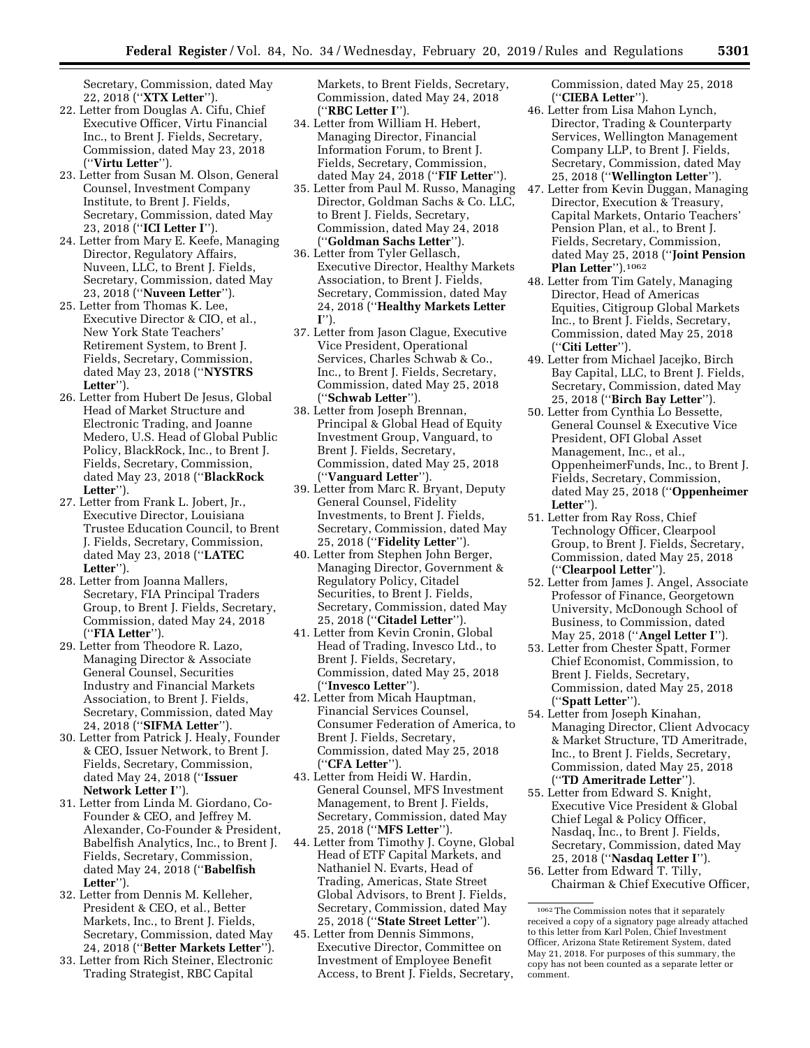Secretary, Commission, dated May 22, 2018 (''**XTX Letter**'').

22. Letter from Douglas A. Cifu, Chief Executive Officer, Virtu Financial Inc., to Brent J. Fields, Secretary, Commission, dated May 23, 2018 (''**Virtu Letter**'').
23. Letter from Susan M. Olson, General Counsel, Investment Company Institute, to Brent J. Fields, Secretary, Commission, dated May 23, 2018 (''**ICI Letter I**'').
24. Letter from Mary E. Keefe, Managing Director, Regulatory Affairs, Nuveen, LLC, to Brent J. Fields, Secretary, Commission, dated May 23, 2018 (''**Nuveen Letter**'').
25. Letter from Thomas K. Lee, Executive Director & CIO, et al., New York State Teachers' Retirement System, to Brent J. Fields, Secretary, Commission, dated May 23, 2018 (''**NYSTRS Letter**'').
26. Letter from Hubert De Jesus, Global Head of Market Structure and Electronic Trading, and Joanne Medero, U.S. Head of Global Public Policy, BlackRock, Inc., to Brent J. Fields, Secretary, Commission, dated May 23, 2018 (''**BlackRock Letter**'').
27. Letter from Frank L. Jobert, Jr., Executive Director, Louisiana Trustee Education Council, to Brent J. Fields, Secretary, Commission, dated May 23, 2018 (''**LATEC Letter**'').
28. Letter from Joanna Mallers, Secretary, FIA Principal Traders Group, to Brent J. Fields, Secretary, Commission, dated May 24, 2018 (''**FIA Letter**'').
29. Letter from Theodore R. Lazo, Managing Director & Associate General Counsel, Securities Industry and Financial Markets Association, to Brent J. Fields, Secretary, Commission, dated May 24, 2018 (''**SIFMA Letter**'').
30. Letter from Patrick J. Healy, Founder & CEO, Issuer Network, to Brent J. Fields, Secretary, Commission, dated May 24, 2018 (''**Issuer Network Letter I**'').
31. Letter from Linda M. Giordano, Co-Founder & CEO, and Jeffrey M. Alexander, Co-Founder & President, Babelfish Analytics, Inc., to Brent J. Fields, Secretary, Commission, dated May 24, 2018 (''**Babelfish Letter**'').
32. Letter from Dennis M. Kelleher, President & CEO, et al., Better Markets, Inc., to Brent J. Fields, Secretary, Commission, dated May 24, 2018 (''**Better Markets Letter**'').
33. Letter from Rich Steiner, Electronic Trading Strategist, RBC Capital Markets, to Brent Fields, Secretary, Commission, dated May 24, 2018 (''**RBC Letter I**'').
34. Letter from William H. Hebert, Managing Director, Financial Information Forum, to Brent J. Fields, Secretary, Commission, dated May 24, 2018 (''**FIF Letter**'').
35. Letter from Paul M. Russo, Managing Director, Goldman Sachs & Co. LLC, to Brent J. Fields, Secretary, Commission, dated May 24, 2018 (''**Goldman Sachs Letter**'').
36. Letter from Tyler Gellasch, Executive Director, Healthy Markets Association, to Brent J. Fields, Secretary, Commission, dated May 24, 2018 (''**Healthy Markets Letter I**'').
37. Letter from Jason Clague, Executive Vice President, Operational Services, Charles Schwab & Co., Inc., to Brent J. Fields, Secretary, Commission, dated May 25, 2018 (''**Schwab Letter**'').
38. Letter from Joseph Brennan, Principal & Global Head of Equity Investment Group, Vanguard, to Brent J. Fields, Secretary, Commission, dated May 25, 2018 (''**Vanguard Letter**'').
39. Letter from Marc R. Bryant, Deputy General Counsel, Fidelity Investments, to Brent J. Fields, Secretary, Commission, dated May 25, 2018 (''**Fidelity Letter**'').
40. Letter from Stephen John Berger, Managing Director, Government & Regulatory Policy, Citadel Securities, to Brent J. Fields, Secretary, Commission, dated May 25, 2018 (''**Citadel Letter**'').
41. Letter from Kevin Cronin, Global Head of Trading, Invesco Ltd., to Brent J. Fields, Secretary, Commission, dated May 25, 2018 (''**Invesco Letter**'').
42. Letter from Micah Hauptman, Financial Services Counsel, Consumer Federation of America, to Brent J. Fields, Secretary, Commission, dated May 25, 2018 (''**CFA Letter**'').
43. Letter from Heidi W. Hardin, General Counsel, MFS Investment Management, to Brent J. Fields, Secretary, Commission, dated May 25, 2018 (''**MFS Letter**'').
44. Letter from Timothy J. Coyne, Global Head of ETF Capital Markets, and Nathaniel N. Evarts, Head of Trading, Americas, State Street Global Advisors, to Brent J. Fields, Secretary, Commission, dated May 25, 2018 (''**State Street Letter**'').
45. Letter from Dennis Simmons, Executive Director, Committee on Investment of Employee Benefit Access, to Brent J. Fields, Secretary, Commission, dated May 25, 2018 (''**CIEBA Letter**'').
46. Letter from Lisa Mahon Lynch, Director, Trading & Counterparty Services, Wellington Management Company LLP, to Brent J. Fields, Secretary, Commission, dated May 25, 2018 (''**Wellington Letter**'').
47. Letter from Kevin Duggan, Managing Director, Execution & Treasury, Capital Markets, Ontario Teachers' Pension Plan, et al., to Brent J. Fields, Secretary, Commission, dated May 25, 2018 (''**Joint Pension Plan Letter**'').[1062]
48. Letter from Tim Gately, Managing Director, Head of Americas Equities, Citigroup Global Markets Inc., to Brent J. Fields, Secretary, Commission, dated May 25, 2018 (''**Citi Letter**'').
49. Letter from Michael Jacejko, Birch Bay Capital, LLC, to Brent J. Fields, Secretary, Commission, dated May 25, 2018 (''**Birch Bay Letter**'').
50. Letter from Cynthia Lo Bessette, General Counsel & Executive Vice President, OFI Global Asset Management, Inc., et al., OppenheimerFunds, Inc., to Brent J. Fields, Secretary, Commission, dated May 25, 2018 (''**Oppenheimer Letter**'').
51. Letter from Ray Ross, Chief Technology Officer, Clearpool Group, to Brent J. Fields, Secretary, Commission, dated May 25, 2018 (''**Clearpool Letter**'').
52. Letter from James J. Angel, Associate Professor of Finance, Georgetown University, McDonough School of Business, to Commission, dated May 25, 2018 (''**Angel Letter I**'').
53. Letter from Chester Spatt, Former Chief Economist, Commission, to Brent J. Fields, Secretary, Commission, dated May 25, 2018 (''**Spatt Letter**'').
54. Letter from Joseph Kinahan, Managing Director, Client Advocacy & Market Structure, TD Ameritrade, Inc., to Brent J. Fields, Secretary, Commission, dated May 25, 2018 (''**TD Ameritrade Letter**'').
55. Letter from Edward S. Knight, Executive Vice President & Global Chief Legal & Policy Officer, Nasdaq, Inc., to Brent J. Fields, Secretary, Commission, dated May 25, 2018 (''**Nasdaq Letter I**'').
56. Letter from Edward T. Tilly, Chairman & Chief Executive Officer,

[1062] The Commission notes that it separately received a copy of a signatory page already attached to this letter from Karl Polen, Chief Investment Officer, Arizona State Retirement System, dated May 21, 2018. For purposes of this summary, the copy has not been counted as a separate letter or comment.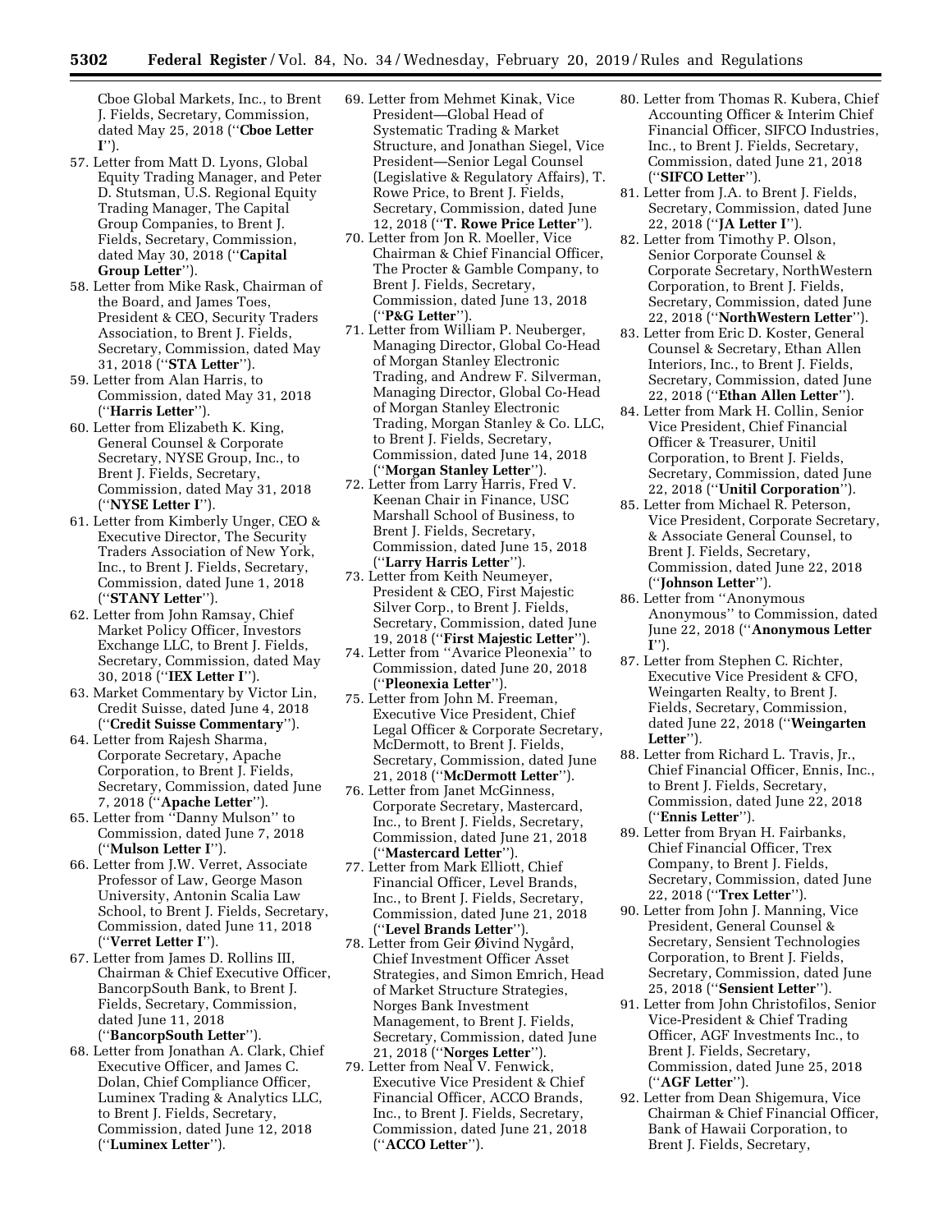Cboe Global Markets, Inc., to Brent J. Fields, Secretary, Commission, dated May 25, 2018 (''**Cboe Letter I**'').

57. Letter from Matt D. Lyons, Global Equity Trading Manager, and Peter D. Stutsman, U.S. Regional Equity Trading Manager, The Capital Group Companies, to Brent J. Fields, Secretary, Commission, dated May 30, 2018 (''**Capital Group Letter**'').
58. Letter from Mike Rask, Chairman of the Board, and James Toes, President & CEO, Security Traders Association, to Brent J. Fields, Secretary, Commission, dated May 31, 2018 (''**STA Letter**'').
59. Letter from Alan Harris, to Commission, dated May 31, 2018 (''**Harris Letter**'').
60. Letter from Elizabeth K. King, General Counsel & Corporate Secretary, NYSE Group, Inc., to Brent J. Fields, Secretary, Commission, dated May 31, 2018 (''**NYSE Letter I**'').
61. Letter from Kimberly Unger, CEO & Executive Director, The Security Traders Association of New York, Inc., to Brent J. Fields, Secretary, Commission, dated June 1, 2018 (''**STANY Letter**'').
62. Letter from John Ramsay, Chief Market Policy Officer, Investors Exchange LLC, to Brent J. Fields, Secretary, Commission, dated May 30, 2018 (''**IEX Letter I**'').
63. Market Commentary by Victor Lin, Credit Suisse, dated June 4, 2018 (''**Credit Suisse Commentary**'').
64. Letter from Rajesh Sharma, Corporate Secretary, Apache Corporation, to Brent J. Fields, Secretary, Commission, dated June 7, 2018 (''**Apache Letter**'').
65. Letter from ''Danny Mulson'' to Commission, dated June 7, 2018 (''**Mulson Letter I**'').
66. Letter from J.W. Verret, Associate Professor of Law, George Mason University, Antonin Scalia Law School, to Brent J. Fields, Secretary, Commission, dated June 11, 2018 (''**Verret Letter I**'').
67. Letter from James D. Rollins III, Chairman & Chief Executive Officer, BancorpSouth Bank, to Brent J. Fields, Secretary, Commission, dated June 11, 2018 (''**BancorpSouth Letter**'').
68. Letter from Jonathan A. Clark, Chief Executive Officer, and James C. Dolan, Chief Compliance Officer, Luminex Trading & Analytics LLC, to Brent J. Fields, Secretary, Commission, dated June 12, 2018 (''**Luminex Letter**'').
69. Letter from Mehmet Kinak, Vice President—Global Head of Systematic Trading & Market Structure, and Jonathan Siegel, Vice President—Senior Legal Counsel (Legislative & Regulatory Affairs), T. Rowe Price, to Brent J. Fields, Secretary, Commission, dated June 12, 2018 (''**T. Rowe Price Letter**'').
70. Letter from Jon R. Moeller, Vice Chairman & Chief Financial Officer, The Procter & Gamble Company, to Brent J. Fields, Secretary, Commission, dated June 13, 2018 (''**P&G Letter**'').
71. Letter from William P. Neuberger, Managing Director, Global Co-Head of Morgan Stanley Electronic Trading, and Andrew F. Silverman, Managing Director, Global Co-Head of Morgan Stanley Electronic Trading, Morgan Stanley & Co. LLC, to Brent J. Fields, Secretary, Commission, dated June 14, 2018 (''**Morgan Stanley Letter**'').
72. Letter from Larry Harris, Fred V. Keenan Chair in Finance, USC Marshall School of Business, to Brent J. Fields, Secretary, Commission, dated June 15, 2018 (''**Larry Harris Letter**'').
73. Letter from Keith Neumeyer, President & CEO, First Majestic Silver Corp., to Brent J. Fields, Secretary, Commission, dated June 19, 2018 (''**First Majestic Letter**'').
74. Letter from ''Avarice Pleonexia'' to Commission, dated June 20, 2018 (''**Pleonexia Letter**'').
75. Letter from John M. Freeman, Executive Vice President, Chief Legal Officer & Corporate Secretary, McDermott, to Brent J. Fields, Secretary, Commission, dated June 21, 2018 (''**McDermott Letter**'').
76. Letter from Janet McGinness, Corporate Secretary, Mastercard, Inc., to Brent J. Fields, Secretary, Commission, dated June 21, 2018 (''**Mastercard Letter**'').
77. Letter from Mark Elliott, Chief Financial Officer, Level Brands, Inc., to Brent J. Fields, Secretary, Commission, dated June 21, 2018 (''**Level Brands Letter**'').
78. Letter from Geir Øivind Nygård, Chief Investment Officer Asset Strategies, and Simon Emrich, Head of Market Structure Strategies, Norges Bank Investment Management, to Brent J. Fields, Secretary, Commission, dated June 21, 2018 (''**Norges Letter**'').
79. Letter from Neal V. Fenwick, Executive Vice President & Chief Financial Officer, ACCO Brands, Inc., to Brent J. Fields, Secretary, Commission, dated June 21, 2018 (''**ACCO Letter**'').
80. Letter from Thomas R. Kubera, Chief Accounting Officer & Interim Chief Financial Officer, SIFCO Industries, Inc., to Brent J. Fields, Secretary, Commission, dated June 21, 2018 (''**SIFCO Letter**'').
81. Letter from J.A. to Brent J. Fields, Secretary, Commission, dated June 22, 2018 (''**JA Letter I**'').
82. Letter from Timothy P. Olson, Senior Corporate Counsel & Corporate Secretary, NorthWestern Corporation, to Brent J. Fields, Secretary, Commission, dated June 22, 2018 (''**NorthWestern Letter**'').
83. Letter from Eric D. Koster, General Counsel & Secretary, Ethan Allen Interiors, Inc., to Brent J. Fields, Secretary, Commission, dated June 22, 2018 (''**Ethan Allen Letter**'').
84. Letter from Mark H. Collin, Senior Vice President, Chief Financial Officer & Treasurer, Unitil Corporation, to Brent J. Fields, Secretary, Commission, dated June 22, 2018 (''**Unitil Corporation**'').
85. Letter from Michael R. Peterson, Vice President, Corporate Secretary, & Associate General Counsel, to Brent J. Fields, Secretary, Commission, dated June 22, 2018 (''**Johnson Letter**'').
86. Letter from ''Anonymous Anonymous'' to Commission, dated June 22, 2018 (''**Anonymous Letter I**'').
87. Letter from Stephen C. Richter, Executive Vice President & CFO, Weingarten Realty, to Brent J. Fields, Secretary, Commission, dated June 22, 2018 (''**Weingarten Letter**'').
88. Letter from Richard L. Travis, Jr., Chief Financial Officer, Ennis, Inc., to Brent J. Fields, Secretary, Commission, dated June 22, 2018 (''**Ennis Letter**'').
89. Letter from Bryan H. Fairbanks, Chief Financial Officer, Trex Company, to Brent J. Fields, Secretary, Commission, dated June 22, 2018 (''**Trex Letter**'').
90. Letter from John J. Manning, Vice President, General Counsel & Secretary, Sensient Technologies Corporation, to Brent J. Fields, Secretary, Commission, dated June 25, 2018 (''**Sensient Letter**'').
91. Letter from John Christofilos, Senior Vice-President & Chief Trading Officer, AGF Investments Inc., to Brent J. Fields, Secretary, Commission, dated June 25, 2018 (''**AGF Letter**'').
92. Letter from Dean Shigemura, Vice Chairman & Chief Financial Officer, Bank of Hawaii Corporation, to Brent J. Fields, Secretary,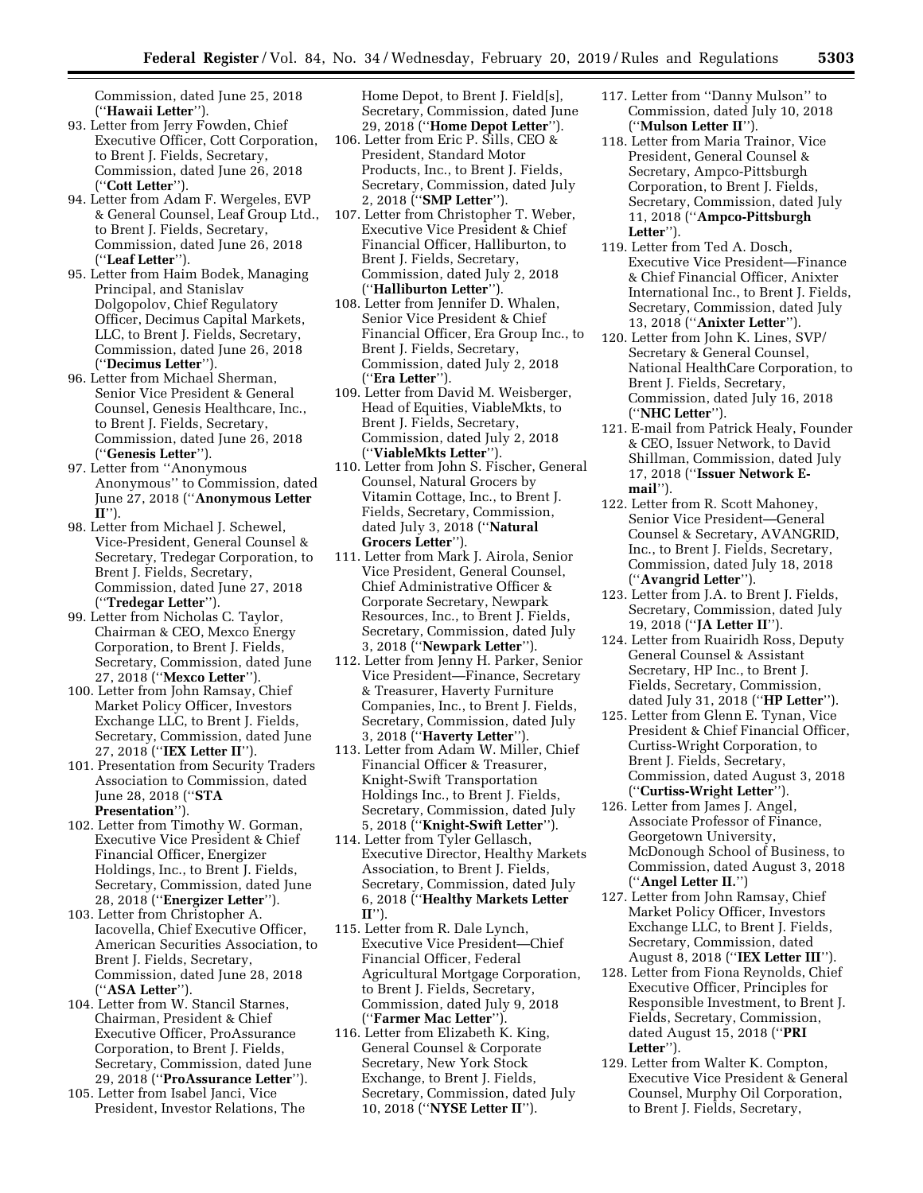Commission, dated June 25, 2018 (''**Hawaii Letter**'').

93. Letter from Jerry Fowden, Chief Executive Officer, Cott Corporation, to Brent J. Fields, Secretary, Commission, dated June 26, 2018 (''**Cott Letter**'').
94. Letter from Adam F. Wergeles, EVP & General Counsel, Leaf Group Ltd., to Brent J. Fields, Secretary, Commission, dated June 26, 2018 (''**Leaf Letter**'').
95. Letter from Haim Bodek, Managing Principal, and Stanislav Dolgopolov, Chief Regulatory Officer, Decimus Capital Markets, LLC, to Brent J. Fields, Secretary, Commission, dated June 26, 2018 (''**Decimus Letter**'').
96. Letter from Michael Sherman, Senior Vice President & General Counsel, Genesis Healthcare, Inc., to Brent J. Fields, Secretary, Commission, dated June 26, 2018 (''**Genesis Letter**'').
97. Letter from ''Anonymous Anonymous'' to Commission, dated June 27, 2018 (''**Anonymous Letter II**'').
98. Letter from Michael J. Schewel, Vice-President, General Counsel & Secretary, Tredegar Corporation, to Brent J. Fields, Secretary, Commission, dated June 27, 2018 (''**Tredegar Letter**'').
99. Letter from Nicholas C. Taylor, Chairman & CEO, Mexco Energy Corporation, to Brent J. Fields, Secretary, Commission, dated June 27, 2018 (''**Mexco Letter**'').
100. Letter from John Ramsay, Chief Market Policy Officer, Investors Exchange LLC, to Brent J. Fields, Secretary, Commission, dated June 27, 2018 (''**IEX Letter II**'').
101. Presentation from Security Traders Association to Commission, dated June 28, 2018 (''**STA Presentation**'').
102. Letter from Timothy W. Gorman, Executive Vice President & Chief Financial Officer, Energizer Holdings, Inc., to Brent J. Fields, Secretary, Commission, dated June 28, 2018 (''**Energizer Letter**'').
103. Letter from Christopher A. Iacovella, Chief Executive Officer, American Securities Association, to Brent J. Fields, Secretary, Commission, dated June 28, 2018 (''**ASA Letter**'').
104. Letter from W. Stancil Starnes, Chairman, President & Chief Executive Officer, ProAssurance Corporation, to Brent J. Fields, Secretary, Commission, dated June 29, 2018 (''**ProAssurance Letter**'').
105. Letter from Isabel Janci, Vice President, Investor Relations, The Home Depot, to Brent J. Field[s], Secretary, Commission, dated June 29, 2018 (''**Home Depot Letter**'').
106. Letter from Eric P. Sills, CEO & President, Standard Motor Products, Inc., to Brent J. Fields, Secretary, Commission, dated July 2, 2018 (''**SMP Letter**'').
107. Letter from Christopher T. Weber, Executive Vice President & Chief Financial Officer, Halliburton, to Brent J. Fields, Secretary, Commission, dated July 2, 2018 (''**Halliburton Letter**'').
108. Letter from Jennifer D. Whalen, Senior Vice President & Chief Financial Officer, Era Group Inc., to Brent J. Fields, Secretary, Commission, dated July 2, 2018 (''**Era Letter**'').
109. Letter from David M. Weisberger, Head of Equities, ViableMkts, to Brent J. Fields, Secretary, Commission, dated July 2, 2018 (''**ViableMkts Letter**'').
110. Letter from John S. Fischer, General Counsel, Natural Grocers by Vitamin Cottage, Inc., to Brent J. Fields, Secretary, Commission, dated July 3, 2018 (''**Natural Grocers Letter**'').
111. Letter from Mark J. Airola, Senior Vice President, General Counsel, Chief Administrative Officer & Corporate Secretary, Newpark Resources, Inc., to Brent J. Fields, Secretary, Commission, dated July 3, 2018 (''**Newpark Letter**'').
112. Letter from Jenny H. Parker, Senior Vice President—Finance, Secretary & Treasurer, Haverty Furniture Companies, Inc., to Brent J. Fields, Secretary, Commission, dated July 3, 2018 (''**Haverty Letter**'').
113. Letter from Adam W. Miller, Chief Financial Officer & Treasurer, Knight-Swift Transportation Holdings Inc., to Brent J. Fields, Secretary, Commission, dated July 5, 2018 (''**Knight-Swift Letter**'').
114. Letter from Tyler Gellasch, Executive Director, Healthy Markets Association, to Brent J. Fields, Secretary, Commission, dated July 6, 2018 (''**Healthy Markets Letter II**'').
115. Letter from R. Dale Lynch, Executive Vice President—Chief Financial Officer, Federal Agricultural Mortgage Corporation, to Brent J. Fields, Secretary, Commission, dated July 9, 2018 (''**Farmer Mac Letter**'').
116. Letter from Elizabeth K. King, General Counsel & Corporate Secretary, New York Stock Exchange, to Brent J. Fields, Secretary, Commission, dated July 10, 2018 (''**NYSE Letter II**'').
117. Letter from ''Danny Mulson'' to Commission, dated July 10, 2018 (''**Mulson Letter II**'').
118. Letter from Maria Trainor, Vice President, General Counsel & Secretary, Ampco-Pittsburgh Corporation, to Brent J. Fields, Secretary, Commission, dated July 11, 2018 (''**Ampco-Pittsburgh Letter**'').
119. Letter from Ted A. Dosch, Executive Vice President—Finance & Chief Financial Officer, Anixter International Inc., to Brent J. Fields, Secretary, Commission, dated July 13, 2018 (''**Anixter Letter**'').
120. Letter from John K. Lines, SVP/Secretary & General Counsel, National HealthCare Corporation, to Brent J. Fields, Secretary, Commission, dated July 16, 2018 (''**NHC Letter**'').
121. E-mail from Patrick Healy, Founder & CEO, Issuer Network, to David Shillman, Commission, dated July 17, 2018 (''**Issuer Network E-mail**'').
122. Letter from R. Scott Mahoney, Senior Vice President—General Counsel & Secretary, AVANGRID, Inc., to Brent J. Fields, Secretary, Commission, dated July 18, 2018 (''**Avangrid Letter**'').
123. Letter from J.A. to Brent J. Fields, Secretary, Commission, dated July 19, 2018 (''**JA Letter II**'').
124. Letter from Ruairidh Ross, Deputy General Counsel & Assistant Secretary, HP Inc., to Brent J. Fields, Secretary, Commission, dated July 31, 2018 (''**HP Letter**'').
125. Letter from Glenn E. Tynan, Vice President & Chief Financial Officer, Curtiss-Wright Corporation, to Brent J. Fields, Secretary, Commission, dated August 3, 2018 (''**Curtiss-Wright Letter**'').
126. Letter from James J. Angel, Associate Professor of Finance, Georgetown University, McDonough School of Business, to Commission, dated August 3, 2018 (''**Angel Letter II.**'')
127. Letter from John Ramsay, Chief Market Policy Officer, Investors Exchange LLC, to Brent J. Fields, Secretary, Commission, dated August 8, 2018 (''**IEX Letter III**'').
128. Letter from Fiona Reynolds, Chief Executive Officer, Principles for Responsible Investment, to Brent J. Fields, Secretary, Commission, dated August 15, 2018 (''**PRI Letter**'').
129. Letter from Walter K. Compton, Executive Vice President & General Counsel, Murphy Oil Corporation, to Brent J. Fields, Secretary,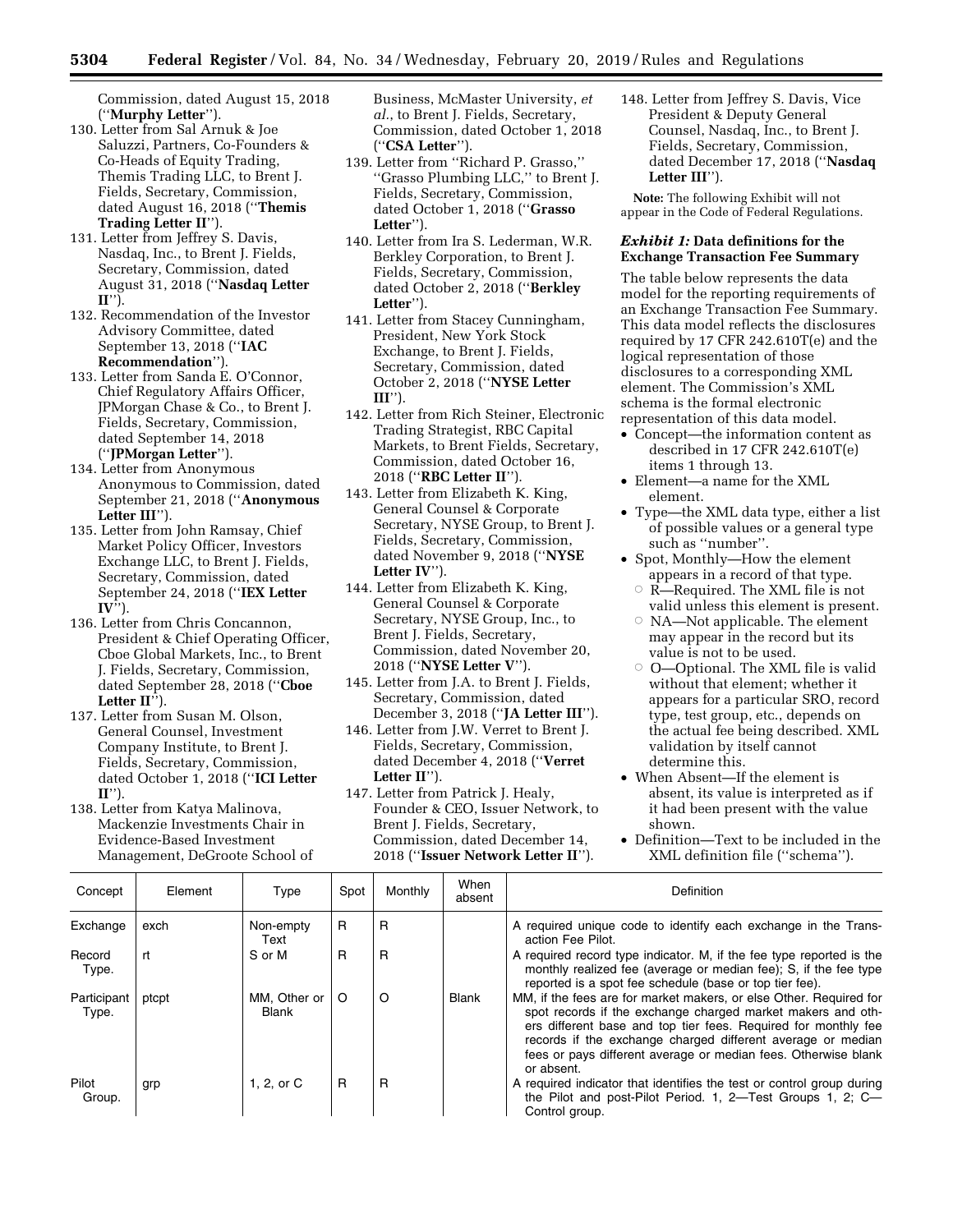Commission, dated August 15, 2018 (''**Murphy Letter**'').

130. Letter from Sal Arnuk & Joe Saluzzi, Partners, Co-Founders & Co-Heads of Equity Trading, Themis Trading LLC, to Brent J. Fields, Secretary, Commission, dated August 16, 2018 (''**Themis Trading Letter II**'').
131. Letter from Jeffrey S. Davis, Nasdaq, Inc., to Brent J. Fields, Secretary, Commission, dated August 31, 2018 (''**Nasdaq Letter II**'').
132. Recommendation of the Investor Advisory Committee, dated September 13, 2018 (''**IAC Recommendation**'').
133. Letter from Sanda E. O'Connor, Chief Regulatory Affairs Officer, JPMorgan Chase & Co., to Brent J. Fields, Secretary, Commission, dated September 14, 2018 (''**JPMorgan Letter**'').
134. Letter from Anonymous Anonymous to Commission, dated September 21, 2018 (''**Anonymous Letter III**'').
135. Letter from John Ramsay, Chief Market Policy Officer, Investors Exchange LLC, to Brent J. Fields, Secretary, Commission, dated September 24, 2018 (''**IEX Letter IV**'').
136. Letter from Chris Concannon, President & Chief Operating Officer, Cboe Global Markets, Inc., to Brent J. Fields, Secretary, Commission, dated September 28, 2018 (''**Cboe Letter II**'').
137. Letter from Susan M. Olson, General Counsel, Investment Company Institute, to Brent J. Fields, Secretary, Commission, dated October 1, 2018 (''**ICI Letter II**'').
138. Letter from Katya Malinova, Mackenzie Investments Chair in Evidence-Based Investment Management, DeGroote School of Business, McMaster University, *et al.*, to Brent J. Fields, Secretary, Commission, dated October 1, 2018 (''**CSA Letter**'').
139. Letter from ''Richard P. Grasso,'' ''Grasso Plumbing LLC,'' to Brent J. Fields, Secretary, Commission, dated October 1, 2018 (''**Grasso Letter**'').
140. Letter from Ira S. Lederman, W.R. Berkley Corporation, to Brent J. Fields, Secretary, Commission, dated October 2, 2018 (''**Berkley Letter**'').
141. Letter from Stacey Cunningham, President, New York Stock Exchange, to Brent J. Fields, Secretary, Commission, dated October 2, 2018 (''**NYSE Letter III**'').
142. Letter from Rich Steiner, Electronic Trading Strategist, RBC Capital Markets, to Brent Fields, Secretary, Commission, dated October 16, 2018 (''**RBC Letter II**'').
143. Letter from Elizabeth K. King, General Counsel & Corporate Secretary, NYSE Group, to Brent J. Fields, Secretary, Commission, dated November 9, 2018 (''**NYSE Letter IV**'').
144. Letter from Elizabeth K. King, General Counsel & Corporate Secretary, NYSE Group, Inc., to Brent J. Fields, Secretary, Commission, dated November 20, 2018 (''**NYSE Letter V**'').
145. Letter from J.A. to Brent J. Fields, Secretary, Commission, dated December 3, 2018 (''**JA Letter III**'').
146. Letter from J.W. Verret to Brent J. Fields, Secretary, Commission, dated December 4, 2018 (''**Verret Letter II**'').
147. Letter from Patrick J. Healy, Founder & CEO, Issuer Network, to Brent J. Fields, Secretary, Commission, dated December 14, 2018 (''**Issuer Network Letter II**'').
148. Letter from Jeffrey S. Davis, Vice President & Deputy General Counsel, Nasdaq, Inc., to Brent J. Fields, Secretary, Commission, dated December 17, 2018 (''**Nasdaq Letter III**'').

**Note:** The following Exhibit will not appear in the Code of Federal Regulations.

### *Exhibit 1:* Data definitions for the Exchange Transaction Fee Summary

The table below represents the data model for the reporting requirements of an Exchange Transaction Fee Summary. This data model reflects the disclosures required by 17 CFR 242.610T(e) and the logical representation of those disclosures to a corresponding XML element. The Commission's XML schema is the formal electronic representation of this data model.

- Concept—the information content as described in 17 CFR 242.610T(e) items 1 through 13.
- Element—a name for the XML element.
- Type—the XML data type, either a list of possible values or a general type such as ''number''.
- Spot, Monthly—How the element appears in a record of that type.
  - R—Required. The XML file is not valid unless this element is present.
  - NA—Not applicable. The element may appear in the record but its value is not to be used.
  - O—Optional. The XML file is valid without that element; whether it appears for a particular SRO, record type, test group, etc., depends on the actual fee being described. XML validation by itself cannot determine this.
- When Absent—If the element is absent, its value is interpreted as if it had been present with the value shown.
- Definition—Text to be included in the XML definition file (''schema'').

| Concept | Element | Type | Spot | Monthly | When absent | Definition |
|---|---|---|---|---|---|---|
| Exchange | exch | Non-empty Text | R | R | | A required unique code to identify each exchange in the Transaction Fee Pilot. |
| Record Type. | rt | S or M | R | R | | A required record type indicator. M, if the fee type reported is the monthly realized fee (average or median fee); S, if the fee type reported is a spot fee schedule (base or top tier fee). |
| Participant Type. | ptcpt | MM, Other or Blank | O | O | Blank | MM, if the fees are for market makers, or else Other. Required for spot records if the exchange charged market makers and others different base and top tier fees. Required for monthly fee records if the exchange charged different average or median fees or pays different average or median fees. Otherwise blank or absent. |
| Pilot Group. | grp | 1, 2, or C | R | R | | A required indicator that identifies the test or control group during the Pilot and post-Pilot Period. 1, 2—Test Groups 1, 2; C—Control group. |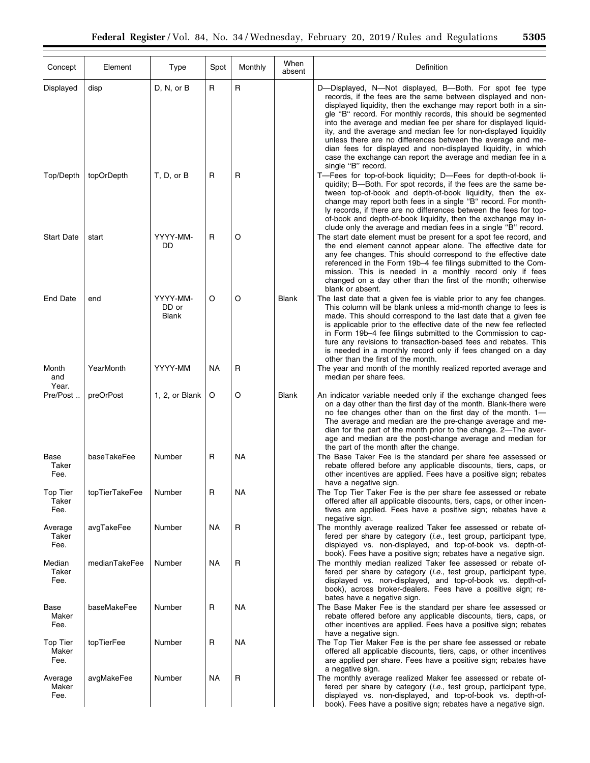| Concept | Element | Type | Spot | Monthly | When absent | Definition |
|---|---|---|---|---|---|---|
| Displayed | disp | D, N, or B | R | R | | D—Displayed, N—Not displayed, B—Both. For spot fee type records, if the fees are the same between displayed and non-displayed liquidity, then the exchange may report both in a single "B" record. For monthly records, this should be segmented into the average and median fee per share for displayed liquidity, and the average and median fee for non-displayed liquidity unless there are no differences between the average and median fees for displayed and non-displayed liquidity, in which case the exchange can report the average and median fee in a single "B" record. |
| Top/Depth | topOrDepth | T, D, or B | R | R | | T—Fees for top-of-book liquidity; D—Fees for depth-of-book liquidity; B—Both. For spot records, if the fees are the same between top-of-book and depth-of-book liquidity, then the exchange may report both fees in a single "B" record. For monthly records, if there are no differences between the fees for top-of-book and depth-of-book liquidity, then the exchange may include only the average and median fees in a single "B" record. |
| Start Date | start | YYYY-MM-DD | R | O | | The start date element must be present for a spot fee record, and the end element cannot appear alone. The effective date for any fee changes. This should correspond to the effective date referenced in the Form 19b–4 fee filings submitted to the Commission. This is needed in a monthly record only if fees changed on a day other than the first of the month; otherwise blank or absent. |
| End Date | end | YYYY-MM-DD or Blank | O | O | Blank | The last date that a given fee is viable prior to any fee changes. This column will be blank unless a mid-month change to fees is made. This should correspond to the last date that a given fee is applicable prior to the effective date of the new fee reflected in Form 19b–4 fee filings submitted to the Commission to capture any revisions to transaction-based fees and rebates. This is needed in a monthly record only if fees changed on a day other than the first of the month. |
| Month and Year. | YearMonth | YYYY-MM | NA | R | | The year and month of the monthly realized reported average and median per share fees. |
| Pre/Post .. | preOrPost | 1, 2, or Blank | O | O | Blank | An indicator variable needed only if the exchange changed fees on a day other than the first day of the month. Blank-there were no fee changes other than on the first day of the month. 1—The average and median are the pre-change average and median for the part of the month prior to the change. 2—The average and median are the post-change average and median for the part of the month after the change. |
| Base Taker Fee. | baseTakeFee | Number | R | NA | | The Base Taker Fee is the standard per share fee assessed or rebate offered before any applicable discounts, tiers, caps, or other incentives are applied. Fees have a positive sign; rebates have a negative sign. |
| Top Tier Taker Fee. | topTierTakeFee | Number | R | NA | | The Top Tier Taker Fee is the per share fee assessed or rebate offered after all applicable discounts, tiers, caps, or other incentives are applied. Fees have a positive sign; rebates have a negative sign. |
| Average Taker Fee. | avgTakeFee | Number | NA | R | | The monthly average realized Taker fee assessed or rebate offered per share by category (*i.e.*, test group, participant type, displayed vs. non-displayed, and top-of-book vs. depth-of-book). Fees have a positive sign; rebates have a negative sign. |
| Median Taker Fee. | medianTakeFee | Number | NA | R | | The monthly median realized Taker fee assessed or rebate offered per share by category (*i.e.*, test group, participant type, displayed vs. non-displayed, and top-of-book vs. depth-of-book), across broker-dealers. Fees have a positive sign; rebates have a negative sign. |
| Base Maker Fee. | baseMakeFee | Number | R | NA | | The Base Maker Fee is the standard per share fee assessed or rebate offered before any applicable discounts, tiers, caps, or other incentives are applied. Fees have a positive sign; rebates have a negative sign. |
| Top Tier Maker Fee. | topTierFee | Number | R | NA | | The Top Tier Maker Fee is the per share fee assessed or rebate offered all applicable discounts, tiers, caps, or other incentives are applied per share. Fees have a positive sign; rebates have a negative sign. |
| Average Maker Fee. | avgMakeFee | Number | NA | R | | The monthly average realized Maker fee assessed or rebate offered per share by category (*i.e.*, test group, participant type, displayed vs. non-displayed, and top-of-book vs. depth-of-book). Fees have a positive sign; rebates have a negative sign. |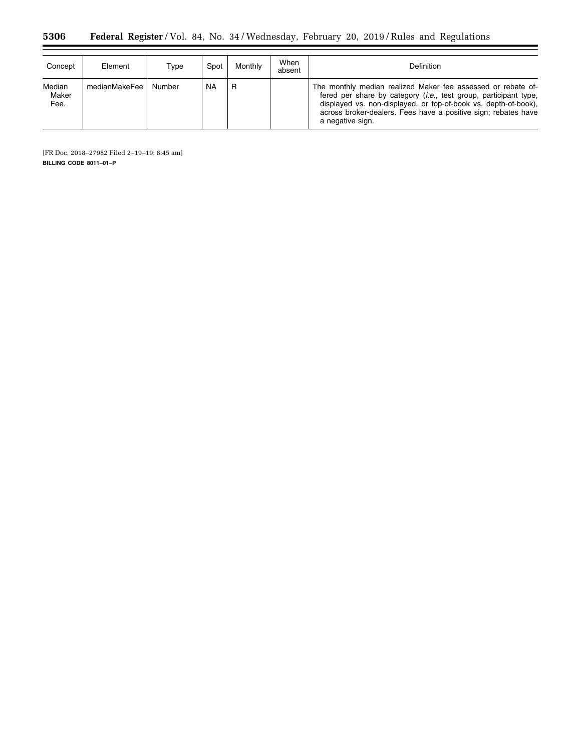| Concept | Element | Type | Spot | Monthly | When absent | Definition |
| --- | --- | --- | --- | --- | --- | --- |
| Median Maker Fee. | medianMakeFee | Number | NA | R | | The monthly median realized Maker fee assessed or rebate offered per share by category (*i.e.*, test group, participant type, displayed vs. non-displayed, or top-of-book vs. depth-of-book), across broker-dealers. Fees have a positive sign; rebates have a negative sign. |

[FR Doc. 2018–27982 Filed 2–19–19; 8:45 am]

**BILLING CODE 8011–01–P**